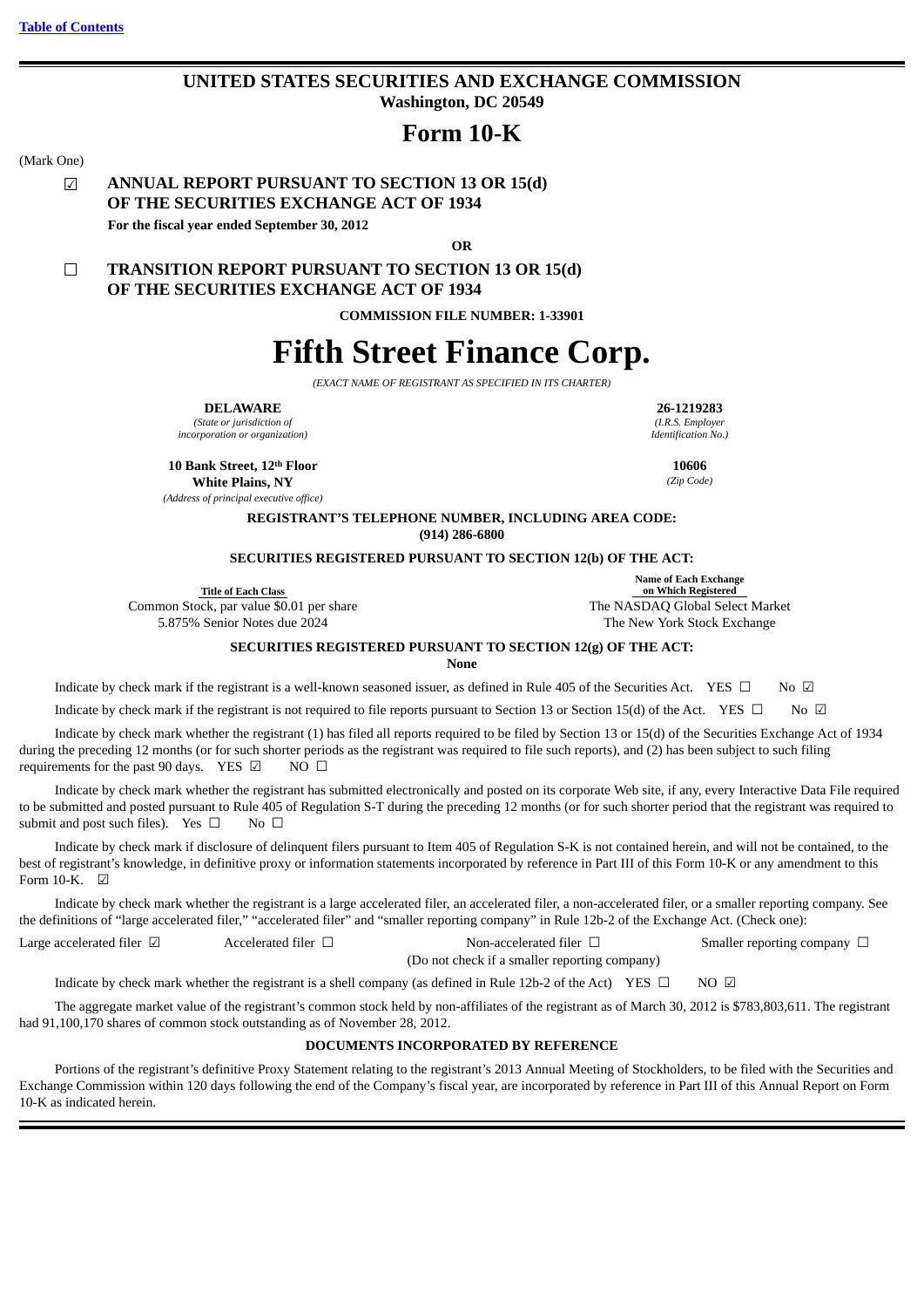[Table of Contents]

# UNITED STATES SECURITIES AND EXCHANGE COMMISSION

**Washington, DC 20549**

# Form 10-K

(Mark One)

☑ **ANNUAL REPORT PURSUANT TO SECTION 13 OR 15(d) OF THE SECURITIES EXCHANGE ACT OF 1934**

**For the fiscal year ended September 30, 2012**

**OR**

☐ **TRANSITION REPORT PURSUANT TO SECTION 13 OR 15(d) OF THE SECURITIES EXCHANGE ACT OF 1934**

**COMMISSION FILE NUMBER: 1-33901**

# Fifth Street Finance Corp.

*(EXACT NAME OF REGISTRANT AS SPECIFIED IN ITS CHARTER)*

| | |
|---|---|
| **DELAWARE** | **26-1219283** |
| *(State or jurisdiction of incorporation or organization)* | *(I.R.S. Employer Identification No.)* |
| **10 Bank Street, 12th Floor White Plains, NY** | **10606** |
| *(Address of principal executive office)* | *(Zip Code)* |

**REGISTRANT'S TELEPHONE NUMBER, INCLUDING AREA CODE: (914) 286-6800**

**SECURITIES REGISTERED PURSUANT TO SECTION 12(b) OF THE ACT:**

| Title of Each Class | Name of Each Exchange on Which Registered |
|---|---|
| Common Stock, par value $0.01 per share | The NASDAQ Global Select Market |
| 5.875% Senior Notes due 2024 | The New York Stock Exchange |

**SECURITIES REGISTERED PURSUANT TO SECTION 12(g) OF THE ACT:**

**None**

Indicate by check mark if the registrant is a well-known seasoned issuer, as defined in Rule 405 of the Securities Act. YES ☐ No ☑

Indicate by check mark if the registrant is not required to file reports pursuant to Section 13 or Section 15(d) of the Act. YES ☐ No ☑

Indicate by check mark whether the registrant (1) has filed all reports required to be filed by Section 13 or 15(d) of the Securities Exchange Act of 1934 during the preceding 12 months (or for such shorter periods as the registrant was required to file such reports), and (2) has been subject to such filing requirements for the past 90 days. YES ☑ NO ☐

Indicate by check mark whether the registrant has submitted electronically and posted on its corporate Web site, if any, every Interactive Data File required to be submitted and posted pursuant to Rule 405 of Regulation S-T during the preceding 12 months (or for such shorter period that the registrant was required to submit and post such files). Yes ☐ No ☐

Indicate by check mark if disclosure of delinquent filers pursuant to Item 405 of Regulation S-K is not contained herein, and will not be contained, to the best of registrant's knowledge, in definitive proxy or information statements incorporated by reference in Part III of this Form 10-K or any amendment to this Form 10-K. ☑

Indicate by check mark whether the registrant is a large accelerated filer, an accelerated filer, a non-accelerated filer, or a smaller reporting company. See the definitions of "large accelerated filer," "accelerated filer" and "smaller reporting company" in Rule 12b-2 of the Exchange Act. (Check one):

| | | | |
|---|---|---|---|
| Large accelerated filer ☑ | Accelerated filer ☐ | Non-accelerated filer ☐ (Do not check if a smaller reporting company) | Smaller reporting company ☐ |

Indicate by check mark whether the registrant is a shell company (as defined in Rule 12b-2 of the Act) YES ☐ NO ☑

The aggregate market value of the registrant's common stock held by non-affiliates of the registrant as of March 30, 2012 is $783,803,611. The registrant had 91,100,170 shares of common stock outstanding as of November 28, 2012.

**DOCUMENTS INCORPORATED BY REFERENCE**

Portions of the registrant's definitive Proxy Statement relating to the registrant's 2013 Annual Meeting of Stockholders, to be filed with the Securities and Exchange Commission within 120 days following the end of the Company's fiscal year, are incorporated by reference in Part III of this Annual Report on Form 10-K as indicated herein.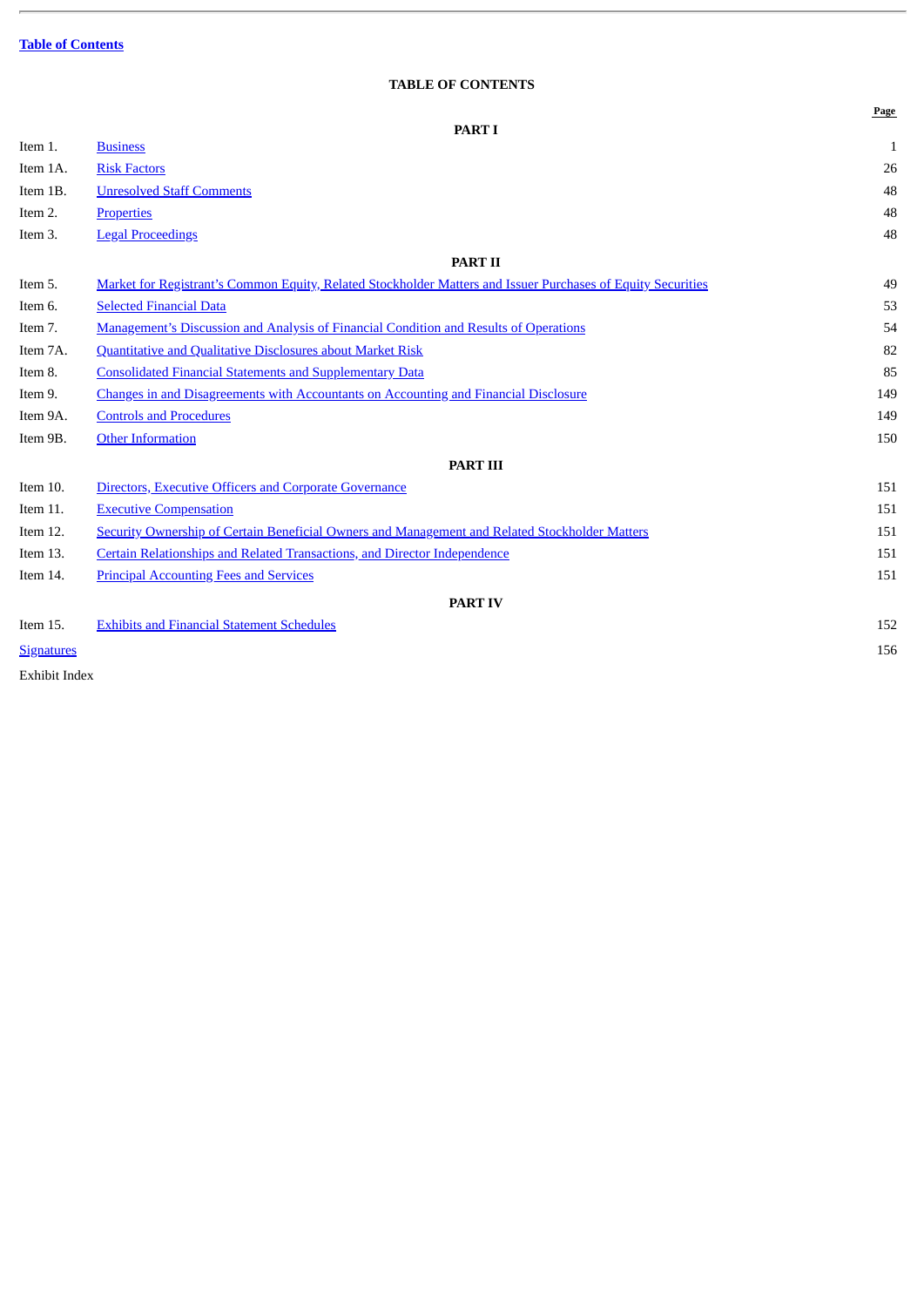Table of Contents

# TABLE OF CONTENTS

| | | Page |
|---|---|---|
| | **PART I** | |
| Item 1. | Business | 1 |
| Item 1A. | Risk Factors | 26 |
| Item 1B. | Unresolved Staff Comments | 48 |
| Item 2. | Properties | 48 |
| Item 3. | Legal Proceedings | 48 |
| | **PART II** | |
| Item 5. | Market for Registrant's Common Equity, Related Stockholder Matters and Issuer Purchases of Equity Securities | 49 |
| Item 6. | Selected Financial Data | 53 |
| Item 7. | Management's Discussion and Analysis of Financial Condition and Results of Operations | 54 |
| Item 7A. | Quantitative and Qualitative Disclosures about Market Risk | 82 |
| Item 8. | Consolidated Financial Statements and Supplementary Data | 85 |
| Item 9. | Changes in and Disagreements with Accountants on Accounting and Financial Disclosure | 149 |
| Item 9A. | Controls and Procedures | 149 |
| Item 9B. | Other Information | 150 |
| | **PART III** | |
| Item 10. | Directors, Executive Officers and Corporate Governance | 151 |
| Item 11. | Executive Compensation | 151 |
| Item 12. | Security Ownership of Certain Beneficial Owners and Management and Related Stockholder Matters | 151 |
| Item 13. | Certain Relationships and Related Transactions, and Director Independence | 151 |
| Item 14. | Principal Accounting Fees and Services | 151 |
| | **PART IV** | |
| Item 15. | Exhibits and Financial Statement Schedules | 152 |
| Signatures | | 156 |
| Exhibit Index | | |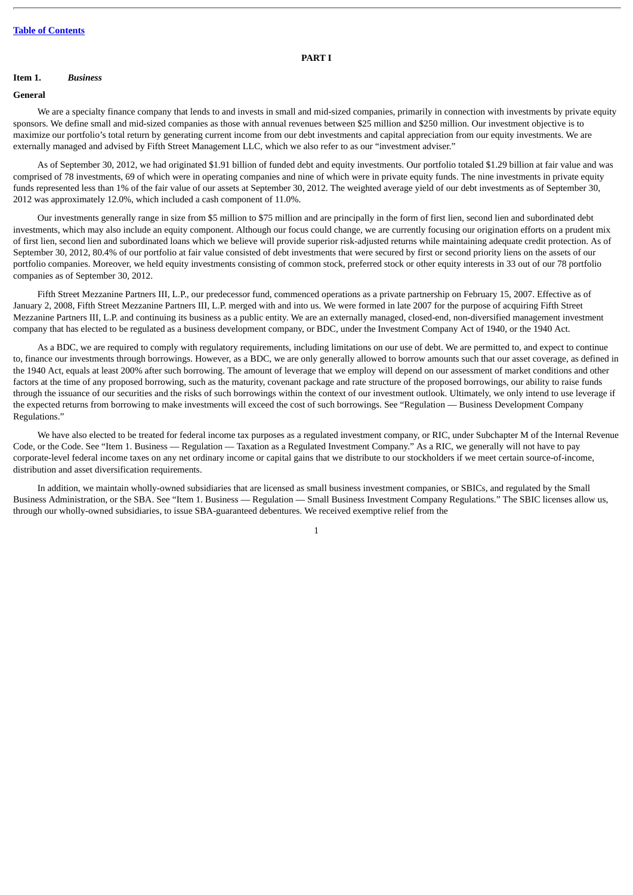# PART I

## Item 1. *Business*

### General

We are a specialty finance company that lends to and invests in small and mid-sized companies, primarily in connection with investments by private equity sponsors. We define small and mid-sized companies as those with annual revenues between $25 million and $250 million. Our investment objective is to maximize our portfolio's total return by generating current income from our debt investments and capital appreciation from our equity investments. We are externally managed and advised by Fifth Street Management LLC, which we also refer to as our "investment adviser."

As of September 30, 2012, we had originated $1.91 billion of funded debt and equity investments. Our portfolio totaled $1.29 billion at fair value and was comprised of 78 investments, 69 of which were in operating companies and nine of which were in private equity funds. The nine investments in private equity funds represented less than 1% of the fair value of our assets at September 30, 2012. The weighted average yield of our debt investments as of September 30, 2012 was approximately 12.0%, which included a cash component of 11.0%.

Our investments generally range in size from $5 million to $75 million and are principally in the form of first lien, second lien and subordinated debt investments, which may also include an equity component. Although our focus could change, we are currently focusing our origination efforts on a prudent mix of first lien, second lien and subordinated loans which we believe will provide superior risk-adjusted returns while maintaining adequate credit protection. As of September 30, 2012, 80.4% of our portfolio at fair value consisted of debt investments that were secured by first or second priority liens on the assets of our portfolio companies. Moreover, we held equity investments consisting of common stock, preferred stock or other equity interests in 33 out of our 78 portfolio companies as of September 30, 2012.

Fifth Street Mezzanine Partners III, L.P., our predecessor fund, commenced operations as a private partnership on February 15, 2007. Effective as of January 2, 2008, Fifth Street Mezzanine Partners III, L.P. merged with and into us. We were formed in late 2007 for the purpose of acquiring Fifth Street Mezzanine Partners III, L.P. and continuing its business as a public entity. We are an externally managed, closed-end, non-diversified management investment company that has elected to be regulated as a business development company, or BDC, under the Investment Company Act of 1940, or the 1940 Act.

As a BDC, we are required to comply with regulatory requirements, including limitations on our use of debt. We are permitted to, and expect to continue to, finance our investments through borrowings. However, as a BDC, we are only generally allowed to borrow amounts such that our asset coverage, as defined in the 1940 Act, equals at least 200% after such borrowing. The amount of leverage that we employ will depend on our assessment of market conditions and other factors at the time of any proposed borrowing, such as the maturity, covenant package and rate structure of the proposed borrowings, our ability to raise funds through the issuance of our securities and the risks of such borrowings within the context of our investment outlook. Ultimately, we only intend to use leverage if the expected returns from borrowing to make investments will exceed the cost of such borrowings. See "Regulation — Business Development Company Regulations."

We have also elected to be treated for federal income tax purposes as a regulated investment company, or RIC, under Subchapter M of the Internal Revenue Code, or the Code. See "Item 1. Business — Regulation — Taxation as a Regulated Investment Company." As a RIC, we generally will not have to pay corporate-level federal income taxes on any net ordinary income or capital gains that we distribute to our stockholders if we meet certain source-of-income, distribution and asset diversification requirements.

In addition, we maintain wholly-owned subsidiaries that are licensed as small business investment companies, or SBICs, and regulated by the Small Business Administration, or the SBA. See "Item 1. Business — Regulation — Small Business Investment Company Regulations." The SBIC licenses allow us, through our wholly-owned subsidiaries, to issue SBA-guaranteed debentures. We received exemptive relief from the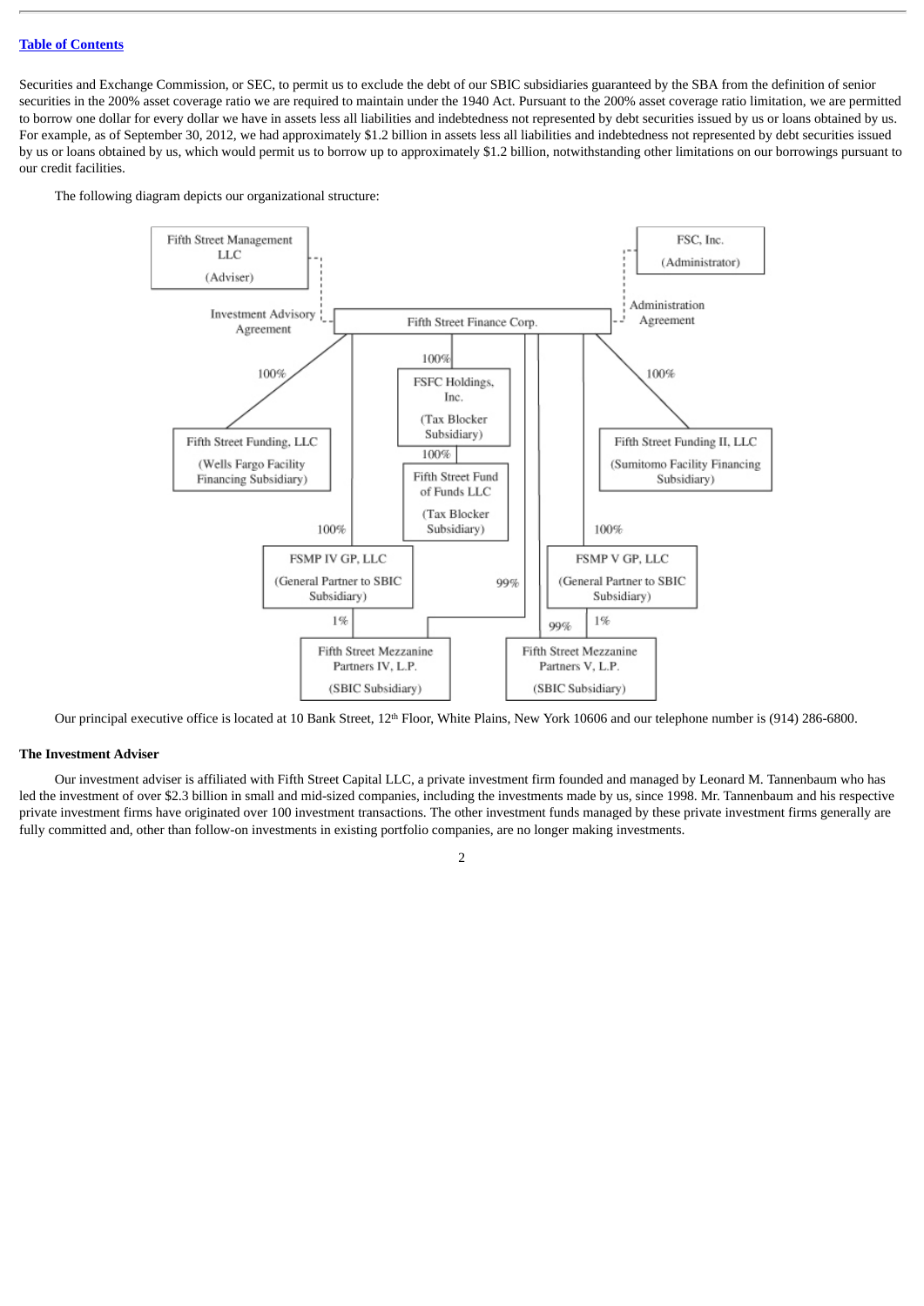Securities and Exchange Commission, or SEC, to permit us to exclude the debt of our SBIC subsidiaries guaranteed by the SBA from the definition of senior securities in the 200% asset coverage ratio we are required to maintain under the 1940 Act. Pursuant to the 200% asset coverage ratio limitation, we are permitted to borrow one dollar for every dollar we have in assets less all liabilities and indebtedness not represented by debt securities issued by us or loans obtained by us. For example, as of September 30, 2012, we had approximately $1.2 billion in assets less all liabilities and indebtedness not represented by debt securities issued by us or loans obtained by us, which would permit us to borrow up to approximately $1.2 billion, notwithstanding other limitations on our borrowings pursuant to our credit facilities.

The following diagram depicts our organizational structure:

Fifth Street Management LLC (Adviser) — Investment Advisory Agreement — Fifth Street Finance Corp.

FSC, Inc. (Administrator) — Administration Agreement — Fifth Street Finance Corp.

Fifth Street Finance Corp.:
- 100% — Fifth Street Funding, LLC (Wells Fargo Facility Financing Subsidiary)
- 100% — FSFC Holdings, Inc. (Tax Blocker Subsidiary)
  - 100% — Fifth Street Fund of Funds LLC (Tax Blocker Subsidiary)
- 100% — Fifth Street Funding II, LLC (Sumitomo Facility Financing Subsidiary)
- 100% — FSMP IV GP, LLC (General Partner to SBIC Subsidiary)
  - 1% — Fifth Street Mezzanine Partners IV, L.P. (SBIC Subsidiary)
- 99% — Fifth Street Mezzanine Partners IV, L.P. (SBIC Subsidiary)
- 100% — FSMP V GP, LLC (General Partner to SBIC Subsidiary)
  - 1% — Fifth Street Mezzanine Partners V, L.P. (SBIC Subsidiary)
- 99% — Fifth Street Mezzanine Partners V, L.P. (SBIC Subsidiary)

Our principal executive office is located at 10 Bank Street, 12th Floor, White Plains, New York 10606 and our telephone number is (914) 286-6800.

### The Investment Adviser

Our investment adviser is affiliated with Fifth Street Capital LLC, a private investment firm founded and managed by Leonard M. Tannenbaum who has led the investment of over $2.3 billion in small and mid-sized companies, including the investments made by us, since 1998. Mr. Tannenbaum and his respective private investment firms have originated over 100 investment transactions. The other investment funds managed by these private investment firms generally are fully committed and, other than follow-on investments in existing portfolio companies, are no longer making investments.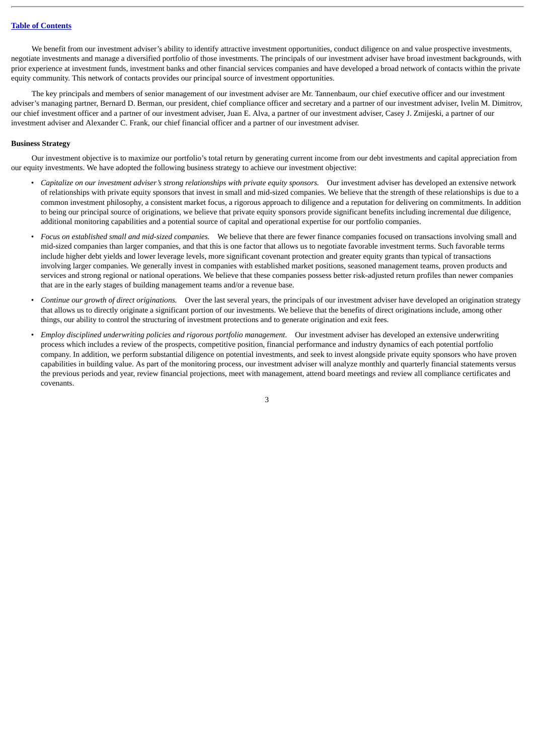We benefit from our investment adviser's ability to identify attractive investment opportunities, conduct diligence on and value prospective investments, negotiate investments and manage a diversified portfolio of those investments. The principals of our investment adviser have broad investment backgrounds, with prior experience at investment funds, investment banks and other financial services companies and have developed a broad network of contacts within the private equity community. This network of contacts provides our principal source of investment opportunities.

The key principals and members of senior management of our investment adviser are Mr. Tannenbaum, our chief executive officer and our investment adviser's managing partner, Bernard D. Berman, our president, chief compliance officer and secretary and a partner of our investment adviser, Ivelin M. Dimitrov, our chief investment officer and a partner of our investment adviser, Juan E. Alva, a partner of our investment adviser, Casey J. Zmijeski, a partner of our investment adviser and Alexander C. Frank, our chief financial officer and a partner of our investment adviser.

**Business Strategy**

Our investment objective is to maximize our portfolio's total return by generating current income from our debt investments and capital appreciation from our equity investments. We have adopted the following business strategy to achieve our investment objective:

- *Capitalize on our investment adviser's strong relationships with private equity sponsors.* Our investment adviser has developed an extensive network of relationships with private equity sponsors that invest in small and mid-sized companies. We believe that the strength of these relationships is due to a common investment philosophy, a consistent market focus, a rigorous approach to diligence and a reputation for delivering on commitments. In addition to being our principal source of originations, we believe that private equity sponsors provide significant benefits including incremental due diligence, additional monitoring capabilities and a potential source of capital and operational expertise for our portfolio companies.
- *Focus on established small and mid-sized companies.* We believe that there are fewer finance companies focused on transactions involving small and mid-sized companies than larger companies, and that this is one factor that allows us to negotiate favorable investment terms. Such favorable terms include higher debt yields and lower leverage levels, more significant covenant protection and greater equity grants than typical of transactions involving larger companies. We generally invest in companies with established market positions, seasoned management teams, proven products and services and strong regional or national operations. We believe that these companies possess better risk-adjusted return profiles than newer companies that are in the early stages of building management teams and/or a revenue base.
- *Continue our growth of direct originations.* Over the last several years, the principals of our investment adviser have developed an origination strategy that allows us to directly originate a significant portion of our investments. We believe that the benefits of direct originations include, among other things, our ability to control the structuring of investment protections and to generate origination and exit fees.
- *Employ disciplined underwriting policies and rigorous portfolio management.* Our investment adviser has developed an extensive underwriting process which includes a review of the prospects, competitive position, financial performance and industry dynamics of each potential portfolio company. In addition, we perform substantial diligence on potential investments, and seek to invest alongside private equity sponsors who have proven capabilities in building value. As part of the monitoring process, our investment adviser will analyze monthly and quarterly financial statements versus the previous periods and year, review financial projections, meet with management, attend board meetings and review all compliance certificates and covenants.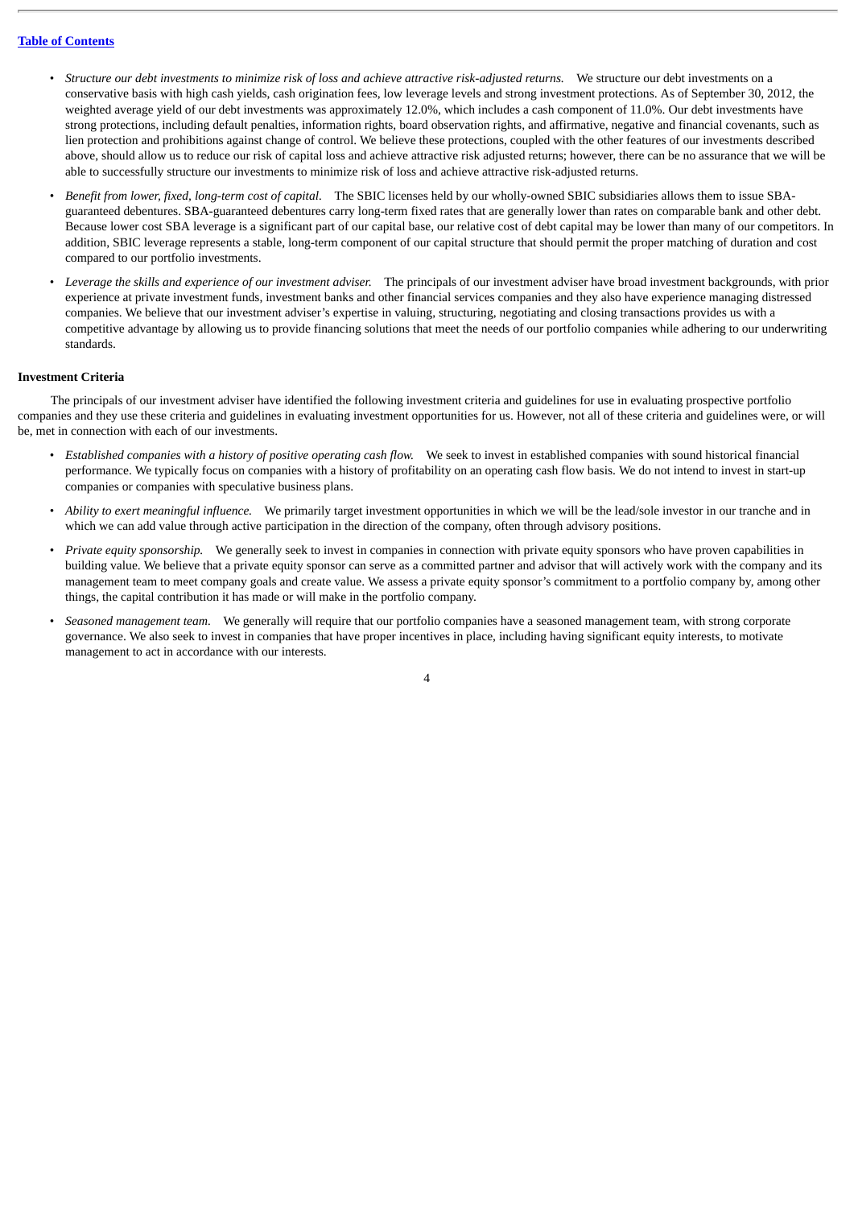- *Structure our debt investments to minimize risk of loss and achieve attractive risk-adjusted returns.* We structure our debt investments on a conservative basis with high cash yields, cash origination fees, low leverage levels and strong investment protections. As of September 30, 2012, the weighted average yield of our debt investments was approximately 12.0%, which includes a cash component of 11.0%. Our debt investments have strong protections, including default penalties, information rights, board observation rights, and affirmative, negative and financial covenants, such as lien protection and prohibitions against change of control. We believe these protections, coupled with the other features of our investments described above, should allow us to reduce our risk of capital loss and achieve attractive risk adjusted returns; however, there can be no assurance that we will be able to successfully structure our investments to minimize risk of loss and achieve attractive risk-adjusted returns.

- *Benefit from lower, fixed, long-term cost of capital.* The SBIC licenses held by our wholly-owned SBIC subsidiaries allows them to issue SBA-guaranteed debentures. SBA-guaranteed debentures carry long-term fixed rates that are generally lower than rates on comparable bank and other debt. Because lower cost SBA leverage is a significant part of our capital base, our relative cost of debt capital may be lower than many of our competitors. In addition, SBIC leverage represents a stable, long-term component of our capital structure that should permit the proper matching of duration and cost compared to our portfolio investments.

- *Leverage the skills and experience of our investment adviser.* The principals of our investment adviser have broad investment backgrounds, with prior experience at private investment funds, investment banks and other financial services companies and they also have experience managing distressed companies. We believe that our investment adviser's expertise in valuing, structuring, negotiating and closing transactions provides us with a competitive advantage by allowing us to provide financing solutions that meet the needs of our portfolio companies while adhering to our underwriting standards.

**Investment Criteria**

The principals of our investment adviser have identified the following investment criteria and guidelines for use in evaluating prospective portfolio companies and they use these criteria and guidelines in evaluating investment opportunities for us. However, not all of these criteria and guidelines were, or will be, met in connection with each of our investments.

- *Established companies with a history of positive operating cash flow.* We seek to invest in established companies with sound historical financial performance. We typically focus on companies with a history of profitability on an operating cash flow basis. We do not intend to invest in start-up companies or companies with speculative business plans.

- *Ability to exert meaningful influence.* We primarily target investment opportunities in which we will be the lead/sole investor in our tranche and in which we can add value through active participation in the direction of the company, often through advisory positions.

- *Private equity sponsorship.* We generally seek to invest in companies in connection with private equity sponsors who have proven capabilities in building value. We believe that a private equity sponsor can serve as a committed partner and advisor that will actively work with the company and its management team to meet company goals and create value. We assess a private equity sponsor's commitment to a portfolio company by, among other things, the capital contribution it has made or will make in the portfolio company.

- *Seasoned management team.* We generally will require that our portfolio companies have a seasoned management team, with strong corporate governance. We also seek to invest in companies that have proper incentives in place, including having significant equity interests, to motivate management to act in accordance with our interests.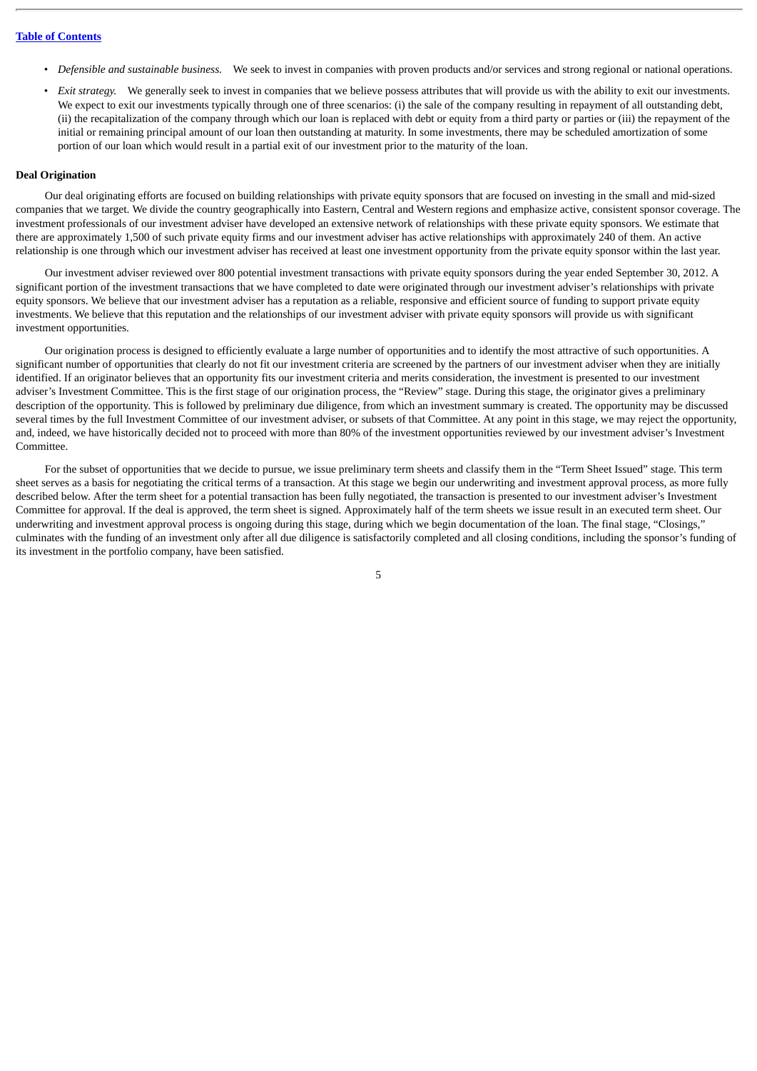- *Defensible and sustainable business.* We seek to invest in companies with proven products and/or services and strong regional or national operations.
- *Exit strategy.* We generally seek to invest in companies that we believe possess attributes that will provide us with the ability to exit our investments. We expect to exit our investments typically through one of three scenarios: (i) the sale of the company resulting in repayment of all outstanding debt, (ii) the recapitalization of the company through which our loan is replaced with debt or equity from a third party or parties or (iii) the repayment of the initial or remaining principal amount of our loan then outstanding at maturity. In some investments, there may be scheduled amortization of some portion of our loan which would result in a partial exit of our investment prior to the maturity of the loan.

**Deal Origination**

Our deal originating efforts are focused on building relationships with private equity sponsors that are focused on investing in the small and mid-sized companies that we target. We divide the country geographically into Eastern, Central and Western regions and emphasize active, consistent sponsor coverage. The investment professionals of our investment adviser have developed an extensive network of relationships with these private equity sponsors. We estimate that there are approximately 1,500 of such private equity firms and our investment adviser has active relationships with approximately 240 of them. An active relationship is one through which our investment adviser has received at least one investment opportunity from the private equity sponsor within the last year.

Our investment adviser reviewed over 800 potential investment transactions with private equity sponsors during the year ended September 30, 2012. A significant portion of the investment transactions that we have completed to date were originated through our investment adviser's relationships with private equity sponsors. We believe that our investment adviser has a reputation as a reliable, responsive and efficient source of funding to support private equity investments. We believe that this reputation and the relationships of our investment adviser with private equity sponsors will provide us with significant investment opportunities.

Our origination process is designed to efficiently evaluate a large number of opportunities and to identify the most attractive of such opportunities. A significant number of opportunities that clearly do not fit our investment criteria are screened by the partners of our investment adviser when they are initially identified. If an originator believes that an opportunity fits our investment criteria and merits consideration, the investment is presented to our investment adviser's Investment Committee. This is the first stage of our origination process, the "Review" stage. During this stage, the originator gives a preliminary description of the opportunity. This is followed by preliminary due diligence, from which an investment summary is created. The opportunity may be discussed several times by the full Investment Committee of our investment adviser, or subsets of that Committee. At any point in this stage, we may reject the opportunity, and, indeed, we have historically decided not to proceed with more than 80% of the investment opportunities reviewed by our investment adviser's Investment Committee.

For the subset of opportunities that we decide to pursue, we issue preliminary term sheets and classify them in the "Term Sheet Issued" stage. This term sheet serves as a basis for negotiating the critical terms of a transaction. At this stage we begin our underwriting and investment approval process, as more fully described below. After the term sheet for a potential transaction has been fully negotiated, the transaction is presented to our investment adviser's Investment Committee for approval. If the deal is approved, the term sheet is signed. Approximately half of the term sheets we issue result in an executed term sheet. Our underwriting and investment approval process is ongoing during this stage, during which we begin documentation of the loan. The final stage, "Closings," culminates with the funding of an investment only after all due diligence is satisfactorily completed and all closing conditions, including the sponsor's funding of its investment in the portfolio company, have been satisfied.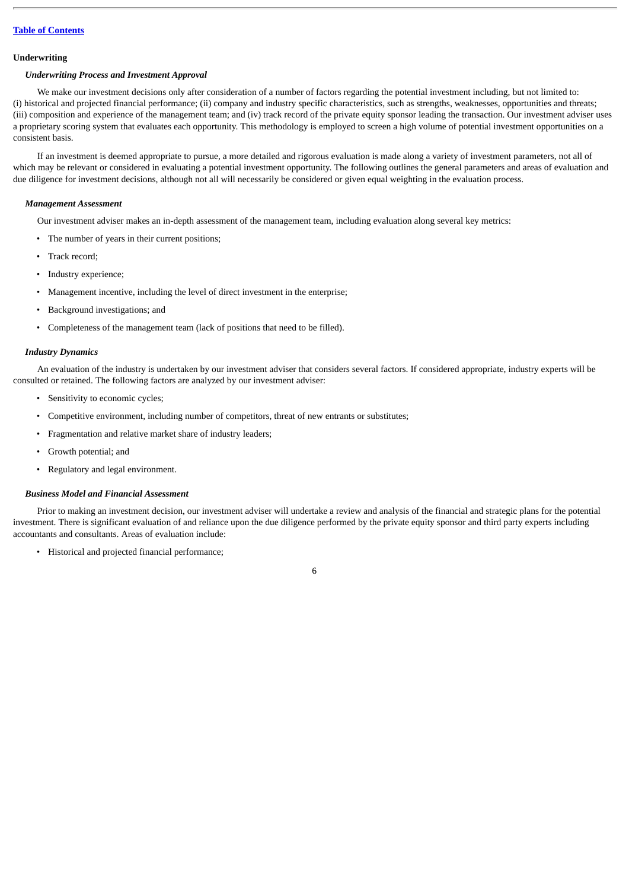**Underwriting**

***Underwriting Process and Investment Approval***

We make our investment decisions only after consideration of a number of factors regarding the potential investment including, but not limited to: (i) historical and projected financial performance; (ii) company and industry specific characteristics, such as strengths, weaknesses, opportunities and threats; (iii) composition and experience of the management team; and (iv) track record of the private equity sponsor leading the transaction. Our investment adviser uses a proprietary scoring system that evaluates each opportunity. This methodology is employed to screen a high volume of potential investment opportunities on a consistent basis.

If an investment is deemed appropriate to pursue, a more detailed and rigorous evaluation is made along a variety of investment parameters, not all of which may be relevant or considered in evaluating a potential investment opportunity. The following outlines the general parameters and areas of evaluation and due diligence for investment decisions, although not all will necessarily be considered or given equal weighting in the evaluation process.

***Management Assessment***

Our investment adviser makes an in-depth assessment of the management team, including evaluation along several key metrics:

- The number of years in their current positions;
- Track record;
- Industry experience;
- Management incentive, including the level of direct investment in the enterprise;
- Background investigations; and
- Completeness of the management team (lack of positions that need to be filled).

***Industry Dynamics***

An evaluation of the industry is undertaken by our investment adviser that considers several factors. If considered appropriate, industry experts will be consulted or retained. The following factors are analyzed by our investment adviser:

- Sensitivity to economic cycles;
- Competitive environment, including number of competitors, threat of new entrants or substitutes;
- Fragmentation and relative market share of industry leaders;
- Growth potential; and
- Regulatory and legal environment.

***Business Model and Financial Assessment***

Prior to making an investment decision, our investment adviser will undertake a review and analysis of the financial and strategic plans for the potential investment. There is significant evaluation of and reliance upon the due diligence performed by the private equity sponsor and third party experts including accountants and consultants. Areas of evaluation include:

- Historical and projected financial performance;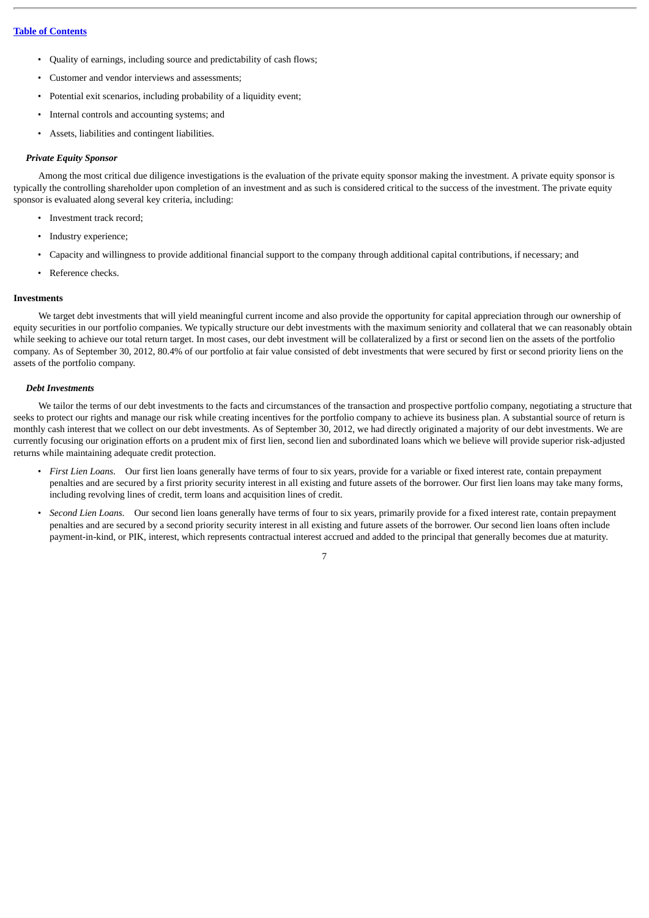- Quality of earnings, including source and predictability of cash flows;
- Customer and vendor interviews and assessments;
- Potential exit scenarios, including probability of a liquidity event;
- Internal controls and accounting systems; and
- Assets, liabilities and contingent liabilities.

***Private Equity Sponsor***

Among the most critical due diligence investigations is the evaluation of the private equity sponsor making the investment. A private equity sponsor is typically the controlling shareholder upon completion of an investment and as such is considered critical to the success of the investment. The private equity sponsor is evaluated along several key criteria, including:

- Investment track record;
- Industry experience;
- Capacity and willingness to provide additional financial support to the company through additional capital contributions, if necessary; and
- Reference checks.

**Investments**

We target debt investments that will yield meaningful current income and also provide the opportunity for capital appreciation through our ownership of equity securities in our portfolio companies. We typically structure our debt investments with the maximum seniority and collateral that we can reasonably obtain while seeking to achieve our total return target. In most cases, our debt investment will be collateralized by a first or second lien on the assets of the portfolio company. As of September 30, 2012, 80.4% of our portfolio at fair value consisted of debt investments that were secured by first or second priority liens on the assets of the portfolio company.

***Debt Investments***

We tailor the terms of our debt investments to the facts and circumstances of the transaction and prospective portfolio company, negotiating a structure that seeks to protect our rights and manage our risk while creating incentives for the portfolio company to achieve its business plan. A substantial source of return is monthly cash interest that we collect on our debt investments. As of September 30, 2012, we had directly originated a majority of our debt investments. We are currently focusing our origination efforts on a prudent mix of first lien, second lien and subordinated loans which we believe will provide superior risk-adjusted returns while maintaining adequate credit protection.

- *First Lien Loans.* Our first lien loans generally have terms of four to six years, provide for a variable or fixed interest rate, contain prepayment penalties and are secured by a first priority security interest in all existing and future assets of the borrower. Our first lien loans may take many forms, including revolving lines of credit, term loans and acquisition lines of credit.
- *Second Lien Loans.* Our second lien loans generally have terms of four to six years, primarily provide for a fixed interest rate, contain prepayment penalties and are secured by a second priority security interest in all existing and future assets of the borrower. Our second lien loans often include payment-in-kind, or PIK, interest, which represents contractual interest accrued and added to the principal that generally becomes due at maturity.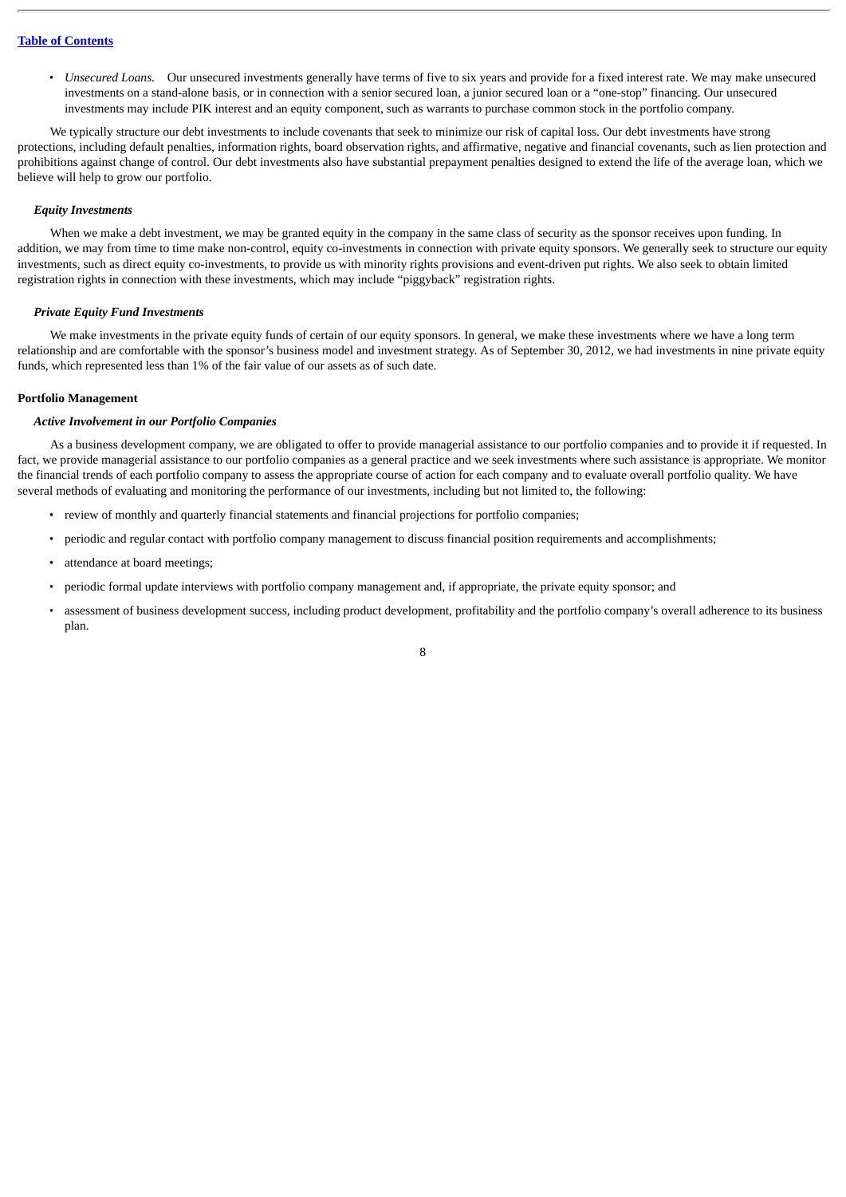- *Unsecured Loans.* Our unsecured investments generally have terms of five to six years and provide for a fixed interest rate. We may make unsecured investments on a stand-alone basis, or in connection with a senior secured loan, a junior secured loan or a "one-stop" financing. Our unsecured investments may include PIK interest and an equity component, such as warrants to purchase common stock in the portfolio company.

We typically structure our debt investments to include covenants that seek to minimize our risk of capital loss. Our debt investments have strong protections, including default penalties, information rights, board observation rights, and affirmative, negative and financial covenants, such as lien protection and prohibitions against change of control. Our debt investments also have substantial prepayment penalties designed to extend the life of the average loan, which we believe will help to grow our portfolio.

### *Equity Investments*

When we make a debt investment, we may be granted equity in the company in the same class of security as the sponsor receives upon funding. In addition, we may from time to time make non-control, equity co-investments in connection with private equity sponsors. We generally seek to structure our equity investments, such as direct equity co-investments, to provide us with minority rights provisions and event-driven put rights. We also seek to obtain limited registration rights in connection with these investments, which may include "piggyback" registration rights.

### *Private Equity Fund Investments*

We make investments in the private equity funds of certain of our equity sponsors. In general, we make these investments where we have a long term relationship and are comfortable with the sponsor's business model and investment strategy. As of September 30, 2012, we had investments in nine private equity funds, which represented less than 1% of the fair value of our assets as of such date.

## Portfolio Management

### *Active Involvement in our Portfolio Companies*

As a business development company, we are obligated to offer to provide managerial assistance to our portfolio companies and to provide it if requested. In fact, we provide managerial assistance to our portfolio companies as a general practice and we seek investments where such assistance is appropriate. We monitor the financial trends of each portfolio company to assess the appropriate course of action for each company and to evaluate overall portfolio quality. We have several methods of evaluating and monitoring the performance of our investments, including but not limited to, the following:

- review of monthly and quarterly financial statements and financial projections for portfolio companies;
- periodic and regular contact with portfolio company management to discuss financial position requirements and accomplishments;
- attendance at board meetings;
- periodic formal update interviews with portfolio company management and, if appropriate, the private equity sponsor; and
- assessment of business development success, including product development, profitability and the portfolio company's overall adherence to its business plan.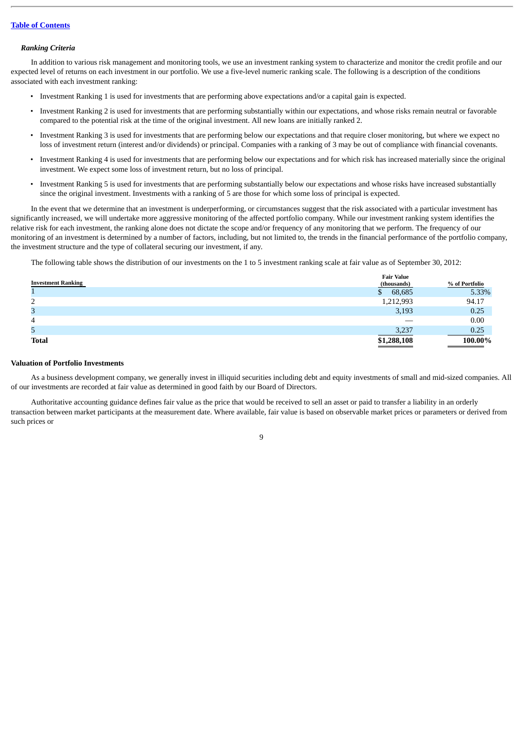### *Ranking Criteria*

In addition to various risk management and monitoring tools, we use an investment ranking system to characterize and monitor the credit profile and our expected level of returns on each investment in our portfolio. We use a five-level numeric ranking scale. The following is a description of the conditions associated with each investment ranking:

- Investment Ranking 1 is used for investments that are performing above expectations and/or a capital gain is expected.
- Investment Ranking 2 is used for investments that are performing substantially within our expectations, and whose risks remain neutral or favorable compared to the potential risk at the time of the original investment. All new loans are initially ranked 2.
- Investment Ranking 3 is used for investments that are performing below our expectations and that require closer monitoring, but where we expect no loss of investment return (interest and/or dividends) or principal. Companies with a ranking of 3 may be out of compliance with financial covenants.
- Investment Ranking 4 is used for investments that are performing below our expectations and for which risk has increased materially since the original investment. We expect some loss of investment return, but no loss of principal.
- Investment Ranking 5 is used for investments that are performing substantially below our expectations and whose risks have increased substantially since the original investment. Investments with a ranking of 5 are those for which some loss of principal is expected.

In the event that we determine that an investment is underperforming, or circumstances suggest that the risk associated with a particular investment has significantly increased, we will undertake more aggressive monitoring of the affected portfolio company. While our investment ranking system identifies the relative risk for each investment, the ranking alone does not dictate the scope and/or frequency of any monitoring that we perform. The frequency of our monitoring of an investment is determined by a number of factors, including, but not limited to, the trends in the financial performance of the portfolio company, the investment structure and the type of collateral securing our investment, if any.

The following table shows the distribution of our investments on the 1 to 5 investment ranking scale at fair value as of September 30, 2012:

| Investment Ranking | Fair Value (thousands) | % of Portfolio |
|---|---|---|
| 1 | $ 68,685 | 5.33% |
| 2 | 1,212,993 | 94.17 |
| 3 | 3,193 | 0.25 |
| 4 | — | 0.00 |
| 5 | 3,237 | 0.25 |
| **Total** | **$1,288,108** | **100.00%** |

**Valuation of Portfolio Investments**

As a business development company, we generally invest in illiquid securities including debt and equity investments of small and mid-sized companies. All of our investments are recorded at fair value as determined in good faith by our Board of Directors.

Authoritative accounting guidance defines fair value as the price that would be received to sell an asset or paid to transfer a liability in an orderly transaction between market participants at the measurement date. Where available, fair value is based on observable market prices or parameters or derived from such prices or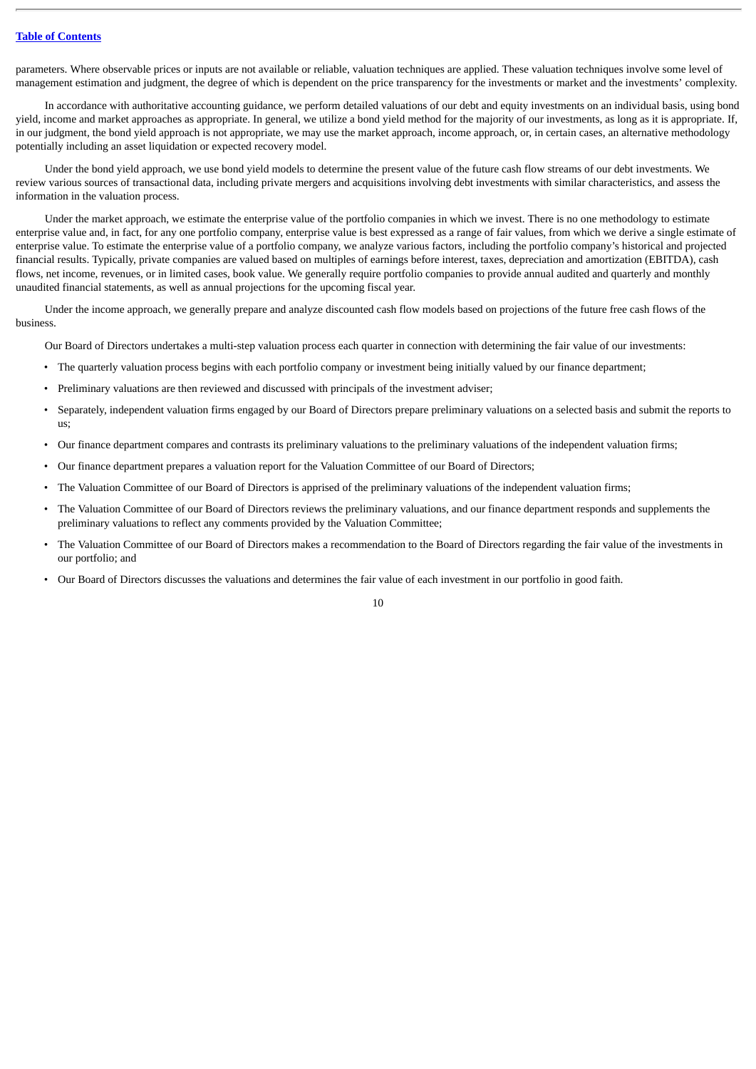parameters. Where observable prices or inputs are not available or reliable, valuation techniques are applied. These valuation techniques involve some level of management estimation and judgment, the degree of which is dependent on the price transparency for the investments or market and the investments' complexity.

In accordance with authoritative accounting guidance, we perform detailed valuations of our debt and equity investments on an individual basis, using bond yield, income and market approaches as appropriate. In general, we utilize a bond yield method for the majority of our investments, as long as it is appropriate. If, in our judgment, the bond yield approach is not appropriate, we may use the market approach, income approach, or, in certain cases, an alternative methodology potentially including an asset liquidation or expected recovery model.

Under the bond yield approach, we use bond yield models to determine the present value of the future cash flow streams of our debt investments. We review various sources of transactional data, including private mergers and acquisitions involving debt investments with similar characteristics, and assess the information in the valuation process.

Under the market approach, we estimate the enterprise value of the portfolio companies in which we invest. There is no one methodology to estimate enterprise value and, in fact, for any one portfolio company, enterprise value is best expressed as a range of fair values, from which we derive a single estimate of enterprise value. To estimate the enterprise value of a portfolio company, we analyze various factors, including the portfolio company's historical and projected financial results. Typically, private companies are valued based on multiples of earnings before interest, taxes, depreciation and amortization (EBITDA), cash flows, net income, revenues, or in limited cases, book value. We generally require portfolio companies to provide annual audited and quarterly and monthly unaudited financial statements, as well as annual projections for the upcoming fiscal year.

Under the income approach, we generally prepare and analyze discounted cash flow models based on projections of the future free cash flows of the business.

Our Board of Directors undertakes a multi-step valuation process each quarter in connection with determining the fair value of our investments:

- The quarterly valuation process begins with each portfolio company or investment being initially valued by our finance department;
- Preliminary valuations are then reviewed and discussed with principals of the investment adviser;
- Separately, independent valuation firms engaged by our Board of Directors prepare preliminary valuations on a selected basis and submit the reports to us;
- Our finance department compares and contrasts its preliminary valuations to the preliminary valuations of the independent valuation firms;
- Our finance department prepares a valuation report for the Valuation Committee of our Board of Directors;
- The Valuation Committee of our Board of Directors is apprised of the preliminary valuations of the independent valuation firms;
- The Valuation Committee of our Board of Directors reviews the preliminary valuations, and our finance department responds and supplements the preliminary valuations to reflect any comments provided by the Valuation Committee;
- The Valuation Committee of our Board of Directors makes a recommendation to the Board of Directors regarding the fair value of the investments in our portfolio; and
- Our Board of Directors discusses the valuations and determines the fair value of each investment in our portfolio in good faith.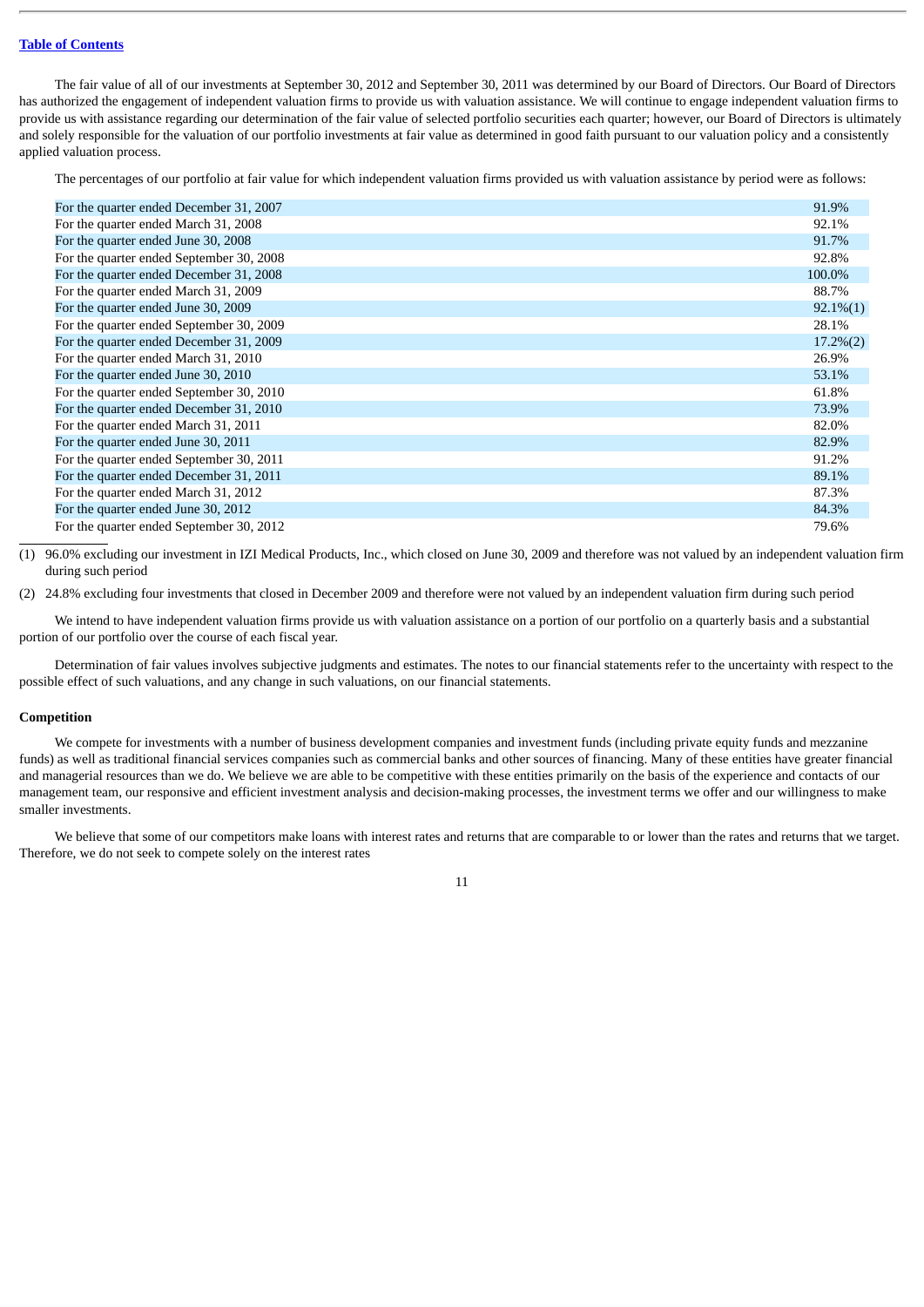The fair value of all of our investments at September 30, 2012 and September 30, 2011 was determined by our Board of Directors. Our Board of Directors has authorized the engagement of independent valuation firms to provide us with valuation assistance. We will continue to engage independent valuation firms to provide us with assistance regarding our determination of the fair value of selected portfolio securities each quarter; however, our Board of Directors is ultimately and solely responsible for the valuation of our portfolio investments at fair value as determined in good faith pursuant to our valuation policy and a consistently applied valuation process.

The percentages of our portfolio at fair value for which independent valuation firms provided us with valuation assistance by period were as follows:

| | |
|---|---|
| For the quarter ended December 31, 2007 | 91.9% |
| For the quarter ended March 31, 2008 | 92.1% |
| For the quarter ended June 30, 2008 | 91.7% |
| For the quarter ended September 30, 2008 | 92.8% |
| For the quarter ended December 31, 2008 | 100.0% |
| For the quarter ended March 31, 2009 | 88.7% |
| For the quarter ended June 30, 2009 | 92.1%(1) |
| For the quarter ended September 30, 2009 | 28.1% |
| For the quarter ended December 31, 2009 | 17.2%(2) |
| For the quarter ended March 31, 2010 | 26.9% |
| For the quarter ended June 30, 2010 | 53.1% |
| For the quarter ended September 30, 2010 | 61.8% |
| For the quarter ended December 31, 2010 | 73.9% |
| For the quarter ended March 31, 2011 | 82.0% |
| For the quarter ended June 30, 2011 | 82.9% |
| For the quarter ended September 30, 2011 | 91.2% |
| For the quarter ended December 31, 2011 | 89.1% |
| For the quarter ended March 31, 2012 | 87.3% |
| For the quarter ended June 30, 2012 | 84.3% |
| For the quarter ended September 30, 2012 | 79.6% |

(1) 96.0% excluding our investment in IZI Medical Products, Inc., which closed on June 30, 2009 and therefore was not valued by an independent valuation firm during such period

(2) 24.8% excluding four investments that closed in December 2009 and therefore were not valued by an independent valuation firm during such period

We intend to have independent valuation firms provide us with valuation assistance on a portion of our portfolio on a quarterly basis and a substantial portion of our portfolio over the course of each fiscal year.

Determination of fair values involves subjective judgments and estimates. The notes to our financial statements refer to the uncertainty with respect to the possible effect of such valuations, and any change in such valuations, on our financial statements.

**Competition**

We compete for investments with a number of business development companies and investment funds (including private equity funds and mezzanine funds) as well as traditional financial services companies such as commercial banks and other sources of financing. Many of these entities have greater financial and managerial resources than we do. We believe we are able to be competitive with these entities primarily on the basis of the experience and contacts of our management team, our responsive and efficient investment analysis and decision-making processes, the investment terms we offer and our willingness to make smaller investments.

We believe that some of our competitors make loans with interest rates and returns that are comparable to or lower than the rates and returns that we target. Therefore, we do not seek to compete solely on the interest rates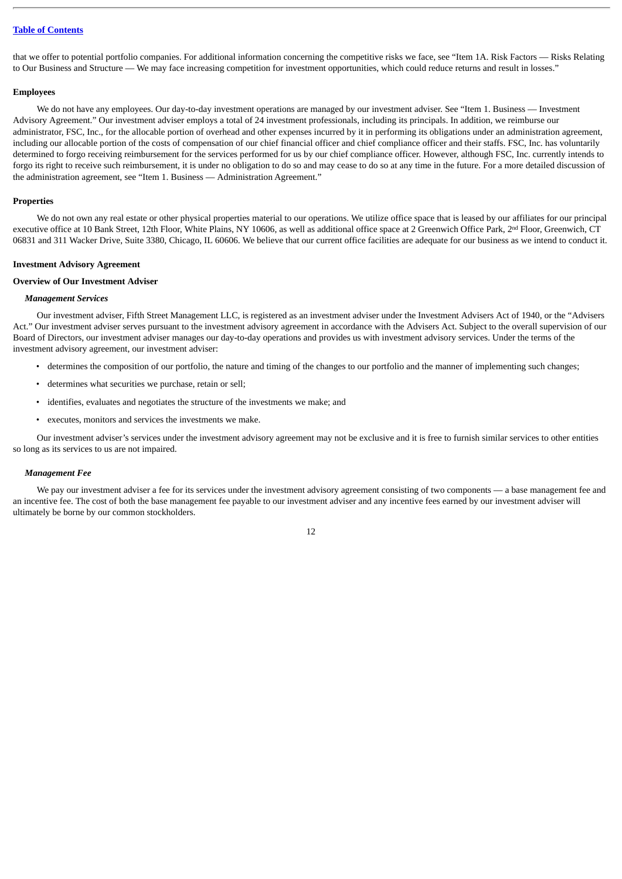that we offer to potential portfolio companies. For additional information concerning the competitive risks we face, see "Item 1A. Risk Factors — Risks Relating to Our Business and Structure — We may face increasing competition for investment opportunities, which could reduce returns and result in losses."

**Employees**

We do not have any employees. Our day-to-day investment operations are managed by our investment adviser. See "Item 1. Business — Investment Advisory Agreement." Our investment adviser employs a total of 24 investment professionals, including its principals. In addition, we reimburse our administrator, FSC, Inc., for the allocable portion of overhead and other expenses incurred by it in performing its obligations under an administration agreement, including our allocable portion of the costs of compensation of our chief financial officer and chief compliance officer and their staffs. FSC, Inc. has voluntarily determined to forgo receiving reimbursement for the services performed for us by our chief compliance officer. However, although FSC, Inc. currently intends to forgo its right to receive such reimbursement, it is under no obligation to do so and may cease to do so at any time in the future. For a more detailed discussion of the administration agreement, see "Item 1. Business — Administration Agreement."

**Properties**

We do not own any real estate or other physical properties material to our operations. We utilize office space that is leased by our affiliates for our principal executive office at 10 Bank Street, 12th Floor, White Plains, NY 10606, as well as additional office space at 2 Greenwich Office Park, 2nd Floor, Greenwich, CT 06831 and 311 Wacker Drive, Suite 3380, Chicago, IL 60606. We believe that our current office facilities are adequate for our business as we intend to conduct it.

**Investment Advisory Agreement**

**Overview of Our Investment Adviser**

***Management Services***

Our investment adviser, Fifth Street Management LLC, is registered as an investment adviser under the Investment Advisers Act of 1940, or the "Advisers Act." Our investment adviser serves pursuant to the investment advisory agreement in accordance with the Advisers Act. Subject to the overall supervision of our Board of Directors, our investment adviser manages our day-to-day operations and provides us with investment advisory services. Under the terms of the investment advisory agreement, our investment adviser:

- determines the composition of our portfolio, the nature and timing of the changes to our portfolio and the manner of implementing such changes;
- determines what securities we purchase, retain or sell;
- identifies, evaluates and negotiates the structure of the investments we make; and
- executes, monitors and services the investments we make.

Our investment adviser's services under the investment advisory agreement may not be exclusive and it is free to furnish similar services to other entities so long as its services to us are not impaired.

***Management Fee***

We pay our investment adviser a fee for its services under the investment advisory agreement consisting of two components — a base management fee and an incentive fee. The cost of both the base management fee payable to our investment adviser and any incentive fees earned by our investment adviser will ultimately be borne by our common stockholders.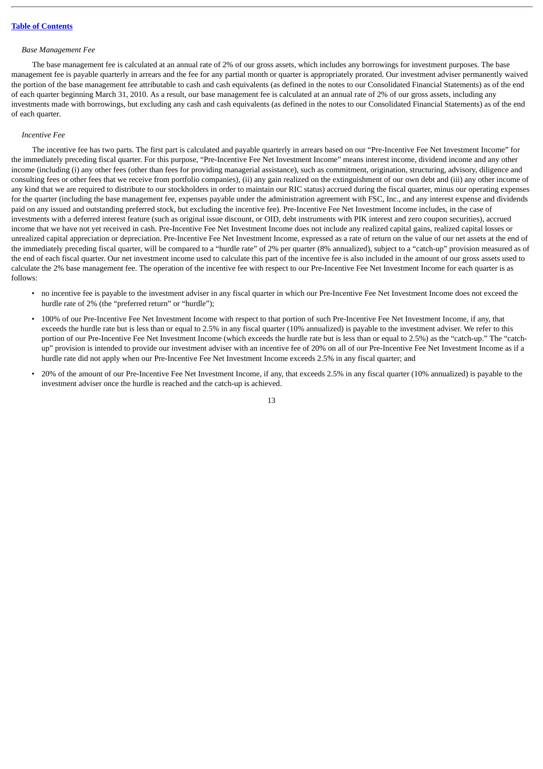*Base Management Fee*

The base management fee is calculated at an annual rate of 2% of our gross assets, which includes any borrowings for investment purposes. The base management fee is payable quarterly in arrears and the fee for any partial month or quarter is appropriately prorated. Our investment adviser permanently waived the portion of the base management fee attributable to cash and cash equivalents (as defined in the notes to our Consolidated Financial Statements) as of the end of each quarter beginning March 31, 2010. As a result, our base management fee is calculated at an annual rate of 2% of our gross assets, including any investments made with borrowings, but excluding any cash and cash equivalents (as defined in the notes to our Consolidated Financial Statements) as of the end of each quarter.

*Incentive Fee*

The incentive fee has two parts. The first part is calculated and payable quarterly in arrears based on our "Pre-Incentive Fee Net Investment Income" for the immediately preceding fiscal quarter. For this purpose, "Pre-Incentive Fee Net Investment Income" means interest income, dividend income and any other income (including (i) any other fees (other than fees for providing managerial assistance), such as commitment, origination, structuring, advisory, diligence and consulting fees or other fees that we receive from portfolio companies), (ii) any gain realized on the extinguishment of our own debt and (iii) any other income of any kind that we are required to distribute to our stockholders in order to maintain our RIC status) accrued during the fiscal quarter, minus our operating expenses for the quarter (including the base management fee, expenses payable under the administration agreement with FSC, Inc., and any interest expense and dividends paid on any issued and outstanding preferred stock, but excluding the incentive fee). Pre-Incentive Fee Net Investment Income includes, in the case of investments with a deferred interest feature (such as original issue discount, or OID, debt instruments with PIK interest and zero coupon securities), accrued income that we have not yet received in cash. Pre-Incentive Fee Net Investment Income does not include any realized capital gains, realized capital losses or unrealized capital appreciation or depreciation. Pre-Incentive Fee Net Investment Income, expressed as a rate of return on the value of our net assets at the end of the immediately preceding fiscal quarter, will be compared to a "hurdle rate" of 2% per quarter (8% annualized), subject to a "catch-up" provision measured as of the end of each fiscal quarter. Our net investment income used to calculate this part of the incentive fee is also included in the amount of our gross assets used to calculate the 2% base management fee. The operation of the incentive fee with respect to our Pre-Incentive Fee Net Investment Income for each quarter is as follows:

- no incentive fee is payable to the investment adviser in any fiscal quarter in which our Pre-Incentive Fee Net Investment Income does not exceed the hurdle rate of 2% (the "preferred return" or "hurdle");
- 100% of our Pre-Incentive Fee Net Investment Income with respect to that portion of such Pre-Incentive Fee Net Investment Income, if any, that exceeds the hurdle rate but is less than or equal to 2.5% in any fiscal quarter (10% annualized) is payable to the investment adviser. We refer to this portion of our Pre-Incentive Fee Net Investment Income (which exceeds the hurdle rate but is less than or equal to 2.5%) as the "catch-up." The "catch-up" provision is intended to provide our investment adviser with an incentive fee of 20% on all of our Pre-Incentive Fee Net Investment Income as if a hurdle rate did not apply when our Pre-Incentive Fee Net Investment Income exceeds 2.5% in any fiscal quarter; and
- 20% of the amount of our Pre-Incentive Fee Net Investment Income, if any, that exceeds 2.5% in any fiscal quarter (10% annualized) is payable to the investment adviser once the hurdle is reached and the catch-up is achieved.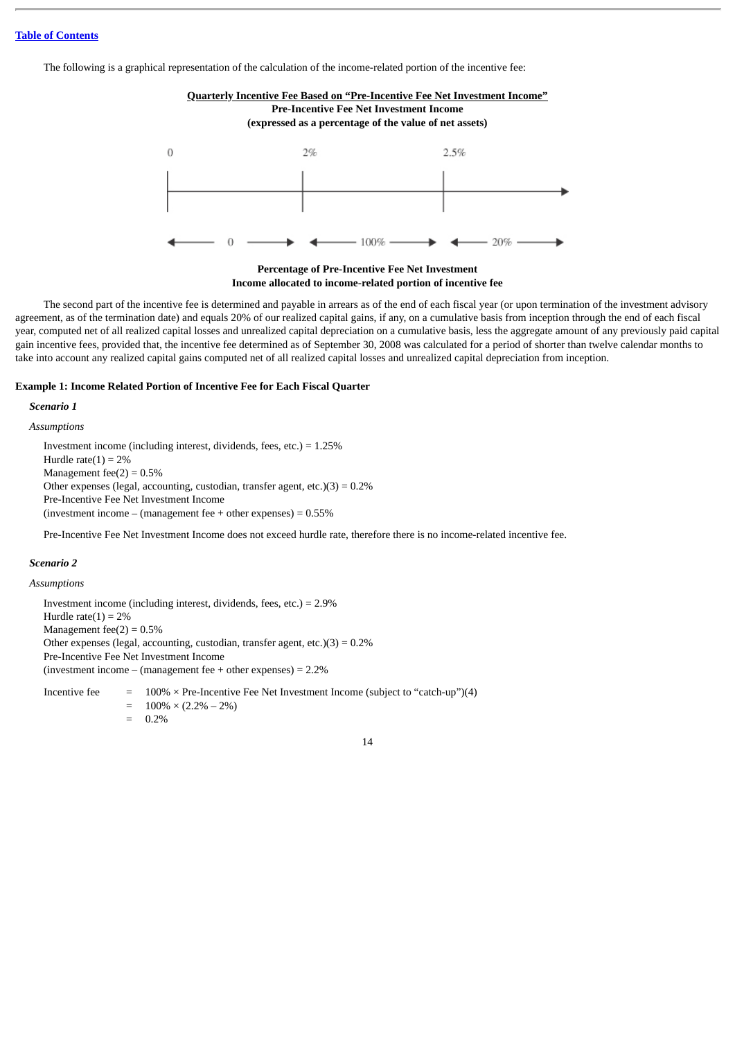The following is a graphical representation of the calculation of the income-related portion of the incentive fee:

**Quarterly Incentive Fee Based on "Pre-Incentive Fee Net Investment Income"**
**Pre-Incentive Fee Net Investment Income**
**(expressed as a percentage of the value of net assets)**

| 0 | 2% | 2.5% |
|---|---|---|
| ← 0 → | ← 100% → | ← 20% → |

**Percentage of Pre-Incentive Fee Net Investment Income allocated to income-related portion of incentive fee**

The second part of the incentive fee is determined and payable in arrears as of the end of each fiscal year (or upon termination of the investment advisory agreement, as of the termination date) and equals 20% of our realized capital gains, if any, on a cumulative basis from inception through the end of each fiscal year, computed net of all realized capital losses and unrealized capital depreciation on a cumulative basis, less the aggregate amount of any previously paid capital gain incentive fees, provided that, the incentive fee determined as of September 30, 2008 was calculated for a period of shorter than twelve calendar months to take into account any realized capital gains computed net of all realized capital losses and unrealized capital depreciation from inception.

**Example 1: Income Related Portion of Incentive Fee for Each Fiscal Quarter**

***Scenario 1***

*Assumptions*

Investment income (including interest, dividends, fees, etc.) = 1.25%
Hurdle rate(1) = 2%
Management fee(2) = 0.5%
Other expenses (legal, accounting, custodian, transfer agent, etc.)(3) = 0.2%
Pre-Incentive Fee Net Investment Income
(investment income – (management fee + other expenses) = 0.55%

Pre-Incentive Fee Net Investment Income does not exceed hurdle rate, therefore there is no income-related incentive fee.

***Scenario 2***

*Assumptions*

Investment income (including interest, dividends, fees, etc.) = 2.9%
Hurdle rate(1) = 2%
Management fee(2) = 0.5%
Other expenses (legal, accounting, custodian, transfer agent, etc.)(3) = 0.2%
Pre-Incentive Fee Net Investment Income
(investment income – (management fee + other expenses) = 2.2%

| Incentive fee | = | 100% × Pre-Incentive Fee Net Investment Income (subject to "catch-up")(4) |
|---|---|---|
| | = | 100% × (2.2% – 2%) |
| | = | 0.2% |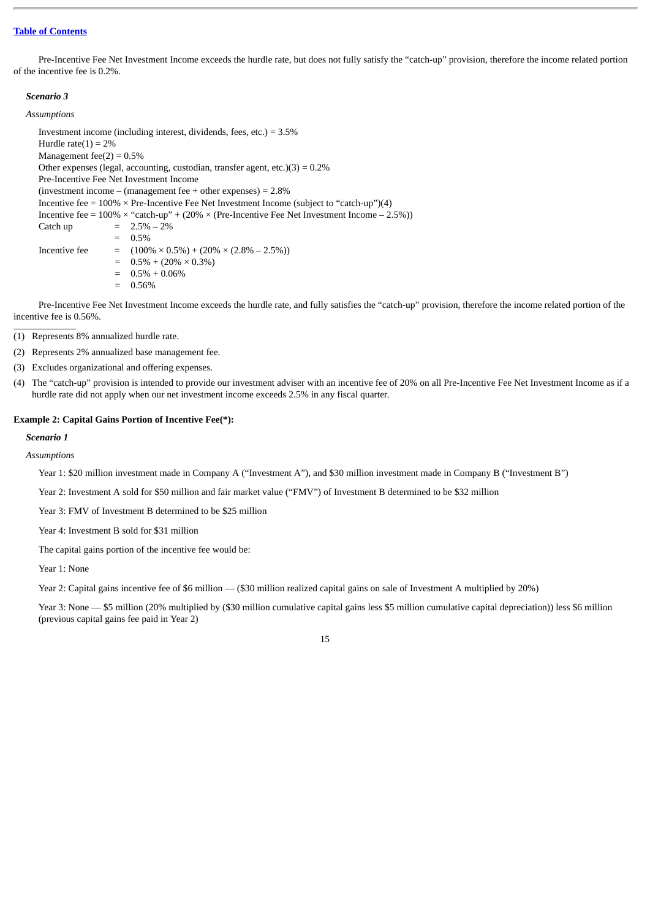Pre-Incentive Fee Net Investment Income exceeds the hurdle rate, but does not fully satisfy the "catch-up" provision, therefore the income related portion of the incentive fee is 0.2%.

***Scenario 3***

*Assumptions*

Investment income (including interest, dividends, fees, etc.) = 3.5%

Hurdle rate(1) = 2%

Management fee(2) = 0.5%

Other expenses (legal, accounting, custodian, transfer agent, etc.)(3) = 0.2%

Pre-Incentive Fee Net Investment Income

(investment income – (management fee + other expenses) = 2.8%

Incentive fee = 100% × Pre-Incentive Fee Net Investment Income (subject to "catch-up")(4)

Incentive fee = 100% × "catch-up" + (20% × (Pre-Incentive Fee Net Investment Income – 2.5%))

| | | |
|---|---|---|
| Catch up | = | 2.5% – 2% |
| | = | 0.5% |
| Incentive fee | = | (100% × 0.5%) + (20% × (2.8% – 2.5%)) |
| | = | 0.5% + (20% × 0.3%) |
| | = | 0.5% + 0.06% |
| | = | 0.56% |

Pre-Incentive Fee Net Investment Income exceeds the hurdle rate, and fully satisfies the "catch-up" provision, therefore the income related portion of the incentive fee is 0.56%.

(1) Represents 8% annualized hurdle rate.

(2) Represents 2% annualized base management fee.

(3) Excludes organizational and offering expenses.

(4) The "catch-up" provision is intended to provide our investment adviser with an incentive fee of 20% on all Pre-Incentive Fee Net Investment Income as if a hurdle rate did not apply when our net investment income exceeds 2.5% in any fiscal quarter.

**Example 2: Capital Gains Portion of Incentive Fee(\*):**

***Scenario 1***

*Assumptions*

Year 1: $20 million investment made in Company A ("Investment A"), and $30 million investment made in Company B ("Investment B")

Year 2: Investment A sold for $50 million and fair market value ("FMV") of Investment B determined to be $32 million

Year 3: FMV of Investment B determined to be $25 million

Year 4: Investment B sold for $31 million

The capital gains portion of the incentive fee would be:

Year 1: None

Year 2: Capital gains incentive fee of $6 million — ($30 million realized capital gains on sale of Investment A multiplied by 20%)

Year 3: None — $5 million (20% multiplied by ($30 million cumulative capital gains less $5 million cumulative capital depreciation)) less $6 million (previous capital gains fee paid in Year 2)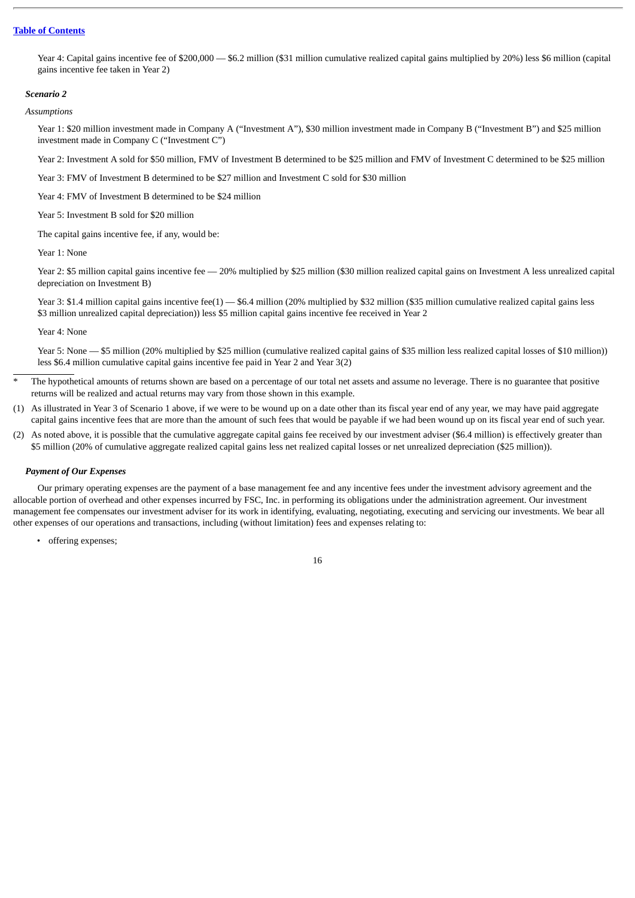Year 4: Capital gains incentive fee of $200,000 — $6.2 million ($31 million cumulative realized capital gains multiplied by 20%) less $6 million (capital gains incentive fee taken in Year 2)

***Scenario 2***

*Assumptions*

Year 1: $20 million investment made in Company A (“Investment A”), $30 million investment made in Company B (“Investment B”) and $25 million investment made in Company C (“Investment C”)

Year 2: Investment A sold for $50 million, FMV of Investment B determined to be $25 million and FMV of Investment C determined to be $25 million

Year 3: FMV of Investment B determined to be $27 million and Investment C sold for $30 million

Year 4: FMV of Investment B determined to be $24 million

Year 5: Investment B sold for $20 million

The capital gains incentive fee, if any, would be:

Year 1: None

Year 2: $5 million capital gains incentive fee — 20% multiplied by $25 million ($30 million realized capital gains on Investment A less unrealized capital depreciation on Investment B)

Year 3: $1.4 million capital gains incentive fee(1) — $6.4 million (20% multiplied by $32 million ($35 million cumulative realized capital gains less $3 million unrealized capital depreciation)) less $5 million capital gains incentive fee received in Year 2

Year 4: None

Year 5: None — $5 million (20% multiplied by $25 million (cumulative realized capital gains of $35 million less realized capital losses of $10 million)) less $6.4 million cumulative capital gains incentive fee paid in Year 2 and Year 3(2)

---

\* The hypothetical amounts of returns shown are based on a percentage of our total net assets and assume no leverage. There is no guarantee that positive returns will be realized and actual returns may vary from those shown in this example.

(1) As illustrated in Year 3 of Scenario 1 above, if we were to be wound up on a date other than its fiscal year end of any year, we may have paid aggregate capital gains incentive fees that are more than the amount of such fees that would be payable if we had been wound up on its fiscal year end of such year.

(2) As noted above, it is possible that the cumulative aggregate capital gains fee received by our investment adviser ($6.4 million) is effectively greater than $5 million (20% of cumulative aggregate realized capital gains less net realized capital losses or net unrealized depreciation ($25 million)).

***Payment of Our Expenses***

Our primary operating expenses are the payment of a base management fee and any incentive fees under the investment advisory agreement and the allocable portion of overhead and other expenses incurred by FSC, Inc. in performing its obligations under the administration agreement. Our investment management fee compensates our investment adviser for its work in identifying, evaluating, negotiating, executing and servicing our investments. We bear all other expenses of our operations and transactions, including (without limitation) fees and expenses relating to:

- offering expenses;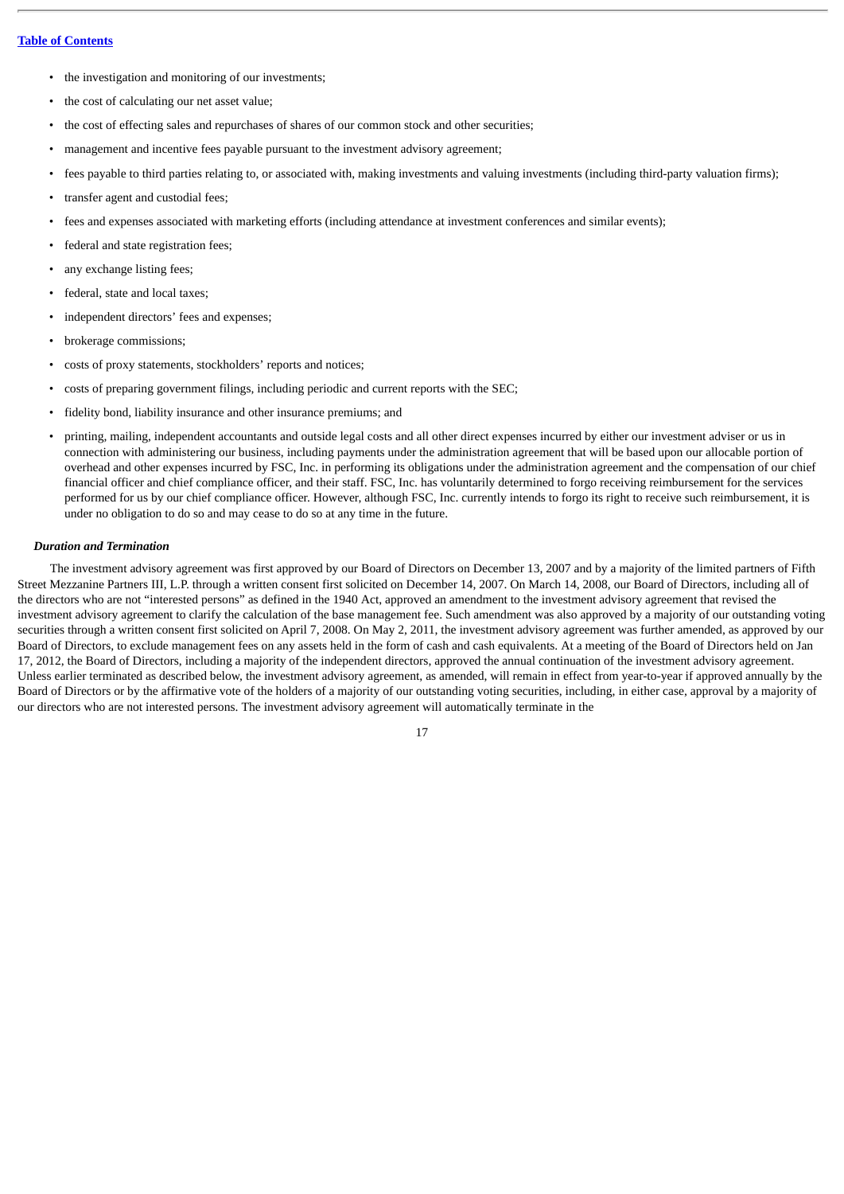- the investigation and monitoring of our investments;
- the cost of calculating our net asset value;
- the cost of effecting sales and repurchases of shares of our common stock and other securities;
- management and incentive fees payable pursuant to the investment advisory agreement;
- fees payable to third parties relating to, or associated with, making investments and valuing investments (including third-party valuation firms);
- transfer agent and custodial fees;
- fees and expenses associated with marketing efforts (including attendance at investment conferences and similar events);
- federal and state registration fees;
- any exchange listing fees;
- federal, state and local taxes;
- independent directors' fees and expenses;
- brokerage commissions;
- costs of proxy statements, stockholders' reports and notices;
- costs of preparing government filings, including periodic and current reports with the SEC;
- fidelity bond, liability insurance and other insurance premiums; and
- printing, mailing, independent accountants and outside legal costs and all other direct expenses incurred by either our investment adviser or us in connection with administering our business, including payments under the administration agreement that will be based upon our allocable portion of overhead and other expenses incurred by FSC, Inc. in performing its obligations under the administration agreement and the compensation of our chief financial officer and chief compliance officer, and their staff. FSC, Inc. has voluntarily determined to forgo receiving reimbursement for the services performed for us by our chief compliance officer. However, although FSC, Inc. currently intends to forgo its right to receive such reimbursement, it is under no obligation to do so and may cease to do so at any time in the future.

***Duration and Termination***

The investment advisory agreement was first approved by our Board of Directors on December 13, 2007 and by a majority of the limited partners of Fifth Street Mezzanine Partners III, L.P. through a written consent first solicited on December 14, 2007. On March 14, 2008, our Board of Directors, including all of the directors who are not "interested persons" as defined in the 1940 Act, approved an amendment to the investment advisory agreement that revised the investment advisory agreement to clarify the calculation of the base management fee. Such amendment was also approved by a majority of our outstanding voting securities through a written consent first solicited on April 7, 2008. On May 2, 2011, the investment advisory agreement was further amended, as approved by our Board of Directors, to exclude management fees on any assets held in the form of cash and cash equivalents. At a meeting of the Board of Directors held on Jan 17, 2012, the Board of Directors, including a majority of the independent directors, approved the annual continuation of the investment advisory agreement. Unless earlier terminated as described below, the investment advisory agreement, as amended, will remain in effect from year-to-year if approved annually by the Board of Directors or by the affirmative vote of the holders of a majority of our outstanding voting securities, including, in either case, approval by a majority of our directors who are not interested persons. The investment advisory agreement will automatically terminate in the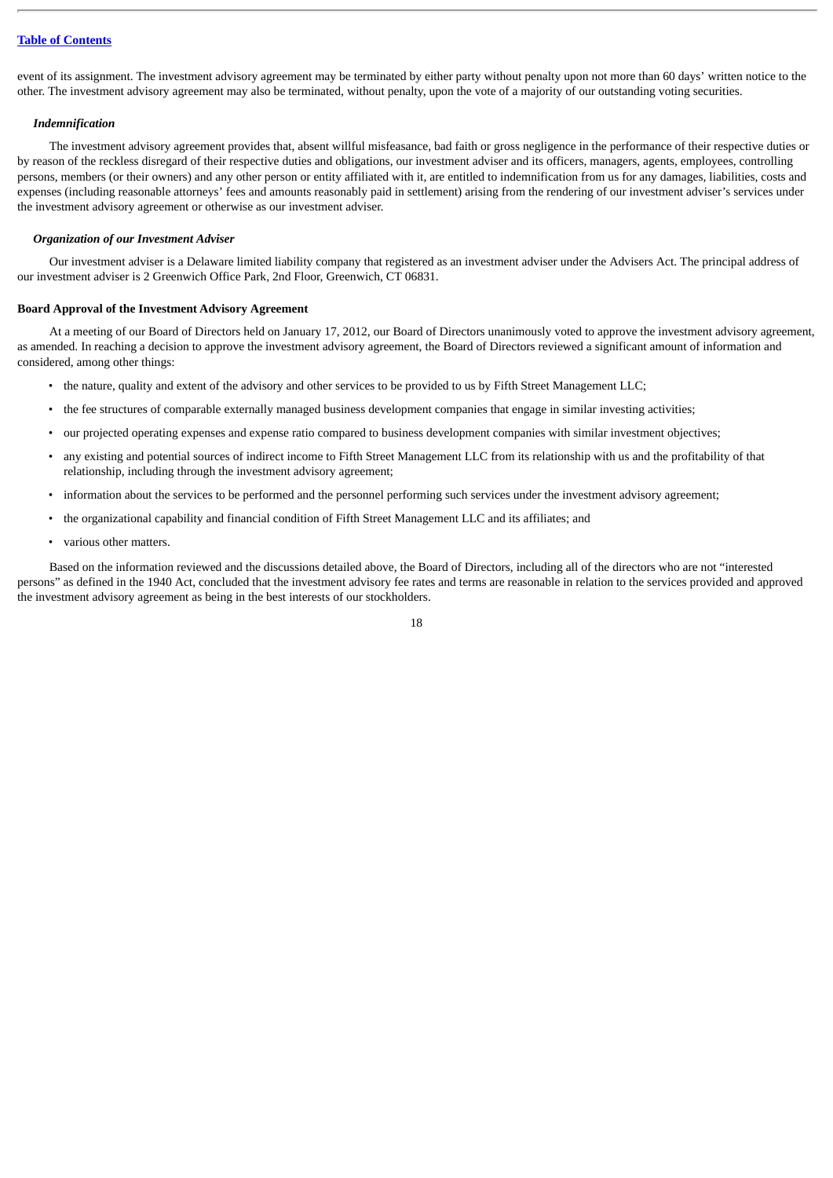event of its assignment. The investment advisory agreement may be terminated by either party without penalty upon not more than 60 days' written notice to the other. The investment advisory agreement may also be terminated, without penalty, upon the vote of a majority of our outstanding voting securities.

***Indemnification***

The investment advisory agreement provides that, absent willful misfeasance, bad faith or gross negligence in the performance of their respective duties or by reason of the reckless disregard of their respective duties and obligations, our investment adviser and its officers, managers, agents, employees, controlling persons, members (or their owners) and any other person or entity affiliated with it, are entitled to indemnification from us for any damages, liabilities, costs and expenses (including reasonable attorneys' fees and amounts reasonably paid in settlement) arising from the rendering of our investment adviser's services under the investment advisory agreement or otherwise as our investment adviser.

***Organization of our Investment Adviser***

Our investment adviser is a Delaware limited liability company that registered as an investment adviser under the Advisers Act. The principal address of our investment adviser is 2 Greenwich Office Park, 2nd Floor, Greenwich, CT 06831.

**Board Approval of the Investment Advisory Agreement**

At a meeting of our Board of Directors held on January 17, 2012, our Board of Directors unanimously voted to approve the investment advisory agreement, as amended. In reaching a decision to approve the investment advisory agreement, the Board of Directors reviewed a significant amount of information and considered, among other things:

- the nature, quality and extent of the advisory and other services to be provided to us by Fifth Street Management LLC;
- the fee structures of comparable externally managed business development companies that engage in similar investing activities;
- our projected operating expenses and expense ratio compared to business development companies with similar investment objectives;
- any existing and potential sources of indirect income to Fifth Street Management LLC from its relationship with us and the profitability of that relationship, including through the investment advisory agreement;
- information about the services to be performed and the personnel performing such services under the investment advisory agreement;
- the organizational capability and financial condition of Fifth Street Management LLC and its affiliates; and
- various other matters.

Based on the information reviewed and the discussions detailed above, the Board of Directors, including all of the directors who are not "interested persons" as defined in the 1940 Act, concluded that the investment advisory fee rates and terms are reasonable in relation to the services provided and approved the investment advisory agreement as being in the best interests of our stockholders.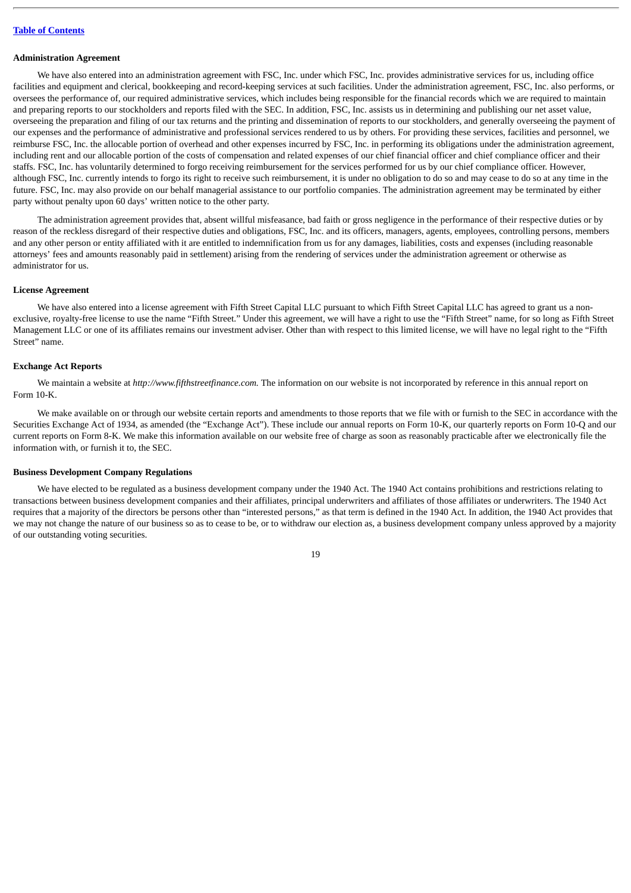### Administration Agreement

We have also entered into an administration agreement with FSC, Inc. under which FSC, Inc. provides administrative services for us, including office facilities and equipment and clerical, bookkeeping and record-keeping services at such facilities. Under the administration agreement, FSC, Inc. also performs, or oversees the performance of, our required administrative services, which includes being responsible for the financial records which we are required to maintain and preparing reports to our stockholders and reports filed with the SEC. In addition, FSC, Inc. assists us in determining and publishing our net asset value, overseeing the preparation and filing of our tax returns and the printing and dissemination of reports to our stockholders, and generally overseeing the payment of our expenses and the performance of administrative and professional services rendered to us by others. For providing these services, facilities and personnel, we reimburse FSC, Inc. the allocable portion of overhead and other expenses incurred by FSC, Inc. in performing its obligations under the administration agreement, including rent and our allocable portion of the costs of compensation and related expenses of our chief financial officer and chief compliance officer and their staffs. FSC, Inc. has voluntarily determined to forgo receiving reimbursement for the services performed for us by our chief compliance officer. However, although FSC, Inc. currently intends to forgo its right to receive such reimbursement, it is under no obligation to do so and may cease to do so at any time in the future. FSC, Inc. may also provide on our behalf managerial assistance to our portfolio companies. The administration agreement may be terminated by either party without penalty upon 60 days' written notice to the other party.

The administration agreement provides that, absent willful misfeasance, bad faith or gross negligence in the performance of their respective duties or by reason of the reckless disregard of their respective duties and obligations, FSC, Inc. and its officers, managers, agents, employees, controlling persons, members and any other person or entity affiliated with it are entitled to indemnification from us for any damages, liabilities, costs and expenses (including reasonable attorneys' fees and amounts reasonably paid in settlement) arising from the rendering of services under the administration agreement or otherwise as administrator for us.

### License Agreement

We have also entered into a license agreement with Fifth Street Capital LLC pursuant to which Fifth Street Capital LLC has agreed to grant us a non-exclusive, royalty-free license to use the name "Fifth Street." Under this agreement, we will have a right to use the "Fifth Street" name, for so long as Fifth Street Management LLC or one of its affiliates remains our investment adviser. Other than with respect to this limited license, we will have no legal right to the "Fifth Street" name.

### Exchange Act Reports

We maintain a website at *http://www.fifthstreetfinance.com.* The information on our website is not incorporated by reference in this annual report on Form 10-K.

We make available on or through our website certain reports and amendments to those reports that we file with or furnish to the SEC in accordance with the Securities Exchange Act of 1934, as amended (the "Exchange Act"). These include our annual reports on Form 10-K, our quarterly reports on Form 10-Q and our current reports on Form 8-K. We make this information available on our website free of charge as soon as reasonably practicable after we electronically file the information with, or furnish it to, the SEC.

### Business Development Company Regulations

We have elected to be regulated as a business development company under the 1940 Act. The 1940 Act contains prohibitions and restrictions relating to transactions between business development companies and their affiliates, principal underwriters and affiliates of those affiliates or underwriters. The 1940 Act requires that a majority of the directors be persons other than "interested persons," as that term is defined in the 1940 Act. In addition, the 1940 Act provides that we may not change the nature of our business so as to cease to be, or to withdraw our election as, a business development company unless approved by a majority of our outstanding voting securities.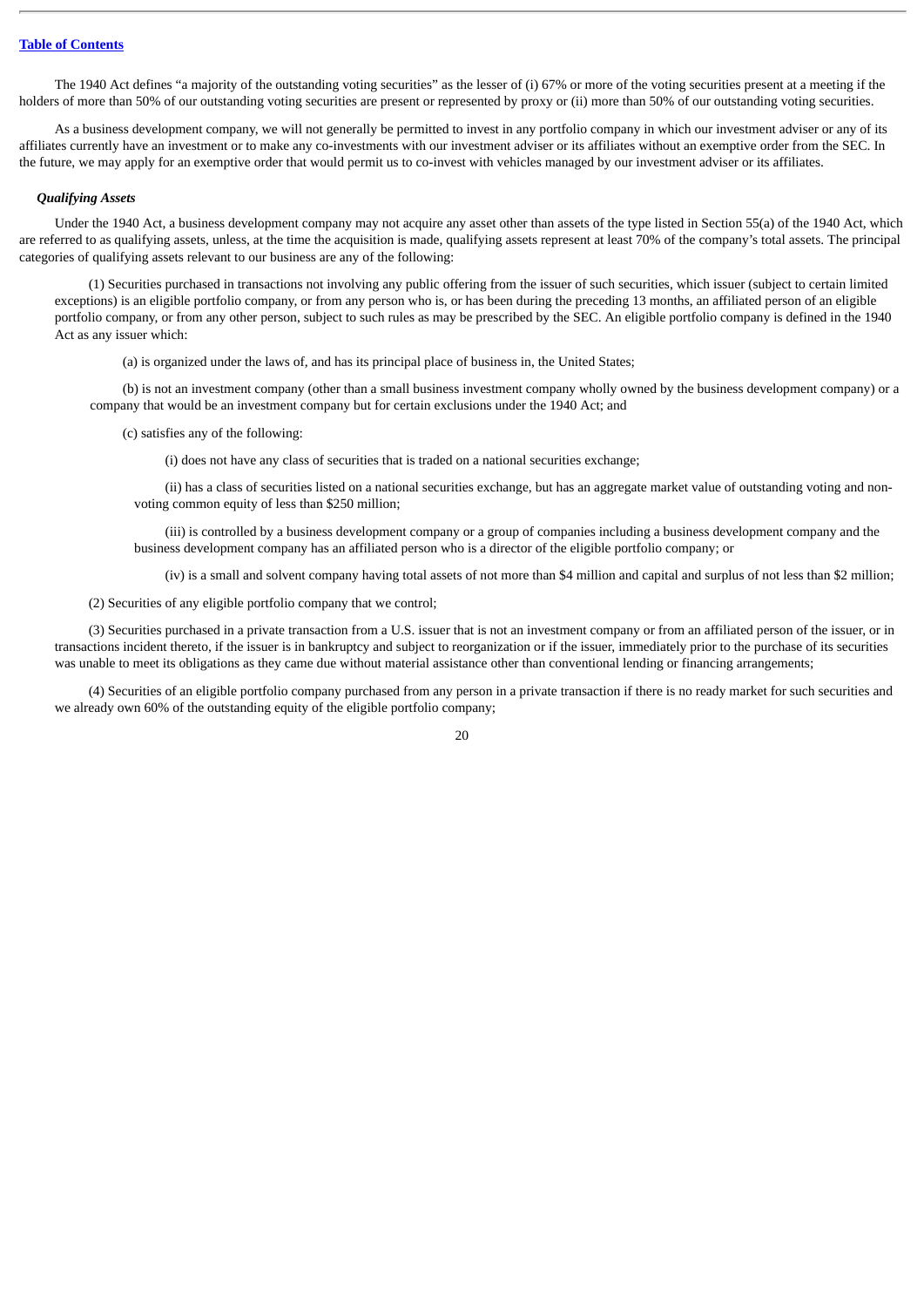The 1940 Act defines "a majority of the outstanding voting securities" as the lesser of (i) 67% or more of the voting securities present at a meeting if the holders of more than 50% of our outstanding voting securities are present or represented by proxy or (ii) more than 50% of our outstanding voting securities.

As a business development company, we will not generally be permitted to invest in any portfolio company in which our investment adviser or any of its affiliates currently have an investment or to make any co-investments with our investment adviser or its affiliates without an exemptive order from the SEC. In the future, we may apply for an exemptive order that would permit us to co-invest with vehicles managed by our investment adviser or its affiliates.

***Qualifying Assets***

Under the 1940 Act, a business development company may not acquire any asset other than assets of the type listed in Section 55(a) of the 1940 Act, which are referred to as qualifying assets, unless, at the time the acquisition is made, qualifying assets represent at least 70% of the company's total assets. The principal categories of qualifying assets relevant to our business are any of the following:

(1) Securities purchased in transactions not involving any public offering from the issuer of such securities, which issuer (subject to certain limited exceptions) is an eligible portfolio company, or from any person who is, or has been during the preceding 13 months, an affiliated person of an eligible portfolio company, or from any other person, subject to such rules as may be prescribed by the SEC. An eligible portfolio company is defined in the 1940 Act as any issuer which:

(a) is organized under the laws of, and has its principal place of business in, the United States;

(b) is not an investment company (other than a small business investment company wholly owned by the business development company) or a company that would be an investment company but for certain exclusions under the 1940 Act; and

(c) satisfies any of the following:

(i) does not have any class of securities that is traded on a national securities exchange;

(ii) has a class of securities listed on a national securities exchange, but has an aggregate market value of outstanding voting and non-voting common equity of less than $250 million;

(iii) is controlled by a business development company or a group of companies including a business development company and the business development company has an affiliated person who is a director of the eligible portfolio company; or

(iv) is a small and solvent company having total assets of not more than $4 million and capital and surplus of not less than $2 million;

(2) Securities of any eligible portfolio company that we control;

(3) Securities purchased in a private transaction from a U.S. issuer that is not an investment company or from an affiliated person of the issuer, or in transactions incident thereto, if the issuer is in bankruptcy and subject to reorganization or if the issuer, immediately prior to the purchase of its securities was unable to meet its obligations as they came due without material assistance other than conventional lending or financing arrangements;

(4) Securities of an eligible portfolio company purchased from any person in a private transaction if there is no ready market for such securities and we already own 60% of the outstanding equity of the eligible portfolio company;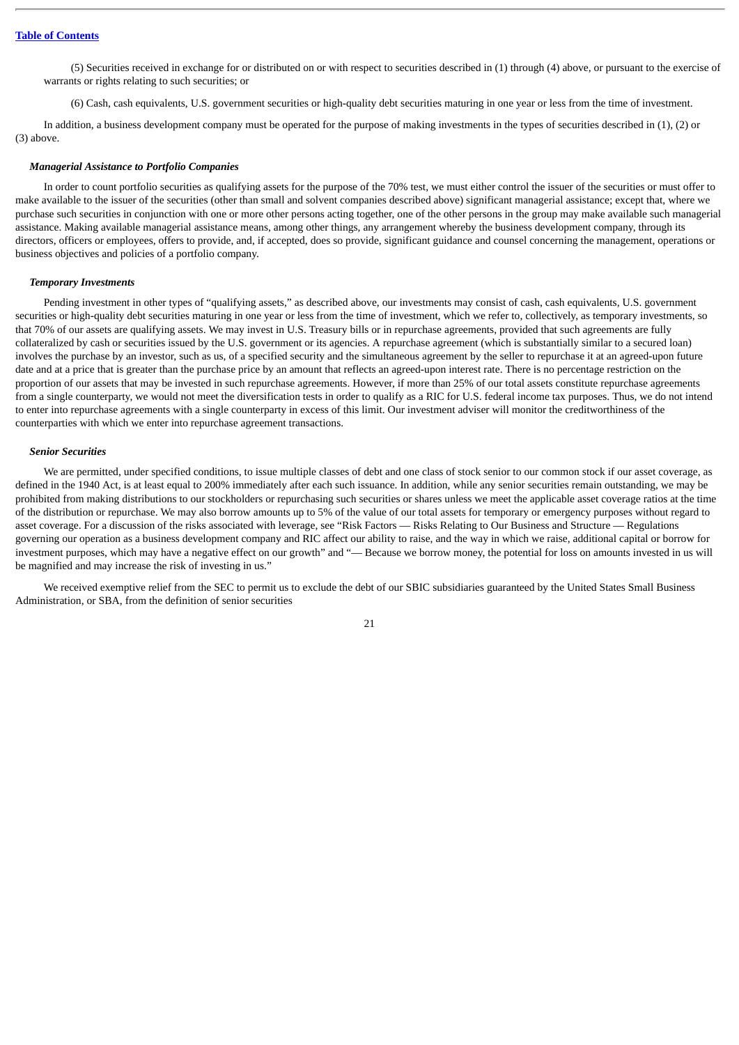(5) Securities received in exchange for or distributed on or with respect to securities described in (1) through (4) above, or pursuant to the exercise of warrants or rights relating to such securities; or

(6) Cash, cash equivalents, U.S. government securities or high-quality debt securities maturing in one year or less from the time of investment.

In addition, a business development company must be operated for the purpose of making investments in the types of securities described in (1), (2) or (3) above.

***Managerial Assistance to Portfolio Companies***

In order to count portfolio securities as qualifying assets for the purpose of the 70% test, we must either control the issuer of the securities or must offer to make available to the issuer of the securities (other than small and solvent companies described above) significant managerial assistance; except that, where we purchase such securities in conjunction with one or more other persons acting together, one of the other persons in the group may make available such managerial assistance. Making available managerial assistance means, among other things, any arrangement whereby the business development company, through its directors, officers or employees, offers to provide, and, if accepted, does so provide, significant guidance and counsel concerning the management, operations or business objectives and policies of a portfolio company.

***Temporary Investments***

Pending investment in other types of "qualifying assets," as described above, our investments may consist of cash, cash equivalents, U.S. government securities or high-quality debt securities maturing in one year or less from the time of investment, which we refer to, collectively, as temporary investments, so that 70% of our assets are qualifying assets. We may invest in U.S. Treasury bills or in repurchase agreements, provided that such agreements are fully collateralized by cash or securities issued by the U.S. government or its agencies. A repurchase agreement (which is substantially similar to a secured loan) involves the purchase by an investor, such as us, of a specified security and the simultaneous agreement by the seller to repurchase it at an agreed-upon future date and at a price that is greater than the purchase price by an amount that reflects an agreed-upon interest rate. There is no percentage restriction on the proportion of our assets that may be invested in such repurchase agreements. However, if more than 25% of our total assets constitute repurchase agreements from a single counterparty, we would not meet the diversification tests in order to qualify as a RIC for U.S. federal income tax purposes. Thus, we do not intend to enter into repurchase agreements with a single counterparty in excess of this limit. Our investment adviser will monitor the creditworthiness of the counterparties with which we enter into repurchase agreement transactions.

***Senior Securities***

We are permitted, under specified conditions, to issue multiple classes of debt and one class of stock senior to our common stock if our asset coverage, as defined in the 1940 Act, is at least equal to 200% immediately after each such issuance. In addition, while any senior securities remain outstanding, we may be prohibited from making distributions to our stockholders or repurchasing such securities or shares unless we meet the applicable asset coverage ratios at the time of the distribution or repurchase. We may also borrow amounts up to 5% of the value of our total assets for temporary or emergency purposes without regard to asset coverage. For a discussion of the risks associated with leverage, see "Risk Factors — Risks Relating to Our Business and Structure — Regulations governing our operation as a business development company and RIC affect our ability to raise, and the way in which we raise, additional capital or borrow for investment purposes, which may have a negative effect on our growth" and "— Because we borrow money, the potential for loss on amounts invested in us will be magnified and may increase the risk of investing in us."

We received exemptive relief from the SEC to permit us to exclude the debt of our SBIC subsidiaries guaranteed by the United States Small Business Administration, or SBA, from the definition of senior securities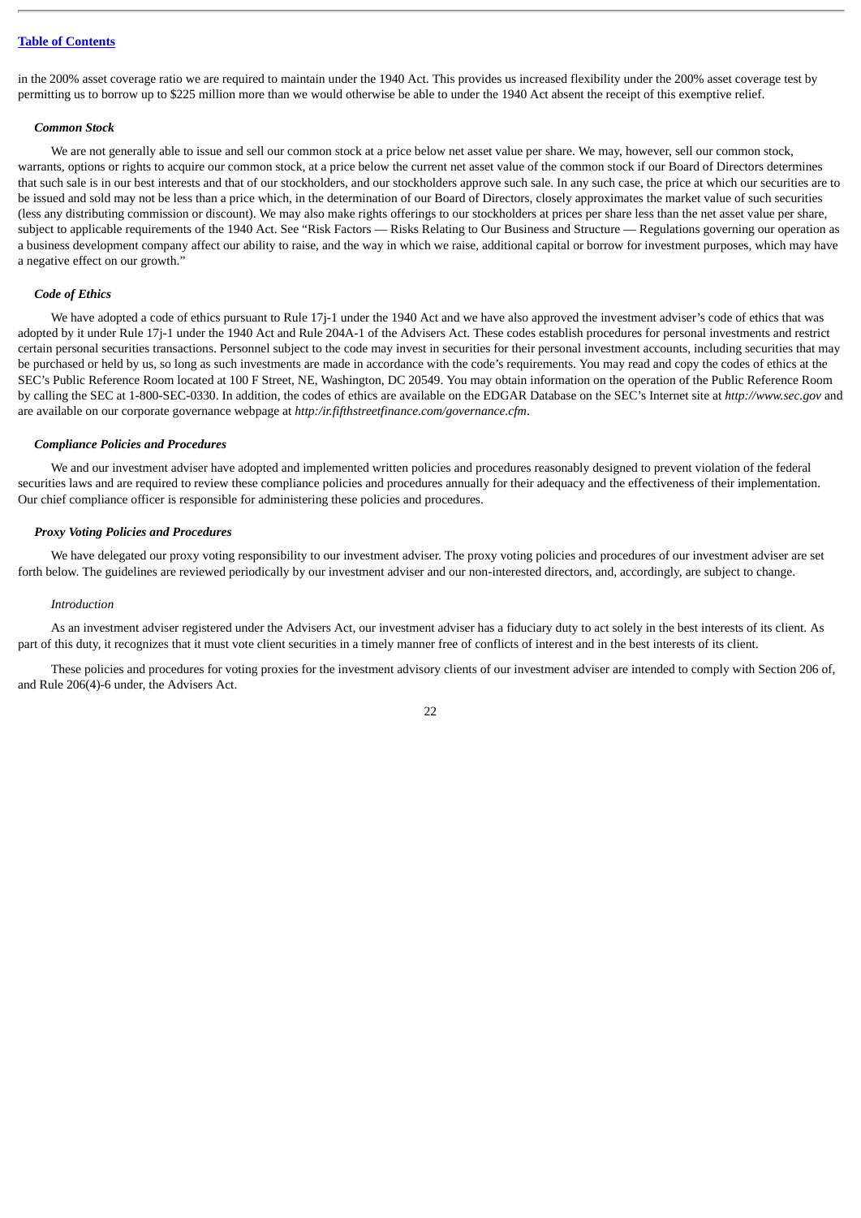in the 200% asset coverage ratio we are required to maintain under the 1940 Act. This provides us increased flexibility under the 200% asset coverage test by permitting us to borrow up to $225 million more than we would otherwise be able to under the 1940 Act absent the receipt of this exemptive relief.

***Common Stock***

We are not generally able to issue and sell our common stock at a price below net asset value per share. We may, however, sell our common stock, warrants, options or rights to acquire our common stock, at a price below the current net asset value of the common stock if our Board of Directors determines that such sale is in our best interests and that of our stockholders, and our stockholders approve such sale. In any such case, the price at which our securities are to be issued and sold may not be less than a price which, in the determination of our Board of Directors, closely approximates the market value of such securities (less any distributing commission or discount). We may also make rights offerings to our stockholders at prices per share less than the net asset value per share, subject to applicable requirements of the 1940 Act. See "Risk Factors — Risks Relating to Our Business and Structure — Regulations governing our operation as a business development company affect our ability to raise, and the way in which we raise, additional capital or borrow for investment purposes, which may have a negative effect on our growth."

***Code of Ethics***

We have adopted a code of ethics pursuant to Rule 17j-1 under the 1940 Act and we have also approved the investment adviser's code of ethics that was adopted by it under Rule 17j-1 under the 1940 Act and Rule 204A-1 of the Advisers Act. These codes establish procedures for personal investments and restrict certain personal securities transactions. Personnel subject to the code may invest in securities for their personal investment accounts, including securities that may be purchased or held by us, so long as such investments are made in accordance with the code's requirements. You may read and copy the codes of ethics at the SEC's Public Reference Room located at 100 F Street, NE, Washington, DC 20549. You may obtain information on the operation of the Public Reference Room by calling the SEC at 1-800-SEC-0330. In addition, the codes of ethics are available on the EDGAR Database on the SEC's Internet site at *http://www.sec.gov* and are available on our corporate governance webpage at *http:/ir.fifthstreetfinance.com/governance.cfm*.

***Compliance Policies and Procedures***

We and our investment adviser have adopted and implemented written policies and procedures reasonably designed to prevent violation of the federal securities laws and are required to review these compliance policies and procedures annually for their adequacy and the effectiveness of their implementation. Our chief compliance officer is responsible for administering these policies and procedures.

***Proxy Voting Policies and Procedures***

We have delegated our proxy voting responsibility to our investment adviser. The proxy voting policies and procedures of our investment adviser are set forth below. The guidelines are reviewed periodically by our investment adviser and our non-interested directors, and, accordingly, are subject to change.

*Introduction*

As an investment adviser registered under the Advisers Act, our investment adviser has a fiduciary duty to act solely in the best interests of its client. As part of this duty, it recognizes that it must vote client securities in a timely manner free of conflicts of interest and in the best interests of its client.

These policies and procedures for voting proxies for the investment advisory clients of our investment adviser are intended to comply with Section 206 of, and Rule 206(4)-6 under, the Advisers Act.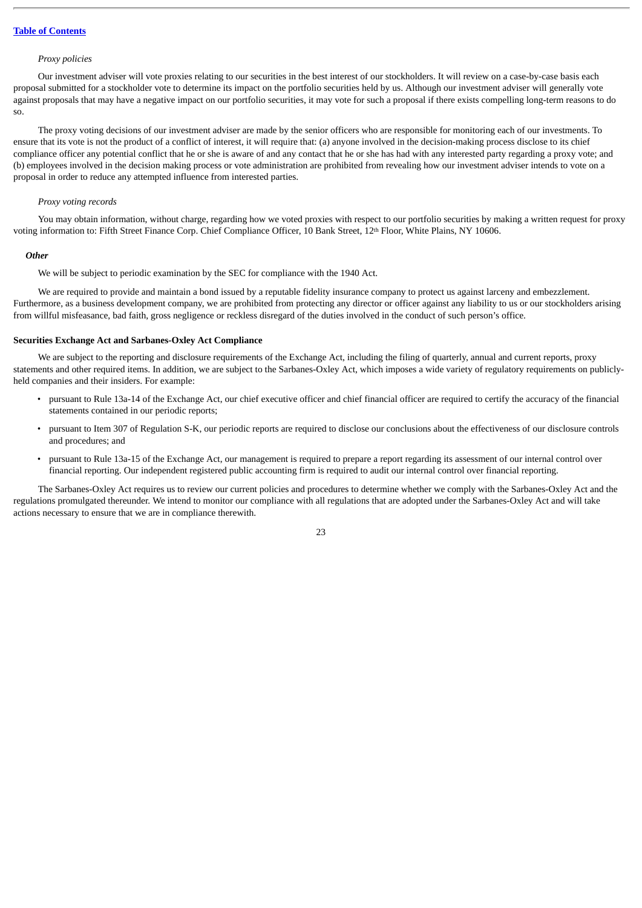*Proxy policies*

Our investment adviser will vote proxies relating to our securities in the best interest of our stockholders. It will review on a case-by-case basis each proposal submitted for a stockholder vote to determine its impact on the portfolio securities held by us. Although our investment adviser will generally vote against proposals that may have a negative impact on our portfolio securities, it may vote for such a proposal if there exists compelling long-term reasons to do so.

The proxy voting decisions of our investment adviser are made by the senior officers who are responsible for monitoring each of our investments. To ensure that its vote is not the product of a conflict of interest, it will require that: (a) anyone involved in the decision-making process disclose to its chief compliance officer any potential conflict that he or she is aware of and any contact that he or she has had with any interested party regarding a proxy vote; and (b) employees involved in the decision making process or vote administration are prohibited from revealing how our investment adviser intends to vote on a proposal in order to reduce any attempted influence from interested parties.

*Proxy voting records*

You may obtain information, without charge, regarding how we voted proxies with respect to our portfolio securities by making a written request for proxy voting information to: Fifth Street Finance Corp. Chief Compliance Officer, 10 Bank Street, 12th Floor, White Plains, NY 10606.

***Other***

We will be subject to periodic examination by the SEC for compliance with the 1940 Act.

We are required to provide and maintain a bond issued by a reputable fidelity insurance company to protect us against larceny and embezzlement. Furthermore, as a business development company, we are prohibited from protecting any director or officer against any liability to us or our stockholders arising from willful misfeasance, bad faith, gross negligence or reckless disregard of the duties involved in the conduct of such person's office.

**Securities Exchange Act and Sarbanes-Oxley Act Compliance**

We are subject to the reporting and disclosure requirements of the Exchange Act, including the filing of quarterly, annual and current reports, proxy statements and other required items. In addition, we are subject to the Sarbanes-Oxley Act, which imposes a wide variety of regulatory requirements on publicly-held companies and their insiders. For example:

- pursuant to Rule 13a-14 of the Exchange Act, our chief executive officer and chief financial officer are required to certify the accuracy of the financial statements contained in our periodic reports;
- pursuant to Item 307 of Regulation S-K, our periodic reports are required to disclose our conclusions about the effectiveness of our disclosure controls and procedures; and
- pursuant to Rule 13a-15 of the Exchange Act, our management is required to prepare a report regarding its assessment of our internal control over financial reporting. Our independent registered public accounting firm is required to audit our internal control over financial reporting.

The Sarbanes-Oxley Act requires us to review our current policies and procedures to determine whether we comply with the Sarbanes-Oxley Act and the regulations promulgated thereunder. We intend to monitor our compliance with all regulations that are adopted under the Sarbanes-Oxley Act and will take actions necessary to ensure that we are in compliance therewith.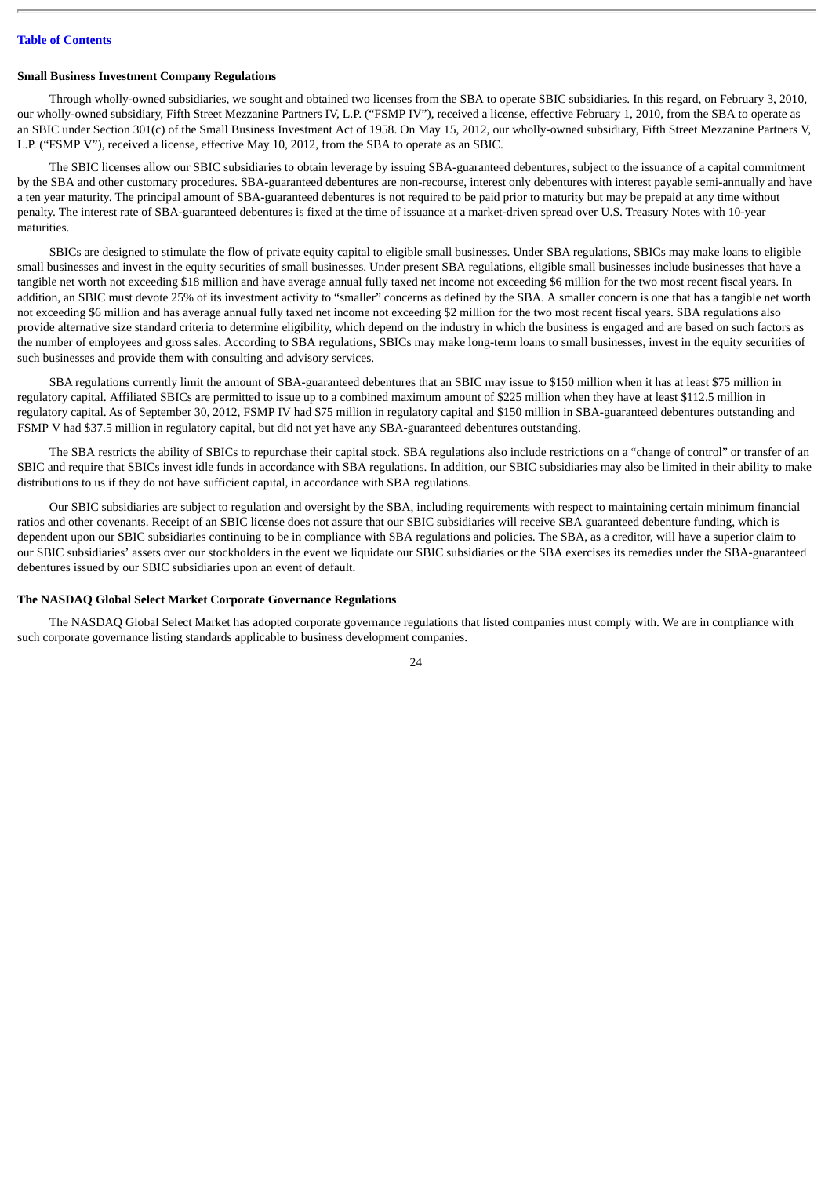#### Small Business Investment Company Regulations

Through wholly-owned subsidiaries, we sought and obtained two licenses from the SBA to operate SBIC subsidiaries. In this regard, on February 3, 2010, our wholly-owned subsidiary, Fifth Street Mezzanine Partners IV, L.P. ("FSMP IV"), received a license, effective February 1, 2010, from the SBA to operate as an SBIC under Section 301(c) of the Small Business Investment Act of 1958. On May 15, 2012, our wholly-owned subsidiary, Fifth Street Mezzanine Partners V, L.P. ("FSMP V"), received a license, effective May 10, 2012, from the SBA to operate as an SBIC.

The SBIC licenses allow our SBIC subsidiaries to obtain leverage by issuing SBA-guaranteed debentures, subject to the issuance of a capital commitment by the SBA and other customary procedures. SBA-guaranteed debentures are non-recourse, interest only debentures with interest payable semi-annually and have a ten year maturity. The principal amount of SBA-guaranteed debentures is not required to be paid prior to maturity but may be prepaid at any time without penalty. The interest rate of SBA-guaranteed debentures is fixed at the time of issuance at a market-driven spread over U.S. Treasury Notes with 10-year maturities.

SBICs are designed to stimulate the flow of private equity capital to eligible small businesses. Under SBA regulations, SBICs may make loans to eligible small businesses and invest in the equity securities of small businesses. Under present SBA regulations, eligible small businesses include businesses that have a tangible net worth not exceeding $18 million and have average annual fully taxed net income not exceeding $6 million for the two most recent fiscal years. In addition, an SBIC must devote 25% of its investment activity to "smaller" concerns as defined by the SBA. A smaller concern is one that has a tangible net worth not exceeding $6 million and has average annual fully taxed net income not exceeding $2 million for the two most recent fiscal years. SBA regulations also provide alternative size standard criteria to determine eligibility, which depend on the industry in which the business is engaged and are based on such factors as the number of employees and gross sales. According to SBA regulations, SBICs may make long-term loans to small businesses, invest in the equity securities of such businesses and provide them with consulting and advisory services.

SBA regulations currently limit the amount of SBA-guaranteed debentures that an SBIC may issue to $150 million when it has at least $75 million in regulatory capital. Affiliated SBICs are permitted to issue up to a combined maximum amount of $225 million when they have at least $112.5 million in regulatory capital. As of September 30, 2012, FSMP IV had $75 million in regulatory capital and $150 million in SBA-guaranteed debentures outstanding and FSMP V had $37.5 million in regulatory capital, but did not yet have any SBA-guaranteed debentures outstanding.

The SBA restricts the ability of SBICs to repurchase their capital stock. SBA regulations also include restrictions on a "change of control" or transfer of an SBIC and require that SBICs invest idle funds in accordance with SBA regulations. In addition, our SBIC subsidiaries may also be limited in their ability to make distributions to us if they do not have sufficient capital, in accordance with SBA regulations.

Our SBIC subsidiaries are subject to regulation and oversight by the SBA, including requirements with respect to maintaining certain minimum financial ratios and other covenants. Receipt of an SBIC license does not assure that our SBIC subsidiaries will receive SBA guaranteed debenture funding, which is dependent upon our SBIC subsidiaries continuing to be in compliance with SBA regulations and policies. The SBA, as a creditor, will have a superior claim to our SBIC subsidiaries' assets over our stockholders in the event we liquidate our SBIC subsidiaries or the SBA exercises its remedies under the SBA-guaranteed debentures issued by our SBIC subsidiaries upon an event of default.

#### The NASDAQ Global Select Market Corporate Governance Regulations

The NASDAQ Global Select Market has adopted corporate governance regulations that listed companies must comply with. We are in compliance with such corporate governance listing standards applicable to business development companies.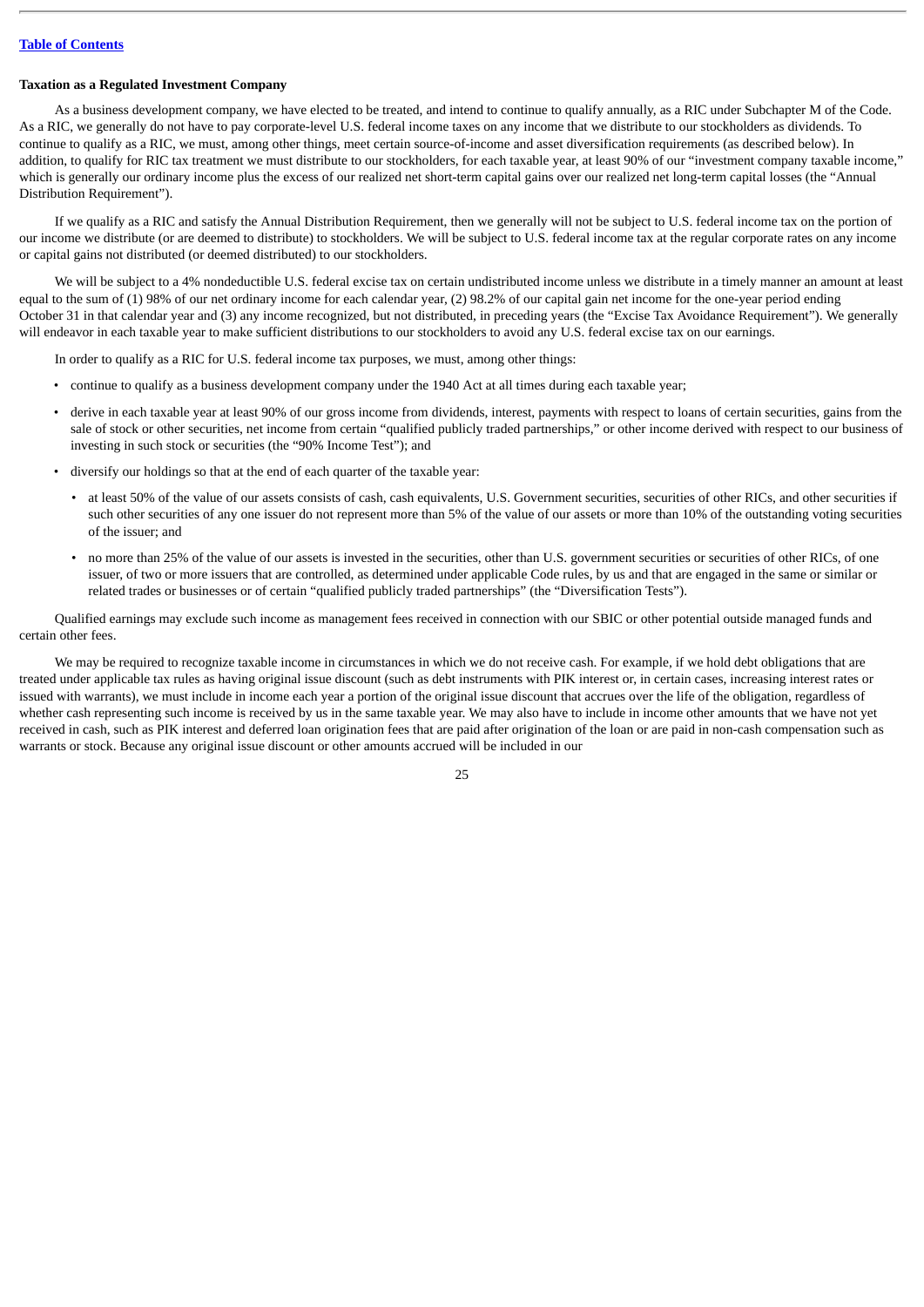**Taxation as a Regulated Investment Company**

As a business development company, we have elected to be treated, and intend to continue to qualify annually, as a RIC under Subchapter M of the Code. As a RIC, we generally do not have to pay corporate-level U.S. federal income taxes on any income that we distribute to our stockholders as dividends. To continue to qualify as a RIC, we must, among other things, meet certain source-of-income and asset diversification requirements (as described below). In addition, to qualify for RIC tax treatment we must distribute to our stockholders, for each taxable year, at least 90% of our "investment company taxable income," which is generally our ordinary income plus the excess of our realized net short-term capital gains over our realized net long-term capital losses (the "Annual Distribution Requirement").

If we qualify as a RIC and satisfy the Annual Distribution Requirement, then we generally will not be subject to U.S. federal income tax on the portion of our income we distribute (or are deemed to distribute) to stockholders. We will be subject to U.S. federal income tax at the regular corporate rates on any income or capital gains not distributed (or deemed distributed) to our stockholders.

We will be subject to a 4% nondeductible U.S. federal excise tax on certain undistributed income unless we distribute in a timely manner an amount at least equal to the sum of (1) 98% of our net ordinary income for each calendar year, (2) 98.2% of our capital gain net income for the one-year period ending October 31 in that calendar year and (3) any income recognized, but not distributed, in preceding years (the "Excise Tax Avoidance Requirement"). We generally will endeavor in each taxable year to make sufficient distributions to our stockholders to avoid any U.S. federal excise tax on our earnings.

In order to qualify as a RIC for U.S. federal income tax purposes, we must, among other things:

- continue to qualify as a business development company under the 1940 Act at all times during each taxable year;
- derive in each taxable year at least 90% of our gross income from dividends, interest, payments with respect to loans of certain securities, gains from the sale of stock or other securities, net income from certain "qualified publicly traded partnerships," or other income derived with respect to our business of investing in such stock or securities (the "90% Income Test"); and
- diversify our holdings so that at the end of each quarter of the taxable year:
  - at least 50% of the value of our assets consists of cash, cash equivalents, U.S. Government securities, securities of other RICs, and other securities if such other securities of any one issuer do not represent more than 5% of the value of our assets or more than 10% of the outstanding voting securities of the issuer; and
  - no more than 25% of the value of our assets is invested in the securities, other than U.S. government securities or securities of other RICs, of one issuer, of two or more issuers that are controlled, as determined under applicable Code rules, by us and that are engaged in the same or similar or related trades or businesses or of certain "qualified publicly traded partnerships" (the "Diversification Tests").

Qualified earnings may exclude such income as management fees received in connection with our SBIC or other potential outside managed funds and certain other fees.

We may be required to recognize taxable income in circumstances in which we do not receive cash. For example, if we hold debt obligations that are treated under applicable tax rules as having original issue discount (such as debt instruments with PIK interest or, in certain cases, increasing interest rates or issued with warrants), we must include in income each year a portion of the original issue discount that accrues over the life of the obligation, regardless of whether cash representing such income is received by us in the same taxable year. We may also have to include in income other amounts that we have not yet received in cash, such as PIK interest and deferred loan origination fees that are paid after origination of the loan or are paid in non-cash compensation such as warrants or stock. Because any original issue discount or other amounts accrued will be included in our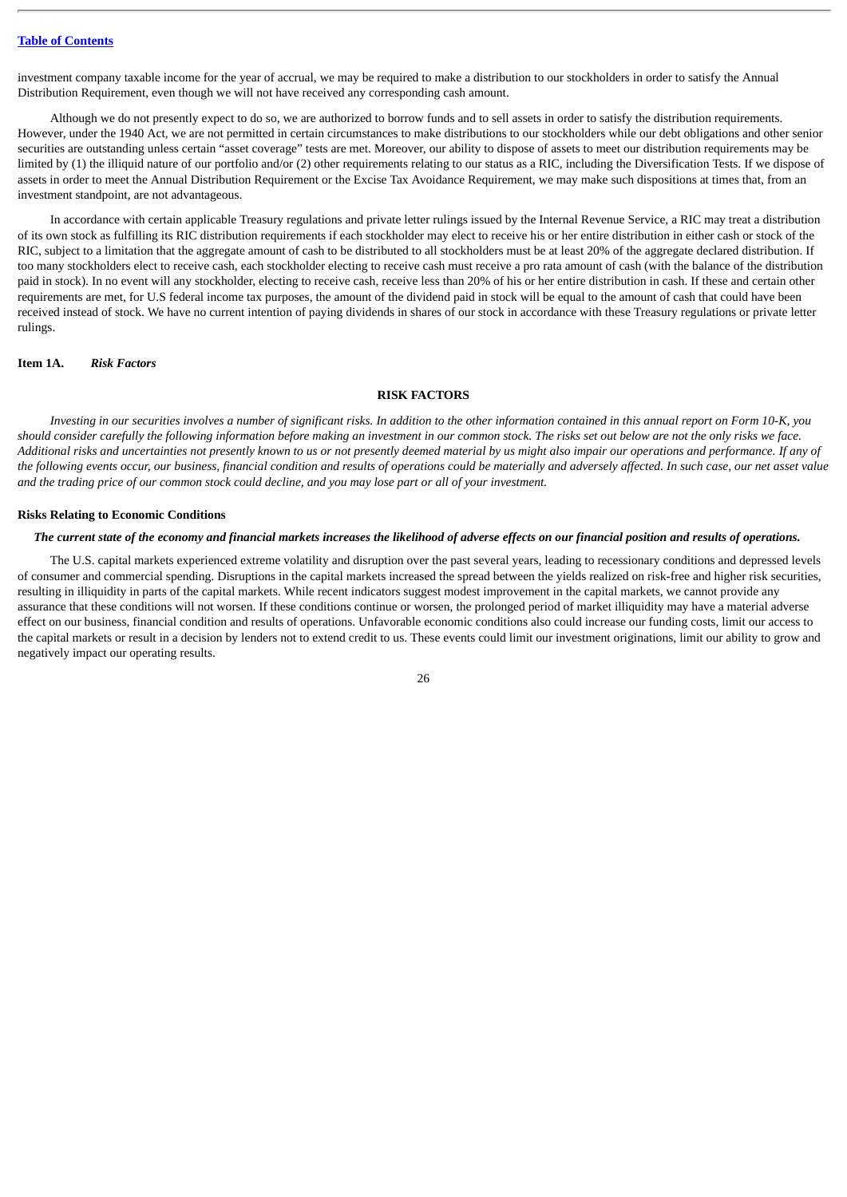investment company taxable income for the year of accrual, we may be required to make a distribution to our stockholders in order to satisfy the Annual Distribution Requirement, even though we will not have received any corresponding cash amount.

Although we do not presently expect to do so, we are authorized to borrow funds and to sell assets in order to satisfy the distribution requirements. However, under the 1940 Act, we are not permitted in certain circumstances to make distributions to our stockholders while our debt obligations and other senior securities are outstanding unless certain "asset coverage" tests are met. Moreover, our ability to dispose of assets to meet our distribution requirements may be limited by (1) the illiquid nature of our portfolio and/or (2) other requirements relating to our status as a RIC, including the Diversification Tests. If we dispose of assets in order to meet the Annual Distribution Requirement or the Excise Tax Avoidance Requirement, we may make such dispositions at times that, from an investment standpoint, are not advantageous.

In accordance with certain applicable Treasury regulations and private letter rulings issued by the Internal Revenue Service, a RIC may treat a distribution of its own stock as fulfilling its RIC distribution requirements if each stockholder may elect to receive his or her entire distribution in either cash or stock of the RIC, subject to a limitation that the aggregate amount of cash to be distributed to all stockholders must be at least 20% of the aggregate declared distribution. If too many stockholders elect to receive cash, each stockholder electing to receive cash must receive a pro rata amount of cash (with the balance of the distribution paid in stock). In no event will any stockholder, electing to receive cash, receive less than 20% of his or her entire distribution in cash. If these and certain other requirements are met, for U.S federal income tax purposes, the amount of the dividend paid in stock will be equal to the amount of cash that could have been received instead of stock. We have no current intention of paying dividends in shares of our stock in accordance with these Treasury regulations or private letter rulings.

## Item 1A. *Risk Factors*

## RISK FACTORS

*Investing in our securities involves a number of significant risks. In addition to the other information contained in this annual report on Form 10-K, you should consider carefully the following information before making an investment in our common stock. The risks set out below are not the only risks we face. Additional risks and uncertainties not presently known to us or not presently deemed material by us might also impair our operations and performance. If any of the following events occur, our business, financial condition and results of operations could be materially and adversely affected. In such case, our net asset value and the trading price of our common stock could decline, and you may lose part or all of your investment.*

### Risks Relating to Economic Conditions

***The current state of the economy and financial markets increases the likelihood of adverse effects on our financial position and results of operations.***

The U.S. capital markets experienced extreme volatility and disruption over the past several years, leading to recessionary conditions and depressed levels of consumer and commercial spending. Disruptions in the capital markets increased the spread between the yields realized on risk-free and higher risk securities, resulting in illiquidity in parts of the capital markets. While recent indicators suggest modest improvement in the capital markets, we cannot provide any assurance that these conditions will not worsen. If these conditions continue or worsen, the prolonged period of market illiquidity may have a material adverse effect on our business, financial condition and results of operations. Unfavorable economic conditions also could increase our funding costs, limit our access to the capital markets or result in a decision by lenders not to extend credit to us. These events could limit our investment originations, limit our ability to grow and negatively impact our operating results.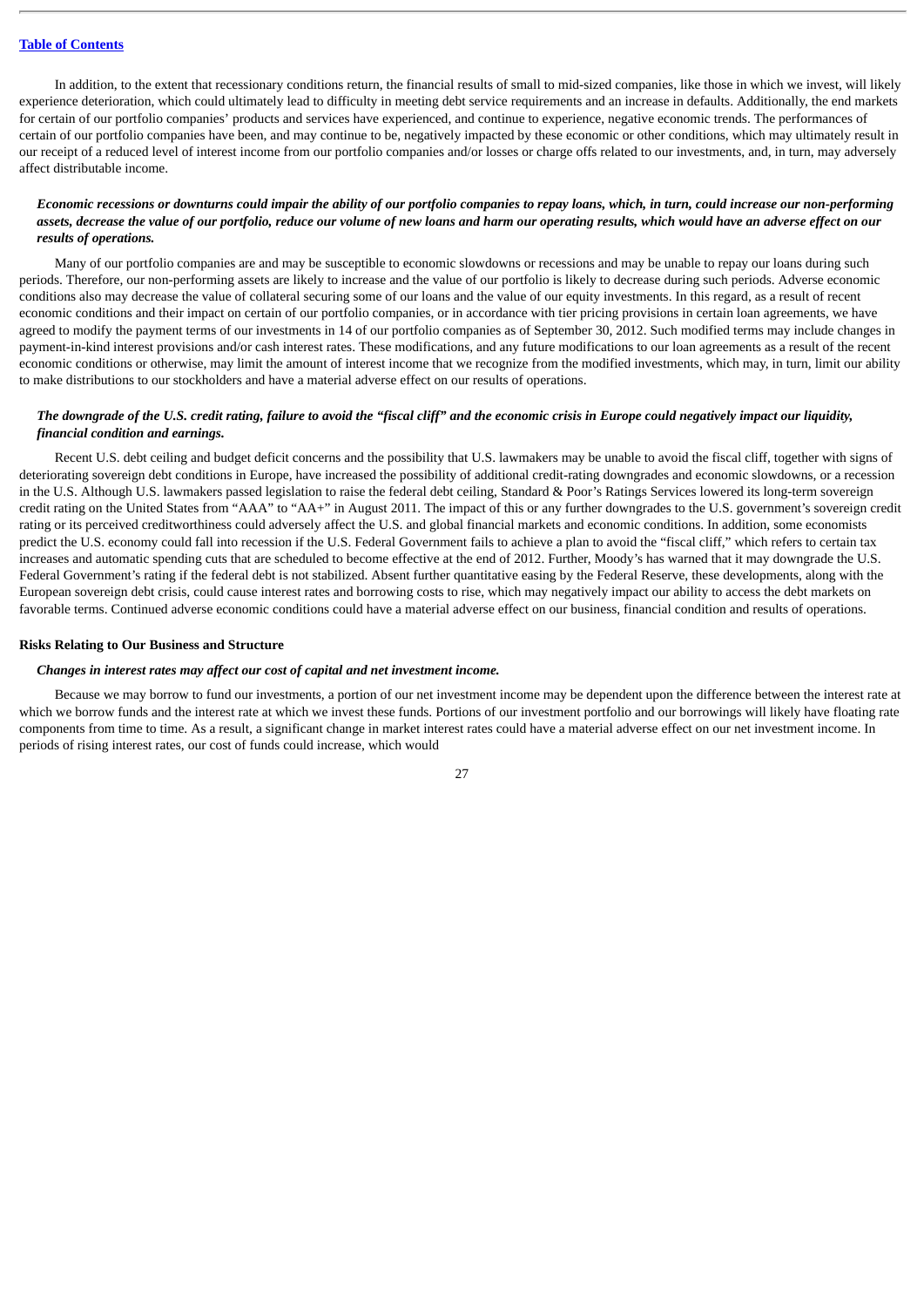In addition, to the extent that recessionary conditions return, the financial results of small to mid-sized companies, like those in which we invest, will likely experience deterioration, which could ultimately lead to difficulty in meeting debt service requirements and an increase in defaults. Additionally, the end markets for certain of our portfolio companies' products and services have experienced, and continue to experience, negative economic trends. The performances of certain of our portfolio companies have been, and may continue to be, negatively impacted by these economic or other conditions, which may ultimately result in our receipt of a reduced level of interest income from our portfolio companies and/or losses or charge offs related to our investments, and, in turn, may adversely affect distributable income.

***Economic recessions or downturns could impair the ability of our portfolio companies to repay loans, which, in turn, could increase our non-performing assets, decrease the value of our portfolio, reduce our volume of new loans and harm our operating results, which would have an adverse effect on our results of operations.***

Many of our portfolio companies are and may be susceptible to economic slowdowns or recessions and may be unable to repay our loans during such periods. Therefore, our non-performing assets are likely to increase and the value of our portfolio is likely to decrease during such periods. Adverse economic conditions also may decrease the value of collateral securing some of our loans and the value of our equity investments. In this regard, as a result of recent economic conditions and their impact on certain of our portfolio companies, or in accordance with tier pricing provisions in certain loan agreements, we have agreed to modify the payment terms of our investments in 14 of our portfolio companies as of September 30, 2012. Such modified terms may include changes in payment-in-kind interest provisions and/or cash interest rates. These modifications, and any future modifications to our loan agreements as a result of the recent economic conditions or otherwise, may limit the amount of interest income that we recognize from the modified investments, which may, in turn, limit our ability to make distributions to our stockholders and have a material adverse effect on our results of operations.

***The downgrade of the U.S. credit rating, failure to avoid the "fiscal cliff" and the economic crisis in Europe could negatively impact our liquidity, financial condition and earnings.***

Recent U.S. debt ceiling and budget deficit concerns and the possibility that U.S. lawmakers may be unable to avoid the fiscal cliff, together with signs of deteriorating sovereign debt conditions in Europe, have increased the possibility of additional credit-rating downgrades and economic slowdowns, or a recession in the U.S. Although U.S. lawmakers passed legislation to raise the federal debt ceiling, Standard & Poor's Ratings Services lowered its long-term sovereign credit rating on the United States from "AAA" to "AA+" in August 2011. The impact of this or any further downgrades to the U.S. government's sovereign credit rating or its perceived creditworthiness could adversely affect the U.S. and global financial markets and economic conditions. In addition, some economists predict the U.S. economy could fall into recession if the U.S. Federal Government fails to achieve a plan to avoid the "fiscal cliff," which refers to certain tax increases and automatic spending cuts that are scheduled to become effective at the end of 2012. Further, Moody's has warned that it may downgrade the U.S. Federal Government's rating if the federal debt is not stabilized. Absent further quantitative easing by the Federal Reserve, these developments, along with the European sovereign debt crisis, could cause interest rates and borrowing costs to rise, which may negatively impact our ability to access the debt markets on favorable terms. Continued adverse economic conditions could have a material adverse effect on our business, financial condition and results of operations.

**Risks Relating to Our Business and Structure**

***Changes in interest rates may affect our cost of capital and net investment income.***

Because we may borrow to fund our investments, a portion of our net investment income may be dependent upon the difference between the interest rate at which we borrow funds and the interest rate at which we invest these funds. Portions of our investment portfolio and our borrowings will likely have floating rate components from time to time. As a result, a significant change in market interest rates could have a material adverse effect on our net investment income. In periods of rising interest rates, our cost of funds could increase, which would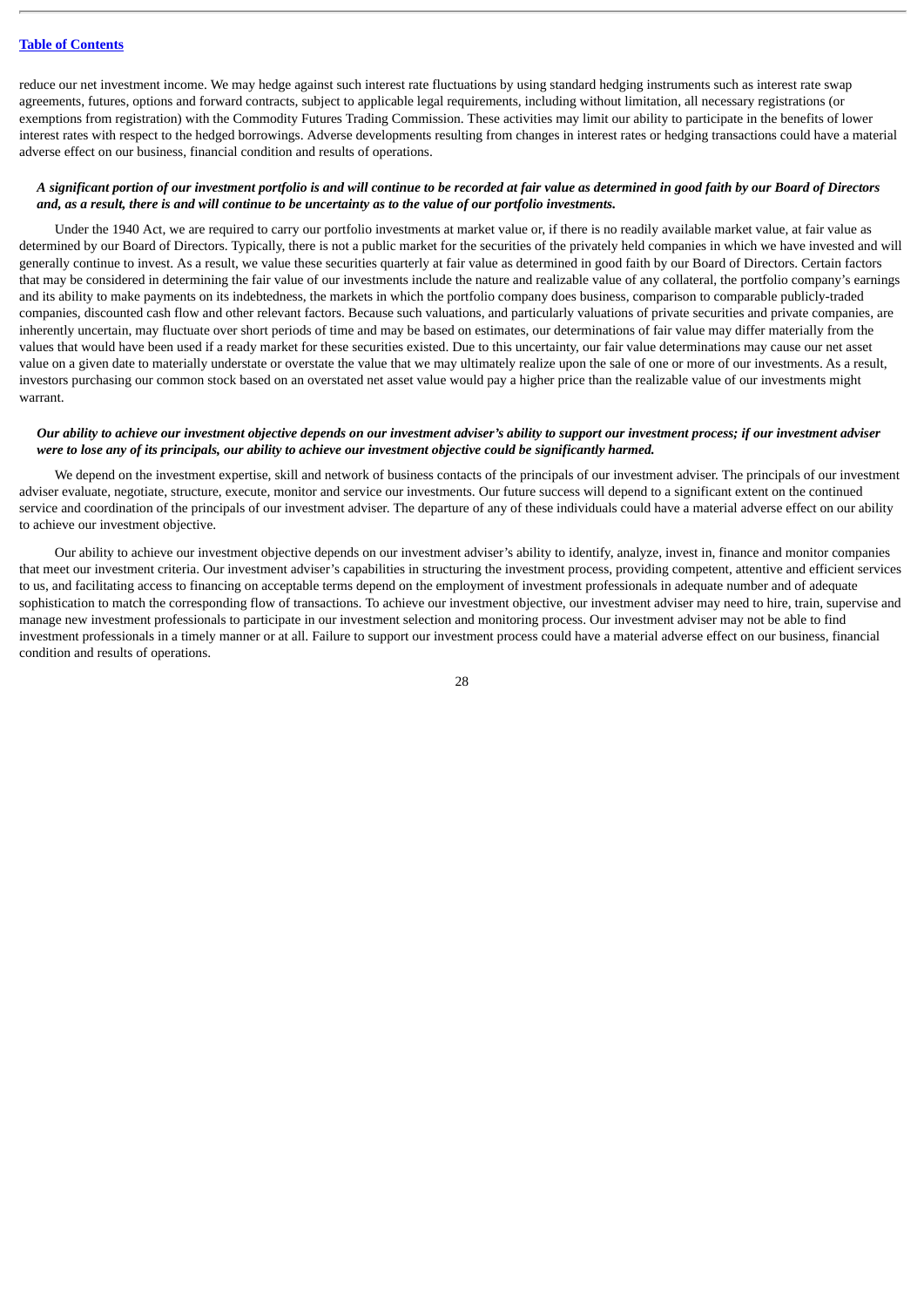reduce our net investment income. We may hedge against such interest rate fluctuations by using standard hedging instruments such as interest rate swap agreements, futures, options and forward contracts, subject to applicable legal requirements, including without limitation, all necessary registrations (or exemptions from registration) with the Commodity Futures Trading Commission. These activities may limit our ability to participate in the benefits of lower interest rates with respect to the hedged borrowings. Adverse developments resulting from changes in interest rates or hedging transactions could have a material adverse effect on our business, financial condition and results of operations.

***A significant portion of our investment portfolio is and will continue to be recorded at fair value as determined in good faith by our Board of Directors and, as a result, there is and will continue to be uncertainty as to the value of our portfolio investments.***

Under the 1940 Act, we are required to carry our portfolio investments at market value or, if there is no readily available market value, at fair value as determined by our Board of Directors. Typically, there is not a public market for the securities of the privately held companies in which we have invested and will generally continue to invest. As a result, we value these securities quarterly at fair value as determined in good faith by our Board of Directors. Certain factors that may be considered in determining the fair value of our investments include the nature and realizable value of any collateral, the portfolio company's earnings and its ability to make payments on its indebtedness, the markets in which the portfolio company does business, comparison to comparable publicly-traded companies, discounted cash flow and other relevant factors. Because such valuations, and particularly valuations of private securities and private companies, are inherently uncertain, may fluctuate over short periods of time and may be based on estimates, our determinations of fair value may differ materially from the values that would have been used if a ready market for these securities existed. Due to this uncertainty, our fair value determinations may cause our net asset value on a given date to materially understate or overstate the value that we may ultimately realize upon the sale of one or more of our investments. As a result, investors purchasing our common stock based on an overstated net asset value would pay a higher price than the realizable value of our investments might warrant.

***Our ability to achieve our investment objective depends on our investment adviser's ability to support our investment process; if our investment adviser were to lose any of its principals, our ability to achieve our investment objective could be significantly harmed.***

We depend on the investment expertise, skill and network of business contacts of the principals of our investment adviser. The principals of our investment adviser evaluate, negotiate, structure, execute, monitor and service our investments. Our future success will depend to a significant extent on the continued service and coordination of the principals of our investment adviser. The departure of any of these individuals could have a material adverse effect on our ability to achieve our investment objective.

Our ability to achieve our investment objective depends on our investment adviser's ability to identify, analyze, invest in, finance and monitor companies that meet our investment criteria. Our investment adviser's capabilities in structuring the investment process, providing competent, attentive and efficient services to us, and facilitating access to financing on acceptable terms depend on the employment of investment professionals in adequate number and of adequate sophistication to match the corresponding flow of transactions. To achieve our investment objective, our investment adviser may need to hire, train, supervise and manage new investment professionals to participate in our investment selection and monitoring process. Our investment adviser may not be able to find investment professionals in a timely manner or at all. Failure to support our investment process could have a material adverse effect on our business, financial condition and results of operations.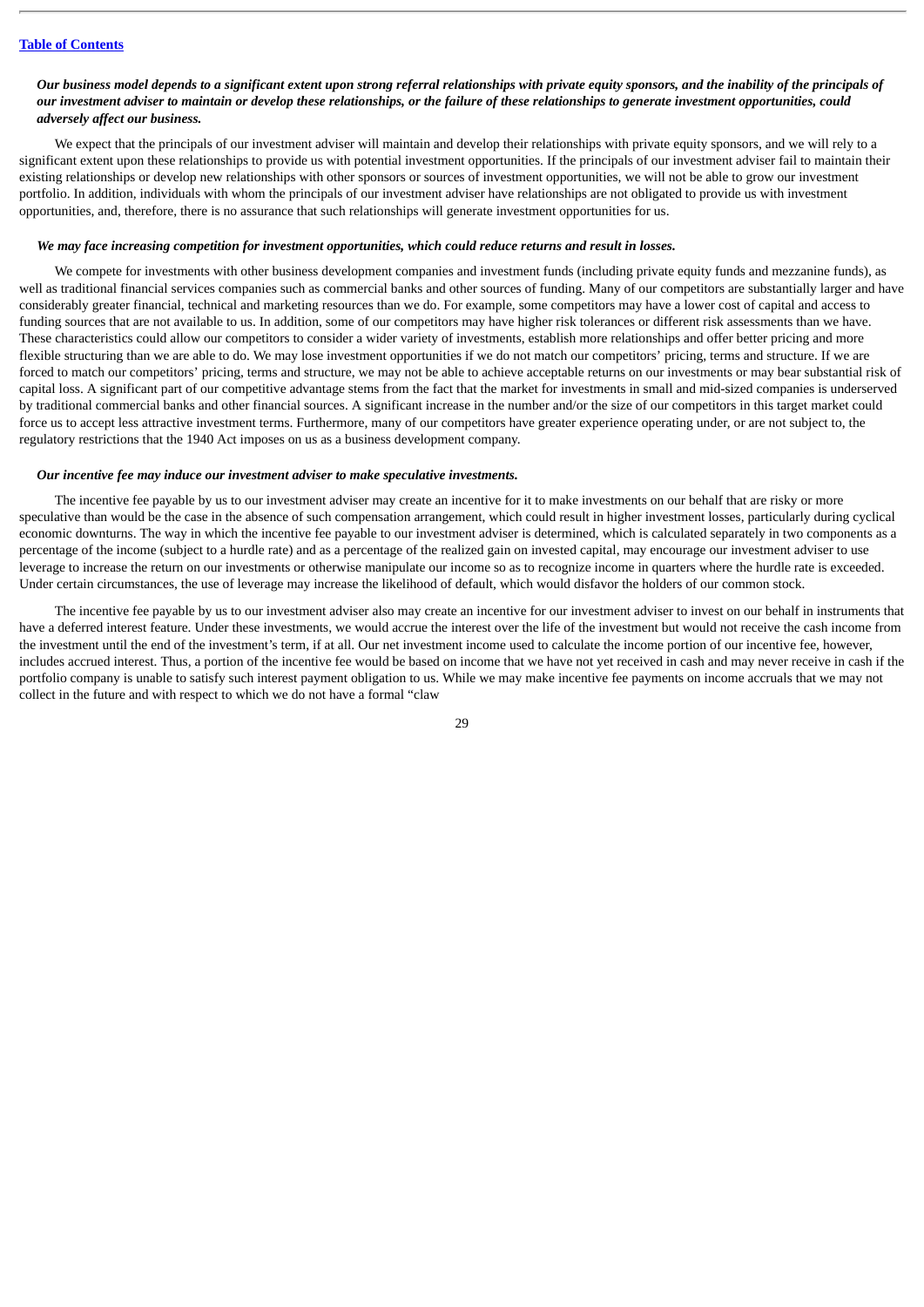***Our business model depends to a significant extent upon strong referral relationships with private equity sponsors, and the inability of the principals of our investment adviser to maintain or develop these relationships, or the failure of these relationships to generate investment opportunities, could adversely affect our business.***

We expect that the principals of our investment adviser will maintain and develop their relationships with private equity sponsors, and we will rely to a significant extent upon these relationships to provide us with potential investment opportunities. If the principals of our investment adviser fail to maintain their existing relationships or develop new relationships with other sponsors or sources of investment opportunities, we will not be able to grow our investment portfolio. In addition, individuals with whom the principals of our investment adviser have relationships are not obligated to provide us with investment opportunities, and, therefore, there is no assurance that such relationships will generate investment opportunities for us.

***We may face increasing competition for investment opportunities, which could reduce returns and result in losses.***

We compete for investments with other business development companies and investment funds (including private equity funds and mezzanine funds), as well as traditional financial services companies such as commercial banks and other sources of funding. Many of our competitors are substantially larger and have considerably greater financial, technical and marketing resources than we do. For example, some competitors may have a lower cost of capital and access to funding sources that are not available to us. In addition, some of our competitors may have higher risk tolerances or different risk assessments than we have. These characteristics could allow our competitors to consider a wider variety of investments, establish more relationships and offer better pricing and more flexible structuring than we are able to do. We may lose investment opportunities if we do not match our competitors' pricing, terms and structure. If we are forced to match our competitors' pricing, terms and structure, we may not be able to achieve acceptable returns on our investments or may bear substantial risk of capital loss. A significant part of our competitive advantage stems from the fact that the market for investments in small and mid-sized companies is underserved by traditional commercial banks and other financial sources. A significant increase in the number and/or the size of our competitors in this target market could force us to accept less attractive investment terms. Furthermore, many of our competitors have greater experience operating under, or are not subject to, the regulatory restrictions that the 1940 Act imposes on us as a business development company.

***Our incentive fee may induce our investment adviser to make speculative investments.***

The incentive fee payable by us to our investment adviser may create an incentive for it to make investments on our behalf that are risky or more speculative than would be the case in the absence of such compensation arrangement, which could result in higher investment losses, particularly during cyclical economic downturns. The way in which the incentive fee payable to our investment adviser is determined, which is calculated separately in two components as a percentage of the income (subject to a hurdle rate) and as a percentage of the realized gain on invested capital, may encourage our investment adviser to use leverage to increase the return on our investments or otherwise manipulate our income so as to recognize income in quarters where the hurdle rate is exceeded. Under certain circumstances, the use of leverage may increase the likelihood of default, which would disfavor the holders of our common stock.

The incentive fee payable by us to our investment adviser also may create an incentive for our investment adviser to invest on our behalf in instruments that have a deferred interest feature. Under these investments, we would accrue the interest over the life of the investment but would not receive the cash income from the investment until the end of the investment's term, if at all. Our net investment income used to calculate the income portion of our incentive fee, however, includes accrued interest. Thus, a portion of the incentive fee would be based on income that we have not yet received in cash and may never receive in cash if the portfolio company is unable to satisfy such interest payment obligation to us. While we may make incentive fee payments on income accruals that we may not collect in the future and with respect to which we do not have a formal "claw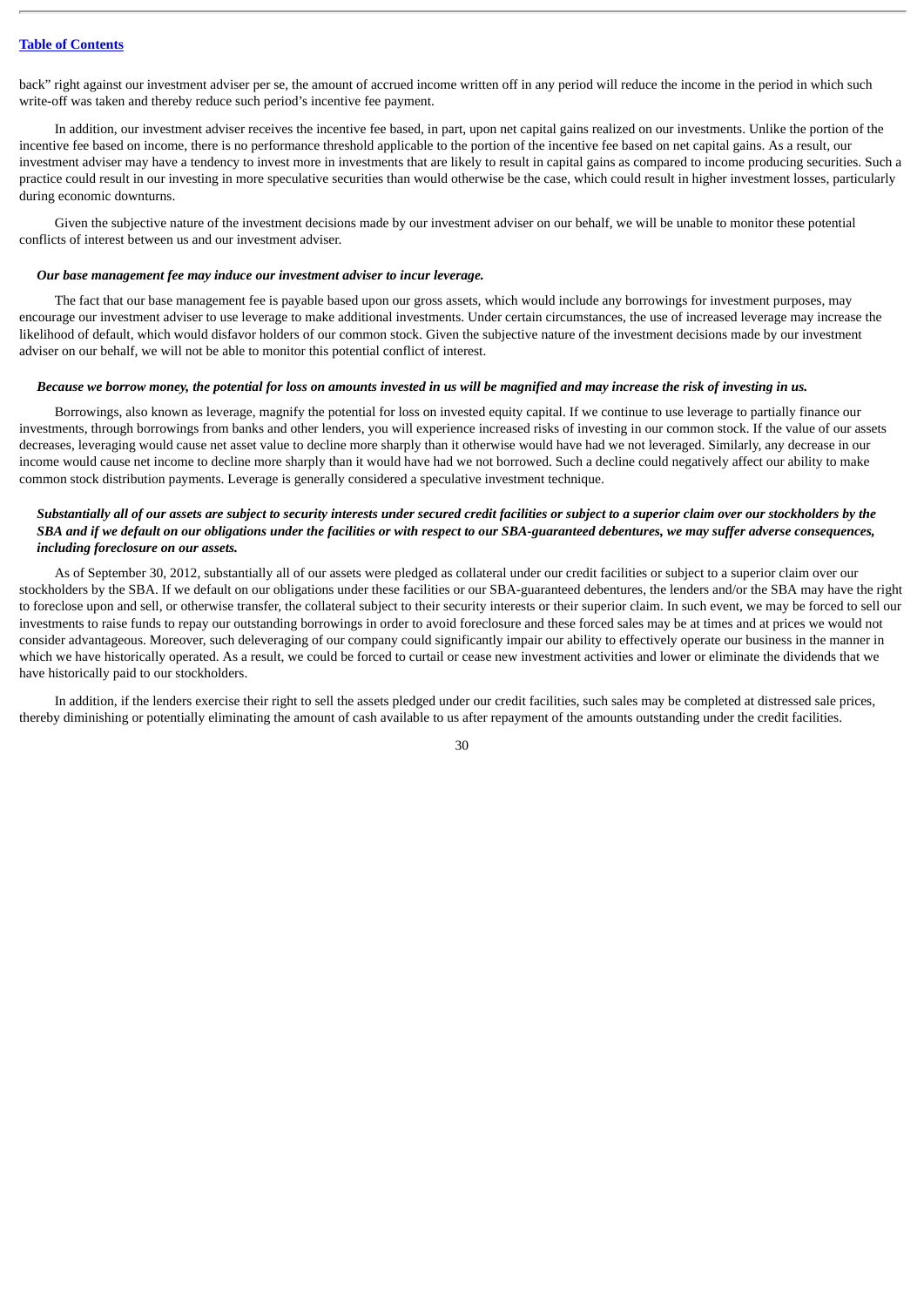back" right against our investment adviser per se, the amount of accrued income written off in any period will reduce the income in the period in which such write-off was taken and thereby reduce such period's incentive fee payment.

In addition, our investment adviser receives the incentive fee based, in part, upon net capital gains realized on our investments. Unlike the portion of the incentive fee based on income, there is no performance threshold applicable to the portion of the incentive fee based on net capital gains. As a result, our investment adviser may have a tendency to invest more in investments that are likely to result in capital gains as compared to income producing securities. Such a practice could result in our investing in more speculative securities than would otherwise be the case, which could result in higher investment losses, particularly during economic downturns.

Given the subjective nature of the investment decisions made by our investment adviser on our behalf, we will be unable to monitor these potential conflicts of interest between us and our investment adviser.

***Our base management fee may induce our investment adviser to incur leverage.***

The fact that our base management fee is payable based upon our gross assets, which would include any borrowings for investment purposes, may encourage our investment adviser to use leverage to make additional investments. Under certain circumstances, the use of increased leverage may increase the likelihood of default, which would disfavor holders of our common stock. Given the subjective nature of the investment decisions made by our investment adviser on our behalf, we will not be able to monitor this potential conflict of interest.

***Because we borrow money, the potential for loss on amounts invested in us will be magnified and may increase the risk of investing in us.***

Borrowings, also known as leverage, magnify the potential for loss on invested equity capital. If we continue to use leverage to partially finance our investments, through borrowings from banks and other lenders, you will experience increased risks of investing in our common stock. If the value of our assets decreases, leveraging would cause net asset value to decline more sharply than it otherwise would have had we not leveraged. Similarly, any decrease in our income would cause net income to decline more sharply than it would have had we not borrowed. Such a decline could negatively affect our ability to make common stock distribution payments. Leverage is generally considered a speculative investment technique.

***Substantially all of our assets are subject to security interests under secured credit facilities or subject to a superior claim over our stockholders by the SBA and if we default on our obligations under the facilities or with respect to our SBA-guaranteed debentures, we may suffer adverse consequences, including foreclosure on our assets.***

As of September 30, 2012, substantially all of our assets were pledged as collateral under our credit facilities or subject to a superior claim over our stockholders by the SBA. If we default on our obligations under these facilities or our SBA-guaranteed debentures, the lenders and/or the SBA may have the right to foreclose upon and sell, or otherwise transfer, the collateral subject to their security interests or their superior claim. In such event, we may be forced to sell our investments to raise funds to repay our outstanding borrowings in order to avoid foreclosure and these forced sales may be at times and at prices we would not consider advantageous. Moreover, such deleveraging of our company could significantly impair our ability to effectively operate our business in the manner in which we have historically operated. As a result, we could be forced to curtail or cease new investment activities and lower or eliminate the dividends that we have historically paid to our stockholders.

In addition, if the lenders exercise their right to sell the assets pledged under our credit facilities, such sales may be completed at distressed sale prices, thereby diminishing or potentially eliminating the amount of cash available to us after repayment of the amounts outstanding under the credit facilities.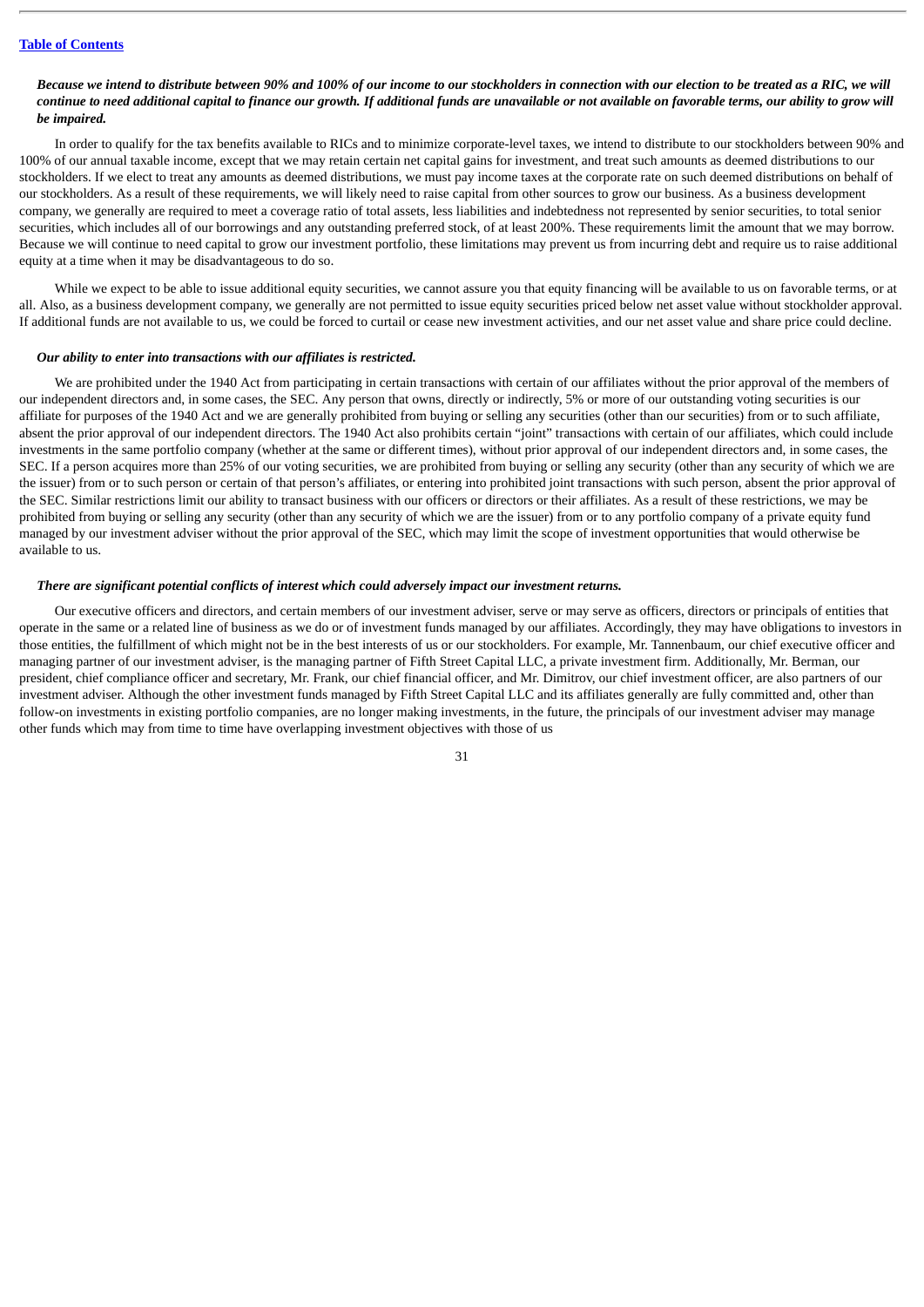***Because we intend to distribute between 90% and 100% of our income to our stockholders in connection with our election to be treated as a RIC, we will continue to need additional capital to finance our growth. If additional funds are unavailable or not available on favorable terms, our ability to grow will be impaired.***

In order to qualify for the tax benefits available to RICs and to minimize corporate-level taxes, we intend to distribute to our stockholders between 90% and 100% of our annual taxable income, except that we may retain certain net capital gains for investment, and treat such amounts as deemed distributions to our stockholders. If we elect to treat any amounts as deemed distributions, we must pay income taxes at the corporate rate on such deemed distributions on behalf of our stockholders. As a result of these requirements, we will likely need to raise capital from other sources to grow our business. As a business development company, we generally are required to meet a coverage ratio of total assets, less liabilities and indebtedness not represented by senior securities, to total senior securities, which includes all of our borrowings and any outstanding preferred stock, of at least 200%. These requirements limit the amount that we may borrow. Because we will continue to need capital to grow our investment portfolio, these limitations may prevent us from incurring debt and require us to raise additional equity at a time when it may be disadvantageous to do so.

While we expect to be able to issue additional equity securities, we cannot assure you that equity financing will be available to us on favorable terms, or at all. Also, as a business development company, we generally are not permitted to issue equity securities priced below net asset value without stockholder approval. If additional funds are not available to us, we could be forced to curtail or cease new investment activities, and our net asset value and share price could decline.

***Our ability to enter into transactions with our affiliates is restricted.***

We are prohibited under the 1940 Act from participating in certain transactions with certain of our affiliates without the prior approval of the members of our independent directors and, in some cases, the SEC. Any person that owns, directly or indirectly, 5% or more of our outstanding voting securities is our affiliate for purposes of the 1940 Act and we are generally prohibited from buying or selling any securities (other than our securities) from or to such affiliate, absent the prior approval of our independent directors. The 1940 Act also prohibits certain "joint" transactions with certain of our affiliates, which could include investments in the same portfolio company (whether at the same or different times), without prior approval of our independent directors and, in some cases, the SEC. If a person acquires more than 25% of our voting securities, we are prohibited from buying or selling any security (other than any security of which we are the issuer) from or to such person or certain of that person's affiliates, or entering into prohibited joint transactions with such person, absent the prior approval of the SEC. Similar restrictions limit our ability to transact business with our officers or directors or their affiliates. As a result of these restrictions, we may be prohibited from buying or selling any security (other than any security of which we are the issuer) from or to any portfolio company of a private equity fund managed by our investment adviser without the prior approval of the SEC, which may limit the scope of investment opportunities that would otherwise be available to us.

***There are significant potential conflicts of interest which could adversely impact our investment returns.***

Our executive officers and directors, and certain members of our investment adviser, serve or may serve as officers, directors or principals of entities that operate in the same or a related line of business as we do or of investment funds managed by our affiliates. Accordingly, they may have obligations to investors in those entities, the fulfillment of which might not be in the best interests of us or our stockholders. For example, Mr. Tannenbaum, our chief executive officer and managing partner of our investment adviser, is the managing partner of Fifth Street Capital LLC, a private investment firm. Additionally, Mr. Berman, our president, chief compliance officer and secretary, Mr. Frank, our chief financial officer, and Mr. Dimitrov, our chief investment officer, are also partners of our investment adviser. Although the other investment funds managed by Fifth Street Capital LLC and its affiliates generally are fully committed and, other than follow-on investments in existing portfolio companies, are no longer making investments, in the future, the principals of our investment adviser may manage other funds which may from time to time have overlapping investment objectives with those of us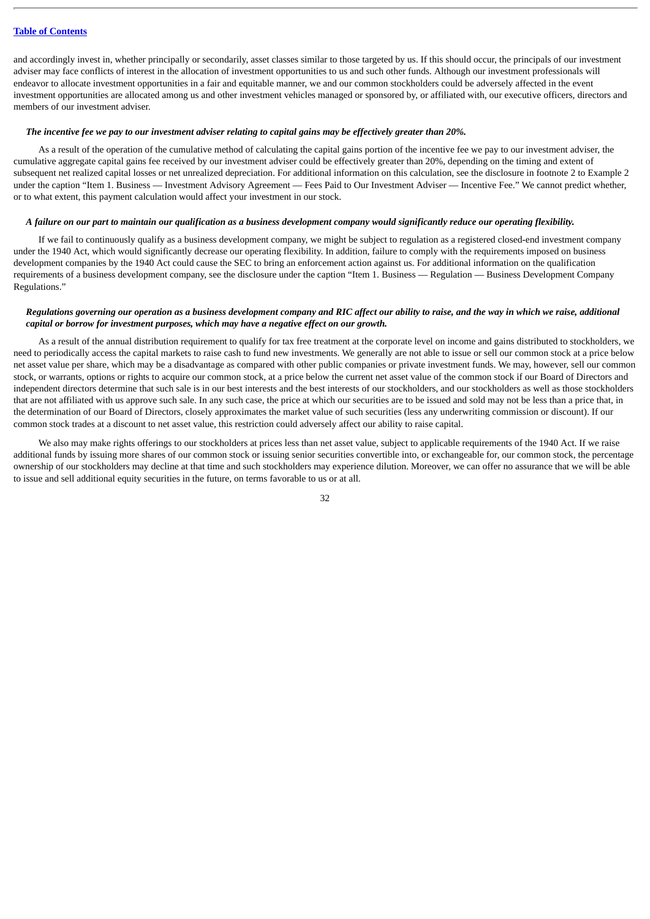and accordingly invest in, whether principally or secondarily, asset classes similar to those targeted by us. If this should occur, the principals of our investment adviser may face conflicts of interest in the allocation of investment opportunities to us and such other funds. Although our investment professionals will endeavor to allocate investment opportunities in a fair and equitable manner, we and our common stockholders could be adversely affected in the event investment opportunities are allocated among us and other investment vehicles managed or sponsored by, or affiliated with, our executive officers, directors and members of our investment adviser.

***The incentive fee we pay to our investment adviser relating to capital gains may be effectively greater than 20%.***

As a result of the operation of the cumulative method of calculating the capital gains portion of the incentive fee we pay to our investment adviser, the cumulative aggregate capital gains fee received by our investment adviser could be effectively greater than 20%, depending on the timing and extent of subsequent net realized capital losses or net unrealized depreciation. For additional information on this calculation, see the disclosure in footnote 2 to Example 2 under the caption "Item 1. Business — Investment Advisory Agreement — Fees Paid to Our Investment Adviser — Incentive Fee." We cannot predict whether, or to what extent, this payment calculation would affect your investment in our stock.

***A failure on our part to maintain our qualification as a business development company would significantly reduce our operating flexibility.***

If we fail to continuously qualify as a business development company, we might be subject to regulation as a registered closed-end investment company under the 1940 Act, which would significantly decrease our operating flexibility. In addition, failure to comply with the requirements imposed on business development companies by the 1940 Act could cause the SEC to bring an enforcement action against us. For additional information on the qualification requirements of a business development company, see the disclosure under the caption "Item 1. Business — Regulation — Business Development Company Regulations."

***Regulations governing our operation as a business development company and RIC affect our ability to raise, and the way in which we raise, additional capital or borrow for investment purposes, which may have a negative effect on our growth.***

As a result of the annual distribution requirement to qualify for tax free treatment at the corporate level on income and gains distributed to stockholders, we need to periodically access the capital markets to raise cash to fund new investments. We generally are not able to issue or sell our common stock at a price below net asset value per share, which may be a disadvantage as compared with other public companies or private investment funds. We may, however, sell our common stock, or warrants, options or rights to acquire our common stock, at a price below the current net asset value of the common stock if our Board of Directors and independent directors determine that such sale is in our best interests and the best interests of our stockholders, and our stockholders as well as those stockholders that are not affiliated with us approve such sale. In any such case, the price at which our securities are to be issued and sold may not be less than a price that, in the determination of our Board of Directors, closely approximates the market value of such securities (less any underwriting commission or discount). If our common stock trades at a discount to net asset value, this restriction could adversely affect our ability to raise capital.

We also may make rights offerings to our stockholders at prices less than net asset value, subject to applicable requirements of the 1940 Act. If we raise additional funds by issuing more shares of our common stock or issuing senior securities convertible into, or exchangeable for, our common stock, the percentage ownership of our stockholders may decline at that time and such stockholders may experience dilution. Moreover, we can offer no assurance that we will be able to issue and sell additional equity securities in the future, on terms favorable to us or at all.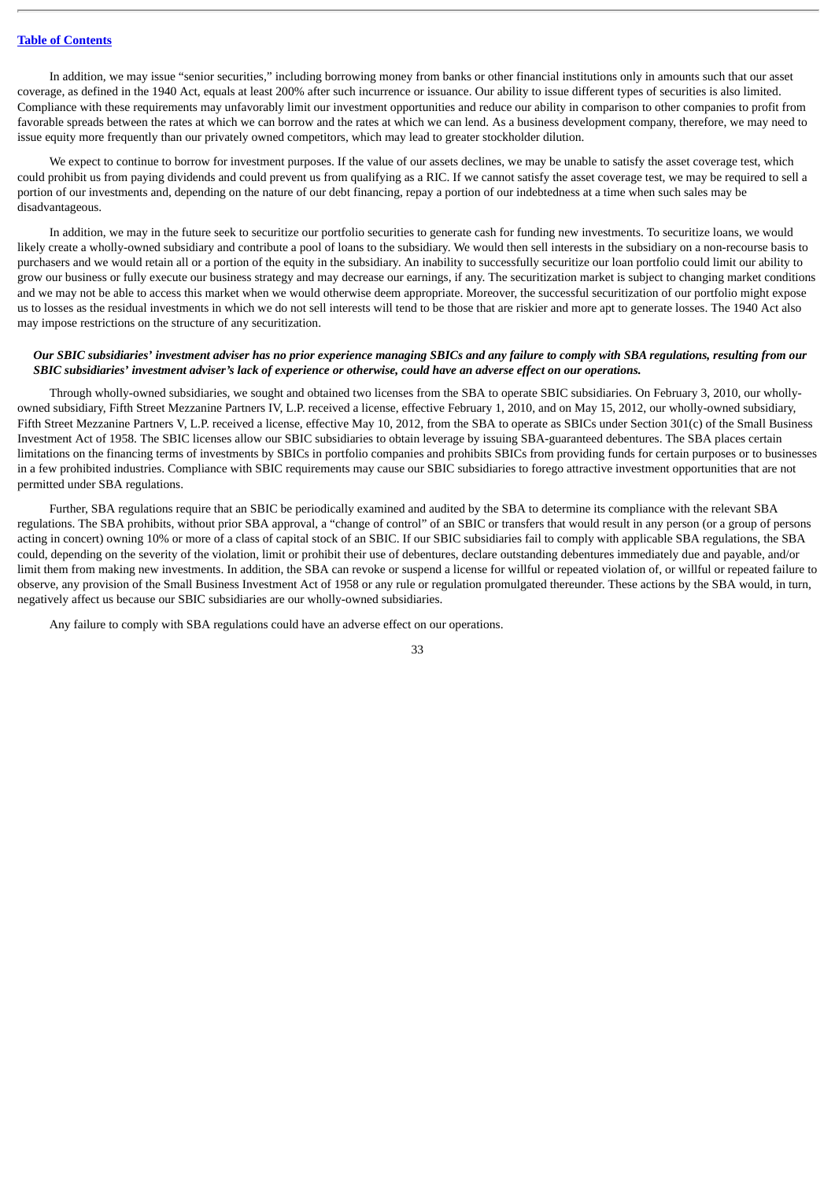In addition, we may issue "senior securities," including borrowing money from banks or other financial institutions only in amounts such that our asset coverage, as defined in the 1940 Act, equals at least 200% after such incurrence or issuance. Our ability to issue different types of securities is also limited. Compliance with these requirements may unfavorably limit our investment opportunities and reduce our ability in comparison to other companies to profit from favorable spreads between the rates at which we can borrow and the rates at which we can lend. As a business development company, therefore, we may need to issue equity more frequently than our privately owned competitors, which may lead to greater stockholder dilution.

We expect to continue to borrow for investment purposes. If the value of our assets declines, we may be unable to satisfy the asset coverage test, which could prohibit us from paying dividends and could prevent us from qualifying as a RIC. If we cannot satisfy the asset coverage test, we may be required to sell a portion of our investments and, depending on the nature of our debt financing, repay a portion of our indebtedness at a time when such sales may be disadvantageous.

In addition, we may in the future seek to securitize our portfolio securities to generate cash for funding new investments. To securitize loans, we would likely create a wholly-owned subsidiary and contribute a pool of loans to the subsidiary. We would then sell interests in the subsidiary on a non-recourse basis to purchasers and we would retain all or a portion of the equity in the subsidiary. An inability to successfully securitize our loan portfolio could limit our ability to grow our business or fully execute our business strategy and may decrease our earnings, if any. The securitization market is subject to changing market conditions and we may not be able to access this market when we would otherwise deem appropriate. Moreover, the successful securitization of our portfolio might expose us to losses as the residual investments in which we do not sell interests will tend to be those that are riskier and more apt to generate losses. The 1940 Act also may impose restrictions on the structure of any securitization.

***Our SBIC subsidiaries' investment adviser has no prior experience managing SBICs and any failure to comply with SBA regulations, resulting from our SBIC subsidiaries' investment adviser's lack of experience or otherwise, could have an adverse effect on our operations.***

Through wholly-owned subsidiaries, we sought and obtained two licenses from the SBA to operate SBIC subsidiaries. On February 3, 2010, our wholly-owned subsidiary, Fifth Street Mezzanine Partners IV, L.P. received a license, effective February 1, 2010, and on May 15, 2012, our wholly-owned subsidiary, Fifth Street Mezzanine Partners V, L.P. received a license, effective May 10, 2012, from the SBA to operate as SBICs under Section 301(c) of the Small Business Investment Act of 1958. The SBIC licenses allow our SBIC subsidiaries to obtain leverage by issuing SBA-guaranteed debentures. The SBA places certain limitations on the financing terms of investments by SBICs in portfolio companies and prohibits SBICs from providing funds for certain purposes or to businesses in a few prohibited industries. Compliance with SBIC requirements may cause our SBIC subsidiaries to forego attractive investment opportunities that are not permitted under SBA regulations.

Further, SBA regulations require that an SBIC be periodically examined and audited by the SBA to determine its compliance with the relevant SBA regulations. The SBA prohibits, without prior SBA approval, a "change of control" of an SBIC or transfers that would result in any person (or a group of persons acting in concert) owning 10% or more of a class of capital stock of an SBIC. If our SBIC subsidiaries fail to comply with applicable SBA regulations, the SBA could, depending on the severity of the violation, limit or prohibit their use of debentures, declare outstanding debentures immediately due and payable, and/or limit them from making new investments. In addition, the SBA can revoke or suspend a license for willful or repeated violation of, or willful or repeated failure to observe, any provision of the Small Business Investment Act of 1958 or any rule or regulation promulgated thereunder. These actions by the SBA would, in turn, negatively affect us because our SBIC subsidiaries are our wholly-owned subsidiaries.

Any failure to comply with SBA regulations could have an adverse effect on our operations.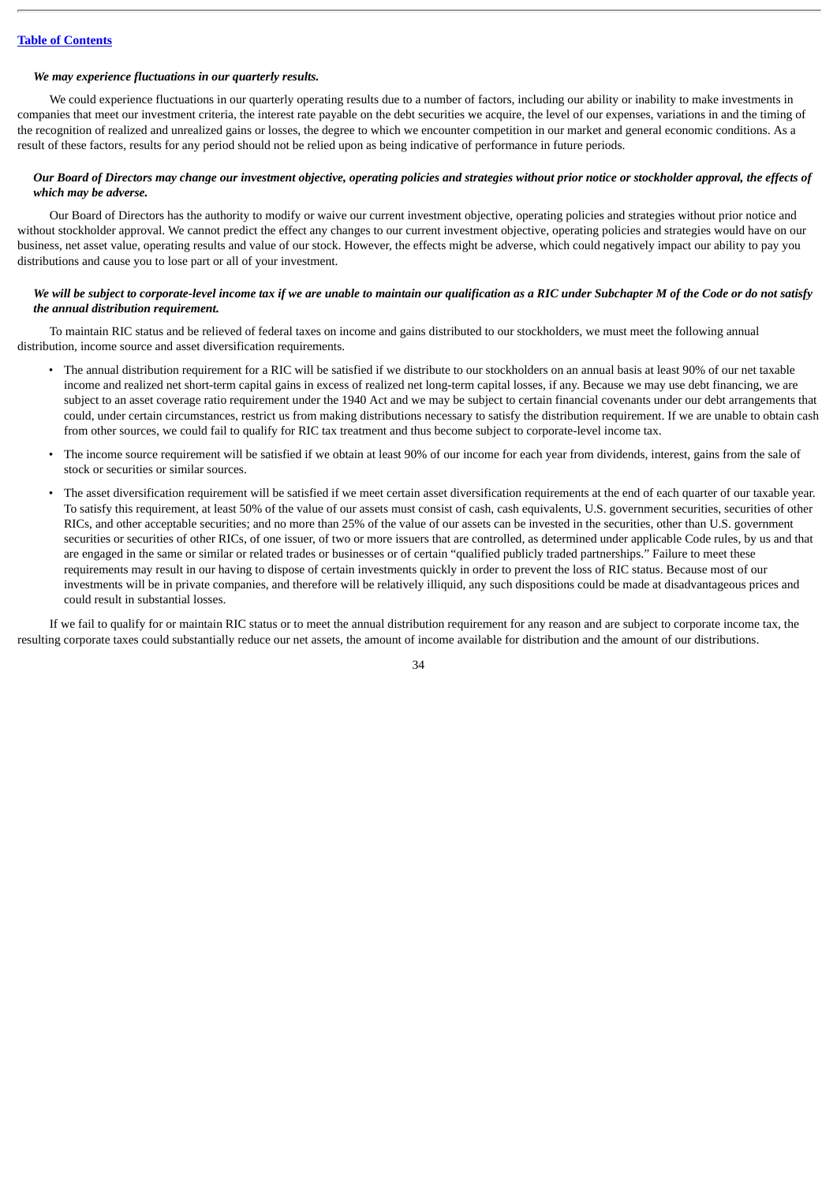***We may experience fluctuations in our quarterly results.***

We could experience fluctuations in our quarterly operating results due to a number of factors, including our ability or inability to make investments in companies that meet our investment criteria, the interest rate payable on the debt securities we acquire, the level of our expenses, variations in and the timing of the recognition of realized and unrealized gains or losses, the degree to which we encounter competition in our market and general economic conditions. As a result of these factors, results for any period should not be relied upon as being indicative of performance in future periods.

***Our Board of Directors may change our investment objective, operating policies and strategies without prior notice or stockholder approval, the effects of which may be adverse.***

Our Board of Directors has the authority to modify or waive our current investment objective, operating policies and strategies without prior notice and without stockholder approval. We cannot predict the effect any changes to our current investment objective, operating policies and strategies would have on our business, net asset value, operating results and value of our stock. However, the effects might be adverse, which could negatively impact our ability to pay you distributions and cause you to lose part or all of your investment.

***We will be subject to corporate-level income tax if we are unable to maintain our qualification as a RIC under Subchapter M of the Code or do not satisfy the annual distribution requirement.***

To maintain RIC status and be relieved of federal taxes on income and gains distributed to our stockholders, we must meet the following annual distribution, income source and asset diversification requirements.

- The annual distribution requirement for a RIC will be satisfied if we distribute to our stockholders on an annual basis at least 90% of our net taxable income and realized net short-term capital gains in excess of realized net long-term capital losses, if any. Because we may use debt financing, we are subject to an asset coverage ratio requirement under the 1940 Act and we may be subject to certain financial covenants under our debt arrangements that could, under certain circumstances, restrict us from making distributions necessary to satisfy the distribution requirement. If we are unable to obtain cash from other sources, we could fail to qualify for RIC tax treatment and thus become subject to corporate-level income tax.
- The income source requirement will be satisfied if we obtain at least 90% of our income for each year from dividends, interest, gains from the sale of stock or securities or similar sources.
- The asset diversification requirement will be satisfied if we meet certain asset diversification requirements at the end of each quarter of our taxable year. To satisfy this requirement, at least 50% of the value of our assets must consist of cash, cash equivalents, U.S. government securities, securities of other RICs, and other acceptable securities; and no more than 25% of the value of our assets can be invested in the securities, other than U.S. government securities or securities of other RICs, of one issuer, of two or more issuers that are controlled, as determined under applicable Code rules, by us and that are engaged in the same or similar or related trades or businesses or of certain "qualified publicly traded partnerships." Failure to meet these requirements may result in our having to dispose of certain investments quickly in order to prevent the loss of RIC status. Because most of our investments will be in private companies, and therefore will be relatively illiquid, any such dispositions could be made at disadvantageous prices and could result in substantial losses.

If we fail to qualify for or maintain RIC status or to meet the annual distribution requirement for any reason and are subject to corporate income tax, the resulting corporate taxes could substantially reduce our net assets, the amount of income available for distribution and the amount of our distributions.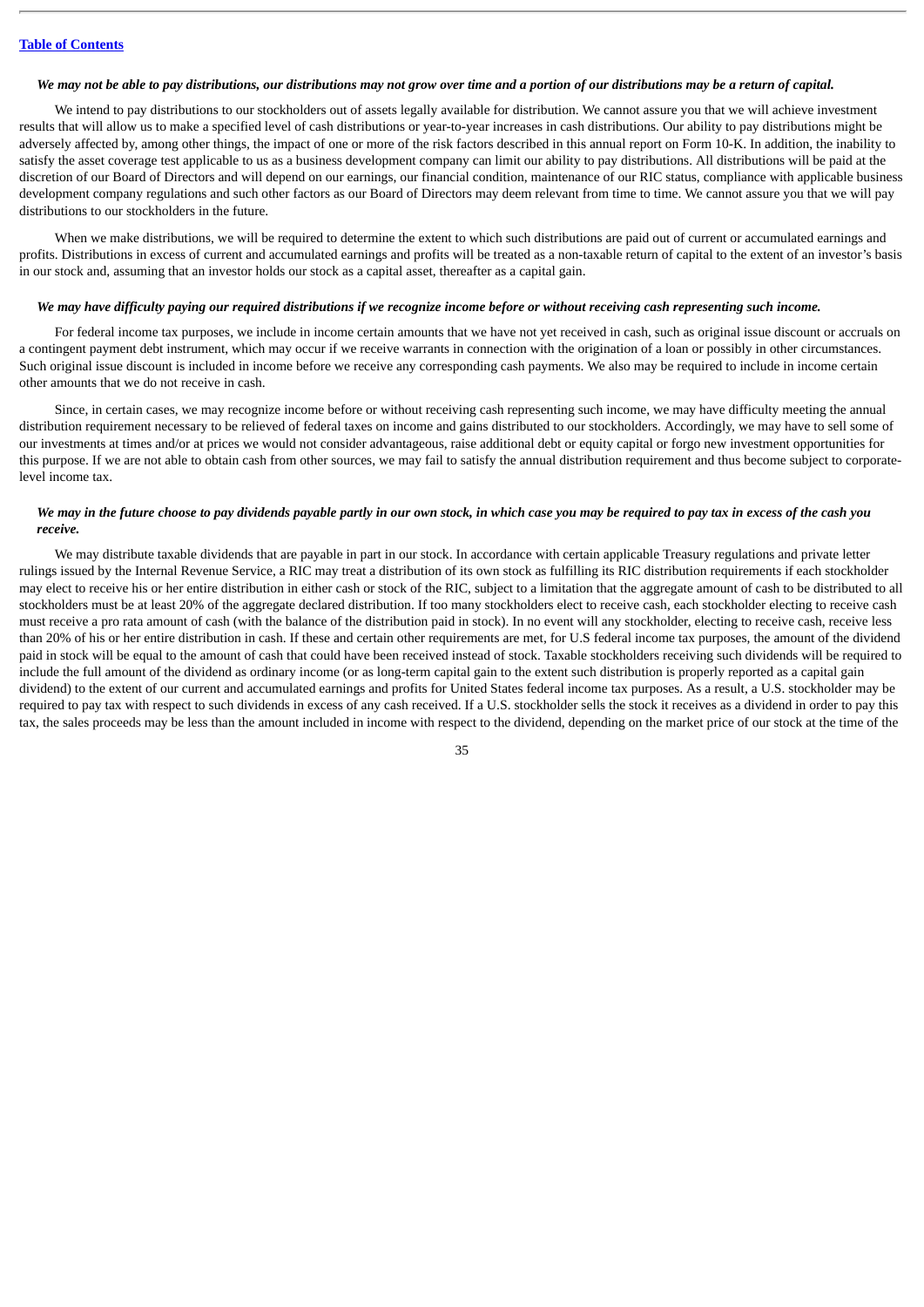***We may not be able to pay distributions, our distributions may not grow over time and a portion of our distributions may be a return of capital.***

We intend to pay distributions to our stockholders out of assets legally available for distribution. We cannot assure you that we will achieve investment results that will allow us to make a specified level of cash distributions or year-to-year increases in cash distributions. Our ability to pay distributions might be adversely affected by, among other things, the impact of one or more of the risk factors described in this annual report on Form 10-K. In addition, the inability to satisfy the asset coverage test applicable to us as a business development company can limit our ability to pay distributions. All distributions will be paid at the discretion of our Board of Directors and will depend on our earnings, our financial condition, maintenance of our RIC status, compliance with applicable business development company regulations and such other factors as our Board of Directors may deem relevant from time to time. We cannot assure you that we will pay distributions to our stockholders in the future.

When we make distributions, we will be required to determine the extent to which such distributions are paid out of current or accumulated earnings and profits. Distributions in excess of current and accumulated earnings and profits will be treated as a non-taxable return of capital to the extent of an investor's basis in our stock and, assuming that an investor holds our stock as a capital asset, thereafter as a capital gain.

***We may have difficulty paying our required distributions if we recognize income before or without receiving cash representing such income.***

For federal income tax purposes, we include in income certain amounts that we have not yet received in cash, such as original issue discount or accruals on a contingent payment debt instrument, which may occur if we receive warrants in connection with the origination of a loan or possibly in other circumstances. Such original issue discount is included in income before we receive any corresponding cash payments. We also may be required to include in income certain other amounts that we do not receive in cash.

Since, in certain cases, we may recognize income before or without receiving cash representing such income, we may have difficulty meeting the annual distribution requirement necessary to be relieved of federal taxes on income and gains distributed to our stockholders. Accordingly, we may have to sell some of our investments at times and/or at prices we would not consider advantageous, raise additional debt or equity capital or forgo new investment opportunities for this purpose. If we are not able to obtain cash from other sources, we may fail to satisfy the annual distribution requirement and thus become subject to corporate-level income tax.

***We may in the future choose to pay dividends payable partly in our own stock, in which case you may be required to pay tax in excess of the cash you receive.***

We may distribute taxable dividends that are payable in part in our stock. In accordance with certain applicable Treasury regulations and private letter rulings issued by the Internal Revenue Service, a RIC may treat a distribution of its own stock as fulfilling its RIC distribution requirements if each stockholder may elect to receive his or her entire distribution in either cash or stock of the RIC, subject to a limitation that the aggregate amount of cash to be distributed to all stockholders must be at least 20% of the aggregate declared distribution. If too many stockholders elect to receive cash, each stockholder electing to receive cash must receive a pro rata amount of cash (with the balance of the distribution paid in stock). In no event will any stockholder, electing to receive cash, receive less than 20% of his or her entire distribution in cash. If these and certain other requirements are met, for U.S federal income tax purposes, the amount of the dividend paid in stock will be equal to the amount of cash that could have been received instead of stock. Taxable stockholders receiving such dividends will be required to include the full amount of the dividend as ordinary income (or as long-term capital gain to the extent such distribution is properly reported as a capital gain dividend) to the extent of our current and accumulated earnings and profits for United States federal income tax purposes. As a result, a U.S. stockholder may be required to pay tax with respect to such dividends in excess of any cash received. If a U.S. stockholder sells the stock it receives as a dividend in order to pay this tax, the sales proceeds may be less than the amount included in income with respect to the dividend, depending on the market price of our stock at the time of the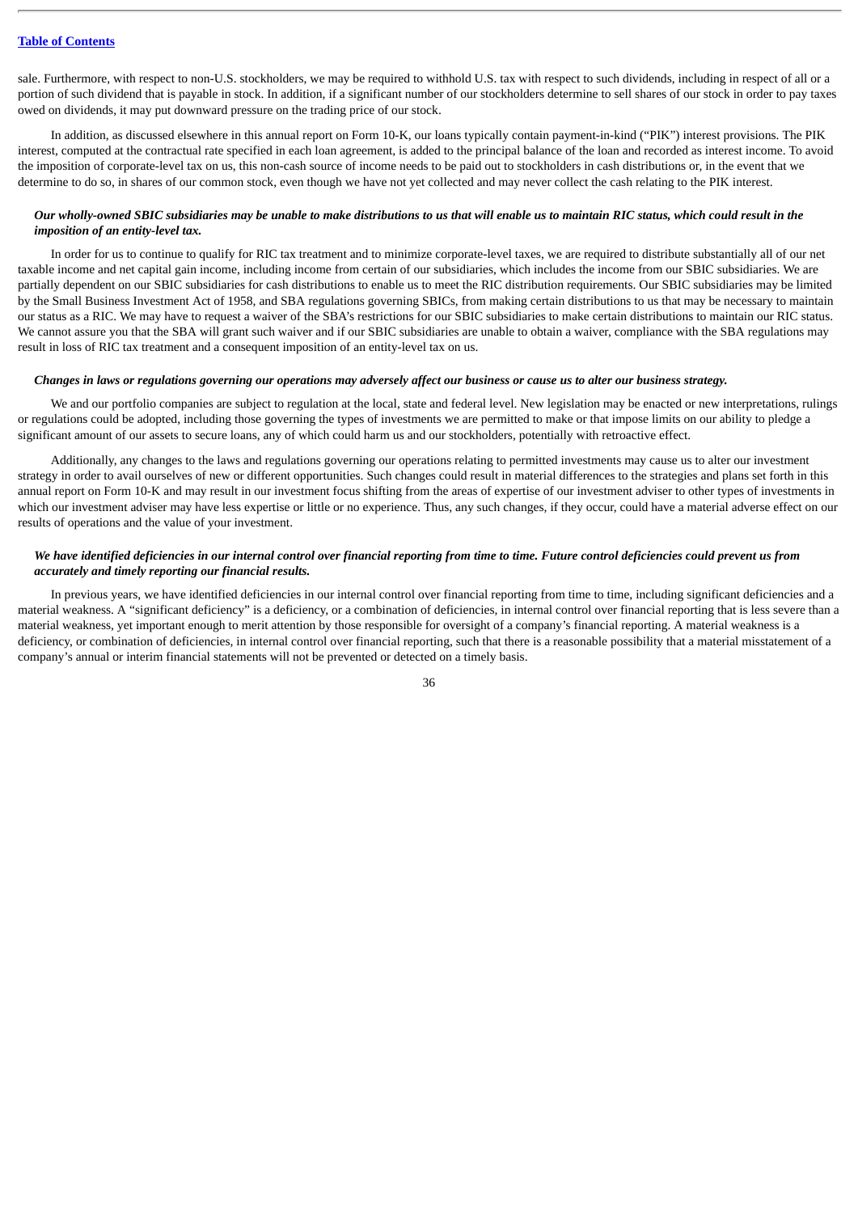sale. Furthermore, with respect to non-U.S. stockholders, we may be required to withhold U.S. tax with respect to such dividends, including in respect of all or a portion of such dividend that is payable in stock. In addition, if a significant number of our stockholders determine to sell shares of our stock in order to pay taxes owed on dividends, it may put downward pressure on the trading price of our stock.

In addition, as discussed elsewhere in this annual report on Form 10-K, our loans typically contain payment-in-kind ("PIK") interest provisions. The PIK interest, computed at the contractual rate specified in each loan agreement, is added to the principal balance of the loan and recorded as interest income. To avoid the imposition of corporate-level tax on us, this non-cash source of income needs to be paid out to stockholders in cash distributions or, in the event that we determine to do so, in shares of our common stock, even though we have not yet collected and may never collect the cash relating to the PIK interest.

***Our wholly-owned SBIC subsidiaries may be unable to make distributions to us that will enable us to maintain RIC status, which could result in the imposition of an entity-level tax.***

In order for us to continue to qualify for RIC tax treatment and to minimize corporate-level taxes, we are required to distribute substantially all of our net taxable income and net capital gain income, including income from certain of our subsidiaries, which includes the income from our SBIC subsidiaries. We are partially dependent on our SBIC subsidiaries for cash distributions to enable us to meet the RIC distribution requirements. Our SBIC subsidiaries may be limited by the Small Business Investment Act of 1958, and SBA regulations governing SBICs, from making certain distributions to us that may be necessary to maintain our status as a RIC. We may have to request a waiver of the SBA's restrictions for our SBIC subsidiaries to make certain distributions to maintain our RIC status. We cannot assure you that the SBA will grant such waiver and if our SBIC subsidiaries are unable to obtain a waiver, compliance with the SBA regulations may result in loss of RIC tax treatment and a consequent imposition of an entity-level tax on us.

***Changes in laws or regulations governing our operations may adversely affect our business or cause us to alter our business strategy.***

We and our portfolio companies are subject to regulation at the local, state and federal level. New legislation may be enacted or new interpretations, rulings or regulations could be adopted, including those governing the types of investments we are permitted to make or that impose limits on our ability to pledge a significant amount of our assets to secure loans, any of which could harm us and our stockholders, potentially with retroactive effect.

Additionally, any changes to the laws and regulations governing our operations relating to permitted investments may cause us to alter our investment strategy in order to avail ourselves of new or different opportunities. Such changes could result in material differences to the strategies and plans set forth in this annual report on Form 10-K and may result in our investment focus shifting from the areas of expertise of our investment adviser to other types of investments in which our investment adviser may have less expertise or little or no experience. Thus, any such changes, if they occur, could have a material adverse effect on our results of operations and the value of your investment.

***We have identified deficiencies in our internal control over financial reporting from time to time. Future control deficiencies could prevent us from accurately and timely reporting our financial results.***

In previous years, we have identified deficiencies in our internal control over financial reporting from time to time, including significant deficiencies and a material weakness. A "significant deficiency" is a deficiency, or a combination of deficiencies, in internal control over financial reporting that is less severe than a material weakness, yet important enough to merit attention by those responsible for oversight of a company's financial reporting. A material weakness is a deficiency, or combination of deficiencies, in internal control over financial reporting, such that there is a reasonable possibility that a material misstatement of a company's annual or interim financial statements will not be prevented or detected on a timely basis.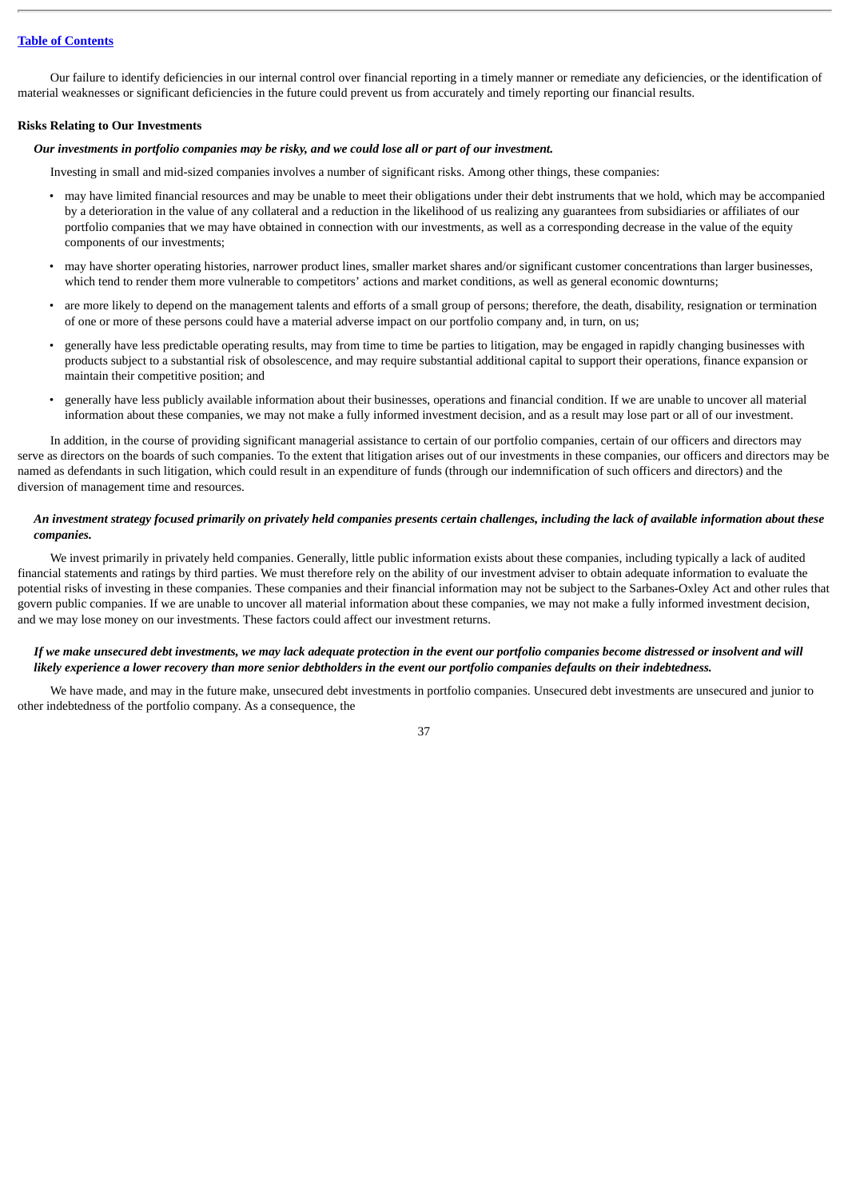Our failure to identify deficiencies in our internal control over financial reporting in a timely manner or remediate any deficiencies, or the identification of material weaknesses or significant deficiencies in the future could prevent us from accurately and timely reporting our financial results.

**Risks Relating to Our Investments**

***Our investments in portfolio companies may be risky, and we could lose all or part of our investment.***

Investing in small and mid-sized companies involves a number of significant risks. Among other things, these companies:

- may have limited financial resources and may be unable to meet their obligations under their debt instruments that we hold, which may be accompanied by a deterioration in the value of any collateral and a reduction in the likelihood of us realizing any guarantees from subsidiaries or affiliates of our portfolio companies that we may have obtained in connection with our investments, as well as a corresponding decrease in the value of the equity components of our investments;
- may have shorter operating histories, narrower product lines, smaller market shares and/or significant customer concentrations than larger businesses, which tend to render them more vulnerable to competitors' actions and market conditions, as well as general economic downturns;
- are more likely to depend on the management talents and efforts of a small group of persons; therefore, the death, disability, resignation or termination of one or more of these persons could have a material adverse impact on our portfolio company and, in turn, on us;
- generally have less predictable operating results, may from time to time be parties to litigation, may be engaged in rapidly changing businesses with products subject to a substantial risk of obsolescence, and may require substantial additional capital to support their operations, finance expansion or maintain their competitive position; and
- generally have less publicly available information about their businesses, operations and financial condition. If we are unable to uncover all material information about these companies, we may not make a fully informed investment decision, and as a result may lose part or all of our investment.

In addition, in the course of providing significant managerial assistance to certain of our portfolio companies, certain of our officers and directors may serve as directors on the boards of such companies. To the extent that litigation arises out of our investments in these companies, our officers and directors may be named as defendants in such litigation, which could result in an expenditure of funds (through our indemnification of such officers and directors) and the diversion of management time and resources.

***An investment strategy focused primarily on privately held companies presents certain challenges, including the lack of available information about these companies.***

We invest primarily in privately held companies. Generally, little public information exists about these companies, including typically a lack of audited financial statements and ratings by third parties. We must therefore rely on the ability of our investment adviser to obtain adequate information to evaluate the potential risks of investing in these companies. These companies and their financial information may not be subject to the Sarbanes-Oxley Act and other rules that govern public companies. If we are unable to uncover all material information about these companies, we may not make a fully informed investment decision, and we may lose money on our investments. These factors could affect our investment returns.

***If we make unsecured debt investments, we may lack adequate protection in the event our portfolio companies become distressed or insolvent and will likely experience a lower recovery than more senior debtholders in the event our portfolio companies defaults on their indebtedness.***

We have made, and may in the future make, unsecured debt investments in portfolio companies. Unsecured debt investments are unsecured and junior to other indebtedness of the portfolio company. As a consequence, the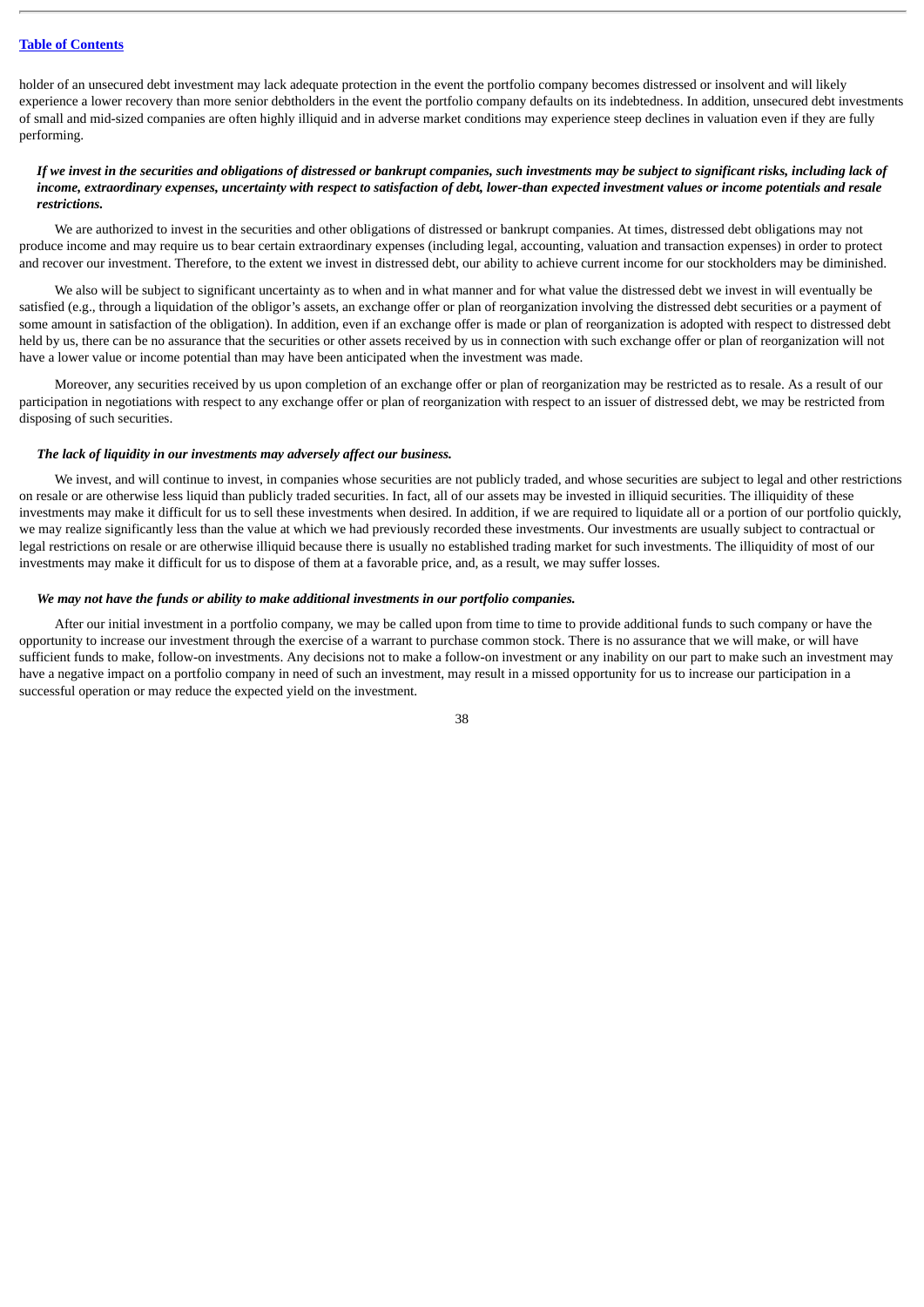holder of an unsecured debt investment may lack adequate protection in the event the portfolio company becomes distressed or insolvent and will likely experience a lower recovery than more senior debtholders in the event the portfolio company defaults on its indebtedness. In addition, unsecured debt investments of small and mid-sized companies are often highly illiquid and in adverse market conditions may experience steep declines in valuation even if they are fully performing.

***If we invest in the securities and obligations of distressed or bankrupt companies, such investments may be subject to significant risks, including lack of income, extraordinary expenses, uncertainty with respect to satisfaction of debt, lower-than expected investment values or income potentials and resale restrictions.***

We are authorized to invest in the securities and other obligations of distressed or bankrupt companies. At times, distressed debt obligations may not produce income and may require us to bear certain extraordinary expenses (including legal, accounting, valuation and transaction expenses) in order to protect and recover our investment. Therefore, to the extent we invest in distressed debt, our ability to achieve current income for our stockholders may be diminished.

We also will be subject to significant uncertainty as to when and in what manner and for what value the distressed debt we invest in will eventually be satisfied (e.g., through a liquidation of the obligor's assets, an exchange offer or plan of reorganization involving the distressed debt securities or a payment of some amount in satisfaction of the obligation). In addition, even if an exchange offer is made or plan of reorganization is adopted with respect to distressed debt held by us, there can be no assurance that the securities or other assets received by us in connection with such exchange offer or plan of reorganization will not have a lower value or income potential than may have been anticipated when the investment was made.

Moreover, any securities received by us upon completion of an exchange offer or plan of reorganization may be restricted as to resale. As a result of our participation in negotiations with respect to any exchange offer or plan of reorganization with respect to an issuer of distressed debt, we may be restricted from disposing of such securities.

***The lack of liquidity in our investments may adversely affect our business.***

We invest, and will continue to invest, in companies whose securities are not publicly traded, and whose securities are subject to legal and other restrictions on resale or are otherwise less liquid than publicly traded securities. In fact, all of our assets may be invested in illiquid securities. The illiquidity of these investments may make it difficult for us to sell these investments when desired. In addition, if we are required to liquidate all or a portion of our portfolio quickly, we may realize significantly less than the value at which we had previously recorded these investments. Our investments are usually subject to contractual or legal restrictions on resale or are otherwise illiquid because there is usually no established trading market for such investments. The illiquidity of most of our investments may make it difficult for us to dispose of them at a favorable price, and, as a result, we may suffer losses.

***We may not have the funds or ability to make additional investments in our portfolio companies.***

After our initial investment in a portfolio company, we may be called upon from time to time to provide additional funds to such company or have the opportunity to increase our investment through the exercise of a warrant to purchase common stock. There is no assurance that we will make, or will have sufficient funds to make, follow-on investments. Any decisions not to make a follow-on investment or any inability on our part to make such an investment may have a negative impact on a portfolio company in need of such an investment, may result in a missed opportunity for us to increase our participation in a successful operation or may reduce the expected yield on the investment.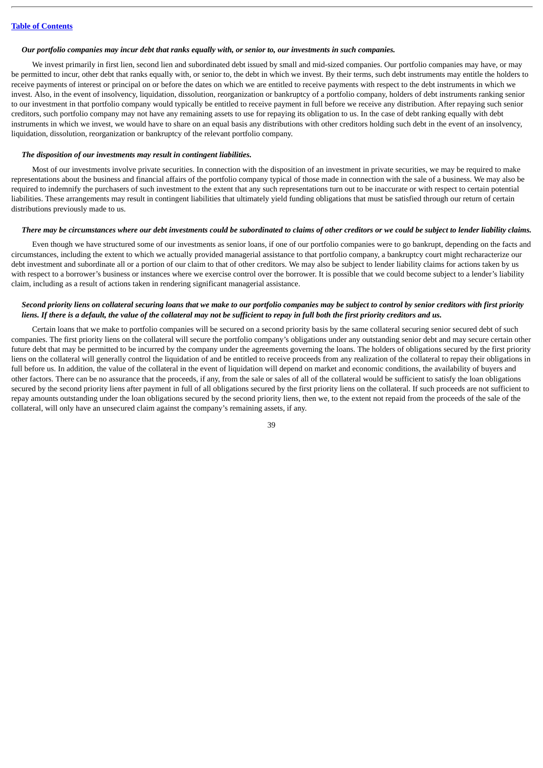***Our portfolio companies may incur debt that ranks equally with, or senior to, our investments in such companies.***

We invest primarily in first lien, second lien and subordinated debt issued by small and mid-sized companies. Our portfolio companies may have, or may be permitted to incur, other debt that ranks equally with, or senior to, the debt in which we invest. By their terms, such debt instruments may entitle the holders to receive payments of interest or principal on or before the dates on which we are entitled to receive payments with respect to the debt instruments in which we invest. Also, in the event of insolvency, liquidation, dissolution, reorganization or bankruptcy of a portfolio company, holders of debt instruments ranking senior to our investment in that portfolio company would typically be entitled to receive payment in full before we receive any distribution. After repaying such senior creditors, such portfolio company may not have any remaining assets to use for repaying its obligation to us. In the case of debt ranking equally with debt instruments in which we invest, we would have to share on an equal basis any distributions with other creditors holding such debt in the event of an insolvency, liquidation, dissolution, reorganization or bankruptcy of the relevant portfolio company.

***The disposition of our investments may result in contingent liabilities.***

Most of our investments involve private securities. In connection with the disposition of an investment in private securities, we may be required to make representations about the business and financial affairs of the portfolio company typical of those made in connection with the sale of a business. We may also be required to indemnify the purchasers of such investment to the extent that any such representations turn out to be inaccurate or with respect to certain potential liabilities. These arrangements may result in contingent liabilities that ultimately yield funding obligations that must be satisfied through our return of certain distributions previously made to us.

***There may be circumstances where our debt investments could be subordinated to claims of other creditors or we could be subject to lender liability claims.***

Even though we have structured some of our investments as senior loans, if one of our portfolio companies were to go bankrupt, depending on the facts and circumstances, including the extent to which we actually provided managerial assistance to that portfolio company, a bankruptcy court might recharacterize our debt investment and subordinate all or a portion of our claim to that of other creditors. We may also be subject to lender liability claims for actions taken by us with respect to a borrower's business or instances where we exercise control over the borrower. It is possible that we could become subject to a lender's liability claim, including as a result of actions taken in rendering significant managerial assistance.

***Second priority liens on collateral securing loans that we make to our portfolio companies may be subject to control by senior creditors with first priority liens. If there is a default, the value of the collateral may not be sufficient to repay in full both the first priority creditors and us.***

Certain loans that we make to portfolio companies will be secured on a second priority basis by the same collateral securing senior secured debt of such companies. The first priority liens on the collateral will secure the portfolio company's obligations under any outstanding senior debt and may secure certain other future debt that may be permitted to be incurred by the company under the agreements governing the loans. The holders of obligations secured by the first priority liens on the collateral will generally control the liquidation of and be entitled to receive proceeds from any realization of the collateral to repay their obligations in full before us. In addition, the value of the collateral in the event of liquidation will depend on market and economic conditions, the availability of buyers and other factors. There can be no assurance that the proceeds, if any, from the sale or sales of all of the collateral would be sufficient to satisfy the loan obligations secured by the second priority liens after payment in full of all obligations secured by the first priority liens on the collateral. If such proceeds are not sufficient to repay amounts outstanding under the loan obligations secured by the second priority liens, then we, to the extent not repaid from the proceeds of the sale of the collateral, will only have an unsecured claim against the company's remaining assets, if any.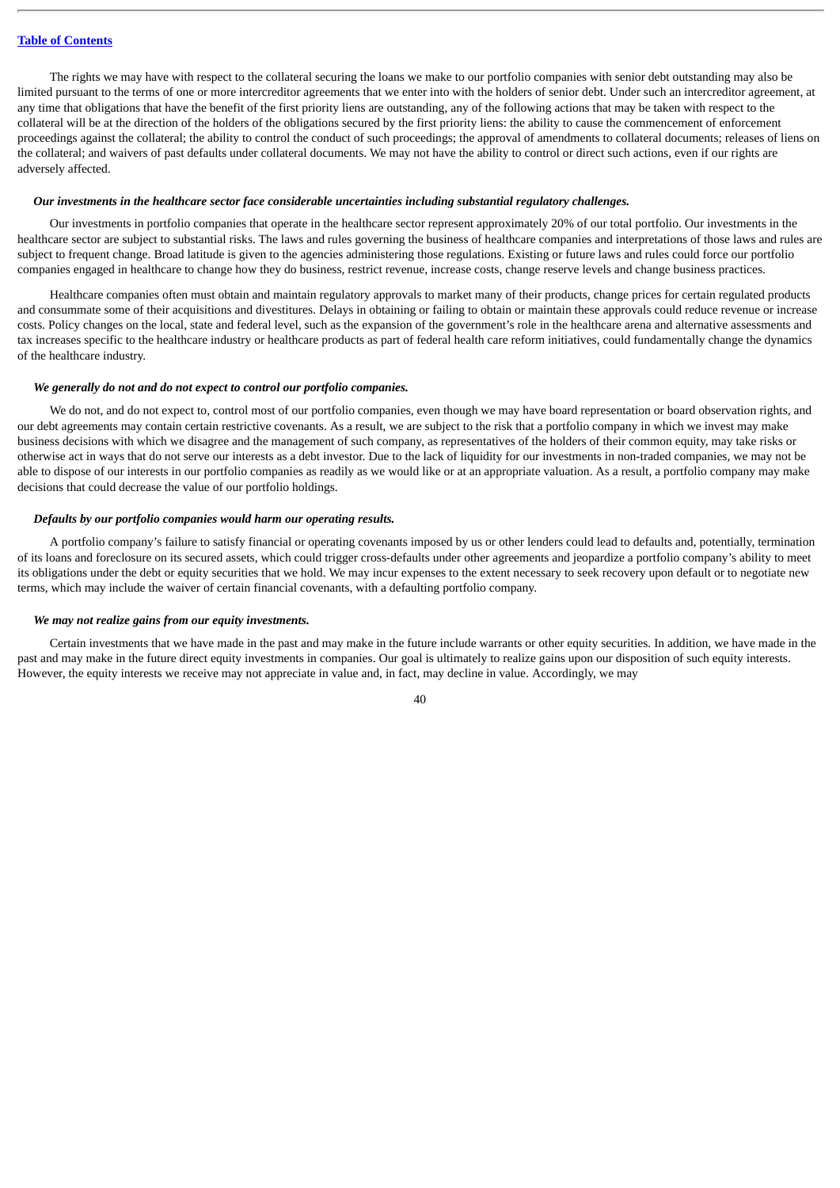The rights we may have with respect to the collateral securing the loans we make to our portfolio companies with senior debt outstanding may also be limited pursuant to the terms of one or more intercreditor agreements that we enter into with the holders of senior debt. Under such an intercreditor agreement, at any time that obligations that have the benefit of the first priority liens are outstanding, any of the following actions that may be taken with respect to the collateral will be at the direction of the holders of the obligations secured by the first priority liens: the ability to cause the commencement of enforcement proceedings against the collateral; the ability to control the conduct of such proceedings; the approval of amendments to collateral documents; releases of liens on the collateral; and waivers of past defaults under collateral documents. We may not have the ability to control or direct such actions, even if our rights are adversely affected.

***Our investments in the healthcare sector face considerable uncertainties including substantial regulatory challenges.***

Our investments in portfolio companies that operate in the healthcare sector represent approximately 20% of our total portfolio. Our investments in the healthcare sector are subject to substantial risks. The laws and rules governing the business of healthcare companies and interpretations of those laws and rules are subject to frequent change. Broad latitude is given to the agencies administering those regulations. Existing or future laws and rules could force our portfolio companies engaged in healthcare to change how they do business, restrict revenue, increase costs, change reserve levels and change business practices.

Healthcare companies often must obtain and maintain regulatory approvals to market many of their products, change prices for certain regulated products and consummate some of their acquisitions and divestitures. Delays in obtaining or failing to obtain or maintain these approvals could reduce revenue or increase costs. Policy changes on the local, state and federal level, such as the expansion of the government's role in the healthcare arena and alternative assessments and tax increases specific to the healthcare industry or healthcare products as part of federal health care reform initiatives, could fundamentally change the dynamics of the healthcare industry.

***We generally do not and do not expect to control our portfolio companies.***

We do not, and do not expect to, control most of our portfolio companies, even though we may have board representation or board observation rights, and our debt agreements may contain certain restrictive covenants. As a result, we are subject to the risk that a portfolio company in which we invest may make business decisions with which we disagree and the management of such company, as representatives of the holders of their common equity, may take risks or otherwise act in ways that do not serve our interests as a debt investor. Due to the lack of liquidity for our investments in non-traded companies, we may not be able to dispose of our interests in our portfolio companies as readily as we would like or at an appropriate valuation. As a result, a portfolio company may make decisions that could decrease the value of our portfolio holdings.

***Defaults by our portfolio companies would harm our operating results.***

A portfolio company's failure to satisfy financial or operating covenants imposed by us or other lenders could lead to defaults and, potentially, termination of its loans and foreclosure on its secured assets, which could trigger cross-defaults under other agreements and jeopardize a portfolio company's ability to meet its obligations under the debt or equity securities that we hold. We may incur expenses to the extent necessary to seek recovery upon default or to negotiate new terms, which may include the waiver of certain financial covenants, with a defaulting portfolio company.

***We may not realize gains from our equity investments.***

Certain investments that we have made in the past and may make in the future include warrants or other equity securities. In addition, we have made in the past and may make in the future direct equity investments in companies. Our goal is ultimately to realize gains upon our disposition of such equity interests. However, the equity interests we receive may not appreciate in value and, in fact, may decline in value. Accordingly, we may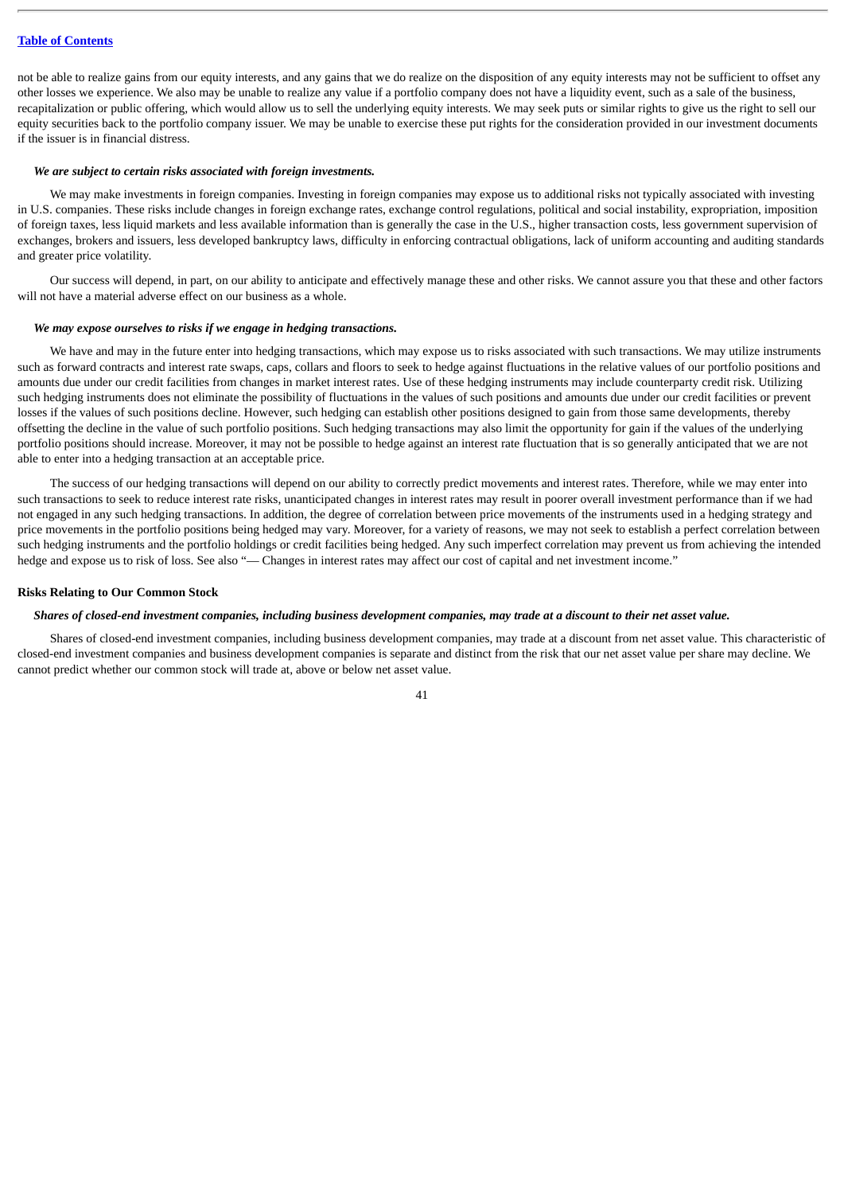not be able to realize gains from our equity interests, and any gains that we do realize on the disposition of any equity interests may not be sufficient to offset any other losses we experience. We also may be unable to realize any value if a portfolio company does not have a liquidity event, such as a sale of the business, recapitalization or public offering, which would allow us to sell the underlying equity interests. We may seek puts or similar rights to give us the right to sell our equity securities back to the portfolio company issuer. We may be unable to exercise these put rights for the consideration provided in our investment documents if the issuer is in financial distress.

***We are subject to certain risks associated with foreign investments.***

We may make investments in foreign companies. Investing in foreign companies may expose us to additional risks not typically associated with investing in U.S. companies. These risks include changes in foreign exchange rates, exchange control regulations, political and social instability, expropriation, imposition of foreign taxes, less liquid markets and less available information than is generally the case in the U.S., higher transaction costs, less government supervision of exchanges, brokers and issuers, less developed bankruptcy laws, difficulty in enforcing contractual obligations, lack of uniform accounting and auditing standards and greater price volatility.

Our success will depend, in part, on our ability to anticipate and effectively manage these and other risks. We cannot assure you that these and other factors will not have a material adverse effect on our business as a whole.

***We may expose ourselves to risks if we engage in hedging transactions.***

We have and may in the future enter into hedging transactions, which may expose us to risks associated with such transactions. We may utilize instruments such as forward contracts and interest rate swaps, caps, collars and floors to seek to hedge against fluctuations in the relative values of our portfolio positions and amounts due under our credit facilities from changes in market interest rates. Use of these hedging instruments may include counterparty credit risk. Utilizing such hedging instruments does not eliminate the possibility of fluctuations in the values of such positions and amounts due under our credit facilities or prevent losses if the values of such positions decline. However, such hedging can establish other positions designed to gain from those same developments, thereby offsetting the decline in the value of such portfolio positions. Such hedging transactions may also limit the opportunity for gain if the values of the underlying portfolio positions should increase. Moreover, it may not be possible to hedge against an interest rate fluctuation that is so generally anticipated that we are not able to enter into a hedging transaction at an acceptable price.

The success of our hedging transactions will depend on our ability to correctly predict movements and interest rates. Therefore, while we may enter into such transactions to seek to reduce interest rate risks, unanticipated changes in interest rates may result in poorer overall investment performance than if we had not engaged in any such hedging transactions. In addition, the degree of correlation between price movements of the instruments used in a hedging strategy and price movements in the portfolio positions being hedged may vary. Moreover, for a variety of reasons, we may not seek to establish a perfect correlation between such hedging instruments and the portfolio holdings or credit facilities being hedged. Any such imperfect correlation may prevent us from achieving the intended hedge and expose us to risk of loss. See also "— Changes in interest rates may affect our cost of capital and net investment income."

**Risks Relating to Our Common Stock**

***Shares of closed-end investment companies, including business development companies, may trade at a discount to their net asset value.***

Shares of closed-end investment companies, including business development companies, may trade at a discount from net asset value. This characteristic of closed-end investment companies and business development companies is separate and distinct from the risk that our net asset value per share may decline. We cannot predict whether our common stock will trade at, above or below net asset value.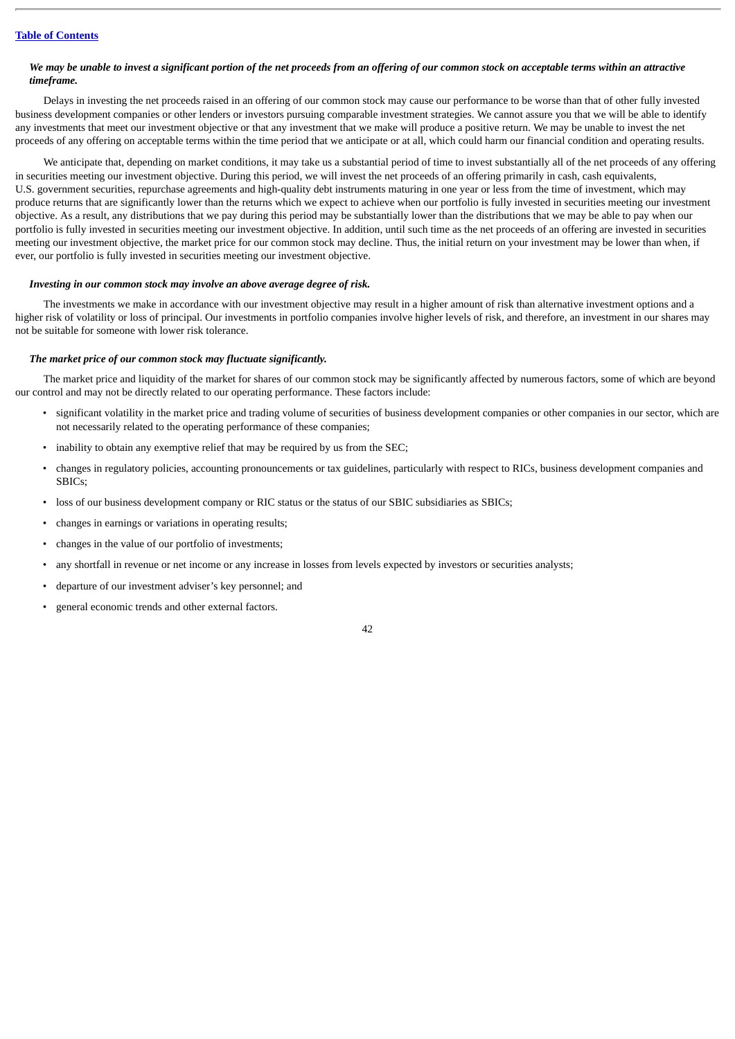***We may be unable to invest a significant portion of the net proceeds from an offering of our common stock on acceptable terms within an attractive timeframe.***

Delays in investing the net proceeds raised in an offering of our common stock may cause our performance to be worse than that of other fully invested business development companies or other lenders or investors pursuing comparable investment strategies. We cannot assure you that we will be able to identify any investments that meet our investment objective or that any investment that we make will produce a positive return. We may be unable to invest the net proceeds of any offering on acceptable terms within the time period that we anticipate or at all, which could harm our financial condition and operating results.

We anticipate that, depending on market conditions, it may take us a substantial period of time to invest substantially all of the net proceeds of any offering in securities meeting our investment objective. During this period, we will invest the net proceeds of an offering primarily in cash, cash equivalents, U.S. government securities, repurchase agreements and high-quality debt instruments maturing in one year or less from the time of investment, which may produce returns that are significantly lower than the returns which we expect to achieve when our portfolio is fully invested in securities meeting our investment objective. As a result, any distributions that we pay during this period may be substantially lower than the distributions that we may be able to pay when our portfolio is fully invested in securities meeting our investment objective. In addition, until such time as the net proceeds of an offering are invested in securities meeting our investment objective, the market price for our common stock may decline. Thus, the initial return on your investment may be lower than when, if ever, our portfolio is fully invested in securities meeting our investment objective.

***Investing in our common stock may involve an above average degree of risk.***

The investments we make in accordance with our investment objective may result in a higher amount of risk than alternative investment options and a higher risk of volatility or loss of principal. Our investments in portfolio companies involve higher levels of risk, and therefore, an investment in our shares may not be suitable for someone with lower risk tolerance.

***The market price of our common stock may fluctuate significantly.***

The market price and liquidity of the market for shares of our common stock may be significantly affected by numerous factors, some of which are beyond our control and may not be directly related to our operating performance. These factors include:

- significant volatility in the market price and trading volume of securities of business development companies or other companies in our sector, which are not necessarily related to the operating performance of these companies;
- inability to obtain any exemptive relief that may be required by us from the SEC;
- changes in regulatory policies, accounting pronouncements or tax guidelines, particularly with respect to RICs, business development companies and SBICs;
- loss of our business development company or RIC status or the status of our SBIC subsidiaries as SBICs;
- changes in earnings or variations in operating results;
- changes in the value of our portfolio of investments;
- any shortfall in revenue or net income or any increase in losses from levels expected by investors or securities analysts;
- departure of our investment adviser's key personnel; and
- general economic trends and other external factors.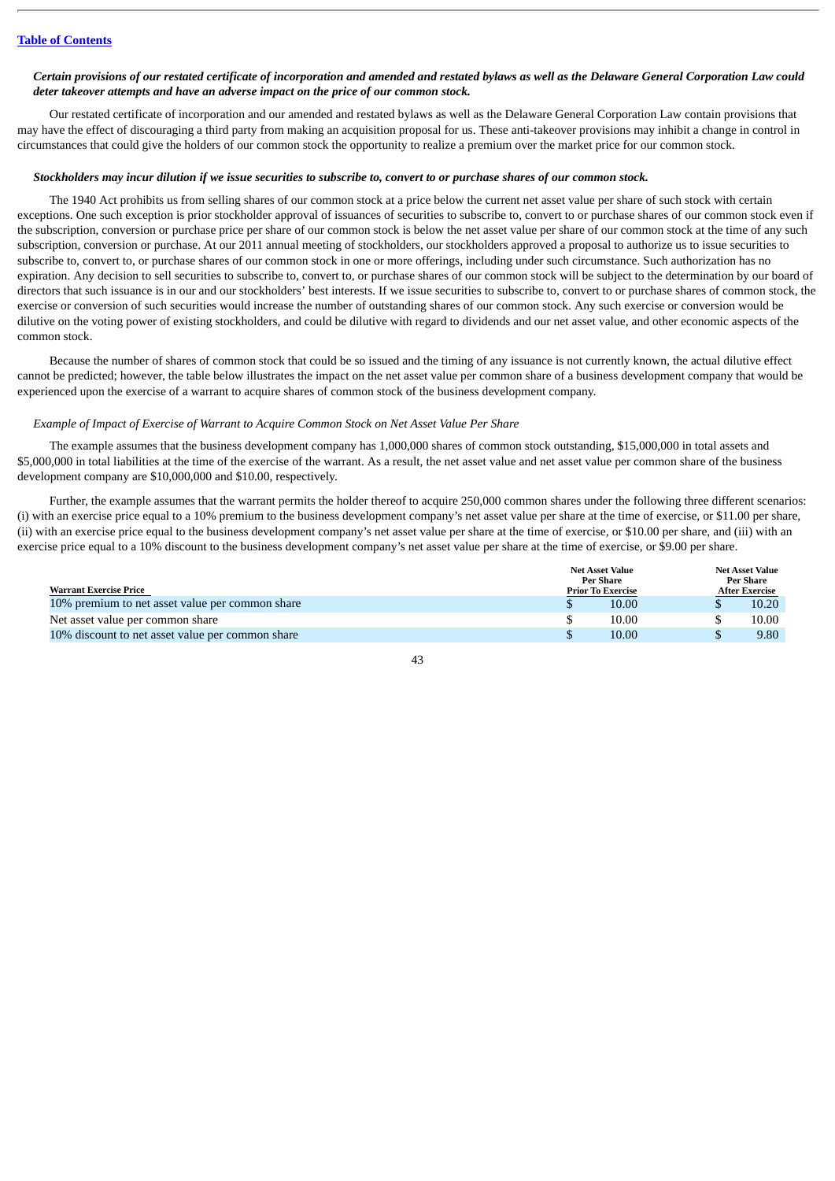[Table of Contents](#)

***Certain provisions of our restated certificate of incorporation and amended and restated bylaws as well as the Delaware General Corporation Law could deter takeover attempts and have an adverse impact on the price of our common stock.***

Our restated certificate of incorporation and our amended and restated bylaws as well as the Delaware General Corporation Law contain provisions that may have the effect of discouraging a third party from making an acquisition proposal for us. These anti-takeover provisions may inhibit a change in control in circumstances that could give the holders of our common stock the opportunity to realize a premium over the market price for our common stock.

***Stockholders may incur dilution if we issue securities to subscribe to, convert to or purchase shares of our common stock.***

The 1940 Act prohibits us from selling shares of our common stock at a price below the current net asset value per share of such stock with certain exceptions. One such exception is prior stockholder approval of issuances of securities to subscribe to, convert to or purchase shares of our common stock even if the subscription, conversion or purchase price per share of our common stock is below the net asset value per share of our common stock at the time of any such subscription, conversion or purchase. At our 2011 annual meeting of stockholders, our stockholders approved a proposal to authorize us to issue securities to subscribe to, convert to, or purchase shares of our common stock in one or more offerings, including under such circumstance. Such authorization has no expiration. Any decision to sell securities to subscribe to, convert to, or purchase shares of our common stock will be subject to the determination by our board of directors that such issuance is in our and our stockholders' best interests. If we issue securities to subscribe to, convert to or purchase shares of common stock, the exercise or conversion of such securities would increase the number of outstanding shares of our common stock. Any such exercise or conversion would be dilutive on the voting power of existing stockholders, and could be dilutive with regard to dividends and our net asset value, and other economic aspects of the common stock.

Because the number of shares of common stock that could be so issued and the timing of any issuance is not currently known, the actual dilutive effect cannot be predicted; however, the table below illustrates the impact on the net asset value per common share of a business development company that would be experienced upon the exercise of a warrant to acquire shares of common stock of the business development company.

*Example of Impact of Exercise of Warrant to Acquire Common Stock on Net Asset Value Per Share*

The example assumes that the business development company has 1,000,000 shares of common stock outstanding, $15,000,000 in total assets and $5,000,000 in total liabilities at the time of the exercise of the warrant. As a result, the net asset value and net asset value per common share of the business development company are $10,000,000 and $10.00, respectively.

Further, the example assumes that the warrant permits the holder thereof to acquire 250,000 common shares under the following three different scenarios: (i) with an exercise price equal to a 10% premium to the business development company's net asset value per share at the time of exercise, or $11.00 per share, (ii) with an exercise price equal to the business development company's net asset value per share at the time of exercise, or $10.00 per share, and (iii) with an exercise price equal to a 10% discount to the business development company's net asset value per share at the time of exercise, or $9.00 per share.

| Warrant Exercise Price | Net Asset Value Per Share Prior To Exercise | Net Asset Value Per Share After Exercise |
|---|---|---|
| 10% premium to net asset value per common share | $ 10.00 | $ 10.20 |
| Net asset value per common share | $ 10.00 | $ 10.00 |
| 10% discount to net asset value per common share | $ 10.00 | $ 9.80 |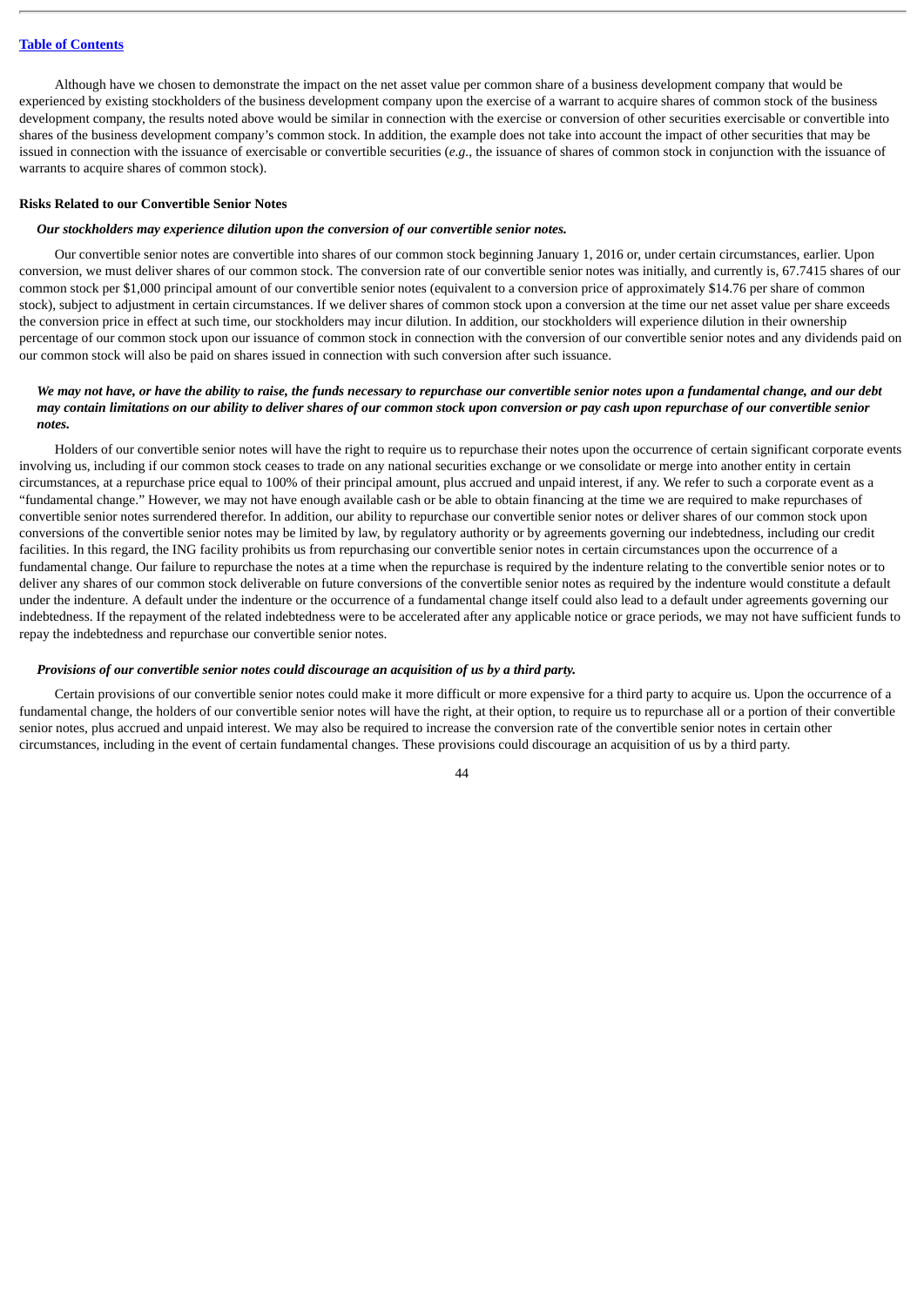Although have we chosen to demonstrate the impact on the net asset value per common share of a business development company that would be experienced by existing stockholders of the business development company upon the exercise of a warrant to acquire shares of common stock of the business development company, the results noted above would be similar in connection with the exercise or conversion of other securities exercisable or convertible into shares of the business development company's common stock. In addition, the example does not take into account the impact of other securities that may be issued in connection with the issuance of exercisable or convertible securities (*e.g.*, the issuance of shares of common stock in conjunction with the issuance of warrants to acquire shares of common stock).

**Risks Related to our Convertible Senior Notes**

***Our stockholders may experience dilution upon the conversion of our convertible senior notes.***

Our convertible senior notes are convertible into shares of our common stock beginning January 1, 2016 or, under certain circumstances, earlier. Upon conversion, we must deliver shares of our common stock. The conversion rate of our convertible senior notes was initially, and currently is, 67.7415 shares of our common stock per $1,000 principal amount of our convertible senior notes (equivalent to a conversion price of approximately $14.76 per share of common stock), subject to adjustment in certain circumstances. If we deliver shares of common stock upon a conversion at the time our net asset value per share exceeds the conversion price in effect at such time, our stockholders may incur dilution. In addition, our stockholders will experience dilution in their ownership percentage of our common stock upon our issuance of common stock in connection with the conversion of our convertible senior notes and any dividends paid on our common stock will also be paid on shares issued in connection with such conversion after such issuance.

***We may not have, or have the ability to raise, the funds necessary to repurchase our convertible senior notes upon a fundamental change, and our debt may contain limitations on our ability to deliver shares of our common stock upon conversion or pay cash upon repurchase of our convertible senior notes.***

Holders of our convertible senior notes will have the right to require us to repurchase their notes upon the occurrence of certain significant corporate events involving us, including if our common stock ceases to trade on any national securities exchange or we consolidate or merge into another entity in certain circumstances, at a repurchase price equal to 100% of their principal amount, plus accrued and unpaid interest, if any. We refer to such a corporate event as a "fundamental change." However, we may not have enough available cash or be able to obtain financing at the time we are required to make repurchases of convertible senior notes surrendered therefor. In addition, our ability to repurchase our convertible senior notes or deliver shares of our common stock upon conversions of the convertible senior notes may be limited by law, by regulatory authority or by agreements governing our indebtedness, including our credit facilities. In this regard, the ING facility prohibits us from repurchasing our convertible senior notes in certain circumstances upon the occurrence of a fundamental change. Our failure to repurchase the notes at a time when the repurchase is required by the indenture relating to the convertible senior notes or to deliver any shares of our common stock deliverable on future conversions of the convertible senior notes as required by the indenture would constitute a default under the indenture. A default under the indenture or the occurrence of a fundamental change itself could also lead to a default under agreements governing our indebtedness. If the repayment of the related indebtedness were to be accelerated after any applicable notice or grace periods, we may not have sufficient funds to repay the indebtedness and repurchase our convertible senior notes.

***Provisions of our convertible senior notes could discourage an acquisition of us by a third party.***

Certain provisions of our convertible senior notes could make it more difficult or more expensive for a third party to acquire us. Upon the occurrence of a fundamental change, the holders of our convertible senior notes will have the right, at their option, to require us to repurchase all or a portion of their convertible senior notes, plus accrued and unpaid interest. We may also be required to increase the conversion rate of the convertible senior notes in certain other circumstances, including in the event of certain fundamental changes. These provisions could discourage an acquisition of us by a third party.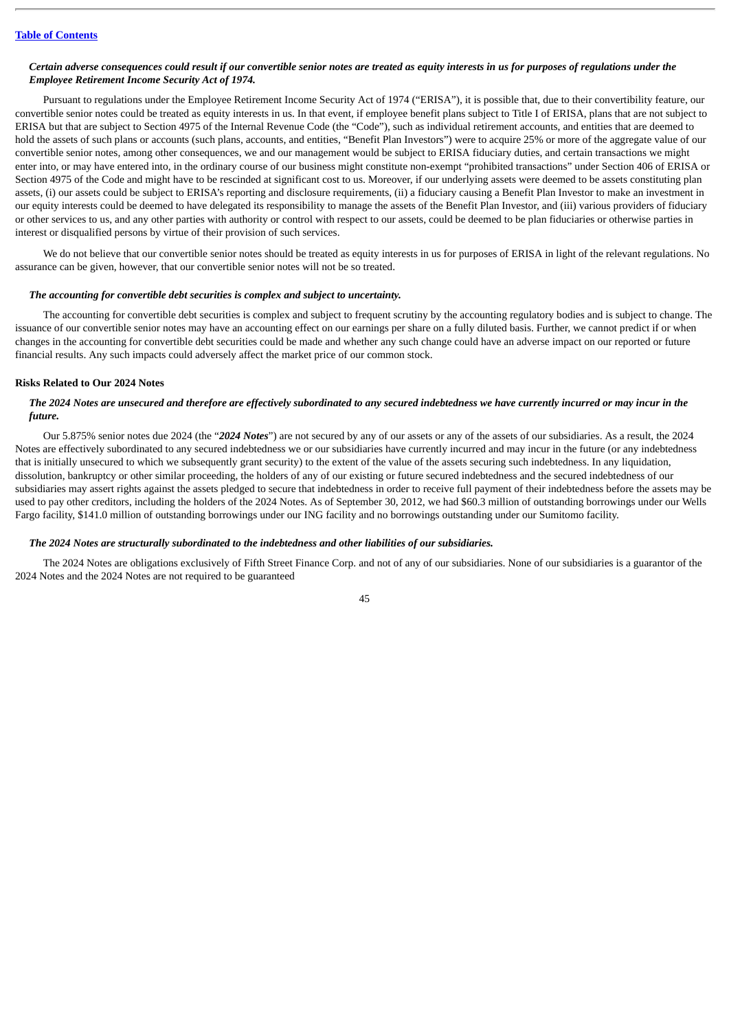***Certain adverse consequences could result if our convertible senior notes are treated as equity interests in us for purposes of regulations under the Employee Retirement Income Security Act of 1974.***

Pursuant to regulations under the Employee Retirement Income Security Act of 1974 ("ERISA"), it is possible that, due to their convertibility feature, our convertible senior notes could be treated as equity interests in us. In that event, if employee benefit plans subject to Title I of ERISA, plans that are not subject to ERISA but that are subject to Section 4975 of the Internal Revenue Code (the "Code"), such as individual retirement accounts, and entities that are deemed to hold the assets of such plans or accounts (such plans, accounts, and entities, "Benefit Plan Investors") were to acquire 25% or more of the aggregate value of our convertible senior notes, among other consequences, we and our management would be subject to ERISA fiduciary duties, and certain transactions we might enter into, or may have entered into, in the ordinary course of our business might constitute non-exempt "prohibited transactions" under Section 406 of ERISA or Section 4975 of the Code and might have to be rescinded at significant cost to us. Moreover, if our underlying assets were deemed to be assets constituting plan assets, (i) our assets could be subject to ERISA's reporting and disclosure requirements, (ii) a fiduciary causing a Benefit Plan Investor to make an investment in our equity interests could be deemed to have delegated its responsibility to manage the assets of the Benefit Plan Investor, and (iii) various providers of fiduciary or other services to us, and any other parties with authority or control with respect to our assets, could be deemed to be plan fiduciaries or otherwise parties in interest or disqualified persons by virtue of their provision of such services.

We do not believe that our convertible senior notes should be treated as equity interests in us for purposes of ERISA in light of the relevant regulations. No assurance can be given, however, that our convertible senior notes will not be so treated.

***The accounting for convertible debt securities is complex and subject to uncertainty.***

The accounting for convertible debt securities is complex and subject to frequent scrutiny by the accounting regulatory bodies and is subject to change. The issuance of our convertible senior notes may have an accounting effect on our earnings per share on a fully diluted basis. Further, we cannot predict if or when changes in the accounting for convertible debt securities could be made and whether any such change could have an adverse impact on our reported or future financial results. Any such impacts could adversely affect the market price of our common stock.

**Risks Related to Our 2024 Notes**

***The 2024 Notes are unsecured and therefore are effectively subordinated to any secured indebtedness we have currently incurred or may incur in the future.***

Our 5.875% senior notes due 2024 (the "***2024 Notes***") are not secured by any of our assets or any of the assets of our subsidiaries. As a result, the 2024 Notes are effectively subordinated to any secured indebtedness we or our subsidiaries have currently incurred and may incur in the future (or any indebtedness that is initially unsecured to which we subsequently grant security) to the extent of the value of the assets securing such indebtedness. In any liquidation, dissolution, bankruptcy or other similar proceeding, the holders of any of our existing or future secured indebtedness and the secured indebtedness of our subsidiaries may assert rights against the assets pledged to secure that indebtedness in order to receive full payment of their indebtedness before the assets may be used to pay other creditors, including the holders of the 2024 Notes. As of September 30, 2012, we had $60.3 million of outstanding borrowings under our Wells Fargo facility, $141.0 million of outstanding borrowings under our ING facility and no borrowings outstanding under our Sumitomo facility.

***The 2024 Notes are structurally subordinated to the indebtedness and other liabilities of our subsidiaries.***

The 2024 Notes are obligations exclusively of Fifth Street Finance Corp. and not of any of our subsidiaries. None of our subsidiaries is a guarantor of the 2024 Notes and the 2024 Notes are not required to be guaranteed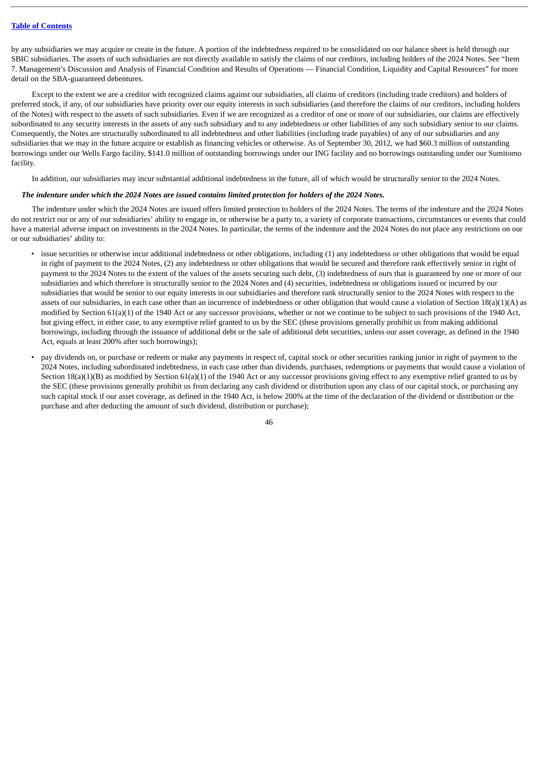by any subsidiaries we may acquire or create in the future. A portion of the indebtedness required to be consolidated on our balance sheet is held through our SBIC subsidiaries. The assets of such subsidiaries are not directly available to satisfy the claims of our creditors, including holders of the 2024 Notes. See "Item 7. Management's Discussion and Analysis of Financial Condition and Results of Operations — Financial Condition, Liquidity and Capital Resources" for more detail on the SBA-guaranteed debentures.

Except to the extent we are a creditor with recognized claims against our subsidiaries, all claims of creditors (including trade creditors) and holders of preferred stock, if any, of our subsidiaries have priority over our equity interests in such subsidiaries (and therefore the claims of our creditors, including holders of the Notes) with respect to the assets of such subsidiaries. Even if we are recognized as a creditor of one or more of our subsidiaries, our claims are effectively subordinated to any security interests in the assets of any such subsidiary and to any indebtedness or other liabilities of any such subsidiary senior to our claims. Consequently, the Notes are structurally subordinated to all indebtedness and other liabilities (including trade payables) of any of our subsidiaries and any subsidiaries that we may in the future acquire or establish as financing vehicles or otherwise. As of September 30, 2012, we had $60.3 million of outstanding borrowings under our Wells Fargo facility, $141.0 million of outstanding borrowings under our ING facility and no borrowings outstanding under our Sumitomo facility.

In addition, our subsidiaries may incur substantial additional indebtedness in the future, all of which would be structurally senior to the 2024 Notes.

***The indenture under which the 2024 Notes are issued contains limited protection for holders of the 2024 Notes.***

The indenture under which the 2024 Notes are issued offers limited protection to holders of the 2024 Notes. The terms of the indenture and the 2024 Notes do not restrict our or any of our subsidiaries' ability to engage in, or otherwise be a party to, a variety of corporate transactions, circumstances or events that could have a material adverse impact on investments in the 2024 Notes. In particular, the terms of the indenture and the 2024 Notes do not place any restrictions on our or our subsidiaries' ability to:

- issue securities or otherwise incur additional indebtedness or other obligations, including (1) any indebtedness or other obligations that would be equal in right of payment to the 2024 Notes, (2) any indebtedness or other obligations that would be secured and therefore rank effectively senior in right of payment to the 2024 Notes to the extent of the values of the assets securing such debt, (3) indebtedness of ours that is guaranteed by one or more of our subsidiaries and which therefore is structurally senior to the 2024 Notes and (4) securities, indebtedness or obligations issued or incurred by our subsidiaries that would be senior to our equity interests in our subsidiaries and therefore rank structurally senior to the 2024 Notes with respect to the assets of our subsidiaries, in each case other than an incurrence of indebtedness or other obligation that would cause a violation of Section 18(a)(1)(A) as modified by Section 61(a)(1) of the 1940 Act or any successor provisions, whether or not we continue to be subject to such provisions of the 1940 Act, but giving effect, in either case, to any exemptive relief granted to us by the SEC (these provisions generally prohibit us from making additional borrowings, including through the issuance of additional debt or the sale of additional debt securities, unless our asset coverage, as defined in the 1940 Act, equals at least 200% after such borrowings);
- pay dividends on, or purchase or redeem or make any payments in respect of, capital stock or other securities ranking junior in right of payment to the 2024 Notes, including subordinated indebtedness, in each case other than dividends, purchases, redemptions or payments that would cause a violation of Section 18(a)(1)(B) as modified by Section 61(a)(1) of the 1940 Act or any successor provisions giving effect to any exemptive relief granted to us by the SEC (these provisions generally prohibit us from declaring any cash dividend or distribution upon any class of our capital stock, or purchasing any such capital stock if our asset coverage, as defined in the 1940 Act, is below 200% at the time of the declaration of the dividend or distribution or the purchase and after deducting the amount of such dividend, distribution or purchase);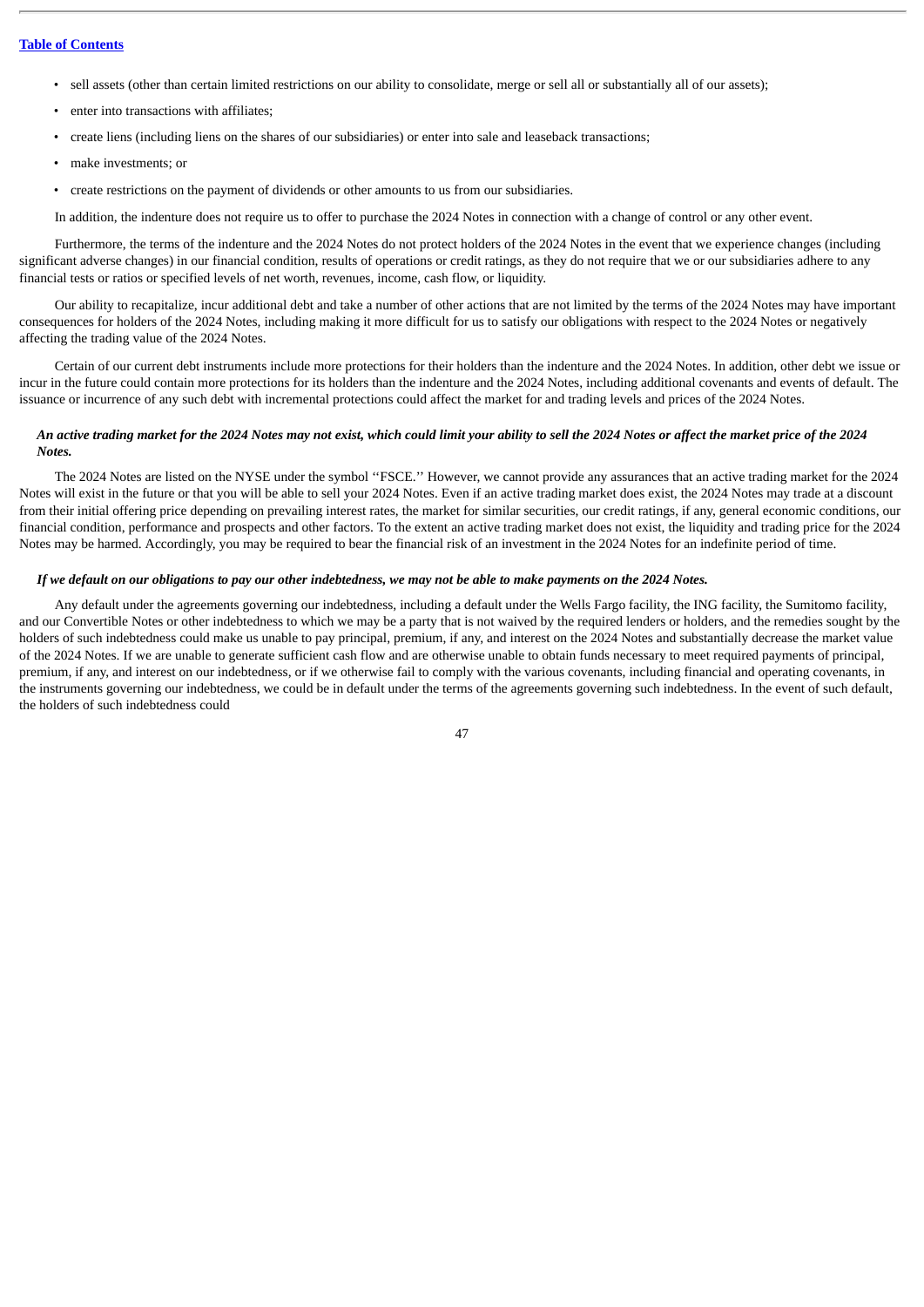- sell assets (other than certain limited restrictions on our ability to consolidate, merge or sell all or substantially all of our assets);
- enter into transactions with affiliates;
- create liens (including liens on the shares of our subsidiaries) or enter into sale and leaseback transactions;
- make investments; or
- create restrictions on the payment of dividends or other amounts to us from our subsidiaries.

In addition, the indenture does not require us to offer to purchase the 2024 Notes in connection with a change of control or any other event.

Furthermore, the terms of the indenture and the 2024 Notes do not protect holders of the 2024 Notes in the event that we experience changes (including significant adverse changes) in our financial condition, results of operations or credit ratings, as they do not require that we or our subsidiaries adhere to any financial tests or ratios or specified levels of net worth, revenues, income, cash flow, or liquidity.

Our ability to recapitalize, incur additional debt and take a number of other actions that are not limited by the terms of the 2024 Notes may have important consequences for holders of the 2024 Notes, including making it more difficult for us to satisfy our obligations with respect to the 2024 Notes or negatively affecting the trading value of the 2024 Notes.

Certain of our current debt instruments include more protections for their holders than the indenture and the 2024 Notes. In addition, other debt we issue or incur in the future could contain more protections for its holders than the indenture and the 2024 Notes, including additional covenants and events of default. The issuance or incurrence of any such debt with incremental protections could affect the market for and trading levels and prices of the 2024 Notes.

***An active trading market for the 2024 Notes may not exist, which could limit your ability to sell the 2024 Notes or affect the market price of the 2024 Notes.***

The 2024 Notes are listed on the NYSE under the symbol ''FSCE.'' However, we cannot provide any assurances that an active trading market for the 2024 Notes will exist in the future or that you will be able to sell your 2024 Notes. Even if an active trading market does exist, the 2024 Notes may trade at a discount from their initial offering price depending on prevailing interest rates, the market for similar securities, our credit ratings, if any, general economic conditions, our financial condition, performance and prospects and other factors. To the extent an active trading market does not exist, the liquidity and trading price for the 2024 Notes may be harmed. Accordingly, you may be required to bear the financial risk of an investment in the 2024 Notes for an indefinite period of time.

***If we default on our obligations to pay our other indebtedness, we may not be able to make payments on the 2024 Notes.***

Any default under the agreements governing our indebtedness, including a default under the Wells Fargo facility, the ING facility, the Sumitomo facility, and our Convertible Notes or other indebtedness to which we may be a party that is not waived by the required lenders or holders, and the remedies sought by the holders of such indebtedness could make us unable to pay principal, premium, if any, and interest on the 2024 Notes and substantially decrease the market value of the 2024 Notes. If we are unable to generate sufficient cash flow and are otherwise unable to obtain funds necessary to meet required payments of principal, premium, if any, and interest on our indebtedness, or if we otherwise fail to comply with the various covenants, including financial and operating covenants, in the instruments governing our indebtedness, we could be in default under the terms of the agreements governing such indebtedness. In the event of such default, the holders of such indebtedness could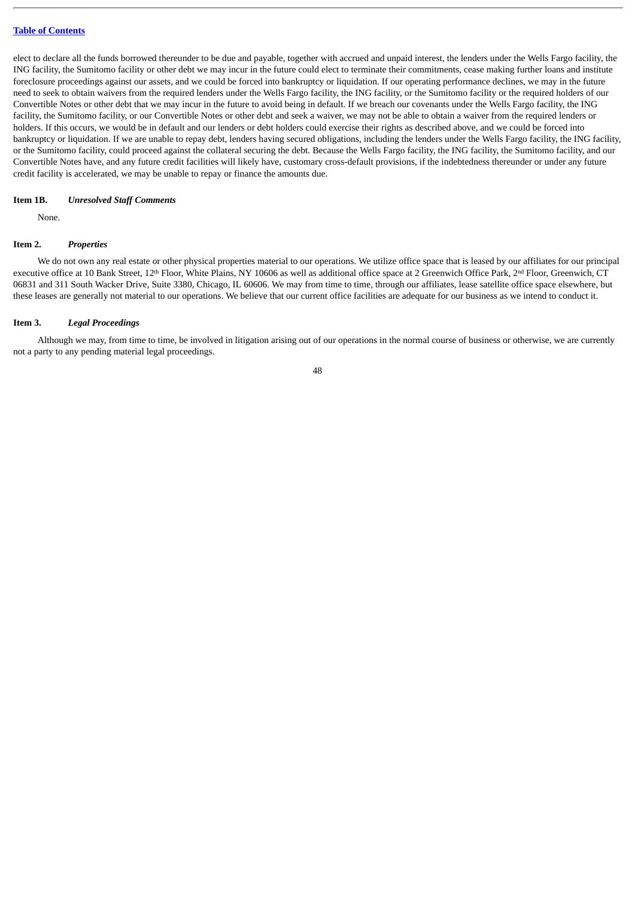elect to declare all the funds borrowed thereunder to be due and payable, together with accrued and unpaid interest, the lenders under the Wells Fargo facility, the ING facility, the Sumitomo facility or other debt we may incur in the future could elect to terminate their commitments, cease making further loans and institute foreclosure proceedings against our assets, and we could be forced into bankruptcy or liquidation. If our operating performance declines, we may in the future need to seek to obtain waivers from the required lenders under the Wells Fargo facility, the ING facility, or the Sumitomo facility or the required holders of our Convertible Notes or other debt that we may incur in the future to avoid being in default. If we breach our covenants under the Wells Fargo facility, the ING facility, the Sumitomo facility, or our Convertible Notes or other debt and seek a waiver, we may not be able to obtain a waiver from the required lenders or holders. If this occurs, we would be in default and our lenders or debt holders could exercise their rights as described above, and we could be forced into bankruptcy or liquidation. If we are unable to repay debt, lenders having secured obligations, including the lenders under the Wells Fargo facility, the ING facility, or the Sumitomo facility, could proceed against the collateral securing the debt. Because the Wells Fargo facility, the ING facility, the Sumitomo facility, and our Convertible Notes have, and any future credit facilities will likely have, customary cross-default provisions, if the indebtedness thereunder or under any future credit facility is accelerated, we may be unable to repay or finance the amounts due.

### Item 1B. *Unresolved Staff Comments*

None.

### Item 2. *Properties*

We do not own any real estate or other physical properties material to our operations. We utilize office space that is leased by our affiliates for our principal executive office at 10 Bank Street, 12th Floor, White Plains, NY 10606 as well as additional office space at 2 Greenwich Office Park, 2nd Floor, Greenwich, CT 06831 and 311 South Wacker Drive, Suite 3380, Chicago, IL 60606. We may from time to time, through our affiliates, lease satellite office space elsewhere, but these leases are generally not material to our operations. We believe that our current office facilities are adequate for our business as we intend to conduct it.

### Item 3. *Legal Proceedings*

Although we may, from time to time, be involved in litigation arising out of our operations in the normal course of business or otherwise, we are currently not a party to any pending material legal proceedings.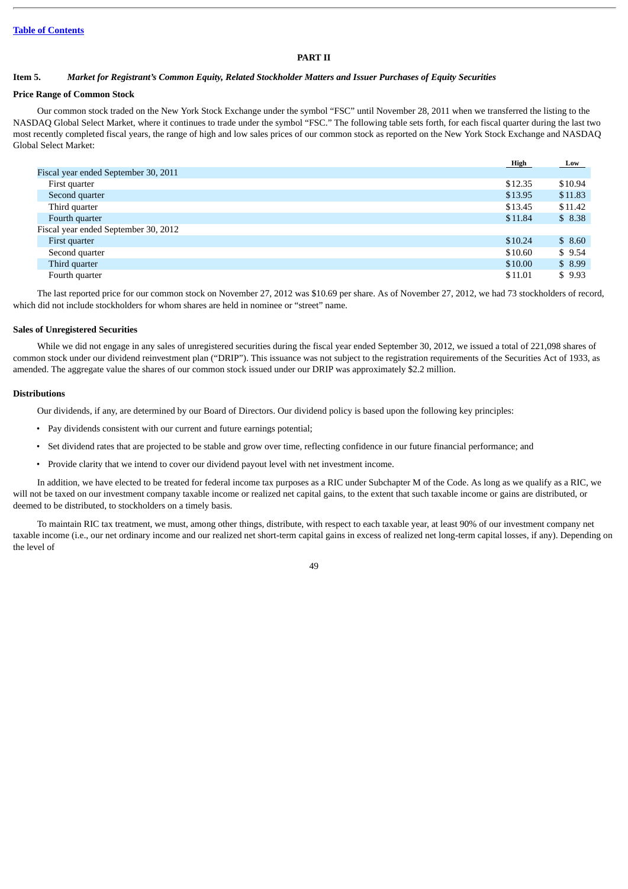## PART II

### Item 5. *Market for Registrant's Common Equity, Related Stockholder Matters and Issuer Purchases of Equity Securities*

**Price Range of Common Stock**

Our common stock traded on the New York Stock Exchange under the symbol "FSC" until November 28, 2011 when we transferred the listing to the NASDAQ Global Select Market, where it continues to trade under the symbol "FSC." The following table sets forth, for each fiscal quarter during the last two most recently completed fiscal years, the range of high and low sales prices of our common stock as reported on the New York Stock Exchange and NASDAQ Global Select Market:

| | High | Low |
|---|---|---|
| Fiscal year ended September 30, 2011 | | |
| First quarter | $12.35 | $10.94 |
| Second quarter | $13.95 | $11.83 |
| Third quarter | $13.45 | $11.42 |
| Fourth quarter | $11.84 | $ 8.38 |
| Fiscal year ended September 30, 2012 | | |
| First quarter | $10.24 | $ 8.60 |
| Second quarter | $10.60 | $ 9.54 |
| Third quarter | $10.00 | $ 8.99 |
| Fourth quarter | $11.01 | $ 9.93 |

The last reported price for our common stock on November 27, 2012 was $10.69 per share. As of November 27, 2012, we had 73 stockholders of record, which did not include stockholders for whom shares are held in nominee or "street" name.

**Sales of Unregistered Securities**

While we did not engage in any sales of unregistered securities during the fiscal year ended September 30, 2012, we issued a total of 221,098 shares of common stock under our dividend reinvestment plan ("DRIP"). This issuance was not subject to the registration requirements of the Securities Act of 1933, as amended. The aggregate value the shares of our common stock issued under our DRIP was approximately $2.2 million.

**Distributions**

Our dividends, if any, are determined by our Board of Directors. Our dividend policy is based upon the following key principles:

- Pay dividends consistent with our current and future earnings potential;
- Set dividend rates that are projected to be stable and grow over time, reflecting confidence in our future financial performance; and
- Provide clarity that we intend to cover our dividend payout level with net investment income.

In addition, we have elected to be treated for federal income tax purposes as a RIC under Subchapter M of the Code. As long as we qualify as a RIC, we will not be taxed on our investment company taxable income or realized net capital gains, to the extent that such taxable income or gains are distributed, or deemed to be distributed, to stockholders on a timely basis.

To maintain RIC tax treatment, we must, among other things, distribute, with respect to each taxable year, at least 90% of our investment company net taxable income (i.e., our net ordinary income and our realized net short-term capital gains in excess of realized net long-term capital losses, if any). Depending on the level of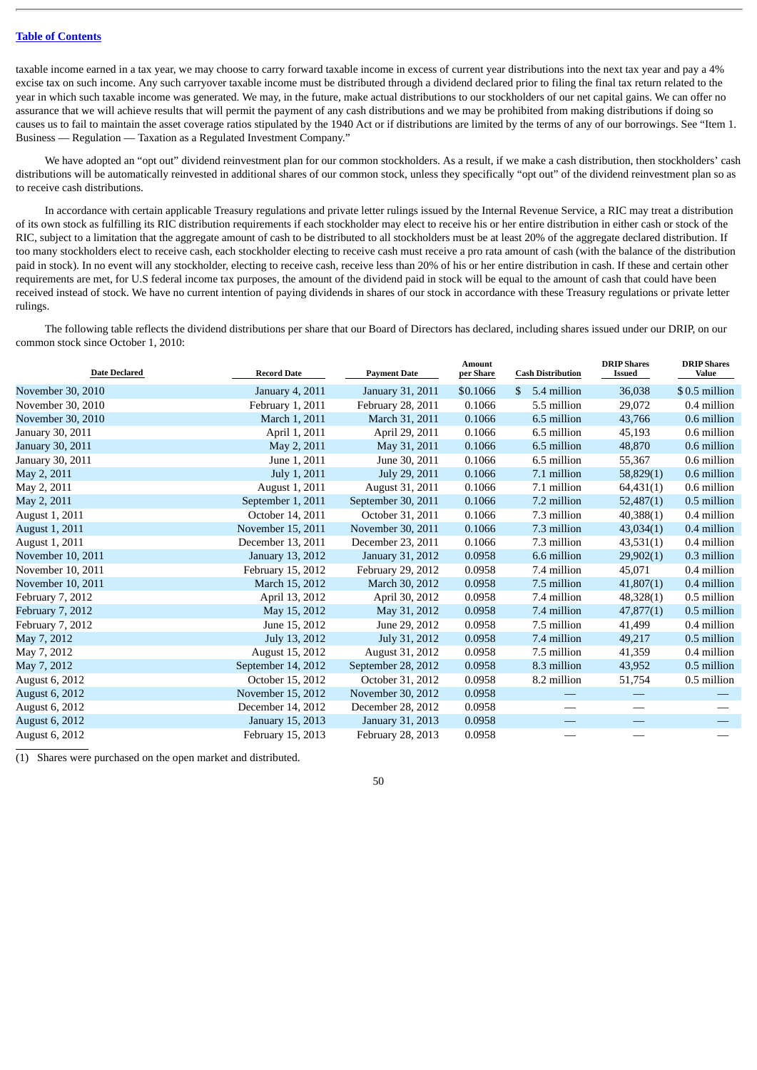[Table of Contents](#)

taxable income earned in a tax year, we may choose to carry forward taxable income in excess of current year distributions into the next tax year and pay a 4% excise tax on such income. Any such carryover taxable income must be distributed through a dividend declared prior to filing the final tax return related to the year in which such taxable income was generated. We may, in the future, make actual distributions to our stockholders of our net capital gains. We can offer no assurance that we will achieve results that will permit the payment of any cash distributions and we may be prohibited from making distributions if doing so causes us to fail to maintain the asset coverage ratios stipulated by the 1940 Act or if distributions are limited by the terms of any of our borrowings. See "Item 1. Business — Regulation — Taxation as a Regulated Investment Company."

We have adopted an "opt out" dividend reinvestment plan for our common stockholders. As a result, if we make a cash distribution, then stockholders' cash distributions will be automatically reinvested in additional shares of our common stock, unless they specifically "opt out" of the dividend reinvestment plan so as to receive cash distributions.

In accordance with certain applicable Treasury regulations and private letter rulings issued by the Internal Revenue Service, a RIC may treat a distribution of its own stock as fulfilling its RIC distribution requirements if each stockholder may elect to receive his or her entire distribution in either cash or stock of the RIC, subject to a limitation that the aggregate amount of cash to be distributed to all stockholders must be at least 20% of the aggregate declared distribution. If too many stockholders elect to receive cash, each stockholder electing to receive cash must receive a pro rata amount of cash (with the balance of the distribution paid in stock). In no event will any stockholder, electing to receive cash, receive less than 20% of his or her entire distribution in cash. If these and certain other requirements are met, for U.S federal income tax purposes, the amount of the dividend paid in stock will be equal to the amount of cash that could have been received instead of stock. We have no current intention of paying dividends in shares of our stock in accordance with these Treasury regulations or private letter rulings.

The following table reflects the dividend distributions per share that our Board of Directors has declared, including shares issued under our DRIP, on our common stock since October 1, 2010:

| Date Declared | Record Date | Payment Date | Amount per Share | Cash Distribution | DRIP Shares Issued | DRIP Shares Value |
|---|---|---|---|---|---|---|
| November 30, 2010 | January 4, 2011 | January 31, 2011 | $0.1066 | $ 5.4 million | 36,038 | $ 0.5 million |
| November 30, 2010 | February 1, 2011 | February 28, 2011 | 0.1066 | 5.5 million | 29,072 | 0.4 million |
| November 30, 2010 | March 1, 2011 | March 31, 2011 | 0.1066 | 6.5 million | 43,766 | 0.6 million |
| January 30, 2011 | April 1, 2011 | April 29, 2011 | 0.1066 | 6.5 million | 45,193 | 0.6 million |
| January 30, 2011 | May 2, 2011 | May 31, 2011 | 0.1066 | 6.5 million | 48,870 | 0.6 million |
| January 30, 2011 | June 1, 2011 | June 30, 2011 | 0.1066 | 6.5 million | 55,367 | 0.6 million |
| May 2, 2011 | July 1, 2011 | July 29, 2011 | 0.1066 | 7.1 million | 58,829(1) | 0.6 million |
| May 2, 2011 | August 1, 2011 | August 31, 2011 | 0.1066 | 7.1 million | 64,431(1) | 0.6 million |
| May 2, 2011 | September 1, 2011 | September 30, 2011 | 0.1066 | 7.2 million | 52,487(1) | 0.5 million |
| August 1, 2011 | October 14, 2011 | October 31, 2011 | 0.1066 | 7.3 million | 40,388(1) | 0.4 million |
| August 1, 2011 | November 15, 2011 | November 30, 2011 | 0.1066 | 7.3 million | 43,034(1) | 0.4 million |
| August 1, 2011 | December 13, 2011 | December 23, 2011 | 0.1066 | 7.3 million | 43,531(1) | 0.4 million |
| November 10, 2011 | January 13, 2012 | January 31, 2012 | 0.0958 | 6.6 million | 29,902(1) | 0.3 million |
| November 10, 2011 | February 15, 2012 | February 29, 2012 | 0.0958 | 7.4 million | 45,071 | 0.4 million |
| November 10, 2011 | March 15, 2012 | March 30, 2012 | 0.0958 | 7.5 million | 41,807(1) | 0.4 million |
| February 7, 2012 | April 13, 2012 | April 30, 2012 | 0.0958 | 7.4 million | 48,328(1) | 0.5 million |
| February 7, 2012 | May 15, 2012 | May 31, 2012 | 0.0958 | 7.4 million | 47,877(1) | 0.5 million |
| February 7, 2012 | June 15, 2012 | June 29, 2012 | 0.0958 | 7.5 million | 41,499 | 0.4 million |
| May 7, 2012 | July 13, 2012 | July 31, 2012 | 0.0958 | 7.4 million | 49,217 | 0.5 million |
| May 7, 2012 | August 15, 2012 | August 31, 2012 | 0.0958 | 7.5 million | 41,359 | 0.4 million |
| May 7, 2012 | September 14, 2012 | September 28, 2012 | 0.0958 | 8.3 million | 43,952 | 0.5 million |
| August 6, 2012 | October 15, 2012 | October 31, 2012 | 0.0958 | 8.2 million | 51,754 | 0.5 million |
| August 6, 2012 | November 15, 2012 | November 30, 2012 | 0.0958 | — | — | — |
| August 6, 2012 | December 14, 2012 | December 28, 2012 | 0.0958 | — | — | — |
| August 6, 2012 | January 15, 2013 | January 31, 2013 | 0.0958 | — | — | — |
| August 6, 2012 | February 15, 2013 | February 28, 2013 | 0.0958 | — | — | — |

(1) Shares were purchased on the open market and distributed.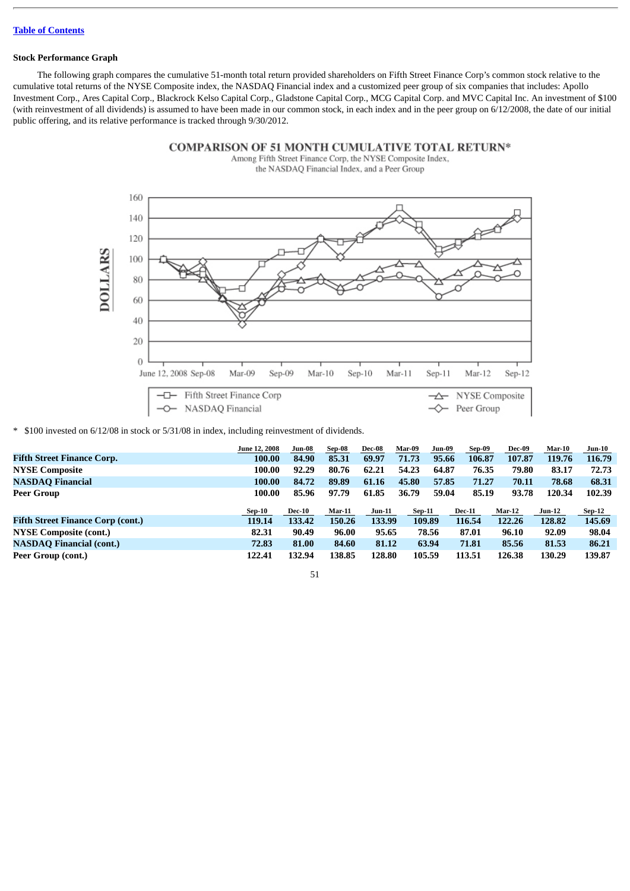[Table of Contents]

**Stock Performance Graph**

The following graph compares the cumulative 51-month total return provided shareholders on Fifth Street Finance Corp's common stock relative to the cumulative total returns of the NYSE Composite index, the NASDAQ Financial index and a customized peer group of six companies that includes: Apollo Investment Corp., Ares Capital Corp., Blackrock Kelso Capital Corp., Gladstone Capital Corp., MCG Capital Corp. and MVC Capital Inc. An investment of $100 (with reinvestment of all dividends) is assumed to have been made in our common stock, in each index and in the peer group on 6/12/2008, the date of our initial public offering, and its relative performance is tracked through 9/30/2012.

**COMPARISON OF 51 MONTH CUMULATIVE TOTAL RETURN***

Among Fifth Street Finance Corp, the NYSE Composite Index, the NASDAQ Financial Index, and a Peer Group

\* $100 invested on 6/12/08 in stock or 5/31/08 in index, including reinvestment of dividends.

| | June 12, 2008 | Jun-08 | Sep-08 | Dec-08 | Mar-09 | Jun-09 | Sep-09 | Dec-09 | Mar-10 | Jun-10 |
|---|---|---|---|---|---|---|---|---|---|---|
| **Fifth Street Finance Corp.** | 100.00 | 84.90 | 85.31 | 69.97 | 71.73 | 95.66 | 106.87 | 107.87 | 119.76 | 116.79 |
| **NYSE Composite** | 100.00 | 92.29 | 80.76 | 62.21 | 54.23 | 64.87 | 76.35 | 79.80 | 83.17 | 72.73 |
| **NASDAQ Financial** | 100.00 | 84.72 | 89.89 | 61.16 | 45.80 | 57.85 | 71.27 | 70.11 | 78.68 | 68.31 |
| **Peer Group** | 100.00 | 85.96 | 97.79 | 61.85 | 36.79 | 59.04 | 85.19 | 93.78 | 120.34 | 102.39 |

| | Sep-10 | Dec-10 | Mar-11 | Jun-11 | Sep-11 | Dec-11 | Mar-12 | Jun-12 | Sep-12 |
|---|---|---|---|---|---|---|---|---|---|
| **Fifth Street Finance Corp (cont.)** | 119.14 | 133.42 | 150.26 | 133.99 | 109.89 | 116.54 | 122.26 | 128.82 | 145.69 |
| **NYSE Composite (cont.)** | 82.31 | 90.49 | 96.00 | 95.65 | 78.56 | 87.01 | 96.10 | 92.09 | 98.04 |
| **NASDAQ Financial (cont.)** | 72.83 | 81.00 | 84.60 | 81.12 | 63.94 | 71.81 | 85.56 | 81.53 | 86.21 |
| **Peer Group (cont.)** | 122.41 | 132.94 | 138.85 | 128.80 | 105.59 | 113.51 | 126.38 | 130.29 | 139.87 |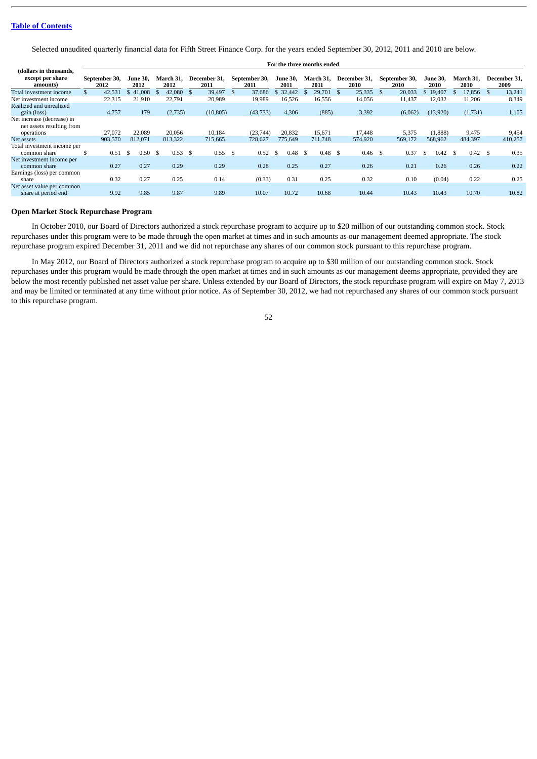Selected unaudited quarterly financial data for Fifth Street Finance Corp. for the years ended September 30, 2012, 2011 and 2010 are below.

| (dollars in thousands, except per share amounts) | For the three months ended | | | | | | | | | | | |
|---|---|---|---|---|---|---|---|---|---|---|---|---|
| | September 30, 2012 | June 30, 2012 | March 31, 2012 | December 31, 2011 | September 30, 2011 | June 30, 2011 | March 31, 2011 | December 31, 2010 | September 30, 2010 | June 30, 2010 | March 31, 2010 | December 31, 2009 |
| Total investment income | $ 42,531 | $ 41,008 | $ 42,080 | $ 39,497 | $ 37,686 | $ 32,442 | $ 29,701 | $ 25,335 | $ 20,033 | $ 19,407 | $ 17,856 | $ 13,241 |
| Net investment income | 22,315 | 21,910 | 22,791 | 20,989 | 19,989 | 16,526 | 16,556 | 14,056 | 11,437 | 12,032 | 11,206 | 8,349 |
| Realized and unrealized gain (loss) | 4,757 | 179 | (2,735) | (10,805) | (43,733) | 4,306 | (885) | 3,392 | (6,062) | (13,920) | (1,731) | 1,105 |
| Net increase (decrease) in net assets resulting from operations | 27,072 | 22,089 | 20,056 | 10,184 | (23,744) | 20,832 | 15,671 | 17,448 | 5,375 | (1,888) | 9,475 | 9,454 |
| Net assets | 903,570 | 812,071 | 813,322 | 715,665 | 728,627 | 775,649 | 711,748 | 574,920 | 569,172 | 568,962 | 484,397 | 410,257 |
| Total investment income per common share | $ 0.51 | $ 0.50 | $ 0.53 | $ 0.55 | $ 0.52 | $ 0.48 | $ 0.48 | $ 0.46 | $ 0.37 | $ 0.42 | $ 0.42 | $ 0.35 |
| Net investment income per common share | 0.27 | 0.27 | 0.29 | 0.29 | 0.28 | 0.25 | 0.27 | 0.26 | 0.21 | 0.26 | 0.26 | 0.22 |
| Earnings (loss) per common share | 0.32 | 0.27 | 0.25 | 0.14 | (0.33) | 0.31 | 0.25 | 0.32 | 0.10 | (0.04) | 0.22 | 0.25 |
| Net asset value per common share at period end | 9.92 | 9.85 | 9.87 | 9.89 | 10.07 | 10.72 | 10.68 | 10.44 | 10.43 | 10.43 | 10.70 | 10.82 |

## Open Market Stock Repurchase Program

In October 2010, our Board of Directors authorized a stock repurchase program to acquire up to $20 million of our outstanding common stock. Stock repurchases under this program were to be made through the open market at times and in such amounts as our management deemed appropriate. The stock repurchase program expired December 31, 2011 and we did not repurchase any shares of our common stock pursuant to this repurchase program.

In May 2012, our Board of Directors authorized a stock repurchase program to acquire up to $30 million of our outstanding common stock. Stock repurchases under this program would be made through the open market at times and in such amounts as our management deems appropriate, provided they are below the most recently published net asset value per share. Unless extended by our Board of Directors, the stock repurchase program will expire on May 7, 2013 and may be limited or terminated at any time without prior notice. As of September 30, 2012, we had not repurchased any shares of our common stock pursuant to this repurchase program.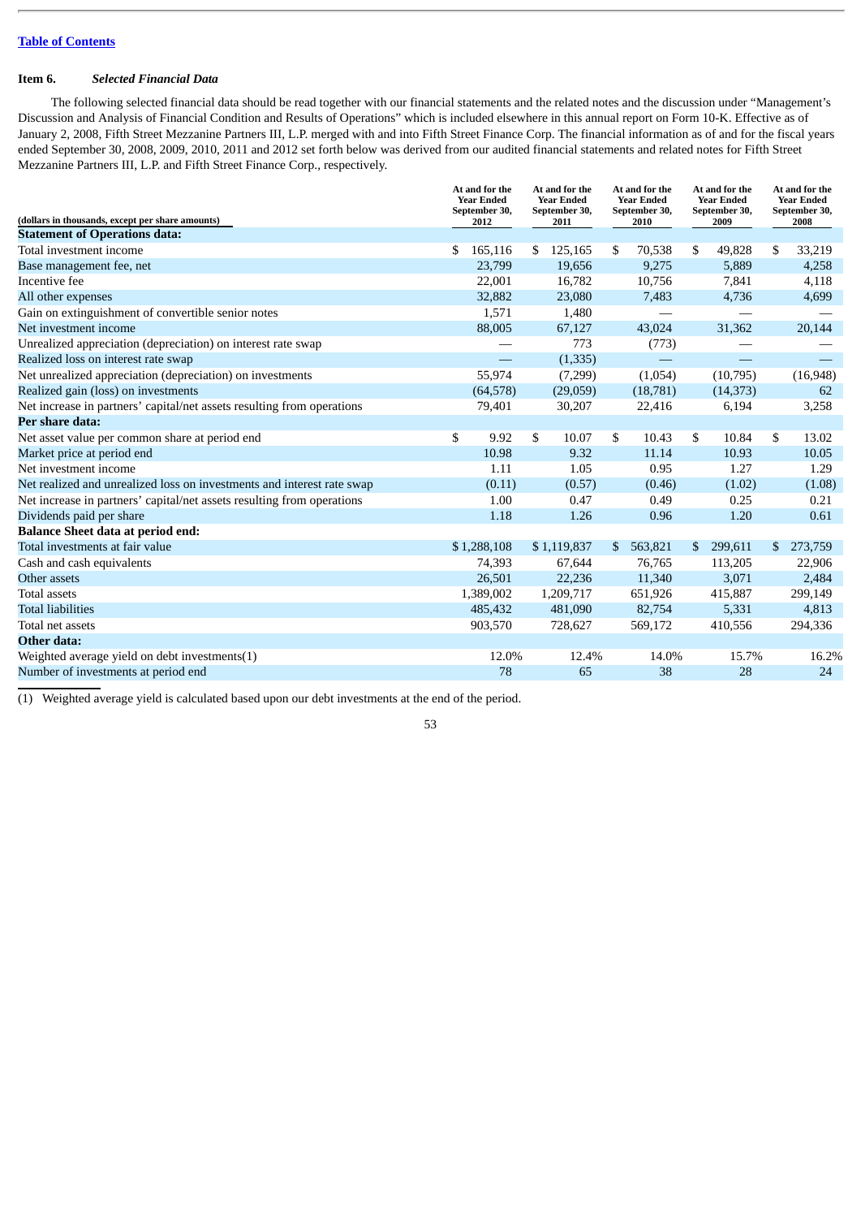[Table of Contents](#)

**Item 6.** ***Selected Financial Data***

The following selected financial data should be read together with our financial statements and the related notes and the discussion under "Management's Discussion and Analysis of Financial Condition and Results of Operations" which is included elsewhere in this annual report on Form 10-K. Effective as of January 2, 2008, Fifth Street Mezzanine Partners III, L.P. merged with and into Fifth Street Finance Corp. The financial information as of and for the fiscal years ended September 30, 2008, 2009, 2010, 2011 and 2012 set forth below was derived from our audited financial statements and related notes for Fifth Street Mezzanine Partners III, L.P. and Fifth Street Finance Corp., respectively.

| (dollars in thousands, except per share amounts) | At and for the Year Ended September 30, 2012 | At and for the Year Ended September 30, 2011 | At and for the Year Ended September 30, 2010 | At and for the Year Ended September 30, 2009 | At and for the Year Ended September 30, 2008 |
|---|---|---|---|---|---|
| **Statement of Operations data:** | | | | | |
| Total investment income | $ 165,116 | $ 125,165 | $ 70,538 | $ 49,828 | $ 33,219 |
| Base management fee, net | 23,799 | 19,656 | 9,275 | 5,889 | 4,258 |
| Incentive fee | 22,001 | 16,782 | 10,756 | 7,841 | 4,118 |
| All other expenses | 32,882 | 23,080 | 7,483 | 4,736 | 4,699 |
| Gain on extinguishment of convertible senior notes | 1,571 | 1,480 | — | — | — |
| Net investment income | 88,005 | 67,127 | 43,024 | 31,362 | 20,144 |
| Unrealized appreciation (depreciation) on interest rate swap | — | 773 | (773) | — | — |
| Realized loss on interest rate swap | — | (1,335) | — | — | — |
| Net unrealized appreciation (depreciation) on investments | 55,974 | (7,299) | (1,054) | (10,795) | (16,948) |
| Realized gain (loss) on investments | (64,578) | (29,059) | (18,781) | (14,373) | 62 |
| Net increase in partners' capital/net assets resulting from operations | 79,401 | 30,207 | 22,416 | 6,194 | 3,258 |
| **Per share data:** | | | | | |
| Net asset value per common share at period end | $ 9.92 | $ 10.07 | $ 10.43 | $ 10.84 | $ 13.02 |
| Market price at period end | 10.98 | 9.32 | 11.14 | 10.93 | 10.05 |
| Net investment income | 1.11 | 1.05 | 0.95 | 1.27 | 1.29 |
| Net realized and unrealized loss on investments and interest rate swap | (0.11) | (0.57) | (0.46) | (1.02) | (1.08) |
| Net increase in partners' capital/net assets resulting from operations | 1.00 | 0.47 | 0.49 | 0.25 | 0.21 |
| Dividends paid per share | 1.18 | 1.26 | 0.96 | 1.20 | 0.61 |
| **Balance Sheet data at period end:** | | | | | |
| Total investments at fair value | $ 1,288,108 | $ 1,119,837 | $ 563,821 | $ 299,611 | $ 273,759 |
| Cash and cash equivalents | 74,393 | 67,644 | 76,765 | 113,205 | 22,906 |
| Other assets | 26,501 | 22,236 | 11,340 | 3,071 | 2,484 |
| Total assets | 1,389,002 | 1,209,717 | 651,926 | 415,887 | 299,149 |
| Total liabilities | 485,432 | 481,090 | 82,754 | 5,331 | 4,813 |
| Total net assets | 903,570 | 728,627 | 569,172 | 410,556 | 294,336 |
| **Other data:** | | | | | |
| Weighted average yield on debt investments(1) | 12.0% | 12.4% | 14.0% | 15.7% | 16.2% |
| Number of investments at period end | 78 | 65 | 38 | 28 | 24 |

(1) Weighted average yield is calculated based upon our debt investments at the end of the period.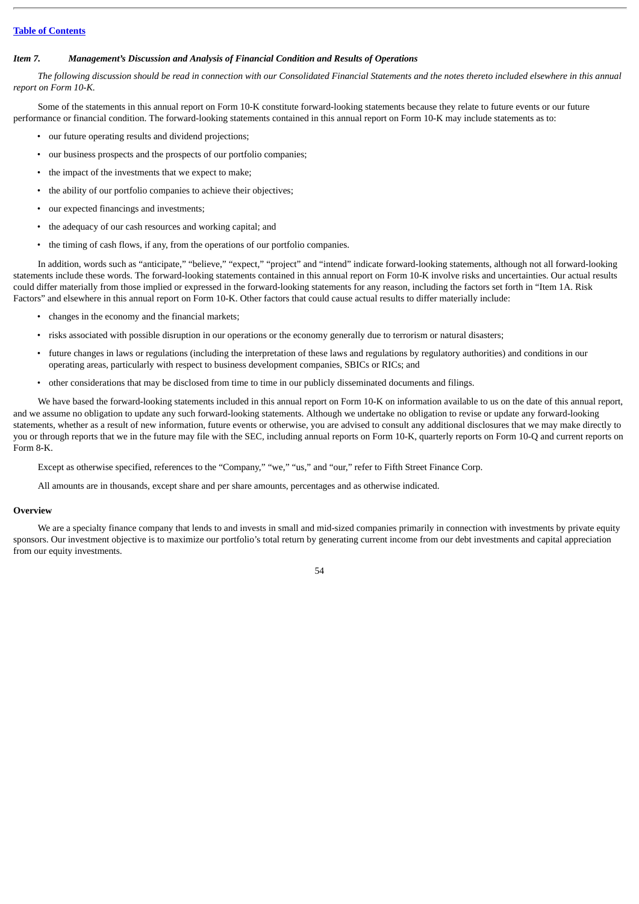Table of Contents

### *Item 7. Management's Discussion and Analysis of Financial Condition and Results of Operations*

*The following discussion should be read in connection with our Consolidated Financial Statements and the notes thereto included elsewhere in this annual report on Form 10-K.*

Some of the statements in this annual report on Form 10-K constitute forward-looking statements because they relate to future events or our future performance or financial condition. The forward-looking statements contained in this annual report on Form 10-K may include statements as to:

- our future operating results and dividend projections;
- our business prospects and the prospects of our portfolio companies;
- the impact of the investments that we expect to make;
- the ability of our portfolio companies to achieve their objectives;
- our expected financings and investments;
- the adequacy of our cash resources and working capital; and
- the timing of cash flows, if any, from the operations of our portfolio companies.

In addition, words such as "anticipate," "believe," "expect," "project" and "intend" indicate forward-looking statements, although not all forward-looking statements include these words. The forward-looking statements contained in this annual report on Form 10-K involve risks and uncertainties. Our actual results could differ materially from those implied or expressed in the forward-looking statements for any reason, including the factors set forth in "Item 1A. Risk Factors" and elsewhere in this annual report on Form 10-K. Other factors that could cause actual results to differ materially include:

- changes in the economy and the financial markets;
- risks associated with possible disruption in our operations or the economy generally due to terrorism or natural disasters;
- future changes in laws or regulations (including the interpretation of these laws and regulations by regulatory authorities) and conditions in our operating areas, particularly with respect to business development companies, SBICs or RICs; and
- other considerations that may be disclosed from time to time in our publicly disseminated documents and filings.

We have based the forward-looking statements included in this annual report on Form 10-K on information available to us on the date of this annual report, and we assume no obligation to update any such forward-looking statements. Although we undertake no obligation to revise or update any forward-looking statements, whether as a result of new information, future events or otherwise, you are advised to consult any additional disclosures that we may make directly to you or through reports that we in the future may file with the SEC, including annual reports on Form 10-K, quarterly reports on Form 10-Q and current reports on Form 8-K.

Except as otherwise specified, references to the "Company," "we," "us," and "our," refer to Fifth Street Finance Corp.

All amounts are in thousands, except share and per share amounts, percentages and as otherwise indicated.

#### Overview

We are a specialty finance company that lends to and invests in small and mid-sized companies primarily in connection with investments by private equity sponsors. Our investment objective is to maximize our portfolio's total return by generating current income from our debt investments and capital appreciation from our equity investments.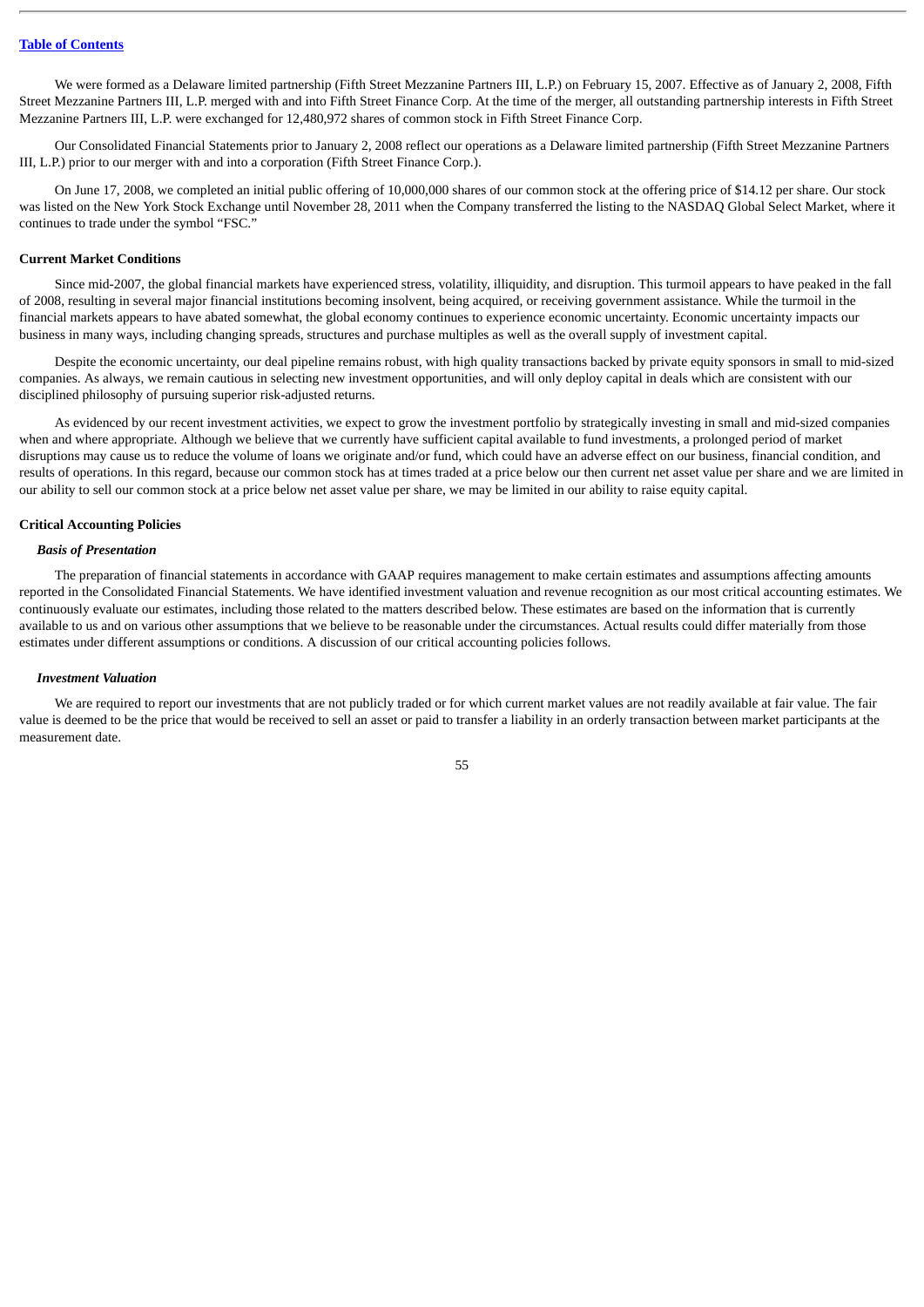We were formed as a Delaware limited partnership (Fifth Street Mezzanine Partners III, L.P.) on February 15, 2007. Effective as of January 2, 2008, Fifth Street Mezzanine Partners III, L.P. merged with and into Fifth Street Finance Corp. At the time of the merger, all outstanding partnership interests in Fifth Street Mezzanine Partners III, L.P. were exchanged for 12,480,972 shares of common stock in Fifth Street Finance Corp.

Our Consolidated Financial Statements prior to January 2, 2008 reflect our operations as a Delaware limited partnership (Fifth Street Mezzanine Partners III, L.P.) prior to our merger with and into a corporation (Fifth Street Finance Corp.).

On June 17, 2008, we completed an initial public offering of 10,000,000 shares of our common stock at the offering price of $14.12 per share. Our stock was listed on the New York Stock Exchange until November 28, 2011 when the Company transferred the listing to the NASDAQ Global Select Market, where it continues to trade under the symbol "FSC."

**Current Market Conditions**

Since mid-2007, the global financial markets have experienced stress, volatility, illiquidity, and disruption. This turmoil appears to have peaked in the fall of 2008, resulting in several major financial institutions becoming insolvent, being acquired, or receiving government assistance. While the turmoil in the financial markets appears to have abated somewhat, the global economy continues to experience economic uncertainty. Economic uncertainty impacts our business in many ways, including changing spreads, structures and purchase multiples as well as the overall supply of investment capital.

Despite the economic uncertainty, our deal pipeline remains robust, with high quality transactions backed by private equity sponsors in small to mid-sized companies. As always, we remain cautious in selecting new investment opportunities, and will only deploy capital in deals which are consistent with our disciplined philosophy of pursuing superior risk-adjusted returns.

As evidenced by our recent investment activities, we expect to grow the investment portfolio by strategically investing in small and mid-sized companies when and where appropriate. Although we believe that we currently have sufficient capital available to fund investments, a prolonged period of market disruptions may cause us to reduce the volume of loans we originate and/or fund, which could have an adverse effect on our business, financial condition, and results of operations. In this regard, because our common stock has at times traded at a price below our then current net asset value per share and we are limited in our ability to sell our common stock at a price below net asset value per share, we may be limited in our ability to raise equity capital.

**Critical Accounting Policies**

***Basis of Presentation***

The preparation of financial statements in accordance with GAAP requires management to make certain estimates and assumptions affecting amounts reported in the Consolidated Financial Statements. We have identified investment valuation and revenue recognition as our most critical accounting estimates. We continuously evaluate our estimates, including those related to the matters described below. These estimates are based on the information that is currently available to us and on various other assumptions that we believe to be reasonable under the circumstances. Actual results could differ materially from those estimates under different assumptions or conditions. A discussion of our critical accounting policies follows.

***Investment Valuation***

We are required to report our investments that are not publicly traded or for which current market values are not readily available at fair value. The fair value is deemed to be the price that would be received to sell an asset or paid to transfer a liability in an orderly transaction between market participants at the measurement date.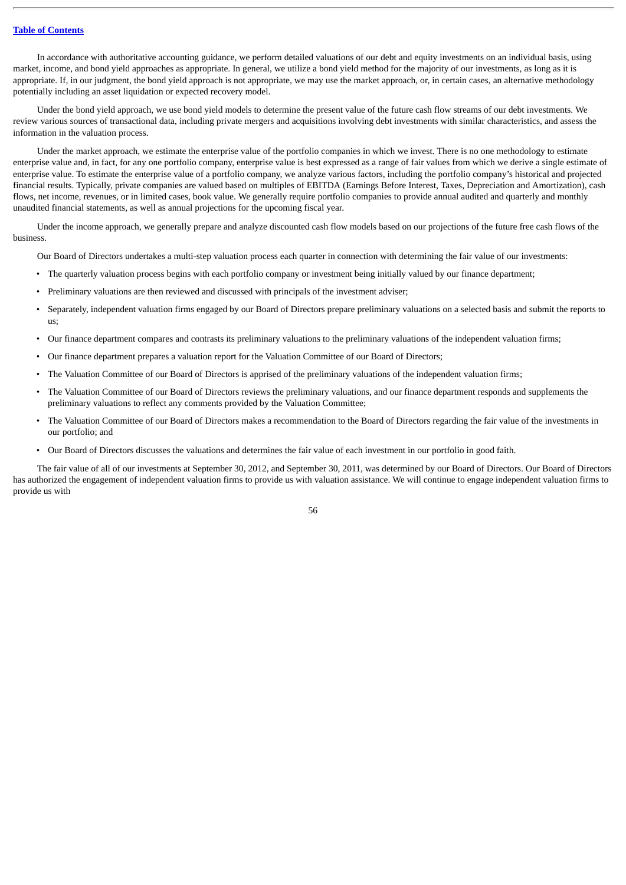In accordance with authoritative accounting guidance, we perform detailed valuations of our debt and equity investments on an individual basis, using market, income, and bond yield approaches as appropriate. In general, we utilize a bond yield method for the majority of our investments, as long as it is appropriate. If, in our judgment, the bond yield approach is not appropriate, we may use the market approach, or, in certain cases, an alternative methodology potentially including an asset liquidation or expected recovery model.

Under the bond yield approach, we use bond yield models to determine the present value of the future cash flow streams of our debt investments. We review various sources of transactional data, including private mergers and acquisitions involving debt investments with similar characteristics, and assess the information in the valuation process.

Under the market approach, we estimate the enterprise value of the portfolio companies in which we invest. There is no one methodology to estimate enterprise value and, in fact, for any one portfolio company, enterprise value is best expressed as a range of fair values from which we derive a single estimate of enterprise value. To estimate the enterprise value of a portfolio company, we analyze various factors, including the portfolio company's historical and projected financial results. Typically, private companies are valued based on multiples of EBITDA (Earnings Before Interest, Taxes, Depreciation and Amortization), cash flows, net income, revenues, or in limited cases, book value. We generally require portfolio companies to provide annual audited and quarterly and monthly unaudited financial statements, as well as annual projections for the upcoming fiscal year.

Under the income approach, we generally prepare and analyze discounted cash flow models based on our projections of the future free cash flows of the business.

Our Board of Directors undertakes a multi-step valuation process each quarter in connection with determining the fair value of our investments:

- The quarterly valuation process begins with each portfolio company or investment being initially valued by our finance department;
- Preliminary valuations are then reviewed and discussed with principals of the investment adviser;
- Separately, independent valuation firms engaged by our Board of Directors prepare preliminary valuations on a selected basis and submit the reports to us;
- Our finance department compares and contrasts its preliminary valuations to the preliminary valuations of the independent valuation firms;
- Our finance department prepares a valuation report for the Valuation Committee of our Board of Directors;
- The Valuation Committee of our Board of Directors is apprised of the preliminary valuations of the independent valuation firms;
- The Valuation Committee of our Board of Directors reviews the preliminary valuations, and our finance department responds and supplements the preliminary valuations to reflect any comments provided by the Valuation Committee;
- The Valuation Committee of our Board of Directors makes a recommendation to the Board of Directors regarding the fair value of the investments in our portfolio; and
- Our Board of Directors discusses the valuations and determines the fair value of each investment in our portfolio in good faith.

The fair value of all of our investments at September 30, 2012, and September 30, 2011, was determined by our Board of Directors. Our Board of Directors has authorized the engagement of independent valuation firms to provide us with valuation assistance. We will continue to engage independent valuation firms to provide us with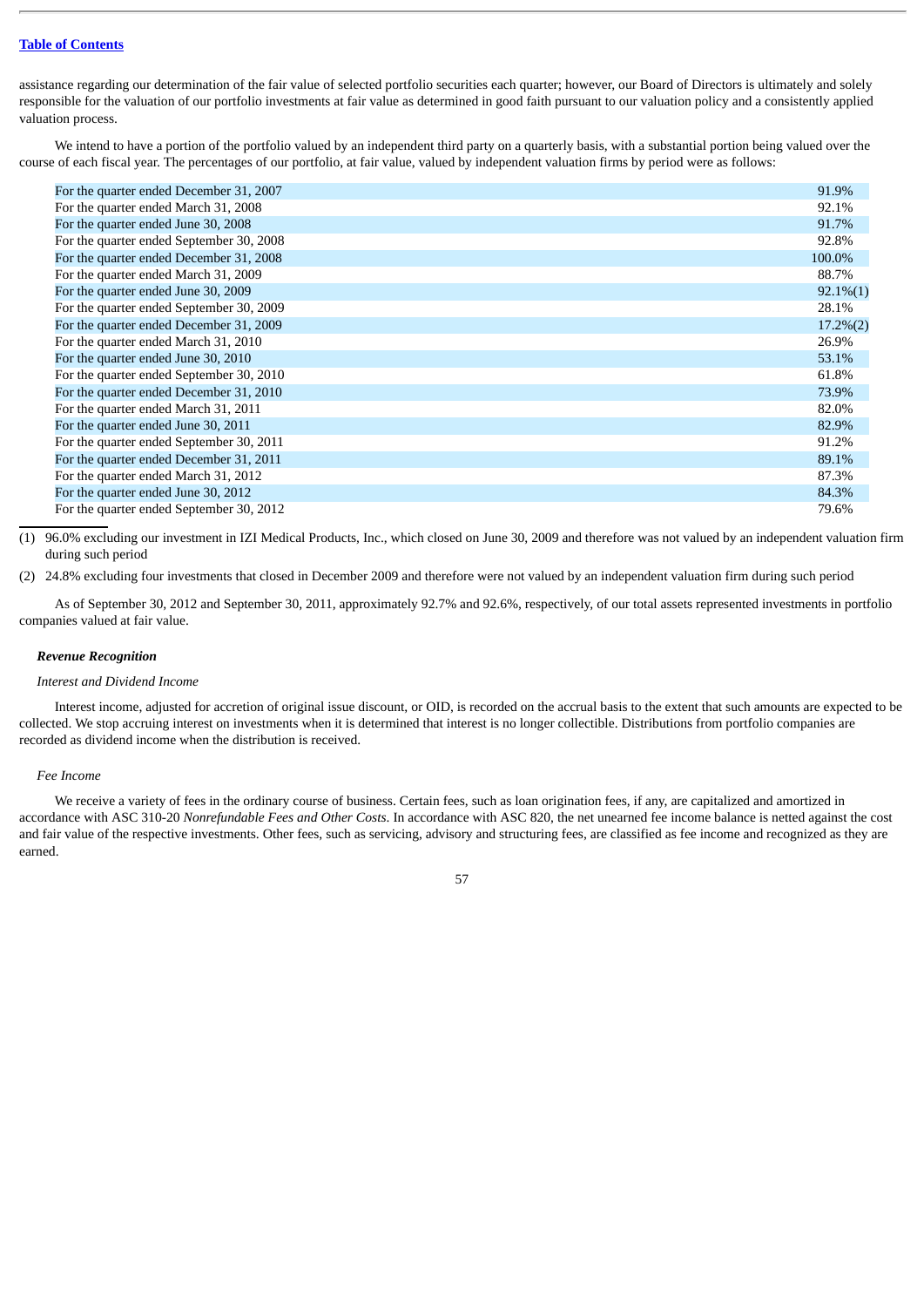assistance regarding our determination of the fair value of selected portfolio securities each quarter; however, our Board of Directors is ultimately and solely responsible for the valuation of our portfolio investments at fair value as determined in good faith pursuant to our valuation policy and a consistently applied valuation process.

We intend to have a portion of the portfolio valued by an independent third party on a quarterly basis, with a substantial portion being valued over the course of each fiscal year. The percentages of our portfolio, at fair value, valued by independent valuation firms by period were as follows:

| Period | Percentage |
|---|---|
| For the quarter ended December 31, 2007 | 91.9% |
| For the quarter ended March 31, 2008 | 92.1% |
| For the quarter ended June 30, 2008 | 91.7% |
| For the quarter ended September 30, 2008 | 92.8% |
| For the quarter ended December 31, 2008 | 100.0% |
| For the quarter ended March 31, 2009 | 88.7% |
| For the quarter ended June 30, 2009 | 92.1%(1) |
| For the quarter ended September 30, 2009 | 28.1% |
| For the quarter ended December 31, 2009 | 17.2%(2) |
| For the quarter ended March 31, 2010 | 26.9% |
| For the quarter ended June 30, 2010 | 53.1% |
| For the quarter ended September 30, 2010 | 61.8% |
| For the quarter ended December 31, 2010 | 73.9% |
| For the quarter ended March 31, 2011 | 82.0% |
| For the quarter ended June 30, 2011 | 82.9% |
| For the quarter ended September 30, 2011 | 91.2% |
| For the quarter ended December 31, 2011 | 89.1% |
| For the quarter ended March 31, 2012 | 87.3% |
| For the quarter ended June 30, 2012 | 84.3% |
| For the quarter ended September 30, 2012 | 79.6% |

(1) 96.0% excluding our investment in IZI Medical Products, Inc., which closed on June 30, 2009 and therefore was not valued by an independent valuation firm during such period

(2) 24.8% excluding four investments that closed in December 2009 and therefore were not valued by an independent valuation firm during such period

As of September 30, 2012 and September 30, 2011, approximately 92.7% and 92.6%, respectively, of our total assets represented investments in portfolio companies valued at fair value.

***Revenue Recognition***

*Interest and Dividend Income*

Interest income, adjusted for accretion of original issue discount, or OID, is recorded on the accrual basis to the extent that such amounts are expected to be collected. We stop accruing interest on investments when it is determined that interest is no longer collectible. Distributions from portfolio companies are recorded as dividend income when the distribution is received.

*Fee Income*

We receive a variety of fees in the ordinary course of business. Certain fees, such as loan origination fees, if any, are capitalized and amortized in accordance with ASC 310-20 *Nonrefundable Fees and Other Costs*. In accordance with ASC 820, the net unearned fee income balance is netted against the cost and fair value of the respective investments. Other fees, such as servicing, advisory and structuring fees, are classified as fee income and recognized as they are earned.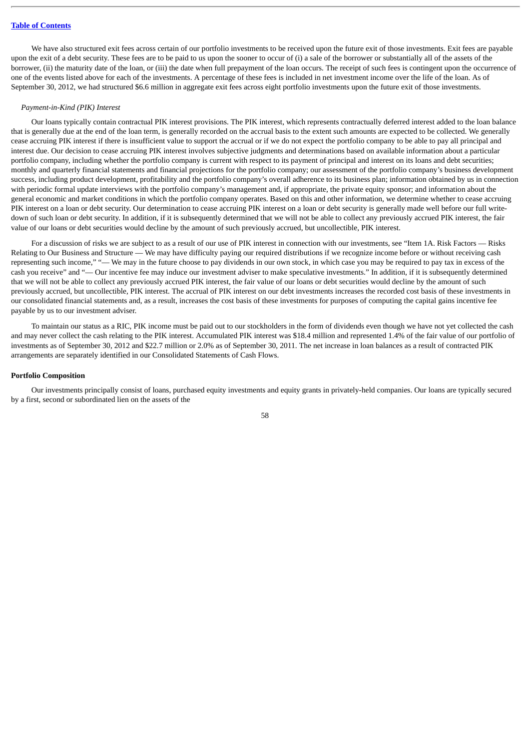We have also structured exit fees across certain of our portfolio investments to be received upon the future exit of those investments. Exit fees are payable upon the exit of a debt security. These fees are to be paid to us upon the sooner to occur of (i) a sale of the borrower or substantially all of the assets of the borrower, (ii) the maturity date of the loan, or (iii) the date when full prepayment of the loan occurs. The receipt of such fees is contingent upon the occurrence of one of the events listed above for each of the investments. A percentage of these fees is included in net investment income over the life of the loan. As of September 30, 2012, we had structured $6.6 million in aggregate exit fees across eight portfolio investments upon the future exit of those investments.

*Payment-in-Kind (PIK) Interest*

Our loans typically contain contractual PIK interest provisions. The PIK interest, which represents contractually deferred interest added to the loan balance that is generally due at the end of the loan term, is generally recorded on the accrual basis to the extent such amounts are expected to be collected. We generally cease accruing PIK interest if there is insufficient value to support the accrual or if we do not expect the portfolio company to be able to pay all principal and interest due. Our decision to cease accruing PIK interest involves subjective judgments and determinations based on available information about a particular portfolio company, including whether the portfolio company is current with respect to its payment of principal and interest on its loans and debt securities; monthly and quarterly financial statements and financial projections for the portfolio company; our assessment of the portfolio company's business development success, including product development, profitability and the portfolio company's overall adherence to its business plan; information obtained by us in connection with periodic formal update interviews with the portfolio company's management and, if appropriate, the private equity sponsor; and information about the general economic and market conditions in which the portfolio company operates. Based on this and other information, we determine whether to cease accruing PIK interest on a loan or debt security. Our determination to cease accruing PIK interest on a loan or debt security is generally made well before our full write-down of such loan or debt security. In addition, if it is subsequently determined that we will not be able to collect any previously accrued PIK interest, the fair value of our loans or debt securities would decline by the amount of such previously accrued, but uncollectible, PIK interest.

For a discussion of risks we are subject to as a result of our use of PIK interest in connection with our investments, see "Item 1A. Risk Factors — Risks Relating to Our Business and Structure — We may have difficulty paying our required distributions if we recognize income before or without receiving cash representing such income," "— We may in the future choose to pay dividends in our own stock, in which case you may be required to pay tax in excess of the cash you receive" and "— Our incentive fee may induce our investment adviser to make speculative investments." In addition, if it is subsequently determined that we will not be able to collect any previously accrued PIK interest, the fair value of our loans or debt securities would decline by the amount of such previously accrued, but uncollectible, PIK interest. The accrual of PIK interest on our debt investments increases the recorded cost basis of these investments in our consolidated financial statements and, as a result, increases the cost basis of these investments for purposes of computing the capital gains incentive fee payable by us to our investment adviser.

To maintain our status as a RIC, PIK income must be paid out to our stockholders in the form of dividends even though we have not yet collected the cash and may never collect the cash relating to the PIK interest. Accumulated PIK interest was $18.4 million and represented 1.4% of the fair value of our portfolio of investments as of September 30, 2012 and $22.7 million or 2.0% as of September 30, 2011. The net increase in loan balances as a result of contracted PIK arrangements are separately identified in our Consolidated Statements of Cash Flows.

**Portfolio Composition**

Our investments principally consist of loans, purchased equity investments and equity grants in privately-held companies. Our loans are typically secured by a first, second or subordinated lien on the assets of the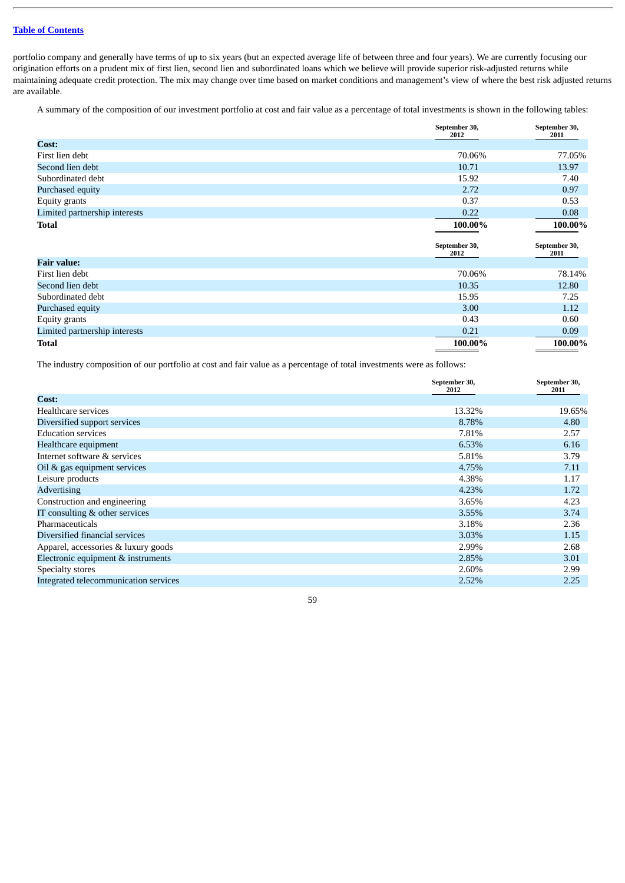portfolio company and generally have terms of up to six years (but an expected average life of between three and four years). We are currently focusing our origination efforts on a prudent mix of first lien, second lien and subordinated loans which we believe will provide superior risk-adjusted returns while maintaining adequate credit protection. The mix may change over time based on market conditions and management's view of where the best risk adjusted returns are available.

A summary of the composition of our investment portfolio at cost and fair value as a percentage of total investments is shown in the following tables:

| | September 30, 2012 | September 30, 2011 |
|---|---|---|
| **Cost:** | | |
| First lien debt | 70.06% | 77.05% |
| Second lien debt | 10.71 | 13.97 |
| Subordinated debt | 15.92 | 7.40 |
| Purchased equity | 2.72 | 0.97 |
| Equity grants | 0.37 | 0.53 |
| Limited partnership interests | 0.22 | 0.08 |
| **Total** | **100.00%** | **100.00%** |

| | September 30, 2012 | September 30, 2011 |
|---|---|---|
| **Fair value:** | | |
| First lien debt | 70.06% | 78.14% |
| Second lien debt | 10.35 | 12.80 |
| Subordinated debt | 15.95 | 7.25 |
| Purchased equity | 3.00 | 1.12 |
| Equity grants | 0.43 | 0.60 |
| Limited partnership interests | 0.21 | 0.09 |
| **Total** | **100.00%** | **100.00%** |

The industry composition of our portfolio at cost and fair value as a percentage of total investments were as follows:

| | September 30, 2012 | September 30, 2011 |
|---|---|---|
| **Cost:** | | |
| Healthcare services | 13.32% | 19.65% |
| Diversified support services | 8.78% | 4.80 |
| Education services | 7.81% | 2.57 |
| Healthcare equipment | 6.53% | 6.16 |
| Internet software & services | 5.81% | 3.79 |
| Oil & gas equipment services | 4.75% | 7.11 |
| Leisure products | 4.38% | 1.17 |
| Advertising | 4.23% | 1.72 |
| Construction and engineering | 3.65% | 4.23 |
| IT consulting & other services | 3.55% | 3.74 |
| Pharmaceuticals | 3.18% | 2.36 |
| Diversified financial services | 3.03% | 1.15 |
| Apparel, accessories & luxury goods | 2.99% | 2.68 |
| Electronic equipment & instruments | 2.85% | 3.01 |
| Specialty stores | 2.60% | 2.99 |
| Integrated telecommunication services | 2.52% | 2.25 |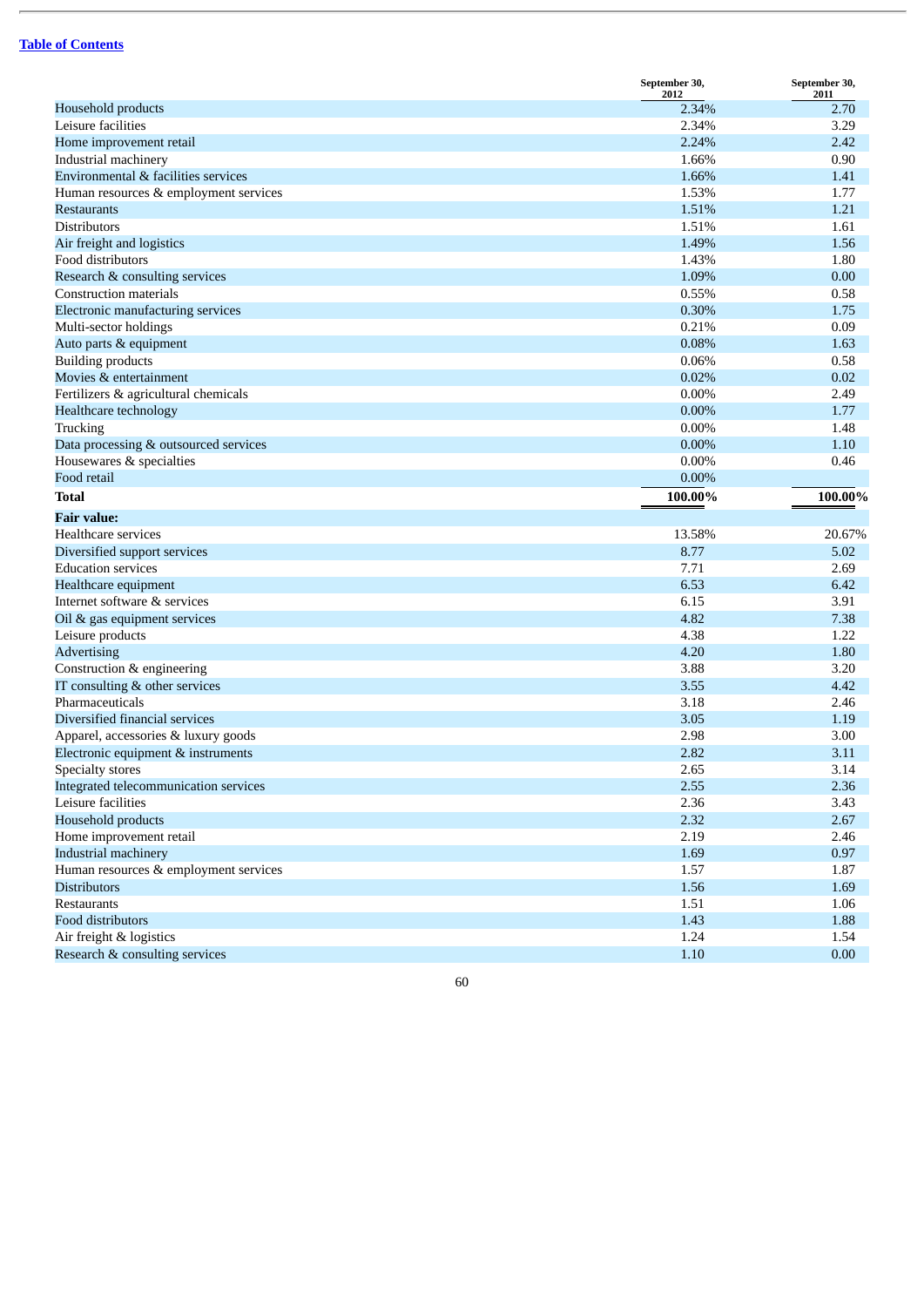[Table of Contents](#)

| | September 30, 2012 | September 30, 2011 |
|---|---|---|
| Household products | 2.34% | 2.70 |
| Leisure facilities | 2.34% | 3.29 |
| Home improvement retail | 2.24% | 2.42 |
| Industrial machinery | 1.66% | 0.90 |
| Environmental & facilities services | 1.66% | 1.41 |
| Human resources & employment services | 1.53% | 1.77 |
| Restaurants | 1.51% | 1.21 |
| Distributors | 1.51% | 1.61 |
| Air freight and logistics | 1.49% | 1.56 |
| Food distributors | 1.43% | 1.80 |
| Research & consulting services | 1.09% | 0.00 |
| Construction materials | 0.55% | 0.58 |
| Electronic manufacturing services | 0.30% | 1.75 |
| Multi-sector holdings | 0.21% | 0.09 |
| Auto parts & equipment | 0.08% | 1.63 |
| Building products | 0.06% | 0.58 |
| Movies & entertainment | 0.02% | 0.02 |
| Fertilizers & agricultural chemicals | 0.00% | 2.49 |
| Healthcare technology | 0.00% | 1.77 |
| Trucking | 0.00% | 1.48 |
| Data processing & outsourced services | 0.00% | 1.10 |
| Housewares & specialties | 0.00% | 0.46 |
| Food retail | 0.00% | |
| **Total** | **100.00%** | **100.00%** |
| **Fair value:** | | |
| Healthcare services | 13.58% | 20.67% |
| Diversified support services | 8.77 | 5.02 |
| Education services | 7.71 | 2.69 |
| Healthcare equipment | 6.53 | 6.42 |
| Internet software & services | 6.15 | 3.91 |
| Oil & gas equipment services | 4.82 | 7.38 |
| Leisure products | 4.38 | 1.22 |
| Advertising | 4.20 | 1.80 |
| Construction & engineering | 3.88 | 3.20 |
| IT consulting & other services | 3.55 | 4.42 |
| Pharmaceuticals | 3.18 | 2.46 |
| Diversified financial services | 3.05 | 1.19 |
| Apparel, accessories & luxury goods | 2.98 | 3.00 |
| Electronic equipment & instruments | 2.82 | 3.11 |
| Specialty stores | 2.65 | 3.14 |
| Integrated telecommunication services | 2.55 | 2.36 |
| Leisure facilities | 2.36 | 3.43 |
| Household products | 2.32 | 2.67 |
| Home improvement retail | 2.19 | 2.46 |
| Industrial machinery | 1.69 | 0.97 |
| Human resources & employment services | 1.57 | 1.87 |
| Distributors | 1.56 | 1.69 |
| Restaurants | 1.51 | 1.06 |
| Food distributors | 1.43 | 1.88 |
| Air freight & logistics | 1.24 | 1.54 |
| Research & consulting services | 1.10 | 0.00 |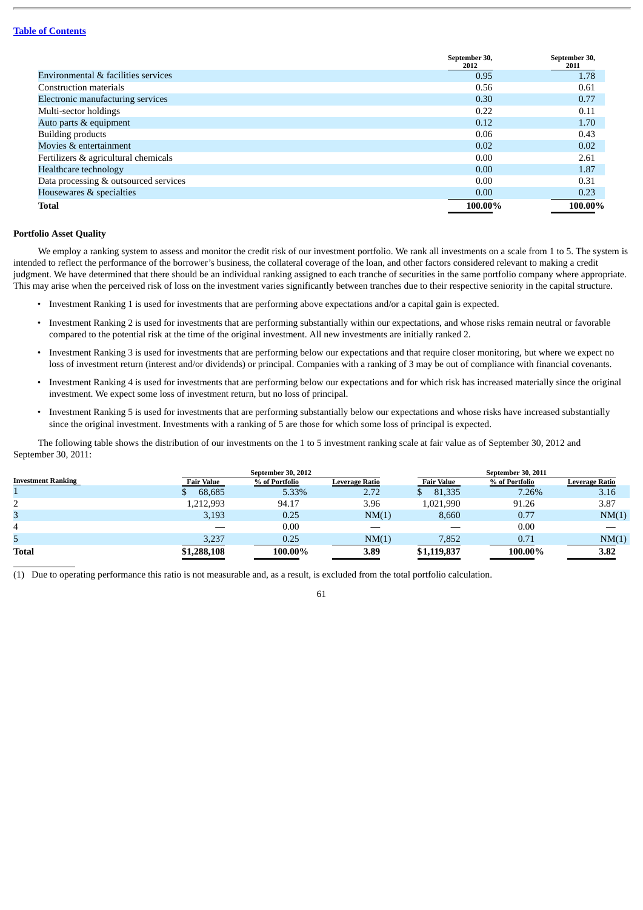[Table of Contents](#)

| | September 30, 2012 | September 30, 2011 |
|---|---|---|
| Environmental & facilities services | 0.95 | 1.78 |
| Construction materials | 0.56 | 0.61 |
| Electronic manufacturing services | 0.30 | 0.77 |
| Multi-sector holdings | 0.22 | 0.11 |
| Auto parts & equipment | 0.12 | 1.70 |
| Building products | 0.06 | 0.43 |
| Movies & entertainment | 0.02 | 0.02 |
| Fertilizers & agricultural chemicals | 0.00 | 2.61 |
| Healthcare technology | 0.00 | 1.87 |
| Data processing & outsourced services | 0.00 | 0.31 |
| Housewares & specialties | 0.00 | 0.23 |
| **Total** | **100.00%** | **100.00%** |

**Portfolio Asset Quality**

We employ a ranking system to assess and monitor the credit risk of our investment portfolio. We rank all investments on a scale from 1 to 5. The system is intended to reflect the performance of the borrower's business, the collateral coverage of the loan, and other factors considered relevant to making a credit judgment. We have determined that there should be an individual ranking assigned to each tranche of securities in the same portfolio company where appropriate. This may arise when the perceived risk of loss on the investment varies significantly between tranches due to their respective seniority in the capital structure.

- Investment Ranking 1 is used for investments that are performing above expectations and/or a capital gain is expected.
- Investment Ranking 2 is used for investments that are performing substantially within our expectations, and whose risks remain neutral or favorable compared to the potential risk at the time of the original investment. All new investments are initially ranked 2.
- Investment Ranking 3 is used for investments that are performing below our expectations and that require closer monitoring, but where we expect no loss of investment return (interest and/or dividends) or principal. Companies with a ranking of 3 may be out of compliance with financial covenants.
- Investment Ranking 4 is used for investments that are performing below our expectations and for which risk has increased materially since the original investment. We expect some loss of investment return, but no loss of principal.
- Investment Ranking 5 is used for investments that are performing substantially below our expectations and whose risks have increased substantially since the original investment. Investments with a ranking of 5 are those for which some loss of principal is expected.

The following table shows the distribution of our investments on the 1 to 5 investment ranking scale at fair value as of September 30, 2012 and September 30, 2011:

| | September 30, 2012 | | | September 30, 2011 | | |
|---|---|---|---|---|---|---|
| **Investment Ranking** | **Fair Value** | **% of Portfolio** | **Leverage Ratio** | **Fair Value** | **% of Portfolio** | **Leverage Ratio** |
| 1 | $ 68,685 | 5.33% | 2.72 | $ 81,335 | 7.26% | 3.16 |
| 2 | 1,212,993 | 94.17 | 3.96 | 1,021,990 | 91.26 | 3.87 |
| 3 | 3,193 | 0.25 | NM(1) | 8,660 | 0.77 | NM(1) |
| 4 | — | 0.00 | — | — | 0.00 | — |
| 5 | 3,237 | 0.25 | NM(1) | 7,852 | 0.71 | NM(1) |
| **Total** | **$1,288,108** | **100.00%** | **3.89** | **$1,119,837** | **100.00%** | **3.82** |

(1) Due to operating performance this ratio is not measurable and, as a result, is excluded from the total portfolio calculation.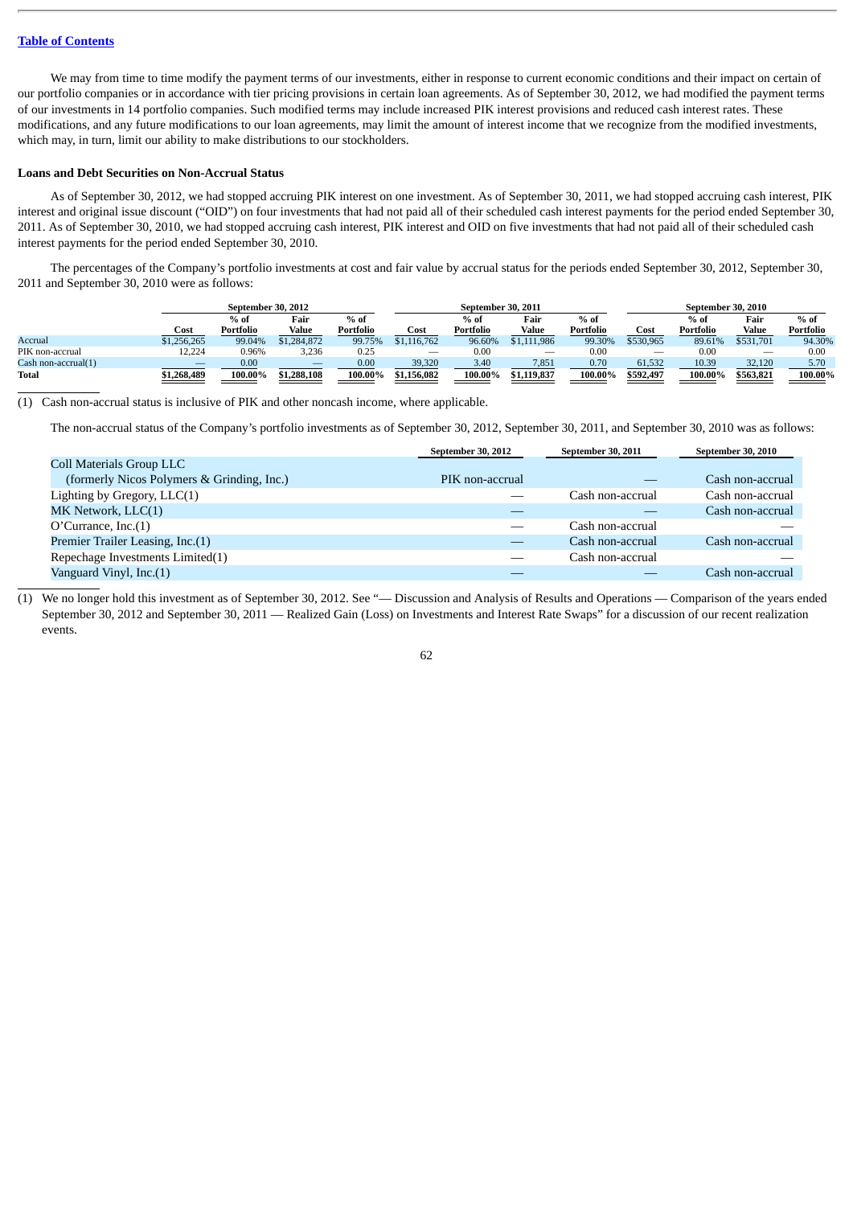[Table of Contents](#)

We may from time to time modify the payment terms of our investments, either in response to current economic conditions and their impact on certain of our portfolio companies or in accordance with tier pricing provisions in certain loan agreements. As of September 30, 2012, we had modified the payment terms of our investments in 14 portfolio companies. Such modified terms may include increased PIK interest provisions and reduced cash interest rates. These modifications, and any future modifications to our loan agreements, may limit the amount of interest income that we recognize from the modified investments, which may, in turn, limit our ability to make distributions to our stockholders.

**Loans and Debt Securities on Non-Accrual Status**

As of September 30, 2012, we had stopped accruing PIK interest on one investment. As of September 30, 2011, we had stopped accruing cash interest, PIK interest and original issue discount ("OID") on four investments that had not paid all of their scheduled cash interest payments for the period ended September 30, 2011. As of September 30, 2010, we had stopped accruing cash interest, PIK interest and OID on five investments that had not paid all of their scheduled cash interest payments for the period ended September 30, 2010.

The percentages of the Company's portfolio investments at cost and fair value by accrual status for the periods ended September 30, 2012, September 30, 2011 and September 30, 2010 were as follows:

| | September 30, 2012 | | | | September 30, 2011 | | | | September 30, 2010 | | | |
|---|---|---|---|---|---|---|---|---|---|---|---|---|
| | Cost | % of Portfolio | Fair Value | % of Portfolio | Cost | % of Portfolio | Fair Value | % of Portfolio | Cost | % of Portfolio | Fair Value | % of Portfolio |
| Accrual | $1,256,265 | 99.04% | $1,284,872 | 99.75% | $1,116,762 | 96.60% | $1,111,986 | 99.30% | $530,965 | 89.61% | $531,701 | 94.30% |
| PIK non-accrual | 12,224 | 0.96% | 3,236 | 0.25 | — | 0.00 | — | 0.00 | — | 0.00 | — | 0.00 |
| Cash non-accrual(1) | — | 0.00 | — | 0.00 | 39,320 | 3.40 | 7,851 | 0.70 | 61,532 | 10.39 | 32,120 | 5.70 |
| **Total** | **$1,268,489** | **100.00%** | **$1,288,108** | **100.00%** | **$1,156,082** | **100.00%** | **$1,119,837** | **100.00%** | **$592,497** | **100.00%** | **$563,821** | **100.00%** |

(1) Cash non-accrual status is inclusive of PIK and other noncash income, where applicable.

The non-accrual status of the Company's portfolio investments as of September 30, 2012, September 30, 2011, and September 30, 2010 was as follows:

| | September 30, 2012 | September 30, 2011 | September 30, 2010 |
|---|---|---|---|
| Coll Materials Group LLC (formerly Nicos Polymers & Grinding, Inc.) | PIK non-accrual | — | Cash non-accrual |
| Lighting by Gregory, LLC(1) | — | Cash non-accrual | Cash non-accrual |
| MK Network, LLC(1) | — | — | Cash non-accrual |
| O'Currance, Inc.(1) | — | Cash non-accrual | — |
| Premier Trailer Leasing, Inc.(1) | — | Cash non-accrual | Cash non-accrual |
| Repechage Investments Limited(1) | — | Cash non-accrual | — |
| Vanguard Vinyl, Inc.(1) | — | — | Cash non-accrual |

(1) We no longer hold this investment as of September 30, 2012. See "— Discussion and Analysis of Results and Operations — Comparison of the years ended September 30, 2012 and September 30, 2011 — Realized Gain (Loss) on Investments and Interest Rate Swaps" for a discussion of our recent realization events.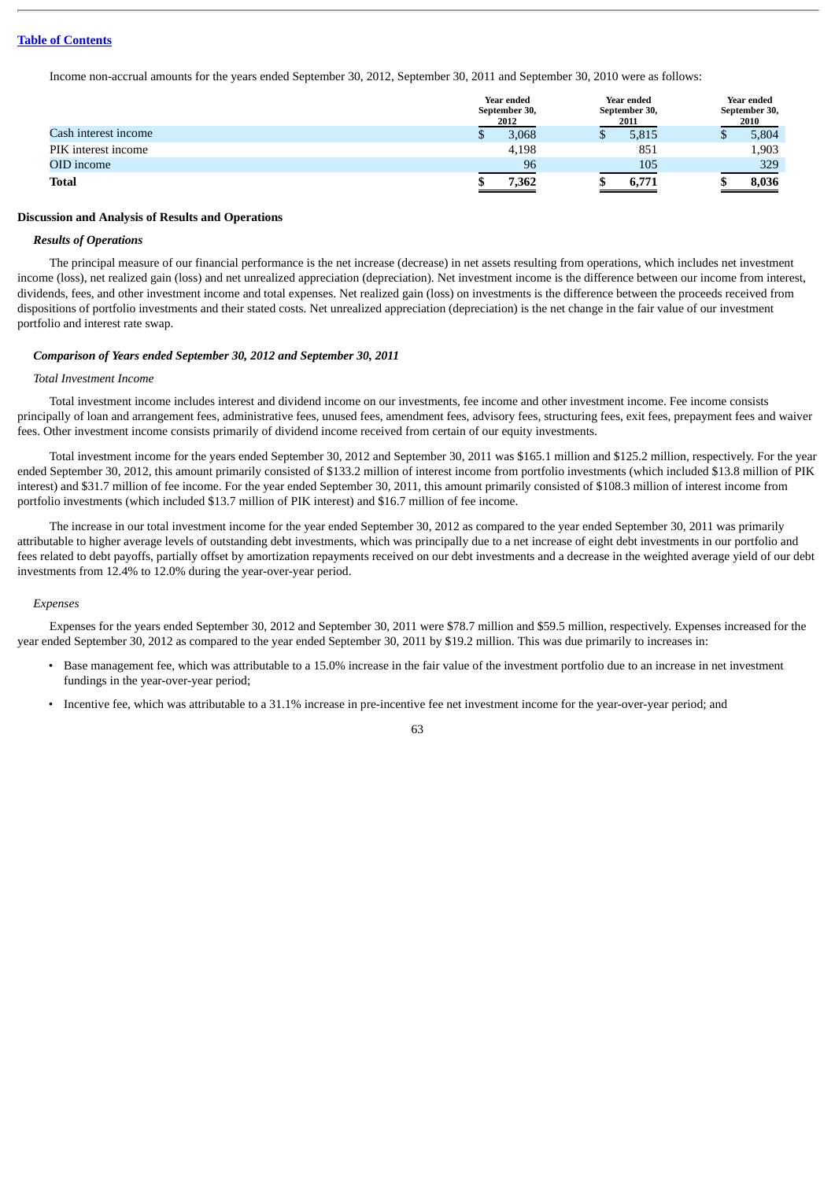Income non-accrual amounts for the years ended September 30, 2012, September 30, 2011 and September 30, 2010 were as follows:

| | Year ended September 30, 2012 | Year ended September 30, 2011 | Year ended September 30, 2010 |
|---|---|---|---|
| Cash interest income | $ 3,068 | $ 5,815 | $ 5,804 |
| PIK interest income | 4,198 | 851 | 1,903 |
| OID income | 96 | 105 | 329 |
| **Total** | **$ 7,362** | **$ 6,771** | **$ 8,036** |

**Discussion and Analysis of Results and Operations**

***Results of Operations***

The principal measure of our financial performance is the net increase (decrease) in net assets resulting from operations, which includes net investment income (loss), net realized gain (loss) and net unrealized appreciation (depreciation). Net investment income is the difference between our income from interest, dividends, fees, and other investment income and total expenses. Net realized gain (loss) on investments is the difference between the proceeds received from dispositions of portfolio investments and their stated costs. Net unrealized appreciation (depreciation) is the net change in the fair value of our investment portfolio and interest rate swap.

***Comparison of Years ended September 30, 2012 and September 30, 2011***

*Total Investment Income*

Total investment income includes interest and dividend income on our investments, fee income and other investment income. Fee income consists principally of loan and arrangement fees, administrative fees, unused fees, amendment fees, advisory fees, structuring fees, exit fees, prepayment fees and waiver fees. Other investment income consists primarily of dividend income received from certain of our equity investments.

Total investment income for the years ended September 30, 2012 and September 30, 2011 was $165.1 million and $125.2 million, respectively. For the year ended September 30, 2012, this amount primarily consisted of $133.2 million of interest income from portfolio investments (which included $13.8 million of PIK interest) and $31.7 million of fee income. For the year ended September 30, 2011, this amount primarily consisted of $108.3 million of interest income from portfolio investments (which included $13.7 million of PIK interest) and $16.7 million of fee income.

The increase in our total investment income for the year ended September 30, 2012 as compared to the year ended September 30, 2011 was primarily attributable to higher average levels of outstanding debt investments, which was principally due to a net increase of eight debt investments in our portfolio and fees related to debt payoffs, partially offset by amortization repayments received on our debt investments and a decrease in the weighted average yield of our debt investments from 12.4% to 12.0% during the year-over-year period.

*Expenses*

Expenses for the years ended September 30, 2012 and September 30, 2011 were $78.7 million and $59.5 million, respectively. Expenses increased for the year ended September 30, 2012 as compared to the year ended September 30, 2011 by $19.2 million. This was due primarily to increases in:

- Base management fee, which was attributable to a 15.0% increase in the fair value of the investment portfolio due to an increase in net investment fundings in the year-over-year period;
- Incentive fee, which was attributable to a 31.1% increase in pre-incentive fee net investment income for the year-over-year period; and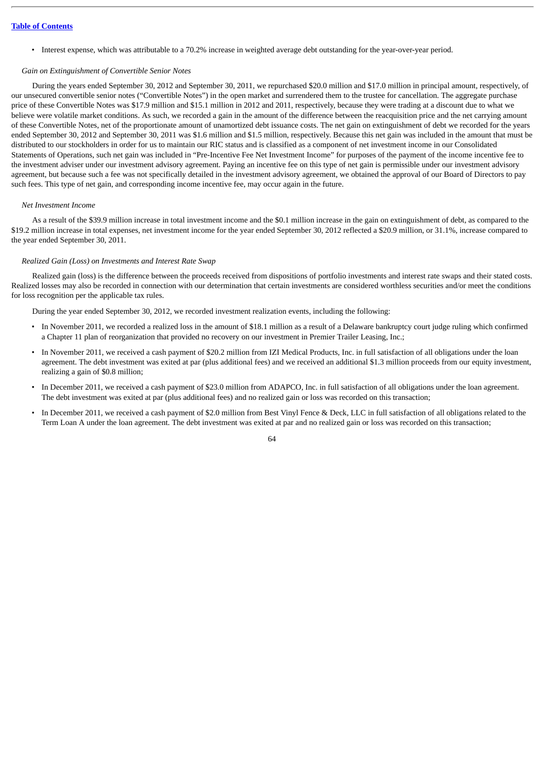- Interest expense, which was attributable to a 70.2% increase in weighted average debt outstanding for the year-over-year period.

*Gain on Extinguishment of Convertible Senior Notes*

During the years ended September 30, 2012 and September 30, 2011, we repurchased $20.0 million and $17.0 million in principal amount, respectively, of our unsecured convertible senior notes ("Convertible Notes") in the open market and surrendered them to the trustee for cancellation. The aggregate purchase price of these Convertible Notes was $17.9 million and $15.1 million in 2012 and 2011, respectively, because they were trading at a discount due to what we believe were volatile market conditions. As such, we recorded a gain in the amount of the difference between the reacquisition price and the net carrying amount of these Convertible Notes, net of the proportionate amount of unamortized debt issuance costs. The net gain on extinguishment of debt we recorded for the years ended September 30, 2012 and September 30, 2011 was $1.6 million and $1.5 million, respectively. Because this net gain was included in the amount that must be distributed to our stockholders in order for us to maintain our RIC status and is classified as a component of net investment income in our Consolidated Statements of Operations, such net gain was included in "Pre-Incentive Fee Net Investment Income" for purposes of the payment of the income incentive fee to the investment adviser under our investment advisory agreement. Paying an incentive fee on this type of net gain is permissible under our investment advisory agreement, but because such a fee was not specifically detailed in the investment advisory agreement, we obtained the approval of our Board of Directors to pay such fees. This type of net gain, and corresponding income incentive fee, may occur again in the future.

*Net Investment Income*

As a result of the $39.9 million increase in total investment income and the $0.1 million increase in the gain on extinguishment of debt, as compared to the $19.2 million increase in total expenses, net investment income for the year ended September 30, 2012 reflected a $20.9 million, or 31.1%, increase compared to the year ended September 30, 2011.

*Realized Gain (Loss) on Investments and Interest Rate Swap*

Realized gain (loss) is the difference between the proceeds received from dispositions of portfolio investments and interest rate swaps and their stated costs. Realized losses may also be recorded in connection with our determination that certain investments are considered worthless securities and/or meet the conditions for loss recognition per the applicable tax rules.

During the year ended September 30, 2012, we recorded investment realization events, including the following:

- In November 2011, we recorded a realized loss in the amount of $18.1 million as a result of a Delaware bankruptcy court judge ruling which confirmed a Chapter 11 plan of reorganization that provided no recovery on our investment in Premier Trailer Leasing, Inc.;
- In November 2011, we received a cash payment of $20.2 million from IZI Medical Products, Inc. in full satisfaction of all obligations under the loan agreement. The debt investment was exited at par (plus additional fees) and we received an additional $1.3 million proceeds from our equity investment, realizing a gain of $0.8 million;
- In December 2011, we received a cash payment of $23.0 million from ADAPCO, Inc. in full satisfaction of all obligations under the loan agreement. The debt investment was exited at par (plus additional fees) and no realized gain or loss was recorded on this transaction;
- In December 2011, we received a cash payment of $2.0 million from Best Vinyl Fence & Deck, LLC in full satisfaction of all obligations related to the Term Loan A under the loan agreement. The debt investment was exited at par and no realized gain or loss was recorded on this transaction;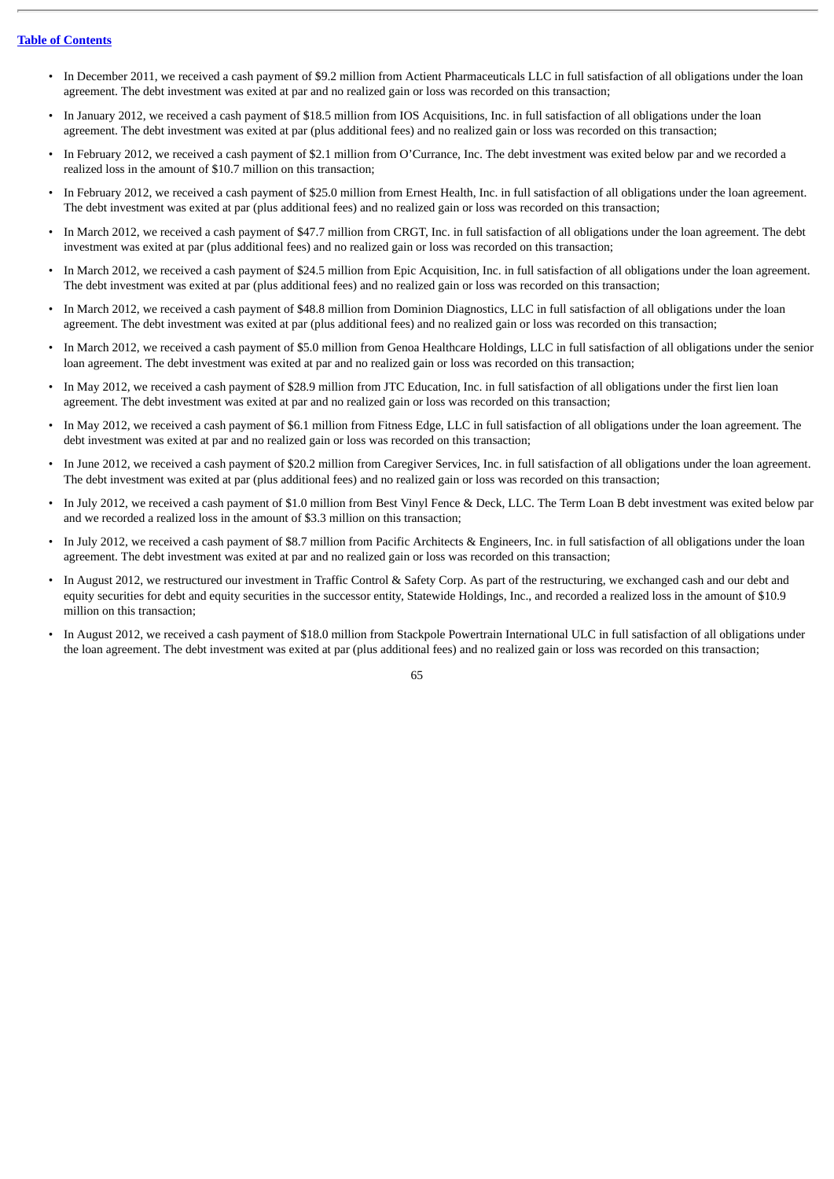- In December 2011, we received a cash payment of $9.2 million from Actient Pharmaceuticals LLC in full satisfaction of all obligations under the loan agreement. The debt investment was exited at par and no realized gain or loss was recorded on this transaction;
- In January 2012, we received a cash payment of $18.5 million from IOS Acquisitions, Inc. in full satisfaction of all obligations under the loan agreement. The debt investment was exited at par (plus additional fees) and no realized gain or loss was recorded on this transaction;
- In February 2012, we received a cash payment of $2.1 million from O'Currance, Inc. The debt investment was exited below par and we recorded a realized loss in the amount of $10.7 million on this transaction;
- In February 2012, we received a cash payment of $25.0 million from Ernest Health, Inc. in full satisfaction of all obligations under the loan agreement. The debt investment was exited at par (plus additional fees) and no realized gain or loss was recorded on this transaction;
- In March 2012, we received a cash payment of $47.7 million from CRGT, Inc. in full satisfaction of all obligations under the loan agreement. The debt investment was exited at par (plus additional fees) and no realized gain or loss was recorded on this transaction;
- In March 2012, we received a cash payment of $24.5 million from Epic Acquisition, Inc. in full satisfaction of all obligations under the loan agreement. The debt investment was exited at par (plus additional fees) and no realized gain or loss was recorded on this transaction;
- In March 2012, we received a cash payment of $48.8 million from Dominion Diagnostics, LLC in full satisfaction of all obligations under the loan agreement. The debt investment was exited at par (plus additional fees) and no realized gain or loss was recorded on this transaction;
- In March 2012, we received a cash payment of $5.0 million from Genoa Healthcare Holdings, LLC in full satisfaction of all obligations under the senior loan agreement. The debt investment was exited at par and no realized gain or loss was recorded on this transaction;
- In May 2012, we received a cash payment of $28.9 million from JTC Education, Inc. in full satisfaction of all obligations under the first lien loan agreement. The debt investment was exited at par and no realized gain or loss was recorded on this transaction;
- In May 2012, we received a cash payment of $6.1 million from Fitness Edge, LLC in full satisfaction of all obligations under the loan agreement. The debt investment was exited at par and no realized gain or loss was recorded on this transaction;
- In June 2012, we received a cash payment of $20.2 million from Caregiver Services, Inc. in full satisfaction of all obligations under the loan agreement. The debt investment was exited at par (plus additional fees) and no realized gain or loss was recorded on this transaction;
- In July 2012, we received a cash payment of $1.0 million from Best Vinyl Fence & Deck, LLC. The Term Loan B debt investment was exited below par and we recorded a realized loss in the amount of $3.3 million on this transaction;
- In July 2012, we received a cash payment of $8.7 million from Pacific Architects & Engineers, Inc. in full satisfaction of all obligations under the loan agreement. The debt investment was exited at par and no realized gain or loss was recorded on this transaction;
- In August 2012, we restructured our investment in Traffic Control & Safety Corp. As part of the restructuring, we exchanged cash and our debt and equity securities for debt and equity securities in the successor entity, Statewide Holdings, Inc., and recorded a realized loss in the amount of $10.9 million on this transaction;
- In August 2012, we received a cash payment of $18.0 million from Stackpole Powertrain International ULC in full satisfaction of all obligations under the loan agreement. The debt investment was exited at par (plus additional fees) and no realized gain or loss was recorded on this transaction;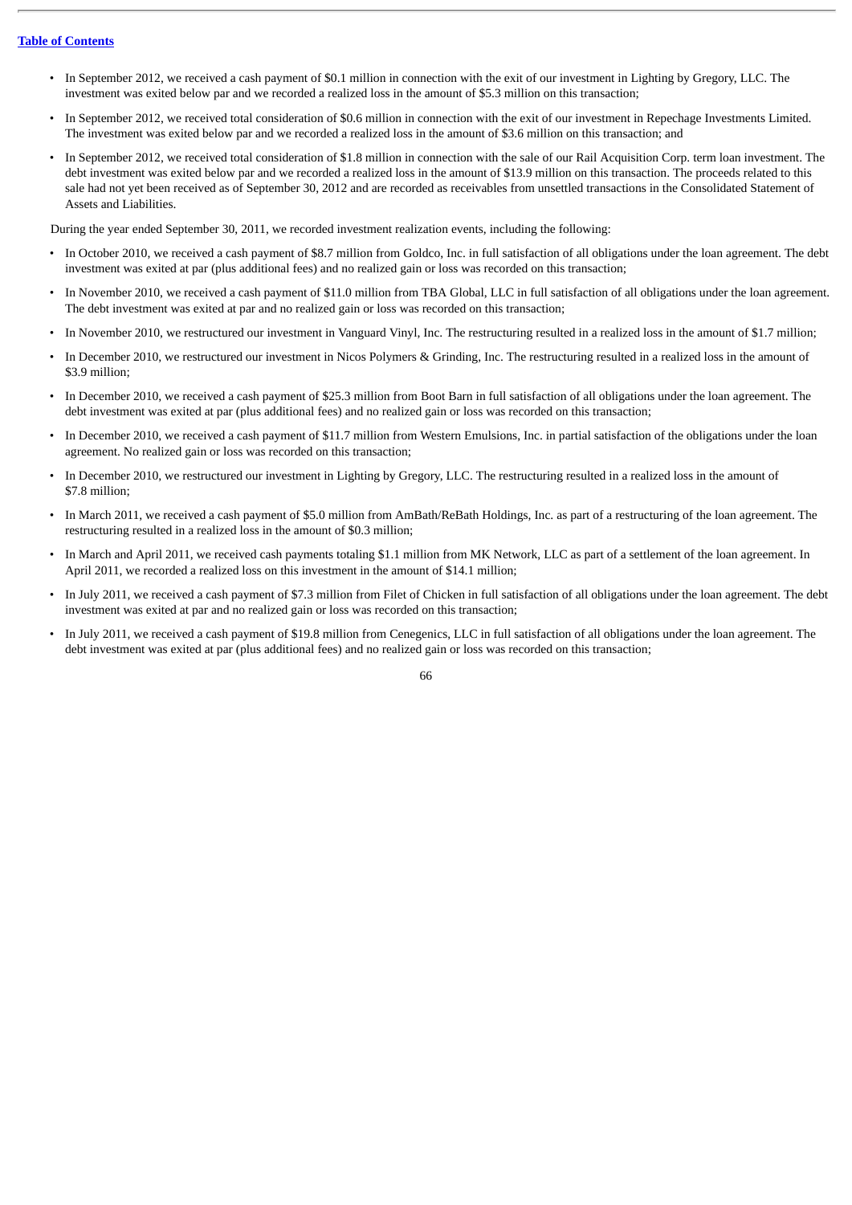- In September 2012, we received a cash payment of $0.1 million in connection with the exit of our investment in Lighting by Gregory, LLC. The investment was exited below par and we recorded a realized loss in the amount of $5.3 million on this transaction;
- In September 2012, we received total consideration of $0.6 million in connection with the exit of our investment in Repechage Investments Limited. The investment was exited below par and we recorded a realized loss in the amount of $3.6 million on this transaction; and
- In September 2012, we received total consideration of $1.8 million in connection with the sale of our Rail Acquisition Corp. term loan investment. The debt investment was exited below par and we recorded a realized loss in the amount of $13.9 million on this transaction. The proceeds related to this sale had not yet been received as of September 30, 2012 and are recorded as receivables from unsettled transactions in the Consolidated Statement of Assets and Liabilities.

During the year ended September 30, 2011, we recorded investment realization events, including the following:

- In October 2010, we received a cash payment of $8.7 million from Goldco, Inc. in full satisfaction of all obligations under the loan agreement. The debt investment was exited at par (plus additional fees) and no realized gain or loss was recorded on this transaction;
- In November 2010, we received a cash payment of $11.0 million from TBA Global, LLC in full satisfaction of all obligations under the loan agreement. The debt investment was exited at par and no realized gain or loss was recorded on this transaction;
- In November 2010, we restructured our investment in Vanguard Vinyl, Inc. The restructuring resulted in a realized loss in the amount of $1.7 million;
- In December 2010, we restructured our investment in Nicos Polymers & Grinding, Inc. The restructuring resulted in a realized loss in the amount of $3.9 million;
- In December 2010, we received a cash payment of $25.3 million from Boot Barn in full satisfaction of all obligations under the loan agreement. The debt investment was exited at par (plus additional fees) and no realized gain or loss was recorded on this transaction;
- In December 2010, we received a cash payment of $11.7 million from Western Emulsions, Inc. in partial satisfaction of the obligations under the loan agreement. No realized gain or loss was recorded on this transaction;
- In December 2010, we restructured our investment in Lighting by Gregory, LLC. The restructuring resulted in a realized loss in the amount of $7.8 million;
- In March 2011, we received a cash payment of $5.0 million from AmBath/ReBath Holdings, Inc. as part of a restructuring of the loan agreement. The restructuring resulted in a realized loss in the amount of $0.3 million;
- In March and April 2011, we received cash payments totaling $1.1 million from MK Network, LLC as part of a settlement of the loan agreement. In April 2011, we recorded a realized loss on this investment in the amount of $14.1 million;
- In July 2011, we received a cash payment of $7.3 million from Filet of Chicken in full satisfaction of all obligations under the loan agreement. The debt investment was exited at par and no realized gain or loss was recorded on this transaction;
- In July 2011, we received a cash payment of $19.8 million from Cenegenics, LLC in full satisfaction of all obligations under the loan agreement. The debt investment was exited at par (plus additional fees) and no realized gain or loss was recorded on this transaction;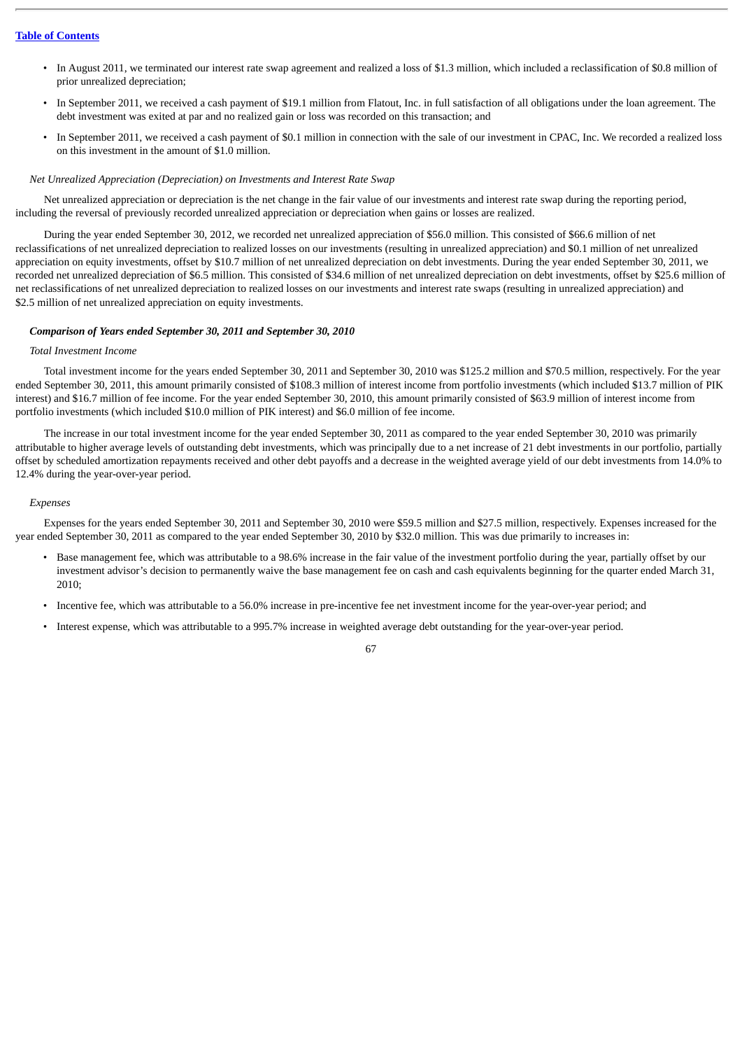- In August 2011, we terminated our interest rate swap agreement and realized a loss of $1.3 million, which included a reclassification of $0.8 million of prior unrealized depreciation;
- In September 2011, we received a cash payment of $19.1 million from Flatout, Inc. in full satisfaction of all obligations under the loan agreement. The debt investment was exited at par and no realized gain or loss was recorded on this transaction; and
- In September 2011, we received a cash payment of $0.1 million in connection with the sale of our investment in CPAC, Inc. We recorded a realized loss on this investment in the amount of $1.0 million.

*Net Unrealized Appreciation (Depreciation) on Investments and Interest Rate Swap*

Net unrealized appreciation or depreciation is the net change in the fair value of our investments and interest rate swap during the reporting period, including the reversal of previously recorded unrealized appreciation or depreciation when gains or losses are realized.

During the year ended September 30, 2012, we recorded net unrealized appreciation of $56.0 million. This consisted of $66.6 million of net reclassifications of net unrealized depreciation to realized losses on our investments (resulting in unrealized appreciation) and $0.1 million of net unrealized appreciation on equity investments, offset by $10.7 million of net unrealized depreciation on debt investments. During the year ended September 30, 2011, we recorded net unrealized depreciation of $6.5 million. This consisted of $34.6 million of net unrealized depreciation on debt investments, offset by $25.6 million of net reclassifications of net unrealized depreciation to realized losses on our investments and interest rate swaps (resulting in unrealized appreciation) and $2.5 million of net unrealized appreciation on equity investments.

***Comparison of Years ended September 30, 2011 and September 30, 2010***

*Total Investment Income*

Total investment income for the years ended September 30, 2011 and September 30, 2010 was $125.2 million and $70.5 million, respectively. For the year ended September 30, 2011, this amount primarily consisted of $108.3 million of interest income from portfolio investments (which included $13.7 million of PIK interest) and $16.7 million of fee income. For the year ended September 30, 2010, this amount primarily consisted of $63.9 million of interest income from portfolio investments (which included $10.0 million of PIK interest) and $6.0 million of fee income.

The increase in our total investment income for the year ended September 30, 2011 as compared to the year ended September 30, 2010 was primarily attributable to higher average levels of outstanding debt investments, which was principally due to a net increase of 21 debt investments in our portfolio, partially offset by scheduled amortization repayments received and other debt payoffs and a decrease in the weighted average yield of our debt investments from 14.0% to 12.4% during the year-over-year period.

*Expenses*

Expenses for the years ended September 30, 2011 and September 30, 2010 were $59.5 million and $27.5 million, respectively. Expenses increased for the year ended September 30, 2011 as compared to the year ended September 30, 2010 by $32.0 million. This was due primarily to increases in:

- Base management fee, which was attributable to a 98.6% increase in the fair value of the investment portfolio during the year, partially offset by our investment advisor's decision to permanently waive the base management fee on cash and cash equivalents beginning for the quarter ended March 31, 2010;
- Incentive fee, which was attributable to a 56.0% increase in pre-incentive fee net investment income for the year-over-year period; and
- Interest expense, which was attributable to a 995.7% increase in weighted average debt outstanding for the year-over-year period.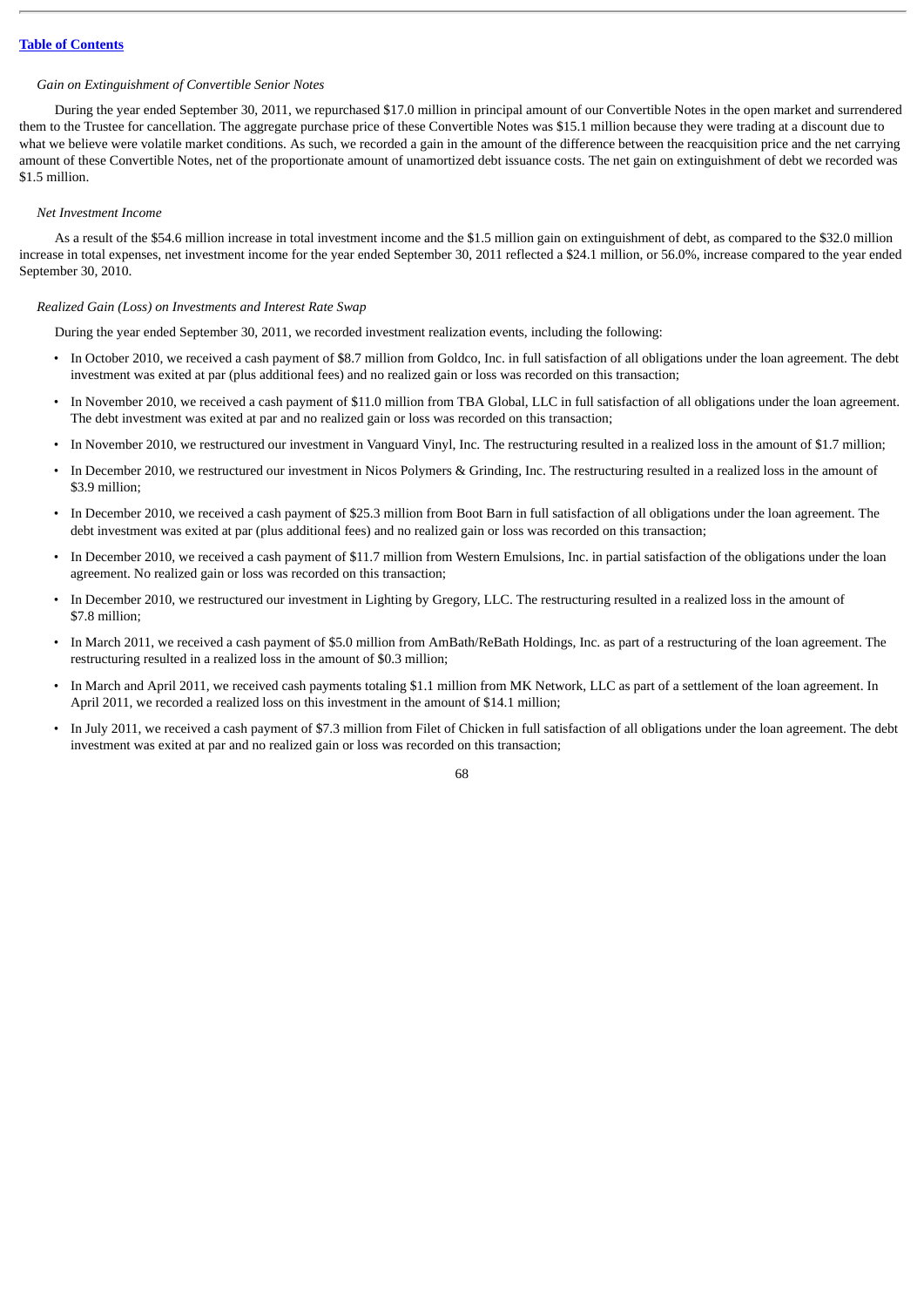*Gain on Extinguishment of Convertible Senior Notes*

During the year ended September 30, 2011, we repurchased $17.0 million in principal amount of our Convertible Notes in the open market and surrendered them to the Trustee for cancellation. The aggregate purchase price of these Convertible Notes was $15.1 million because they were trading at a discount due to what we believe were volatile market conditions. As such, we recorded a gain in the amount of the difference between the reacquisition price and the net carrying amount of these Convertible Notes, net of the proportionate amount of unamortized debt issuance costs. The net gain on extinguishment of debt we recorded was $1.5 million.

*Net Investment Income*

As a result of the $54.6 million increase in total investment income and the $1.5 million gain on extinguishment of debt, as compared to the $32.0 million increase in total expenses, net investment income for the year ended September 30, 2011 reflected a $24.1 million, or 56.0%, increase compared to the year ended September 30, 2010.

*Realized Gain (Loss) on Investments and Interest Rate Swap*

During the year ended September 30, 2011, we recorded investment realization events, including the following:

- In October 2010, we received a cash payment of $8.7 million from Goldco, Inc. in full satisfaction of all obligations under the loan agreement. The debt investment was exited at par (plus additional fees) and no realized gain or loss was recorded on this transaction;
- In November 2010, we received a cash payment of $11.0 million from TBA Global, LLC in full satisfaction of all obligations under the loan agreement. The debt investment was exited at par and no realized gain or loss was recorded on this transaction;
- In November 2010, we restructured our investment in Vanguard Vinyl, Inc. The restructuring resulted in a realized loss in the amount of $1.7 million;
- In December 2010, we restructured our investment in Nicos Polymers & Grinding, Inc. The restructuring resulted in a realized loss in the amount of $3.9 million;
- In December 2010, we received a cash payment of $25.3 million from Boot Barn in full satisfaction of all obligations under the loan agreement. The debt investment was exited at par (plus additional fees) and no realized gain or loss was recorded on this transaction;
- In December 2010, we received a cash payment of $11.7 million from Western Emulsions, Inc. in partial satisfaction of the obligations under the loan agreement. No realized gain or loss was recorded on this transaction;
- In December 2010, we restructured our investment in Lighting by Gregory, LLC. The restructuring resulted in a realized loss in the amount of $7.8 million;
- In March 2011, we received a cash payment of $5.0 million from AmBath/ReBath Holdings, Inc. as part of a restructuring of the loan agreement. The restructuring resulted in a realized loss in the amount of $0.3 million;
- In March and April 2011, we received cash payments totaling $1.1 million from MK Network, LLC as part of a settlement of the loan agreement. In April 2011, we recorded a realized loss on this investment in the amount of $14.1 million;
- In July 2011, we received a cash payment of $7.3 million from Filet of Chicken in full satisfaction of all obligations under the loan agreement. The debt investment was exited at par and no realized gain or loss was recorded on this transaction;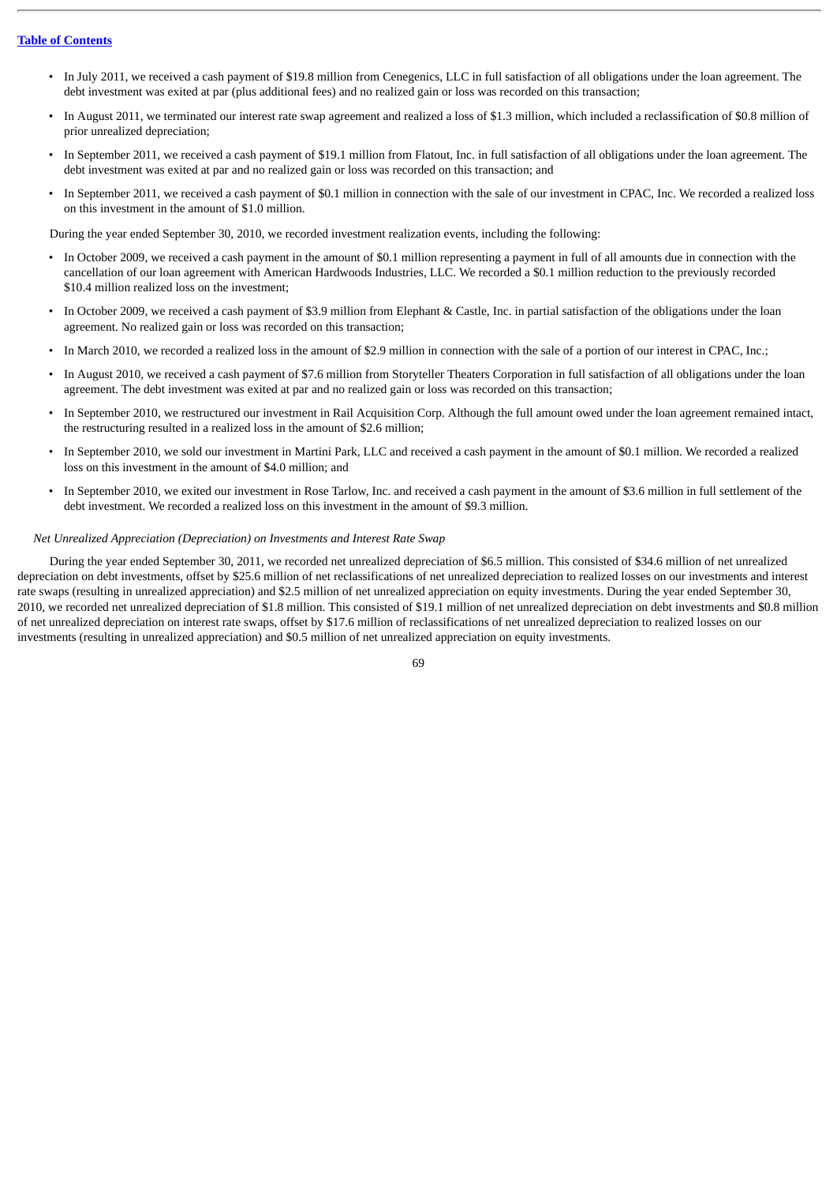- In July 2011, we received a cash payment of $19.8 million from Cenegenics, LLC in full satisfaction of all obligations under the loan agreement. The debt investment was exited at par (plus additional fees) and no realized gain or loss was recorded on this transaction;
- In August 2011, we terminated our interest rate swap agreement and realized a loss of $1.3 million, which included a reclassification of $0.8 million of prior unrealized depreciation;
- In September 2011, we received a cash payment of $19.1 million from Flatout, Inc. in full satisfaction of all obligations under the loan agreement. The debt investment was exited at par and no realized gain or loss was recorded on this transaction; and
- In September 2011, we received a cash payment of $0.1 million in connection with the sale of our investment in CPAC, Inc. We recorded a realized loss on this investment in the amount of $1.0 million.

During the year ended September 30, 2010, we recorded investment realization events, including the following:

- In October 2009, we received a cash payment in the amount of $0.1 million representing a payment in full of all amounts due in connection with the cancellation of our loan agreement with American Hardwoods Industries, LLC. We recorded a $0.1 million reduction to the previously recorded $10.4 million realized loss on the investment;
- In October 2009, we received a cash payment of $3.9 million from Elephant & Castle, Inc. in partial satisfaction of the obligations under the loan agreement. No realized gain or loss was recorded on this transaction;
- In March 2010, we recorded a realized loss in the amount of $2.9 million in connection with the sale of a portion of our interest in CPAC, Inc.;
- In August 2010, we received a cash payment of $7.6 million from Storyteller Theaters Corporation in full satisfaction of all obligations under the loan agreement. The debt investment was exited at par and no realized gain or loss was recorded on this transaction;
- In September 2010, we restructured our investment in Rail Acquisition Corp. Although the full amount owed under the loan agreement remained intact, the restructuring resulted in a realized loss in the amount of $2.6 million;
- In September 2010, we sold our investment in Martini Park, LLC and received a cash payment in the amount of $0.1 million. We recorded a realized loss on this investment in the amount of $4.0 million; and
- In September 2010, we exited our investment in Rose Tarlow, Inc. and received a cash payment in the amount of $3.6 million in full settlement of the debt investment. We recorded a realized loss on this investment in the amount of $9.3 million.

*Net Unrealized Appreciation (Depreciation) on Investments and Interest Rate Swap*

During the year ended September 30, 2011, we recorded net unrealized depreciation of $6.5 million. This consisted of $34.6 million of net unrealized depreciation on debt investments, offset by $25.6 million of net reclassifications of net unrealized depreciation to realized losses on our investments and interest rate swaps (resulting in unrealized appreciation) and $2.5 million of net unrealized appreciation on equity investments. During the year ended September 30, 2010, we recorded net unrealized depreciation of $1.8 million. This consisted of $19.1 million of net unrealized depreciation on debt investments and $0.8 million of net unrealized depreciation on interest rate swaps, offset by $17.6 million of reclassifications of net unrealized depreciation to realized losses on our investments (resulting in unrealized appreciation) and $0.5 million of net unrealized appreciation on equity investments.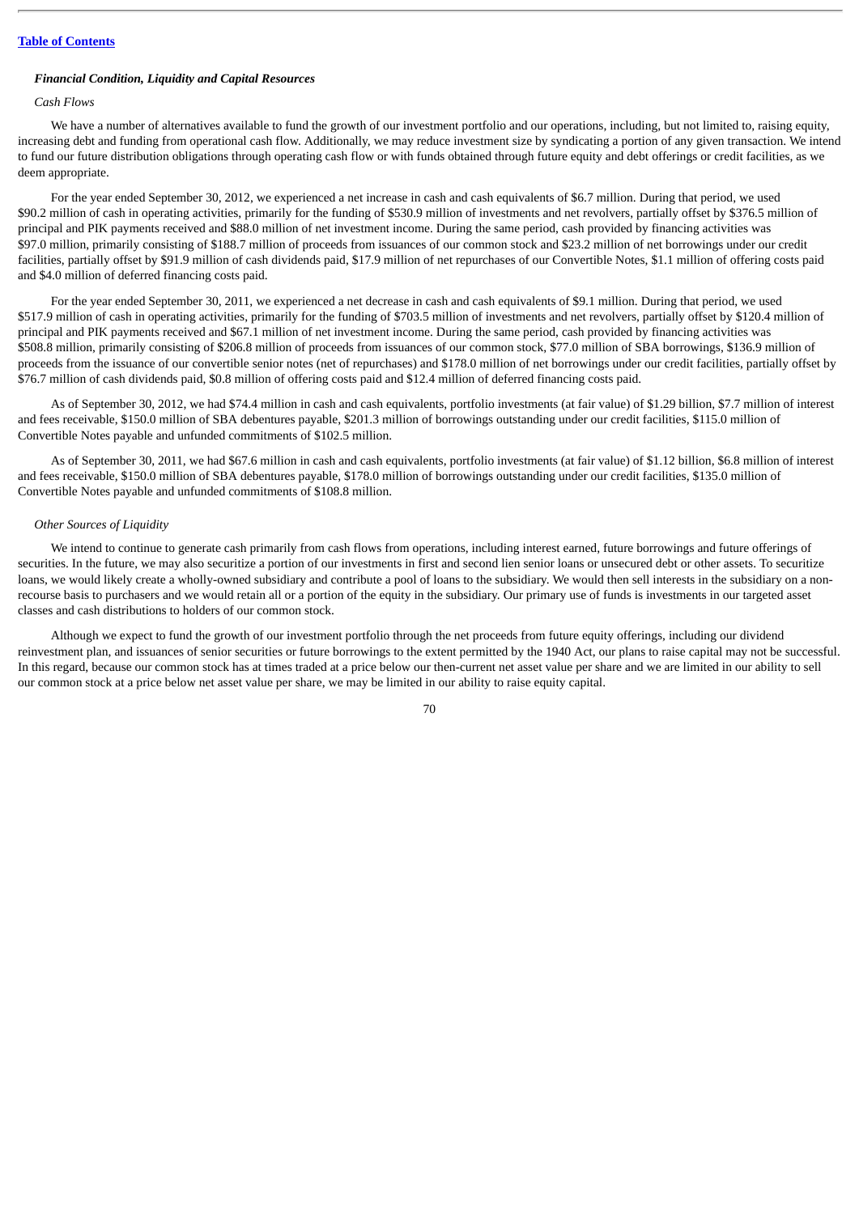[Table of Contents](#)

***Financial Condition, Liquidity and Capital Resources***

*Cash Flows*

We have a number of alternatives available to fund the growth of our investment portfolio and our operations, including, but not limited to, raising equity, increasing debt and funding from operational cash flow. Additionally, we may reduce investment size by syndicating a portion of any given transaction. We intend to fund our future distribution obligations through operating cash flow or with funds obtained through future equity and debt offerings or credit facilities, as we deem appropriate.

For the year ended September 30, 2012, we experienced a net increase in cash and cash equivalents of $6.7 million. During that period, we used $90.2 million of cash in operating activities, primarily for the funding of $530.9 million of investments and net revolvers, partially offset by $376.5 million of principal and PIK payments received and $88.0 million of net investment income. During the same period, cash provided by financing activities was $97.0 million, primarily consisting of $188.7 million of proceeds from issuances of our common stock and $23.2 million of net borrowings under our credit facilities, partially offset by $91.9 million of cash dividends paid, $17.9 million of net repurchases of our Convertible Notes, $1.1 million of offering costs paid and $4.0 million of deferred financing costs paid.

For the year ended September 30, 2011, we experienced a net decrease in cash and cash equivalents of $9.1 million. During that period, we used $517.9 million of cash in operating activities, primarily for the funding of $703.5 million of investments and net revolvers, partially offset by $120.4 million of principal and PIK payments received and $67.1 million of net investment income. During the same period, cash provided by financing activities was $508.8 million, primarily consisting of $206.8 million of proceeds from issuances of our common stock, $77.0 million of SBA borrowings, $136.9 million of proceeds from the issuance of our convertible senior notes (net of repurchases) and $178.0 million of net borrowings under our credit facilities, partially offset by $76.7 million of cash dividends paid, $0.8 million of offering costs paid and $12.4 million of deferred financing costs paid.

As of September 30, 2012, we had $74.4 million in cash and cash equivalents, portfolio investments (at fair value) of $1.29 billion, $7.7 million of interest and fees receivable, $150.0 million of SBA debentures payable, $201.3 million of borrowings outstanding under our credit facilities, $115.0 million of Convertible Notes payable and unfunded commitments of $102.5 million.

As of September 30, 2011, we had $67.6 million in cash and cash equivalents, portfolio investments (at fair value) of $1.12 billion, $6.8 million of interest and fees receivable, $150.0 million of SBA debentures payable, $178.0 million of borrowings outstanding under our credit facilities, $135.0 million of Convertible Notes payable and unfunded commitments of $108.8 million.

*Other Sources of Liquidity*

We intend to continue to generate cash primarily from cash flows from operations, including interest earned, future borrowings and future offerings of securities. In the future, we may also securitize a portion of our investments in first and second lien senior loans or unsecured debt or other assets. To securitize loans, we would likely create a wholly-owned subsidiary and contribute a pool of loans to the subsidiary. We would then sell interests in the subsidiary on a non-recourse basis to purchasers and we would retain all or a portion of the equity in the subsidiary. Our primary use of funds is investments in our targeted asset classes and cash distributions to holders of our common stock.

Although we expect to fund the growth of our investment portfolio through the net proceeds from future equity offerings, including our dividend reinvestment plan, and issuances of senior securities or future borrowings to the extent permitted by the 1940 Act, our plans to raise capital may not be successful. In this regard, because our common stock has at times traded at a price below our then-current net asset value per share and we are limited in our ability to sell our common stock at a price below net asset value per share, we may be limited in our ability to raise equity capital.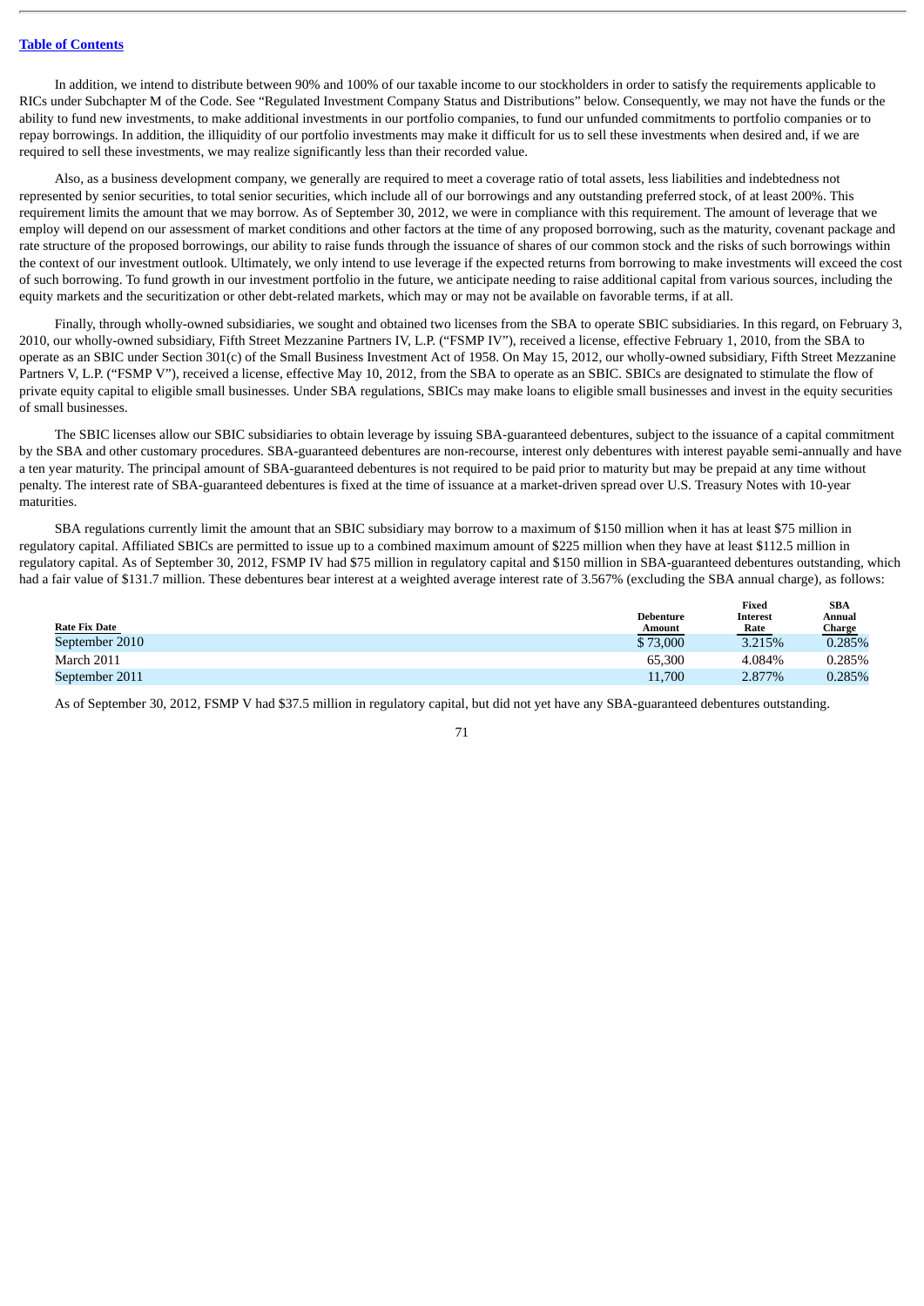In addition, we intend to distribute between 90% and 100% of our taxable income to our stockholders in order to satisfy the requirements applicable to RICs under Subchapter M of the Code. See "Regulated Investment Company Status and Distributions" below. Consequently, we may not have the funds or the ability to fund new investments, to make additional investments in our portfolio companies, to fund our unfunded commitments to portfolio companies or to repay borrowings. In addition, the illiquidity of our portfolio investments may make it difficult for us to sell these investments when desired and, if we are required to sell these investments, we may realize significantly less than their recorded value.

Also, as a business development company, we generally are required to meet a coverage ratio of total assets, less liabilities and indebtedness not represented by senior securities, to total senior securities, which include all of our borrowings and any outstanding preferred stock, of at least 200%. This requirement limits the amount that we may borrow. As of September 30, 2012, we were in compliance with this requirement. The amount of leverage that we employ will depend on our assessment of market conditions and other factors at the time of any proposed borrowing, such as the maturity, covenant package and rate structure of the proposed borrowings, our ability to raise funds through the issuance of shares of our common stock and the risks of such borrowings within the context of our investment outlook. Ultimately, we only intend to use leverage if the expected returns from borrowing to make investments will exceed the cost of such borrowing. To fund growth in our investment portfolio in the future, we anticipate needing to raise additional capital from various sources, including the equity markets and the securitization or other debt-related markets, which may or may not be available on favorable terms, if at all.

Finally, through wholly-owned subsidiaries, we sought and obtained two licenses from the SBA to operate SBIC subsidiaries. In this regard, on February 3, 2010, our wholly-owned subsidiary, Fifth Street Mezzanine Partners IV, L.P. ("FSMP IV"), received a license, effective February 1, 2010, from the SBA to operate as an SBIC under Section 301(c) of the Small Business Investment Act of 1958. On May 15, 2012, our wholly-owned subsidiary, Fifth Street Mezzanine Partners V, L.P. ("FSMP V"), received a license, effective May 10, 2012, from the SBA to operate as an SBIC. SBICs are designated to stimulate the flow of private equity capital to eligible small businesses. Under SBA regulations, SBICs may make loans to eligible small businesses and invest in the equity securities of small businesses.

The SBIC licenses allow our SBIC subsidiaries to obtain leverage by issuing SBA-guaranteed debentures, subject to the issuance of a capital commitment by the SBA and other customary procedures. SBA-guaranteed debentures are non-recourse, interest only debentures with interest payable semi-annually and have a ten year maturity. The principal amount of SBA-guaranteed debentures is not required to be paid prior to maturity but may be prepaid at any time without penalty. The interest rate of SBA-guaranteed debentures is fixed at the time of issuance at a market-driven spread over U.S. Treasury Notes with 10-year maturities.

SBA regulations currently limit the amount that an SBIC subsidiary may borrow to a maximum of $150 million when it has at least $75 million in regulatory capital. Affiliated SBICs are permitted to issue up to a combined maximum amount of $225 million when they have at least $112.5 million in regulatory capital. As of September 30, 2012, FSMP IV had $75 million in regulatory capital and $150 million in SBA-guaranteed debentures outstanding, which had a fair value of $131.7 million. These debentures bear interest at a weighted average interest rate of 3.567% (excluding the SBA annual charge), as follows:

| Rate Fix Date | Debenture Amount | Fixed Interest Rate | SBA Annual Charge |
|---|---|---|---|
| September 2010 | $ 73,000 | 3.215% | 0.285% |
| March 2011 | 65,300 | 4.084% | 0.285% |
| September 2011 | 11,700 | 2.877% | 0.285% |

As of September 30, 2012, FSMP V had $37.5 million in regulatory capital, but did not yet have any SBA-guaranteed debentures outstanding.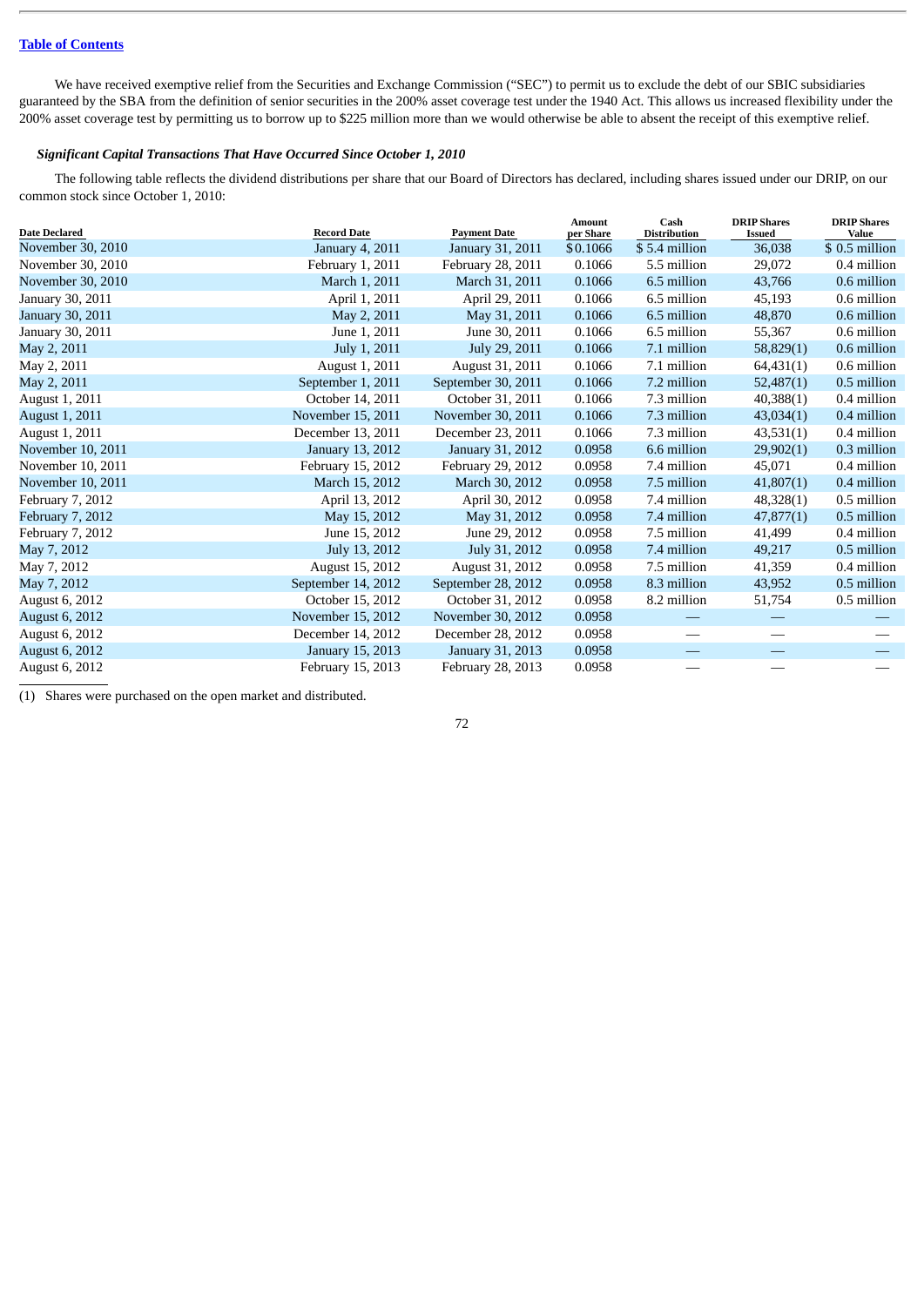We have received exemptive relief from the Securities and Exchange Commission ("SEC") to permit us to exclude the debt of our SBIC subsidiaries guaranteed by the SBA from the definition of senior securities in the 200% asset coverage test under the 1940 Act. This allows us increased flexibility under the 200% asset coverage test by permitting us to borrow up to $225 million more than we would otherwise be able to absent the receipt of this exemptive relief.

***Significant Capital Transactions That Have Occurred Since October 1, 2010***

The following table reflects the dividend distributions per share that our Board of Directors has declared, including shares issued under our DRIP, on our common stock since October 1, 2010:

| Date Declared | Record Date | Payment Date | Amount per Share | Cash Distribution | DRIP Shares Issued | DRIP Shares Value |
|---|---|---|---|---|---|---|
| November 30, 2010 | January 4, 2011 | January 31, 2011 | $0.1066 | $ 5.4 million | 36,038 | $ 0.5 million |
| November 30, 2010 | February 1, 2011 | February 28, 2011 | 0.1066 | 5.5 million | 29,072 | 0.4 million |
| November 30, 2010 | March 1, 2011 | March 31, 2011 | 0.1066 | 6.5 million | 43,766 | 0.6 million |
| January 30, 2011 | April 1, 2011 | April 29, 2011 | 0.1066 | 6.5 million | 45,193 | 0.6 million |
| January 30, 2011 | May 2, 2011 | May 31, 2011 | 0.1066 | 6.5 million | 48,870 | 0.6 million |
| January 30, 2011 | June 1, 2011 | June 30, 2011 | 0.1066 | 6.5 million | 55,367 | 0.6 million |
| May 2, 2011 | July 1, 2011 | July 29, 2011 | 0.1066 | 7.1 million | 58,829(1) | 0.6 million |
| May 2, 2011 | August 1, 2011 | August 31, 2011 | 0.1066 | 7.1 million | 64,431(1) | 0.6 million |
| May 2, 2011 | September 1, 2011 | September 30, 2011 | 0.1066 | 7.2 million | 52,487(1) | 0.5 million |
| August 1, 2011 | October 14, 2011 | October 31, 2011 | 0.1066 | 7.3 million | 40,388(1) | 0.4 million |
| August 1, 2011 | November 15, 2011 | November 30, 2011 | 0.1066 | 7.3 million | 43,034(1) | 0.4 million |
| August 1, 2011 | December 13, 2011 | December 23, 2011 | 0.1066 | 7.3 million | 43,531(1) | 0.4 million |
| November 10, 2011 | January 13, 2012 | January 31, 2012 | 0.0958 | 6.6 million | 29,902(1) | 0.3 million |
| November 10, 2011 | February 15, 2012 | February 29, 2012 | 0.0958 | 7.4 million | 45,071 | 0.4 million |
| November 10, 2011 | March 15, 2012 | March 30, 2012 | 0.0958 | 7.5 million | 41,807(1) | 0.4 million |
| February 7, 2012 | April 13, 2012 | April 30, 2012 | 0.0958 | 7.4 million | 48,328(1) | 0.5 million |
| February 7, 2012 | May 15, 2012 | May 31, 2012 | 0.0958 | 7.4 million | 47,877(1) | 0.5 million |
| February 7, 2012 | June 15, 2012 | June 29, 2012 | 0.0958 | 7.5 million | 41,499 | 0.4 million |
| May 7, 2012 | July 13, 2012 | July 31, 2012 | 0.0958 | 7.4 million | 49,217 | 0.5 million |
| May 7, 2012 | August 15, 2012 | August 31, 2012 | 0.0958 | 7.5 million | 41,359 | 0.4 million |
| May 7, 2012 | September 14, 2012 | September 28, 2012 | 0.0958 | 8.3 million | 43,952 | 0.5 million |
| August 6, 2012 | October 15, 2012 | October 31, 2012 | 0.0958 | 8.2 million | 51,754 | 0.5 million |
| August 6, 2012 | November 15, 2012 | November 30, 2012 | 0.0958 | — | — | — |
| August 6, 2012 | December 14, 2012 | December 28, 2012 | 0.0958 | — | — | — |
| August 6, 2012 | January 15, 2013 | January 31, 2013 | 0.0958 | — | — | — |
| August 6, 2012 | February 15, 2013 | February 28, 2013 | 0.0958 | — | — | — |

(1) Shares were purchased on the open market and distributed.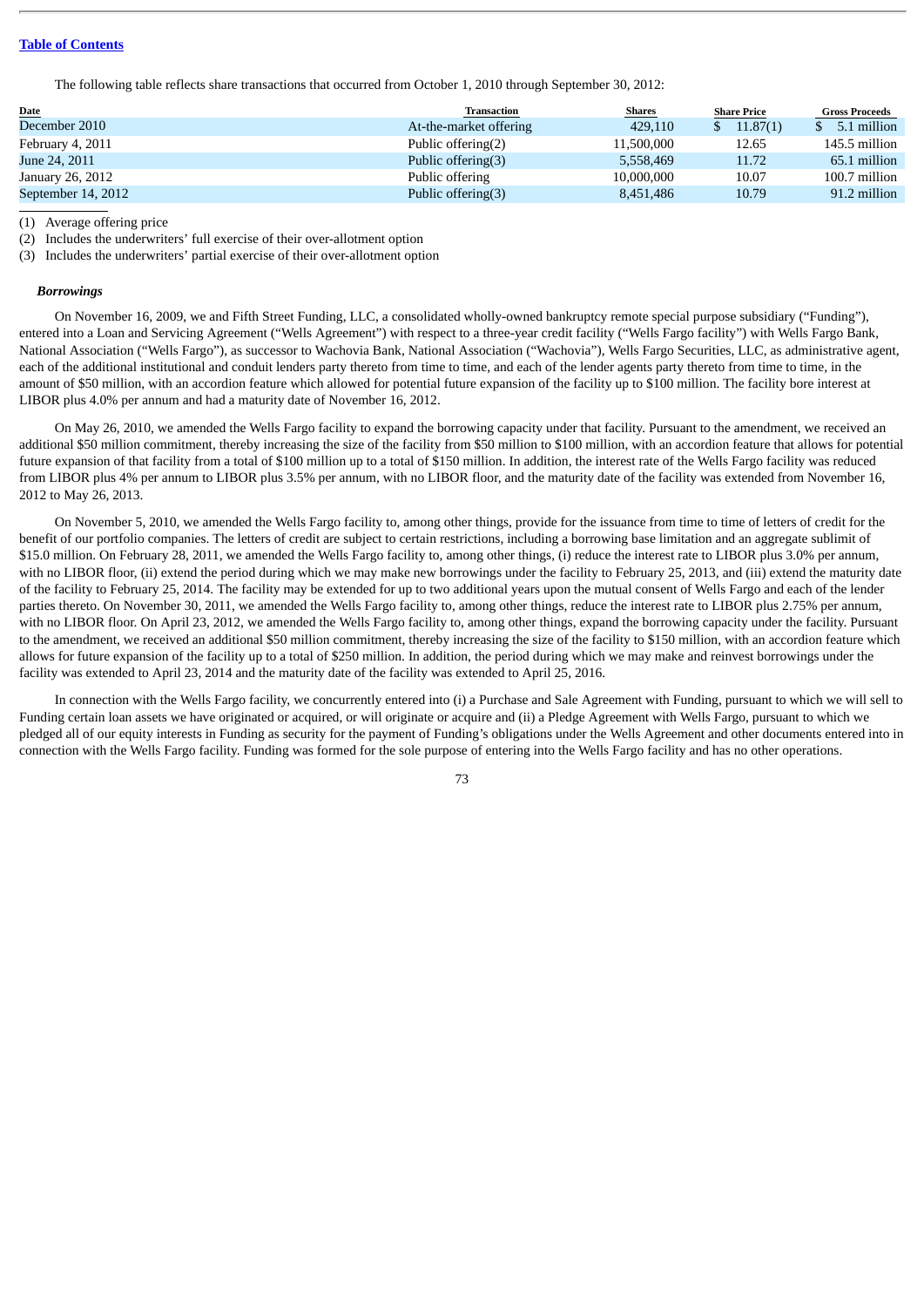The following table reflects share transactions that occurred from October 1, 2010 through September 30, 2012:

| Date | Transaction | Shares | Share Price | Gross Proceeds |
|---|---|---|---|---|
| December 2010 | At-the-market offering | 429,110 | $ 11.87(1) | $ 5.1 million |
| February 4, 2011 | Public offering(2) | 11,500,000 | 12.65 | 145.5 million |
| June 24, 2011 | Public offering(3) | 5,558,469 | 11.72 | 65.1 million |
| January 26, 2012 | Public offering | 10,000,000 | 10.07 | 100.7 million |
| September 14, 2012 | Public offering(3) | 8,451,486 | 10.79 | 91.2 million |

(1) Average offering price

(2) Includes the underwriters' full exercise of their over-allotment option

(3) Includes the underwriters' partial exercise of their over-allotment option

***Borrowings***

On November 16, 2009, we and Fifth Street Funding, LLC, a consolidated wholly-owned bankruptcy remote special purpose subsidiary ("Funding"), entered into a Loan and Servicing Agreement ("Wells Agreement") with respect to a three-year credit facility ("Wells Fargo facility") with Wells Fargo Bank, National Association ("Wells Fargo"), as successor to Wachovia Bank, National Association ("Wachovia"), Wells Fargo Securities, LLC, as administrative agent, each of the additional institutional and conduit lenders party thereto from time to time, and each of the lender agents party thereto from time to time, in the amount of $50 million, with an accordion feature which allowed for potential future expansion of the facility up to $100 million. The facility bore interest at LIBOR plus 4.0% per annum and had a maturity date of November 16, 2012.

On May 26, 2010, we amended the Wells Fargo facility to expand the borrowing capacity under that facility. Pursuant to the amendment, we received an additional $50 million commitment, thereby increasing the size of the facility from $50 million to $100 million, with an accordion feature that allows for potential future expansion of that facility from a total of $100 million up to a total of $150 million. In addition, the interest rate of the Wells Fargo facility was reduced from LIBOR plus 4% per annum to LIBOR plus 3.5% per annum, with no LIBOR floor, and the maturity date of the facility was extended from November 16, 2012 to May 26, 2013.

On November 5, 2010, we amended the Wells Fargo facility to, among other things, provide for the issuance from time to time of letters of credit for the benefit of our portfolio companies. The letters of credit are subject to certain restrictions, including a borrowing base limitation and an aggregate sublimit of $15.0 million. On February 28, 2011, we amended the Wells Fargo facility to, among other things, (i) reduce the interest rate to LIBOR plus 3.0% per annum, with no LIBOR floor, (ii) extend the period during which we may make new borrowings under the facility to February 25, 2013, and (iii) extend the maturity date of the facility to February 25, 2014. The facility may be extended for up to two additional years upon the mutual consent of Wells Fargo and each of the lender parties thereto. On November 30, 2011, we amended the Wells Fargo facility to, among other things, reduce the interest rate to LIBOR plus 2.75% per annum, with no LIBOR floor. On April 23, 2012, we amended the Wells Fargo facility to, among other things, expand the borrowing capacity under the facility. Pursuant to the amendment, we received an additional $50 million commitment, thereby increasing the size of the facility to $150 million, with an accordion feature which allows for future expansion of the facility up to a total of $250 million. In addition, the period during which we may make and reinvest borrowings under the facility was extended to April 23, 2014 and the maturity date of the facility was extended to April 25, 2016.

In connection with the Wells Fargo facility, we concurrently entered into (i) a Purchase and Sale Agreement with Funding, pursuant to which we will sell to Funding certain loan assets we have originated or acquired, or will originate or acquire and (ii) a Pledge Agreement with Wells Fargo, pursuant to which we pledged all of our equity interests in Funding as security for the payment of Funding's obligations under the Wells Agreement and other documents entered into in connection with the Wells Fargo facility. Funding was formed for the sole purpose of entering into the Wells Fargo facility and has no other operations.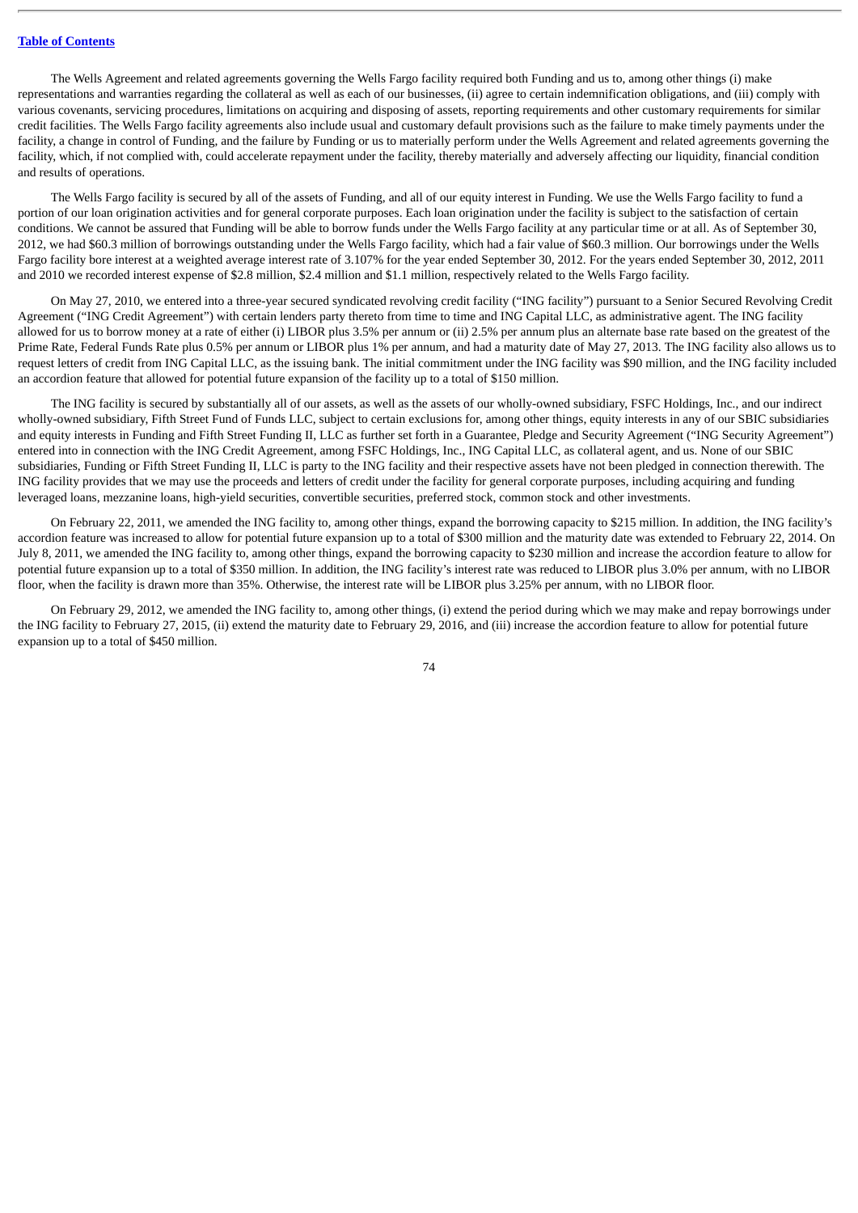The Wells Agreement and related agreements governing the Wells Fargo facility required both Funding and us to, among other things (i) make representations and warranties regarding the collateral as well as each of our businesses, (ii) agree to certain indemnification obligations, and (iii) comply with various covenants, servicing procedures, limitations on acquiring and disposing of assets, reporting requirements and other customary requirements for similar credit facilities. The Wells Fargo facility agreements also include usual and customary default provisions such as the failure to make timely payments under the facility, a change in control of Funding, and the failure by Funding or us to materially perform under the Wells Agreement and related agreements governing the facility, which, if not complied with, could accelerate repayment under the facility, thereby materially and adversely affecting our liquidity, financial condition and results of operations.

The Wells Fargo facility is secured by all of the assets of Funding, and all of our equity interest in Funding. We use the Wells Fargo facility to fund a portion of our loan origination activities and for general corporate purposes. Each loan origination under the facility is subject to the satisfaction of certain conditions. We cannot be assured that Funding will be able to borrow funds under the Wells Fargo facility at any particular time or at all. As of September 30, 2012, we had $60.3 million of borrowings outstanding under the Wells Fargo facility, which had a fair value of $60.3 million. Our borrowings under the Wells Fargo facility bore interest at a weighted average interest rate of 3.107% for the year ended September 30, 2012. For the years ended September 30, 2012, 2011 and 2010 we recorded interest expense of $2.8 million, $2.4 million and $1.1 million, respectively related to the Wells Fargo facility.

On May 27, 2010, we entered into a three-year secured syndicated revolving credit facility ("ING facility") pursuant to a Senior Secured Revolving Credit Agreement ("ING Credit Agreement") with certain lenders party thereto from time to time and ING Capital LLC, as administrative agent. The ING facility allowed for us to borrow money at a rate of either (i) LIBOR plus 3.5% per annum or (ii) 2.5% per annum plus an alternate base rate based on the greatest of the Prime Rate, Federal Funds Rate plus 0.5% per annum or LIBOR plus 1% per annum, and had a maturity date of May 27, 2013. The ING facility also allows us to request letters of credit from ING Capital LLC, as the issuing bank. The initial commitment under the ING facility was $90 million, and the ING facility included an accordion feature that allowed for potential future expansion of the facility up to a total of $150 million.

The ING facility is secured by substantially all of our assets, as well as the assets of our wholly-owned subsidiary, FSFC Holdings, Inc., and our indirect wholly-owned subsidiary, Fifth Street Fund of Funds LLC, subject to certain exclusions for, among other things, equity interests in any of our SBIC subsidiaries and equity interests in Funding and Fifth Street Funding II, LLC as further set forth in a Guarantee, Pledge and Security Agreement ("ING Security Agreement") entered into in connection with the ING Credit Agreement, among FSFC Holdings, Inc., ING Capital LLC, as collateral agent, and us. None of our SBIC subsidiaries, Funding or Fifth Street Funding II, LLC is party to the ING facility and their respective assets have not been pledged in connection therewith. The ING facility provides that we may use the proceeds and letters of credit under the facility for general corporate purposes, including acquiring and funding leveraged loans, mezzanine loans, high-yield securities, convertible securities, preferred stock, common stock and other investments.

On February 22, 2011, we amended the ING facility to, among other things, expand the borrowing capacity to $215 million. In addition, the ING facility's accordion feature was increased to allow for potential future expansion up to a total of $300 million and the maturity date was extended to February 22, 2014. On July 8, 2011, we amended the ING facility to, among other things, expand the borrowing capacity to $230 million and increase the accordion feature to allow for potential future expansion up to a total of $350 million. In addition, the ING facility's interest rate was reduced to LIBOR plus 3.0% per annum, with no LIBOR floor, when the facility is drawn more than 35%. Otherwise, the interest rate will be LIBOR plus 3.25% per annum, with no LIBOR floor.

On February 29, 2012, we amended the ING facility to, among other things, (i) extend the period during which we may make and repay borrowings under the ING facility to February 27, 2015, (ii) extend the maturity date to February 29, 2016, and (iii) increase the accordion feature to allow for potential future expansion up to a total of $450 million.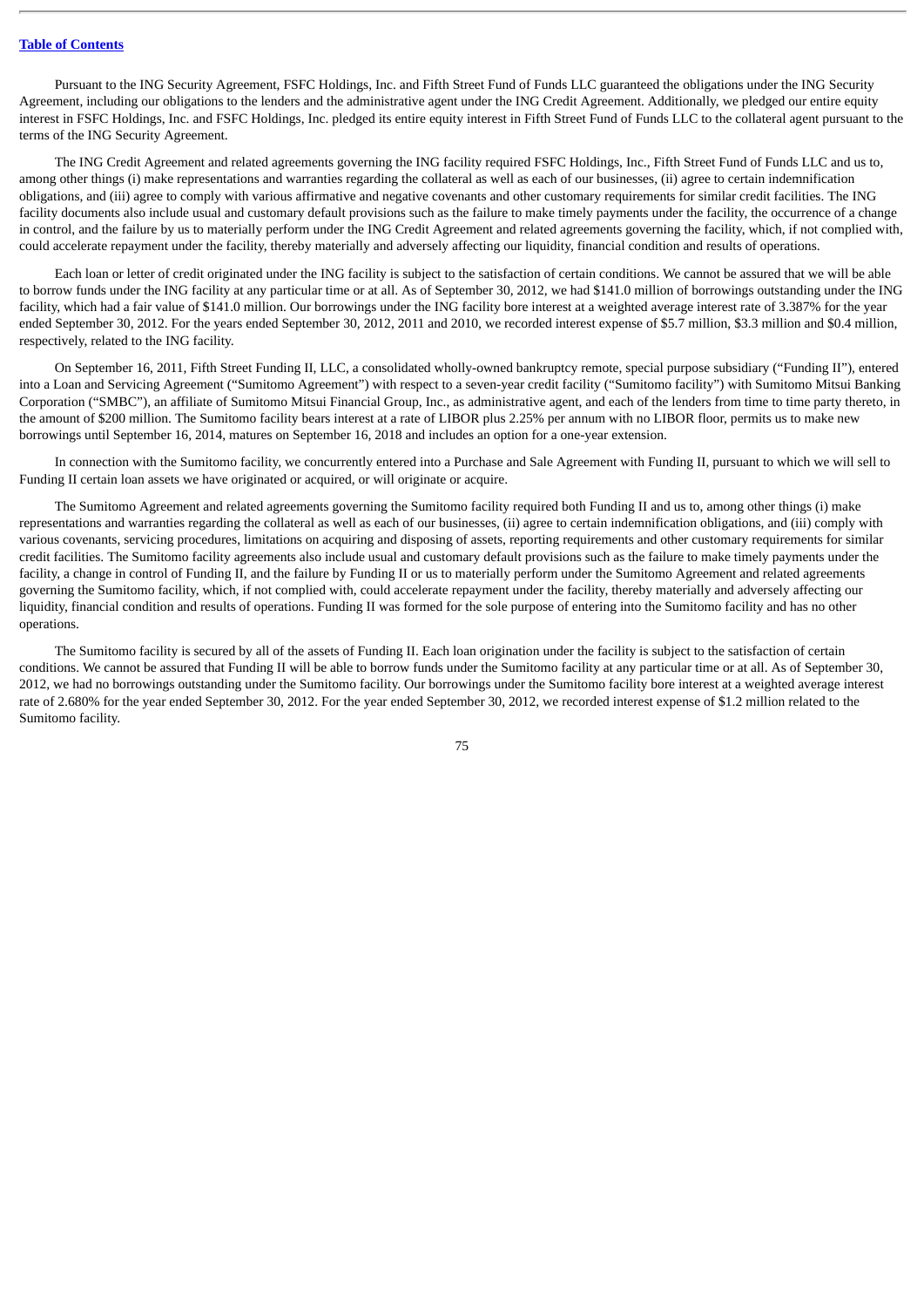Pursuant to the ING Security Agreement, FSFC Holdings, Inc. and Fifth Street Fund of Funds LLC guaranteed the obligations under the ING Security Agreement, including our obligations to the lenders and the administrative agent under the ING Credit Agreement. Additionally, we pledged our entire equity interest in FSFC Holdings, Inc. and FSFC Holdings, Inc. pledged its entire equity interest in Fifth Street Fund of Funds LLC to the collateral agent pursuant to the terms of the ING Security Agreement.

The ING Credit Agreement and related agreements governing the ING facility required FSFC Holdings, Inc., Fifth Street Fund of Funds LLC and us to, among other things (i) make representations and warranties regarding the collateral as well as each of our businesses, (ii) agree to certain indemnification obligations, and (iii) agree to comply with various affirmative and negative covenants and other customary requirements for similar credit facilities. The ING facility documents also include usual and customary default provisions such as the failure to make timely payments under the facility, the occurrence of a change in control, and the failure by us to materially perform under the ING Credit Agreement and related agreements governing the facility, which, if not complied with, could accelerate repayment under the facility, thereby materially and adversely affecting our liquidity, financial condition and results of operations.

Each loan or letter of credit originated under the ING facility is subject to the satisfaction of certain conditions. We cannot be assured that we will be able to borrow funds under the ING facility at any particular time or at all. As of September 30, 2012, we had $141.0 million of borrowings outstanding under the ING facility, which had a fair value of $141.0 million. Our borrowings under the ING facility bore interest at a weighted average interest rate of 3.387% for the year ended September 30, 2012. For the years ended September 30, 2012, 2011 and 2010, we recorded interest expense of $5.7 million, $3.3 million and $0.4 million, respectively, related to the ING facility.

On September 16, 2011, Fifth Street Funding II, LLC, a consolidated wholly-owned bankruptcy remote, special purpose subsidiary ("Funding II"), entered into a Loan and Servicing Agreement ("Sumitomo Agreement") with respect to a seven-year credit facility ("Sumitomo facility") with Sumitomo Mitsui Banking Corporation ("SMBC"), an affiliate of Sumitomo Mitsui Financial Group, Inc., as administrative agent, and each of the lenders from time to time party thereto, in the amount of $200 million. The Sumitomo facility bears interest at a rate of LIBOR plus 2.25% per annum with no LIBOR floor, permits us to make new borrowings until September 16, 2014, matures on September 16, 2018 and includes an option for a one-year extension.

In connection with the Sumitomo facility, we concurrently entered into a Purchase and Sale Agreement with Funding II, pursuant to which we will sell to Funding II certain loan assets we have originated or acquired, or will originate or acquire.

The Sumitomo Agreement and related agreements governing the Sumitomo facility required both Funding II and us to, among other things (i) make representations and warranties regarding the collateral as well as each of our businesses, (ii) agree to certain indemnification obligations, and (iii) comply with various covenants, servicing procedures, limitations on acquiring and disposing of assets, reporting requirements and other customary requirements for similar credit facilities. The Sumitomo facility agreements also include usual and customary default provisions such as the failure to make timely payments under the facility, a change in control of Funding II, and the failure by Funding II or us to materially perform under the Sumitomo Agreement and related agreements governing the Sumitomo facility, which, if not complied with, could accelerate repayment under the facility, thereby materially and adversely affecting our liquidity, financial condition and results of operations. Funding II was formed for the sole purpose of entering into the Sumitomo facility and has no other operations.

The Sumitomo facility is secured by all of the assets of Funding II. Each loan origination under the facility is subject to the satisfaction of certain conditions. We cannot be assured that Funding II will be able to borrow funds under the Sumitomo facility at any particular time or at all. As of September 30, 2012, we had no borrowings outstanding under the Sumitomo facility. Our borrowings under the Sumitomo facility bore interest at a weighted average interest rate of 2.680% for the year ended September 30, 2012. For the year ended September 30, 2012, we recorded interest expense of $1.2 million related to the Sumitomo facility.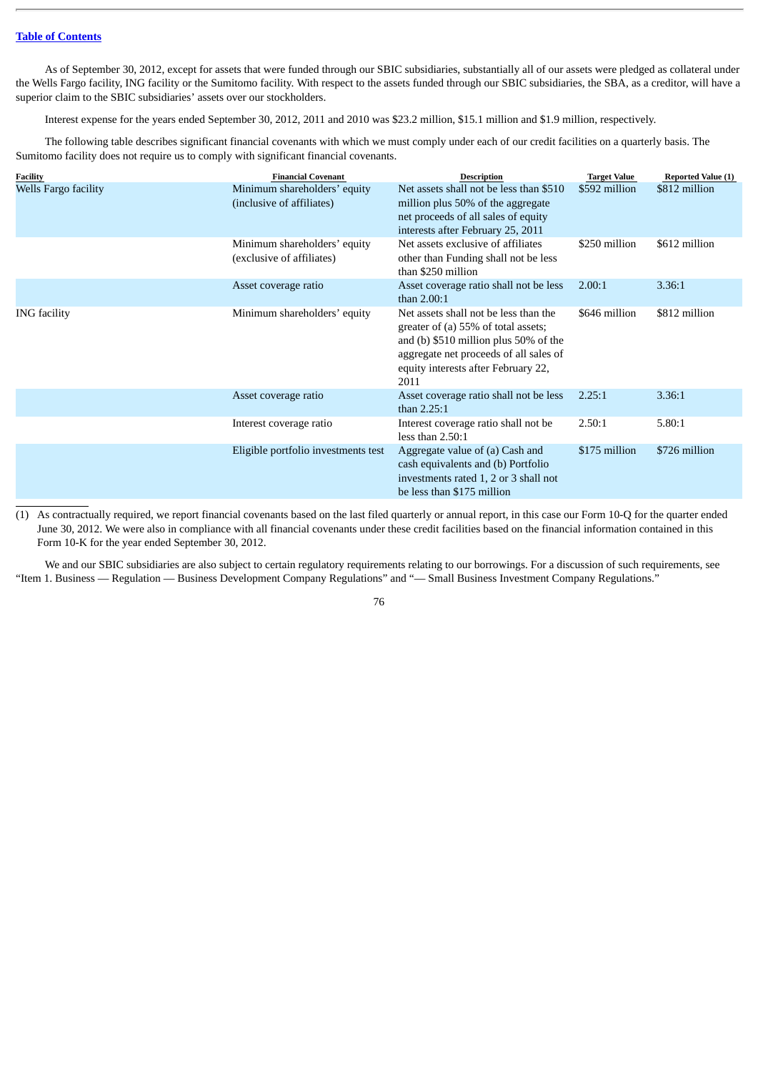As of September 30, 2012, except for assets that were funded through our SBIC subsidiaries, substantially all of our assets were pledged as collateral under the Wells Fargo facility, ING facility or the Sumitomo facility. With respect to the assets funded through our SBIC subsidiaries, the SBA, as a creditor, will have a superior claim to the SBIC subsidiaries' assets over our stockholders.

Interest expense for the years ended September 30, 2012, 2011 and 2010 was $23.2 million, $15.1 million and $1.9 million, respectively.

The following table describes significant financial covenants with which we must comply under each of our credit facilities on a quarterly basis. The Sumitomo facility does not require us to comply with significant financial covenants.

| Facility | Financial Covenant | Description | Target Value | Reported Value (1) |
|---|---|---|---|---|
| Wells Fargo facility | Minimum shareholders' equity (inclusive of affiliates) | Net assets shall not be less than $510 million plus 50% of the aggregate net proceeds of all sales of equity interests after February 25, 2011 | $592 million | $812 million |
| | Minimum shareholders' equity (exclusive of affiliates) | Net assets exclusive of affiliates other than Funding shall not be less than $250 million | $250 million | $612 million |
| | Asset coverage ratio | Asset coverage ratio shall not be less than 2.00:1 | 2.00:1 | 3.36:1 |
| ING facility | Minimum shareholders' equity | Net assets shall not be less than the greater of (a) 55% of total assets; and (b) $510 million plus 50% of the aggregate net proceeds of all sales of equity interests after February 22, 2011 | $646 million | $812 million |
| | Asset coverage ratio | Asset coverage ratio shall not be less than 2.25:1 | 2.25:1 | 3.36:1 |
| | Interest coverage ratio | Interest coverage ratio shall not be less than 2.50:1 | 2.50:1 | 5.80:1 |
| | Eligible portfolio investments test | Aggregate value of (a) Cash and cash equivalents and (b) Portfolio investments rated 1, 2 or 3 shall not be less than $175 million | $175 million | $726 million |

(1) As contractually required, we report financial covenants based on the last filed quarterly or annual report, in this case our Form 10-Q for the quarter ended June 30, 2012. We were also in compliance with all financial covenants under these credit facilities based on the financial information contained in this Form 10-K for the year ended September 30, 2012.

We and our SBIC subsidiaries are also subject to certain regulatory requirements relating to our borrowings. For a discussion of such requirements, see "Item 1. Business — Regulation — Business Development Company Regulations" and "— Small Business Investment Company Regulations."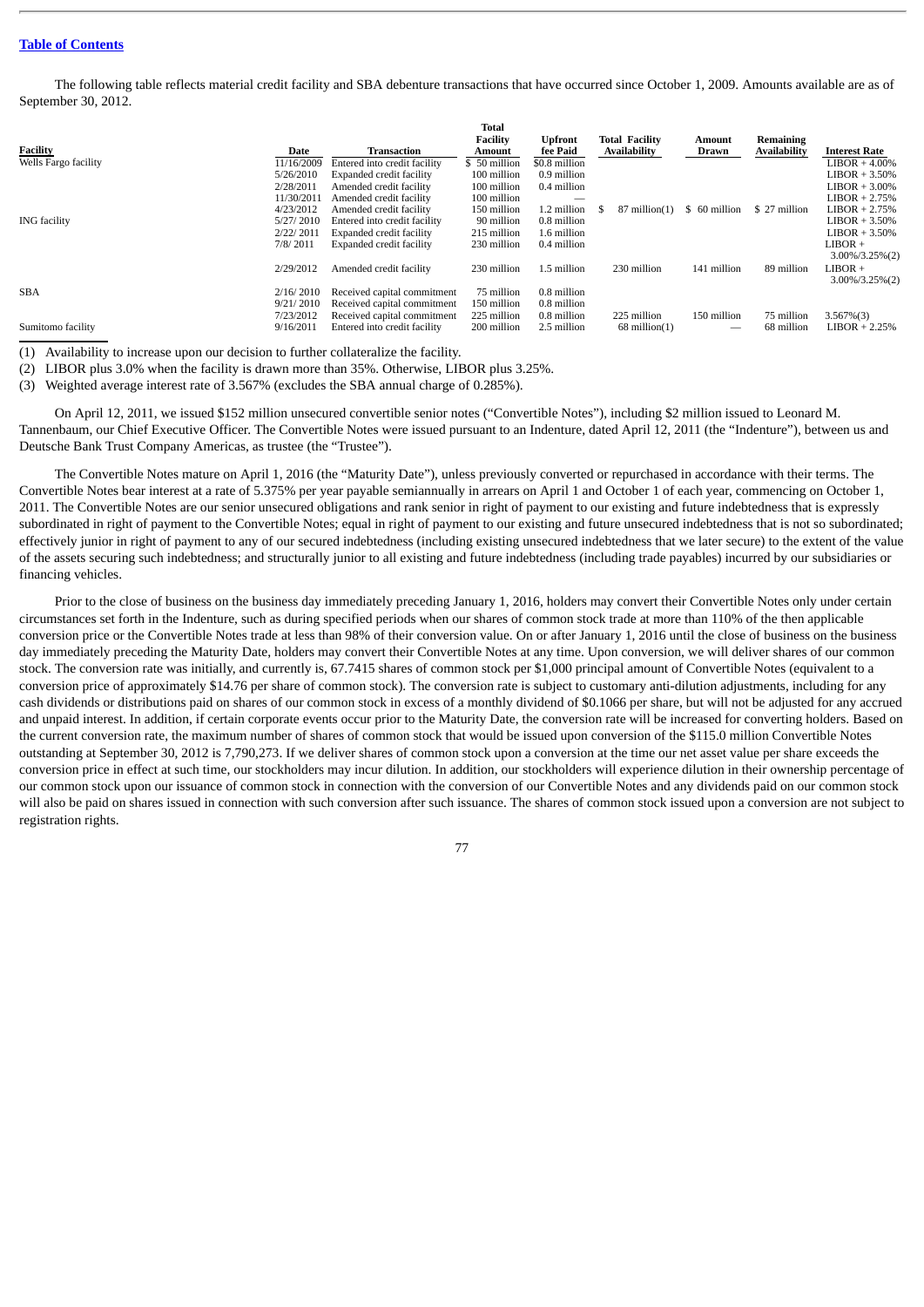[Table of Contents](#)

The following table reflects material credit facility and SBA debenture transactions that have occurred since October 1, 2009. Amounts available are as of September 30, 2012.

| Facility | Date | Transaction | Total Facility Amount | Upfront fee Paid | Total Facility Availability | Amount Drawn | Remaining Availability | Interest Rate |
|---|---|---|---|---|---|---|---|---|
| Wells Fargo facility | 11/16/2009 | Entered into credit facility | $ 50 million | $0.8 million | | | | LIBOR + 4.00% |
| | 5/26/2010 | Expanded credit facility | 100 million | 0.9 million | | | | LIBOR + 3.50% |
| | 2/28/2011 | Amended credit facility | 100 million | 0.4 million | | | | LIBOR + 3.00% |
| | 11/30/2011 | Amended credit facility | 100 million | — | | | | LIBOR + 2.75% |
| | 4/23/2012 | Amended credit facility | 150 million | 1.2 million | $ 87 million(1) | $ 60 million | $ 27 million | LIBOR + 2.75% |
| ING facility | 5/27/2010 | Entered into credit facility | 90 million | 0.8 million | | | | LIBOR + 3.50% |
| | 2/22/2011 | Expanded credit facility | 215 million | 1.6 million | | | | LIBOR + 3.50% |
| | 7/8/2011 | Expanded credit facility | 230 million | 0.4 million | | | | LIBOR + 3.00%/3.25%(2) |
| | 2/29/2012 | Amended credit facility | 230 million | 1.5 million | 230 million | 141 million | 89 million | LIBOR + 3.00%/3.25%(2) |
| SBA | 2/16/2010 | Received capital commitment | 75 million | 0.8 million | | | | |
| | 9/21/2010 | Received capital commitment | 150 million | 0.8 million | | | | |
| | 7/23/2012 | Received capital commitment | 225 million | 0.8 million | 225 million | 150 million | 75 million | 3.567%(3) |
| Sumitomo facility | 9/16/2011 | Entered into credit facility | 200 million | 2.5 million | 68 million(1) | — | 68 million | LIBOR + 2.25% |

(1) Availability to increase upon our decision to further collateralize the facility.

(2) LIBOR plus 3.0% when the facility is drawn more than 35%. Otherwise, LIBOR plus 3.25%.

(3) Weighted average interest rate of 3.567% (excludes the SBA annual charge of 0.285%).

On April 12, 2011, we issued $152 million unsecured convertible senior notes ("Convertible Notes"), including $2 million issued to Leonard M. Tannenbaum, our Chief Executive Officer. The Convertible Notes were issued pursuant to an Indenture, dated April 12, 2011 (the "Indenture"), between us and Deutsche Bank Trust Company Americas, as trustee (the "Trustee").

The Convertible Notes mature on April 1, 2016 (the "Maturity Date"), unless previously converted or repurchased in accordance with their terms. The Convertible Notes bear interest at a rate of 5.375% per year payable semiannually in arrears on April 1 and October 1 of each year, commencing on October 1, 2011. The Convertible Notes are our senior unsecured obligations and rank senior in right of payment to our existing and future indebtedness that is expressly subordinated in right of payment to the Convertible Notes; equal in right of payment to our existing and future unsecured indebtedness that is not so subordinated; effectively junior in right of payment to any of our secured indebtedness (including existing unsecured indebtedness that we later secure) to the extent of the value of the assets securing such indebtedness; and structurally junior to all existing and future indebtedness (including trade payables) incurred by our subsidiaries or financing vehicles.

Prior to the close of business on the business day immediately preceding January 1, 2016, holders may convert their Convertible Notes only under certain circumstances set forth in the Indenture, such as during specified periods when our shares of common stock trade at more than 110% of the then applicable conversion price or the Convertible Notes trade at less than 98% of their conversion value. On or after January 1, 2016 until the close of business on the business day immediately preceding the Maturity Date, holders may convert their Convertible Notes at any time. Upon conversion, we will deliver shares of our common stock. The conversion rate was initially, and currently is, 67.7415 shares of common stock per $1,000 principal amount of Convertible Notes (equivalent to a conversion price of approximately $14.76 per share of common stock). The conversion rate is subject to customary anti-dilution adjustments, including for any cash dividends or distributions paid on shares of our common stock in excess of a monthly dividend of $0.1066 per share, but will not be adjusted for any accrued and unpaid interest. In addition, if certain corporate events occur prior to the Maturity Date, the conversion rate will be increased for converting holders. Based on the current conversion rate, the maximum number of shares of common stock that would be issued upon conversion of the $115.0 million Convertible Notes outstanding at September 30, 2012 is 7,790,273. If we deliver shares of common stock upon a conversion at the time our net asset value per share exceeds the conversion price in effect at such time, our stockholders may incur dilution. In addition, our stockholders will experience dilution in their ownership percentage of our common stock upon our issuance of common stock in connection with the conversion of our Convertible Notes and any dividends paid on our common stock will also be paid on shares issued in connection with such conversion after such issuance. The shares of common stock issued upon a conversion are not subject to registration rights.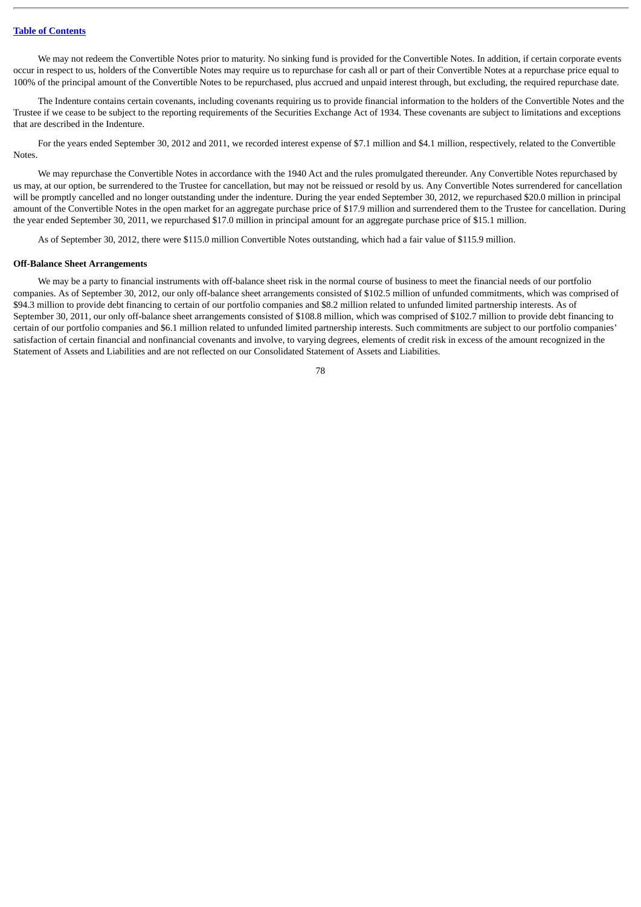We may not redeem the Convertible Notes prior to maturity. No sinking fund is provided for the Convertible Notes. In addition, if certain corporate events occur in respect to us, holders of the Convertible Notes may require us to repurchase for cash all or part of their Convertible Notes at a repurchase price equal to 100% of the principal amount of the Convertible Notes to be repurchased, plus accrued and unpaid interest through, but excluding, the required repurchase date.

The Indenture contains certain covenants, including covenants requiring us to provide financial information to the holders of the Convertible Notes and the Trustee if we cease to be subject to the reporting requirements of the Securities Exchange Act of 1934. These covenants are subject to limitations and exceptions that are described in the Indenture.

For the years ended September 30, 2012 and 2011, we recorded interest expense of $7.1 million and $4.1 million, respectively, related to the Convertible Notes.

We may repurchase the Convertible Notes in accordance with the 1940 Act and the rules promulgated thereunder. Any Convertible Notes repurchased by us may, at our option, be surrendered to the Trustee for cancellation, but may not be reissued or resold by us. Any Convertible Notes surrendered for cancellation will be promptly cancelled and no longer outstanding under the indenture. During the year ended September 30, 2012, we repurchased $20.0 million in principal amount of the Convertible Notes in the open market for an aggregate purchase price of $17.9 million and surrendered them to the Trustee for cancellation. During the year ended September 30, 2011, we repurchased $17.0 million in principal amount for an aggregate purchase price of $15.1 million.

As of September 30, 2012, there were $115.0 million Convertible Notes outstanding, which had a fair value of $115.9 million.

**Off-Balance Sheet Arrangements**

We may be a party to financial instruments with off-balance sheet risk in the normal course of business to meet the financial needs of our portfolio companies. As of September 30, 2012, our only off-balance sheet arrangements consisted of $102.5 million of unfunded commitments, which was comprised of $94.3 million to provide debt financing to certain of our portfolio companies and $8.2 million related to unfunded limited partnership interests. As of September 30, 2011, our only off-balance sheet arrangements consisted of $108.8 million, which was comprised of $102.7 million to provide debt financing to certain of our portfolio companies and $6.1 million related to unfunded limited partnership interests. Such commitments are subject to our portfolio companies' satisfaction of certain financial and nonfinancial covenants and involve, to varying degrees, elements of credit risk in excess of the amount recognized in the Statement of Assets and Liabilities and are not reflected on our Consolidated Statement of Assets and Liabilities.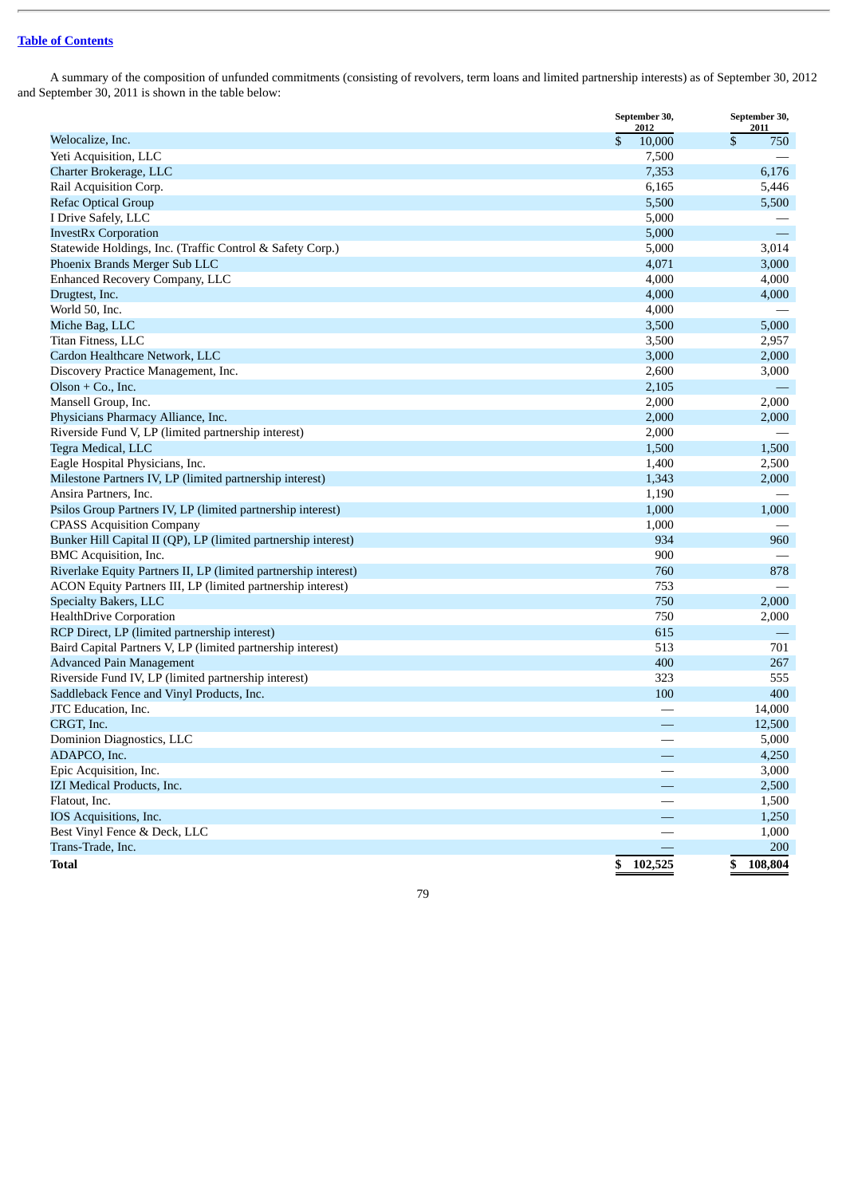A summary of the composition of unfunded commitments (consisting of revolvers, term loans and limited partnership interests) as of September 30, 2012 and September 30, 2011 is shown in the table below:

| | September 30, 2012 | September 30, 2011 |
|---|---|---|
| Welocalize, Inc. | $ 10,000 | $ 750 |
| Yeti Acquisition, LLC | 7,500 | — |
| Charter Brokerage, LLC | 7,353 | 6,176 |
| Rail Acquisition Corp. | 6,165 | 5,446 |
| Refac Optical Group | 5,500 | 5,500 |
| I Drive Safely, LLC | 5,000 | — |
| InvestRx Corporation | 5,000 | — |
| Statewide Holdings, Inc. (Traffic Control & Safety Corp.) | 5,000 | 3,014 |
| Phoenix Brands Merger Sub LLC | 4,071 | 3,000 |
| Enhanced Recovery Company, LLC | 4,000 | 4,000 |
| Drugtest, Inc. | 4,000 | 4,000 |
| World 50, Inc. | 4,000 | — |
| Miche Bag, LLC | 3,500 | 5,000 |
| Titan Fitness, LLC | 3,500 | 2,957 |
| Cardon Healthcare Network, LLC | 3,000 | 2,000 |
| Discovery Practice Management, Inc. | 2,600 | 3,000 |
| Olson + Co., Inc. | 2,105 | — |
| Mansell Group, Inc. | 2,000 | 2,000 |
| Physicians Pharmacy Alliance, Inc. | 2,000 | 2,000 |
| Riverside Fund V, LP (limited partnership interest) | 2,000 | — |
| Tegra Medical, LLC | 1,500 | 1,500 |
| Eagle Hospital Physicians, Inc. | 1,400 | 2,500 |
| Milestone Partners IV, LP (limited partnership interest) | 1,343 | 2,000 |
| Ansira Partners, Inc. | 1,190 | — |
| Psilos Group Partners IV, LP (limited partnership interest) | 1,000 | 1,000 |
| CPASS Acquisition Company | 1,000 | — |
| Bunker Hill Capital II (QP), LP (limited partnership interest) | 934 | 960 |
| BMC Acquisition, Inc. | 900 | — |
| Riverlake Equity Partners II, LP (limited partnership interest) | 760 | 878 |
| ACON Equity Partners III, LP (limited partnership interest) | 753 | — |
| Specialty Bakers, LLC | 750 | 2,000 |
| HealthDrive Corporation | 750 | 2,000 |
| RCP Direct, LP (limited partnership interest) | 615 | — |
| Baird Capital Partners V, LP (limited partnership interest) | 513 | 701 |
| Advanced Pain Management | 400 | 267 |
| Riverside Fund IV, LP (limited partnership interest) | 323 | 555 |
| Saddleback Fence and Vinyl Products, Inc. | 100 | 400 |
| JTC Education, Inc. | — | 14,000 |
| CRGT, Inc. | — | 12,500 |
| Dominion Diagnostics, LLC | — | 5,000 |
| ADAPCO, Inc. | — | 4,250 |
| Epic Acquisition, Inc. | — | 3,000 |
| IZI Medical Products, Inc. | — | 2,500 |
| Flatout, Inc. | — | 1,500 |
| IOS Acquisitions, Inc. | — | 1,250 |
| Best Vinyl Fence & Deck, LLC | — | 1,000 |
| Trans-Trade, Inc. | — | 200 |
| **Total** | **$ 102,525** | **$ 108,804** |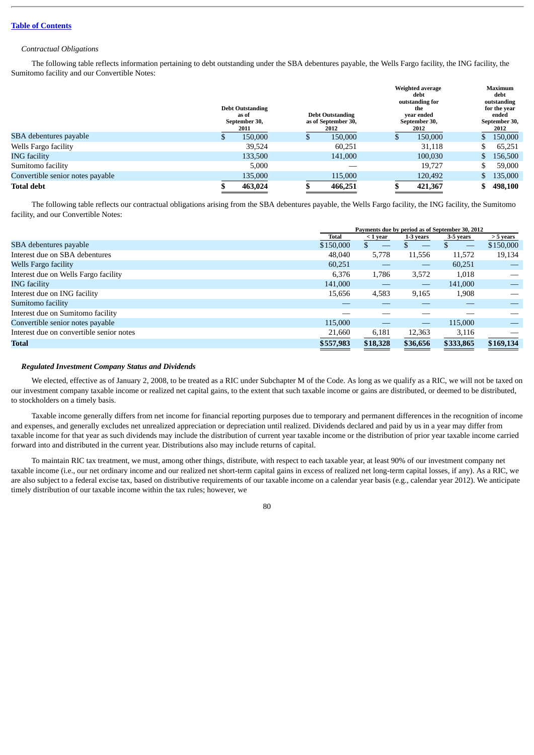*Contractual Obligations*

The following table reflects information pertaining to debt outstanding under the SBA debentures payable, the Wells Fargo facility, the ING facility, the Sumitomo facility and our Convertible Notes:

| | Debt Outstanding as of September 30, 2011 | Debt Outstanding as of September 30, 2012 | Weighted average debt outstanding for the year ended September 30, 2012 | Maximum debt outstanding for the year ended September 30, 2012 |
|---|---|---|---|---|
| SBA debentures payable | $ 150,000 | $ 150,000 | $ 150,000 | $ 150,000 |
| Wells Fargo facility | 39,524 | 60,251 | 31,118 | $ 65,251 |
| ING facility | 133,500 | 141,000 | 100,030 | $ 156,500 |
| Sumitomo facility | 5,000 | — | 19,727 | $ 59,000 |
| Convertible senior notes payable | 135,000 | 115,000 | 120,492 | $ 135,000 |
| **Total debt** | **$ 463,024** | **$ 466,251** | **$ 421,367** | **$ 498,100** |

The following table reflects our contractual obligations arising from the SBA debentures payable, the Wells Fargo facility, the ING facility, the Sumitomo facility, and our Convertible Notes:

| | Payments due by period as of September 30, 2012 | | | | |
|---|---|---|---|---|---|
| | Total | < 1 year | 1-3 years | 3-5 years | > 5 years |
| SBA debentures payable | $150,000 | $ — | $ — | $ — | $150,000 |
| Interest due on SBA debentures | 48,040 | 5,778 | 11,556 | 11,572 | 19,134 |
| Wells Fargo facility | 60,251 | — | — | 60,251 | — |
| Interest due on Wells Fargo facility | 6,376 | 1,786 | 3,572 | 1,018 | — |
| ING facility | 141,000 | — | — | 141,000 | — |
| Interest due on ING facility | 15,656 | 4,583 | 9,165 | 1,908 | — |
| Sumitomo facility | — | — | — | — | — |
| Interest due on Sumitomo facility | — | — | — | — | — |
| Convertible senior notes payable | 115,000 | — | — | 115,000 | — |
| Interest due on convertible senior notes | 21,660 | 6,181 | 12,363 | 3,116 | — |
| **Total** | **$557,983** | **$18,328** | **$36,656** | **$333,865** | **$169,134** |

***Regulated Investment Company Status and Dividends***

We elected, effective as of January 2, 2008, to be treated as a RIC under Subchapter M of the Code. As long as we qualify as a RIC, we will not be taxed on our investment company taxable income or realized net capital gains, to the extent that such taxable income or gains are distributed, or deemed to be distributed, to stockholders on a timely basis.

Taxable income generally differs from net income for financial reporting purposes due to temporary and permanent differences in the recognition of income and expenses, and generally excludes net unrealized appreciation or depreciation until realized. Dividends declared and paid by us in a year may differ from taxable income for that year as such dividends may include the distribution of current year taxable income or the distribution of prior year taxable income carried forward into and distributed in the current year. Distributions also may include returns of capital.

To maintain RIC tax treatment, we must, among other things, distribute, with respect to each taxable year, at least 90% of our investment company net taxable income (i.e., our net ordinary income and our realized net short-term capital gains in excess of realized net long-term capital losses, if any). As a RIC, we are also subject to a federal excise tax, based on distributive requirements of our taxable income on a calendar year basis (e.g., calendar year 2012). We anticipate timely distribution of our taxable income within the tax rules; however, we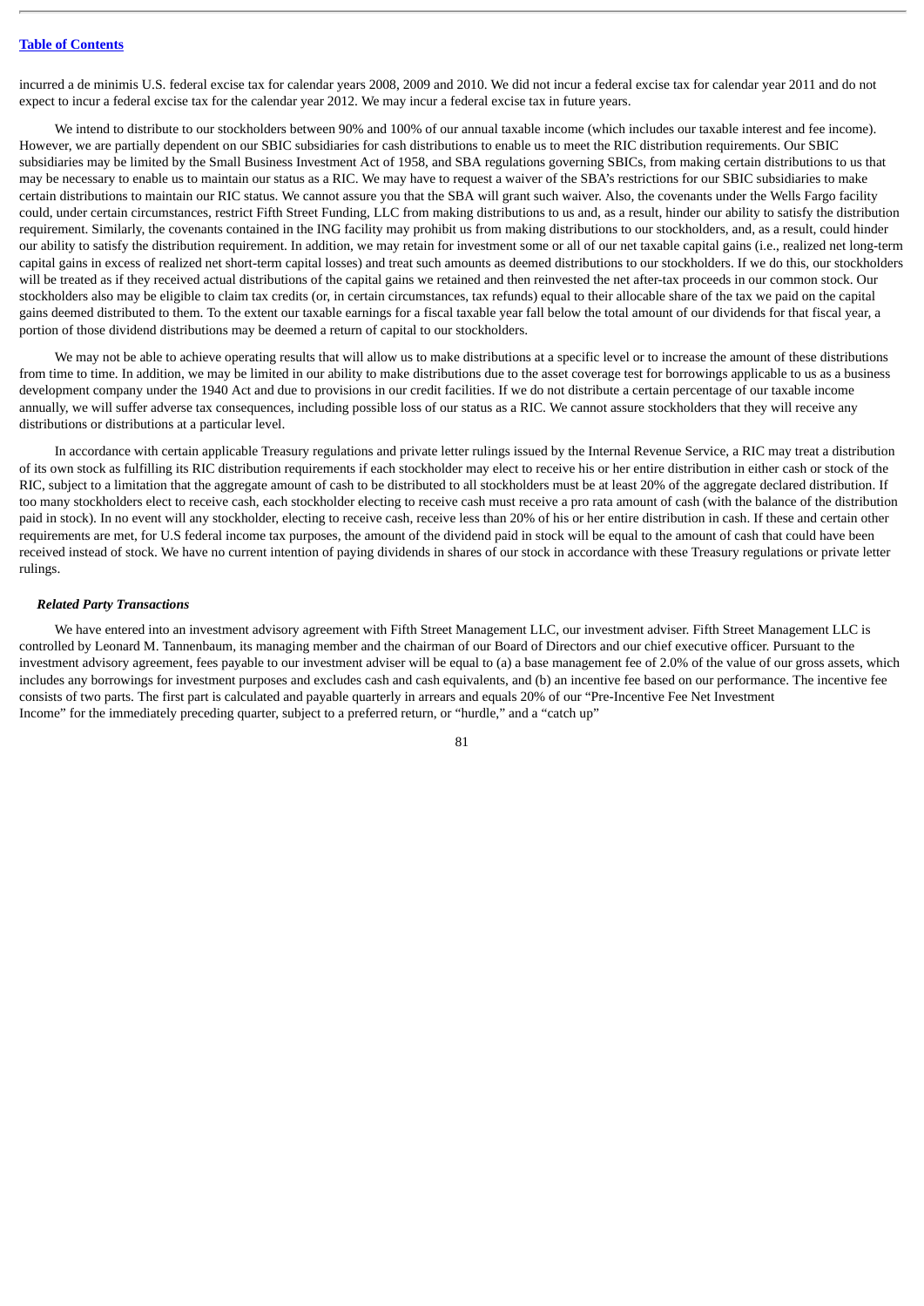incurred a de minimis U.S. federal excise tax for calendar years 2008, 2009 and 2010. We did not incur a federal excise tax for calendar year 2011 and do not expect to incur a federal excise tax for the calendar year 2012. We may incur a federal excise tax in future years.

We intend to distribute to our stockholders between 90% and 100% of our annual taxable income (which includes our taxable interest and fee income). However, we are partially dependent on our SBIC subsidiaries for cash distributions to enable us to meet the RIC distribution requirements. Our SBIC subsidiaries may be limited by the Small Business Investment Act of 1958, and SBA regulations governing SBICs, from making certain distributions to us that may be necessary to enable us to maintain our status as a RIC. We may have to request a waiver of the SBA's restrictions for our SBIC subsidiaries to make certain distributions to maintain our RIC status. We cannot assure you that the SBA will grant such waiver. Also, the covenants under the Wells Fargo facility could, under certain circumstances, restrict Fifth Street Funding, LLC from making distributions to us and, as a result, hinder our ability to satisfy the distribution requirement. Similarly, the covenants contained in the ING facility may prohibit us from making distributions to our stockholders, and, as a result, could hinder our ability to satisfy the distribution requirement. In addition, we may retain for investment some or all of our net taxable capital gains (i.e., realized net long-term capital gains in excess of realized net short-term capital losses) and treat such amounts as deemed distributions to our stockholders. If we do this, our stockholders will be treated as if they received actual distributions of the capital gains we retained and then reinvested the net after-tax proceeds in our common stock. Our stockholders also may be eligible to claim tax credits (or, in certain circumstances, tax refunds) equal to their allocable share of the tax we paid on the capital gains deemed distributed to them. To the extent our taxable earnings for a fiscal taxable year fall below the total amount of our dividends for that fiscal year, a portion of those dividend distributions may be deemed a return of capital to our stockholders.

We may not be able to achieve operating results that will allow us to make distributions at a specific level or to increase the amount of these distributions from time to time. In addition, we may be limited in our ability to make distributions due to the asset coverage test for borrowings applicable to us as a business development company under the 1940 Act and due to provisions in our credit facilities. If we do not distribute a certain percentage of our taxable income annually, we will suffer adverse tax consequences, including possible loss of our status as a RIC. We cannot assure stockholders that they will receive any distributions or distributions at a particular level.

In accordance with certain applicable Treasury regulations and private letter rulings issued by the Internal Revenue Service, a RIC may treat a distribution of its own stock as fulfilling its RIC distribution requirements if each stockholder may elect to receive his or her entire distribution in either cash or stock of the RIC, subject to a limitation that the aggregate amount of cash to be distributed to all stockholders must be at least 20% of the aggregate declared distribution. If too many stockholders elect to receive cash, each stockholder electing to receive cash must receive a pro rata amount of cash (with the balance of the distribution paid in stock). In no event will any stockholder, electing to receive cash, receive less than 20% of his or her entire distribution in cash. If these and certain other requirements are met, for U.S federal income tax purposes, the amount of the dividend paid in stock will be equal to the amount of cash that could have been received instead of stock. We have no current intention of paying dividends in shares of our stock in accordance with these Treasury regulations or private letter rulings.

***Related Party Transactions***

We have entered into an investment advisory agreement with Fifth Street Management LLC, our investment adviser. Fifth Street Management LLC is controlled by Leonard M. Tannenbaum, its managing member and the chairman of our Board of Directors and our chief executive officer. Pursuant to the investment advisory agreement, fees payable to our investment adviser will be equal to (a) a base management fee of 2.0% of the value of our gross assets, which includes any borrowings for investment purposes and excludes cash and cash equivalents, and (b) an incentive fee based on our performance. The incentive fee consists of two parts. The first part is calculated and payable quarterly in arrears and equals 20% of our "Pre-Incentive Fee Net Investment Income" for the immediately preceding quarter, subject to a preferred return, or "hurdle," and a "catch up"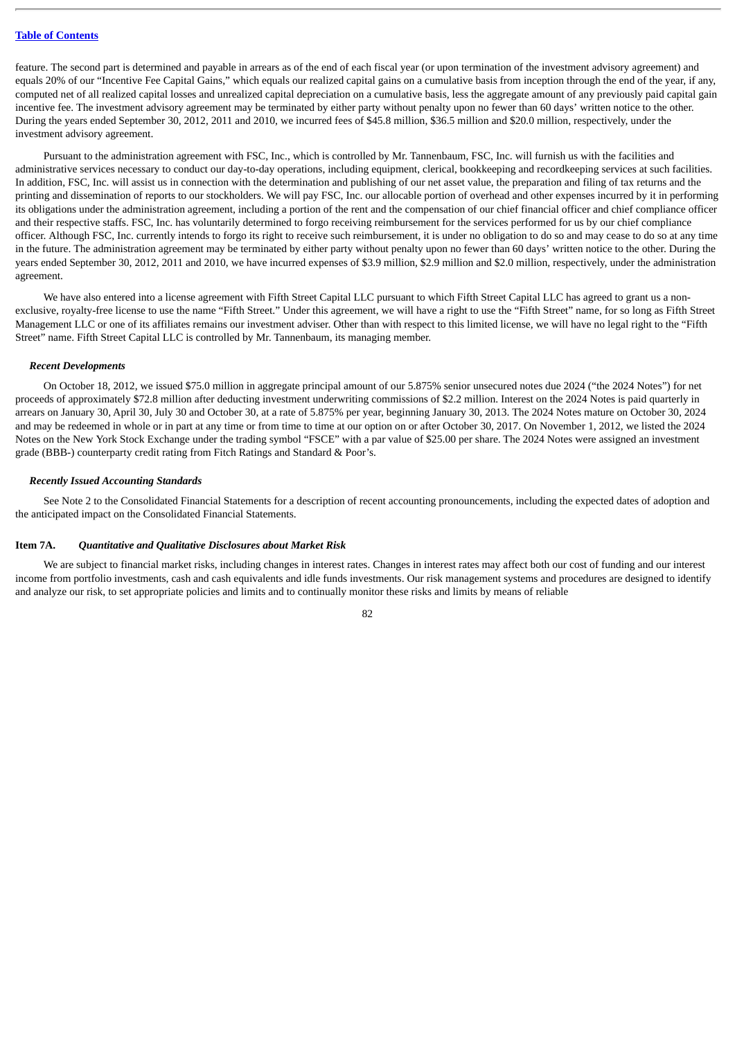feature. The second part is determined and payable in arrears as of the end of each fiscal year (or upon termination of the investment advisory agreement) and equals 20% of our "Incentive Fee Capital Gains," which equals our realized capital gains on a cumulative basis from inception through the end of the year, if any, computed net of all realized capital losses and unrealized capital depreciation on a cumulative basis, less the aggregate amount of any previously paid capital gain incentive fee. The investment advisory agreement may be terminated by either party without penalty upon no fewer than 60 days' written notice to the other. During the years ended September 30, 2012, 2011 and 2010, we incurred fees of $45.8 million, $36.5 million and $20.0 million, respectively, under the investment advisory agreement.

Pursuant to the administration agreement with FSC, Inc., which is controlled by Mr. Tannenbaum, FSC, Inc. will furnish us with the facilities and administrative services necessary to conduct our day-to-day operations, including equipment, clerical, bookkeeping and recordkeeping services at such facilities. In addition, FSC, Inc. will assist us in connection with the determination and publishing of our net asset value, the preparation and filing of tax returns and the printing and dissemination of reports to our stockholders. We will pay FSC, Inc. our allocable portion of overhead and other expenses incurred by it in performing its obligations under the administration agreement, including a portion of the rent and the compensation of our chief financial officer and chief compliance officer and their respective staffs. FSC, Inc. has voluntarily determined to forgo receiving reimbursement for the services performed for us by our chief compliance officer. Although FSC, Inc. currently intends to forgo its right to receive such reimbursement, it is under no obligation to do so and may cease to do so at any time in the future. The administration agreement may be terminated by either party without penalty upon no fewer than 60 days' written notice to the other. During the years ended September 30, 2012, 2011 and 2010, we have incurred expenses of $3.9 million, $2.9 million and $2.0 million, respectively, under the administration agreement.

We have also entered into a license agreement with Fifth Street Capital LLC pursuant to which Fifth Street Capital LLC has agreed to grant us a non-exclusive, royalty-free license to use the name "Fifth Street." Under this agreement, we will have a right to use the "Fifth Street" name, for so long as Fifth Street Management LLC or one of its affiliates remains our investment adviser. Other than with respect to this limited license, we will have no legal right to the "Fifth Street" name. Fifth Street Capital LLC is controlled by Mr. Tannenbaum, its managing member.

***Recent Developments***

On October 18, 2012, we issued $75.0 million in aggregate principal amount of our 5.875% senior unsecured notes due 2024 ("the 2024 Notes") for net proceeds of approximately $72.8 million after deducting investment underwriting commissions of $2.2 million. Interest on the 2024 Notes is paid quarterly in arrears on January 30, April 30, July 30 and October 30, at a rate of 5.875% per year, beginning January 30, 2013. The 2024 Notes mature on October 30, 2024 and may be redeemed in whole or in part at any time or from time to time at our option on or after October 30, 2017. On November 1, 2012, we listed the 2024 Notes on the New York Stock Exchange under the trading symbol "FSCE" with a par value of $25.00 per share. The 2024 Notes were assigned an investment grade (BBB-) counterparty credit rating from Fitch Ratings and Standard & Poor's.

***Recently Issued Accounting Standards***

See Note 2 to the Consolidated Financial Statements for a description of recent accounting pronouncements, including the expected dates of adoption and the anticipated impact on the Consolidated Financial Statements.

## Item 7A. *Quantitative and Qualitative Disclosures about Market Risk*

We are subject to financial market risks, including changes in interest rates. Changes in interest rates may affect both our cost of funding and our interest income from portfolio investments, cash and cash equivalents and idle funds investments. Our risk management systems and procedures are designed to identify and analyze our risk, to set appropriate policies and limits and to continually monitor these risks and limits by means of reliable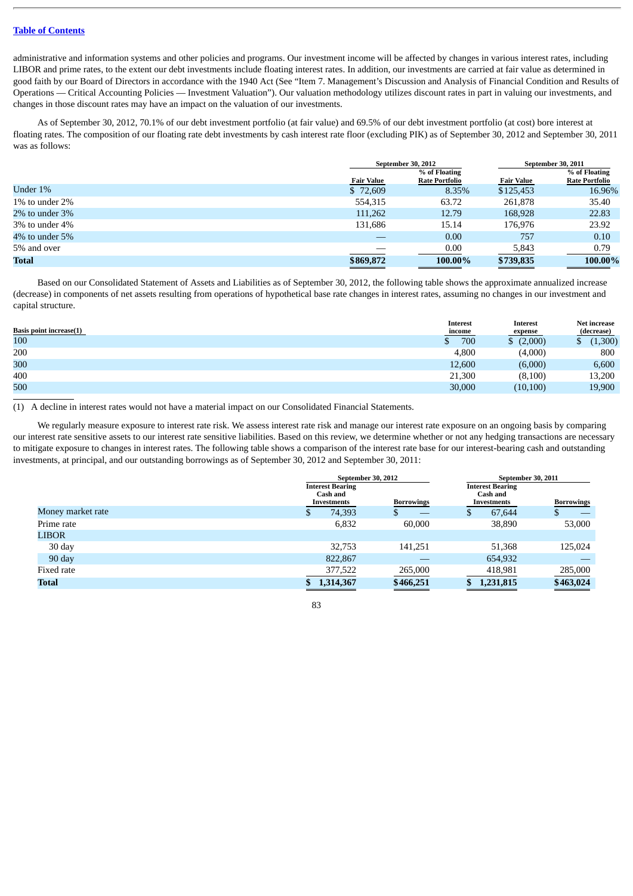[Table of Contents](#)

administrative and information systems and other policies and programs. Our investment income will be affected by changes in various interest rates, including LIBOR and prime rates, to the extent our debt investments include floating interest rates. In addition, our investments are carried at fair value as determined in good faith by our Board of Directors in accordance with the 1940 Act (See "Item 7. Management's Discussion and Analysis of Financial Condition and Results of Operations — Critical Accounting Policies — Investment Valuation"). Our valuation methodology utilizes discount rates in part in valuing our investments, and changes in those discount rates may have an impact on the valuation of our investments.

As of September 30, 2012, 70.1% of our debt investment portfolio (at fair value) and 69.5% of our debt investment portfolio (at cost) bore interest at floating rates. The composition of our floating rate debt investments by cash interest rate floor (excluding PIK) as of September 30, 2012 and September 30, 2011 was as follows:

| | September 30, 2012 | | September 30, 2011 | |
|---|---|---|---|---|
| | Fair Value | % of Floating Rate Portfolio | Fair Value | % of Floating Rate Portfolio |
| Under 1% | $ 72,609 | 8.35% | $125,453 | 16.96% |
| 1% to under 2% | 554,315 | 63.72 | 261,878 | 35.40 |
| 2% to under 3% | 111,262 | 12.79 | 168,928 | 22.83 |
| 3% to under 4% | 131,686 | 15.14 | 176,976 | 23.92 |
| 4% to under 5% | — | 0.00 | 757 | 0.10 |
| 5% and over | — | 0.00 | 5,843 | 0.79 |
| **Total** | **$869,872** | **100.00%** | **$739,835** | **100.00%** |

Based on our Consolidated Statement of Assets and Liabilities as of September 30, 2012, the following table shows the approximate annualized increase (decrease) in components of net assets resulting from operations of hypothetical base rate changes in interest rates, assuming no changes in our investment and capital structure.

| Basis point increase(1) | Interest income | Interest expense | Net increase (decrease) |
|---|---|---|---|
| 100 | $ 700 | $ (2,000) | $ (1,300) |
| 200 | 4,800 | (4,000) | 800 |
| 300 | 12,600 | (6,000) | 6,600 |
| 400 | 21,300 | (8,100) | 13,200 |
| 500 | 30,000 | (10,100) | 19,900 |

(1) A decline in interest rates would not have a material impact on our Consolidated Financial Statements.

We regularly measure exposure to interest rate risk. We assess interest rate risk and manage our interest rate exposure on an ongoing basis by comparing our interest rate sensitive assets to our interest rate sensitive liabilities. Based on this review, we determine whether or not any hedging transactions are necessary to mitigate exposure to changes in interest rates. The following table shows a comparison of the interest rate base for our interest-bearing cash and outstanding investments, at principal, and our outstanding borrowings as of September 30, 2012 and September 30, 2011:

| | September 30, 2012 | | September 30, 2011 | |
|---|---|---|---|---|
| | Interest Bearing Cash and Investments | Borrowings | Interest Bearing Cash and Investments | Borrowings |
| Money market rate | $ 74,393 | $ — | $ 67,644 | $ — |
| Prime rate | 6,832 | 60,000 | 38,890 | 53,000 |
| LIBOR | | | | |
| 30 day | 32,753 | 141,251 | 51,368 | 125,024 |
| 90 day | 822,867 | — | 654,932 | — |
| Fixed rate | 377,522 | 265,000 | 418,981 | 285,000 |
| **Total** | **$ 1,314,367** | **$466,251** | **$ 1,231,815** | **$463,024** |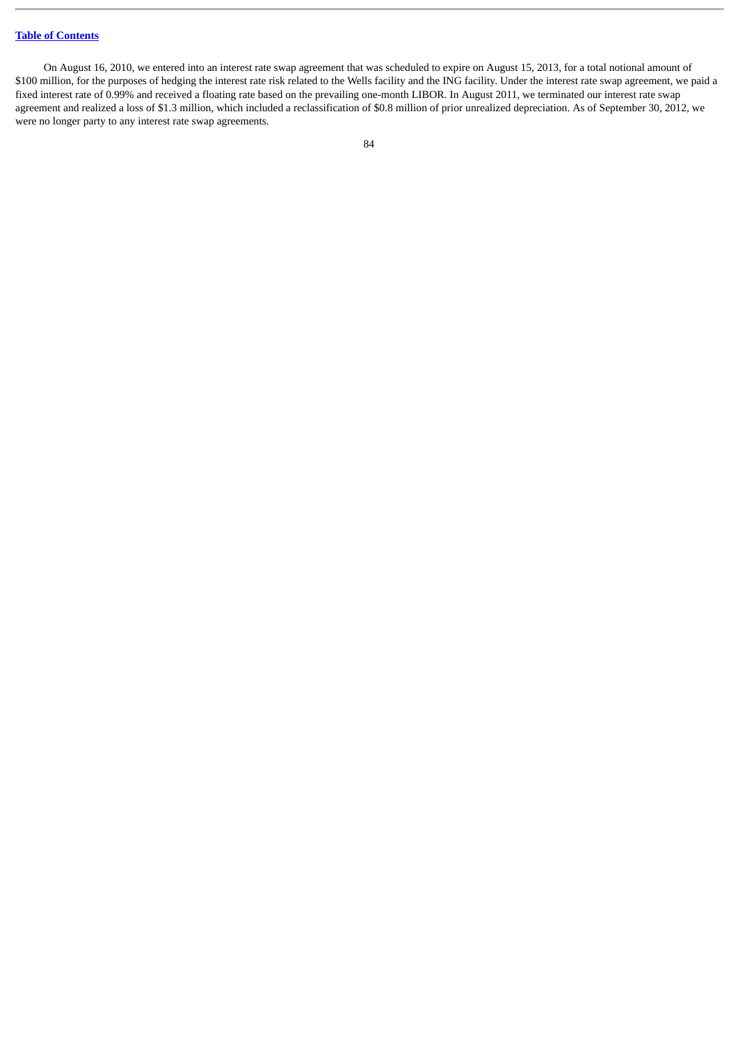On August 16, 2010, we entered into an interest rate swap agreement that was scheduled to expire on August 15, 2013, for a total notional amount of $100 million, for the purposes of hedging the interest rate risk related to the Wells facility and the ING facility. Under the interest rate swap agreement, we paid a fixed interest rate of 0.99% and received a floating rate based on the prevailing one-month LIBOR. In August 2011, we terminated our interest rate swap agreement and realized a loss of $1.3 million, which included a reclassification of $0.8 million of prior unrealized depreciation. As of September 30, 2012, we were no longer party to any interest rate swap agreements.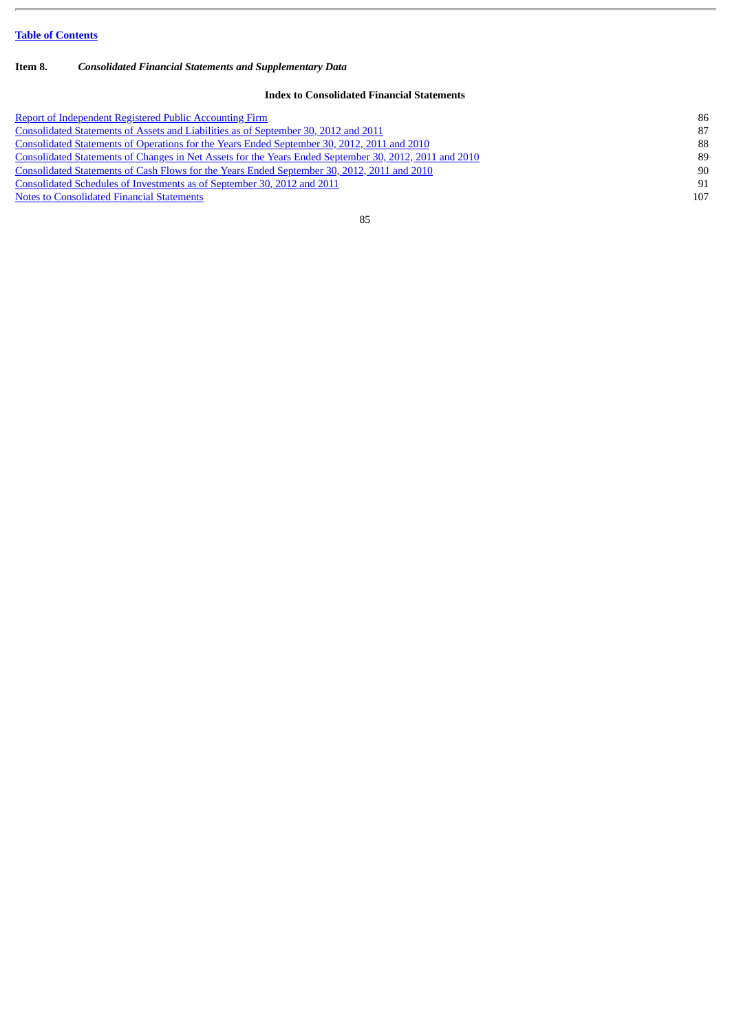[Table of Contents](#)

**Item 8.** ***Consolidated Financial Statements and Supplementary Data***

**Index to Consolidated Financial Statements**

| | |
|---|---|
| [Report of Independent Registered Public Accounting Firm](#) | 86 |
| [Consolidated Statements of Assets and Liabilities as of September 30, 2012 and 2011](#) | 87 |
| [Consolidated Statements of Operations for the Years Ended September 30, 2012, 2011 and 2010](#) | 88 |
| [Consolidated Statements of Changes in Net Assets for the Years Ended September 30, 2012, 2011 and 2010](#) | 89 |
| [Consolidated Statements of Cash Flows for the Years Ended September 30, 2012, 2011 and 2010](#) | 90 |
| [Consolidated Schedules of Investments as of September 30, 2012 and 2011](#) | 91 |
| [Notes to Consolidated Financial Statements](#) | 107 |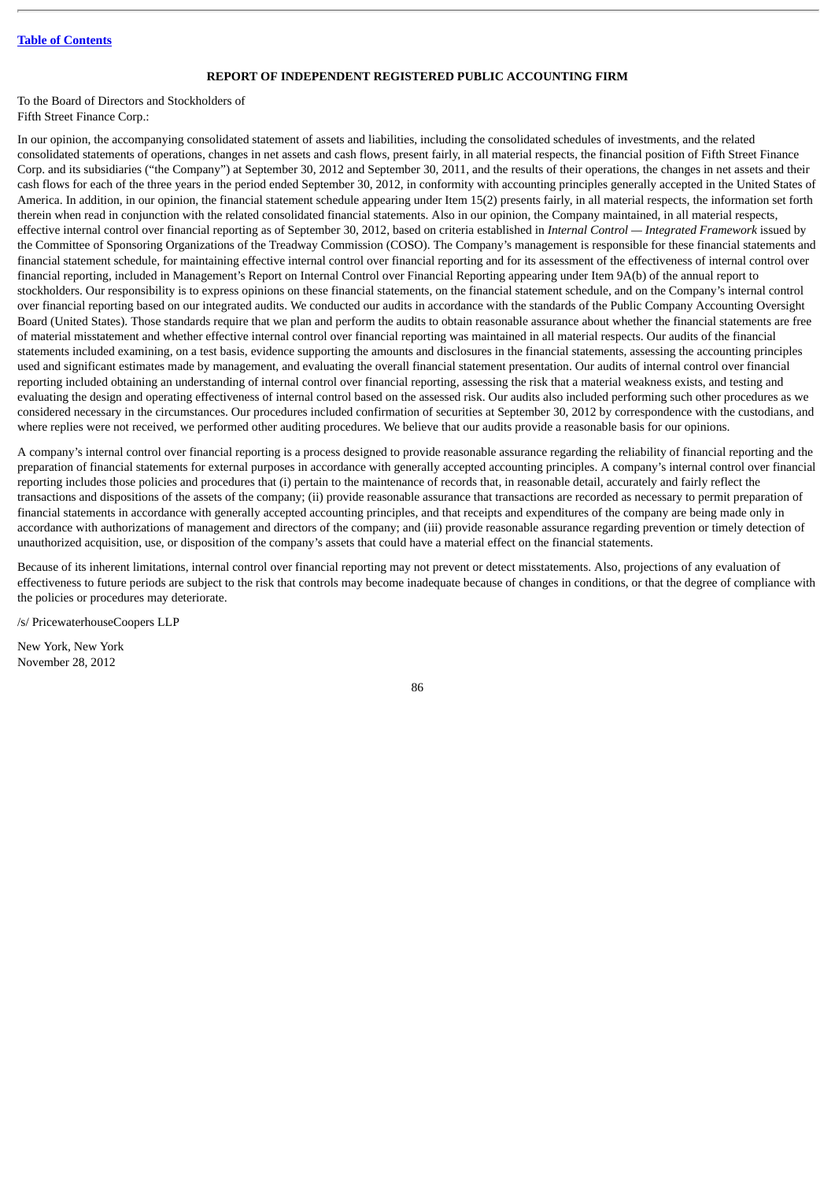**REPORT OF INDEPENDENT REGISTERED PUBLIC ACCOUNTING FIRM**

To the Board of Directors and Stockholders of
Fifth Street Finance Corp.:

In our opinion, the accompanying consolidated statement of assets and liabilities, including the consolidated schedules of investments, and the related consolidated statements of operations, changes in net assets and cash flows, present fairly, in all material respects, the financial position of Fifth Street Finance Corp. and its subsidiaries ("the Company") at September 30, 2012 and September 30, 2011, and the results of their operations, the changes in net assets and their cash flows for each of the three years in the period ended September 30, 2012, in conformity with accounting principles generally accepted in the United States of America. In addition, in our opinion, the financial statement schedule appearing under Item 15(2) presents fairly, in all material respects, the information set forth therein when read in conjunction with the related consolidated financial statements. Also in our opinion, the Company maintained, in all material respects, effective internal control over financial reporting as of September 30, 2012, based on criteria established in *Internal Control — Integrated Framework* issued by the Committee of Sponsoring Organizations of the Treadway Commission (COSO). The Company's management is responsible for these financial statements and financial statement schedule, for maintaining effective internal control over financial reporting and for its assessment of the effectiveness of internal control over financial reporting, included in Management's Report on Internal Control over Financial Reporting appearing under Item 9A(b) of the annual report to stockholders. Our responsibility is to express opinions on these financial statements, on the financial statement schedule, and on the Company's internal control over financial reporting based on our integrated audits. We conducted our audits in accordance with the standards of the Public Company Accounting Oversight Board (United States). Those standards require that we plan and perform the audits to obtain reasonable assurance about whether the financial statements are free of material misstatement and whether effective internal control over financial reporting was maintained in all material respects. Our audits of the financial statements included examining, on a test basis, evidence supporting the amounts and disclosures in the financial statements, assessing the accounting principles used and significant estimates made by management, and evaluating the overall financial statement presentation. Our audits of internal control over financial reporting included obtaining an understanding of internal control over financial reporting, assessing the risk that a material weakness exists, and testing and evaluating the design and operating effectiveness of internal control based on the assessed risk. Our audits also included performing such other procedures as we considered necessary in the circumstances. Our procedures included confirmation of securities at September 30, 2012 by correspondence with the custodians, and where replies were not received, we performed other auditing procedures. We believe that our audits provide a reasonable basis for our opinions.

A company's internal control over financial reporting is a process designed to provide reasonable assurance regarding the reliability of financial reporting and the preparation of financial statements for external purposes in accordance with generally accepted accounting principles. A company's internal control over financial reporting includes those policies and procedures that (i) pertain to the maintenance of records that, in reasonable detail, accurately and fairly reflect the transactions and dispositions of the assets of the company; (ii) provide reasonable assurance that transactions are recorded as necessary to permit preparation of financial statements in accordance with generally accepted accounting principles, and that receipts and expenditures of the company are being made only in accordance with authorizations of management and directors of the company; and (iii) provide reasonable assurance regarding prevention or timely detection of unauthorized acquisition, use, or disposition of the company's assets that could have a material effect on the financial statements.

Because of its inherent limitations, internal control over financial reporting may not prevent or detect misstatements. Also, projections of any evaluation of effectiveness to future periods are subject to the risk that controls may become inadequate because of changes in conditions, or that the degree of compliance with the policies or procedures may deteriorate.

/s/ PricewaterhouseCoopers LLP

New York, New York
November 28, 2012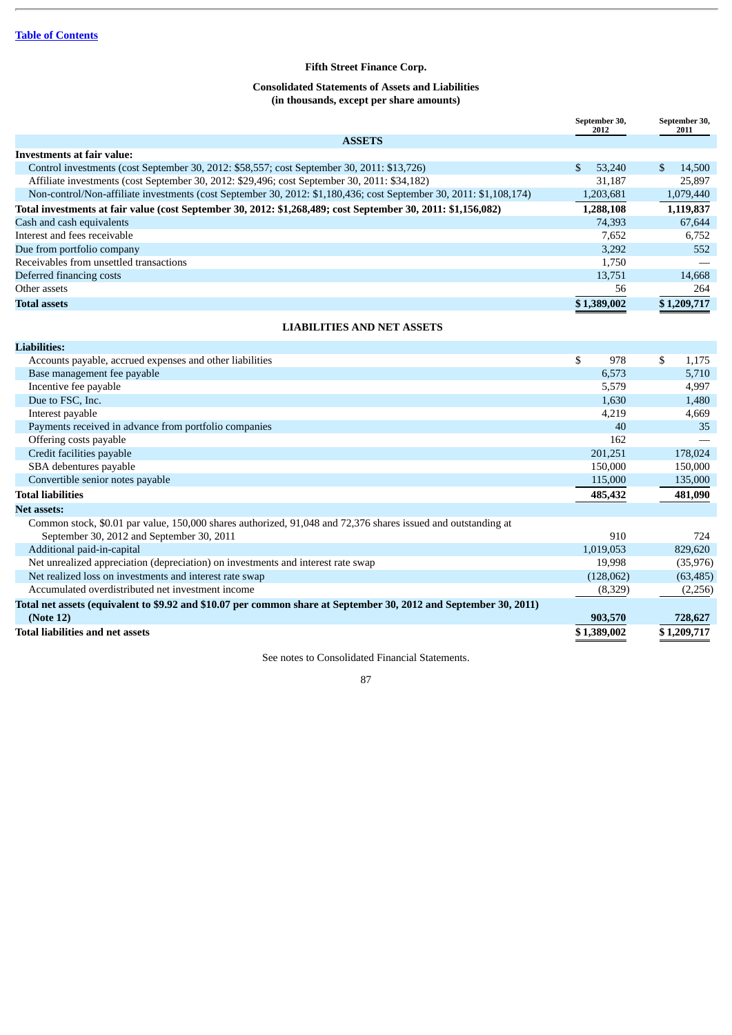[Table of Contents](#)

**Fifth Street Finance Corp.**

**Consolidated Statements of Assets and Liabilities**
**(in thousands, except per share amounts)**

| | September 30, 2012 | September 30, 2011 |
|---|---|---|
| **ASSETS** | | |
| **Investments at fair value:** | | |
| Control investments (cost September 30, 2012: $58,557; cost September 30, 2011: $13,726) | $ 53,240 | $ 14,500 |
| Affiliate investments (cost September 30, 2012: $29,496; cost September 30, 2011: $34,182) | 31,187 | 25,897 |
| Non-control/Non-affiliate investments (cost September 30, 2012: $1,180,436; cost September 30, 2011: $1,108,174) | 1,203,681 | 1,079,440 |
| **Total investments at fair value (cost September 30, 2012: $1,268,489; cost September 30, 2011: $1,156,082)** | **1,288,108** | **1,119,837** |
| Cash and cash equivalents | 74,393 | 67,644 |
| Interest and fees receivable | 7,652 | 6,752 |
| Due from portfolio company | 3,292 | 552 |
| Receivables from unsettled transactions | 1,750 | — |
| Deferred financing costs | 13,751 | 14,668 |
| Other assets | 56 | 264 |
| **Total assets** | **$ 1,389,002** | **$ 1,209,717** |
| **LIABILITIES AND NET ASSETS** | | |
| **Liabilities:** | | |
| Accounts payable, accrued expenses and other liabilities | $ 978 | $ 1,175 |
| Base management fee payable | 6,573 | 5,710 |
| Incentive fee payable | 5,579 | 4,997 |
| Due to FSC, Inc. | 1,630 | 1,480 |
| Interest payable | 4,219 | 4,669 |
| Payments received in advance from portfolio companies | 40 | 35 |
| Offering costs payable | 162 | — |
| Credit facilities payable | 201,251 | 178,024 |
| SBA debentures payable | 150,000 | 150,000 |
| Convertible senior notes payable | 115,000 | 135,000 |
| **Total liabilities** | **485,432** | **481,090** |
| **Net assets:** | | |
| Common stock, $0.01 par value, 150,000 shares authorized, 91,048 and 72,376 shares issued and outstanding at September 30, 2012 and September 30, 2011 | 910 | 724 |
| Additional paid-in-capital | 1,019,053 | 829,620 |
| Net unrealized appreciation (depreciation) on investments and interest rate swap | 19,998 | (35,976) |
| Net realized loss on investments and interest rate swap | (128,062) | (63,485) |
| Accumulated overdistributed net investment income | (8,329) | (2,256) |
| **Total net assets (equivalent to $9.92 and $10.07 per common share at September 30, 2012 and September 30, 2011) (Note 12)** | **903,570** | **728,627** |
| **Total liabilities and net assets** | **$ 1,389,002** | **$ 1,209,717** |

See notes to Consolidated Financial Statements.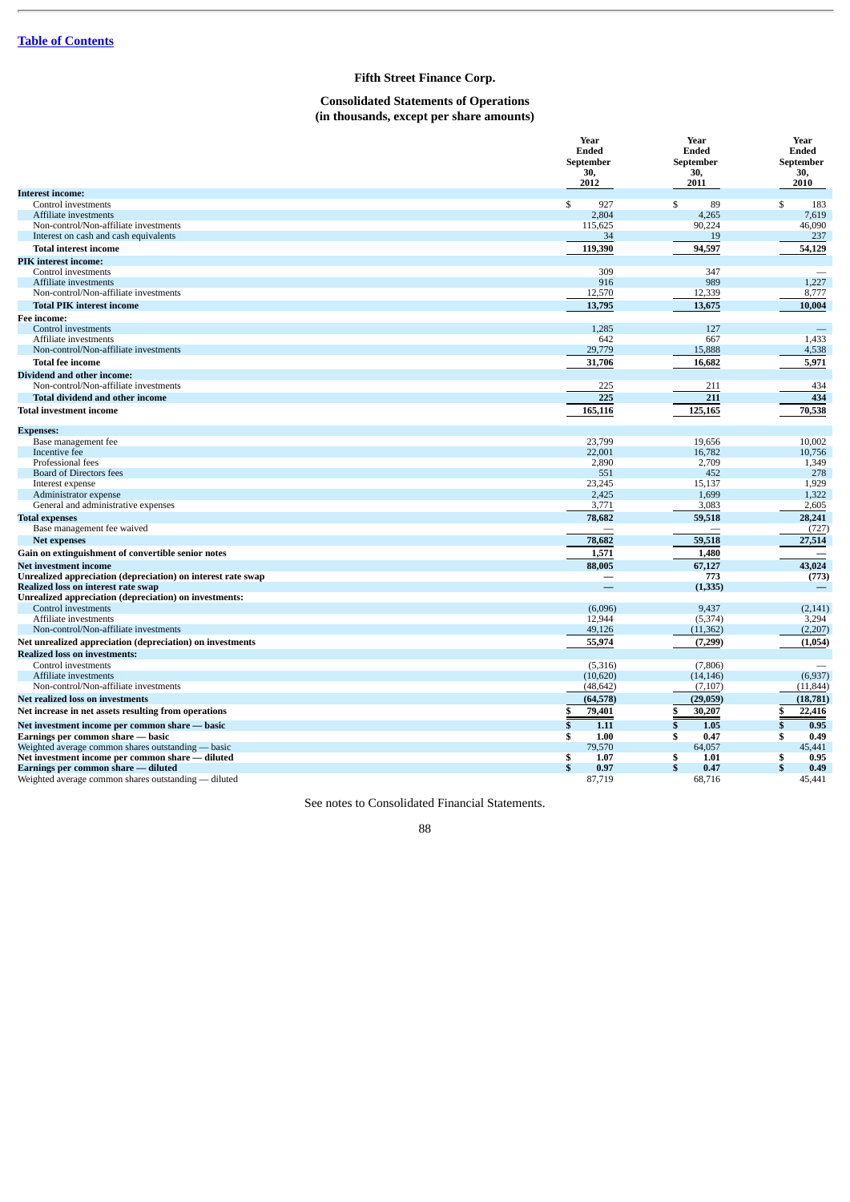[Table of Contents](#)

# Fifth Street Finance Corp.

## Consolidated Statements of Operations
### (in thousands, except per share amounts)

| | Year Ended September 30, 2012 | Year Ended September 30, 2011 | Year Ended September 30, 2010 |
|---|---|---|---|
| **Interest income:** | | | |
| Control investments | $ 927 | $ 89 | $ 183 |
| Affiliate investments | 2,804 | 4,265 | 7,619 |
| Non-control/Non-affiliate investments | 115,625 | 90,224 | 46,090 |
| Interest on cash and cash equivalents | 34 | 19 | 237 |
| **Total interest income** | **119,390** | **94,597** | **54,129** |
| **PIK interest income:** | | | |
| Control investments | 309 | 347 | — |
| Affiliate investments | 916 | 989 | 1,227 |
| Non-control/Non-affiliate investments | 12,570 | 12,339 | 8,777 |
| **Total PIK interest income** | **13,795** | **13,675** | **10,004** |
| **Fee income:** | | | |
| Control investments | 1,285 | 127 | — |
| Affiliate investments | 642 | 667 | 1,433 |
| Non-control/Non-affiliate investments | 29,779 | 15,888 | 4,538 |
| **Total fee income** | **31,706** | **16,682** | **5,971** |
| **Dividend and other income:** | | | |
| Non-control/Non-affiliate investments | 225 | 211 | 434 |
| **Total dividend and other income** | **225** | **211** | **434** |
| **Total investment income** | **165,116** | **125,165** | **70,538** |
| **Expenses:** | | | |
| Base management fee | 23,799 | 19,656 | 10,002 |
| Incentive fee | 22,001 | 16,782 | 10,756 |
| Professional fees | 2,890 | 2,709 | 1,349 |
| Board of Directors fees | 551 | 452 | 278 |
| Interest expense | 23,245 | 15,137 | 1,929 |
| Administrator expense | 2,425 | 1,699 | 1,322 |
| General and administrative expenses | 3,771 | 3,083 | 2,605 |
| **Total expenses** | **78,682** | **59,518** | **28,241** |
| Base management fee waived | — | — | (727) |
| **Net expenses** | **78,682** | **59,518** | **27,514** |
| **Gain on extinguishment of convertible senior notes** | **1,571** | **1,480** | **—** |
| **Net investment income** | **88,005** | **67,127** | **43,024** |
| **Unrealized appreciation (depreciation) on interest rate swap** | **—** | **773** | **(773)** |
| **Realized loss on interest rate swap** | **—** | **(1,335)** | **—** |
| **Unrealized appreciation (depreciation) on investments:** | | | |
| Control investments | (6,096) | 9,437 | (2,141) |
| Affiliate investments | 12,944 | (5,374) | 3,294 |
| Non-control/Non-affiliate investments | 49,126 | (11,362) | (2,207) |
| **Net unrealized appreciation (depreciation) on investments** | **55,974** | **(7,299)** | **(1,054)** |
| **Realized loss on investments:** | | | |
| Control investments | (5,316) | (7,806) | — |
| Affiliate investments | (10,620) | (14,146) | (6,937) |
| Non-control/Non-affiliate investments | (48,642) | (7,107) | (11,844) |
| **Net realized loss on investments** | **(64,578)** | **(29,059)** | **(18,781)** |
| **Net increase in net assets resulting from operations** | **$ 79,401** | **$ 30,207** | **$ 22,416** |
| **Net investment income per common share — basic** | **$ 1.11** | **$ 1.05** | **$ 0.95** |
| **Earnings per common share — basic** | **$ 1.00** | **$ 0.47** | **$ 0.49** |
| Weighted average common shares outstanding — basic | 79,570 | 64,057 | 45,441 |
| **Net investment income per common share — diluted** | **$ 1.07** | **$ 1.01** | **$ 0.95** |
| **Earnings per common share — diluted** | **$ 0.97** | **$ 0.47** | **$ 0.49** |
| Weighted average common shares outstanding — diluted | 87,719 | 68,716 | 45,441 |

See notes to Consolidated Financial Statements.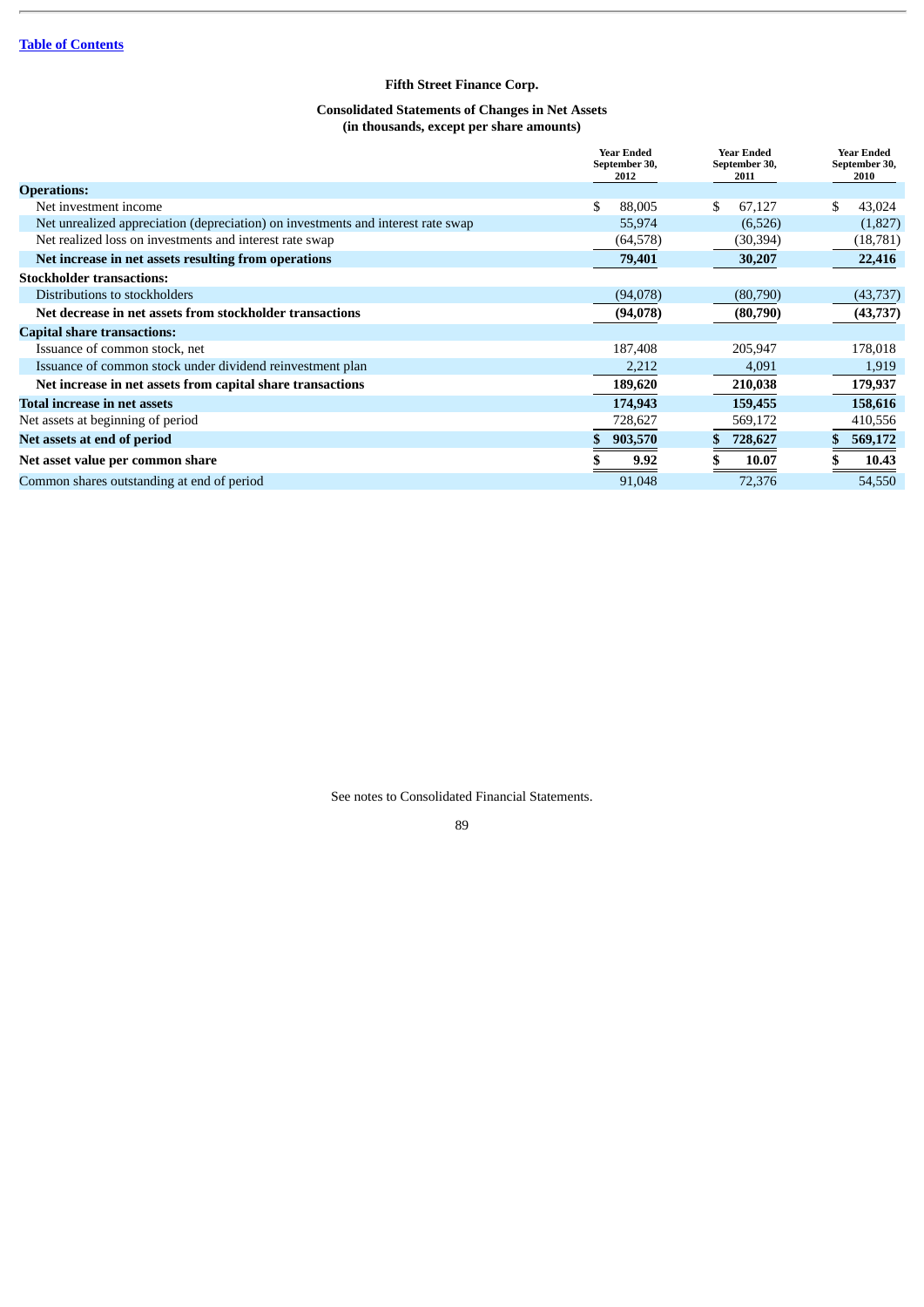[Table of Contents](#)

**Fifth Street Finance Corp.**

**Consolidated Statements of Changes in Net Assets**
**(in thousands, except per share amounts)**

| | Year Ended September 30, 2012 | Year Ended September 30, 2011 | Year Ended September 30, 2010 |
|---|---|---|---|
| **Operations:** | | | |
| Net investment income | $ 88,005 | $ 67,127 | $ 43,024 |
| Net unrealized appreciation (depreciation) on investments and interest rate swap | 55,974 | (6,526) | (1,827) |
| Net realized loss on investments and interest rate swap | (64,578) | (30,394) | (18,781) |
| **Net increase in net assets resulting from operations** | **79,401** | **30,207** | **22,416** |
| **Stockholder transactions:** | | | |
| Distributions to stockholders | (94,078) | (80,790) | (43,737) |
| **Net decrease in net assets from stockholder transactions** | **(94,078)** | **(80,790)** | **(43,737)** |
| **Capital share transactions:** | | | |
| Issuance of common stock, net | 187,408 | 205,947 | 178,018 |
| Issuance of common stock under dividend reinvestment plan | 2,212 | 4,091 | 1,919 |
| **Net increase in net assets from capital share transactions** | **189,620** | **210,038** | **179,937** |
| **Total increase in net assets** | **174,943** | **159,455** | **158,616** |
| Net assets at beginning of period | 728,627 | 569,172 | 410,556 |
| **Net assets at end of period** | **$ 903,570** | **$ 728,627** | **$ 569,172** |
| **Net asset value per common share** | **$ 9.92** | **$ 10.07** | **$ 10.43** |
| Common shares outstanding at end of period | 91,048 | 72,376 | 54,550 |

See notes to Consolidated Financial Statements.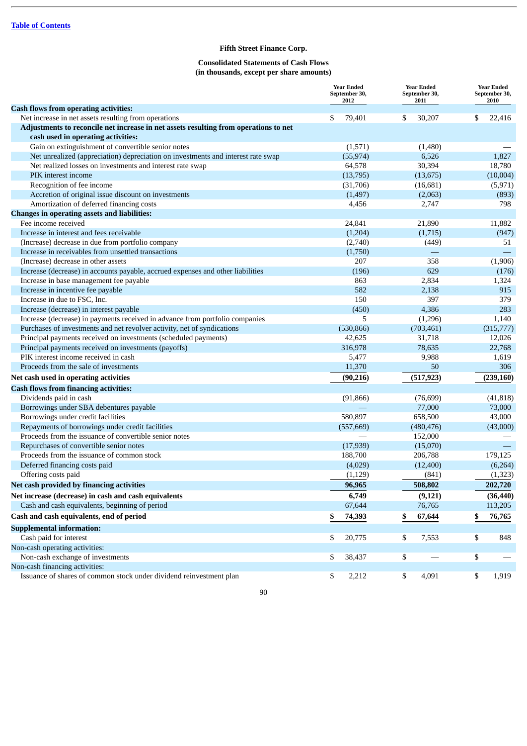[Table of Contents](#)

**Fifth Street Finance Corp.**

**Consolidated Statements of Cash Flows**
**(in thousands, except per share amounts)**

| | Year Ended September 30, 2012 | Year Ended September 30, 2011 | Year Ended September 30, 2010 |
|---|---|---|---|
| **Cash flows from operating activities:** | | | |
| Net increase in net assets resulting from operations | $ 79,401 | $ 30,207 | $ 22,416 |
| **Adjustments to reconcile net increase in net assets resulting from operations to net cash used in operating activities:** | | | |
| Gain on extinguishment of convertible senior notes | (1,571) | (1,480) | — |
| Net unrealized (appreciation) depreciation on investments and interest rate swap | (55,974) | 6,526 | 1,827 |
| Net realized losses on investments and interest rate swap | 64,578 | 30,394 | 18,780 |
| PIK interest income | (13,795) | (13,675) | (10,004) |
| Recognition of fee income | (31,706) | (16,681) | (5,971) |
| Accretion of original issue discount on investments | (1,497) | (2,063) | (893) |
| Amortization of deferred financing costs | 4,456 | 2,747 | 798 |
| **Changes in operating assets and liabilities:** | | | |
| Fee income received | 24,841 | 21,890 | 11,882 |
| Increase in interest and fees receivable | (1,204) | (1,715) | (947) |
| (Increase) decrease in due from portfolio company | (2,740) | (449) | 51 |
| Increase in receivables from unsettled transactions | (1,750) | — | — |
| (Increase) decrease in other assets | 207 | 358 | (1,906) |
| Increase (decrease) in accounts payable, accrued expenses and other liabilities | (196) | 629 | (176) |
| Increase in base management fee payable | 863 | 2,834 | 1,324 |
| Increase in incentive fee payable | 582 | 2,138 | 915 |
| Increase in due to FSC, Inc. | 150 | 397 | 379 |
| Increase (decrease) in interest payable | (450) | 4,386 | 283 |
| Increase (decrease) in payments received in advance from portfolio companies | 5 | (1,296) | 1,140 |
| Purchases of investments and net revolver activity, net of syndications | (530,866) | (703,461) | (315,777) |
| Principal payments received on investments (scheduled payments) | 42,625 | 31,718 | 12,026 |
| Principal payments received on investments (payoffs) | 316,978 | 78,635 | 22,768 |
| PIK interest income received in cash | 5,477 | 9,988 | 1,619 |
| Proceeds from the sale of investments | 11,370 | 50 | 306 |
| **Net cash used in operating activities** | **(90,216)** | **(517,923)** | **(239,160)** |
| **Cash flows from financing activities:** | | | |
| Dividends paid in cash | (91,866) | (76,699) | (41,818) |
| Borrowings under SBA debentures payable | — | 77,000 | 73,000 |
| Borrowings under credit facilities | 580,897 | 658,500 | 43,000 |
| Repayments of borrowings under credit facilities | (557,669) | (480,476) | (43,000) |
| Proceeds from the issuance of convertible senior notes | — | 152,000 | — |
| Repurchases of convertible senior notes | (17,939) | (15,070) | — |
| Proceeds from the issuance of common stock | 188,700 | 206,788 | 179,125 |
| Deferred financing costs paid | (4,029) | (12,400) | (6,264) |
| Offering costs paid | (1,129) | (841) | (1,323) |
| **Net cash provided by financing activities** | **96,965** | **508,802** | **202,720** |
| **Net increase (decrease) in cash and cash equivalents** | **6,749** | **(9,121)** | **(36,440)** |
| Cash and cash equivalents, beginning of period | 67,644 | 76,765 | 113,205 |
| **Cash and cash equivalents, end of period** | **$ 74,393** | **$ 67,644** | **$ 76,765** |
| **Supplemental information:** | | | |
| Cash paid for interest | $ 20,775 | $ 7,553 | $ 848 |
| Non-cash operating activities: | | | |
| Non-cash exchange of investments | $ 38,437 | $ — | $ — |
| Non-cash financing activities: | | | |
| Issuance of shares of common stock under dividend reinvestment plan | $ 2,212 | $ 4,091 | $ 1,919 |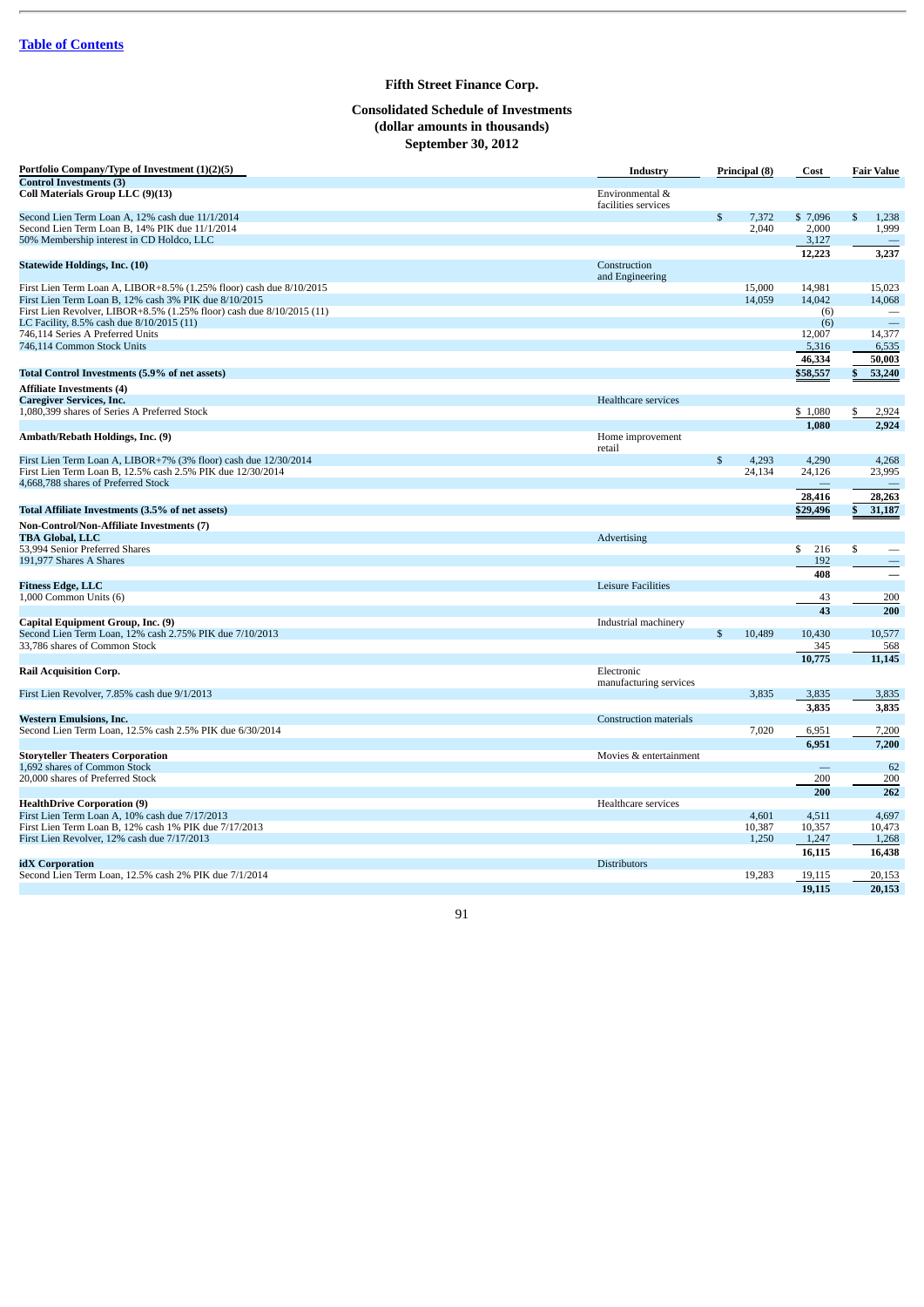Table of Contents

# Fifth Street Finance Corp.

## Consolidated Schedule of Investments
## (dollar amounts in thousands)
## September 30, 2012

| Portfolio Company/Type of Investment (1)(2)(5) | Industry | Principal (8) | Cost | Fair Value |
|---|---|---|---|---|
| **Control Investments (3)** | | | | |
| **Coll Materials Group LLC (9)(13)** | Environmental & facilities services | | | |
| Second Lien Term Loan A, 12% cash due 11/1/2014 | | $ 7,372 | $ 7,096 | $ 1,238 |
| Second Lien Term Loan B, 14% PIK due 11/1/2014 | | 2,040 | 2,000 | 1,999 |
| 50% Membership interest in CD Holdco, LLC | | | 3,127 | — |
| | | | **12,223** | **3,237** |
| **Statewide Holdings, Inc. (10)** | Construction and Engineering | | | |
| First Lien Term Loan A, LIBOR+8.5% (1.25% floor) cash due 8/10/2015 | | 15,000 | 14,981 | 15,023 |
| First Lien Term Loan B, 12% cash 3% PIK due 8/10/2015 | | 14,059 | 14,042 | 14,068 |
| First Lien Revolver, LIBOR+8.5% (1.25% floor) cash due 8/10/2015 (11) | | | (6) | — |
| LC Facility, 8.5% cash due 8/10/2015 (11) | | | (6) | — |
| 746,114 Series A Preferred Units | | | 12,007 | 14,377 |
| 746,114 Common Stock Units | | | 5,316 | 6,535 |
| | | | **46,334** | **50,003** |
| **Total Control Investments (5.9% of net assets)** | | | **$58,557** | **$ 53,240** |
| **Affiliate Investments (4)** | | | | |
| **Caregiver Services, Inc.** | Healthcare services | | | |
| 1,080,399 shares of Series A Preferred Stock | | | $ 1,080 | $ 2,924 |
| | | | **1,080** | **2,924** |
| **Ambath/Rebath Holdings, Inc. (9)** | Home improvement retail | | | |
| First Lien Term Loan A, LIBOR+7% (3% floor) cash due 12/30/2014 | | $ 4,293 | 4,290 | 4,268 |
| First Lien Term Loan B, 12.5% cash 2.5% PIK due 12/30/2014 | | 24,134 | 24,126 | 23,995 |
| 4,668,788 shares of Preferred Stock | | | — | — |
| | | | **28,416** | **28,263** |
| **Total Affiliate Investments (3.5% of net assets)** | | | **$29,496** | **$ 31,187** |
| **Non-Control/Non-Affiliate Investments (7)** | | | | |
| **TBA Global, LLC** | Advertising | | | |
| 53,994 Senior Preferred Shares | | | $ 216 | $ — |
| 191,977 Shares A Shares | | | 192 | — |
| | | | **408** | **—** |
| **Fitness Edge, LLC** | Leisure Facilities | | | |
| 1,000 Common Units (6) | | | 43 | 200 |
| | | | **43** | **200** |
| **Capital Equipment Group, Inc. (9)** | Industrial machinery | | | |
| Second Lien Term Loan, 12% cash 2.75% PIK due 7/10/2013 | | $ 10,489 | 10,430 | 10,577 |
| 33,786 shares of Common Stock | | | 345 | 568 |
| | | | **10,775** | **11,145** |
| **Rail Acquisition Corp.** | Electronic manufacturing services | | | |
| First Lien Revolver, 7.85% cash due 9/1/2013 | | 3,835 | 3,835 | 3,835 |
| | | | **3,835** | **3,835** |
| **Western Emulsions, Inc.** | Construction materials | | | |
| Second Lien Term Loan, 12.5% cash 2.5% PIK due 6/30/2014 | | 7,020 | 6,951 | 7,200 |
| | | | **6,951** | **7,200** |
| **Storyteller Theaters Corporation** | Movies & entertainment | | | |
| 1,692 shares of Common Stock | | | — | 62 |
| 20,000 shares of Preferred Stock | | | 200 | 200 |
| | | | **200** | **262** |
| **HealthDrive Corporation (9)** | Healthcare services | | | |
| First Lien Term Loan A, 10% cash due 7/17/2013 | | 4,601 | 4,511 | 4,697 |
| First Lien Term Loan B, 12% cash 1% PIK due 7/17/2013 | | 10,387 | 10,357 | 10,473 |
| First Lien Revolver, 12% cash due 7/17/2013 | | 1,250 | 1,247 | 1,268 |
| | | | **16,115** | **16,438** |
| **idX Corporation** | Distributors | | | |
| Second Lien Term Loan, 12.5% cash 2% PIK due 7/1/2014 | | 19,283 | 19,115 | 20,153 |
| | | | **19,115** | **20,153** |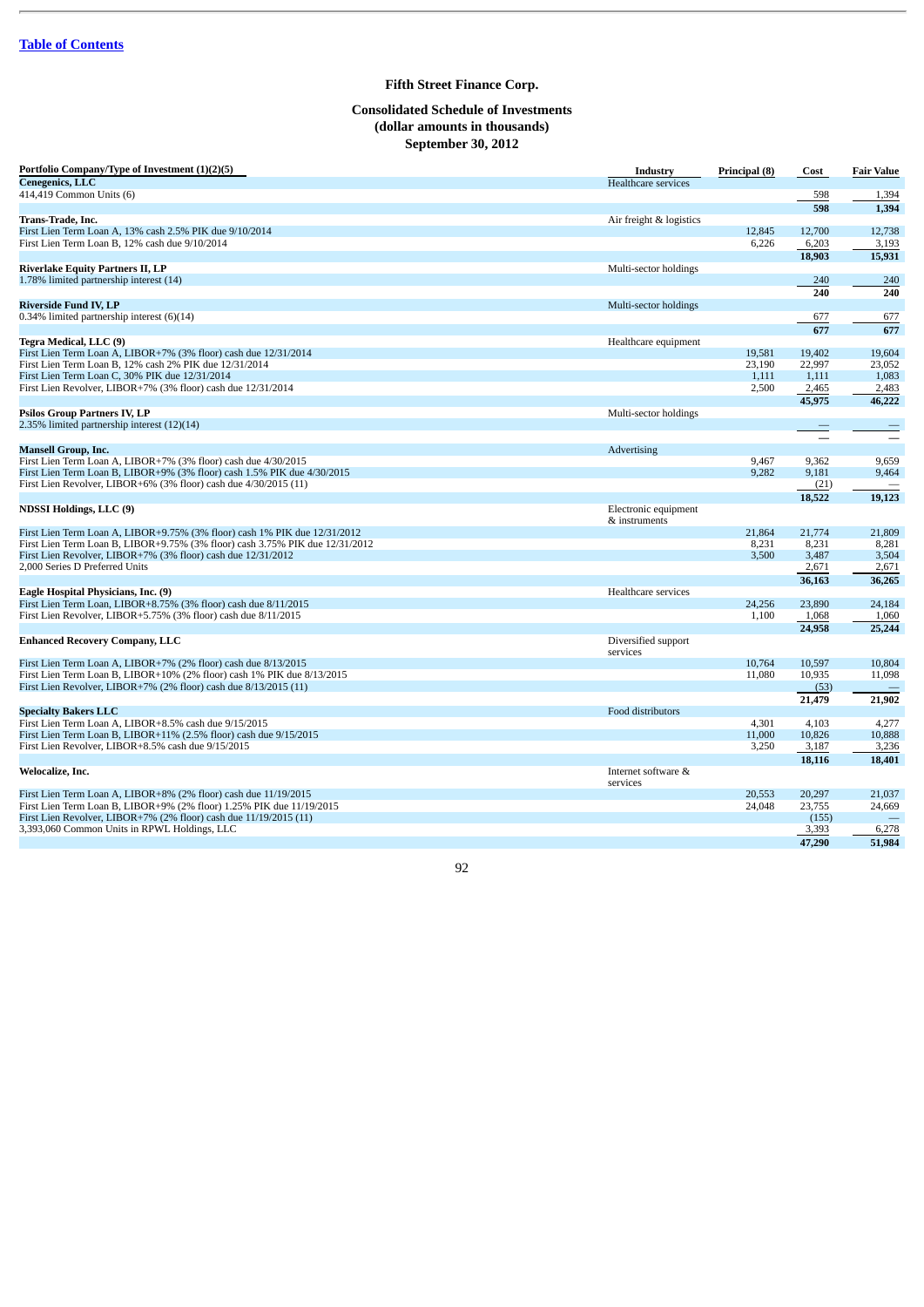[Table of Contents](#)

# Fifth Street Finance Corp.

## Consolidated Schedule of Investments
## (dollar amounts in thousands)
## September 30, 2012

| Portfolio Company/Type of Investment (1)(2)(5) | Industry | Principal (8) | Cost | Fair Value |
|---|---|---|---|---|
| **Cenegenics, LLC** | Healthcare services | | | |
| 414,419 Common Units (6) | | | 598 | 1,394 |
| | | | **598** | **1,394** |
| **Trans-Trade, Inc.** | Air freight & logistics | | | |
| First Lien Term Loan A, 13% cash 2.5% PIK due 9/10/2014 | | 12,845 | 12,700 | 12,738 |
| First Lien Term Loan B, 12% cash due 9/10/2014 | | 6,226 | 6,203 | 3,193 |
| | | | **18,903** | **15,931** |
| **Riverlake Equity Partners II, LP** | Multi-sector holdings | | | |
| 1.78% limited partnership interest (14) | | | 240 | 240 |
| | | | **240** | **240** |
| **Riverside Fund IV, LP** | Multi-sector holdings | | | |
| 0.34% limited partnership interest (6)(14) | | | 677 | 677 |
| | | | **677** | **677** |
| **Tegra Medical, LLC (9)** | Healthcare equipment | | | |
| First Lien Term Loan A, LIBOR+7% (3% floor) cash due 12/31/2014 | | 19,581 | 19,402 | 19,604 |
| First Lien Term Loan B, 12% cash 2% PIK due 12/31/2014 | | 23,190 | 22,997 | 23,052 |
| First Lien Term Loan C, 30% PIK due 12/31/2014 | | 1,111 | 1,111 | 1,083 |
| First Lien Revolver, LIBOR+7% (3% floor) cash due 12/31/2014 | | 2,500 | 2,465 | 2,483 |
| | | | **45,975** | **46,222** |
| **Psilos Group Partners IV, LP** | Multi-sector holdings | | | |
| 2.35% limited partnership interest (12)(14) | | | — | — |
| | | | — | — |
| **Mansell Group, Inc.** | Advertising | | | |
| First Lien Term Loan A, LIBOR+7% (3% floor) cash due 4/30/2015 | | 9,467 | 9,362 | 9,659 |
| First Lien Term Loan B, LIBOR+9% (3% floor) cash 1.5% PIK due 4/30/2015 | | 9,282 | 9,181 | 9,464 |
| First Lien Revolver, LIBOR+6% (3% floor) cash due 4/30/2015 (11) | | | (21) | — |
| | | | **18,522** | **19,123** |
| **NDSSI Holdings, LLC (9)** | Electronic equipment & instruments | | | |
| First Lien Term Loan A, LIBOR+9.75% (3% floor) cash 1% PIK due 12/31/2012 | | 21,864 | 21,774 | 21,809 |
| First Lien Term Loan B, LIBOR+9.75% (3% floor) cash 3.75% PIK due 12/31/2012 | | 8,231 | 8,231 | 8,281 |
| First Lien Revolver, LIBOR+7% (3% floor) cash due 12/31/2012 | | 3,500 | 3,487 | 3,504 |
| 2,000 Series D Preferred Units | | | 2,671 | 2,671 |
| | | | **36,163** | **36,265** |
| **Eagle Hospital Physicians, Inc. (9)** | Healthcare services | | | |
| First Lien Term Loan, LIBOR+8.75% (3% floor) cash due 8/11/2015 | | 24,256 | 23,890 | 24,184 |
| First Lien Revolver, LIBOR+5.75% (3% floor) cash due 8/11/2015 | | 1,100 | 1,068 | 1,060 |
| | | | **24,958** | **25,244** |
| **Enhanced Recovery Company, LLC** | Diversified support services | | | |
| First Lien Term Loan A, LIBOR+7% (2% floor) cash due 8/13/2015 | | 10,764 | 10,597 | 10,804 |
| First Lien Term Loan B, LIBOR+10% (2% floor) cash 1% PIK due 8/13/2015 | | 11,080 | 10,935 | 11,098 |
| First Lien Revolver, LIBOR+7% (2% floor) cash due 8/13/2015 (11) | | | (53) | — |
| | | | **21,479** | **21,902** |
| **Specialty Bakers LLC** | Food distributors | | | |
| First Lien Term Loan A, LIBOR+8.5% cash due 9/15/2015 | | 4,301 | 4,103 | 4,277 |
| First Lien Term Loan B, LIBOR+11% (2.5% floor) cash due 9/15/2015 | | 11,000 | 10,826 | 10,888 |
| First Lien Revolver, LIBOR+8.5% cash due 9/15/2015 | | 3,250 | 3,187 | 3,236 |
| | | | **18,116** | **18,401** |
| **Welocalize, Inc.** | Internet software & services | | | |
| First Lien Term Loan A, LIBOR+8% (2% floor) cash due 11/19/2015 | | 20,553 | 20,297 | 21,037 |
| First Lien Term Loan B, LIBOR+9% (2% floor) 1.25% PIK due 11/19/2015 | | 24,048 | 23,755 | 24,669 |
| First Lien Revolver, LIBOR+7% (2% floor) cash due 11/19/2015 (11) | | | (155) | — |
| 3,393,060 Common Units in RPWL Holdings, LLC | | | 3,393 | 6,278 |
| | | | **47,290** | **51,984** |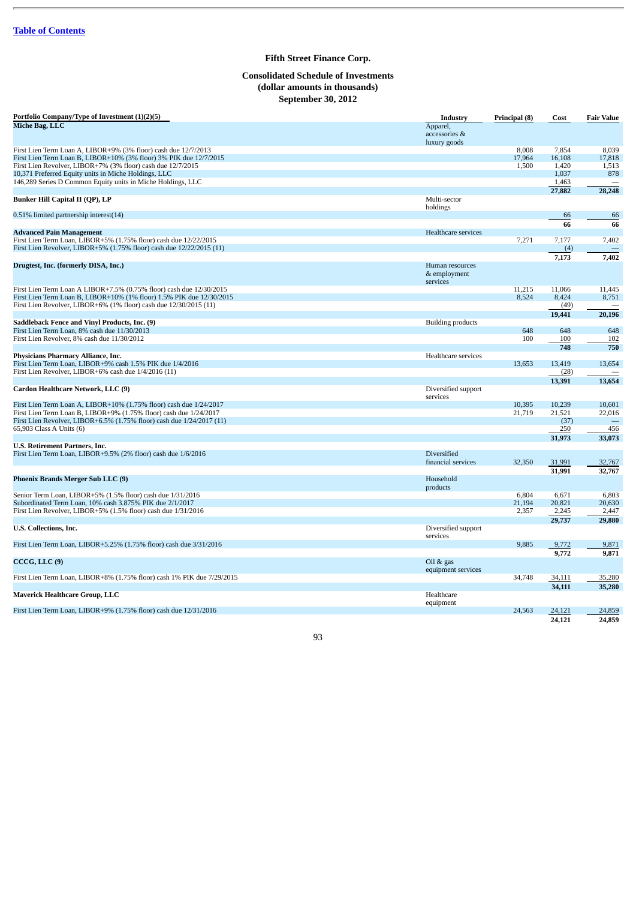[Table of Contents](#)

# Fifth Street Finance Corp.

## Consolidated Schedule of Investments
## (dollar amounts in thousands)
## September 30, 2012

| Portfolio Company/Type of Investment (1)(2)(5) | Industry | Principal (8) | Cost | Fair Value |
|---|---|---|---|---|
| **Miche Bag, LLC** | Apparel, accessories & luxury goods | | | |
| First Lien Term Loan A, LIBOR+9% (3% floor) cash due 12/7/2013 | | 8,008 | 7,854 | 8,039 |
| First Lien Term Loan B, LIBOR+10% (3% floor) 3% PIK due 12/7/2015 | | 17,964 | 16,108 | 17,818 |
| First Lien Revolver, LIBOR+7% (3% floor) cash due 12/7/2015 | | 1,500 | 1,420 | 1,513 |
| 10,371 Preferred Equity units in Miche Holdings, LLC | | | 1,037 | 878 |
| 146,289 Series D Common Equity units in Miche Holdings, LLC | | | 1,463 | — |
| | | | **27,882** | **28,248** |
| **Bunker Hill Capital II (QP), LP** | Multi-sector holdings | | | |
| 0.51% limited partnership interest(14) | | | 66 | 66 |
| | | | **66** | **66** |
| **Advanced Pain Management** | Healthcare services | | | |
| First Lien Term Loan, LIBOR+5% (1.75% floor) cash due 12/22/2015 | | 7,271 | 7,177 | 7,402 |
| First Lien Revolver, LIBOR+5% (1.75% floor) cash due 12/22/2015 (11) | | | (4) | — |
| | | | **7,173** | **7,402** |
| **Drugtest, Inc. (formerly DISA, Inc.)** | Human resources & employment services | | | |
| First Lien Term Loan A LIBOR+7.5% (0.75% floor) cash due 12/30/2015 | | 11,215 | 11,066 | 11,445 |
| First Lien Term Loan B, LIBOR+10% (1% floor) 1.5% PIK due 12/30/2015 | | 8,524 | 8,424 | 8,751 |
| First Lien Revolver, LIBOR+6% (1% floor) cash due 12/30/2015 (11) | | | (49) | — |
| | | | **19,441** | **20,196** |
| **Saddleback Fence and Vinyl Products, Inc. (9)** | Building products | | | |
| First Lien Term Loan, 8% cash due 11/30/2013 | | 648 | 648 | 648 |
| First Lien Revolver, 8% cash due 11/30/2012 | | 100 | 100 | 102 |
| | | | **748** | **750** |
| **Physicians Pharmacy Alliance, Inc.** | Healthcare services | | | |
| First Lien Term Loan, LIBOR+9% cash 1.5% PIK due 1/4/2016 | | 13,653 | 13,419 | 13,654 |
| First Lien Revolver, LIBOR+6% cash due 1/4/2016 (11) | | | (28) | — |
| | | | **13,391** | **13,654** |
| **Cardon Healthcare Network, LLC (9)** | Diversified support services | | | |
| First Lien Term Loan A, LIBOR+10% (1.75% floor) cash due 1/24/2017 | | 10,395 | 10,239 | 10,601 |
| First Lien Term Loan B, LIBOR+9% (1.75% floor) cash due 1/24/2017 | | 21,719 | 21,521 | 22,016 |
| First Lien Revolver, LIBOR+6.5% (1.75% floor) cash due 1/24/2017 (11) | | | (37) | — |
| 65,903 Class A Units (6) | | | 250 | 456 |
| | | | **31,973** | **33,073** |
| **U.S. Retirement Partners, Inc.** | | | | |
| First Lien Term Loan, LIBOR+9.5% (2% floor) cash due 1/6/2016 | Diversified financial services | 32,350 | 31,991 | 32,767 |
| | | | **31,991** | **32,767** |
| **Phoenix Brands Merger Sub LLC (9)** | Household products | | | |
| Senior Term Loan, LIBOR+5% (1.5% floor) cash due 1/31/2016 | | 6,804 | 6,671 | 6,803 |
| Subordinated Term Loan, 10% cash 3.875% PIK due 2/1/2017 | | 21,194 | 20,821 | 20,630 |
| First Lien Revolver, LIBOR+5% (1.5% floor) cash due 1/31/2016 | | 2,357 | 2,245 | 2,447 |
| | | | **29,737** | **29,880** |
| **U.S. Collections, Inc.** | Diversified support services | | | |
| First Lien Term Loan, LIBOR+5.25% (1.75% floor) cash due 3/31/2016 | | 9,885 | 9,772 | 9,871 |
| | | | **9,772** | **9,871** |
| **CCCG, LLC (9)** | Oil & gas equipment services | | | |
| First Lien Term Loan, LIBOR+8% (1.75% floor) cash 1% PIK due 7/29/2015 | | 34,748 | 34,111 | 35,280 |
| | | | **34,111** | **35,280** |
| **Maverick Healthcare Group, LLC** | Healthcare equipment | | | |
| First Lien Term Loan, LIBOR+9% (1.75% floor) cash due 12/31/2016 | | 24,563 | 24,121 | 24,859 |
| | | | **24,121** | **24,859** |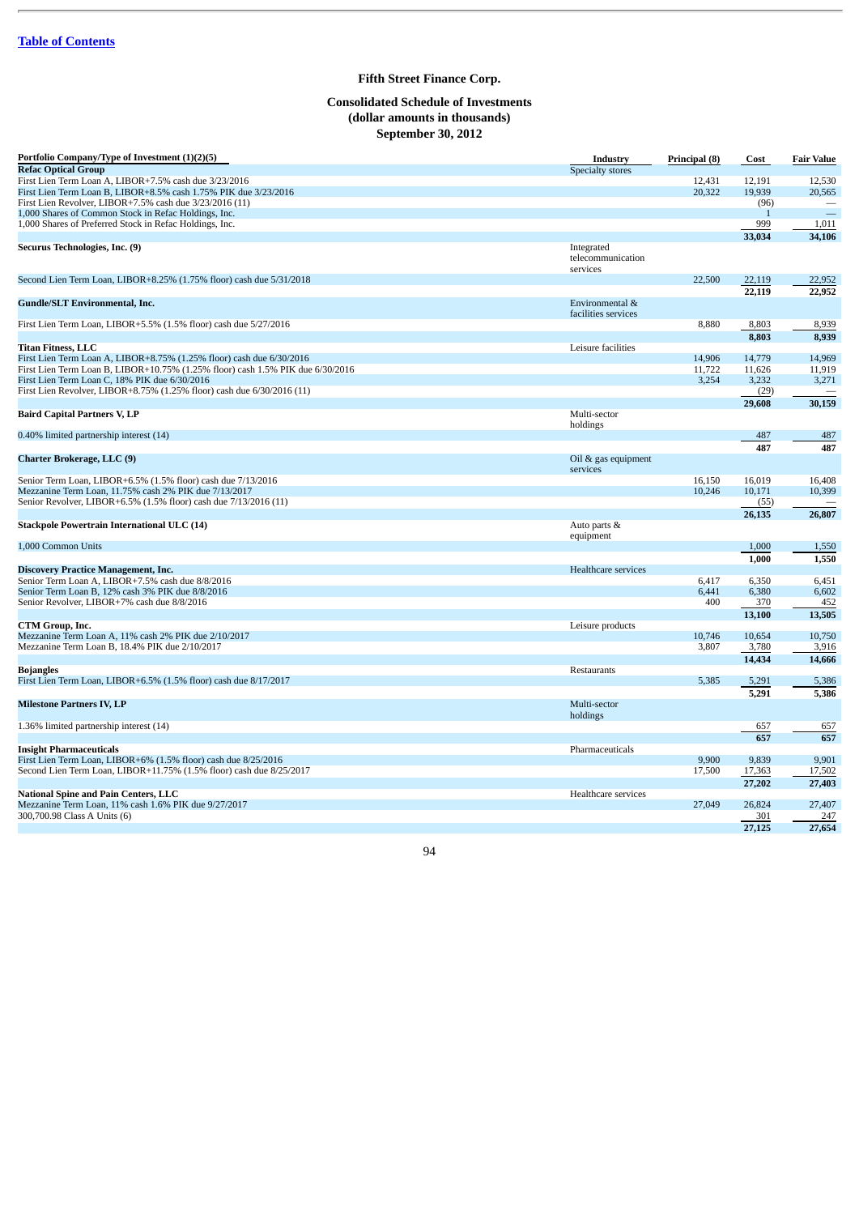Table of Contents

**Fifth Street Finance Corp.**

**Consolidated Schedule of Investments**
**(dollar amounts in thousands)**
**September 30, 2012**

| Portfolio Company/Type of Investment (1)(2)(5) | Industry | Principal (8) | Cost | Fair Value |
|---|---|---|---|---|
| **Refac Optical Group** | Specialty stores | | | |
| First Lien Term Loan A, LIBOR+7.5% cash due 3/23/2016 | | 12,431 | 12,191 | 12,530 |
| First Lien Term Loan B, LIBOR+8.5% cash 1.75% PIK due 3/23/2016 | | 20,322 | 19,939 | 20,565 |
| First Lien Revolver, LIBOR+7.5% cash due 3/23/2016 (11) | | | (96) | — |
| 1,000 Shares of Common Stock in Refac Holdings, Inc. | | | 1 | — |
| 1,000 Shares of Preferred Stock in Refac Holdings, Inc. | | | 999 | 1,011 |
| | | | **33,034** | **34,106** |
| **Securus Technologies, Inc. (9)** | Integrated telecommunication services | | | |
| Second Lien Term Loan, LIBOR+8.25% (1.75% floor) cash due 5/31/2018 | | 22,500 | 22,119 | 22,952 |
| | | | **22,119** | **22,952** |
| **Gundle/SLT Environmental, Inc.** | Environmental & facilities services | | | |
| First Lien Term Loan, LIBOR+5.5% (1.5% floor) cash due 5/27/2016 | | 8,880 | 8,803 | 8,939 |
| | | | **8,803** | **8,939** |
| **Titan Fitness, LLC** | Leisure facilities | | | |
| First Lien Term Loan A, LIBOR+8.75% (1.25% floor) cash due 6/30/2016 | | 14,906 | 14,779 | 14,969 |
| First Lien Term Loan B, LIBOR+10.75% (1.25% floor) cash 1.5% PIK due 6/30/2016 | | 11,722 | 11,626 | 11,919 |
| First Lien Term Loan C, 18% PIK due 6/30/2016 | | 3,254 | 3,232 | 3,271 |
| First Lien Revolver, LIBOR+8.75% (1.25% floor) cash due 6/30/2016 (11) | | | (29) | — |
| | | | **29,608** | **30,159** |
| **Baird Capital Partners V, LP** | Multi-sector holdings | | | |
| 0.40% limited partnership interest (14) | | | 487 | 487 |
| | | | **487** | **487** |
| **Charter Brokerage, LLC (9)** | Oil & gas equipment services | | | |
| Senior Term Loan, LIBOR+6.5% (1.5% floor) cash due 7/13/2016 | | 16,150 | 16,019 | 16,408 |
| Mezzanine Term Loan, 11.75% cash 2% PIK due 7/13/2017 | | 10,246 | 10,171 | 10,399 |
| Senior Revolver, LIBOR+6.5% (1.5% floor) cash due 7/13/2016 (11) | | | (55) | — |
| | | | **26,135** | **26,807** |
| **Stackpole Powertrain International ULC (14)** | Auto parts & equipment | | | |
| 1,000 Common Units | | | 1,000 | 1,550 |
| | | | **1,000** | **1,550** |
| **Discovery Practice Management, Inc.** | Healthcare services | | | |
| Senior Term Loan A, LIBOR+7.5% cash due 8/8/2016 | | 6,417 | 6,350 | 6,451 |
| Senior Term Loan B, 12% cash 3% PIK due 8/8/2016 | | 6,441 | 6,380 | 6,602 |
| Senior Revolver, LIBOR+7% cash due 8/8/2016 | | 400 | 370 | 452 |
| | | | **13,100** | **13,505** |
| **CTM Group, Inc.** | Leisure products | | | |
| Mezzanine Term Loan A, 11% cash 2% PIK due 2/10/2017 | | 10,746 | 10,654 | 10,750 |
| Mezzanine Term Loan B, 18.4% PIK due 2/10/2017 | | 3,807 | 3,780 | 3,916 |
| | | | **14,434** | **14,666** |
| **Bojangles** | Restaurants | | | |
| First Lien Term Loan, LIBOR+6.5% (1.5% floor) cash due 8/17/2017 | | 5,385 | 5,291 | 5,386 |
| | | | **5,291** | **5,386** |
| **Milestone Partners IV, LP** | Multi-sector holdings | | | |
| 1.36% limited partnership interest (14) | | | 657 | 657 |
| | | | **657** | **657** |
| **Insight Pharmaceuticals** | Pharmaceuticals | | | |
| First Lien Term Loan, LIBOR+6% (1.5% floor) cash due 8/25/2016 | | 9,900 | 9,839 | 9,901 |
| Second Lien Term Loan, LIBOR+11.75% (1.5% floor) cash due 8/25/2017 | | 17,500 | 17,363 | 17,502 |
| | | | **27,202** | **27,403** |
| **National Spine and Pain Centers, LLC** | Healthcare services | | | |
| Mezzanine Term Loan, 11% cash 1.6% PIK due 9/27/2017 | | 27,049 | 26,824 | 27,407 |
| 300,700.98 Class A Units (6) | | | 301 | 247 |
| | | | **27,125** | **27,654** |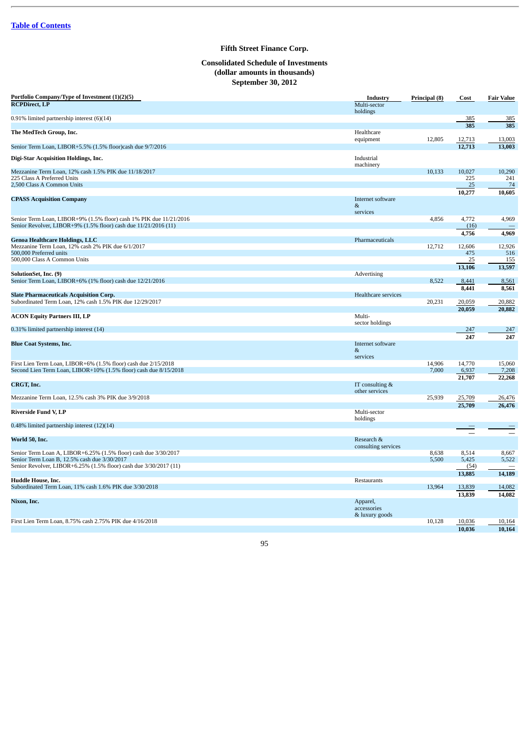**Fifth Street Finance Corp.**

**Consolidated Schedule of Investments**
**(dollar amounts in thousands)**
**September 30, 2012**

| Portfolio Company/Type of Investment (1)(2)(5) | Industry | Principal (8) | Cost | Fair Value |
|---|---|---|---|---|
| **RCPDirect, LP** | Multi-sector holdings | | | |
| 0.91% limited partnership interest (6)(14) | | | 385 | 385 |
| | | | **385** | **385** |
| **The MedTech Group, Inc.** | Healthcare equipment | 12,805 | 12,713 | 13,003 |
| Senior Term Loan, LIBOR+5.5% (1.5% floor)cash due 9/7/2016 | | | **12,713** | **13,003** |
| **Digi-Star Acquisition Holdings, Inc.** | Industrial machinery | | | |
| Mezzanine Term Loan, 12% cash 1.5% PIK due 11/18/2017 | | 10,133 | 10,027 | 10,290 |
| 225 Class A Preferred Units | | | 225 | 241 |
| 2,500 Class A Common Units | | | 25 | 74 |
| | | | **10,277** | **10,605** |
| **CPASS Acquisition Company** | Internet software & services | | | |
| Senior Term Loan, LIBOR+9% (1.5% floor) cash 1% PIK due 11/21/2016 | | 4,856 | 4,772 | 4,969 |
| Senior Revolver, LIBOR+9% (1.5% floor) cash due 11/21/2016 (11) | | | (16) | — |
| | | | **4,756** | **4,969** |
| **Genoa Healthcare Holdings, LLC** | Pharmaceuticals | | | |
| Mezzanine Term Loan, 12% cash 2% PIK due 6/1/2017 | | 12,712 | 12,606 | 12,926 |
| 500,000 Preferred units | | | 475 | 516 |
| 500,000 Class A Common Units | | | 25 | 155 |
| | | | **13,106** | **13,597** |
| **SolutionSet, Inc. (9)** | Advertising | | | |
| Senior Term Loan, LIBOR+6% (1% floor) cash due 12/21/2016 | | 8,522 | 8,441 | 8,561 |
| | | | **8,441** | **8,561** |
| **Slate Pharmaceuticals Acquisition Corp.** | Healthcare services | | | |
| Subordinated Term Loan, 12% cash 1.5% PIK due 12/29/2017 | | 20,231 | 20,059 | 20,882 |
| | | | **20,059** | **20,882** |
| **ACON Equity Partners III, LP** | Multi-sector holdings | | | |
| 0.31% limited partnership interest (14) | | | 247 | 247 |
| | | | **247** | **247** |
| **Blue Coat Systems, Inc.** | Internet software & services | | | |
| First Lien Term Loan, LIBOR+6% (1.5% floor) cash due 2/15/2018 | | 14,906 | 14,770 | 15,060 |
| Second Lien Term Loan, LIBOR+10% (1.5% floor) cash due 8/15/2018 | | 7,000 | 6,937 | 7,208 |
| | | | **21,707** | **22,268** |
| **CRGT, Inc.** | IT consulting & other services | | | |
| Mezzanine Term Loan, 12.5% cash 3% PIK due 3/9/2018 | | 25,939 | 25,709 | 26,476 |
| | | | **25,709** | **26,476** |
| **Riverside Fund V, LP** | Multi-sector holdings | | | |
| 0.48% limited partnership interest (12)(14) | | | — | — |
| | | | — | — |
| **World 50, Inc.** | Research & consulting services | | | |
| Senior Term Loan A, LIBOR+6.25% (1.5% floor) cash due 3/30/2017 | | 8,638 | 8,514 | 8,667 |
| Senior Term Loan B, 12.5% cash due 3/30/2017 | | 5,500 | 5,425 | 5,522 |
| Senior Revolver, LIBOR+6.25% (1.5% floor) cash due 3/30/2017 (11) | | | (54) | — |
| | | | **13,885** | **14,189** |
| **Huddle House, Inc.** | Restaurants | | | |
| Subordinated Term Loan, 11% cash 1.6% PIK due 3/30/2018 | | 13,964 | 13,839 | 14,082 |
| | | | **13,839** | **14,082** |
| **Nixon, Inc.** | Apparel, accessories & luxury goods | | | |
| First Lien Term Loan, 8.75% cash 2.75% PIK due 4/16/2018 | | 10,128 | 10,036 | 10,164 |
| | | | **10,036** | **10,164** |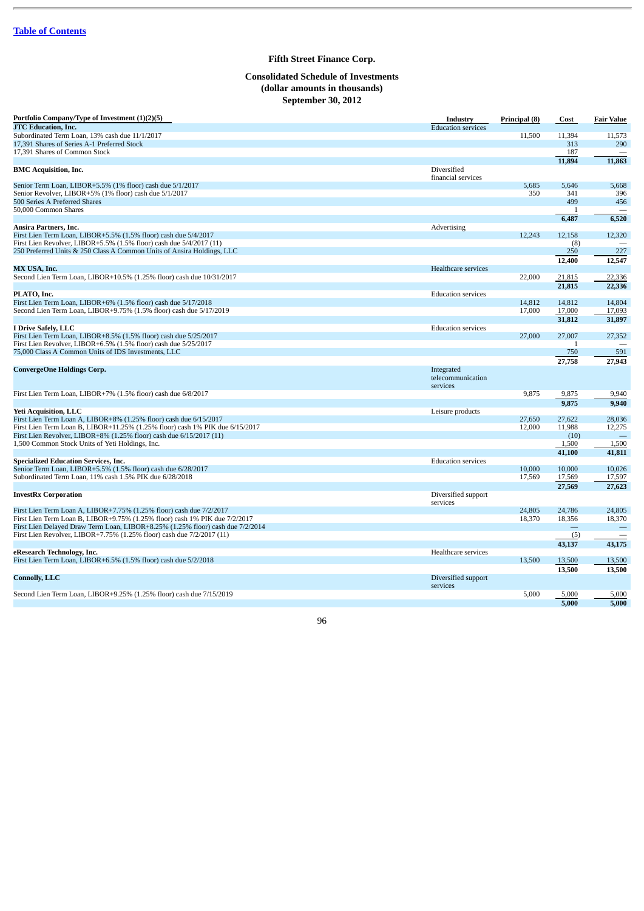Table of Contents

## Fifth Street Finance Corp.

### Consolidated Schedule of Investments
### (dollar amounts in thousands)
### September 30, 2012

| Portfolio Company/Type of Investment (1)(2)(5) | Industry | Principal (8) | Cost | Fair Value |
|---|---|---|---|---|
| **JTC Education, Inc.** | Education services | | | |
| Subordinated Term Loan, 13% cash due 11/1/2017 | | 11,500 | 11,394 | 11,573 |
| 17,391 Shares of Series A-1 Preferred Stock | | | 313 | 290 |
| 17,391 Shares of Common Stock | | | 187 | — |
| | | | **11,894** | **11,863** |
| **BMC Acquisition, Inc.** | Diversified financial services | | | |
| Senior Term Loan, LIBOR+5.5% (1% floor) cash due 5/1/2017 | | 5,685 | 5,646 | 5,668 |
| Senior Revolver, LIBOR+5% (1% floor) cash due 5/1/2017 | | 350 | 341 | 396 |
| 500 Series A Preferred Shares | | | 499 | 456 |
| 50,000 Common Shares | | | 1 | — |
| | | | **6,487** | **6,520** |
| **Ansira Partners, Inc.** | Advertising | | | |
| First Lien Term Loan, LIBOR+5.5% (1.5% floor) cash due 5/4/2017 | | 12,243 | 12,158 | 12,320 |
| First Lien Revolver, LIBOR+5.5% (1.5% floor) cash due 5/4/2017 (11) | | | (8) | — |
| 250 Preferred Units & 250 Class A Common Units of Ansira Holdings, LLC | | | 250 | 227 |
| | | | **12,400** | **12,547** |
| **MX USA, Inc.** | Healthcare services | | | |
| Second Lien Term Loan, LIBOR+10.5% (1.25% floor) cash due 10/31/2017 | | 22,000 | 21,815 | 22,336 |
| | | | **21,815** | **22,336** |
| **PLATO, Inc.** | Education services | | | |
| First Lien Term Loan, LIBOR+6% (1.5% floor) cash due 5/17/2018 | | 14,812 | 14,812 | 14,804 |
| Second Lien Term Loan, LIBOR+9.75% (1.5% floor) cash due 5/17/2019 | | 17,000 | 17,000 | 17,093 |
| | | | **31,812** | **31,897** |
| **I Drive Safely, LLC** | Education services | | | |
| First Lien Term Loan, LIBOR+8.5% (1.5% floor) cash due 5/25/2017 | | 27,000 | 27,007 | 27,352 |
| First Lien Revolver, LIBOR+6.5% (1.5% floor) cash due 5/25/2017 | | | 1 | — |
| 75,000 Class A Common Units of IDS Investments, LLC | | | 750 | 591 |
| | | | **27,758** | **27,943** |
| **ConvergeOne Holdings Corp.** | Integrated telecommunication services | | | |
| First Lien Term Loan, LIBOR+7% (1.5% floor) cash due 6/8/2017 | | 9,875 | 9,875 | 9,940 |
| | | | **9,875** | **9,940** |
| **Yeti Acquisition, LLC** | Leisure products | | | |
| First Lien Term Loan A, LIBOR+8% (1.25% floor) cash due 6/15/2017 | | 27,650 | 27,622 | 28,036 |
| First Lien Term Loan B, LIBOR+11.25% (1.25% floor) cash 1% PIK due 6/15/2017 | | 12,000 | 11,988 | 12,275 |
| First Lien Revolver, LIBOR+8% (1.25% floor) cash due 6/15/2017 (11) | | | (10) | — |
| 1,500 Common Stock Units of Yeti Holdings, Inc. | | | 1,500 | 1,500 |
| | | | **41,100** | **41,811** |
| **Specialized Education Services, Inc.** | Education services | | | |
| Senior Term Loan, LIBOR+5.5% (1.5% floor) cash due 6/28/2017 | | 10,000 | 10,000 | 10,026 |
| Subordinated Term Loan, 11% cash 1.5% PIK due 6/28/2018 | | 17,569 | 17,569 | 17,597 |
| | | | **27,569** | **27,623** |
| **InvestRx Corporation** | Diversified support services | | | |
| First Lien Term Loan A, LIBOR+7.75% (1.25% floor) cash due 7/2/2017 | | 24,805 | 24,786 | 24,805 |
| First Lien Term Loan B, LIBOR+9.75% (1.25% floor) cash 1% PIK due 7/2/2017 | | 18,370 | 18,356 | 18,370 |
| First Lien Delayed Draw Term Loan, LIBOR+8.25% (1.25% floor) cash due 7/2/2014 | | | — | — |
| First Lien Revolver, LIBOR+7.75% (1.25% floor) cash due 7/2/2017 (11) | | | (5) | — |
| | | | **43,137** | **43,175** |
| **eResearch Technology, Inc.** | Healthcare services | | | |
| First Lien Term Loan, LIBOR+6.5% (1.5% floor) cash due 5/2/2018 | | 13,500 | 13,500 | 13,500 |
| | | | **13,500** | **13,500** |
| **Connolly, LLC** | Diversified support services | | | |
| Second Lien Term Loan, LIBOR+9.25% (1.25% floor) cash due 7/15/2019 | | 5,000 | 5,000 | 5,000 |
| | | | **5,000** | **5,000** |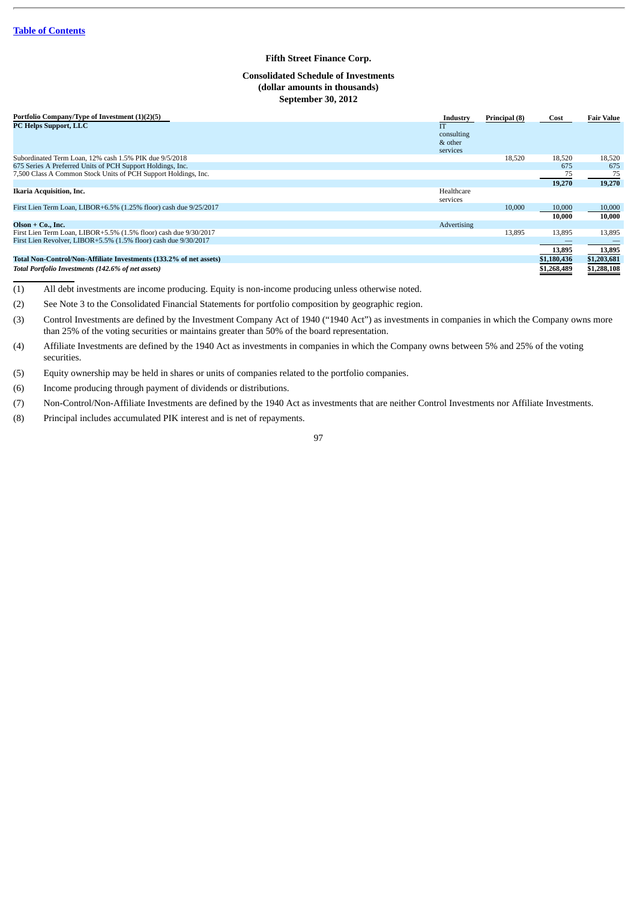**Fifth Street Finance Corp.**

**Consolidated Schedule of Investments**
**(dollar amounts in thousands)**
**September 30, 2012**

| Portfolio Company/Type of Investment (1)(2)(5) | Industry | Principal (8) | Cost | Fair Value |
|---|---|---|---|---|
| **PC Helps Support, LLC** | IT consulting & other services | | | |
| Subordinated Term Loan, 12% cash 1.5% PIK due 9/5/2018 | | 18,520 | 18,520 | 18,520 |
| 675 Series A Preferred Units of PCH Support Holdings, Inc. | | | 675 | 675 |
| 7,500 Class A Common Stock Units of PCH Support Holdings, Inc. | | | 75 | 75 |
| | | | **19,270** | **19,270** |
| **Ikaria Acquisition, Inc.** | Healthcare services | | | |
| First Lien Term Loan, LIBOR+6.5% (1.25% floor) cash due 9/25/2017 | | 10,000 | 10,000 | 10,000 |
| | | | **10,000** | **10,000** |
| **Olson + Co., Inc.** | Advertising | | | |
| First Lien Term Loan, LIBOR+5.5% (1.5% floor) cash due 9/30/2017 | | 13,895 | 13,895 | 13,895 |
| First Lien Revolver, LIBOR+5.5% (1.5% floor) cash due 9/30/2017 | | | — | — |
| | | | **13,895** | **13,895** |
| **Total Non-Control/Non-Affiliate Investments (133.2% of net assets)** | | | **$1,180,436** | **$1,203,681** |
| ***Total Portfolio Investments (142.6% of net assets)*** | | | **$1,268,489** | **$1,288,108** |

(1) All debt investments are income producing. Equity is non-income producing unless otherwise noted.

(2) See Note 3 to the Consolidated Financial Statements for portfolio composition by geographic region.

(3) Control Investments are defined by the Investment Company Act of 1940 ("1940 Act") as investments in companies in which the Company owns more than 25% of the voting securities or maintains greater than 50% of the board representation.

(4) Affiliate Investments are defined by the 1940 Act as investments in companies in which the Company owns between 5% and 25% of the voting securities.

(5) Equity ownership may be held in shares or units of companies related to the portfolio companies.

(6) Income producing through payment of dividends or distributions.

(7) Non-Control/Non-Affiliate Investments are defined by the 1940 Act as investments that are neither Control Investments nor Affiliate Investments.

(8) Principal includes accumulated PIK interest and is net of repayments.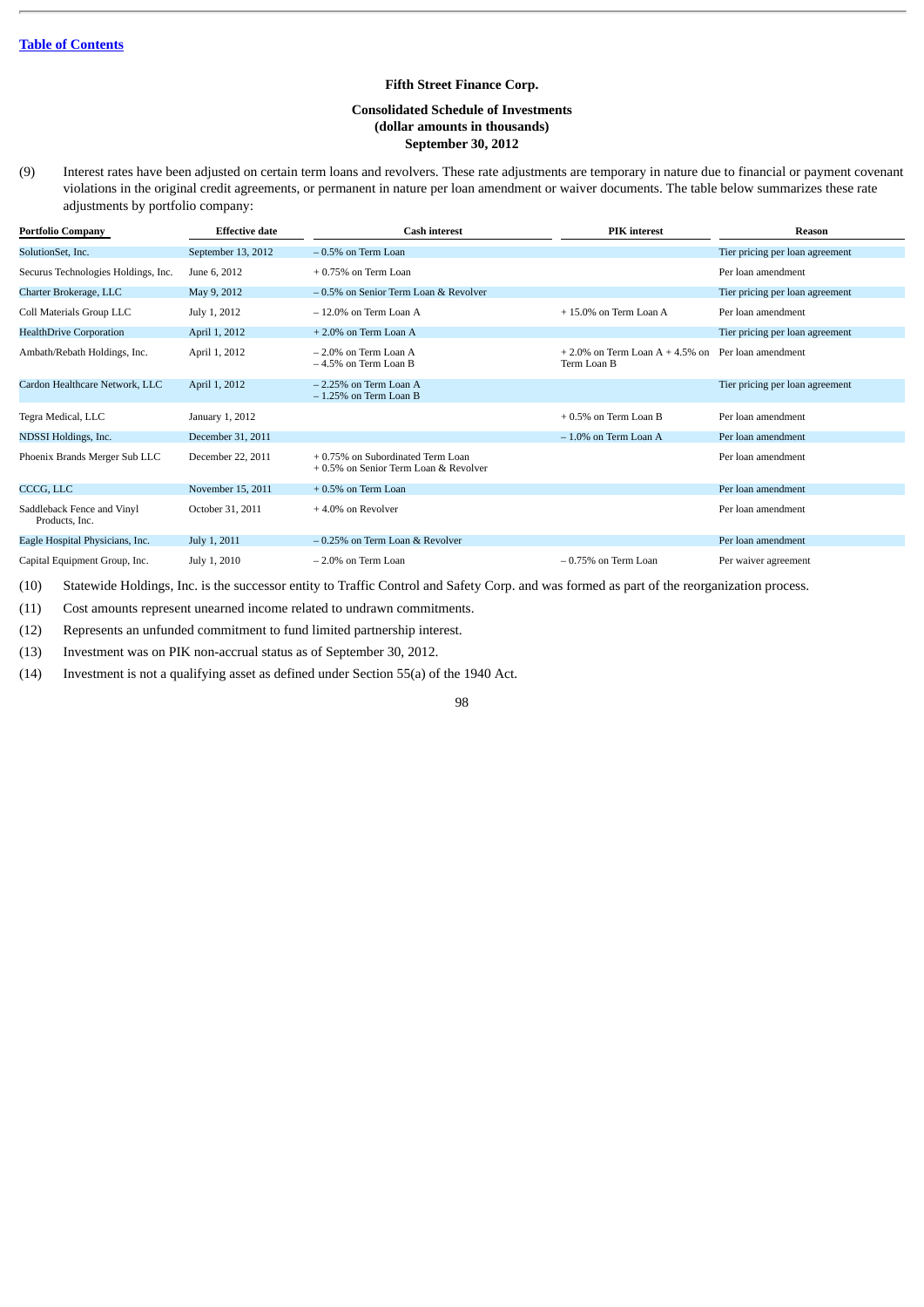[Table of Contents](#)

**Fifth Street Finance Corp.**

**Consolidated Schedule of Investments**
**(dollar amounts in thousands)**
**September 30, 2012**

(9) Interest rates have been adjusted on certain term loans and revolvers. These rate adjustments are temporary in nature due to financial or payment covenant violations in the original credit agreements, or permanent in nature per loan amendment or waiver documents. The table below summarizes these rate adjustments by portfolio company:

| Portfolio Company | Effective date | Cash interest | PIK interest | Reason |
|---|---|---|---|---|
| SolutionSet, Inc. | September 13, 2012 | – 0.5% on Term Loan | | Tier pricing per loan agreement |
| Securus Technologies Holdings, Inc. | June 6, 2012 | + 0.75% on Term Loan | | Per loan amendment |
| Charter Brokerage, LLC | May 9, 2012 | – 0.5% on Senior Term Loan & Revolver | | Tier pricing per loan agreement |
| Coll Materials Group LLC | July 1, 2012 | – 12.0% on Term Loan A | + 15.0% on Term Loan A | Per loan amendment |
| HealthDrive Corporation | April 1, 2012 | + 2.0% on Term Loan A | | Tier pricing per loan agreement |
| Ambath/Rebath Holdings, Inc. | April 1, 2012 | – 2.0% on Term Loan A<br>– 4.5% on Term Loan B | + 2.0% on Term Loan A + 4.5% on Term Loan B | Per loan amendment |
| Cardon Healthcare Network, LLC | April 1, 2012 | – 2.25% on Term Loan A<br>– 1.25% on Term Loan B | | Tier pricing per loan agreement |
| Tegra Medical, LLC | January 1, 2012 | | + 0.5% on Term Loan B | Per loan amendment |
| NDSSI Holdings, Inc. | December 31, 2011 | | – 1.0% on Term Loan A | Per loan amendment |
| Phoenix Brands Merger Sub LLC | December 22, 2011 | + 0.75% on Subordinated Term Loan<br>+ 0.5% on Senior Term Loan & Revolver | | Per loan amendment |
| CCCG, LLC | November 15, 2011 | + 0.5% on Term Loan | | Per loan amendment |
| Saddleback Fence and Vinyl Products, Inc. | October 31, 2011 | + 4.0% on Revolver | | Per loan amendment |
| Eagle Hospital Physicians, Inc. | July 1, 2011 | – 0.25% on Term Loan & Revolver | | Per loan amendment |
| Capital Equipment Group, Inc. | July 1, 2010 | – 2.0% on Term Loan | – 0.75% on Term Loan | Per waiver agreement |

(10) Statewide Holdings, Inc. is the successor entity to Traffic Control and Safety Corp. and was formed as part of the reorganization process.

(11) Cost amounts represent unearned income related to undrawn commitments.

(12) Represents an unfunded commitment to fund limited partnership interest.

(13) Investment was on PIK non-accrual status as of September 30, 2012.

(14) Investment is not a qualifying asset as defined under Section 55(a) of the 1940 Act.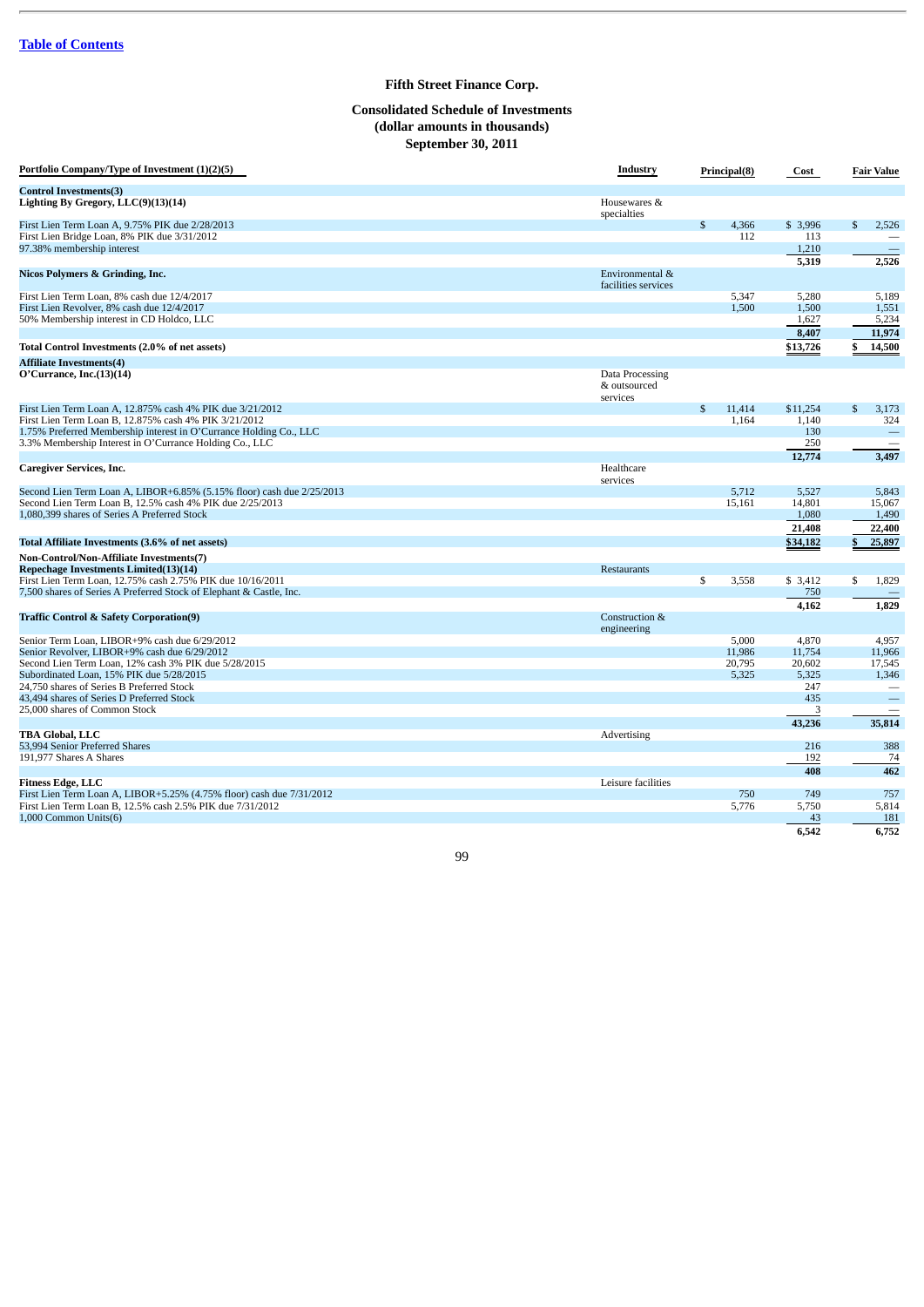[Table of Contents](#)

# Fifth Street Finance Corp.

## Consolidated Schedule of Investments
## (dollar amounts in thousands)
## September 30, 2011

| Portfolio Company/Type of Investment (1)(2)(5) | Industry | Principal(8) | Cost | Fair Value |
|---|---|---|---|---|
| **Control Investments(3)** | | | | |
| **Lighting By Gregory, LLC(9)(13)(14)** | Housewares & specialties | | | |
| First Lien Term Loan A, 9.75% PIK due 2/28/2013 | | $ 4,366 | $ 3,996 | $ 2,526 |
| First Lien Bridge Loan, 8% PIK due 3/31/2012 | | 112 | 113 | — |
| 97.38% membership interest | | | 1,210 | — |
| | | | **5,319** | **2,526** |
| **Nicos Polymers & Grinding, Inc.** | Environmental & facilities services | | | |
| First Lien Term Loan, 8% cash due 12/4/2017 | | 5,347 | 5,280 | 5,189 |
| First Lien Revolver, 8% cash due 12/4/2017 | | 1,500 | 1,500 | 1,551 |
| 50% Membership interest in CD Holdco, LLC | | | 1,627 | 5,234 |
| | | | **8,407** | **11,974** |
| **Total Control Investments (2.0% of net assets)** | | | **$13,726** | **$ 14,500** |
| **Affiliate Investments(4)** | | | | |
| **O'Currance, Inc.(13)(14)** | Data Processing & outsourced services | | | |
| First Lien Term Loan A, 12.875% cash 4% PIK due 3/21/2012 | | $ 11,414 | $11,254 | $ 3,173 |
| First Lien Term Loan B, 12.875% cash 4% PIK 3/21/2012 | | 1,164 | 1,140 | 324 |
| 1.75% Preferred Membership interest in O'Currance Holding Co., LLC | | | 130 | — |
| 3.3% Membership Interest in O'Currance Holding Co., LLC | | | 250 | — |
| | | | **12,774** | **3,497** |
| **Caregiver Services, Inc.** | Healthcare services | | | |
| Second Lien Term Loan A, LIBOR+6.85% (5.15% floor) cash due 2/25/2013 | | 5,712 | 5,527 | 5,843 |
| Second Lien Term Loan B, 12.5% cash 4% PIK due 2/25/2013 | | 15,161 | 14,801 | 15,067 |
| 1,080,399 shares of Series A Preferred Stock | | | 1,080 | 1,490 |
| | | | **21,408** | **22,400** |
| **Total Affiliate Investments (3.6% of net assets)** | | | **$34,182** | **$ 25,897** |
| **Non-Control/Non-Affiliate Investments(7)** | | | | |
| **Repechage Investments Limited(13)(14)** | Restaurants | | | |
| First Lien Term Loan, 12.75% cash 2.75% PIK due 10/16/2011 | | $ 3,558 | $ 3,412 | $ 1,829 |
| 7,500 shares of Series A Preferred Stock of Elephant & Castle, Inc. | | | 750 | — |
| | | | **4,162** | **1,829** |
| **Traffic Control & Safety Corporation(9)** | Construction & engineering | | | |
| Senior Term Loan, LIBOR+9% cash due 6/29/2012 | | 5,000 | 4,870 | 4,957 |
| Senior Revolver, LIBOR+9% cash due 6/29/2012 | | 11,986 | 11,754 | 11,966 |
| Second Lien Term Loan, 12% cash 3% PIK due 5/28/2015 | | 20,795 | 20,602 | 17,545 |
| Subordinated Loan, 15% PIK due 5/28/2015 | | 5,325 | 5,325 | 1,346 |
| 24,750 shares of Series B Preferred Stock | | | 247 | — |
| 43,494 shares of Series D Preferred Stock | | | 435 | — |
| 25,000 shares of Common Stock | | | 3 | — |
| | | | **43,236** | **35,814** |
| **TBA Global, LLC** | Advertising | | | |
| 53,994 Senior Preferred Shares | | | 216 | 388 |
| 191,977 Shares A Shares | | | 192 | 74 |
| | | | **408** | **462** |
| **Fitness Edge, LLC** | Leisure facilities | | | |
| First Lien Term Loan A, LIBOR+5.25% (4.75% floor) cash due 7/31/2012 | | 750 | 749 | 757 |
| First Lien Term Loan B, 12.5% cash 2.5% PIK due 7/31/2012 | | 5,776 | 5,750 | 5,814 |
| 1,000 Common Units(6) | | | 43 | 181 |
| | | | **6,542** | **6,752** |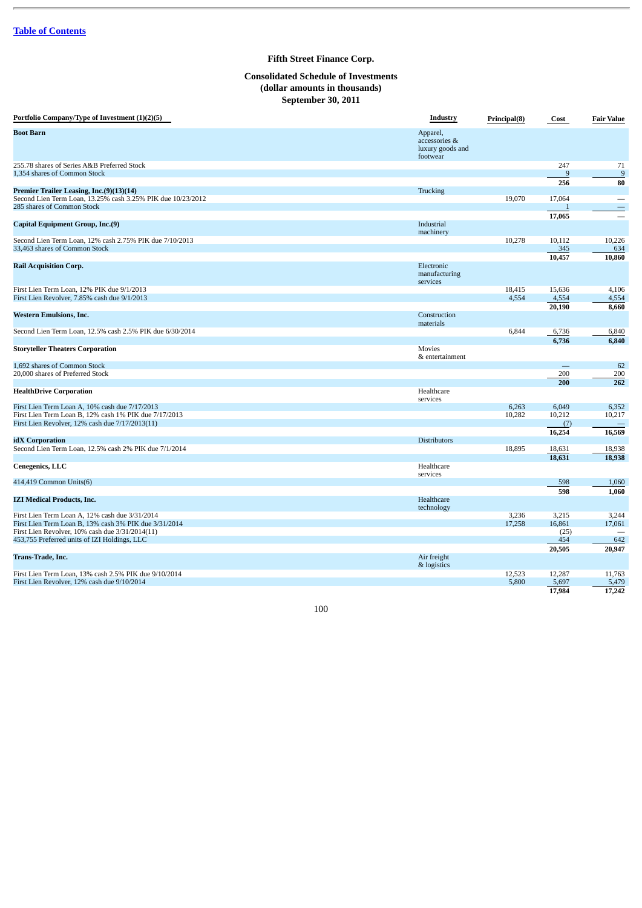**Table of Contents**

## Fifth Street Finance Corp.

### Consolidated Schedule of Investments
### (dollar amounts in thousands)
### September 30, 2011

| Portfolio Company/Type of Investment (1)(2)(5) | Industry | Principal(8) | Cost | Fair Value |
|---|---|---|---|---|
| **Boot Barn** | Apparel, accessories & luxury goods and footwear | | | |
| 255.78 shares of Series A&B Preferred Stock | | | 247 | 71 |
| 1,354 shares of Common Stock | | | 9 | 9 |
| | | | **256** | **80** |
| **Premier Trailer Leasing, Inc.(9)(13)(14)** | Trucking | | | |
| Second Lien Term Loan, 13.25% cash 3.25% PIK due 10/23/2012 | | 19,070 | 17,064 | — |
| 285 shares of Common Stock | | | 1 | — |
| | | | **17,065** | **—** |
| **Capital Equipment Group, Inc.(9)** | Industrial machinery | | | |
| Second Lien Term Loan, 12% cash 2.75% PIK due 7/10/2013 | | 10,278 | 10,112 | 10,226 |
| 33,463 shares of Common Stock | | | 345 | 634 |
| | | | **10,457** | **10,860** |
| **Rail Acquisition Corp.** | Electronic manufacturing services | | | |
| First Lien Term Loan, 12% PIK due 9/1/2013 | | 18,415 | 15,636 | 4,106 |
| First Lien Revolver, 7.85% cash due 9/1/2013 | | 4,554 | 4,554 | 4,554 |
| | | | **20,190** | **8,660** |
| **Western Emulsions, Inc.** | Construction materials | | | |
| Second Lien Term Loan, 12.5% cash 2.5% PIK due 6/30/2014 | | 6,844 | 6,736 | 6,840 |
| | | | **6,736** | **6,840** |
| **Storyteller Theaters Corporation** | Movies & entertainment | | | |
| 1,692 shares of Common Stock | | | — | 62 |
| 20,000 shares of Preferred Stock | | | 200 | 200 |
| | | | **200** | **262** |
| **HealthDrive Corporation** | Healthcare services | | | |
| First Lien Term Loan A, 10% cash due 7/17/2013 | | 6,263 | 6,049 | 6,352 |
| First Lien Term Loan B, 12% cash 1% PIK due 7/17/2013 | | 10,282 | 10,212 | 10,217 |
| First Lien Revolver, 12% cash due 7/17/2013(11) | | | (7) | — |
| | | | **16,254** | **16,569** |
| **idX Corporation** | Distributors | | | |
| Second Lien Term Loan, 12.5% cash 2% PIK due 7/1/2014 | | 18,895 | 18,631 | 18,938 |
| | | | **18,631** | **18,938** |
| **Cenegenics, LLC** | Healthcare services | | | |
| 414,419 Common Units(6) | | | 598 | 1,060 |
| | | | **598** | **1,060** |
| **IZI Medical Products, Inc.** | Healthcare technology | | | |
| First Lien Term Loan A, 12% cash due 3/31/2014 | | 3,236 | 3,215 | 3,244 |
| First Lien Term Loan B, 13% cash 3% PIK due 3/31/2014 | | 17,258 | 16,861 | 17,061 |
| First Lien Revolver, 10% cash due 3/31/2014(11) | | | (25) | — |
| 453,755 Preferred units of IZI Holdings, LLC | | | 454 | 642 |
| | | | **20,505** | **20,947** |
| **Trans-Trade, Inc.** | Air freight & logistics | | | |
| First Lien Term Loan, 13% cash 2.5% PIK due 9/10/2014 | | 12,523 | 12,287 | 11,763 |
| First Lien Revolver, 12% cash due 9/10/2014 | | 5,800 | 5,697 | 5,479 |
| | | | **17,984** | **17,242** |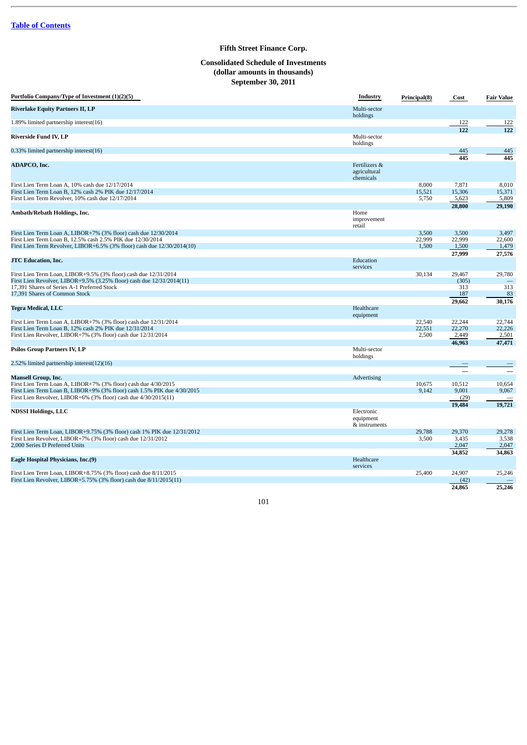Table of Contents

## Fifth Street Finance Corp.

### Consolidated Schedule of Investments
### (dollar amounts in thousands)
### September 30, 2011

| Portfolio Company/Type of Investment (1)(2)(5) | Industry | Principal(8) | Cost | Fair Value |
|---|---|---|---|---|
| **Riverlake Equity Partners II, LP** | Multi-sector holdings | | | |
| 1.89% limited partnership interest(16) | | | 122 | 122 |
| | | | **122** | **122** |
| **Riverside Fund IV, LP** | Multi-sector holdings | | | |
| 0.33% limited partnership interest(16) | | | 445 | 445 |
| | | | **445** | **445** |
| **ADAPCO, Inc.** | Fertilizers & agricultural chemicals | | | |
| First Lien Term Loan A, 10% cash due 12/17/2014 | | 8,000 | 7,871 | 8,010 |
| First Lien Term Loan B, 12% cash 2% PIK due 12/17/2014 | | 15,521 | 15,306 | 15,371 |
| First Lien Term Revolver, 10% cash due 12/17/2014 | | 5,750 | 5,623 | 5,809 |
| | | | **28,800** | **29,190** |
| **Ambath/Rebath Holdings, Inc.** | Home improvement retail | | | |
| First Lien Term Loan A, LIBOR+7% (3% floor) cash due 12/30/2014 | | 3,500 | 3,500 | 3,497 |
| First Lien Term Loan B, 12.5% cash 2.5% PIK due 12/30/2014 | | 22,999 | 22,999 | 22,600 |
| First Lien Term Revolver, LIBOR+6.5% (3% floor) cash due 12/30/2014(10) | | 1,500 | 1,500 | 1,479 |
| | | | **27,999** | **27,576** |
| **JTC Education, Inc.** | Education services | | | |
| First Lien Term Loan, LIBOR+9.5% (3% floor) cash due 12/31/2014 | | 30,134 | 29,467 | 29,780 |
| First Lien Revolver, LIBOR+9.5% (3.25% floor) cash due 12/31/2014(11) | | | (305) | — |
| 17,391 Shares of Series A-1 Preferred Stock | | | 313 | 313 |
| 17,391 Shares of Common Stock | | | 187 | 83 |
| | | | **29,662** | **30,176** |
| **Tegra Medical, LLC** | Healthcare equipment | | | |
| First Lien Term Loan A, LIBOR+7% (3% floor) cash due 12/31/2014 | | 22,540 | 22,244 | 22,744 |
| First Lien Term Loan B, 12% cash 2% PIK due 12/31/2014 | | 22,551 | 22,270 | 22,226 |
| First Lien Revolver, LIBOR+7% (3% floor) cash due 12/31/2014 | | 2,500 | 2,449 | 2,501 |
| | | | **46,963** | **47,471** |
| **Psilos Group Partners IV, LP** | Multi-sector holdings | | | |
| 2.52% limited partnership interest(12)(16) | | | — | — |
| | | | — | — |
| **Mansell Group, Inc.** | Advertising | | | |
| First Lien Term Loan A, LIBOR+7% (3% floor) cash due 4/30/2015 | | 10,675 | 10,512 | 10,654 |
| First Lien Term Loan B, LIBOR+9% (3% floor) cash 1.5% PIK due 4/30/2015 | | 9,142 | 9,001 | 9,067 |
| First Lien Revolver, LIBOR+6% (3% floor) cash due 4/30/2015(11) | | | (29) | — |
| | | | **19,484** | **19,721** |
| **NDSSI Holdings, LLC** | Electronic equipment & instruments | | | |
| First Lien Term Loan, LIBOR+9.75% (3% floor) cash 1% PIK due 12/31/2012 | | 29,788 | 29,370 | 29,278 |
| First Lien Revolver, LIBOR+7% (3% floor) cash due 12/31/2012 | | 3,500 | 3,435 | 3,538 |
| 2,000 Series D Preferred Units | | | 2,047 | 2,047 |
| | | | **34,852** | **34,863** |
| **Eagle Hospital Physicians, Inc.(9)** | Healthcare services | | | |
| First Lien Term Loan, LIBOR+8.75% (3% floor) cash due 8/11/2015 | | 25,400 | 24,907 | 25,246 |
| First Lien Revolver, LIBOR+5.75% (3% floor) cash due 8/11/2015(11) | | | (42) | — |
| | | | **24,865** | **25,246** |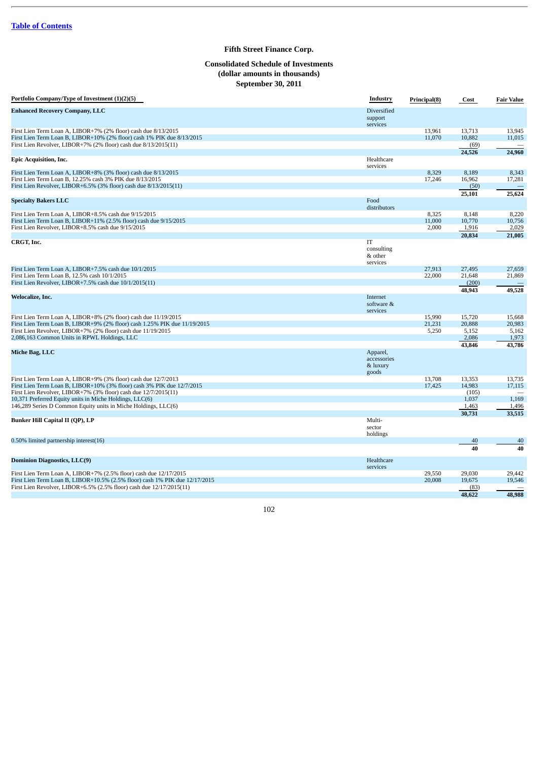[Table of Contents](#)

# Fifth Street Finance Corp.

## Consolidated Schedule of Investments
## (dollar amounts in thousands)
## September 30, 2011

| Portfolio Company/Type of Investment (1)(2)(5) | Industry | Principal(8) | Cost | Fair Value |
|---|---|---|---|---|
| **Enhanced Recovery Company, LLC** | Diversified support services | | | |
| First Lien Term Loan A, LIBOR+7% (2% floor) cash due 8/13/2015 | | 13,961 | 13,713 | 13,945 |
| First Lien Term Loan B, LIBOR+10% (2% floor) cash 1% PIK due 8/13/2015 | | 11,070 | 10,882 | 11,015 |
| First Lien Revolver, LIBOR+7% (2% floor) cash due 8/13/2015(11) | | | (69) | — |
| | | | **24,526** | **24,960** |
| **Epic Acquisition, Inc.** | Healthcare services | | | |
| First Lien Term Loan A, LIBOR+8% (3% floor) cash due 8/13/2015 | | 8,329 | 8,189 | 8,343 |
| First Lien Term Loan B, 12.25% cash 3% PIK due 8/13/2015 | | 17,246 | 16,962 | 17,281 |
| First Lien Revolver, LIBOR+6.5% (3% floor) cash due 8/13/2015(11) | | | (50) | — |
| | | | **25,101** | **25,624** |
| **Specialty Bakers LLC** | Food distributors | | | |
| First Lien Term Loan A, LIBOR+8.5% cash due 9/15/2015 | | 8,325 | 8,148 | 8,220 |
| First Lien Term Loan B, LIBOR+11% (2.5% floor) cash due 9/15/2015 | | 11,000 | 10,770 | 10,756 |
| First Lien Revolver, LIBOR+8.5% cash due 9/15/2015 | | 2,000 | 1,916 | 2,029 |
| | | | **20,834** | **21,005** |
| **CRGT, Inc.** | IT consulting & other services | | | |
| First Lien Term Loan A, LIBOR+7.5% cash due 10/1/2015 | | 27,913 | 27,495 | 27,659 |
| First Lien Term Loan B, 12.5% cash 10/1/2015 | | 22,000 | 21,648 | 21,869 |
| First Lien Revolver, LIBOR+7.5% cash due 10/1/2015(11) | | | (200) | — |
| | | | **48,943** | **49,528** |
| **Welocalize, Inc.** | Internet software & services | | | |
| First Lien Term Loan A, LIBOR+8% (2% floor) cash due 11/19/2015 | | 15,990 | 15,720 | 15,668 |
| First Lien Term Loan B, LIBOR+9% (2% floor) cash 1.25% PIK due 11/19/2015 | | 21,231 | 20,888 | 20,983 |
| First Lien Revolver, LIBOR+7% (2% floor) cash due 11/19/2015 | | 5,250 | 5,152 | 5,162 |
| 2,086,163 Common Units in RPWL Holdings, LLC | | | 2,086 | 1,973 |
| | | | **43,846** | **43,786** |
| **Miche Bag, LLC** | Apparel, accessories & luxury goods | | | |
| First Lien Term Loan A, LIBOR+9% (3% floor) cash due 12/7/2013 | | 13,708 | 13,353 | 13,735 |
| First Lien Term Loan B, LIBOR+10% (3% floor) cash 3% PIK due 12/7/2015 | | 17,425 | 14,983 | 17,115 |
| First Lien Revolver, LIBOR+7% (3% floor) cash due 12/7/2015(11) | | | (105) | — |
| 10,371 Preferred Equity units in Miche Holdings, LLC(6) | | | 1,037 | 1,169 |
| 146,289 Series D Common Equity units in Miche Holdings, LLC(6) | | | 1,463 | 1,496 |
| | | | **30,731** | **33,515** |
| **Bunker Hill Capital II (QP), LP** | Multi-sector holdings | | | |
| 0.50% limited partnership interest(16) | | | 40 | 40 |
| | | | **40** | **40** |
| **Dominion Diagnostics, LLC(9)** | Healthcare services | | | |
| First Lien Term Loan A, LIBOR+7% (2.5% floor) cash due 12/17/2015 | | 29,550 | 29,030 | 29,442 |
| First Lien Term Loan B, LIBOR+10.5% (2.5% floor) cash 1% PIK due 12/17/2015 | | 20,008 | 19,675 | 19,546 |
| First Lien Revolver, LIBOR+6.5% (2.5% floor) cash due 12/17/2015(11) | | | (83) | — |
| | | | **48,622** | **48,988** |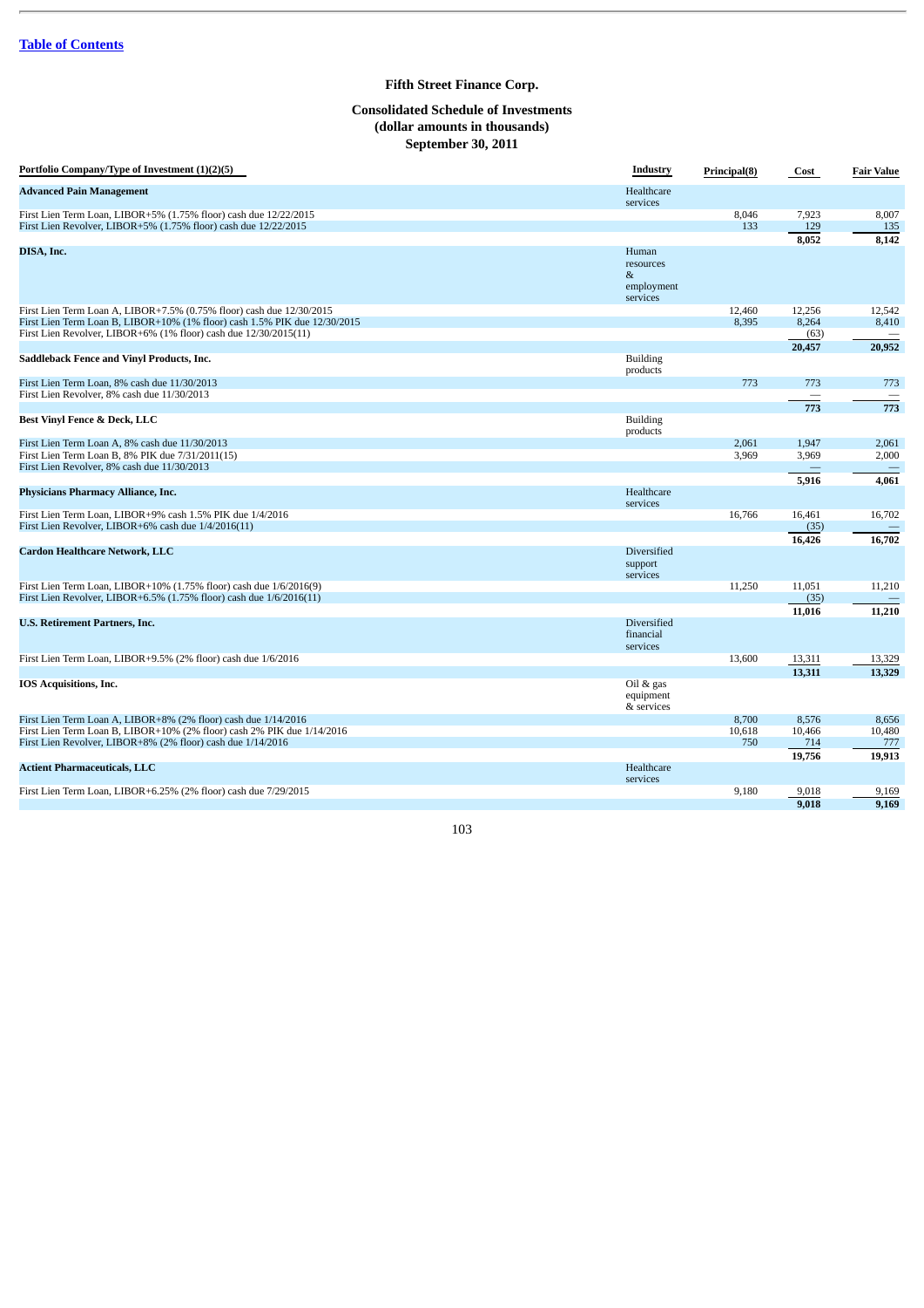[Table of Contents](#)

# Fifth Street Finance Corp.

## Consolidated Schedule of Investments
## (dollar amounts in thousands)
## September 30, 2011

| Portfolio Company/Type of Investment (1)(2)(5) | Industry | Principal(8) | Cost | Fair Value |
|---|---|---|---|---|
| **Advanced Pain Management** | Healthcare services | | | |
| First Lien Term Loan, LIBOR+5% (1.75% floor) cash due 12/22/2015 | | 8,046 | 7,923 | 8,007 |
| First Lien Revolver, LIBOR+5% (1.75% floor) cash due 12/22/2015 | | 133 | 129 | 135 |
| | | | **8,052** | **8,142** |
| **DISA, Inc.** | Human resources & employment services | | | |
| First Lien Term Loan A, LIBOR+7.5% (0.75% floor) cash due 12/30/2015 | | 12,460 | 12,256 | 12,542 |
| First Lien Term Loan B, LIBOR+10% (1% floor) cash 1.5% PIK due 12/30/2015 | | 8,395 | 8,264 | 8,410 |
| First Lien Revolver, LIBOR+6% (1% floor) cash due 12/30/2015(11) | | | (63) | — |
| | | | **20,457** | **20,952** |
| **Saddleback Fence and Vinyl Products, Inc.** | Building products | | | |
| First Lien Term Loan, 8% cash due 11/30/2013 | | 773 | 773 | 773 |
| First Lien Revolver, 8% cash due 11/30/2013 | | | — | — |
| | | | **773** | **773** |
| **Best Vinyl Fence & Deck, LLC** | Building products | | | |
| First Lien Term Loan A, 8% cash due 11/30/2013 | | 2,061 | 1,947 | 2,061 |
| First Lien Term Loan B, 8% PIK due 7/31/2011(15) | | 3,969 | 3,969 | 2,000 |
| First Lien Revolver, 8% cash due 11/30/2013 | | | — | — |
| | | | **5,916** | **4,061** |
| **Physicians Pharmacy Alliance, Inc.** | Healthcare services | | | |
| First Lien Term Loan, LIBOR+9% cash 1.5% PIK due 1/4/2016 | | 16,766 | 16,461 | 16,702 |
| First Lien Revolver, LIBOR+6% cash due 1/4/2016(11) | | | (35) | — |
| | | | **16,426** | **16,702** |
| **Cardon Healthcare Network, LLC** | Diversified support services | | | |
| First Lien Term Loan, LIBOR+10% (1.75% floor) cash due 1/6/2016(9) | | 11,250 | 11,051 | 11,210 |
| First Lien Revolver, LIBOR+6.5% (1.75% floor) cash due 1/6/2016(11) | | | (35) | — |
| | | | **11,016** | **11,210** |
| **U.S. Retirement Partners, Inc.** | Diversified financial services | | | |
| First Lien Term Loan, LIBOR+9.5% (2% floor) cash due 1/6/2016 | | 13,600 | 13,311 | 13,329 |
| | | | **13,311** | **13,329** |
| **IOS Acquisitions, Inc.** | Oil & gas equipment & services | | | |
| First Lien Term Loan A, LIBOR+8% (2% floor) cash due 1/14/2016 | | 8,700 | 8,576 | 8,656 |
| First Lien Term Loan B, LIBOR+10% (2% floor) cash 2% PIK due 1/14/2016 | | 10,618 | 10,466 | 10,480 |
| First Lien Revolver, LIBOR+8% (2% floor) cash due 1/14/2016 | | 750 | 714 | 777 |
| | | | **19,756** | **19,913** |
| **Actient Pharmaceuticals, LLC** | Healthcare services | | | |
| First Lien Term Loan, LIBOR+6.25% (2% floor) cash due 7/29/2015 | | 9,180 | 9,018 | 9,169 |
| | | | **9,018** | **9,169** |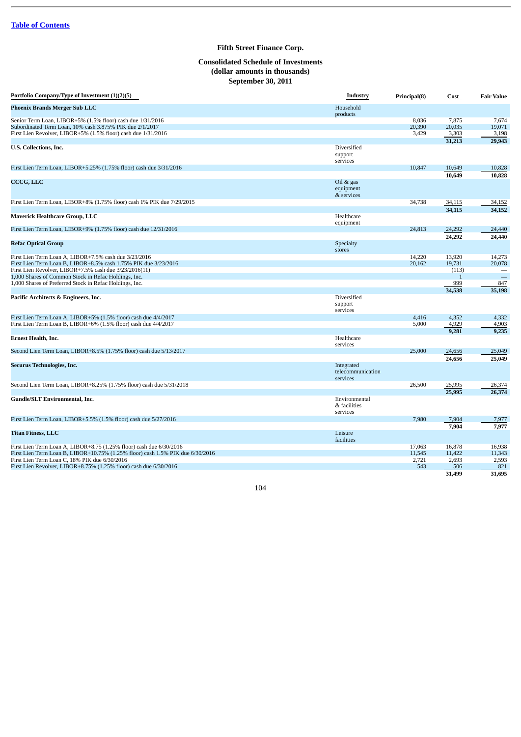Table of Contents

# Fifth Street Finance Corp.

## Consolidated Schedule of Investments
## (dollar amounts in thousands)
## September 30, 2011

| Portfolio Company/Type of Investment (1)(2)(5) | Industry | Principal(8) | Cost | Fair Value |
|---|---|---|---|---|
| **Phoenix Brands Merger Sub LLC** | Household products | | | |
| Senior Term Loan, LIBOR+5% (1.5% floor) cash due 1/31/2016 | | 8,036 | 7,875 | 7,674 |
| Subordinated Term Loan, 10% cash 3.875% PIK due 2/1/2017 | | 20,390 | 20,035 | 19,071 |
| First Lien Revolver, LIBOR+5% (1.5% floor) cash due 1/31/2016 | | 3,429 | 3,303 | 3,198 |
| | | | **31,213** | **29,943** |
| **U.S. Collections, Inc.** | Diversified support services | | | |
| First Lien Term Loan, LIBOR+5.25% (1.75% floor) cash due 3/31/2016 | | 10,847 | 10,649 | 10,828 |
| | | | **10,649** | **10,828** |
| **CCCG, LLC** | Oil & gas equipment & services | | | |
| First Lien Term Loan, LIBOR+8% (1.75% floor) cash 1% PIK due 7/29/2015 | | 34,738 | 34,115 | 34,152 |
| | | | **34,115** | **34,152** |
| **Maverick Healthcare Group, LLC** | Healthcare equipment | | | |
| First Lien Term Loan, LIBOR+9% (1.75% floor) cash due 12/31/2016 | | 24,813 | 24,292 | 24,440 |
| | | | **24,292** | **24,440** |
| **Refac Optical Group** | Specialty stores | | | |
| First Lien Term Loan A, LIBOR+7.5% cash due 3/23/2016 | | 14,220 | 13,920 | 14,273 |
| First Lien Term Loan B, LIBOR+8.5% cash 1.75% PIK due 3/23/2016 | | 20,162 | 19,731 | 20,078 |
| First Lien Revolver, LIBOR+7.5% cash due 3/23/2016(11) | | | (113) | — |
| 1,000 Shares of Common Stock in Refac Holdings, Inc. | | | 1 | — |
| 1,000 Shares of Preferred Stock in Refac Holdings, Inc. | | | 999 | 847 |
| | | | **34,538** | **35,198** |
| **Pacific Architects & Engineers, Inc.** | Diversified support services | | | |
| First Lien Term Loan A, LIBOR+5% (1.5% floor) cash due 4/4/2017 | | 4,416 | 4,352 | 4,332 |
| First Lien Term Loan B, LIBOR+6% (1.5% floor) cash due 4/4/2017 | | 5,000 | 4,929 | 4,903 |
| | | | **9,281** | **9,235** |
| **Ernest Health, Inc.** | Healthcare services | | | |
| Second Lien Term Loan, LIBOR+8.5% (1.75% floor) cash due 5/13/2017 | | 25,000 | 24,656 | 25,049 |
| | | | **24,656** | **25,049** |
| **Securus Technologies, Inc.** | Integrated telecommunication services | | | |
| Second Lien Term Loan, LIBOR+8.25% (1.75% floor) cash due 5/31/2018 | | 26,500 | 25,995 | 26,374 |
| | | | **25,995** | **26,374** |
| **Gundle/SLT Environmental, Inc.** | Environmental & facilities services | | | |
| First Lien Term Loan, LIBOR+5.5% (1.5% floor) cash due 5/27/2016 | | 7,980 | 7,904 | 7,977 |
| | | | **7,904** | **7,977** |
| **Titan Fitness, LLC** | Leisure facilities | | | |
| First Lien Term Loan A, LIBOR+8.75 (1.25% floor) cash due 6/30/2016 | | 17,063 | 16,878 | 16,938 |
| First Lien Term Loan B, LIBOR+10.75% (1.25% floor) cash 1.5% PIK due 6/30/2016 | | 11,545 | 11,422 | 11,343 |
| First Lien Term Loan C, 18% PIK due 6/30/2016 | | 2,721 | 2,693 | 2,593 |
| First Lien Revolver, LIBOR+8.75% (1.25% floor) cash due 6/30/2016 | | 543 | 506 | 821 |
| | | | **31,499** | **31,695** |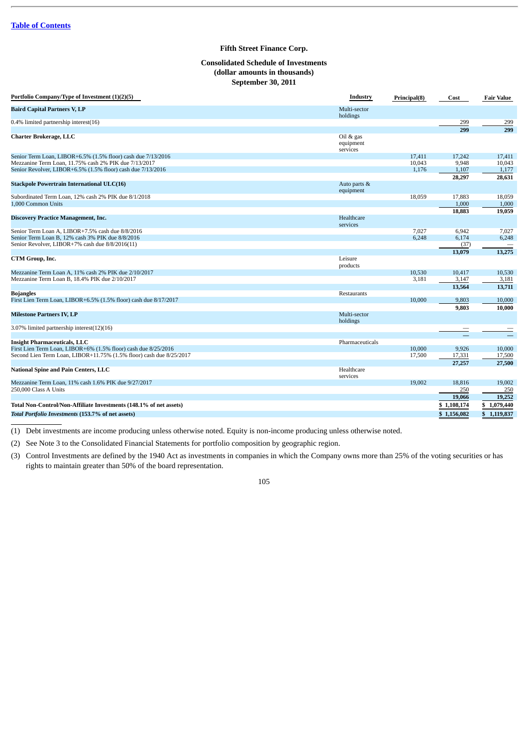[Table of Contents](#)

**Fifth Street Finance Corp.**

**Consolidated Schedule of Investments**
**(dollar amounts in thousands)**
**September 30, 2011**

| Portfolio Company/Type of Investment (1)(2)(5) | Industry | Principal(8) | Cost | Fair Value |
|---|---|---|---|---|
| **Baird Capital Partners V, LP** | Multi-sector holdings | | | |
| 0.4% limited partnership interest(16) | | | 299 | 299 |
| | | | **299** | **299** |
| **Charter Brokerage, LLC** | Oil & gas equipment services | | | |
| Senior Term Loan, LIBOR+6.5% (1.5% floor) cash due 7/13/2016 | | 17,411 | 17,242 | 17,411 |
| Mezzanine Term Loan, 11.75% cash 2% PIK due 7/13/2017 | | 10,043 | 9,948 | 10,043 |
| Senior Revolver, LIBOR+6.5% (1.5% floor) cash due 7/13/2016 | | 1,176 | 1,107 | 1,177 |
| | | | **28,297** | **28,631** |
| **Stackpole Powertrain International ULC(16)** | Auto parts & equipment | | | |
| Subordinated Term Loan, 12% cash 2% PIK due 8/1/2018 | | 18,059 | 17,883 | 18,059 |
| 1,000 Common Units | | | 1,000 | 1,000 |
| | | | **18,883** | **19,059** |
| **Discovery Practice Management, Inc.** | Healthcare services | | | |
| Senior Term Loan A, LIBOR+7.5% cash due 8/8/2016 | | 7,027 | 6,942 | 7,027 |
| Senior Term Loan B, 12% cash 3% PIK due 8/8/2016 | | 6,248 | 6,174 | 6,248 |
| Senior Revolver, LIBOR+7% cash due 8/8/2016(11) | | | (37) | — |
| | | | **13,079** | **13,275** |
| **CTM Group, Inc.** | Leisure products | | | |
| Mezzanine Term Loan A, 11% cash 2% PIK due 2/10/2017 | | 10,530 | 10,417 | 10,530 |
| Mezzanine Term Loan B, 18.4% PIK due 2/10/2017 | | 3,181 | 3,147 | 3,181 |
| | | | **13,564** | **13,711** |
| **Bojangles** | Restaurants | | | |
| First Lien Term Loan, LIBOR+6.5% (1.5% floor) cash due 8/17/2017 | | 10,000 | 9,803 | 10,000 |
| | | | **9,803** | **10,000** |
| **Milestone Partners IV, LP** | Multi-sector holdings | | | |
| 3.07% limited partnership interest(12)(16) | | | — | — |
| | | | — | — |
| **Insight Pharmaceuticals, LLC** | Pharmaceuticals | | | |
| First Lien Term Loan, LIBOR+6% (1.5% floor) cash due 8/25/2016 | | 10,000 | 9,926 | 10,000 |
| Second Lien Term Loan, LIBOR+11.75% (1.5% floor) cash due 8/25/2017 | | 17,500 | 17,331 | 17,500 |
| | | | **27,257** | **27,500** |
| **National Spine and Pain Centers, LLC** | Healthcare services | | | |
| Mezzanine Term Loan, 11% cash 1.6% PIK due 9/27/2017 | | 19,002 | 18,816 | 19,002 |
| 250,000 Class A Units | | | 250 | 250 |
| | | | **19,066** | **19,252** |
| **Total Non-Control/Non-Affiliate Investments (148.1% of net assets)** | | | **$ 1,108,174** | **$ 1,079,440** |
| ***Total Portfolio Investments* (153.7% of net assets)** | | | **$ 1,156,082** | **$ 1,119,837** |

(1) Debt investments are income producing unless otherwise noted. Equity is non-income producing unless otherwise noted.

(2) See Note 3 to the Consolidated Financial Statements for portfolio composition by geographic region.

(3) Control Investments are defined by the 1940 Act as investments in companies in which the Company owns more than 25% of the voting securities or has rights to maintain greater than 50% of the board representation.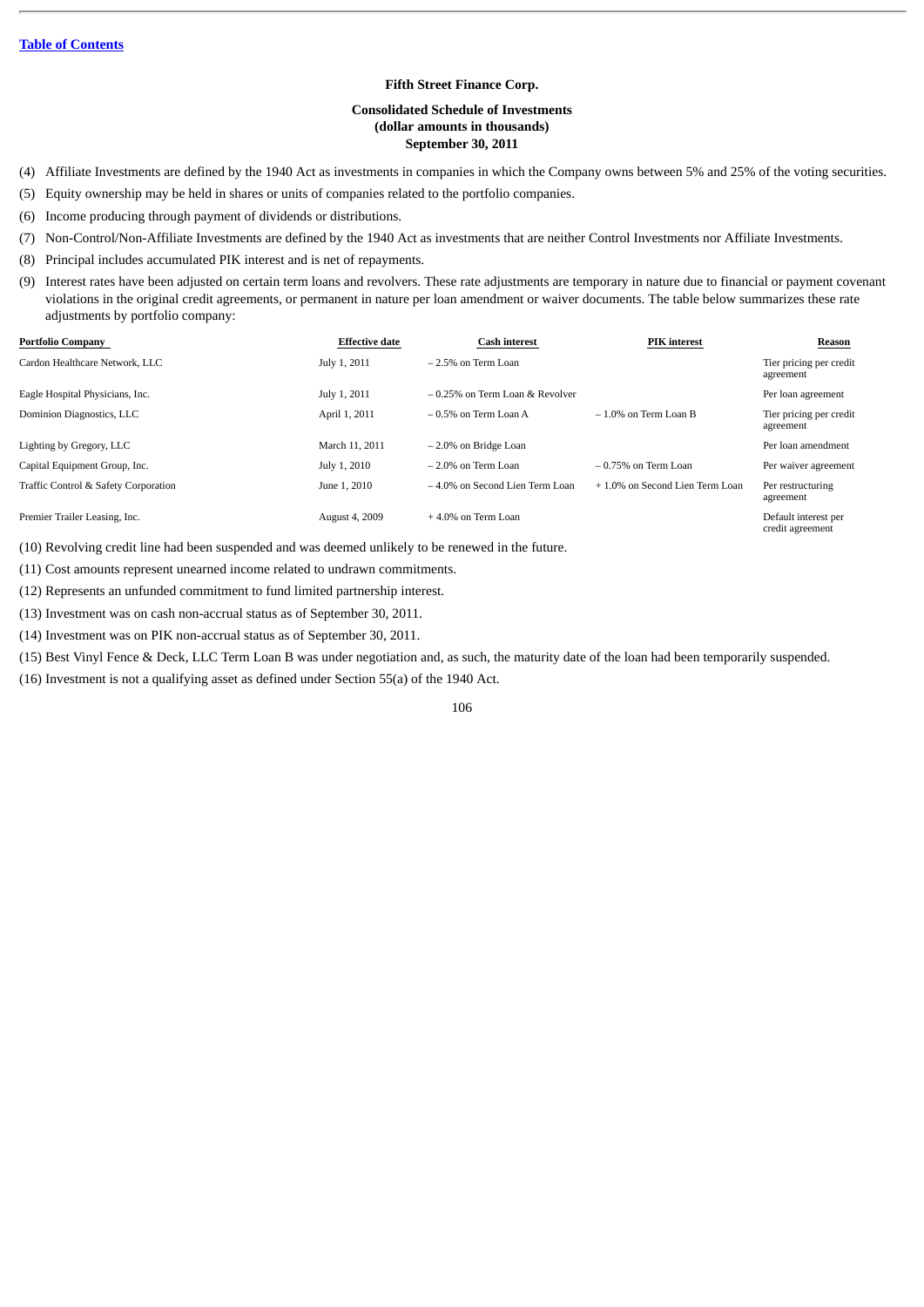**Fifth Street Finance Corp.**

**Consolidated Schedule of Investments**
**(dollar amounts in thousands)**
**September 30, 2011**

(4) Affiliate Investments are defined by the 1940 Act as investments in companies in which the Company owns between 5% and 25% of the voting securities.

(5) Equity ownership may be held in shares or units of companies related to the portfolio companies.

(6) Income producing through payment of dividends or distributions.

(7) Non-Control/Non-Affiliate Investments are defined by the 1940 Act as investments that are neither Control Investments nor Affiliate Investments.

(8) Principal includes accumulated PIK interest and is net of repayments.

(9) Interest rates have been adjusted on certain term loans and revolvers. These rate adjustments are temporary in nature due to financial or payment covenant violations in the original credit agreements, or permanent in nature per loan amendment or waiver documents. The table below summarizes these rate adjustments by portfolio company:

| Portfolio Company | Effective date | Cash interest | PIK interest | Reason |
|---|---|---|---|---|
| Cardon Healthcare Network, LLC | July 1, 2011 | – 2.5% on Term Loan | | Tier pricing per credit agreement |
| Eagle Hospital Physicians, Inc. | July 1, 2011 | – 0.25% on Term Loan & Revolver | | Per loan agreement |
| Dominion Diagnostics, LLC | April 1, 2011 | – 0.5% on Term Loan A | – 1.0% on Term Loan B | Tier pricing per credit agreement |
| Lighting by Gregory, LLC | March 11, 2011 | – 2.0% on Bridge Loan | | Per loan amendment |
| Capital Equipment Group, Inc. | July 1, 2010 | – 2.0% on Term Loan | – 0.75% on Term Loan | Per waiver agreement |
| Traffic Control & Safety Corporation | June 1, 2010 | – 4.0% on Second Lien Term Loan | + 1.0% on Second Lien Term Loan | Per restructuring agreement |
| Premier Trailer Leasing, Inc. | August 4, 2009 | + 4.0% on Term Loan | | Default interest per credit agreement |

(10) Revolving credit line had been suspended and was deemed unlikely to be renewed in the future.

(11) Cost amounts represent unearned income related to undrawn commitments.

(12) Represents an unfunded commitment to fund limited partnership interest.

(13) Investment was on cash non-accrual status as of September 30, 2011.

(14) Investment was on PIK non-accrual status as of September 30, 2011.

(15) Best Vinyl Fence & Deck, LLC Term Loan B was under negotiation and, as such, the maturity date of the loan had been temporarily suspended.

(16) Investment is not a qualifying asset as defined under Section 55(a) of the 1940 Act.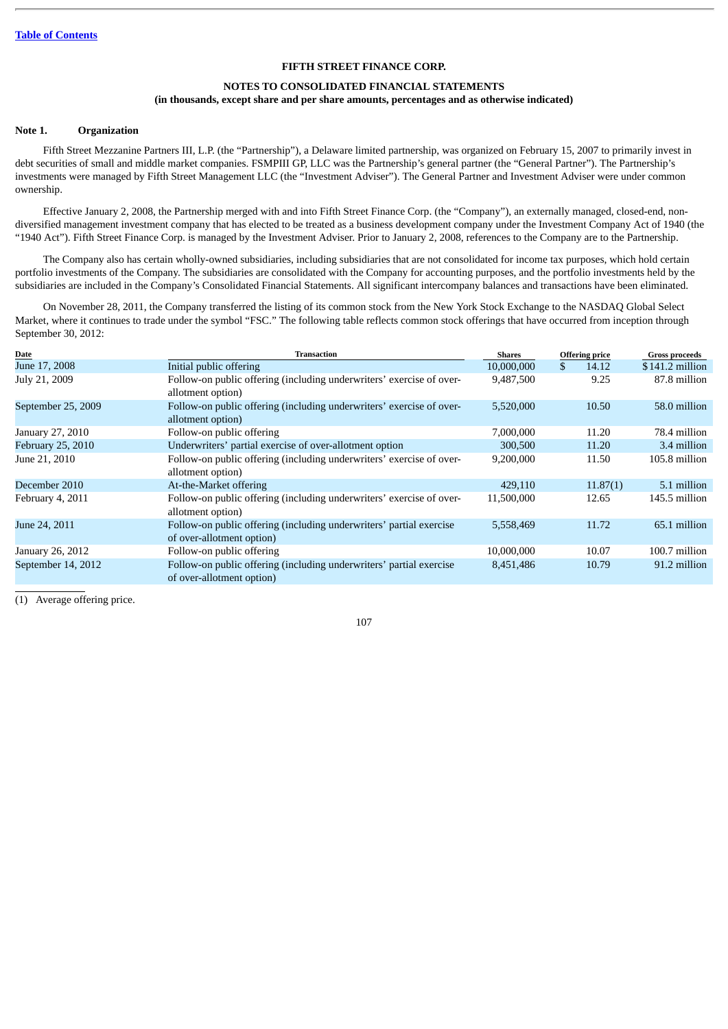[Table of Contents](#)

**FIFTH STREET FINANCE CORP.**

**NOTES TO CONSOLIDATED FINANCIAL STATEMENTS**
**(in thousands, except share and per share amounts, percentages and as otherwise indicated)**

**Note 1. Organization**

Fifth Street Mezzanine Partners III, L.P. (the "Partnership"), a Delaware limited partnership, was organized on February 15, 2007 to primarily invest in debt securities of small and middle market companies. FSMPIII GP, LLC was the Partnership's general partner (the "General Partner"). The Partnership's investments were managed by Fifth Street Management LLC (the "Investment Adviser"). The General Partner and Investment Adviser were under common ownership.

Effective January 2, 2008, the Partnership merged with and into Fifth Street Finance Corp. (the "Company"), an externally managed, closed-end, non-diversified management investment company that has elected to be treated as a business development company under the Investment Company Act of 1940 (the "1940 Act"). Fifth Street Finance Corp. is managed by the Investment Adviser. Prior to January 2, 2008, references to the Company are to the Partnership.

The Company also has certain wholly-owned subsidiaries, including subsidiaries that are not consolidated for income tax purposes, which hold certain portfolio investments of the Company. The subsidiaries are consolidated with the Company for accounting purposes, and the portfolio investments held by the subsidiaries are included in the Company's Consolidated Financial Statements. All significant intercompany balances and transactions have been eliminated.

On November 28, 2011, the Company transferred the listing of its common stock from the New York Stock Exchange to the NASDAQ Global Select Market, where it continues to trade under the symbol "FSC." The following table reflects common stock offerings that have occurred from inception through September 30, 2012:

| Date | Transaction | Shares | Offering price | Gross proceeds |
|---|---|---|---|---|
| June 17, 2008 | Initial public offering | 10,000,000 | $ 14.12 | $141.2 million |
| July 21, 2009 | Follow-on public offering (including underwriters' exercise of over-allotment option) | 9,487,500 | 9.25 | 87.8 million |
| September 25, 2009 | Follow-on public offering (including underwriters' exercise of over-allotment option) | 5,520,000 | 10.50 | 58.0 million |
| January 27, 2010 | Follow-on public offering | 7,000,000 | 11.20 | 78.4 million |
| February 25, 2010 | Underwriters' partial exercise of over-allotment option | 300,500 | 11.20 | 3.4 million |
| June 21, 2010 | Follow-on public offering (including underwriters' exercise of over-allotment option) | 9,200,000 | 11.50 | 105.8 million |
| December 2010 | At-the-Market offering | 429,110 | 11.87(1) | 5.1 million |
| February 4, 2011 | Follow-on public offering (including underwriters' exercise of over-allotment option) | 11,500,000 | 12.65 | 145.5 million |
| June 24, 2011 | Follow-on public offering (including underwriters' partial exercise of over-allotment option) | 5,558,469 | 11.72 | 65.1 million |
| January 26, 2012 | Follow-on public offering | 10,000,000 | 10.07 | 100.7 million |
| September 14, 2012 | Follow-on public offering (including underwriters' partial exercise of over-allotment option) | 8,451,486 | 10.79 | 91.2 million |

(1) Average offering price.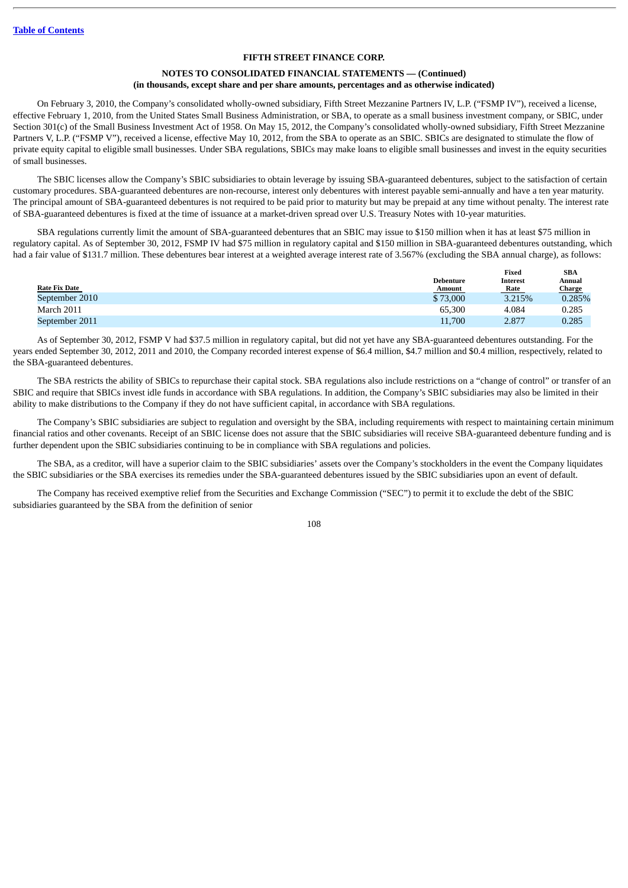Table of Contents

**FIFTH STREET FINANCE CORP.**

**NOTES TO CONSOLIDATED FINANCIAL STATEMENTS — (Continued)**
**(in thousands, except share and per share amounts, percentages and as otherwise indicated)**

On February 3, 2010, the Company's consolidated wholly-owned subsidiary, Fifth Street Mezzanine Partners IV, L.P. ("FSMP IV"), received a license, effective February 1, 2010, from the United States Small Business Administration, or SBA, to operate as a small business investment company, or SBIC, under Section 301(c) of the Small Business Investment Act of 1958. On May 15, 2012, the Company's consolidated wholly-owned subsidiary, Fifth Street Mezzanine Partners V, L.P. ("FSMP V"), received a license, effective May 10, 2012, from the SBA to operate as an SBIC. SBICs are designated to stimulate the flow of private equity capital to eligible small businesses. Under SBA regulations, SBICs may make loans to eligible small businesses and invest in the equity securities of small businesses.

The SBIC licenses allow the Company's SBIC subsidiaries to obtain leverage by issuing SBA-guaranteed debentures, subject to the satisfaction of certain customary procedures. SBA-guaranteed debentures are non-recourse, interest only debentures with interest payable semi-annually and have a ten year maturity. The principal amount of SBA-guaranteed debentures is not required to be paid prior to maturity but may be prepaid at any time without penalty. The interest rate of SBA-guaranteed debentures is fixed at the time of issuance at a market-driven spread over U.S. Treasury Notes with 10-year maturities.

SBA regulations currently limit the amount of SBA-guaranteed debentures that an SBIC may issue to $150 million when it has at least $75 million in regulatory capital. As of September 30, 2012, FSMP IV had $75 million in regulatory capital and $150 million in SBA-guaranteed debentures outstanding, which had a fair value of $131.7 million. These debentures bear interest at a weighted average interest rate of 3.567% (excluding the SBA annual charge), as follows:

| Rate Fix Date | Debenture Amount | Fixed Interest Rate | SBA Annual Charge |
|---|---|---|---|
| September 2010 | $ 73,000 | 3.215% | 0.285% |
| March 2011 | 65,300 | 4.084 | 0.285 |
| September 2011 | 11,700 | 2.877 | 0.285 |

As of September 30, 2012, FSMP V had $37.5 million in regulatory capital, but did not yet have any SBA-guaranteed debentures outstanding. For the years ended September 30, 2012, 2011 and 2010, the Company recorded interest expense of $6.4 million, $4.7 million and $0.4 million, respectively, related to the SBA-guaranteed debentures.

The SBA restricts the ability of SBICs to repurchase their capital stock. SBA regulations also include restrictions on a "change of control" or transfer of an SBIC and require that SBICs invest idle funds in accordance with SBA regulations. In addition, the Company's SBIC subsidiaries may also be limited in their ability to make distributions to the Company if they do not have sufficient capital, in accordance with SBA regulations.

The Company's SBIC subsidiaries are subject to regulation and oversight by the SBA, including requirements with respect to maintaining certain minimum financial ratios and other covenants. Receipt of an SBIC license does not assure that the SBIC subsidiaries will receive SBA-guaranteed debenture funding and is further dependent upon the SBIC subsidiaries continuing to be in compliance with SBA regulations and policies.

The SBA, as a creditor, will have a superior claim to the SBIC subsidiaries' assets over the Company's stockholders in the event the Company liquidates the SBIC subsidiaries or the SBA exercises its remedies under the SBA-guaranteed debentures issued by the SBIC subsidiaries upon an event of default.

The Company has received exemptive relief from the Securities and Exchange Commission ("SEC") to permit it to exclude the debt of the SBIC subsidiaries guaranteed by the SBA from the definition of senior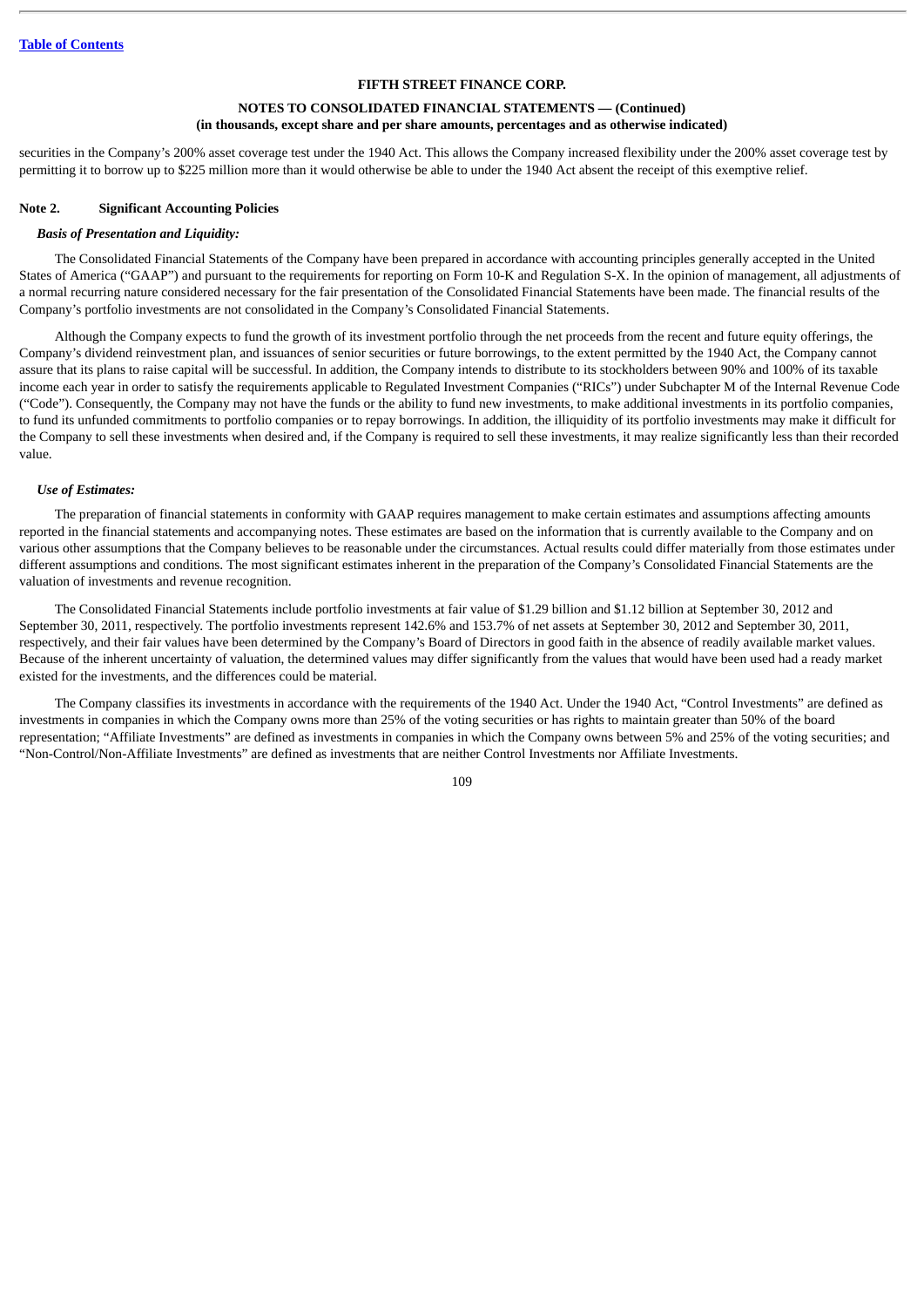securities in the Company's 200% asset coverage test under the 1940 Act. This allows the Company increased flexibility under the 200% asset coverage test by permitting it to borrow up to $225 million more than it would otherwise be able to under the 1940 Act absent the receipt of this exemptive relief.

## Note 2. Significant Accounting Policies

***Basis of Presentation and Liquidity:***

The Consolidated Financial Statements of the Company have been prepared in accordance with accounting principles generally accepted in the United States of America ("GAAP") and pursuant to the requirements for reporting on Form 10-K and Regulation S-X. In the opinion of management, all adjustments of a normal recurring nature considered necessary for the fair presentation of the Consolidated Financial Statements have been made. The financial results of the Company's portfolio investments are not consolidated in the Company's Consolidated Financial Statements.

Although the Company expects to fund the growth of its investment portfolio through the net proceeds from the recent and future equity offerings, the Company's dividend reinvestment plan, and issuances of senior securities or future borrowings, to the extent permitted by the 1940 Act, the Company cannot assure that its plans to raise capital will be successful. In addition, the Company intends to distribute to its stockholders between 90% and 100% of its taxable income each year in order to satisfy the requirements applicable to Regulated Investment Companies ("RICs") under Subchapter M of the Internal Revenue Code ("Code"). Consequently, the Company may not have the funds or the ability to fund new investments, to make additional investments in its portfolio companies, to fund its unfunded commitments to portfolio companies or to repay borrowings. In addition, the illiquidity of its portfolio investments may make it difficult for the Company to sell these investments when desired and, if the Company is required to sell these investments, it may realize significantly less than their recorded value.

***Use of Estimates:***

The preparation of financial statements in conformity with GAAP requires management to make certain estimates and assumptions affecting amounts reported in the financial statements and accompanying notes. These estimates are based on the information that is currently available to the Company and on various other assumptions that the Company believes to be reasonable under the circumstances. Actual results could differ materially from those estimates under different assumptions and conditions. The most significant estimates inherent in the preparation of the Company's Consolidated Financial Statements are the valuation of investments and revenue recognition.

The Consolidated Financial Statements include portfolio investments at fair value of $1.29 billion and $1.12 billion at September 30, 2012 and September 30, 2011, respectively. The portfolio investments represent 142.6% and 153.7% of net assets at September 30, 2012 and September 30, 2011, respectively, and their fair values have been determined by the Company's Board of Directors in good faith in the absence of readily available market values. Because of the inherent uncertainty of valuation, the determined values may differ significantly from the values that would have been used had a ready market existed for the investments, and the differences could be material.

The Company classifies its investments in accordance with the requirements of the 1940 Act. Under the 1940 Act, "Control Investments" are defined as investments in companies in which the Company owns more than 25% of the voting securities or has rights to maintain greater than 50% of the board representation; "Affiliate Investments" are defined as investments in companies in which the Company owns between 5% and 25% of the voting securities; and "Non-Control/Non-Affiliate Investments" are defined as investments that are neither Control Investments nor Affiliate Investments.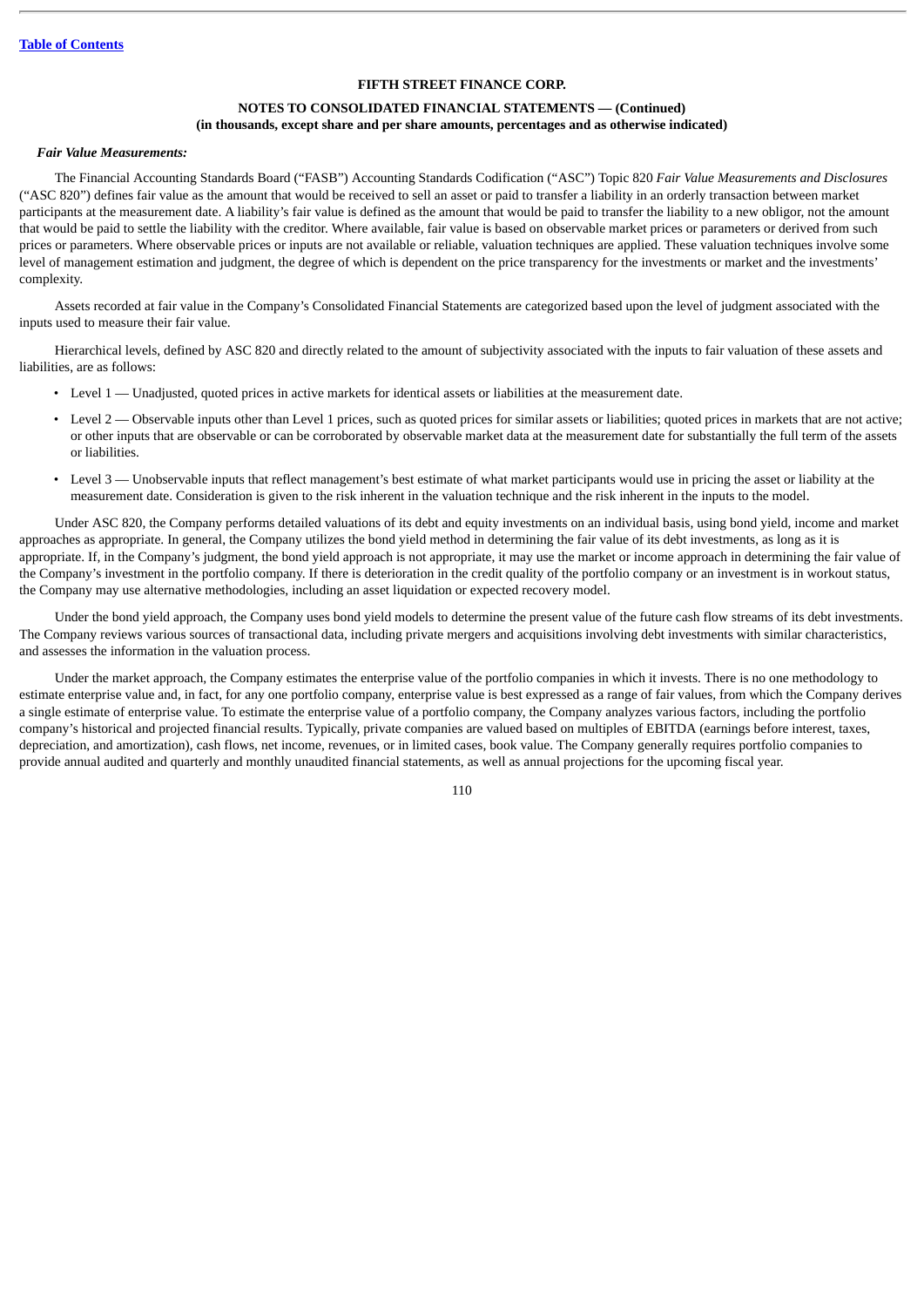**FIFTH STREET FINANCE CORP.**

**NOTES TO CONSOLIDATED FINANCIAL STATEMENTS — (Continued)**
**(in thousands, except share and per share amounts, percentages and as otherwise indicated)**

***Fair Value Measurements:***

The Financial Accounting Standards Board ("FASB") Accounting Standards Codification ("ASC") Topic 820 *Fair Value Measurements and Disclosures* ("ASC 820") defines fair value as the amount that would be received to sell an asset or paid to transfer a liability in an orderly transaction between market participants at the measurement date. A liability's fair value is defined as the amount that would be paid to transfer the liability to a new obligor, not the amount that would be paid to settle the liability with the creditor. Where available, fair value is based on observable market prices or parameters or derived from such prices or parameters. Where observable prices or inputs are not available or reliable, valuation techniques are applied. These valuation techniques involve some level of management estimation and judgment, the degree of which is dependent on the price transparency for the investments or market and the investments' complexity.

Assets recorded at fair value in the Company's Consolidated Financial Statements are categorized based upon the level of judgment associated with the inputs used to measure their fair value.

Hierarchical levels, defined by ASC 820 and directly related to the amount of subjectivity associated with the inputs to fair valuation of these assets and liabilities, are as follows:

- Level 1 — Unadjusted, quoted prices in active markets for identical assets or liabilities at the measurement date.
- Level 2 — Observable inputs other than Level 1 prices, such as quoted prices for similar assets or liabilities; quoted prices in markets that are not active; or other inputs that are observable or can be corroborated by observable market data at the measurement date for substantially the full term of the assets or liabilities.
- Level 3 — Unobservable inputs that reflect management's best estimate of what market participants would use in pricing the asset or liability at the measurement date. Consideration is given to the risk inherent in the valuation technique and the risk inherent in the inputs to the model.

Under ASC 820, the Company performs detailed valuations of its debt and equity investments on an individual basis, using bond yield, income and market approaches as appropriate. In general, the Company utilizes the bond yield method in determining the fair value of its debt investments, as long as it is appropriate. If, in the Company's judgment, the bond yield approach is not appropriate, it may use the market or income approach in determining the fair value of the Company's investment in the portfolio company. If there is deterioration in the credit quality of the portfolio company or an investment is in workout status, the Company may use alternative methodologies, including an asset liquidation or expected recovery model.

Under the bond yield approach, the Company uses bond yield models to determine the present value of the future cash flow streams of its debt investments. The Company reviews various sources of transactional data, including private mergers and acquisitions involving debt investments with similar characteristics, and assesses the information in the valuation process.

Under the market approach, the Company estimates the enterprise value of the portfolio companies in which it invests. There is no one methodology to estimate enterprise value and, in fact, for any one portfolio company, enterprise value is best expressed as a range of fair values, from which the Company derives a single estimate of enterprise value. To estimate the enterprise value of a portfolio company, the Company analyzes various factors, including the portfolio company's historical and projected financial results. Typically, private companies are valued based on multiples of EBITDA (earnings before interest, taxes, depreciation, and amortization), cash flows, net income, revenues, or in limited cases, book value. The Company generally requires portfolio companies to provide annual audited and quarterly and monthly unaudited financial statements, as well as annual projections for the upcoming fiscal year.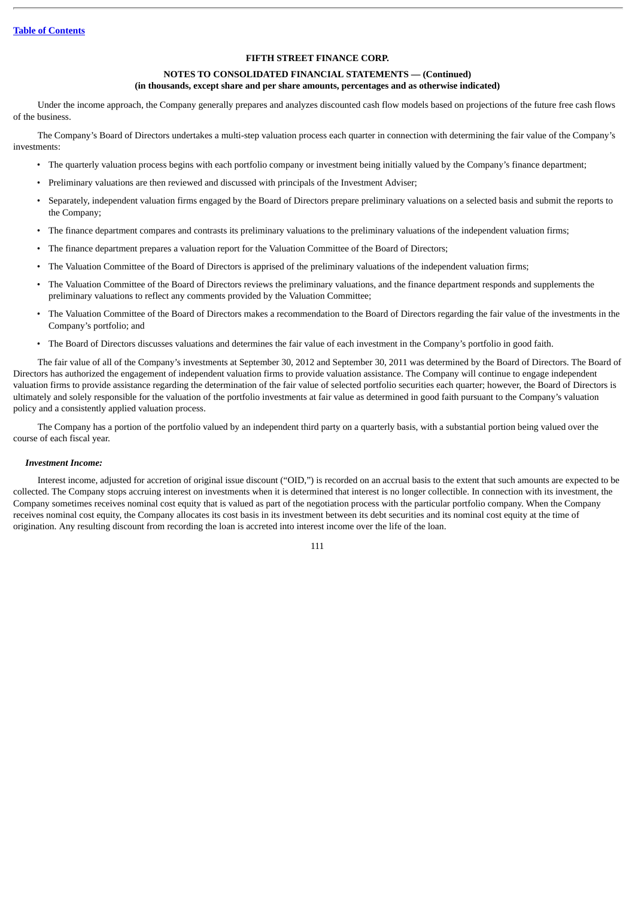**FIFTH STREET FINANCE CORP.**

**NOTES TO CONSOLIDATED FINANCIAL STATEMENTS — (Continued)**
**(in thousands, except share and per share amounts, percentages and as otherwise indicated)**

Under the income approach, the Company generally prepares and analyzes discounted cash flow models based on projections of the future free cash flows of the business.

The Company's Board of Directors undertakes a multi-step valuation process each quarter in connection with determining the fair value of the Company's investments:

- The quarterly valuation process begins with each portfolio company or investment being initially valued by the Company's finance department;
- Preliminary valuations are then reviewed and discussed with principals of the Investment Adviser;
- Separately, independent valuation firms engaged by the Board of Directors prepare preliminary valuations on a selected basis and submit the reports to the Company;
- The finance department compares and contrasts its preliminary valuations to the preliminary valuations of the independent valuation firms;
- The finance department prepares a valuation report for the Valuation Committee of the Board of Directors;
- The Valuation Committee of the Board of Directors is apprised of the preliminary valuations of the independent valuation firms;
- The Valuation Committee of the Board of Directors reviews the preliminary valuations, and the finance department responds and supplements the preliminary valuations to reflect any comments provided by the Valuation Committee;
- The Valuation Committee of the Board of Directors makes a recommendation to the Board of Directors regarding the fair value of the investments in the Company's portfolio; and
- The Board of Directors discusses valuations and determines the fair value of each investment in the Company's portfolio in good faith.

The fair value of all of the Company's investments at September 30, 2012 and September 30, 2011 was determined by the Board of Directors. The Board of Directors has authorized the engagement of independent valuation firms to provide valuation assistance. The Company will continue to engage independent valuation firms to provide assistance regarding the determination of the fair value of selected portfolio securities each quarter; however, the Board of Directors is ultimately and solely responsible for the valuation of the portfolio investments at fair value as determined in good faith pursuant to the Company's valuation policy and a consistently applied valuation process.

The Company has a portion of the portfolio valued by an independent third party on a quarterly basis, with a substantial portion being valued over the course of each fiscal year.

***Investment Income:***

Interest income, adjusted for accretion of original issue discount ("OID,") is recorded on an accrual basis to the extent that such amounts are expected to be collected. The Company stops accruing interest on investments when it is determined that interest is no longer collectible. In connection with its investment, the Company sometimes receives nominal cost equity that is valued as part of the negotiation process with the particular portfolio company. When the Company receives nominal cost equity, the Company allocates its cost basis in its investment between its debt securities and its nominal cost equity at the time of origination. Any resulting discount from recording the loan is accreted into interest income over the life of the loan.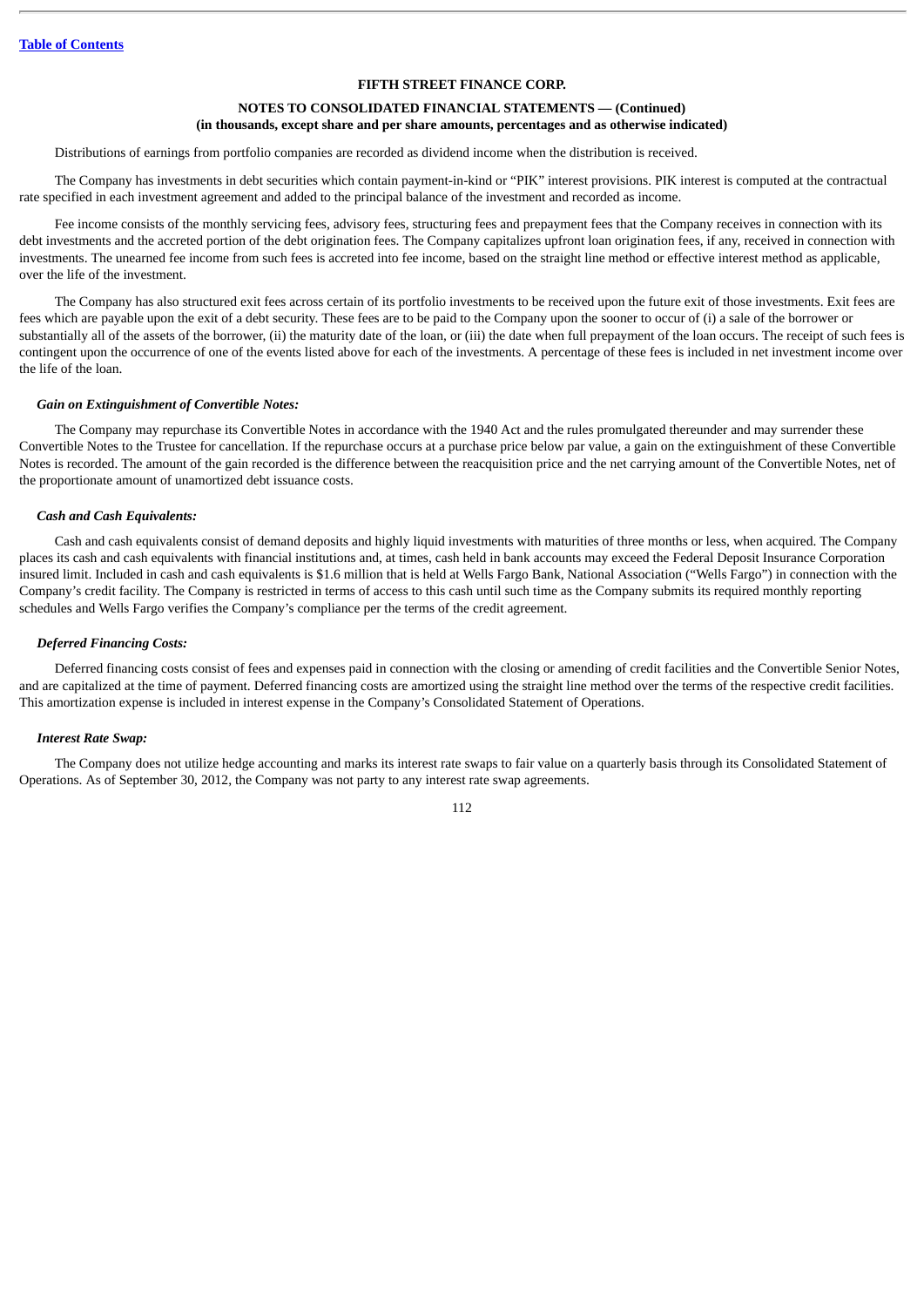**FIFTH STREET FINANCE CORP.**

**NOTES TO CONSOLIDATED FINANCIAL STATEMENTS — (Continued)**
**(in thousands, except share and per share amounts, percentages and as otherwise indicated)**

Distributions of earnings from portfolio companies are recorded as dividend income when the distribution is received.

The Company has investments in debt securities which contain payment-in-kind or "PIK" interest provisions. PIK interest is computed at the contractual rate specified in each investment agreement and added to the principal balance of the investment and recorded as income.

Fee income consists of the monthly servicing fees, advisory fees, structuring fees and prepayment fees that the Company receives in connection with its debt investments and the accreted portion of the debt origination fees. The Company capitalizes upfront loan origination fees, if any, received in connection with investments. The unearned fee income from such fees is accreted into fee income, based on the straight line method or effective interest method as applicable, over the life of the investment.

The Company has also structured exit fees across certain of its portfolio investments to be received upon the future exit of those investments. Exit fees are fees which are payable upon the exit of a debt security. These fees are to be paid to the Company upon the sooner to occur of (i) a sale of the borrower or substantially all of the assets of the borrower, (ii) the maturity date of the loan, or (iii) the date when full prepayment of the loan occurs. The receipt of such fees is contingent upon the occurrence of one of the events listed above for each of the investments. A percentage of these fees is included in net investment income over the life of the loan.

***Gain on Extinguishment of Convertible Notes:***

The Company may repurchase its Convertible Notes in accordance with the 1940 Act and the rules promulgated thereunder and may surrender these Convertible Notes to the Trustee for cancellation. If the repurchase occurs at a purchase price below par value, a gain on the extinguishment of these Convertible Notes is recorded. The amount of the gain recorded is the difference between the reacquisition price and the net carrying amount of the Convertible Notes, net of the proportionate amount of unamortized debt issuance costs.

***Cash and Cash Equivalents:***

Cash and cash equivalents consist of demand deposits and highly liquid investments with maturities of three months or less, when acquired. The Company places its cash and cash equivalents with financial institutions and, at times, cash held in bank accounts may exceed the Federal Deposit Insurance Corporation insured limit. Included in cash and cash equivalents is $1.6 million that is held at Wells Fargo Bank, National Association ("Wells Fargo") in connection with the Company's credit facility. The Company is restricted in terms of access to this cash until such time as the Company submits its required monthly reporting schedules and Wells Fargo verifies the Company's compliance per the terms of the credit agreement.

***Deferred Financing Costs:***

Deferred financing costs consist of fees and expenses paid in connection with the closing or amending of credit facilities and the Convertible Senior Notes, and are capitalized at the time of payment. Deferred financing costs are amortized using the straight line method over the terms of the respective credit facilities. This amortization expense is included in interest expense in the Company's Consolidated Statement of Operations.

***Interest Rate Swap:***

The Company does not utilize hedge accounting and marks its interest rate swaps to fair value on a quarterly basis through its Consolidated Statement of Operations. As of September 30, 2012, the Company was not party to any interest rate swap agreements.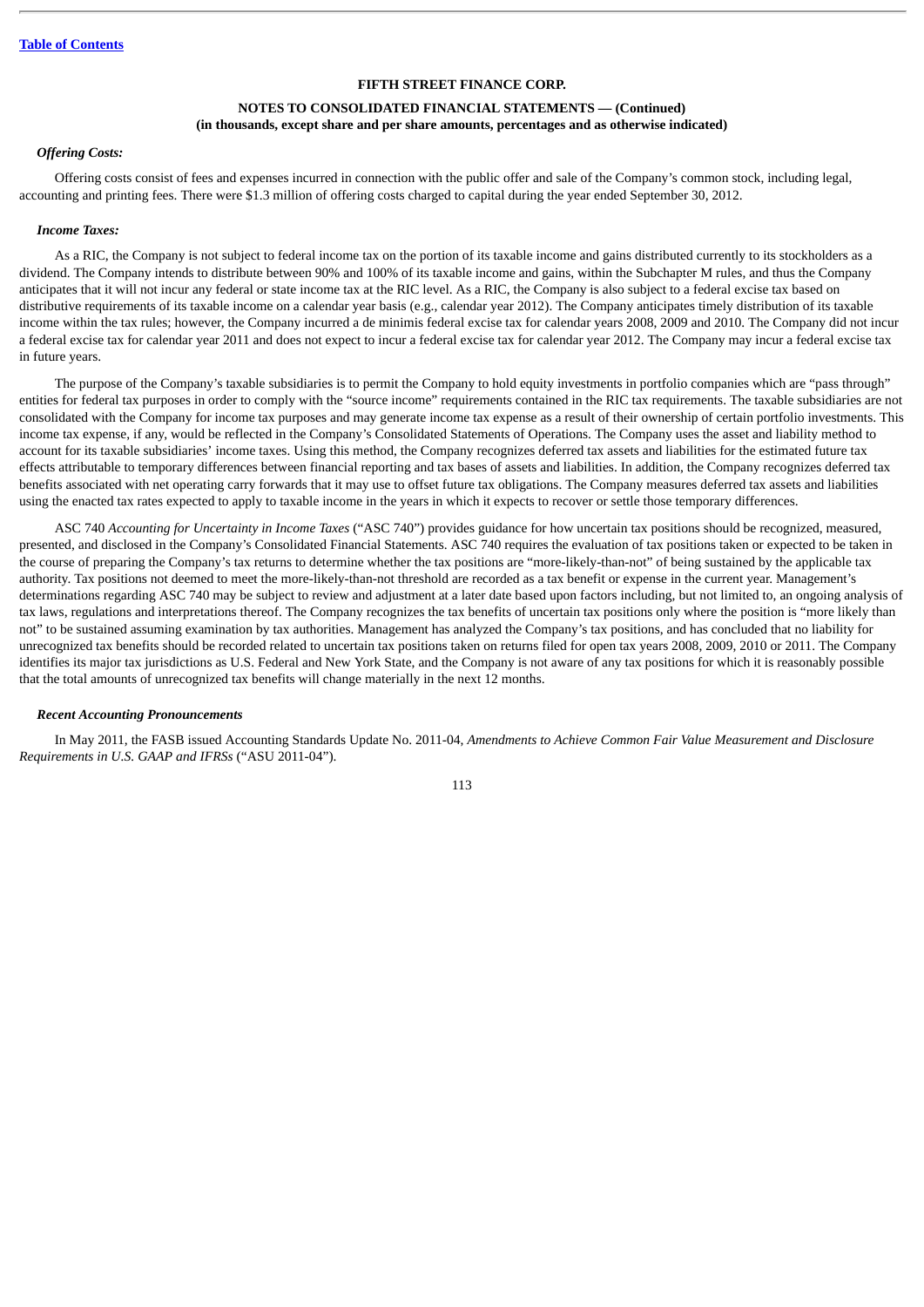*Offering Costs:*

Offering costs consist of fees and expenses incurred in connection with the public offer and sale of the Company's common stock, including legal, accounting and printing fees. There were $1.3 million of offering costs charged to capital during the year ended September 30, 2012.

*Income Taxes:*

As a RIC, the Company is not subject to federal income tax on the portion of its taxable income and gains distributed currently to its stockholders as a dividend. The Company intends to distribute between 90% and 100% of its taxable income and gains, within the Subchapter M rules, and thus the Company anticipates that it will not incur any federal or state income tax at the RIC level. As a RIC, the Company is also subject to a federal excise tax based on distributive requirements of its taxable income on a calendar year basis (e.g., calendar year 2012). The Company anticipates timely distribution of its taxable income within the tax rules; however, the Company incurred a de minimis federal excise tax for calendar years 2008, 2009 and 2010. The Company did not incur a federal excise tax for calendar year 2011 and does not expect to incur a federal excise tax for calendar year 2012. The Company may incur a federal excise tax in future years.

The purpose of the Company's taxable subsidiaries is to permit the Company to hold equity investments in portfolio companies which are "pass through" entities for federal tax purposes in order to comply with the "source income" requirements contained in the RIC tax requirements. The taxable subsidiaries are not consolidated with the Company for income tax purposes and may generate income tax expense as a result of their ownership of certain portfolio investments. This income tax expense, if any, would be reflected in the Company's Consolidated Statements of Operations. The Company uses the asset and liability method to account for its taxable subsidiaries' income taxes. Using this method, the Company recognizes deferred tax assets and liabilities for the estimated future tax effects attributable to temporary differences between financial reporting and tax bases of assets and liabilities. In addition, the Company recognizes deferred tax benefits associated with net operating carry forwards that it may use to offset future tax obligations. The Company measures deferred tax assets and liabilities using the enacted tax rates expected to apply to taxable income in the years in which it expects to recover or settle those temporary differences.

ASC 740 *Accounting for Uncertainty in Income Taxes* ("ASC 740") provides guidance for how uncertain tax positions should be recognized, measured, presented, and disclosed in the Company's Consolidated Financial Statements. ASC 740 requires the evaluation of tax positions taken or expected to be taken in the course of preparing the Company's tax returns to determine whether the tax positions are "more-likely-than-not" of being sustained by the applicable tax authority. Tax positions not deemed to meet the more-likely-than-not threshold are recorded as a tax benefit or expense in the current year. Management's determinations regarding ASC 740 may be subject to review and adjustment at a later date based upon factors including, but not limited to, an ongoing analysis of tax laws, regulations and interpretations thereof. The Company recognizes the tax benefits of uncertain tax positions only where the position is "more likely than not" to be sustained assuming examination by tax authorities. Management has analyzed the Company's tax positions, and has concluded that no liability for unrecognized tax benefits should be recorded related to uncertain tax positions taken on returns filed for open tax years 2008, 2009, 2010 or 2011. The Company identifies its major tax jurisdictions as U.S. Federal and New York State, and the Company is not aware of any tax positions for which it is reasonably possible that the total amounts of unrecognized tax benefits will change materially in the next 12 months.

***Recent Accounting Pronouncements***

In May 2011, the FASB issued Accounting Standards Update No. 2011-04, *Amendments to Achieve Common Fair Value Measurement and Disclosure Requirements in U.S. GAAP and IFRSs* ("ASU 2011-04").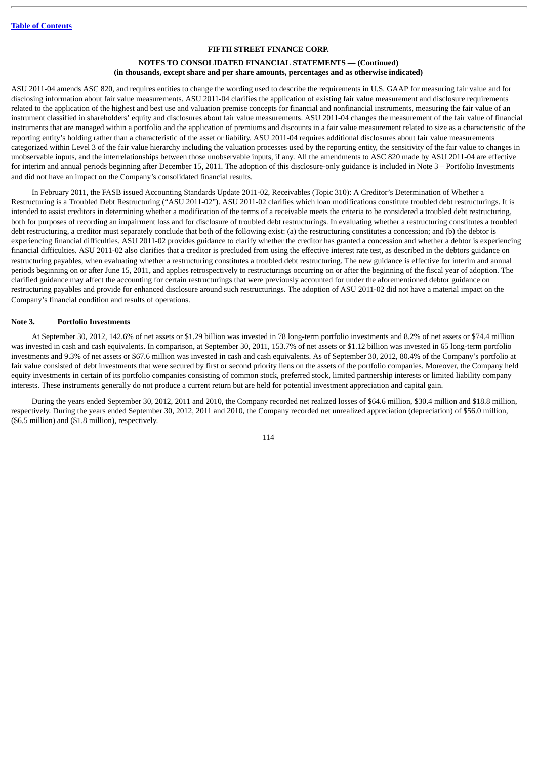ASU 2011-04 amends ASC 820, and requires entities to change the wording used to describe the requirements in U.S. GAAP for measuring fair value and for disclosing information about fair value measurements. ASU 2011-04 clarifies the application of existing fair value measurement and disclosure requirements related to the application of the highest and best use and valuation premise concepts for financial and nonfinancial instruments, measuring the fair value of an instrument classified in shareholders' equity and disclosures about fair value measurements. ASU 2011-04 changes the measurement of the fair value of financial instruments that are managed within a portfolio and the application of premiums and discounts in a fair value measurement related to size as a characteristic of the reporting entity's holding rather than a characteristic of the asset or liability. ASU 2011-04 requires additional disclosures about fair value measurements categorized within Level 3 of the fair value hierarchy including the valuation processes used by the reporting entity, the sensitivity of the fair value to changes in unobservable inputs, and the interrelationships between those unobservable inputs, if any. All the amendments to ASC 820 made by ASU 2011-04 are effective for interim and annual periods beginning after December 15, 2011. The adoption of this disclosure-only guidance is included in Note 3 – Portfolio Investments and did not have an impact on the Company's consolidated financial results.

In February 2011, the FASB issued Accounting Standards Update 2011-02, Receivables (Topic 310): A Creditor's Determination of Whether a Restructuring is a Troubled Debt Restructuring ("ASU 2011-02"). ASU 2011-02 clarifies which loan modifications constitute troubled debt restructurings. It is intended to assist creditors in determining whether a modification of the terms of a receivable meets the criteria to be considered a troubled debt restructuring, both for purposes of recording an impairment loss and for disclosure of troubled debt restructurings. In evaluating whether a restructuring constitutes a troubled debt restructuring, a creditor must separately conclude that both of the following exist: (a) the restructuring constitutes a concession; and (b) the debtor is experiencing financial difficulties. ASU 2011-02 provides guidance to clarify whether the creditor has granted a concession and whether a debtor is experiencing financial difficulties. ASU 2011-02 also clarifies that a creditor is precluded from using the effective interest rate test, as described in the debtors guidance on restructuring payables, when evaluating whether a restructuring constitutes a troubled debt restructuring. The new guidance is effective for interim and annual periods beginning on or after June 15, 2011, and applies retrospectively to restructurings occurring on or after the beginning of the fiscal year of adoption. The clarified guidance may affect the accounting for certain restructurings that were previously accounted for under the aforementioned debtor guidance on restructuring payables and provide for enhanced disclosure around such restructurings. The adoption of ASU 2011-02 did not have a material impact on the Company's financial condition and results of operations.

## Note 3. Portfolio Investments

At September 30, 2012, 142.6% of net assets or $1.29 billion was invested in 78 long-term portfolio investments and 8.2% of net assets or $74.4 million was invested in cash and cash equivalents. In comparison, at September 30, 2011, 153.7% of net assets or $1.12 billion was invested in 65 long-term portfolio investments and 9.3% of net assets or $67.6 million was invested in cash and cash equivalents. As of September 30, 2012, 80.4% of the Company's portfolio at fair value consisted of debt investments that were secured by first or second priority liens on the assets of the portfolio companies. Moreover, the Company held equity investments in certain of its portfolio companies consisting of common stock, preferred stock, limited partnership interests or limited liability company interests. These instruments generally do not produce a current return but are held for potential investment appreciation and capital gain.

During the years ended September 30, 2012, 2011 and 2010, the Company recorded net realized losses of $64.6 million, $30.4 million and $18.8 million, respectively. During the years ended September 30, 2012, 2011 and 2010, the Company recorded net unrealized appreciation (depreciation) of $56.0 million, ($6.5 million) and ($1.8 million), respectively.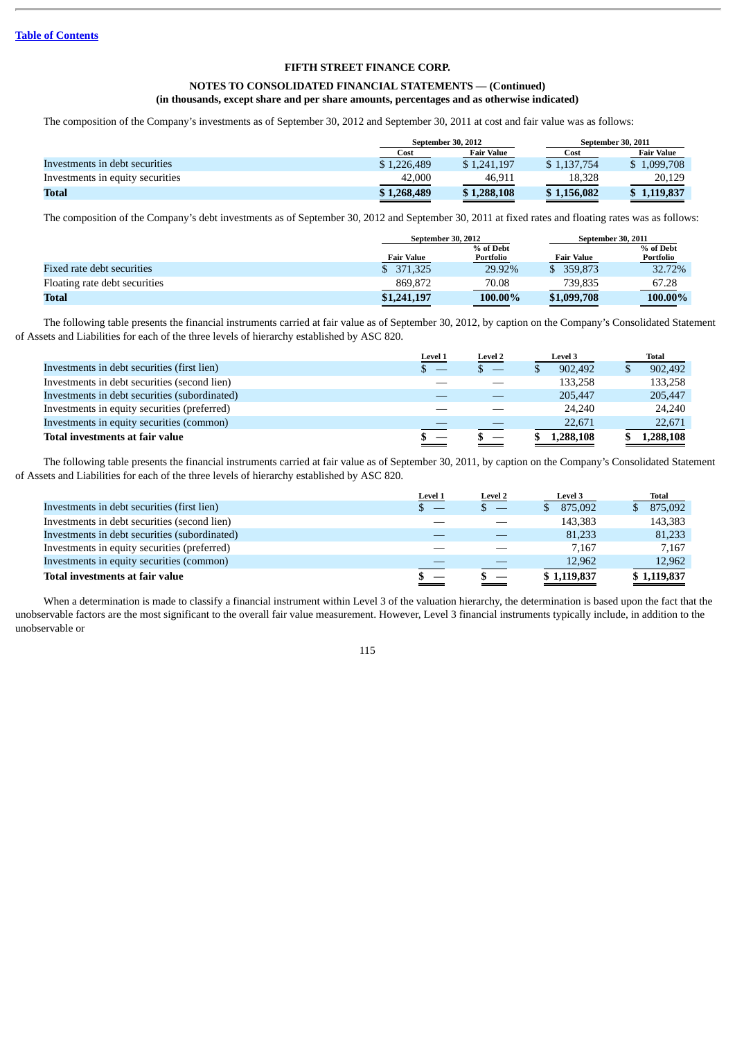[Table of Contents](#)

**FIFTH STREET FINANCE CORP.**

**NOTES TO CONSOLIDATED FINANCIAL STATEMENTS — (Continued)**
**(in thousands, except share and per share amounts, percentages and as otherwise indicated)**

The composition of the Company's investments as of September 30, 2012 and September 30, 2011 at cost and fair value was as follows:

| | September 30, 2012 | | September 30, 2011 | |
|---|---|---|---|---|
| | Cost | Fair Value | Cost | Fair Value |
| Investments in debt securities | $ 1,226,489 | $ 1,241,197 | $ 1,137,754 | $ 1,099,708 |
| Investments in equity securities | 42,000 | 46,911 | 18,328 | 20,129 |
| **Total** | **$ 1,268,489** | **$ 1,288,108** | **$ 1,156,082** | **$ 1,119,837** |

The composition of the Company's debt investments as of September 30, 2012 and September 30, 2011 at fixed rates and floating rates was as follows:

| | September 30, 2012 | | September 30, 2011 | |
|---|---|---|---|---|
| | Fair Value | % of Debt Portfolio | Fair Value | % of Debt Portfolio |
| Fixed rate debt securities | $ 371,325 | 29.92% | $ 359,873 | 32.72% |
| Floating rate debt securities | 869,872 | 70.08 | 739,835 | 67.28 |
| **Total** | **$1,241,197** | **100.00%** | **$1,099,708** | **100.00%** |

The following table presents the financial instruments carried at fair value as of September 30, 2012, by caption on the Company's Consolidated Statement of Assets and Liabilities for each of the three levels of hierarchy established by ASC 820.

| | Level 1 | Level 2 | Level 3 | Total |
|---|---|---|---|---|
| Investments in debt securities (first lien) | $ — | $ — | $ 902,492 | $ 902,492 |
| Investments in debt securities (second lien) | — | — | 133,258 | 133,258 |
| Investments in debt securities (subordinated) | — | — | 205,447 | 205,447 |
| Investments in equity securities (preferred) | — | — | 24,240 | 24,240 |
| Investments in equity securities (common) | — | — | 22,671 | 22,671 |
| **Total investments at fair value** | **$ —** | **$ —** | **$ 1,288,108** | **$ 1,288,108** |

The following table presents the financial instruments carried at fair value as of September 30, 2011, by caption on the Company's Consolidated Statement of Assets and Liabilities for each of the three levels of hierarchy established by ASC 820.

| | Level 1 | Level 2 | Level 3 | Total |
|---|---|---|---|---|
| Investments in debt securities (first lien) | $ — | $ — | $ 875,092 | $ 875,092 |
| Investments in debt securities (second lien) | — | — | 143,383 | 143,383 |
| Investments in debt securities (subordinated) | — | — | 81,233 | 81,233 |
| Investments in equity securities (preferred) | — | — | 7,167 | 7,167 |
| Investments in equity securities (common) | — | — | 12,962 | 12,962 |
| **Total investments at fair value** | **$ —** | **$ —** | **$ 1,119,837** | **$ 1,119,837** |

When a determination is made to classify a financial instrument within Level 3 of the valuation hierarchy, the determination is based upon the fact that the unobservable factors are the most significant to the overall fair value measurement. However, Level 3 financial instruments typically include, in addition to the unobservable or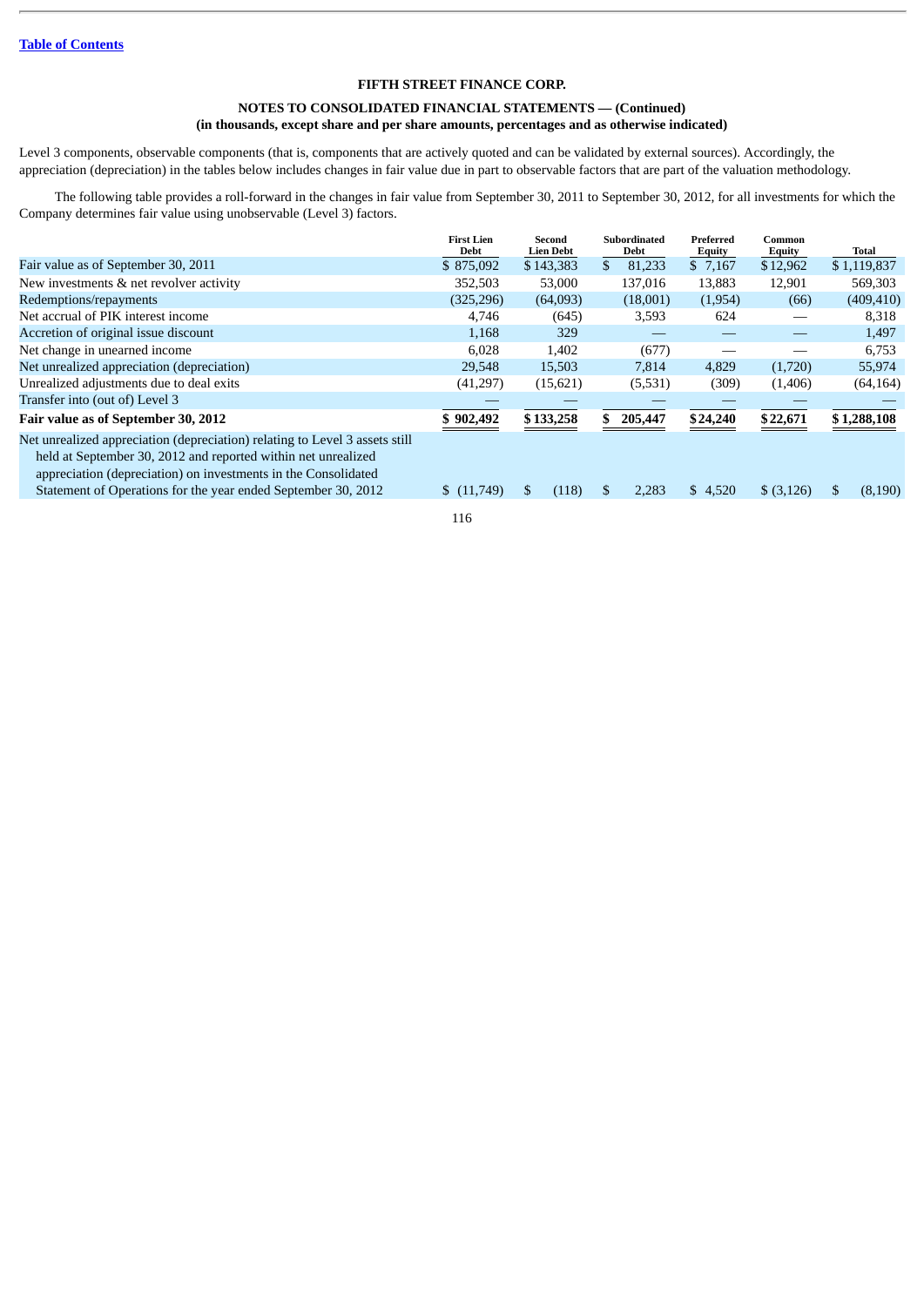FIFTH STREET FINANCE CORP.

NOTES TO CONSOLIDATED FINANCIAL STATEMENTS — (Continued)
(in thousands, except share and per share amounts, percentages and as otherwise indicated)

Level 3 components, observable components (that is, components that are actively quoted and can be validated by external sources). Accordingly, the appreciation (depreciation) in the tables below includes changes in fair value due in part to observable factors that are part of the valuation methodology.

The following table provides a roll-forward in the changes in fair value from September 30, 2011 to September 30, 2012, for all investments for which the Company determines fair value using unobservable (Level 3) factors.

| | First Lien Debt | Second Lien Debt | Subordinated Debt | Preferred Equity | Common Equity | Total |
|---|---|---|---|---|---|---|
| Fair value as of September 30, 2011 | $ 875,092 | $ 143,383 | $ 81,233 | $ 7,167 | $ 12,962 | $ 1,119,837 |
| New investments & net revolver activity | 352,503 | 53,000 | 137,016 | 13,883 | 12,901 | 569,303 |
| Redemptions/repayments | (325,296) | (64,093) | (18,001) | (1,954) | (66) | (409,410) |
| Net accrual of PIK interest income | 4,746 | (645) | 3,593 | 624 | — | 8,318 |
| Accretion of original issue discount | 1,168 | 329 | — | — | — | 1,497 |
| Net change in unearned income | 6,028 | 1,402 | (677) | — | — | 6,753 |
| Net unrealized appreciation (depreciation) | 29,548 | 15,503 | 7,814 | 4,829 | (1,720) | 55,974 |
| Unrealized adjustments due to deal exits | (41,297) | (15,621) | (5,531) | (309) | (1,406) | (64,164) |
| Transfer into (out of) Level 3 | — | — | — | — | — | — |
| **Fair value as of September 30, 2012** | **$ 902,492** | **$ 133,258** | **$ 205,447** | **$ 24,240** | **$ 22,671** | **$ 1,288,108** |
| Net unrealized appreciation (depreciation) relating to Level 3 assets still held at September 30, 2012 and reported within net unrealized appreciation (depreciation) on investments in the Consolidated Statement of Operations for the year ended September 30, 2012 | $ (11,749) | $ (118) | $ 2,283 | $ 4,520 | $ (3,126) | $ (8,190) |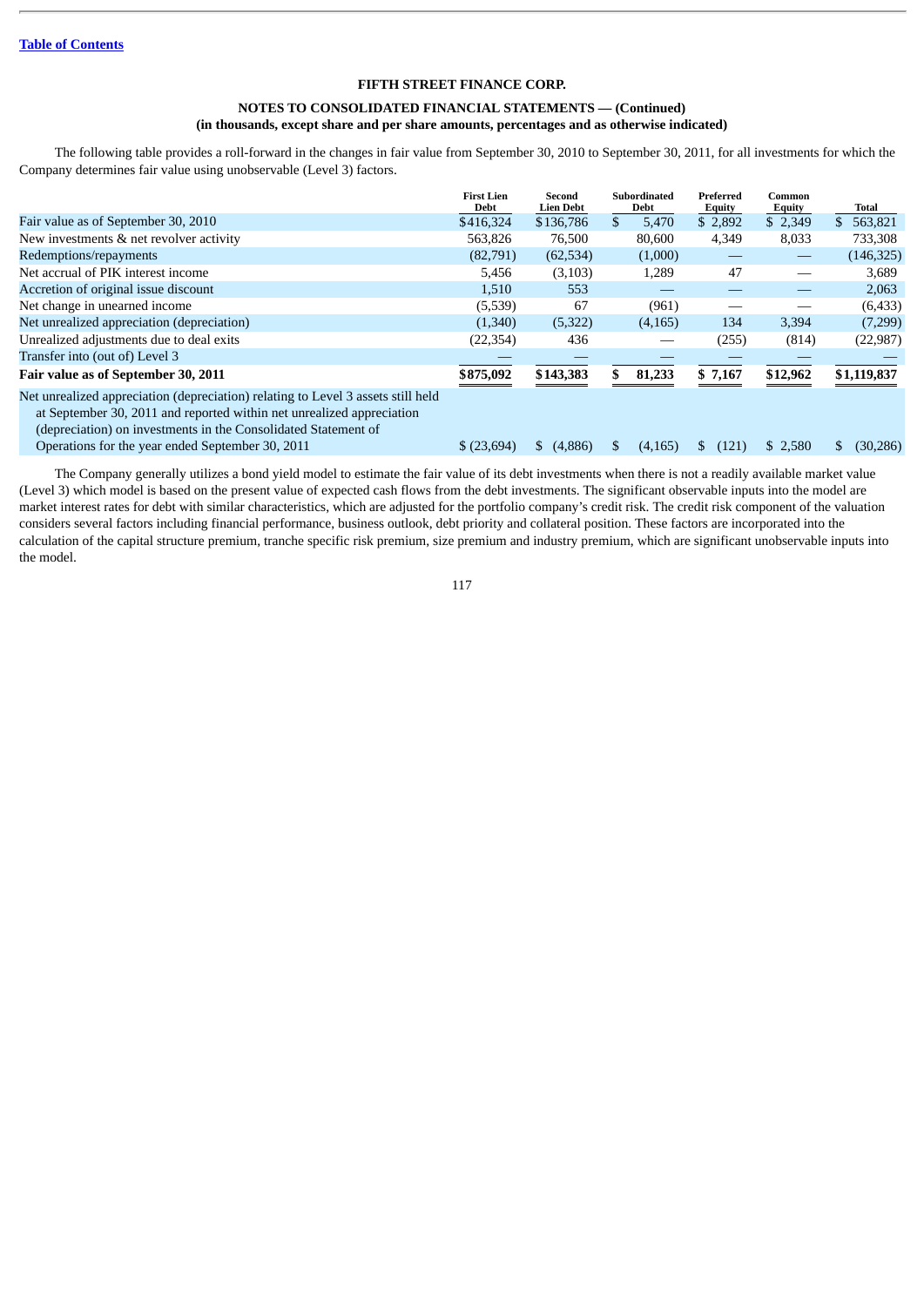Table of Contents

**FIFTH STREET FINANCE CORP.**

**NOTES TO CONSOLIDATED FINANCIAL STATEMENTS — (Continued)**
**(in thousands, except share and per share amounts, percentages and as otherwise indicated)**

The following table provides a roll-forward in the changes in fair value from September 30, 2010 to September 30, 2011, for all investments for which the Company determines fair value using unobservable (Level 3) factors.

| | First Lien Debt | Second Lien Debt | Subordinated Debt | Preferred Equity | Common Equity | Total |
|---|---|---|---|---|---|---|
| Fair value as of September 30, 2010 | $416,324 | $136,786 | $ 5,470 | $ 2,892 | $ 2,349 | $ 563,821 |
| New investments & net revolver activity | 563,826 | 76,500 | 80,600 | 4,349 | 8,033 | 733,308 |
| Redemptions/repayments | (82,791) | (62,534) | (1,000) | — | — | (146,325) |
| Net accrual of PIK interest income | 5,456 | (3,103) | 1,289 | 47 | — | 3,689 |
| Accretion of original issue discount | 1,510 | 553 | — | — | — | 2,063 |
| Net change in unearned income | (5,539) | 67 | (961) | — | — | (6,433) |
| Net unrealized appreciation (depreciation) | (1,340) | (5,322) | (4,165) | 134 | 3,394 | (7,299) |
| Unrealized adjustments due to deal exits | (22,354) | 436 | — | (255) | (814) | (22,987) |
| Transfer into (out of) Level 3 | — | — | — | — | — | — |
| **Fair value as of September 30, 2011** | **$875,092** | **$143,383** | **$ 81,233** | **$ 7,167** | **$12,962** | **$1,119,837** |
| Net unrealized appreciation (depreciation) relating to Level 3 assets still held at September 30, 2011 and reported within net unrealized appreciation (depreciation) on investments in the Consolidated Statement of Operations for the year ended September 30, 2011 | $ (23,694) | $ (4,886) | $ (4,165) | $ (121) | $ 2,580 | $ (30,286) |

The Company generally utilizes a bond yield model to estimate the fair value of its debt investments when there is not a readily available market value (Level 3) which model is based on the present value of expected cash flows from the debt investments. The significant observable inputs into the model are market interest rates for debt with similar characteristics, which are adjusted for the portfolio company's credit risk. The credit risk component of the valuation considers several factors including financial performance, business outlook, debt priority and collateral position. These factors are incorporated into the calculation of the capital structure premium, tranche specific risk premium, size premium and industry premium, which are significant unobservable inputs into the model.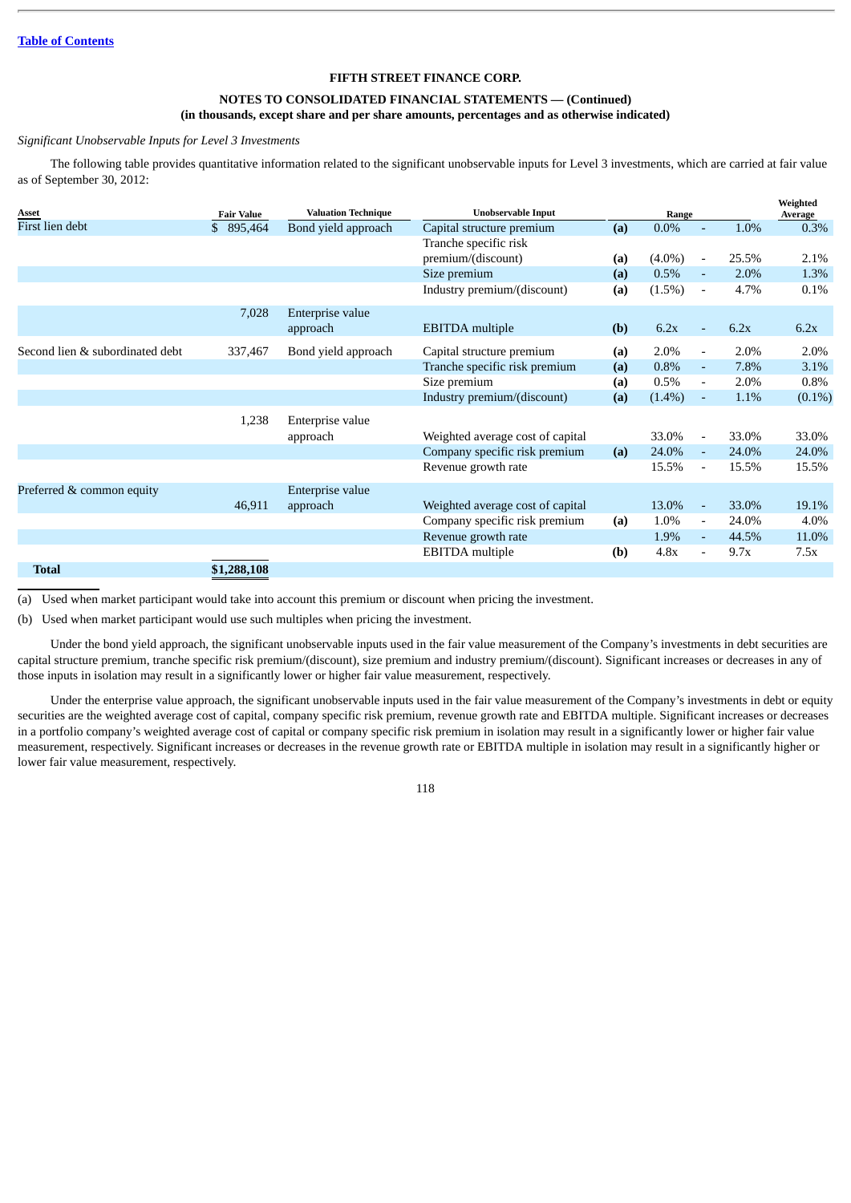**FIFTH STREET FINANCE CORP.**

**NOTES TO CONSOLIDATED FINANCIAL STATEMENTS — (Continued)**
**(in thousands, except share and per share amounts, percentages and as otherwise indicated)**

*Significant Unobservable Inputs for Level 3 Investments*

The following table provides quantitative information related to the significant unobservable inputs for Level 3 investments, which are carried at fair value as of September 30, 2012:

| Asset | Fair Value | Valuation Technique | Unobservable Input | | Range | | | Weighted Average |
|---|---|---|---|---|---|---|---|---|
| First lien debt | $ 895,464 | Bond yield approach | Capital structure premium | **(a)** | 0.0% | - | 1.0% | 0.3% |
| | | | Tranche specific risk premium/(discount) | **(a)** | (4.0%) | - | 25.5% | 2.1% |
| | | | Size premium | **(a)** | 0.5% | - | 2.0% | 1.3% |
| | | | Industry premium/(discount) | **(a)** | (1.5%) | - | 4.7% | 0.1% |
| | 7,028 | Enterprise value approach | EBITDA multiple | **(b)** | 6.2x | - | 6.2x | 6.2x |
| Second lien & subordinated debt | 337,467 | Bond yield approach | Capital structure premium | **(a)** | 2.0% | - | 2.0% | 2.0% |
| | | | Tranche specific risk premium | **(a)** | 0.8% | - | 7.8% | 3.1% |
| | | | Size premium | **(a)** | 0.5% | - | 2.0% | 0.8% |
| | | | Industry premium/(discount) | **(a)** | (1.4%) | - | 1.1% | (0.1%) |
| | 1,238 | Enterprise value approach | Weighted average cost of capital | | 33.0% | - | 33.0% | 33.0% |
| | | | Company specific risk premium | **(a)** | 24.0% | - | 24.0% | 24.0% |
| | | | Revenue growth rate | | 15.5% | - | 15.5% | 15.5% |
| Preferred & common equity | 46,911 | Enterprise value approach | Weighted average cost of capital | | 13.0% | - | 33.0% | 19.1% |
| | | | Company specific risk premium | **(a)** | 1.0% | - | 24.0% | 4.0% |
| | | | Revenue growth rate | | 1.9% | - | 44.5% | 11.0% |
| | | | EBITDA multiple | **(b)** | 4.8x | - | 9.7x | 7.5x |
| **Total** | **$1,288,108** | | | | | | | |

(a) Used when market participant would take into account this premium or discount when pricing the investment.

(b) Used when market participant would use such multiples when pricing the investment.

Under the bond yield approach, the significant unobservable inputs used in the fair value measurement of the Company's investments in debt securities are capital structure premium, tranche specific risk premium/(discount), size premium and industry premium/(discount). Significant increases or decreases in any of those inputs in isolation may result in a significantly lower or higher fair value measurement, respectively.

Under the enterprise value approach, the significant unobservable inputs used in the fair value measurement of the Company's investments in debt or equity securities are the weighted average cost of capital, company specific risk premium, revenue growth rate and EBITDA multiple. Significant increases or decreases in a portfolio company's weighted average cost of capital or company specific risk premium in isolation may result in a significantly lower or higher fair value measurement, respectively. Significant increases or decreases in the revenue growth rate or EBITDA multiple in isolation may result in a significantly higher or lower fair value measurement, respectively.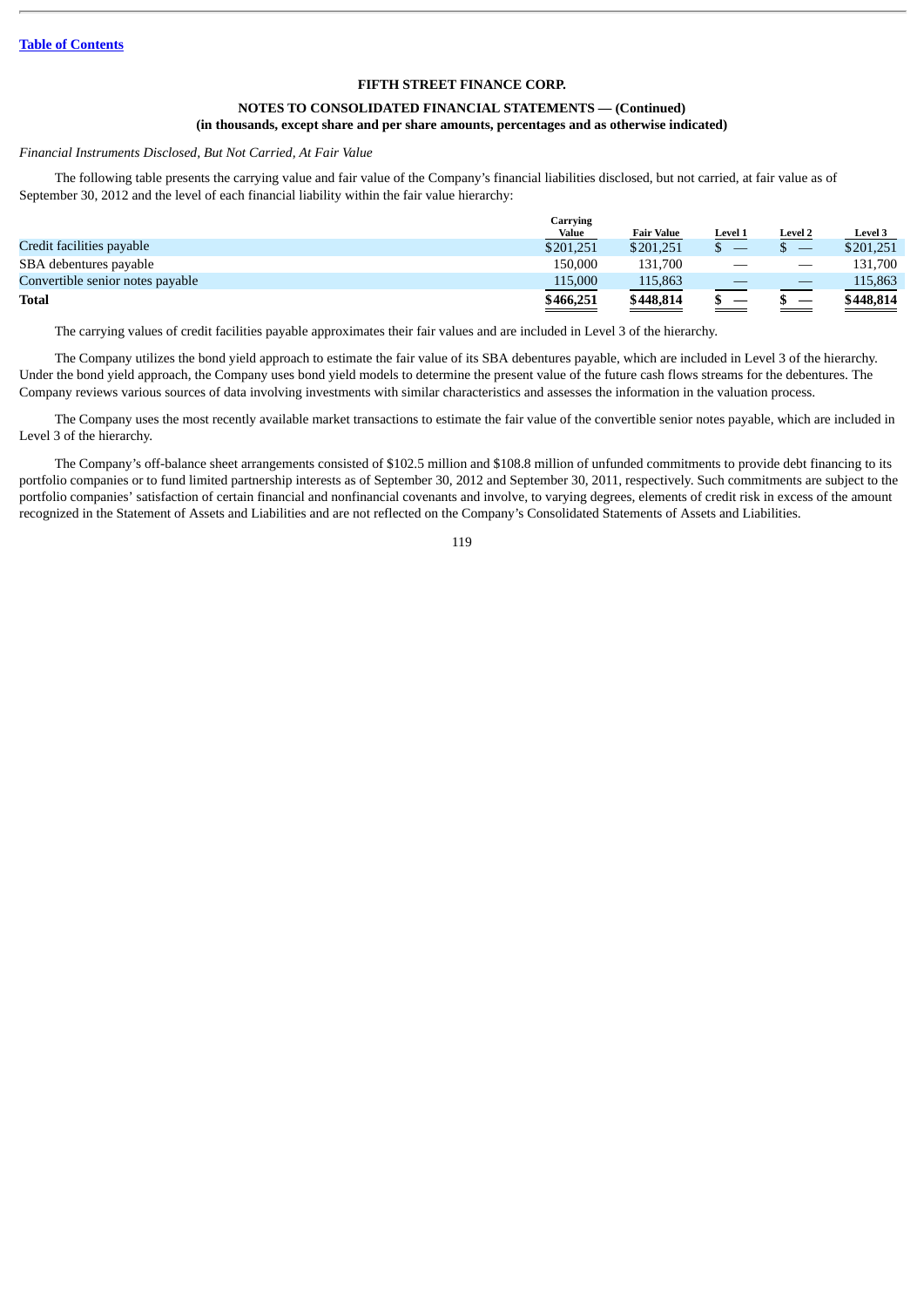[Table of Contents](#)

**FIFTH STREET FINANCE CORP.**

**NOTES TO CONSOLIDATED FINANCIAL STATEMENTS — (Continued)**
**(in thousands, except share and per share amounts, percentages and as otherwise indicated)**

*Financial Instruments Disclosed, But Not Carried, At Fair Value*

The following table presents the carrying value and fair value of the Company's financial liabilities disclosed, but not carried, at fair value as of September 30, 2012 and the level of each financial liability within the fair value hierarchy:

| | Carrying Value | Fair Value | Level 1 | Level 2 | Level 3 |
|---|---|---|---|---|---|
| Credit facilities payable | $201,251 | $201,251 | $ — | $ — | $201,251 |
| SBA debentures payable | 150,000 | 131,700 | — | — | 131,700 |
| Convertible senior notes payable | 115,000 | 115,863 | — | — | 115,863 |
| **Total** | **$466,251** | **$448,814** | **$ —** | **$ —** | **$448,814** |

The carrying values of credit facilities payable approximates their fair values and are included in Level 3 of the hierarchy.

The Company utilizes the bond yield approach to estimate the fair value of its SBA debentures payable, which are included in Level 3 of the hierarchy. Under the bond yield approach, the Company uses bond yield models to determine the present value of the future cash flows streams for the debentures. The Company reviews various sources of data involving investments with similar characteristics and assesses the information in the valuation process.

The Company uses the most recently available market transactions to estimate the fair value of the convertible senior notes payable, which are included in Level 3 of the hierarchy.

The Company's off-balance sheet arrangements consisted of $102.5 million and $108.8 million of unfunded commitments to provide debt financing to its portfolio companies or to fund limited partnership interests as of September 30, 2012 and September 30, 2011, respectively. Such commitments are subject to the portfolio companies' satisfaction of certain financial and nonfinancial covenants and involve, to varying degrees, elements of credit risk in excess of the amount recognized in the Statement of Assets and Liabilities and are not reflected on the Company's Consolidated Statements of Assets and Liabilities.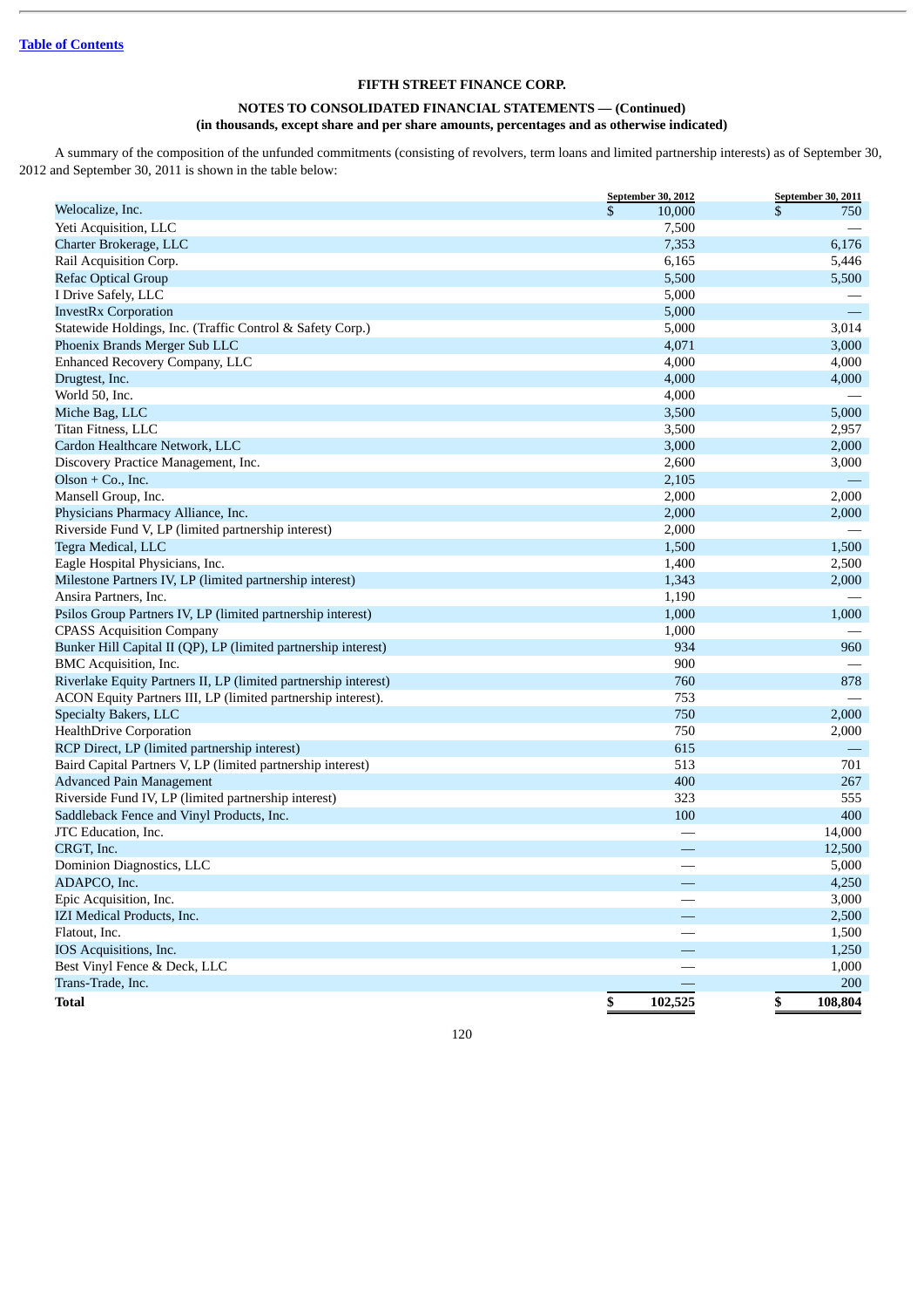[Table of Contents](#)

**FIFTH STREET FINANCE CORP.**

**NOTES TO CONSOLIDATED FINANCIAL STATEMENTS — (Continued)**
**(in thousands, except share and per share amounts, percentages and as otherwise indicated)**

A summary of the composition of the unfunded commitments (consisting of revolvers, term loans and limited partnership interests) as of September 30, 2012 and September 30, 2011 is shown in the table below:

| | September 30, 2012 | September 30, 2011 |
|---|---|---|
| Welocalize, Inc. | $ 10,000 | $ 750 |
| Yeti Acquisition, LLC | 7,500 | — |
| Charter Brokerage, LLC | 7,353 | 6,176 |
| Rail Acquisition Corp. | 6,165 | 5,446 |
| Refac Optical Group | 5,500 | 5,500 |
| I Drive Safely, LLC | 5,000 | — |
| InvestRx Corporation | 5,000 | — |
| Statewide Holdings, Inc. (Traffic Control & Safety Corp.) | 5,000 | 3,014 |
| Phoenix Brands Merger Sub LLC | 4,071 | 3,000 |
| Enhanced Recovery Company, LLC | 4,000 | 4,000 |
| Drugtest, Inc. | 4,000 | 4,000 |
| World 50, Inc. | 4,000 | — |
| Miche Bag, LLC | 3,500 | 5,000 |
| Titan Fitness, LLC | 3,500 | 2,957 |
| Cardon Healthcare Network, LLC | 3,000 | 2,000 |
| Discovery Practice Management, Inc. | 2,600 | 3,000 |
| Olson + Co., Inc. | 2,105 | — |
| Mansell Group, Inc. | 2,000 | 2,000 |
| Physicians Pharmacy Alliance, Inc. | 2,000 | 2,000 |
| Riverside Fund V, LP (limited partnership interest) | 2,000 | — |
| Tegra Medical, LLC | 1,500 | 1,500 |
| Eagle Hospital Physicians, Inc. | 1,400 | 2,500 |
| Milestone Partners IV, LP (limited partnership interest) | 1,343 | 2,000 |
| Ansira Partners, Inc. | 1,190 | — |
| Psilos Group Partners IV, LP (limited partnership interest) | 1,000 | 1,000 |
| CPASS Acquisition Company | 1,000 | — |
| Bunker Hill Capital II (QP), LP (limited partnership interest) | 934 | 960 |
| BMC Acquisition, Inc. | 900 | — |
| Riverlake Equity Partners II, LP (limited partnership interest) | 760 | 878 |
| ACON Equity Partners III, LP (limited partnership interest). | 753 | — |
| Specialty Bakers, LLC | 750 | 2,000 |
| HealthDrive Corporation | 750 | 2,000 |
| RCP Direct, LP (limited partnership interest) | 615 | — |
| Baird Capital Partners V, LP (limited partnership interest) | 513 | 701 |
| Advanced Pain Management | 400 | 267 |
| Riverside Fund IV, LP (limited partnership interest) | 323 | 555 |
| Saddleback Fence and Vinyl Products, Inc. | 100 | 400 |
| JTC Education, Inc. | — | 14,000 |
| CRGT, Inc. | — | 12,500 |
| Dominion Diagnostics, LLC | — | 5,000 |
| ADAPCO, Inc. | — | 4,250 |
| Epic Acquisition, Inc. | — | 3,000 |
| IZI Medical Products, Inc. | — | 2,500 |
| Flatout, Inc. | — | 1,500 |
| IOS Acquisitions, Inc. | — | 1,250 |
| Best Vinyl Fence & Deck, LLC | — | 1,000 |
| Trans-Trade, Inc. | — | 200 |
| **Total** | **$ 102,525** | **$ 108,804** |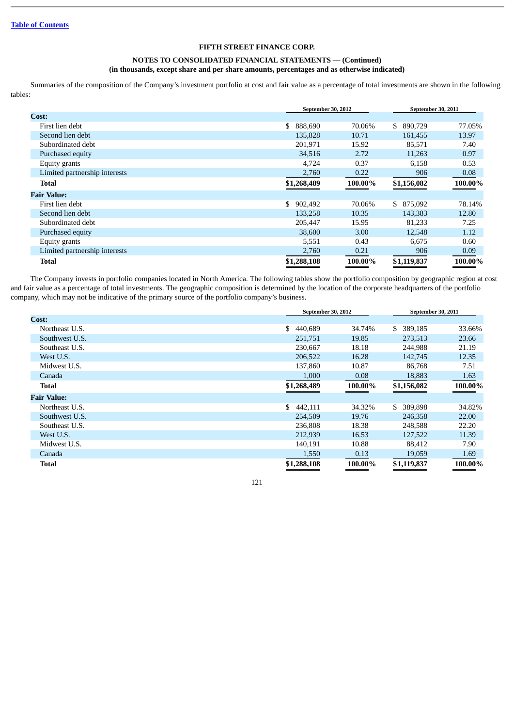Table of Contents

**FIFTH STREET FINANCE CORP.**

**NOTES TO CONSOLIDATED FINANCIAL STATEMENTS — (Continued)**
**(in thousands, except share and per share amounts, percentages and as otherwise indicated)**

Summaries of the composition of the Company's investment portfolio at cost and fair value as a percentage of total investments are shown in the following tables:

| | September 30, 2012 | | September 30, 2011 | |
|---|---|---|---|---|
| **Cost:** | | | | |
| First lien debt | $ 888,690 | 70.06% | $ 890,729 | 77.05% |
| Second lien debt | 135,828 | 10.71 | 161,455 | 13.97 |
| Subordinated debt | 201,971 | 15.92 | 85,571 | 7.40 |
| Purchased equity | 34,516 | 2.72 | 11,263 | 0.97 |
| Equity grants | 4,724 | 0.37 | 6,158 | 0.53 |
| Limited partnership interests | 2,760 | 0.22 | 906 | 0.08 |
| **Total** | **$1,268,489** | **100.00%** | **$1,156,082** | **100.00%** |
| **Fair Value:** | | | | |
| First lien debt | $ 902,492 | 70.06% | $ 875,092 | 78.14% |
| Second lien debt | 133,258 | 10.35 | 143,383 | 12.80 |
| Subordinated debt | 205,447 | 15.95 | 81,233 | 7.25 |
| Purchased equity | 38,600 | 3.00 | 12,548 | 1.12 |
| Equity grants | 5,551 | 0.43 | 6,675 | 0.60 |
| Limited partnership interests | 2,760 | 0.21 | 906 | 0.09 |
| **Total** | **$1,288,108** | **100.00%** | **$1,119,837** | **100.00%** |

The Company invests in portfolio companies located in North America. The following tables show the portfolio composition by geographic region at cost and fair value as a percentage of total investments. The geographic composition is determined by the location of the corporate headquarters of the portfolio company, which may not be indicative of the primary source of the portfolio company's business.

| | September 30, 2012 | | September 30, 2011 | |
|---|---|---|---|---|
| **Cost:** | | | | |
| Northeast U.S. | $ 440,689 | 34.74% | $ 389,185 | 33.66% |
| Southwest U.S. | 251,751 | 19.85 | 273,513 | 23.66 |
| Southeast U.S. | 230,667 | 18.18 | 244,988 | 21.19 |
| West U.S. | 206,522 | 16.28 | 142,745 | 12.35 |
| Midwest U.S. | 137,860 | 10.87 | 86,768 | 7.51 |
| Canada | 1,000 | 0.08 | 18,883 | 1.63 |
| **Total** | **$1,268,489** | **100.00%** | **$1,156,082** | **100.00%** |
| **Fair Value:** | | | | |
| Northeast U.S. | $ 442,111 | 34.32% | $ 389,898 | 34.82% |
| Southwest U.S. | 254,509 | 19.76 | 246,358 | 22.00 |
| Southeast U.S. | 236,808 | 18.38 | 248,588 | 22.20 |
| West U.S. | 212,939 | 16.53 | 127,522 | 11.39 |
| Midwest U.S. | 140,191 | 10.88 | 88,412 | 7.90 |
| Canada | 1,550 | 0.13 | 19,059 | 1.69 |
| **Total** | **$1,288,108** | **100.00%** | **$1,119,837** | **100.00%** |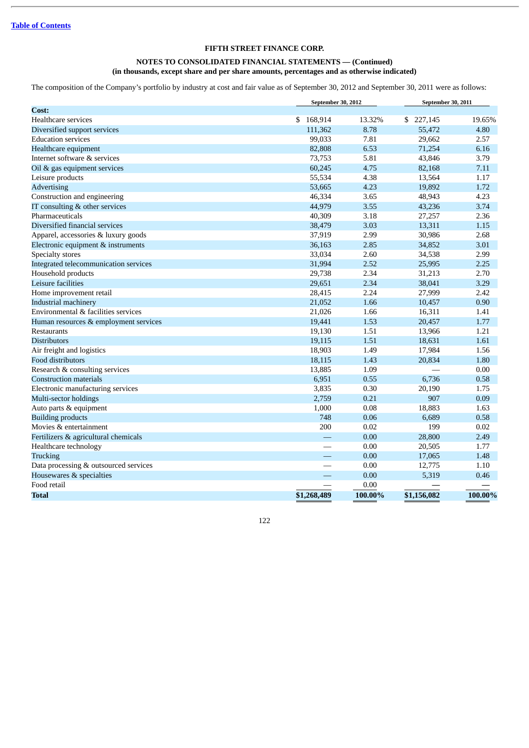[Table of Contents](#)

**FIFTH STREET FINANCE CORP.**

**NOTES TO CONSOLIDATED FINANCIAL STATEMENTS — (Continued)**
**(in thousands, except share and per share amounts, percentages and as otherwise indicated)**

The composition of the Company's portfolio by industry at cost and fair value as of September 30, 2012 and September 30, 2011 were as follows:

| | September 30, 2012 | | September 30, 2011 | |
|---|---|---|---|---|
| **Cost:** | | | | |
| Healthcare services | $ 168,914 | 13.32% | $ 227,145 | 19.65% |
| Diversified support services | 111,362 | 8.78 | 55,472 | 4.80 |
| Education services | 99,033 | 7.81 | 29,662 | 2.57 |
| Healthcare equipment | 82,808 | 6.53 | 71,254 | 6.16 |
| Internet software & services | 73,753 | 5.81 | 43,846 | 3.79 |
| Oil & gas equipment services | 60,245 | 4.75 | 82,168 | 7.11 |
| Leisure products | 55,534 | 4.38 | 13,564 | 1.17 |
| Advertising | 53,665 | 4.23 | 19,892 | 1.72 |
| Construction and engineering | 46,334 | 3.65 | 48,943 | 4.23 |
| IT consulting & other services | 44,979 | 3.55 | 43,236 | 3.74 |
| Pharmaceuticals | 40,309 | 3.18 | 27,257 | 2.36 |
| Diversified financial services | 38,479 | 3.03 | 13,311 | 1.15 |
| Apparel, accessories & luxury goods | 37,919 | 2.99 | 30,986 | 2.68 |
| Electronic equipment & instruments | 36,163 | 2.85 | 34,852 | 3.01 |
| Specialty stores | 33,034 | 2.60 | 34,538 | 2.99 |
| Integrated telecommunication services | 31,994 | 2.52 | 25,995 | 2.25 |
| Household products | 29,738 | 2.34 | 31,213 | 2.70 |
| Leisure facilities | 29,651 | 2.34 | 38,041 | 3.29 |
| Home improvement retail | 28,415 | 2.24 | 27,999 | 2.42 |
| Industrial machinery | 21,052 | 1.66 | 10,457 | 0.90 |
| Environmental & facilities services | 21,026 | 1.66 | 16,311 | 1.41 |
| Human resources & employment services | 19,441 | 1.53 | 20,457 | 1.77 |
| Restaurants | 19,130 | 1.51 | 13,966 | 1.21 |
| Distributors | 19,115 | 1.51 | 18,631 | 1.61 |
| Air freight and logistics | 18,903 | 1.49 | 17,984 | 1.56 |
| Food distributors | 18,115 | 1.43 | 20,834 | 1.80 |
| Research & consulting services | 13,885 | 1.09 | — | 0.00 |
| Construction materials | 6,951 | 0.55 | 6,736 | 0.58 |
| Electronic manufacturing services | 3,835 | 0.30 | 20,190 | 1.75 |
| Multi-sector holdings | 2,759 | 0.21 | 907 | 0.09 |
| Auto parts & equipment | 1,000 | 0.08 | 18,883 | 1.63 |
| Building products | 748 | 0.06 | 6,689 | 0.58 |
| Movies & entertainment | 200 | 0.02 | 199 | 0.02 |
| Fertilizers & agricultural chemicals | — | 0.00 | 28,800 | 2.49 |
| Healthcare technology | — | 0.00 | 20,505 | 1.77 |
| Trucking | — | 0.00 | 17,065 | 1.48 |
| Data processing & outsourced services | — | 0.00 | 12,775 | 1.10 |
| Housewares & specialties | — | 0.00 | 5,319 | 0.46 |
| Food retail | — | 0.00 | — | — |
| **Total** | **$1,268,489** | **100.00%** | **$1,156,082** | **100.00%** |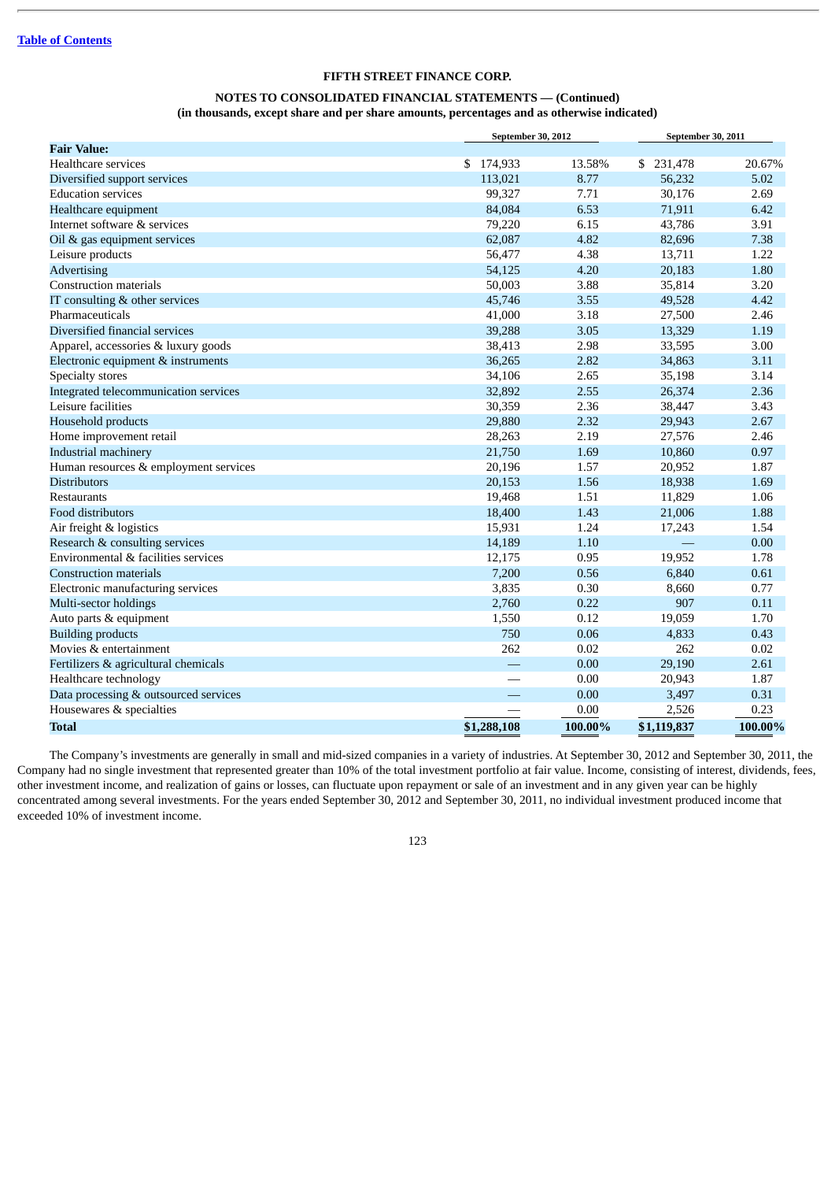FIFTH STREET FINANCE CORP.

NOTES TO CONSOLIDATED FINANCIAL STATEMENTS — (Continued)
(in thousands, except share and per share amounts, percentages and as otherwise indicated)

| | September 30, 2012 | | September 30, 2011 | |
|---|---|---|---|---|
| **Fair Value:** | | | | |
| Healthcare services | $ 174,933 | 13.58% | $ 231,478 | 20.67% |
| Diversified support services | 113,021 | 8.77 | 56,232 | 5.02 |
| Education services | 99,327 | 7.71 | 30,176 | 2.69 |
| Healthcare equipment | 84,084 | 6.53 | 71,911 | 6.42 |
| Internet software & services | 79,220 | 6.15 | 43,786 | 3.91 |
| Oil & gas equipment services | 62,087 | 4.82 | 82,696 | 7.38 |
| Leisure products | 56,477 | 4.38 | 13,711 | 1.22 |
| Advertising | 54,125 | 4.20 | 20,183 | 1.80 |
| Construction materials | 50,003 | 3.88 | 35,814 | 3.20 |
| IT consulting & other services | 45,746 | 3.55 | 49,528 | 4.42 |
| Pharmaceuticals | 41,000 | 3.18 | 27,500 | 2.46 |
| Diversified financial services | 39,288 | 3.05 | 13,329 | 1.19 |
| Apparel, accessories & luxury goods | 38,413 | 2.98 | 33,595 | 3.00 |
| Electronic equipment & instruments | 36,265 | 2.82 | 34,863 | 3.11 |
| Specialty stores | 34,106 | 2.65 | 35,198 | 3.14 |
| Integrated telecommunication services | 32,892 | 2.55 | 26,374 | 2.36 |
| Leisure facilities | 30,359 | 2.36 | 38,447 | 3.43 |
| Household products | 29,880 | 2.32 | 29,943 | 2.67 |
| Home improvement retail | 28,263 | 2.19 | 27,576 | 2.46 |
| Industrial machinery | 21,750 | 1.69 | 10,860 | 0.97 |
| Human resources & employment services | 20,196 | 1.57 | 20,952 | 1.87 |
| Distributors | 20,153 | 1.56 | 18,938 | 1.69 |
| Restaurants | 19,468 | 1.51 | 11,829 | 1.06 |
| Food distributors | 18,400 | 1.43 | 21,006 | 1.88 |
| Air freight & logistics | 15,931 | 1.24 | 17,243 | 1.54 |
| Research & consulting services | 14,189 | 1.10 | — | 0.00 |
| Environmental & facilities services | 12,175 | 0.95 | 19,952 | 1.78 |
| Construction materials | 7,200 | 0.56 | 6,840 | 0.61 |
| Electronic manufacturing services | 3,835 | 0.30 | 8,660 | 0.77 |
| Multi-sector holdings | 2,760 | 0.22 | 907 | 0.11 |
| Auto parts & equipment | 1,550 | 0.12 | 19,059 | 1.70 |
| Building products | 750 | 0.06 | 4,833 | 0.43 |
| Movies & entertainment | 262 | 0.02 | 262 | 0.02 |
| Fertilizers & agricultural chemicals | — | 0.00 | 29,190 | 2.61 |
| Healthcare technology | — | 0.00 | 20,943 | 1.87 |
| Data processing & outsourced services | — | 0.00 | 3,497 | 0.31 |
| Housewares & specialties | — | 0.00 | 2,526 | 0.23 |
| **Total** | **$1,288,108** | **100.00%** | **$1,119,837** | **100.00%** |

The Company's investments are generally in small and mid-sized companies in a variety of industries. At September 30, 2012 and September 30, 2011, the Company had no single investment that represented greater than 10% of the total investment portfolio at fair value. Income, consisting of interest, dividends, fees, other investment income, and realization of gains or losses, can fluctuate upon repayment or sale of an investment and in any given year can be highly concentrated among several investments. For the years ended September 30, 2012 and September 30, 2011, no individual investment produced income that exceeded 10% of investment income.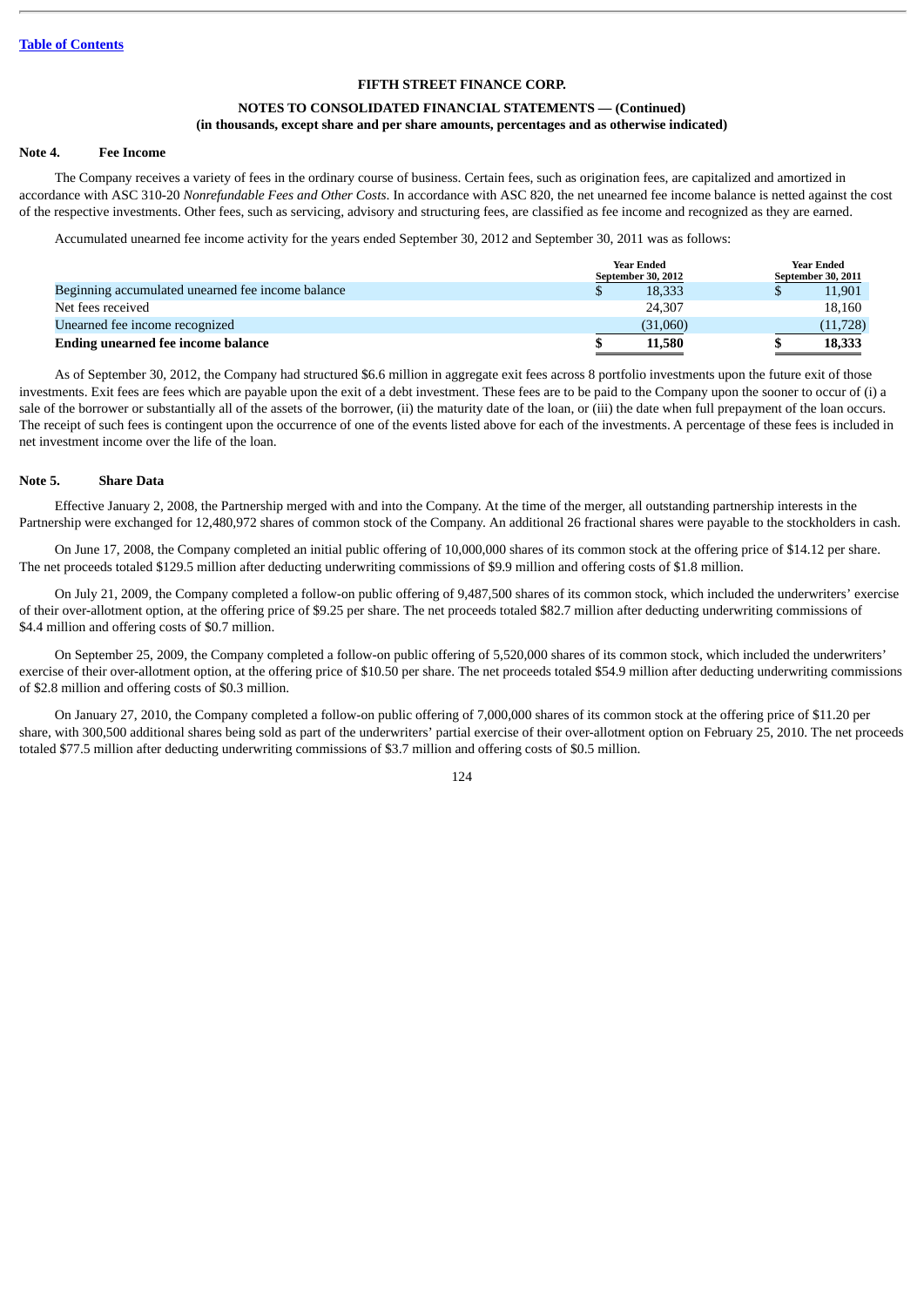[Table of Contents](#)

**FIFTH STREET FINANCE CORP.**

**NOTES TO CONSOLIDATED FINANCIAL STATEMENTS — (Continued)**
**(in thousands, except share and per share amounts, percentages and as otherwise indicated)**

## Note 4. Fee Income

The Company receives a variety of fees in the ordinary course of business. Certain fees, such as origination fees, are capitalized and amortized in accordance with ASC 310-20 *Nonrefundable Fees and Other Costs*. In accordance with ASC 820, the net unearned fee income balance is netted against the cost of the respective investments. Other fees, such as servicing, advisory and structuring fees, are classified as fee income and recognized as they are earned.

Accumulated unearned fee income activity for the years ended September 30, 2012 and September 30, 2011 was as follows:

| | Year Ended September 30, 2012 | Year Ended September 30, 2011 |
|---|---|---|
| Beginning accumulated unearned fee income balance | $ 18,333 | $ 11,901 |
| Net fees received | 24,307 | 18,160 |
| Unearned fee income recognized | (31,060) | (11,728) |
| **Ending unearned fee income balance** | **$ 11,580** | **$ 18,333** |

As of September 30, 2012, the Company had structured $6.6 million in aggregate exit fees across 8 portfolio investments upon the future exit of those investments. Exit fees are fees which are payable upon the exit of a debt investment. These fees are to be paid to the Company upon the sooner to occur of (i) a sale of the borrower or substantially all of the assets of the borrower, (ii) the maturity date of the loan, or (iii) the date when full prepayment of the loan occurs. The receipt of such fees is contingent upon the occurrence of one of the events listed above for each of the investments. A percentage of these fees is included in net investment income over the life of the loan.

## Note 5. Share Data

Effective January 2, 2008, the Partnership merged with and into the Company. At the time of the merger, all outstanding partnership interests in the Partnership were exchanged for 12,480,972 shares of common stock of the Company. An additional 26 fractional shares were payable to the stockholders in cash.

On June 17, 2008, the Company completed an initial public offering of 10,000,000 shares of its common stock at the offering price of $14.12 per share. The net proceeds totaled $129.5 million after deducting underwriting commissions of $9.9 million and offering costs of $1.8 million.

On July 21, 2009, the Company completed a follow-on public offering of 9,487,500 shares of its common stock, which included the underwriters' exercise of their over-allotment option, at the offering price of $9.25 per share. The net proceeds totaled $82.7 million after deducting underwriting commissions of $4.4 million and offering costs of $0.7 million.

On September 25, 2009, the Company completed a follow-on public offering of 5,520,000 shares of its common stock, which included the underwriters' exercise of their over-allotment option, at the offering price of $10.50 per share. The net proceeds totaled $54.9 million after deducting underwriting commissions of $2.8 million and offering costs of $0.3 million.

On January 27, 2010, the Company completed a follow-on public offering of 7,000,000 shares of its common stock at the offering price of $11.20 per share, with 300,500 additional shares being sold as part of the underwriters' partial exercise of their over-allotment option on February 25, 2010. The net proceeds totaled $77.5 million after deducting underwriting commissions of $3.7 million and offering costs of $0.5 million.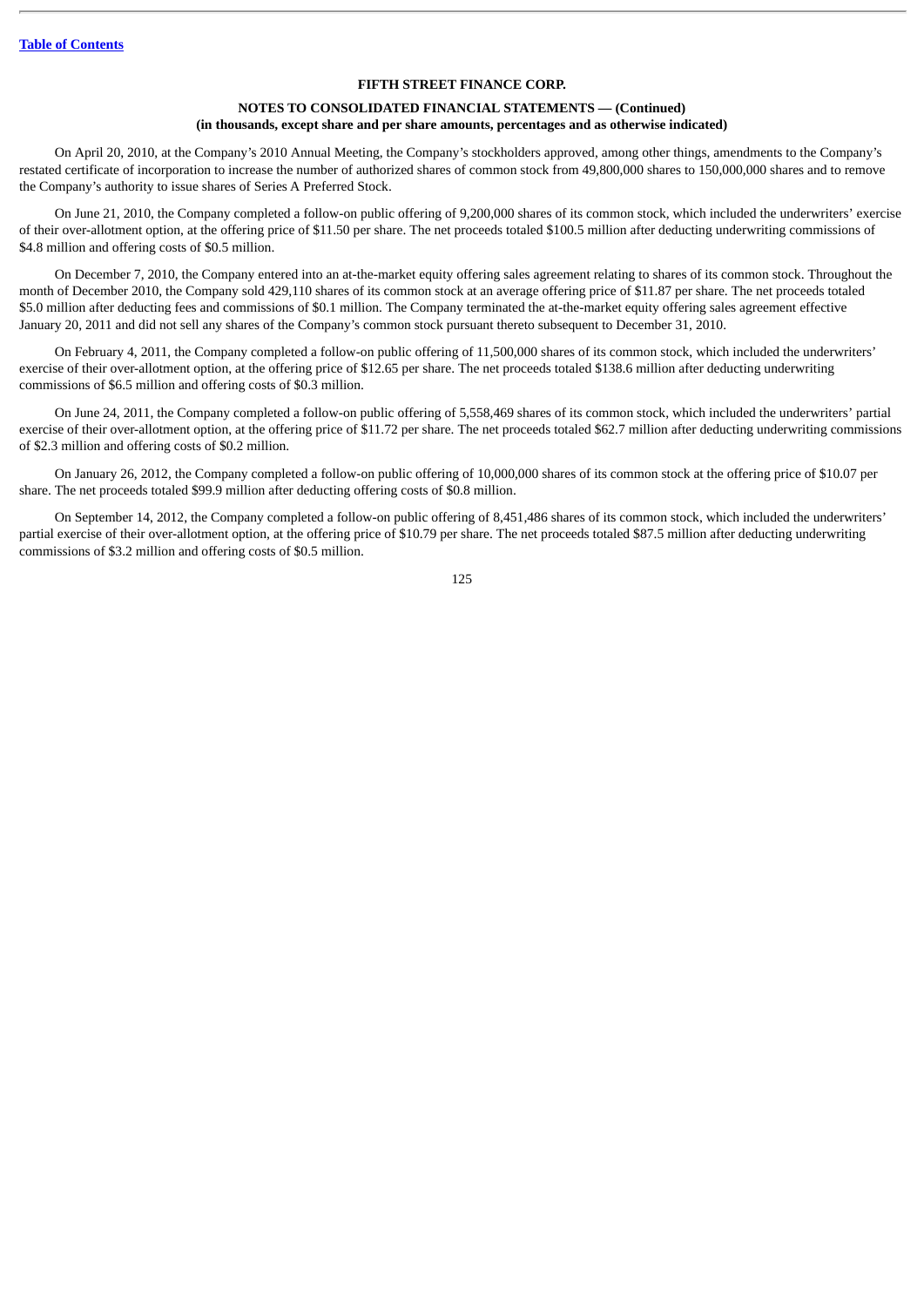**FIFTH STREET FINANCE CORP.**

**NOTES TO CONSOLIDATED FINANCIAL STATEMENTS — (Continued)**
**(in thousands, except share and per share amounts, percentages and as otherwise indicated)**

On April 20, 2010, at the Company's 2010 Annual Meeting, the Company's stockholders approved, among other things, amendments to the Company's restated certificate of incorporation to increase the number of authorized shares of common stock from 49,800,000 shares to 150,000,000 shares and to remove the Company's authority to issue shares of Series A Preferred Stock.

On June 21, 2010, the Company completed a follow-on public offering of 9,200,000 shares of its common stock, which included the underwriters' exercise of their over-allotment option, at the offering price of $11.50 per share. The net proceeds totaled $100.5 million after deducting underwriting commissions of $4.8 million and offering costs of $0.5 million.

On December 7, 2010, the Company entered into an at-the-market equity offering sales agreement relating to shares of its common stock. Throughout the month of December 2010, the Company sold 429,110 shares of its common stock at an average offering price of $11.87 per share. The net proceeds totaled $5.0 million after deducting fees and commissions of $0.1 million. The Company terminated the at-the-market equity offering sales agreement effective January 20, 2011 and did not sell any shares of the Company's common stock pursuant thereto subsequent to December 31, 2010.

On February 4, 2011, the Company completed a follow-on public offering of 11,500,000 shares of its common stock, which included the underwriters' exercise of their over-allotment option, at the offering price of $12.65 per share. The net proceeds totaled $138.6 million after deducting underwriting commissions of $6.5 million and offering costs of $0.3 million.

On June 24, 2011, the Company completed a follow-on public offering of 5,558,469 shares of its common stock, which included the underwriters' partial exercise of their over-allotment option, at the offering price of $11.72 per share. The net proceeds totaled $62.7 million after deducting underwriting commissions of $2.3 million and offering costs of $0.2 million.

On January 26, 2012, the Company completed a follow-on public offering of 10,000,000 shares of its common stock at the offering price of $10.07 per share. The net proceeds totaled $99.9 million after deducting offering costs of $0.8 million.

On September 14, 2012, the Company completed a follow-on public offering of 8,451,486 shares of its common stock, which included the underwriters' partial exercise of their over-allotment option, at the offering price of $10.79 per share. The net proceeds totaled $87.5 million after deducting underwriting commissions of $3.2 million and offering costs of $0.5 million.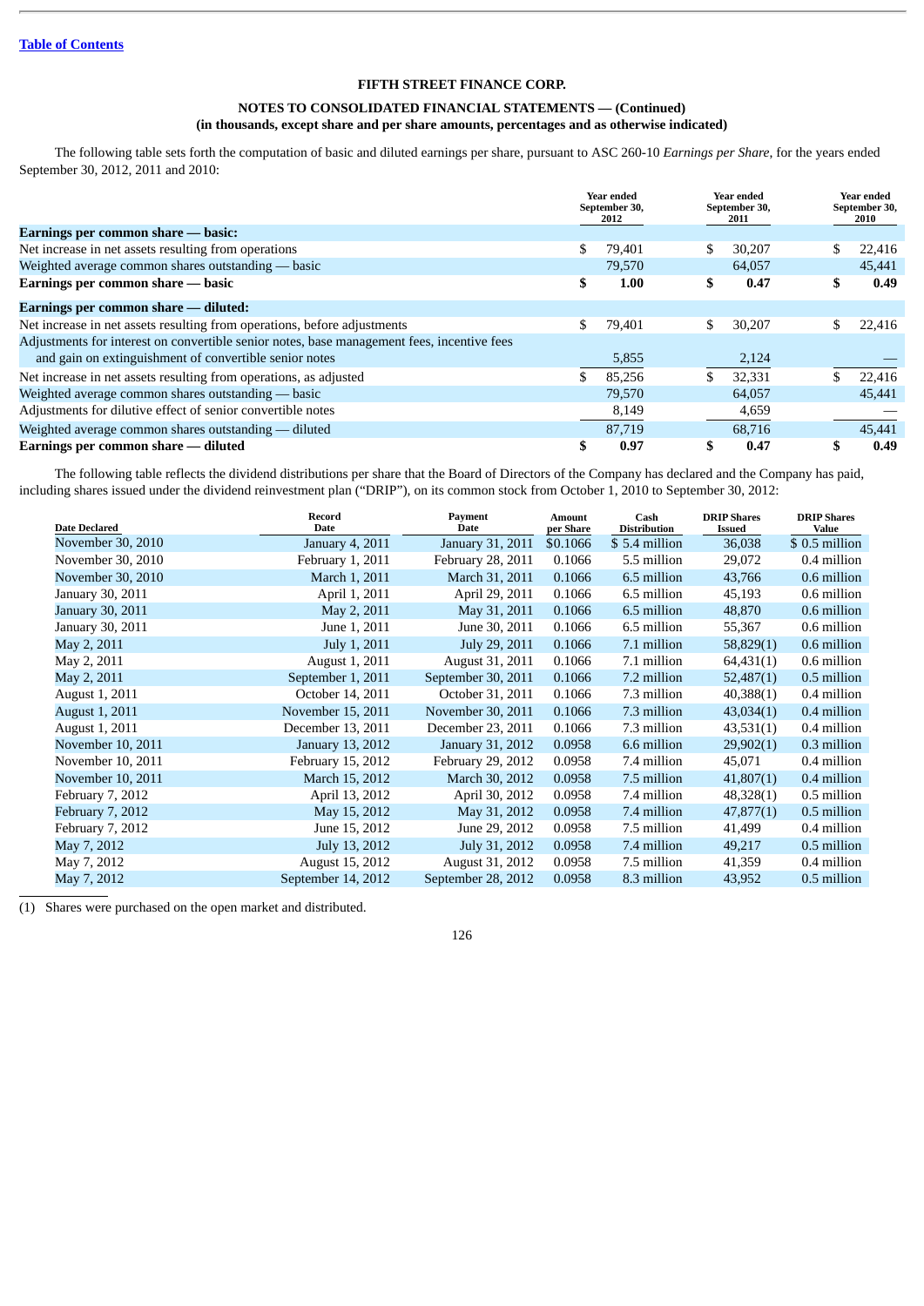[Table of Contents](#)

**FIFTH STREET FINANCE CORP.**

**NOTES TO CONSOLIDATED FINANCIAL STATEMENTS — (Continued)**
**(in thousands, except share and per share amounts, percentages and as otherwise indicated)**

The following table sets forth the computation of basic and diluted earnings per share, pursuant to ASC 260-10 *Earnings per Share*, for the years ended September 30, 2012, 2011 and 2010:

| | Year ended September 30, 2012 | Year ended September 30, 2011 | Year ended September 30, 2010 |
|---|---|---|---|
| **Earnings per common share — basic:** | | | |
| Net increase in net assets resulting from operations | $ 79,401 | $ 30,207 | $ 22,416 |
| Weighted average common shares outstanding — basic | 79,570 | 64,057 | 45,441 |
| **Earnings per common share — basic** | **$ 1.00** | **$ 0.47** | **$ 0.49** |
| **Earnings per common share — diluted:** | | | |
| Net increase in net assets resulting from operations, before adjustments | $ 79,401 | $ 30,207 | $ 22,416 |
| Adjustments for interest on convertible senior notes, base management fees, incentive fees and gain on extinguishment of convertible senior notes | 5,855 | 2,124 | — |
| Net increase in net assets resulting from operations, as adjusted | $ 85,256 | $ 32,331 | $ 22,416 |
| Weighted average common shares outstanding — basic | 79,570 | 64,057 | 45,441 |
| Adjustments for dilutive effect of senior convertible notes | 8,149 | 4,659 | — |
| Weighted average common shares outstanding — diluted | 87,719 | 68,716 | 45,441 |
| **Earnings per common share — diluted** | **$ 0.97** | **$ 0.47** | **$ 0.49** |

The following table reflects the dividend distributions per share that the Board of Directors of the Company has declared and the Company has paid, including shares issued under the dividend reinvestment plan ("DRIP"), on its common stock from October 1, 2010 to September 30, 2012:

| Date Declared | Record Date | Payment Date | Amount per Share | Cash Distribution | DRIP Shares Issued | DRIP Shares Value |
|---|---|---|---|---|---|---|
| November 30, 2010 | January 4, 2011 | January 31, 2011 | $0.1066 | $ 5.4 million | 36,038 | $ 0.5 million |
| November 30, 2010 | February 1, 2011 | February 28, 2011 | 0.1066 | 5.5 million | 29,072 | 0.4 million |
| November 30, 2010 | March 1, 2011 | March 31, 2011 | 0.1066 | 6.5 million | 43,766 | 0.6 million |
| January 30, 2011 | April 1, 2011 | April 29, 2011 | 0.1066 | 6.5 million | 45,193 | 0.6 million |
| January 30, 2011 | May 2, 2011 | May 31, 2011 | 0.1066 | 6.5 million | 48,870 | 0.6 million |
| January 30, 2011 | June 1, 2011 | June 30, 2011 | 0.1066 | 6.5 million | 55,367 | 0.6 million |
| May 2, 2011 | July 1, 2011 | July 29, 2011 | 0.1066 | 7.1 million | 58,829(1) | 0.6 million |
| May 2, 2011 | August 1, 2011 | August 31, 2011 | 0.1066 | 7.1 million | 64,431(1) | 0.6 million |
| May 2, 2011 | September 1, 2011 | September 30, 2011 | 0.1066 | 7.2 million | 52,487(1) | 0.5 million |
| August 1, 2011 | October 14, 2011 | October 31, 2011 | 0.1066 | 7.3 million | 40,388(1) | 0.4 million |
| August 1, 2011 | November 15, 2011 | November 30, 2011 | 0.1066 | 7.3 million | 43,034(1) | 0.4 million |
| August 1, 2011 | December 13, 2011 | December 23, 2011 | 0.1066 | 7.3 million | 43,531(1) | 0.4 million |
| November 10, 2011 | January 13, 2012 | January 31, 2012 | 0.0958 | 6.6 million | 29,902(1) | 0.3 million |
| November 10, 2011 | February 15, 2012 | February 29, 2012 | 0.0958 | 7.4 million | 45,071 | 0.4 million |
| November 10, 2011 | March 15, 2012 | March 30, 2012 | 0.0958 | 7.5 million | 41,807(1) | 0.4 million |
| February 7, 2012 | April 13, 2012 | April 30, 2012 | 0.0958 | 7.4 million | 48,328(1) | 0.5 million |
| February 7, 2012 | May 15, 2012 | May 31, 2012 | 0.0958 | 7.4 million | 47,877(1) | 0.5 million |
| February 7, 2012 | June 15, 2012 | June 29, 2012 | 0.0958 | 7.5 million | 41,499 | 0.4 million |
| May 7, 2012 | July 13, 2012 | July 31, 2012 | 0.0958 | 7.4 million | 49,217 | 0.5 million |
| May 7, 2012 | August 15, 2012 | August 31, 2012 | 0.0958 | 7.5 million | 41,359 | 0.4 million |
| May 7, 2012 | September 14, 2012 | September 28, 2012 | 0.0958 | 8.3 million | 43,952 | 0.5 million |

(1) Shares were purchased on the open market and distributed.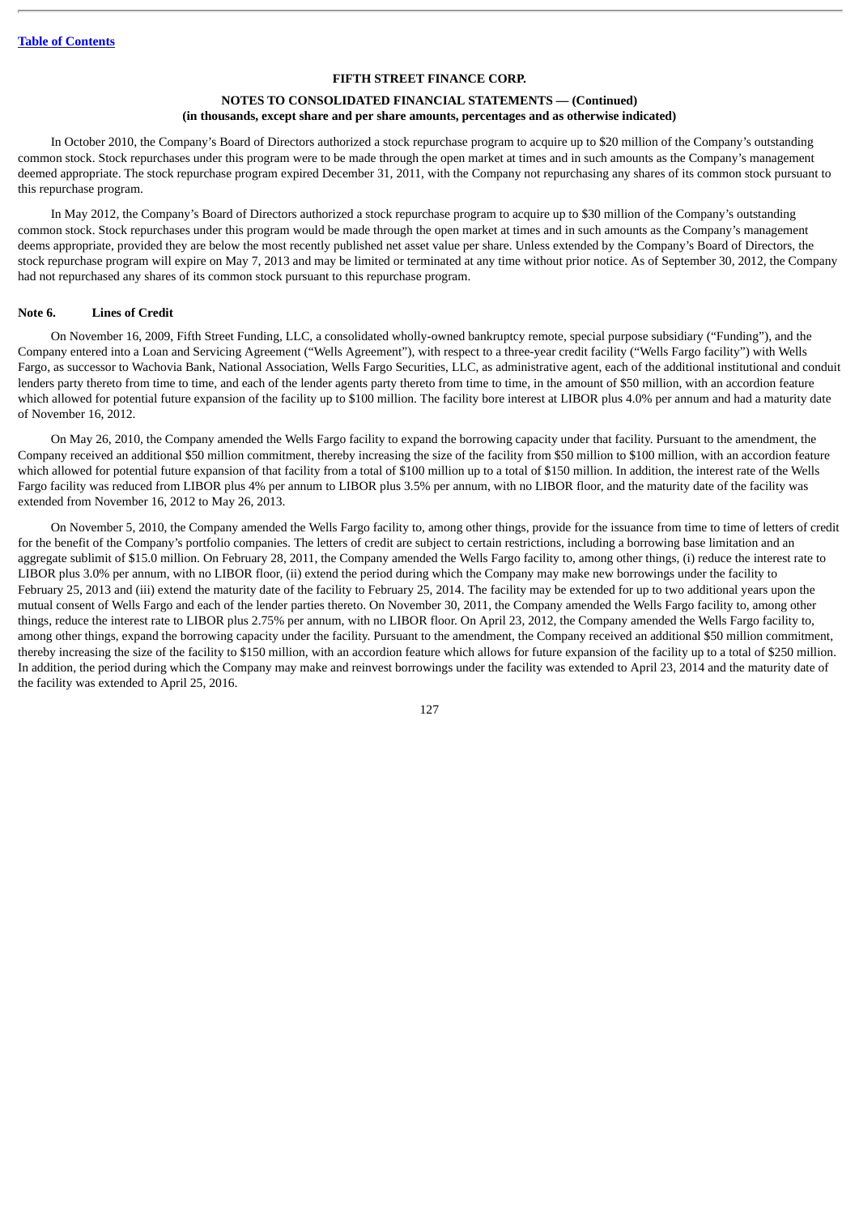In October 2010, the Company's Board of Directors authorized a stock repurchase program to acquire up to $20 million of the Company's outstanding common stock. Stock repurchases under this program were to be made through the open market at times and in such amounts as the Company's management deemed appropriate. The stock repurchase program expired December 31, 2011, with the Company not repurchasing any shares of its common stock pursuant to this repurchase program.

In May 2012, the Company's Board of Directors authorized a stock repurchase program to acquire up to $30 million of the Company's outstanding common stock. Stock repurchases under this program would be made through the open market at times and in such amounts as the Company's management deems appropriate, provided they are below the most recently published net asset value per share. Unless extended by the Company's Board of Directors, the stock repurchase program will expire on May 7, 2013 and may be limited or terminated at any time without prior notice. As of September 30, 2012, the Company had not repurchased any shares of its common stock pursuant to this repurchase program.

### Note 6. Lines of Credit

On November 16, 2009, Fifth Street Funding, LLC, a consolidated wholly-owned bankruptcy remote, special purpose subsidiary ("Funding"), and the Company entered into a Loan and Servicing Agreement ("Wells Agreement"), with respect to a three-year credit facility ("Wells Fargo facility") with Wells Fargo, as successor to Wachovia Bank, National Association, Wells Fargo Securities, LLC, as administrative agent, each of the additional institutional and conduit lenders party thereto from time to time, and each of the lender agents party thereto from time to time, in the amount of $50 million, with an accordion feature which allowed for potential future expansion of the facility up to $100 million. The facility bore interest at LIBOR plus 4.0% per annum and had a maturity date of November 16, 2012.

On May 26, 2010, the Company amended the Wells Fargo facility to expand the borrowing capacity under that facility. Pursuant to the amendment, the Company received an additional $50 million commitment, thereby increasing the size of the facility from $50 million to $100 million, with an accordion feature which allowed for potential future expansion of that facility from a total of $100 million up to a total of $150 million. In addition, the interest rate of the Wells Fargo facility was reduced from LIBOR plus 4% per annum to LIBOR plus 3.5% per annum, with no LIBOR floor, and the maturity date of the facility was extended from November 16, 2012 to May 26, 2013.

On November 5, 2010, the Company amended the Wells Fargo facility to, among other things, provide for the issuance from time to time of letters of credit for the benefit of the Company's portfolio companies. The letters of credit are subject to certain restrictions, including a borrowing base limitation and an aggregate sublimit of $15.0 million. On February 28, 2011, the Company amended the Wells Fargo facility to, among other things, (i) reduce the interest rate to LIBOR plus 3.0% per annum, with no LIBOR floor, (ii) extend the period during which the Company may make new borrowings under the facility to February 25, 2013 and (iii) extend the maturity date of the facility to February 25, 2014. The facility may be extended for up to two additional years upon the mutual consent of Wells Fargo and each of the lender parties thereto. On November 30, 2011, the Company amended the Wells Fargo facility to, among other things, reduce the interest rate to LIBOR plus 2.75% per annum, with no LIBOR floor. On April 23, 2012, the Company amended the Wells Fargo facility to, among other things, expand the borrowing capacity under the facility. Pursuant to the amendment, the Company received an additional $50 million commitment, thereby increasing the size of the facility to $150 million, with an accordion feature which allows for future expansion of the facility up to a total of $250 million. In addition, the period during which the Company may make and reinvest borrowings under the facility was extended to April 23, 2014 and the maturity date of the facility was extended to April 25, 2016.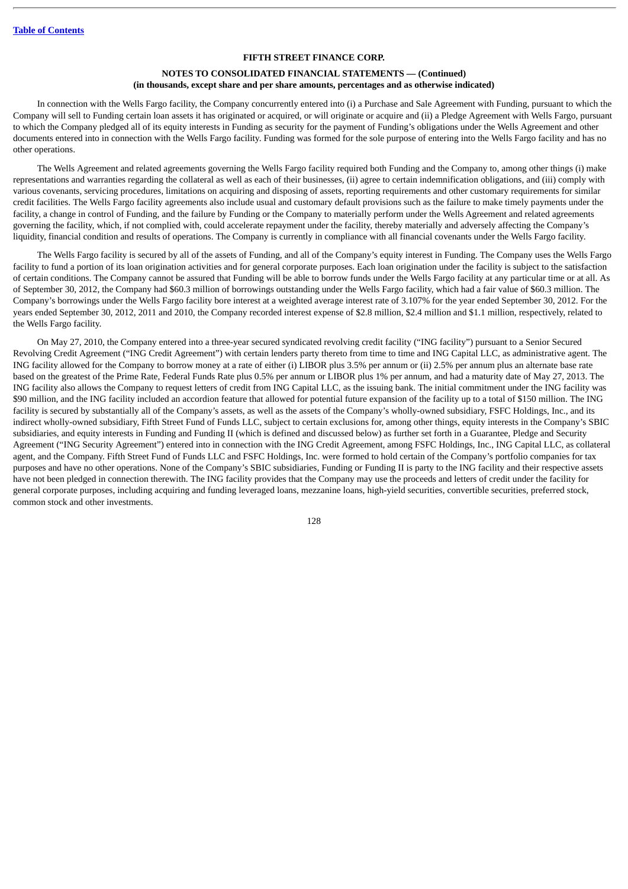In connection with the Wells Fargo facility, the Company concurrently entered into (i) a Purchase and Sale Agreement with Funding, pursuant to which the Company will sell to Funding certain loan assets it has originated or acquired, or will originate or acquire and (ii) a Pledge Agreement with Wells Fargo, pursuant to which the Company pledged all of its equity interests in Funding as security for the payment of Funding's obligations under the Wells Agreement and other documents entered into in connection with the Wells Fargo facility. Funding was formed for the sole purpose of entering into the Wells Fargo facility and has no other operations.

The Wells Agreement and related agreements governing the Wells Fargo facility required both Funding and the Company to, among other things (i) make representations and warranties regarding the collateral as well as each of their businesses, (ii) agree to certain indemnification obligations, and (iii) comply with various covenants, servicing procedures, limitations on acquiring and disposing of assets, reporting requirements and other customary requirements for similar credit facilities. The Wells Fargo facility agreements also include usual and customary default provisions such as the failure to make timely payments under the facility, a change in control of Funding, and the failure by Funding or the Company to materially perform under the Wells Agreement and related agreements governing the facility, which, if not complied with, could accelerate repayment under the facility, thereby materially and adversely affecting the Company's liquidity, financial condition and results of operations. The Company is currently in compliance with all financial covenants under the Wells Fargo facility.

The Wells Fargo facility is secured by all of the assets of Funding, and all of the Company's equity interest in Funding. The Company uses the Wells Fargo facility to fund a portion of its loan origination activities and for general corporate purposes. Each loan origination under the facility is subject to the satisfaction of certain conditions. The Company cannot be assured that Funding will be able to borrow funds under the Wells Fargo facility at any particular time or at all. As of September 30, 2012, the Company had $60.3 million of borrowings outstanding under the Wells Fargo facility, which had a fair value of $60.3 million. The Company's borrowings under the Wells Fargo facility bore interest at a weighted average interest rate of 3.107% for the year ended September 30, 2012. For the years ended September 30, 2012, 2011 and 2010, the Company recorded interest expense of $2.8 million, $2.4 million and $1.1 million, respectively, related to the Wells Fargo facility.

On May 27, 2010, the Company entered into a three-year secured syndicated revolving credit facility ("ING facility") pursuant to a Senior Secured Revolving Credit Agreement ("ING Credit Agreement") with certain lenders party thereto from time to time and ING Capital LLC, as administrative agent. The ING facility allowed for the Company to borrow money at a rate of either (i) LIBOR plus 3.5% per annum or (ii) 2.5% per annum plus an alternate base rate based on the greatest of the Prime Rate, Federal Funds Rate plus 0.5% per annum or LIBOR plus 1% per annum, and had a maturity date of May 27, 2013. The ING facility also allows the Company to request letters of credit from ING Capital LLC, as the issuing bank. The initial commitment under the ING facility was $90 million, and the ING facility included an accordion feature that allowed for potential future expansion of the facility up to a total of $150 million. The ING facility is secured by substantially all of the Company's assets, as well as the assets of the Company's wholly-owned subsidiary, FSFC Holdings, Inc., and its indirect wholly-owned subsidiary, Fifth Street Fund of Funds LLC, subject to certain exclusions for, among other things, equity interests in the Company's SBIC subsidiaries, and equity interests in Funding and Funding II (which is defined and discussed below) as further set forth in a Guarantee, Pledge and Security Agreement ("ING Security Agreement") entered into in connection with the ING Credit Agreement, among FSFC Holdings, Inc., ING Capital LLC, as collateral agent, and the Company. Fifth Street Fund of Funds LLC and FSFC Holdings, Inc. were formed to hold certain of the Company's portfolio companies for tax purposes and have no other operations. None of the Company's SBIC subsidiaries, Funding or Funding II is party to the ING facility and their respective assets have not been pledged in connection therewith. The ING facility provides that the Company may use the proceeds and letters of credit under the facility for general corporate purposes, including acquiring and funding leveraged loans, mezzanine loans, high-yield securities, convertible securities, preferred stock, common stock and other investments.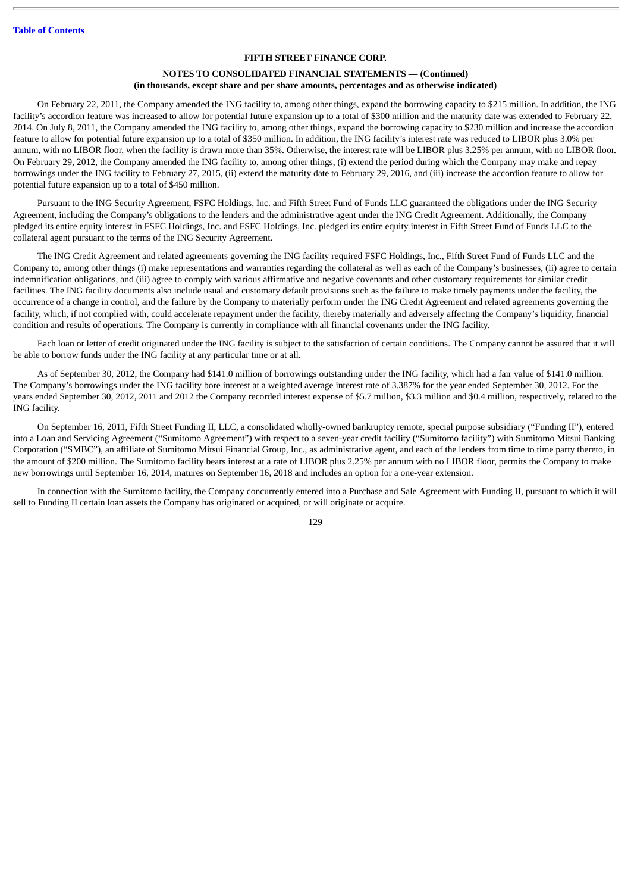On February 22, 2011, the Company amended the ING facility to, among other things, expand the borrowing capacity to $215 million. In addition, the ING facility's accordion feature was increased to allow for potential future expansion up to a total of $300 million and the maturity date was extended to February 22, 2014. On July 8, 2011, the Company amended the ING facility to, among other things, expand the borrowing capacity to $230 million and increase the accordion feature to allow for potential future expansion up to a total of $350 million. In addition, the ING facility's interest rate was reduced to LIBOR plus 3.0% per annum, with no LIBOR floor, when the facility is drawn more than 35%. Otherwise, the interest rate will be LIBOR plus 3.25% per annum, with no LIBOR floor. On February 29, 2012, the Company amended the ING facility to, among other things, (i) extend the period during which the Company may make and repay borrowings under the ING facility to February 27, 2015, (ii) extend the maturity date to February 29, 2016, and (iii) increase the accordion feature to allow for potential future expansion up to a total of $450 million.

Pursuant to the ING Security Agreement, FSFC Holdings, Inc. and Fifth Street Fund of Funds LLC guaranteed the obligations under the ING Security Agreement, including the Company's obligations to the lenders and the administrative agent under the ING Credit Agreement. Additionally, the Company pledged its entire equity interest in FSFC Holdings, Inc. and FSFC Holdings, Inc. pledged its entire equity interest in Fifth Street Fund of Funds LLC to the collateral agent pursuant to the terms of the ING Security Agreement.

The ING Credit Agreement and related agreements governing the ING facility required FSFC Holdings, Inc., Fifth Street Fund of Funds LLC and the Company to, among other things (i) make representations and warranties regarding the collateral as well as each of the Company's businesses, (ii) agree to certain indemnification obligations, and (iii) agree to comply with various affirmative and negative covenants and other customary requirements for similar credit facilities. The ING facility documents also include usual and customary default provisions such as the failure to make timely payments under the facility, the occurrence of a change in control, and the failure by the Company to materially perform under the ING Credit Agreement and related agreements governing the facility, which, if not complied with, could accelerate repayment under the facility, thereby materially and adversely affecting the Company's liquidity, financial condition and results of operations. The Company is currently in compliance with all financial covenants under the ING facility.

Each loan or letter of credit originated under the ING facility is subject to the satisfaction of certain conditions. The Company cannot be assured that it will be able to borrow funds under the ING facility at any particular time or at all.

As of September 30, 2012, the Company had $141.0 million of borrowings outstanding under the ING facility, which had a fair value of $141.0 million. The Company's borrowings under the ING facility bore interest at a weighted average interest rate of 3.387% for the year ended September 30, 2012. For the years ended September 30, 2012, 2011 and 2012 the Company recorded interest expense of $5.7 million, $3.3 million and $0.4 million, respectively, related to the ING facility.

On September 16, 2011, Fifth Street Funding II, LLC, a consolidated wholly-owned bankruptcy remote, special purpose subsidiary ("Funding II"), entered into a Loan and Servicing Agreement ("Sumitomo Agreement") with respect to a seven-year credit facility ("Sumitomo facility") with Sumitomo Mitsui Banking Corporation ("SMBC"), an affiliate of Sumitomo Mitsui Financial Group, Inc., as administrative agent, and each of the lenders from time to time party thereto, in the amount of $200 million. The Sumitomo facility bears interest at a rate of LIBOR plus 2.25% per annum with no LIBOR floor, permits the Company to make new borrowings until September 16, 2014, matures on September 16, 2018 and includes an option for a one-year extension.

In connection with the Sumitomo facility, the Company concurrently entered into a Purchase and Sale Agreement with Funding II, pursuant to which it will sell to Funding II certain loan assets the Company has originated or acquired, or will originate or acquire.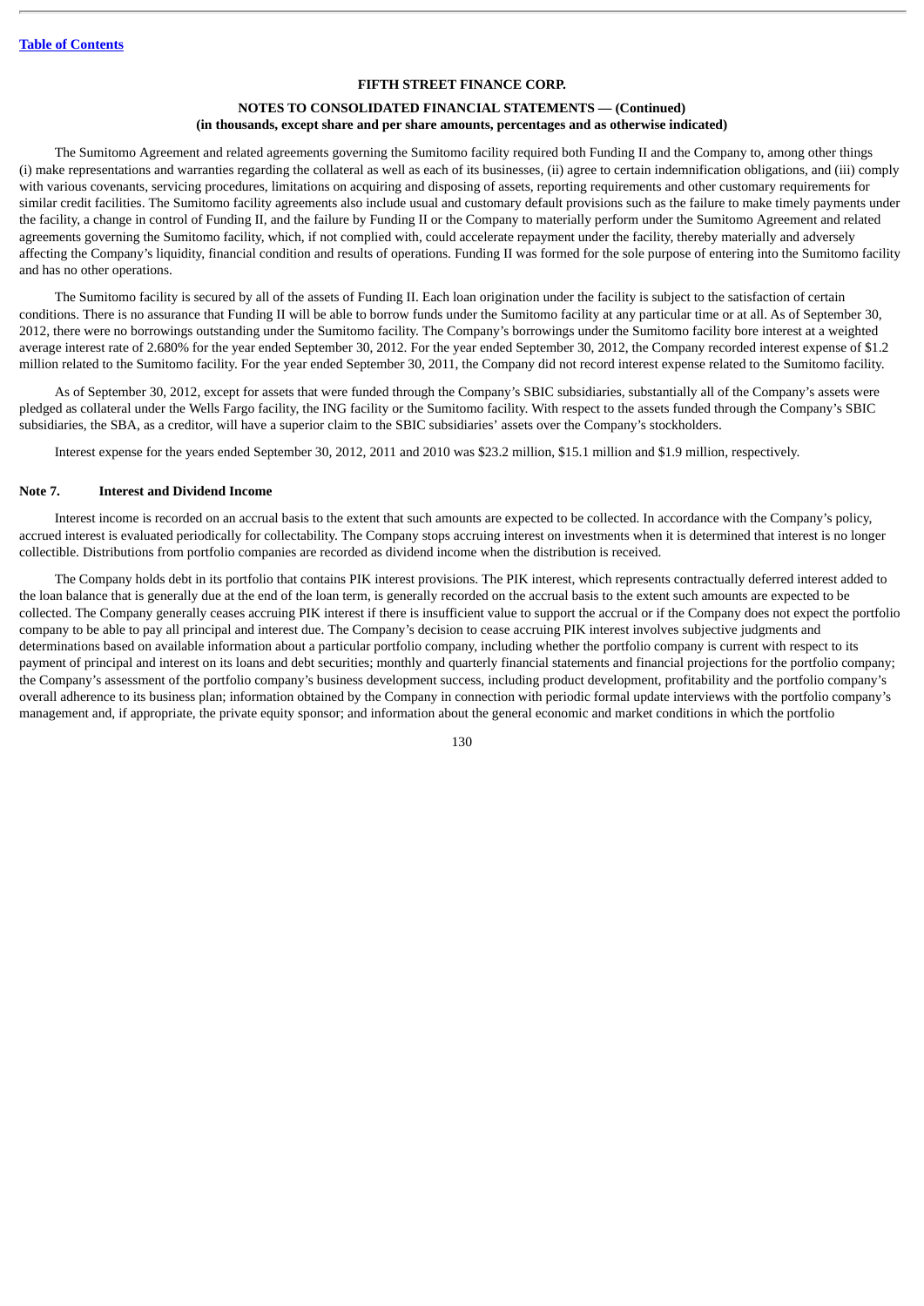The Sumitomo Agreement and related agreements governing the Sumitomo facility required both Funding II and the Company to, among other things (i) make representations and warranties regarding the collateral as well as each of its businesses, (ii) agree to certain indemnification obligations, and (iii) comply with various covenants, servicing procedures, limitations on acquiring and disposing of assets, reporting requirements and other customary requirements for similar credit facilities. The Sumitomo facility agreements also include usual and customary default provisions such as the failure to make timely payments under the facility, a change in control of Funding II, and the failure by Funding II or the Company to materially perform under the Sumitomo Agreement and related agreements governing the Sumitomo facility, which, if not complied with, could accelerate repayment under the facility, thereby materially and adversely affecting the Company's liquidity, financial condition and results of operations. Funding II was formed for the sole purpose of entering into the Sumitomo facility and has no other operations.

The Sumitomo facility is secured by all of the assets of Funding II. Each loan origination under the facility is subject to the satisfaction of certain conditions. There is no assurance that Funding II will be able to borrow funds under the Sumitomo facility at any particular time or at all. As of September 30, 2012, there were no borrowings outstanding under the Sumitomo facility. The Company's borrowings under the Sumitomo facility bore interest at a weighted average interest rate of 2.680% for the year ended September 30, 2012. For the year ended September 30, 2012, the Company recorded interest expense of $1.2 million related to the Sumitomo facility. For the year ended September 30, 2011, the Company did not record interest expense related to the Sumitomo facility.

As of September 30, 2012, except for assets that were funded through the Company's SBIC subsidiaries, substantially all of the Company's assets were pledged as collateral under the Wells Fargo facility, the ING facility or the Sumitomo facility. With respect to the assets funded through the Company's SBIC subsidiaries, the SBA, as a creditor, will have a superior claim to the SBIC subsidiaries' assets over the Company's stockholders.

Interest expense for the years ended September 30, 2012, 2011 and 2010 was $23.2 million, $15.1 million and $1.9 million, respectively.

## Note 7. Interest and Dividend Income

Interest income is recorded on an accrual basis to the extent that such amounts are expected to be collected. In accordance with the Company's policy, accrued interest is evaluated periodically for collectability. The Company stops accruing interest on investments when it is determined that interest is no longer collectible. Distributions from portfolio companies are recorded as dividend income when the distribution is received.

The Company holds debt in its portfolio that contains PIK interest provisions. The PIK interest, which represents contractually deferred interest added to the loan balance that is generally due at the end of the loan term, is generally recorded on the accrual basis to the extent such amounts are expected to be collected. The Company generally ceases accruing PIK interest if there is insufficient value to support the accrual or if the Company does not expect the portfolio company to be able to pay all principal and interest due. The Company's decision to cease accruing PIK interest involves subjective judgments and determinations based on available information about a particular portfolio company, including whether the portfolio company is current with respect to its payment of principal and interest on its loans and debt securities; monthly and quarterly financial statements and financial projections for the portfolio company; the Company's assessment of the portfolio company's business development success, including product development, profitability and the portfolio company's overall adherence to its business plan; information obtained by the Company in connection with periodic formal update interviews with the portfolio company's management and, if appropriate, the private equity sponsor; and information about the general economic and market conditions in which the portfolio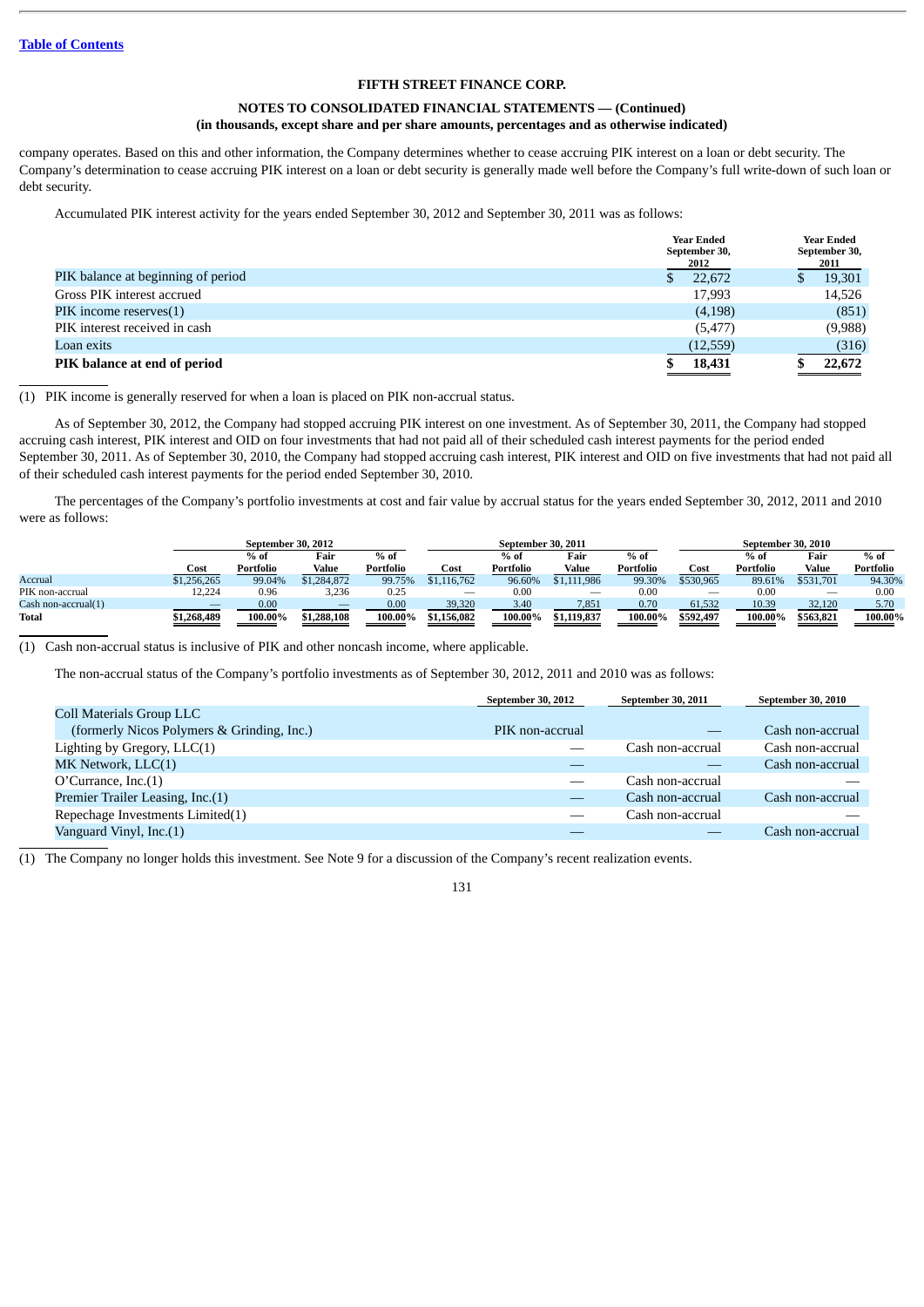**FIFTH STREET FINANCE CORP.**

**NOTES TO CONSOLIDATED FINANCIAL STATEMENTS — (Continued)**
**(in thousands, except share and per share amounts, percentages and as otherwise indicated)**

company operates. Based on this and other information, the Company determines whether to cease accruing PIK interest on a loan or debt security. The Company's determination to cease accruing PIK interest on a loan or debt security is generally made well before the Company's full write-down of such loan or debt security.

Accumulated PIK interest activity for the years ended September 30, 2012 and September 30, 2011 was as follows:

| | Year Ended September 30, 2012 | Year Ended September 30, 2011 |
|---|---|---|
| PIK balance at beginning of period | $ 22,672 | $ 19,301 |
| Gross PIK interest accrued | 17,993 | 14,526 |
| PIK income reserves(1) | (4,198) | (851) |
| PIK interest received in cash | (5,477) | (9,988) |
| Loan exits | (12,559) | (316) |
| **PIK balance at end of period** | **$ 18,431** | **$ 22,672** |

(1) PIK income is generally reserved for when a loan is placed on PIK non-accrual status.

As of September 30, 2012, the Company had stopped accruing PIK interest on one investment. As of September 30, 2011, the Company had stopped accruing cash interest, PIK interest and OID on four investments that had not paid all of their scheduled cash interest payments for the period ended September 30, 2011. As of September 30, 2010, the Company had stopped accruing cash interest, PIK interest and OID on five investments that had not paid all of their scheduled cash interest payments for the period ended September 30, 2010.

The percentages of the Company's portfolio investments at cost and fair value by accrual status for the years ended September 30, 2012, 2011 and 2010 were as follows:

| | September 30, 2012 | | | | September 30, 2011 | | | | September 30, 2010 | | | |
|---|---|---|---|---|---|---|---|---|---|---|---|---|
| | Cost | % of Portfolio | Fair Value | % of Portfolio | Cost | % of Portfolio | Fair Value | % of Portfolio | Cost | % of Portfolio | Fair Value | % of Portfolio |
| Accrual | $1,256,265 | 99.04% | $1,284,872 | 99.75% | $1,116,762 | 96.60% | $1,111,986 | 99.30% | $530,965 | 89.61% | $531,701 | 94.30% |
| PIK non-accrual | 12,224 | 0.96 | 3,236 | 0.25 | — | 0.00 | — | 0.00 | — | 0.00 | — | 0.00 |
| Cash non-accrual(1) | — | 0.00 | — | 0.00 | 39,320 | 3.40 | 7,851 | 0.70 | 61,532 | 10.39 | 32,120 | 5.70 |
| **Total** | **$1,268,489** | **100.00%** | **$1,288,108** | **100.00%** | **$1,156,082** | **100.00%** | **$1,119,837** | **100.00%** | **$592,497** | **100.00%** | **$563,821** | **100.00%** |

(1) Cash non-accrual status is inclusive of PIK and other noncash income, where applicable.

The non-accrual status of the Company's portfolio investments as of September 30, 2012, 2011 and 2010 was as follows:

| | September 30, 2012 | September 30, 2011 | September 30, 2010 |
|---|---|---|---|
| Coll Materials Group LLC (formerly Nicos Polymers & Grinding, Inc.) | PIK non-accrual | — | Cash non-accrual |
| Lighting by Gregory, LLC(1) | — | Cash non-accrual | Cash non-accrual |
| MK Network, LLC(1) | — | — | Cash non-accrual |
| O'Currance, Inc.(1) | — | Cash non-accrual | — |
| Premier Trailer Leasing, Inc.(1) | — | Cash non-accrual | Cash non-accrual |
| Repechage Investments Limited(1) | — | Cash non-accrual | — |
| Vanguard Vinyl, Inc.(1) | — | — | Cash non-accrual |

(1) The Company no longer holds this investment. See Note 9 for a discussion of the Company's recent realization events.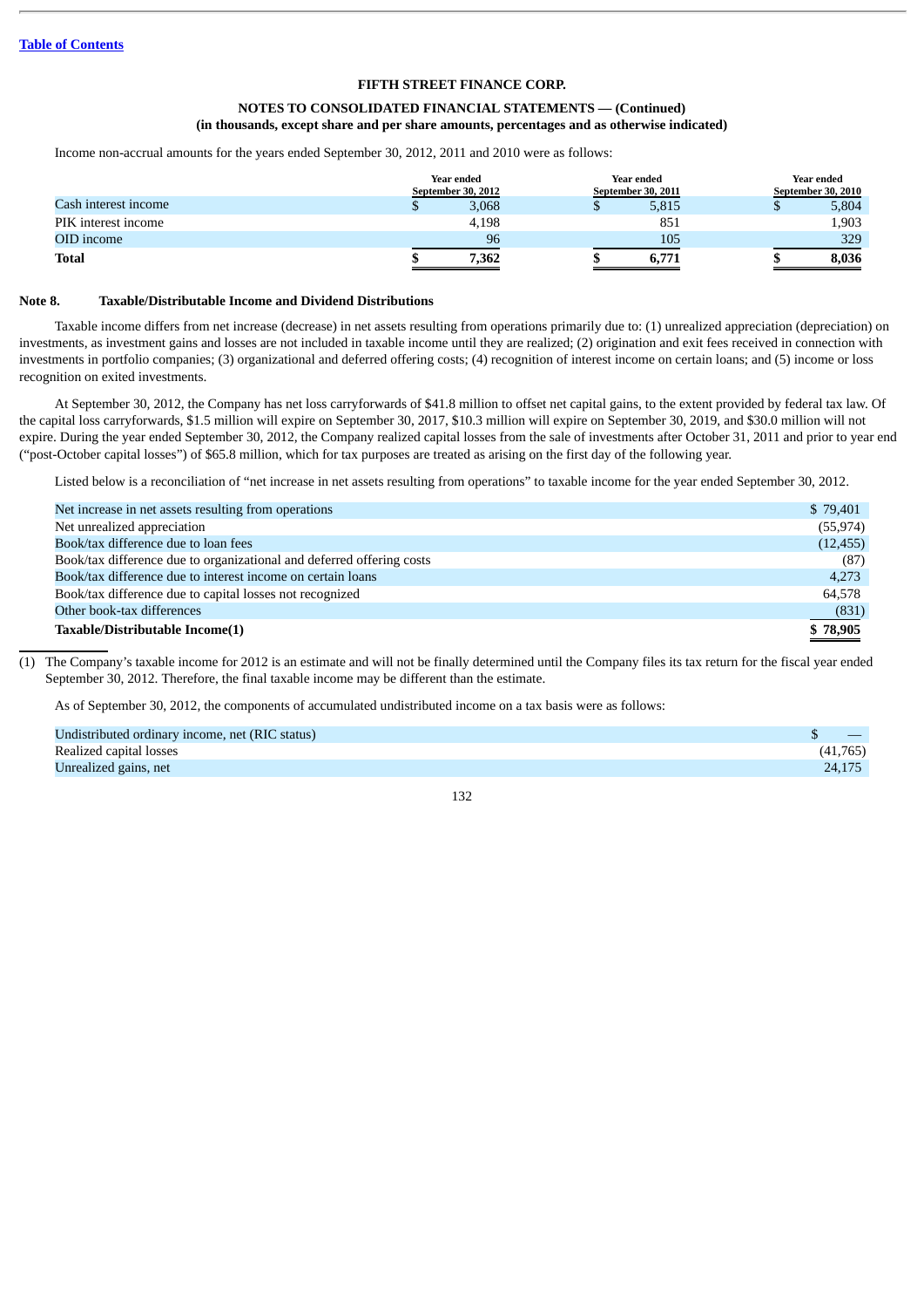Income non-accrual amounts for the years ended September 30, 2012, 2011 and 2010 were as follows:

| | Year ended September 30, 2012 | Year ended September 30, 2011 | Year ended September 30, 2010 |
|---|---|---|---|
| Cash interest income | $ 3,068 | $ 5,815 | $ 5,804 |
| PIK interest income | 4,198 | 851 | 1,903 |
| OID income | 96 | 105 | 329 |
| **Total** | **$ 7,362** | **$ 6,771** | **$ 8,036** |

**Note 8. Taxable/Distributable Income and Dividend Distributions**

Taxable income differs from net increase (decrease) in net assets resulting from operations primarily due to: (1) unrealized appreciation (depreciation) on investments, as investment gains and losses are not included in taxable income until they are realized; (2) origination and exit fees received in connection with investments in portfolio companies; (3) organizational and deferred offering costs; (4) recognition of interest income on certain loans; and (5) income or loss recognition on exited investments.

At September 30, 2012, the Company has net loss carryforwards of $41.8 million to offset net capital gains, to the extent provided by federal tax law. Of the capital loss carryforwards, $1.5 million will expire on September 30, 2017, $10.3 million will expire on September 30, 2019, and $30.0 million will not expire. During the year ended September 30, 2012, the Company realized capital losses from the sale of investments after October 31, 2011 and prior to year end ("post-October capital losses") of $65.8 million, which for tax purposes are treated as arising on the first day of the following year.

Listed below is a reconciliation of "net increase in net assets resulting from operations" to taxable income for the year ended September 30, 2012.

| | |
|---|---|
| Net increase in net assets resulting from operations | $ 79,401 |
| Net unrealized appreciation | (55,974) |
| Book/tax difference due to loan fees | (12,455) |
| Book/tax difference due to organizational and deferred offering costs | (87) |
| Book/tax difference due to interest income on certain loans | 4,273 |
| Book/tax difference due to capital losses not recognized | 64,578 |
| Other book-tax differences | (831) |
| **Taxable/Distributable Income(1)** | **$ 78,905** |

(1) The Company's taxable income for 2012 is an estimate and will not be finally determined until the Company files its tax return for the fiscal year ended September 30, 2012. Therefore, the final taxable income may be different than the estimate.

As of September 30, 2012, the components of accumulated undistributed income on a tax basis were as follows:

| | |
|---|---|
| Undistributed ordinary income, net (RIC status) | $ — |
| Realized capital losses | (41,765) |
| Unrealized gains, net | 24,175 |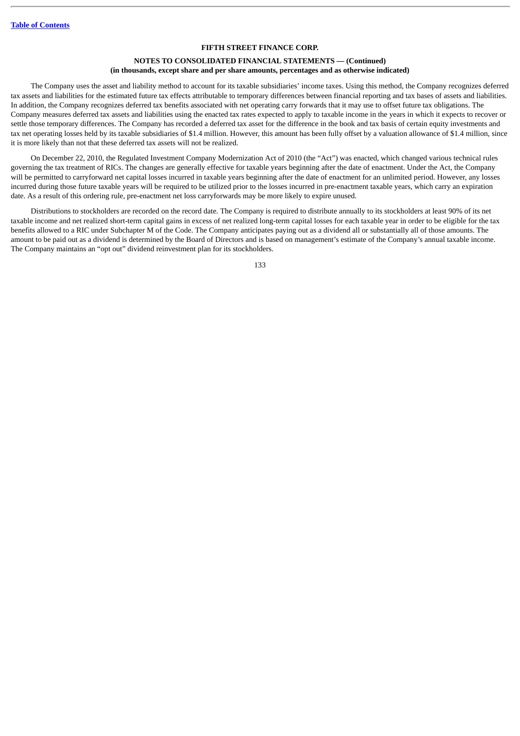**FIFTH STREET FINANCE CORP.**

**NOTES TO CONSOLIDATED FINANCIAL STATEMENTS — (Continued)**
**(in thousands, except share and per share amounts, percentages and as otherwise indicated)**

The Company uses the asset and liability method to account for its taxable subsidiaries' income taxes. Using this method, the Company recognizes deferred tax assets and liabilities for the estimated future tax effects attributable to temporary differences between financial reporting and tax bases of assets and liabilities. In addition, the Company recognizes deferred tax benefits associated with net operating carry forwards that it may use to offset future tax obligations. The Company measures deferred tax assets and liabilities using the enacted tax rates expected to apply to taxable income in the years in which it expects to recover or settle those temporary differences. The Company has recorded a deferred tax asset for the difference in the book and tax basis of certain equity investments and tax net operating losses held by its taxable subsidiaries of $1.4 million. However, this amount has been fully offset by a valuation allowance of $1.4 million, since it is more likely than not that these deferred tax assets will not be realized.

On December 22, 2010, the Regulated Investment Company Modernization Act of 2010 (the "Act") was enacted, which changed various technical rules governing the tax treatment of RICs. The changes are generally effective for taxable years beginning after the date of enactment. Under the Act, the Company will be permitted to carryforward net capital losses incurred in taxable years beginning after the date of enactment for an unlimited period. However, any losses incurred during those future taxable years will be required to be utilized prior to the losses incurred in pre-enactment taxable years, which carry an expiration date. As a result of this ordering rule, pre-enactment net loss carryforwards may be more likely to expire unused.

Distributions to stockholders are recorded on the record date. The Company is required to distribute annually to its stockholders at least 90% of its net taxable income and net realized short-term capital gains in excess of net realized long-term capital losses for each taxable year in order to be eligible for the tax benefits allowed to a RIC under Subchapter M of the Code. The Company anticipates paying out as a dividend all or substantially all of those amounts. The amount to be paid out as a dividend is determined by the Board of Directors and is based on management's estimate of the Company's annual taxable income. The Company maintains an "opt out" dividend reinvestment plan for its stockholders.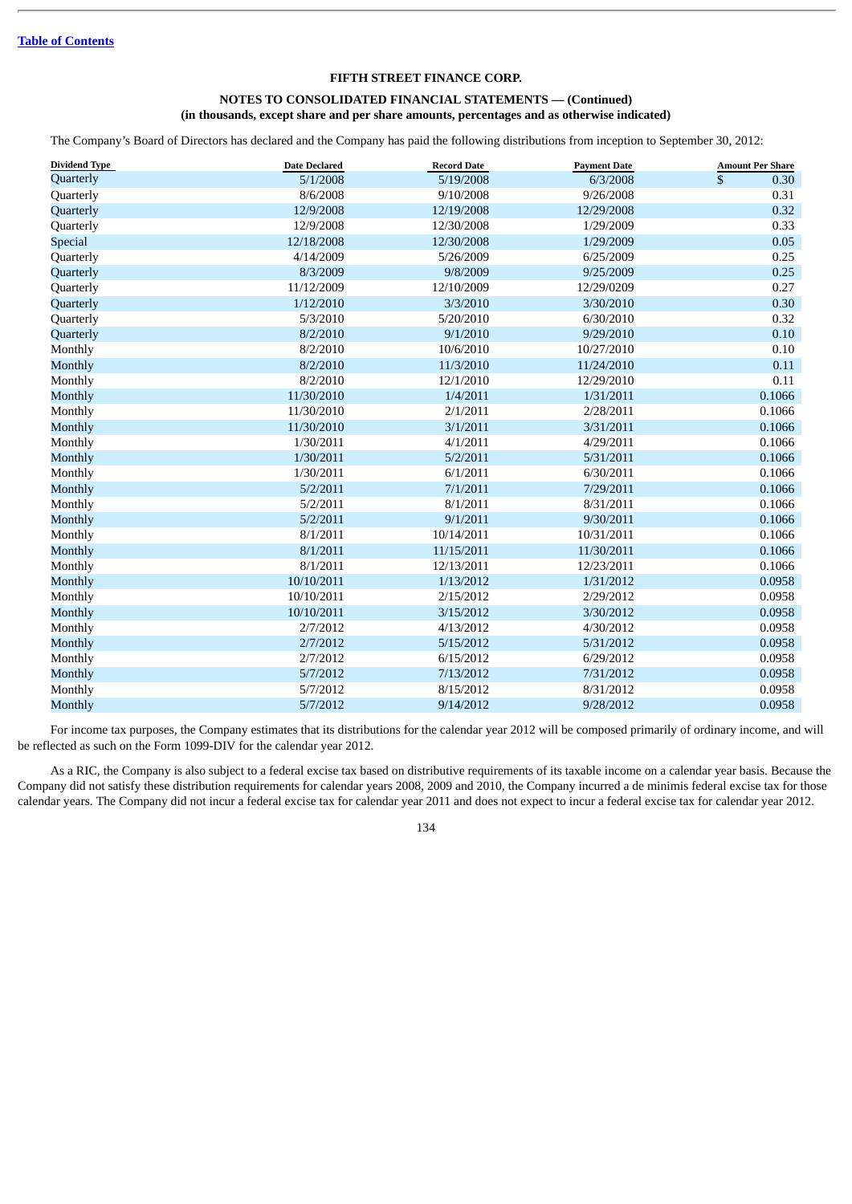**FIFTH STREET FINANCE CORP.**

**NOTES TO CONSOLIDATED FINANCIAL STATEMENTS — (Continued)**
**(in thousands, except share and per share amounts, percentages and as otherwise indicated)**

The Company's Board of Directors has declared and the Company has paid the following distributions from inception to September 30, 2012:

| Dividend Type | Date Declared | Record Date | Payment Date | Amount Per Share |
|---|---|---|---|---|
| Quarterly | 5/1/2008 | 5/19/2008 | 6/3/2008 | $ 0.30 |
| Quarterly | 8/6/2008 | 9/10/2008 | 9/26/2008 | 0.31 |
| Quarterly | 12/9/2008 | 12/19/2008 | 12/29/2008 | 0.32 |
| Quarterly | 12/9/2008 | 12/30/2008 | 1/29/2009 | 0.33 |
| Special | 12/18/2008 | 12/30/2008 | 1/29/2009 | 0.05 |
| Quarterly | 4/14/2009 | 5/26/2009 | 6/25/2009 | 0.25 |
| Quarterly | 8/3/2009 | 9/8/2009 | 9/25/2009 | 0.25 |
| Quarterly | 11/12/2009 | 12/10/2009 | 12/29/0209 | 0.27 |
| Quarterly | 1/12/2010 | 3/3/2010 | 3/30/2010 | 0.30 |
| Quarterly | 5/3/2010 | 5/20/2010 | 6/30/2010 | 0.32 |
| Quarterly | 8/2/2010 | 9/1/2010 | 9/29/2010 | 0.10 |
| Monthly | 8/2/2010 | 10/6/2010 | 10/27/2010 | 0.10 |
| Monthly | 8/2/2010 | 11/3/2010 | 11/24/2010 | 0.11 |
| Monthly | 8/2/2010 | 12/1/2010 | 12/29/2010 | 0.11 |
| Monthly | 11/30/2010 | 1/4/2011 | 1/31/2011 | 0.1066 |
| Monthly | 11/30/2010 | 2/1/2011 | 2/28/2011 | 0.1066 |
| Monthly | 11/30/2010 | 3/1/2011 | 3/31/2011 | 0.1066 |
| Monthly | 1/30/2011 | 4/1/2011 | 4/29/2011 | 0.1066 |
| Monthly | 1/30/2011 | 5/2/2011 | 5/31/2011 | 0.1066 |
| Monthly | 1/30/2011 | 6/1/2011 | 6/30/2011 | 0.1066 |
| Monthly | 5/2/2011 | 7/1/2011 | 7/29/2011 | 0.1066 |
| Monthly | 5/2/2011 | 8/1/2011 | 8/31/2011 | 0.1066 |
| Monthly | 5/2/2011 | 9/1/2011 | 9/30/2011 | 0.1066 |
| Monthly | 8/1/2011 | 10/14/2011 | 10/31/2011 | 0.1066 |
| Monthly | 8/1/2011 | 11/15/2011 | 11/30/2011 | 0.1066 |
| Monthly | 8/1/2011 | 12/13/2011 | 12/23/2011 | 0.1066 |
| Monthly | 10/10/2011 | 1/13/2012 | 1/31/2012 | 0.0958 |
| Monthly | 10/10/2011 | 2/15/2012 | 2/29/2012 | 0.0958 |
| Monthly | 10/10/2011 | 3/15/2012 | 3/30/2012 | 0.0958 |
| Monthly | 2/7/2012 | 4/13/2012 | 4/30/2012 | 0.0958 |
| Monthly | 2/7/2012 | 5/15/2012 | 5/31/2012 | 0.0958 |
| Monthly | 2/7/2012 | 6/15/2012 | 6/29/2012 | 0.0958 |
| Monthly | 5/7/2012 | 7/13/2012 | 7/31/2012 | 0.0958 |
| Monthly | 5/7/2012 | 8/15/2012 | 8/31/2012 | 0.0958 |
| Monthly | 5/7/2012 | 9/14/2012 | 9/28/2012 | 0.0958 |

For income tax purposes, the Company estimates that its distributions for the calendar year 2012 will be composed primarily of ordinary income, and will be reflected as such on the Form 1099-DIV for the calendar year 2012.

As a RIC, the Company is also subject to a federal excise tax based on distributive requirements of its taxable income on a calendar year basis. Because the Company did not satisfy these distribution requirements for calendar years 2008, 2009 and 2010, the Company incurred a de minimis federal excise tax for those calendar years. The Company did not incur a federal excise tax for calendar year 2011 and does not expect to incur a federal excise tax for calendar year 2012.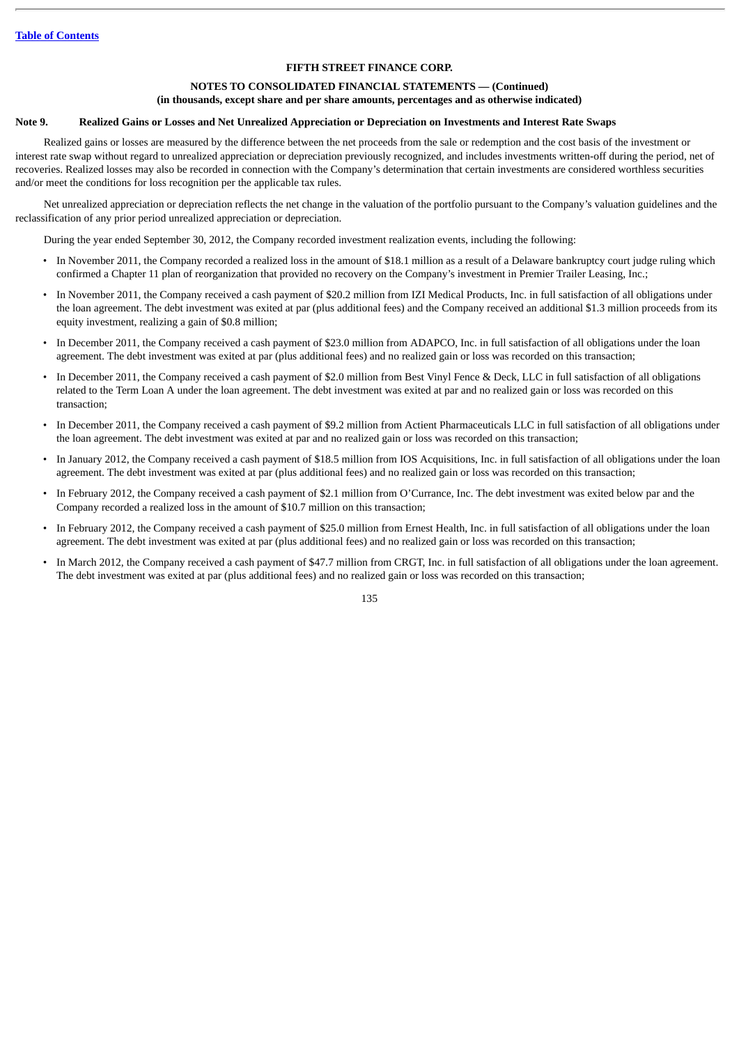**FIFTH STREET FINANCE CORP.**

**NOTES TO CONSOLIDATED FINANCIAL STATEMENTS — (Continued)**
**(in thousands, except share and per share amounts, percentages and as otherwise indicated)**

**Note 9. Realized Gains or Losses and Net Unrealized Appreciation or Depreciation on Investments and Interest Rate Swaps**

Realized gains or losses are measured by the difference between the net proceeds from the sale or redemption and the cost basis of the investment or interest rate swap without regard to unrealized appreciation or depreciation previously recognized, and includes investments written-off during the period, net of recoveries. Realized losses may also be recorded in connection with the Company's determination that certain investments are considered worthless securities and/or meet the conditions for loss recognition per the applicable tax rules.

Net unrealized appreciation or depreciation reflects the net change in the valuation of the portfolio pursuant to the Company's valuation guidelines and the reclassification of any prior period unrealized appreciation or depreciation.

During the year ended September 30, 2012, the Company recorded investment realization events, including the following:

- In November 2011, the Company recorded a realized loss in the amount of $18.1 million as a result of a Delaware bankruptcy court judge ruling which confirmed a Chapter 11 plan of reorganization that provided no recovery on the Company's investment in Premier Trailer Leasing, Inc.;
- In November 2011, the Company received a cash payment of $20.2 million from IZI Medical Products, Inc. in full satisfaction of all obligations under the loan agreement. The debt investment was exited at par (plus additional fees) and the Company received an additional $1.3 million proceeds from its equity investment, realizing a gain of $0.8 million;
- In December 2011, the Company received a cash payment of $23.0 million from ADAPCO, Inc. in full satisfaction of all obligations under the loan agreement. The debt investment was exited at par (plus additional fees) and no realized gain or loss was recorded on this transaction;
- In December 2011, the Company received a cash payment of $2.0 million from Best Vinyl Fence & Deck, LLC in full satisfaction of all obligations related to the Term Loan A under the loan agreement. The debt investment was exited at par and no realized gain or loss was recorded on this transaction;
- In December 2011, the Company received a cash payment of $9.2 million from Actient Pharmaceuticals LLC in full satisfaction of all obligations under the loan agreement. The debt investment was exited at par and no realized gain or loss was recorded on this transaction;
- In January 2012, the Company received a cash payment of $18.5 million from IOS Acquisitions, Inc. in full satisfaction of all obligations under the loan agreement. The debt investment was exited at par (plus additional fees) and no realized gain or loss was recorded on this transaction;
- In February 2012, the Company received a cash payment of $2.1 million from O'Currance, Inc. The debt investment was exited below par and the Company recorded a realized loss in the amount of $10.7 million on this transaction;
- In February 2012, the Company received a cash payment of $25.0 million from Ernest Health, Inc. in full satisfaction of all obligations under the loan agreement. The debt investment was exited at par (plus additional fees) and no realized gain or loss was recorded on this transaction;
- In March 2012, the Company received a cash payment of $47.7 million from CRGT, Inc. in full satisfaction of all obligations under the loan agreement. The debt investment was exited at par (plus additional fees) and no realized gain or loss was recorded on this transaction;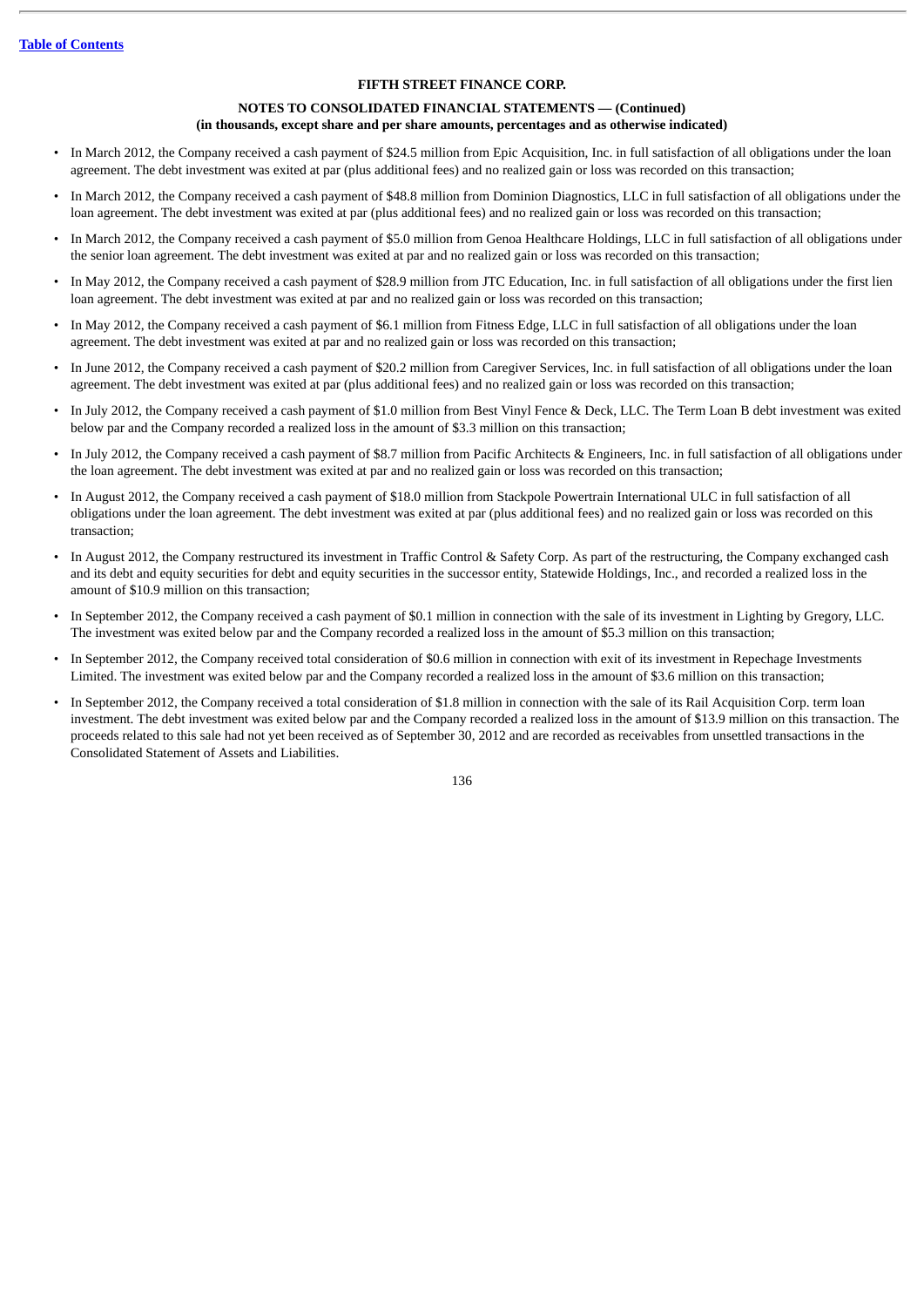- In March 2012, the Company received a cash payment of $24.5 million from Epic Acquisition, Inc. in full satisfaction of all obligations under the loan agreement. The debt investment was exited at par (plus additional fees) and no realized gain or loss was recorded on this transaction;
- In March 2012, the Company received a cash payment of $48.8 million from Dominion Diagnostics, LLC in full satisfaction of all obligations under the loan agreement. The debt investment was exited at par (plus additional fees) and no realized gain or loss was recorded on this transaction;
- In March 2012, the Company received a cash payment of $5.0 million from Genoa Healthcare Holdings, LLC in full satisfaction of all obligations under the senior loan agreement. The debt investment was exited at par and no realized gain or loss was recorded on this transaction;
- In May 2012, the Company received a cash payment of $28.9 million from JTC Education, Inc. in full satisfaction of all obligations under the first lien loan agreement. The debt investment was exited at par and no realized gain or loss was recorded on this transaction;
- In May 2012, the Company received a cash payment of $6.1 million from Fitness Edge, LLC in full satisfaction of all obligations under the loan agreement. The debt investment was exited at par and no realized gain or loss was recorded on this transaction;
- In June 2012, the Company received a cash payment of $20.2 million from Caregiver Services, Inc. in full satisfaction of all obligations under the loan agreement. The debt investment was exited at par (plus additional fees) and no realized gain or loss was recorded on this transaction;
- In July 2012, the Company received a cash payment of $1.0 million from Best Vinyl Fence & Deck, LLC. The Term Loan B debt investment was exited below par and the Company recorded a realized loss in the amount of $3.3 million on this transaction;
- In July 2012, the Company received a cash payment of $8.7 million from Pacific Architects & Engineers, Inc. in full satisfaction of all obligations under the loan agreement. The debt investment was exited at par and no realized gain or loss was recorded on this transaction;
- In August 2012, the Company received a cash payment of $18.0 million from Stackpole Powertrain International ULC in full satisfaction of all obligations under the loan agreement. The debt investment was exited at par (plus additional fees) and no realized gain or loss was recorded on this transaction;
- In August 2012, the Company restructured its investment in Traffic Control & Safety Corp. As part of the restructuring, the Company exchanged cash and its debt and equity securities for debt and equity securities in the successor entity, Statewide Holdings, Inc., and recorded a realized loss in the amount of $10.9 million on this transaction;
- In September 2012, the Company received a cash payment of $0.1 million in connection with the sale of its investment in Lighting by Gregory, LLC. The investment was exited below par and the Company recorded a realized loss in the amount of $5.3 million on this transaction;
- In September 2012, the Company received total consideration of $0.6 million in connection with exit of its investment in Repechage Investments Limited. The investment was exited below par and the Company recorded a realized loss in the amount of $3.6 million on this transaction;
- In September 2012, the Company received a total consideration of $1.8 million in connection with the sale of its Rail Acquisition Corp. term loan investment. The debt investment was exited below par and the Company recorded a realized loss in the amount of $13.9 million on this transaction. The proceeds related to this sale had not yet been received as of September 30, 2012 and are recorded as receivables from unsettled transactions in the Consolidated Statement of Assets and Liabilities.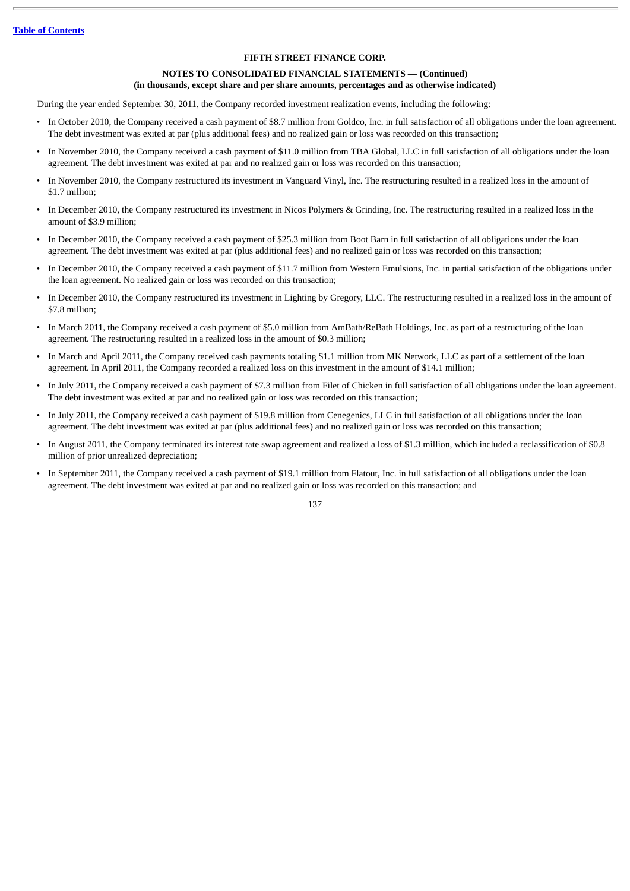**FIFTH STREET FINANCE CORP.**

**NOTES TO CONSOLIDATED FINANCIAL STATEMENTS — (Continued)**
**(in thousands, except share and per share amounts, percentages and as otherwise indicated)**

During the year ended September 30, 2011, the Company recorded investment realization events, including the following:

- In October 2010, the Company received a cash payment of $8.7 million from Goldco, Inc. in full satisfaction of all obligations under the loan agreement. The debt investment was exited at par (plus additional fees) and no realized gain or loss was recorded on this transaction;
- In November 2010, the Company received a cash payment of $11.0 million from TBA Global, LLC in full satisfaction of all obligations under the loan agreement. The debt investment was exited at par and no realized gain or loss was recorded on this transaction;
- In November 2010, the Company restructured its investment in Vanguard Vinyl, Inc. The restructuring resulted in a realized loss in the amount of $1.7 million;
- In December 2010, the Company restructured its investment in Nicos Polymers & Grinding, Inc. The restructuring resulted in a realized loss in the amount of $3.9 million;
- In December 2010, the Company received a cash payment of $25.3 million from Boot Barn in full satisfaction of all obligations under the loan agreement. The debt investment was exited at par (plus additional fees) and no realized gain or loss was recorded on this transaction;
- In December 2010, the Company received a cash payment of $11.7 million from Western Emulsions, Inc. in partial satisfaction of the obligations under the loan agreement. No realized gain or loss was recorded on this transaction;
- In December 2010, the Company restructured its investment in Lighting by Gregory, LLC. The restructuring resulted in a realized loss in the amount of $7.8 million;
- In March 2011, the Company received a cash payment of $5.0 million from AmBath/ReBath Holdings, Inc. as part of a restructuring of the loan agreement. The restructuring resulted in a realized loss in the amount of $0.3 million;
- In March and April 2011, the Company received cash payments totaling $1.1 million from MK Network, LLC as part of a settlement of the loan agreement. In April 2011, the Company recorded a realized loss on this investment in the amount of $14.1 million;
- In July 2011, the Company received a cash payment of $7.3 million from Filet of Chicken in full satisfaction of all obligations under the loan agreement. The debt investment was exited at par and no realized gain or loss was recorded on this transaction;
- In July 2011, the Company received a cash payment of $19.8 million from Cenegenics, LLC in full satisfaction of all obligations under the loan agreement. The debt investment was exited at par (plus additional fees) and no realized gain or loss was recorded on this transaction;
- In August 2011, the Company terminated its interest rate swap agreement and realized a loss of $1.3 million, which included a reclassification of $0.8 million of prior unrealized depreciation;
- In September 2011, the Company received a cash payment of $19.1 million from Flatout, Inc. in full satisfaction of all obligations under the loan agreement. The debt investment was exited at par and no realized gain or loss was recorded on this transaction; and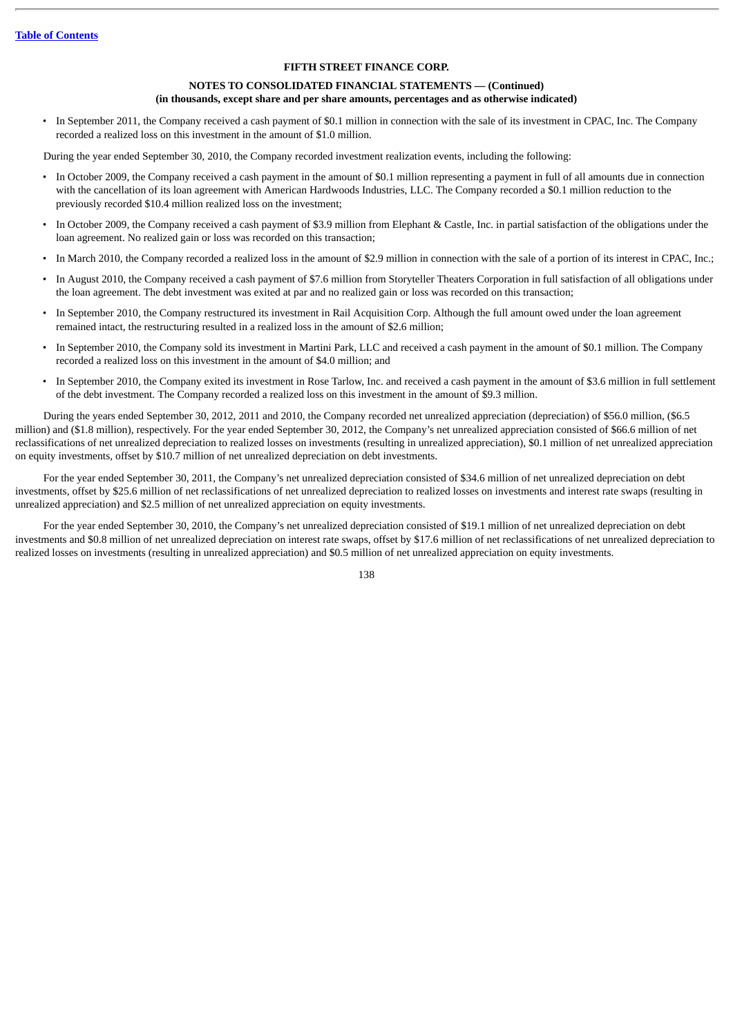- In September 2011, the Company received a cash payment of $0.1 million in connection with the sale of its investment in CPAC, Inc. The Company recorded a realized loss on this investment in the amount of $1.0 million.

During the year ended September 30, 2010, the Company recorded investment realization events, including the following:

- In October 2009, the Company received a cash payment in the amount of $0.1 million representing a payment in full of all amounts due in connection with the cancellation of its loan agreement with American Hardwoods Industries, LLC. The Company recorded a $0.1 million reduction to the previously recorded $10.4 million realized loss on the investment;
- In October 2009, the Company received a cash payment of $3.9 million from Elephant & Castle, Inc. in partial satisfaction of the obligations under the loan agreement. No realized gain or loss was recorded on this transaction;
- In March 2010, the Company recorded a realized loss in the amount of $2.9 million in connection with the sale of a portion of its interest in CPAC, Inc.;
- In August 2010, the Company received a cash payment of $7.6 million from Storyteller Theaters Corporation in full satisfaction of all obligations under the loan agreement. The debt investment was exited at par and no realized gain or loss was recorded on this transaction;
- In September 2010, the Company restructured its investment in Rail Acquisition Corp. Although the full amount owed under the loan agreement remained intact, the restructuring resulted in a realized loss in the amount of $2.6 million;
- In September 2010, the Company sold its investment in Martini Park, LLC and received a cash payment in the amount of $0.1 million. The Company recorded a realized loss on this investment in the amount of $4.0 million; and
- In September 2010, the Company exited its investment in Rose Tarlow, Inc. and received a cash payment in the amount of $3.6 million in full settlement of the debt investment. The Company recorded a realized loss on this investment in the amount of $9.3 million.

During the years ended September 30, 2012, 2011 and 2010, the Company recorded net unrealized appreciation (depreciation) of $56.0 million, ($6.5 million) and ($1.8 million), respectively. For the year ended September 30, 2012, the Company's net unrealized appreciation consisted of $66.6 million of net reclassifications of net unrealized depreciation to realized losses on investments (resulting in unrealized appreciation), $0.1 million of net unrealized appreciation on equity investments, offset by $10.7 million of net unrealized depreciation on debt investments.

For the year ended September 30, 2011, the Company's net unrealized depreciation consisted of $34.6 million of net unrealized depreciation on debt investments, offset by $25.6 million of net reclassifications of net unrealized depreciation to realized losses on investments and interest rate swaps (resulting in unrealized appreciation) and $2.5 million of net unrealized appreciation on equity investments.

For the year ended September 30, 2010, the Company's net unrealized depreciation consisted of $19.1 million of net unrealized depreciation on debt investments and $0.8 million of net unrealized depreciation on interest rate swaps, offset by $17.6 million of net reclassifications of net unrealized depreciation to realized losses on investments (resulting in unrealized appreciation) and $0.5 million of net unrealized appreciation on equity investments.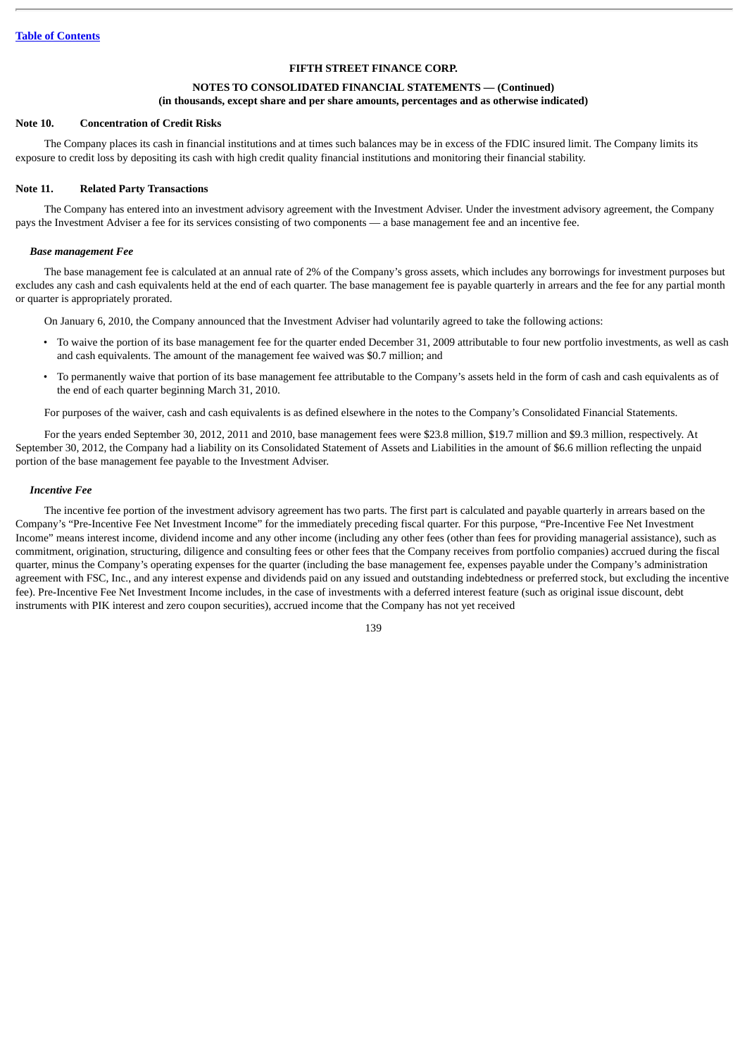**FIFTH STREET FINANCE CORP.**

**NOTES TO CONSOLIDATED FINANCIAL STATEMENTS — (Continued)**
**(in thousands, except share and per share amounts, percentages and as otherwise indicated)**

## Note 10. Concentration of Credit Risks

The Company places its cash in financial institutions and at times such balances may be in excess of the FDIC insured limit. The Company limits its exposure to credit loss by depositing its cash with high credit quality financial institutions and monitoring their financial stability.

## Note 11. Related Party Transactions

The Company has entered into an investment advisory agreement with the Investment Adviser. Under the investment advisory agreement, the Company pays the Investment Adviser a fee for its services consisting of two components — a base management fee and an incentive fee.

### *Base management Fee*

The base management fee is calculated at an annual rate of 2% of the Company's gross assets, which includes any borrowings for investment purposes but excludes any cash and cash equivalents held at the end of each quarter. The base management fee is payable quarterly in arrears and the fee for any partial month or quarter is appropriately prorated.

On January 6, 2010, the Company announced that the Investment Adviser had voluntarily agreed to take the following actions:

- To waive the portion of its base management fee for the quarter ended December 31, 2009 attributable to four new portfolio investments, as well as cash and cash equivalents. The amount of the management fee waived was $0.7 million; and
- To permanently waive that portion of its base management fee attributable to the Company's assets held in the form of cash and cash equivalents as of the end of each quarter beginning March 31, 2010.

For purposes of the waiver, cash and cash equivalents is as defined elsewhere in the notes to the Company's Consolidated Financial Statements.

For the years ended September 30, 2012, 2011 and 2010, base management fees were $23.8 million, $19.7 million and $9.3 million, respectively. At September 30, 2012, the Company had a liability on its Consolidated Statement of Assets and Liabilities in the amount of $6.6 million reflecting the unpaid portion of the base management fee payable to the Investment Adviser.

### *Incentive Fee*

The incentive fee portion of the investment advisory agreement has two parts. The first part is calculated and payable quarterly in arrears based on the Company's "Pre-Incentive Fee Net Investment Income" for the immediately preceding fiscal quarter. For this purpose, "Pre-Incentive Fee Net Investment Income" means interest income, dividend income and any other income (including any other fees (other than fees for providing managerial assistance), such as commitment, origination, structuring, diligence and consulting fees or other fees that the Company receives from portfolio companies) accrued during the fiscal quarter, minus the Company's operating expenses for the quarter (including the base management fee, expenses payable under the Company's administration agreement with FSC, Inc., and any interest expense and dividends paid on any issued and outstanding indebtedness or preferred stock, but excluding the incentive fee). Pre-Incentive Fee Net Investment Income includes, in the case of investments with a deferred interest feature (such as original issue discount, debt instruments with PIK interest and zero coupon securities), accrued income that the Company has not yet received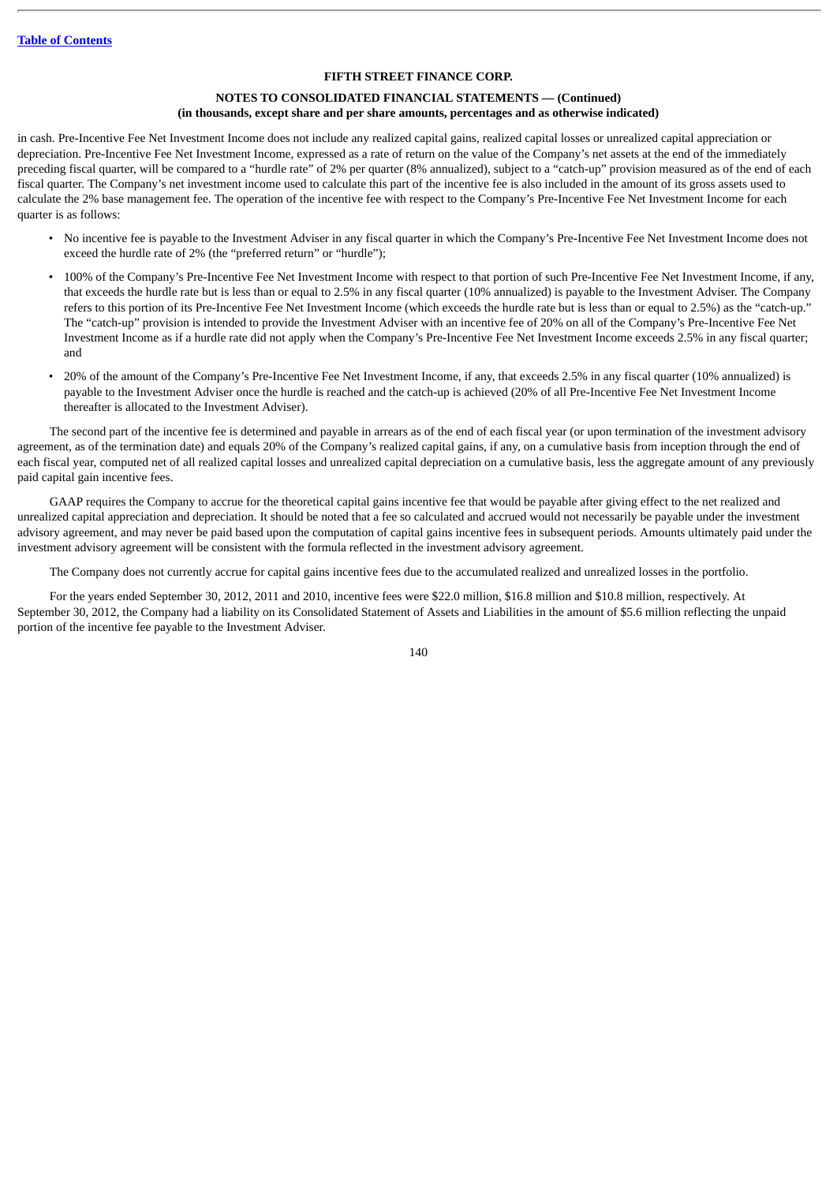in cash. Pre-Incentive Fee Net Investment Income does not include any realized capital gains, realized capital losses or unrealized capital appreciation or depreciation. Pre-Incentive Fee Net Investment Income, expressed as a rate of return on the value of the Company's net assets at the end of the immediately preceding fiscal quarter, will be compared to a "hurdle rate" of 2% per quarter (8% annualized), subject to a "catch-up" provision measured as of the end of each fiscal quarter. The Company's net investment income used to calculate this part of the incentive fee is also included in the amount of its gross assets used to calculate the 2% base management fee. The operation of the incentive fee with respect to the Company's Pre-Incentive Fee Net Investment Income for each quarter is as follows:

- No incentive fee is payable to the Investment Adviser in any fiscal quarter in which the Company's Pre-Incentive Fee Net Investment Income does not exceed the hurdle rate of 2% (the "preferred return" or "hurdle");
- 100% of the Company's Pre-Incentive Fee Net Investment Income with respect to that portion of such Pre-Incentive Fee Net Investment Income, if any, that exceeds the hurdle rate but is less than or equal to 2.5% in any fiscal quarter (10% annualized) is payable to the Investment Adviser. The Company refers to this portion of its Pre-Incentive Fee Net Investment Income (which exceeds the hurdle rate but is less than or equal to 2.5%) as the "catch-up." The "catch-up" provision is intended to provide the Investment Adviser with an incentive fee of 20% on all of the Company's Pre-Incentive Fee Net Investment Income as if a hurdle rate did not apply when the Company's Pre-Incentive Fee Net Investment Income exceeds 2.5% in any fiscal quarter; and
- 20% of the amount of the Company's Pre-Incentive Fee Net Investment Income, if any, that exceeds 2.5% in any fiscal quarter (10% annualized) is payable to the Investment Adviser once the hurdle is reached and the catch-up is achieved (20% of all Pre-Incentive Fee Net Investment Income thereafter is allocated to the Investment Adviser).

The second part of the incentive fee is determined and payable in arrears as of the end of each fiscal year (or upon termination of the investment advisory agreement, as of the termination date) and equals 20% of the Company's realized capital gains, if any, on a cumulative basis from inception through the end of each fiscal year, computed net of all realized capital losses and unrealized capital depreciation on a cumulative basis, less the aggregate amount of any previously paid capital gain incentive fees.

GAAP requires the Company to accrue for the theoretical capital gains incentive fee that would be payable after giving effect to the net realized and unrealized capital appreciation and depreciation. It should be noted that a fee so calculated and accrued would not necessarily be payable under the investment advisory agreement, and may never be paid based upon the computation of capital gains incentive fees in subsequent periods. Amounts ultimately paid under the investment advisory agreement will be consistent with the formula reflected in the investment advisory agreement.

The Company does not currently accrue for capital gains incentive fees due to the accumulated realized and unrealized losses in the portfolio.

For the years ended September 30, 2012, 2011 and 2010, incentive fees were $22.0 million, $16.8 million and $10.8 million, respectively. At September 30, 2012, the Company had a liability on its Consolidated Statement of Assets and Liabilities in the amount of $5.6 million reflecting the unpaid portion of the incentive fee payable to the Investment Adviser.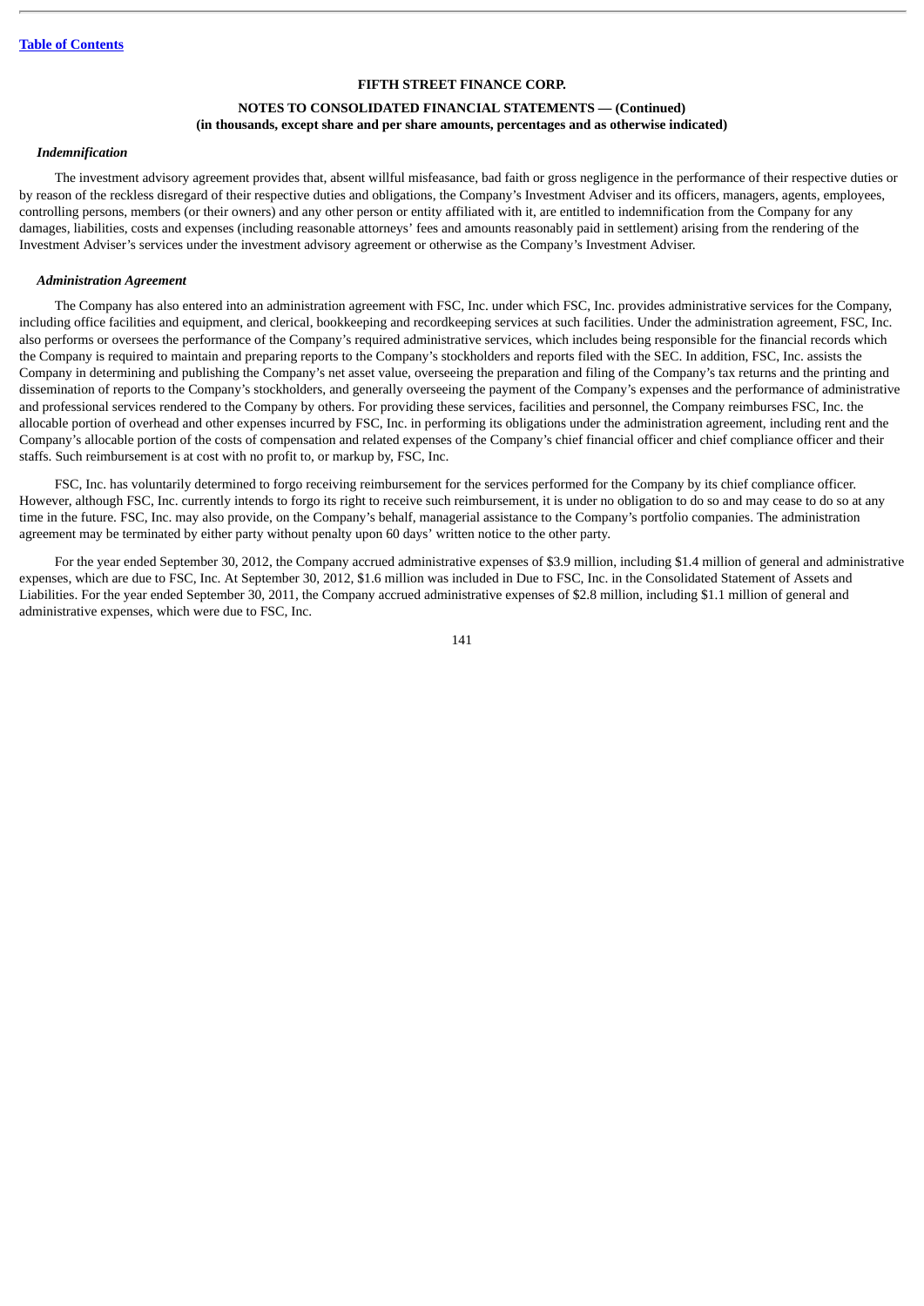*Indemnification*

The investment advisory agreement provides that, absent willful misfeasance, bad faith or gross negligence in the performance of their respective duties or by reason of the reckless disregard of their respective duties and obligations, the Company's Investment Adviser and its officers, managers, agents, employees, controlling persons, members (or their owners) and any other person or entity affiliated with it, are entitled to indemnification from the Company for any damages, liabilities, costs and expenses (including reasonable attorneys' fees and amounts reasonably paid in settlement) arising from the rendering of the Investment Adviser's services under the investment advisory agreement or otherwise as the Company's Investment Adviser.

*Administration Agreement*

The Company has also entered into an administration agreement with FSC, Inc. under which FSC, Inc. provides administrative services for the Company, including office facilities and equipment, and clerical, bookkeeping and recordkeeping services at such facilities. Under the administration agreement, FSC, Inc. also performs or oversees the performance of the Company's required administrative services, which includes being responsible for the financial records which the Company is required to maintain and preparing reports to the Company's stockholders and reports filed with the SEC. In addition, FSC, Inc. assists the Company in determining and publishing the Company's net asset value, overseeing the preparation and filing of the Company's tax returns and the printing and dissemination of reports to the Company's stockholders, and generally overseeing the payment of the Company's expenses and the performance of administrative and professional services rendered to the Company by others. For providing these services, facilities and personnel, the Company reimburses FSC, Inc. the allocable portion of overhead and other expenses incurred by FSC, Inc. in performing its obligations under the administration agreement, including rent and the Company's allocable portion of the costs of compensation and related expenses of the Company's chief financial officer and chief compliance officer and their staffs. Such reimbursement is at cost with no profit to, or markup by, FSC, Inc.

FSC, Inc. has voluntarily determined to forgo receiving reimbursement for the services performed for the Company by its chief compliance officer. However, although FSC, Inc. currently intends to forgo its right to receive such reimbursement, it is under no obligation to do so and may cease to do so at any time in the future. FSC, Inc. may also provide, on the Company's behalf, managerial assistance to the Company's portfolio companies. The administration agreement may be terminated by either party without penalty upon 60 days' written notice to the other party.

For the year ended September 30, 2012, the Company accrued administrative expenses of $3.9 million, including $1.4 million of general and administrative expenses, which are due to FSC, Inc. At September 30, 2012, $1.6 million was included in Due to FSC, Inc. in the Consolidated Statement of Assets and Liabilities. For the year ended September 30, 2011, the Company accrued administrative expenses of $2.8 million, including $1.1 million of general and administrative expenses, which were due to FSC, Inc.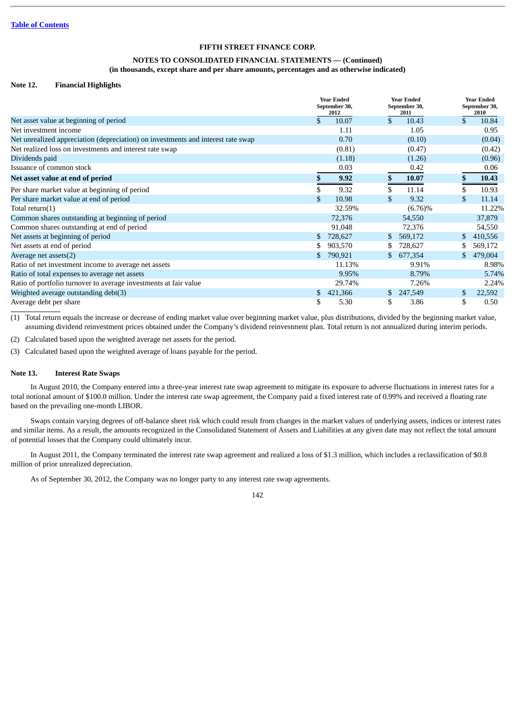[Table of Contents](#)

**FIFTH STREET FINANCE CORP.**

**NOTES TO CONSOLIDATED FINANCIAL STATEMENTS — (Continued)**
**(in thousands, except share and per share amounts, percentages and as otherwise indicated)**

### Note 12. Financial Highlights

| | Year Ended September 30, 2012 | Year Ended September 30, 2011 | Year Ended September 30, 2010 |
|---|---|---|---|
| Net asset value at beginning of period | $ 10.07 | $ 10.43 | $ 10.84 |
| Net investment income | 1.11 | 1.05 | 0.95 |
| Net unrealized appreciation (depreciation) on investments and interest rate swap | 0.70 | (0.10) | (0.04) |
| Net realized loss on investments and interest rate swap | (0.81) | (0.47) | (0.42) |
| Dividends paid | (1.18) | (1.26) | (0.96) |
| Issuance of common stock | 0.03 | 0.42 | 0.06 |
| **Net asset value at end of period** | **$ 9.92** | **$ 10.07** | **$ 10.43** |
| Per share market value at beginning of period | $ 9.32 | $ 11.14 | $ 10.93 |
| Per share market value at end of period | $ 10.98 | $ 9.32 | $ 11.14 |
| Total return(1) | 32.59% | (6.76)% | 11.22% |
| Common shares outstanding at beginning of period | 72,376 | 54,550 | 37,879 |
| Common shares outstanding at end of period | 91,048 | 72,376 | 54,550 |
| Net assets at beginning of period | $ 728,627 | $ 569,172 | $ 410,556 |
| Net assets at end of period | $ 903,570 | $ 728,627 | $ 569,172 |
| Average net assets(2) | $ 790,921 | $ 677,354 | $ 479,004 |
| Ratio of net investment income to average net assets | 11.13% | 9.91% | 8.98% |
| Ratio of total expenses to average net assets | 9.95% | 8.79% | 5.74% |
| Ratio of portfolio turnover to average investments at fair value | 29.74% | 7.26% | 2.24% |
| Weighted average outstanding debt(3) | $ 421,366 | $ 247,549 | $ 22,592 |
| Average debt per share | $ 5.30 | $ 3.86 | $ 0.50 |

(1) Total return equals the increase or decrease of ending market value over beginning market value, plus distributions, divided by the beginning market value, assuming dividend reinvestment prices obtained under the Company's dividend reinvestment plan. Total return is not annualized during interim periods.

(2) Calculated based upon the weighted average net assets for the period.

(3) Calculated based upon the weighted average of loans payable for the period.

### Note 13. Interest Rate Swaps

In August 2010, the Company entered into a three-year interest rate swap agreement to mitigate its exposure to adverse fluctuations in interest rates for a total notional amount of $100.0 million. Under the interest rate swap agreement, the Company paid a fixed interest rate of 0.99% and received a floating rate based on the prevailing one-month LIBOR.

Swaps contain varying degrees of off-balance sheet risk which could result from changes in the market values of underlying assets, indices or interest rates and similar items. As a result, the amounts recognized in the Consolidated Statement of Assets and Liabilities at any given date may not reflect the total amount of potential losses that the Company could ultimately incur.

In August 2011, the Company terminated the interest rate swap agreement and realized a loss of $1.3 million, which includes a reclassification of $0.8 million of prior unrealized depreciation.

As of September 30, 2012, the Company was no longer party to any interest rate swap agreements.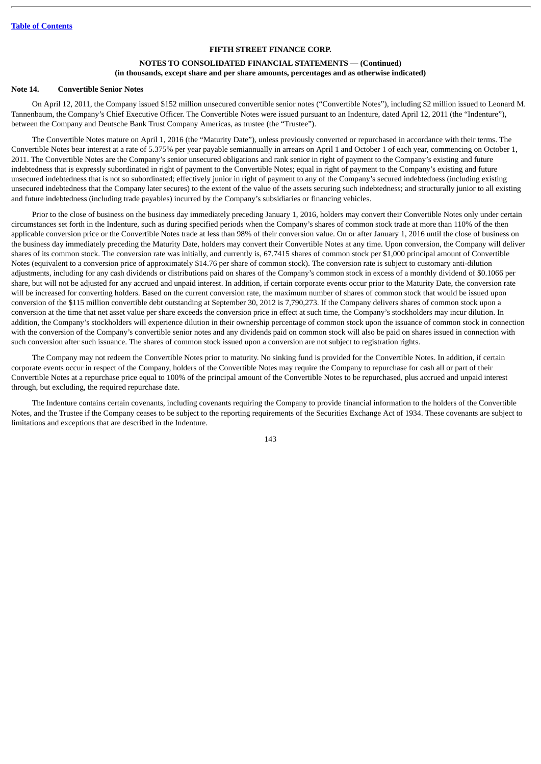[Table of Contents](#)

**FIFTH STREET FINANCE CORP.**

**NOTES TO CONSOLIDATED FINANCIAL STATEMENTS — (Continued)**
**(in thousands, except share and per share amounts, percentages and as otherwise indicated)**

**Note 14. Convertible Senior Notes**

On April 12, 2011, the Company issued $152 million unsecured convertible senior notes ("Convertible Notes"), including $2 million issued to Leonard M. Tannenbaum, the Company's Chief Executive Officer. The Convertible Notes were issued pursuant to an Indenture, dated April 12, 2011 (the "Indenture"), between the Company and Deutsche Bank Trust Company Americas, as trustee (the "Trustee").

The Convertible Notes mature on April 1, 2016 (the "Maturity Date"), unless previously converted or repurchased in accordance with their terms. The Convertible Notes bear interest at a rate of 5.375% per year payable semiannually in arrears on April 1 and October 1 of each year, commencing on October 1, 2011. The Convertible Notes are the Company's senior unsecured obligations and rank senior in right of payment to the Company's existing and future indebtedness that is expressly subordinated in right of payment to the Convertible Notes; equal in right of payment to the Company's existing and future unsecured indebtedness that is not so subordinated; effectively junior in right of payment to any of the Company's secured indebtedness (including existing unsecured indebtedness that the Company later secures) to the extent of the value of the assets securing such indebtedness; and structurally junior to all existing and future indebtedness (including trade payables) incurred by the Company's subsidiaries or financing vehicles.

Prior to the close of business on the business day immediately preceding January 1, 2016, holders may convert their Convertible Notes only under certain circumstances set forth in the Indenture, such as during specified periods when the Company's shares of common stock trade at more than 110% of the then applicable conversion price or the Convertible Notes trade at less than 98% of their conversion value. On or after January 1, 2016 until the close of business on the business day immediately preceding the Maturity Date, holders may convert their Convertible Notes at any time. Upon conversion, the Company will deliver shares of its common stock. The conversion rate was initially, and currently is, 67.7415 shares of common stock per $1,000 principal amount of Convertible Notes (equivalent to a conversion price of approximately $14.76 per share of common stock). The conversion rate is subject to customary anti-dilution adjustments, including for any cash dividends or distributions paid on shares of the Company's common stock in excess of a monthly dividend of $0.1066 per share, but will not be adjusted for any accrued and unpaid interest. In addition, if certain corporate events occur prior to the Maturity Date, the conversion rate will be increased for converting holders. Based on the current conversion rate, the maximum number of shares of common stock that would be issued upon conversion of the $115 million convertible debt outstanding at September 30, 2012 is 7,790,273. If the Company delivers shares of common stock upon a conversion at the time that net asset value per share exceeds the conversion price in effect at such time, the Company's stockholders may incur dilution. In addition, the Company's stockholders will experience dilution in their ownership percentage of common stock upon the issuance of common stock in connection with the conversion of the Company's convertible senior notes and any dividends paid on common stock will also be paid on shares issued in connection with such conversion after such issuance. The shares of common stock issued upon a conversion are not subject to registration rights.

The Company may not redeem the Convertible Notes prior to maturity. No sinking fund is provided for the Convertible Notes. In addition, if certain corporate events occur in respect of the Company, holders of the Convertible Notes may require the Company to repurchase for cash all or part of their Convertible Notes at a repurchase price equal to 100% of the principal amount of the Convertible Notes to be repurchased, plus accrued and unpaid interest through, but excluding, the required repurchase date.

The Indenture contains certain covenants, including covenants requiring the Company to provide financial information to the holders of the Convertible Notes, and the Trustee if the Company ceases to be subject to the reporting requirements of the Securities Exchange Act of 1934. These covenants are subject to limitations and exceptions that are described in the Indenture.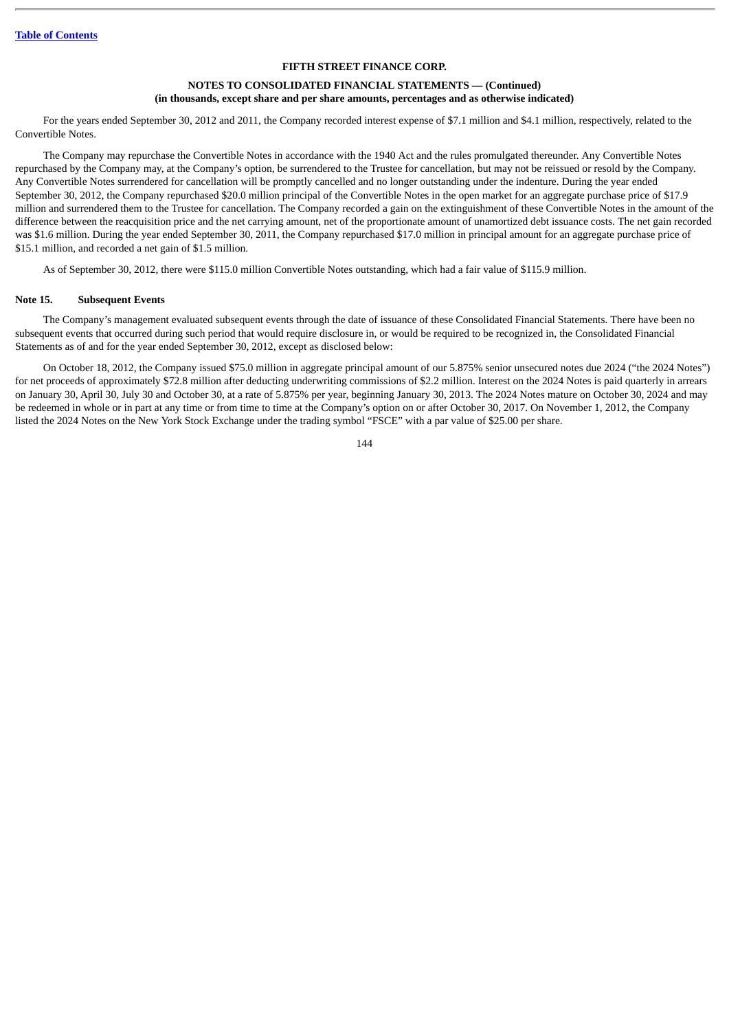For the years ended September 30, 2012 and 2011, the Company recorded interest expense of $7.1 million and $4.1 million, respectively, related to the Convertible Notes.

The Company may repurchase the Convertible Notes in accordance with the 1940 Act and the rules promulgated thereunder. Any Convertible Notes repurchased by the Company may, at the Company's option, be surrendered to the Trustee for cancellation, but may not be reissued or resold by the Company. Any Convertible Notes surrendered for cancellation will be promptly cancelled and no longer outstanding under the indenture. During the year ended September 30, 2012, the Company repurchased $20.0 million principal of the Convertible Notes in the open market for an aggregate purchase price of $17.9 million and surrendered them to the Trustee for cancellation. The Company recorded a gain on the extinguishment of these Convertible Notes in the amount of the difference between the reacquisition price and the net carrying amount, net of the proportionate amount of unamortized debt issuance costs. The net gain recorded was $1.6 million. During the year ended September 30, 2011, the Company repurchased $17.0 million in principal amount for an aggregate purchase price of $15.1 million, and recorded a net gain of $1.5 million.

As of September 30, 2012, there were $115.0 million Convertible Notes outstanding, which had a fair value of $115.9 million.

## Note 15. Subsequent Events

The Company's management evaluated subsequent events through the date of issuance of these Consolidated Financial Statements. There have been no subsequent events that occurred during such period that would require disclosure in, or would be required to be recognized in, the Consolidated Financial Statements as of and for the year ended September 30, 2012, except as disclosed below:

On October 18, 2012, the Company issued $75.0 million in aggregate principal amount of our 5.875% senior unsecured notes due 2024 ("the 2024 Notes") for net proceeds of approximately $72.8 million after deducting underwriting commissions of $2.2 million. Interest on the 2024 Notes is paid quarterly in arrears on January 30, April 30, July 30 and October 30, at a rate of 5.875% per year, beginning January 30, 2013. The 2024 Notes mature on October 30, 2024 and may be redeemed in whole or in part at any time or from time to time at the Company's option on or after October 30, 2017. On November 1, 2012, the Company listed the 2024 Notes on the New York Stock Exchange under the trading symbol "FSCE" with a par value of $25.00 per share.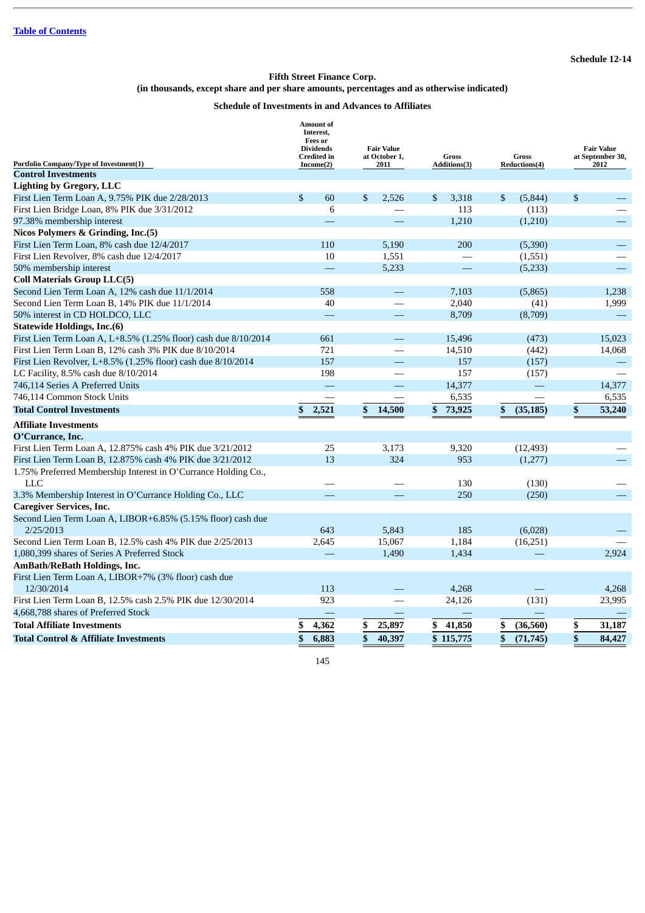Schedule 12-14

**Fifth Street Finance Corp.**
**(in thousands, except share and per share amounts, percentages and as otherwise indicated)**

**Schedule of Investments in and Advances to Affiliates**

| Portfolio Company/Type of Investment(1) | Amount of Interest, Fees or Dividends Credited in Income(2) | Fair Value at October 1, 2011 | Gross Additions(3) | Gross Reductions(4) | Fair Value at September 30, 2012 |
|---|---|---|---|---|---|
| **Control Investments** | | | | | |
| **Lighting by Gregory, LLC** | | | | | |
| First Lien Term Loan A, 9.75% PIK due 2/28/2013 | $ 60 | $ 2,526 | $ 3,318 | $ (5,844) | $ — |
| First Lien Bridge Loan, 8% PIK due 3/31/2012 | 6 | — | 113 | (113) | — |
| 97.38% membership interest | — | — | 1,210 | (1,210) | — |
| **Nicos Polymers & Grinding, Inc.(5)** | | | | | |
| First Lien Term Loan, 8% cash due 12/4/2017 | 110 | 5,190 | 200 | (5,390) | — |
| First Lien Revolver, 8% cash due 12/4/2017 | 10 | 1,551 | — | (1,551) | — |
| 50% membership interest | — | 5,233 | — | (5,233) | — |
| **Coll Materials Group LLC(5)** | | | | | |
| Second Lien Term Loan A, 12% cash due 11/1/2014 | 558 | — | 7,103 | (5,865) | 1,238 |
| Second Lien Term Loan B, 14% PIK due 11/1/2014 | 40 | — | 2,040 | (41) | 1,999 |
| 50% interest in CD HOLDCO, LLC | — | — | 8,709 | (8,709) | — |
| **Statewide Holdings, Inc.(6)** | | | | | |
| First Lien Term Loan A, L+8.5% (1.25% floor) cash due 8/10/2014 | 661 | — | 15,496 | (473) | 15,023 |
| First Lien Term Loan B, 12% cash 3% PIK due 8/10/2014 | 721 | — | 14,510 | (442) | 14,068 |
| First Lien Revolver, L+8.5% (1.25% floor) cash due 8/10/2014 | 157 | — | 157 | (157) | — |
| LC Facility, 8.5% cash due 8/10/2014 | 198 | — | 157 | (157) | — |
| 746,114 Series A Preferred Units | — | — | 14,377 | — | 14,377 |
| 746,114 Common Stock Units | — | — | 6,535 | — | 6,535 |
| **Total Control Investments** | **$ 2,521** | **$ 14,500** | **$ 73,925** | **$ (35,185)** | **$ 53,240** |
| **Affiliate Investments** | | | | | |
| **O'Currance, Inc.** | | | | | |
| First Lien Term Loan A, 12.875% cash 4% PIK due 3/21/2012 | 25 | 3,173 | 9,320 | (12,493) | — |
| First Lien Term Loan B, 12.875% cash 4% PIK due 3/21/2012 | 13 | 324 | 953 | (1,277) | — |
| 1.75% Preferred Membership Interest in O'Currance Holding Co., LLC | — | — | 130 | (130) | — |
| 3.3% Membership Interest in O'Currance Holding Co., LLC | — | — | 250 | (250) | — |
| **Caregiver Services, Inc.** | | | | | |
| Second Lien Term Loan A, LIBOR+6.85% (5.15% floor) cash due 2/25/2013 | 643 | 5,843 | 185 | (6,028) | — |
| Second Lien Term Loan B, 12.5% cash 4% PIK due 2/25/2013 | 2,645 | 15,067 | 1,184 | (16,251) | — |
| 1,080,399 shares of Series A Preferred Stock | — | 1,490 | 1,434 | — | 2,924 |
| **AmBath/ReBath Holdings, Inc.** | | | | | |
| First Lien Term Loan A, LIBOR+7% (3% floor) cash due 12/30/2014 | 113 | — | 4,268 | — | 4,268 |
| First Lien Term Loan B, 12.5% cash 2.5% PIK due 12/30/2014 | 923 | — | 24,126 | (131) | 23,995 |
| 4,668,788 shares of Preferred Stock | — | — | — | — | — |
| **Total Affiliate Investments** | **$ 4,362** | **$ 25,897** | **$ 41,850** | **$ (36,560)** | **$ 31,187** |
| **Total Control & Affiliate Investments** | **$ 6,883** | **$ 40,397** | **$ 115,775** | **$ (71,745)** | **$ 84,427** |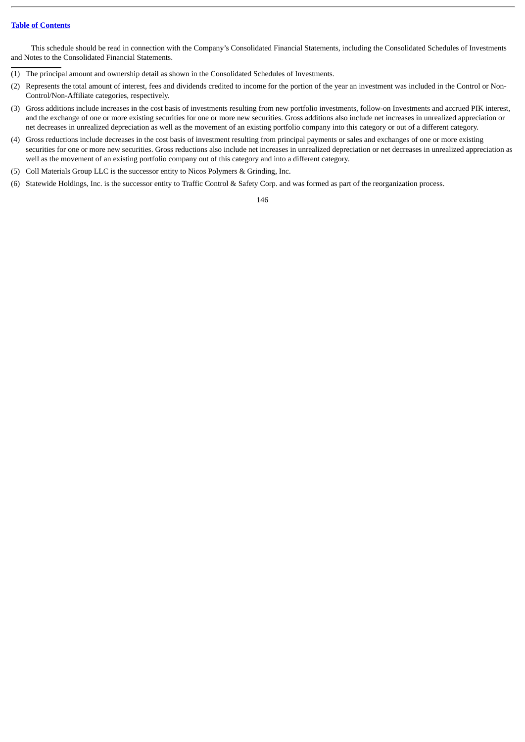[Table of Contents](#)

This schedule should be read in connection with the Company's Consolidated Financial Statements, including the Consolidated Schedules of Investments and Notes to the Consolidated Financial Statements.

---

(1) The principal amount and ownership detail as shown in the Consolidated Schedules of Investments.

(2) Represents the total amount of interest, fees and dividends credited to income for the portion of the year an investment was included in the Control or Non-Control/Non-Affiliate categories, respectively.

(3) Gross additions include increases in the cost basis of investments resulting from new portfolio investments, follow-on Investments and accrued PIK interest, and the exchange of one or more existing securities for one or more new securities. Gross additions also include net increases in unrealized appreciation or net decreases in unrealized depreciation as well as the movement of an existing portfolio company into this category or out of a different category.

(4) Gross reductions include decreases in the cost basis of investment resulting from principal payments or sales and exchanges of one or more existing securities for one or more new securities. Gross reductions also include net increases in unrealized depreciation or net decreases in unrealized appreciation as well as the movement of an existing portfolio company out of this category and into a different category.

(5) Coll Materials Group LLC is the successor entity to Nicos Polymers & Grinding, Inc.

(6) Statewide Holdings, Inc. is the successor entity to Traffic Control & Safety Corp. and was formed as part of the reorganization process.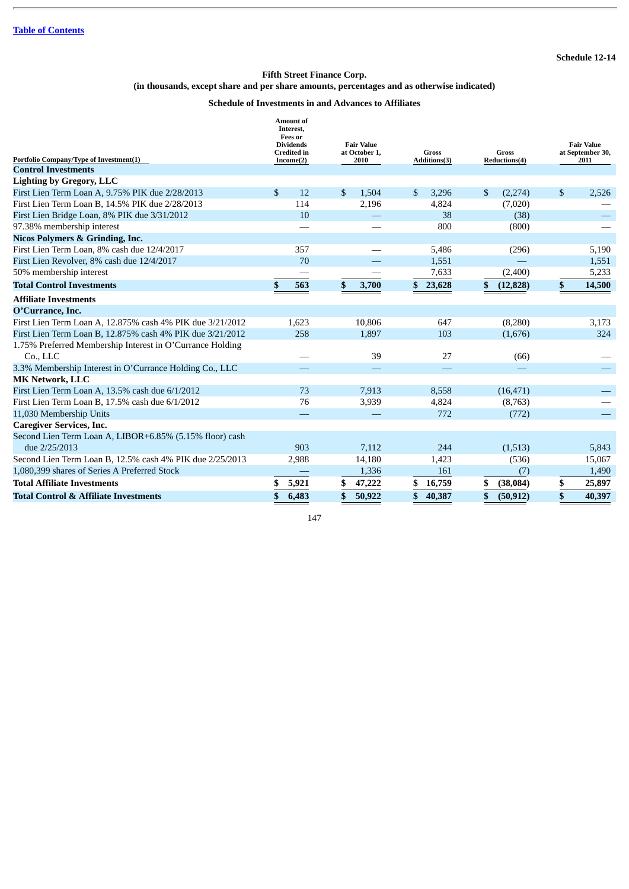Table of Contents

Schedule 12-14

**Fifth Street Finance Corp.**
**(in thousands, except share and per share amounts, percentages and as otherwise indicated)**

**Schedule of Investments in and Advances to Affiliates**

| Portfolio Company/Type of Investment(1) | Amount of Interest, Fees or Dividends Credited in Income(2) | Fair Value at October 1, 2010 | Gross Additions(3) | Gross Reductions(4) | Fair Value at September 30, 2011 |
|---|---|---|---|---|---|
| **Control Investments** | | | | | |
| **Lighting by Gregory, LLC** | | | | | |
| First Lien Term Loan A, 9.75% PIK due 2/28/2013 | $ 12 | $ 1,504 | $ 3,296 | $ (2,274) | $ 2,526 |
| First Lien Term Loan B, 14.5% PIK due 2/28/2013 | 114 | 2,196 | 4,824 | (7,020) | — |
| First Lien Bridge Loan, 8% PIK due 3/31/2012 | 10 | — | 38 | (38) | — |
| 97.38% membership interest | — | — | 800 | (800) | — |
| **Nicos Polymers & Grinding, Inc.** | | | | | |
| First Lien Term Loan, 8% cash due 12/4/2017 | 357 | — | 5,486 | (296) | 5,190 |
| First Lien Revolver, 8% cash due 12/4/2017 | 70 | — | 1,551 | — | 1,551 |
| 50% membership interest | — | — | 7,633 | (2,400) | 5,233 |
| **Total Control Investments** | **$ 563** | **$ 3,700** | **$ 23,628** | **$ (12,828)** | **$ 14,500** |
| **Affiliate Investments** | | | | | |
| **O'Currance, Inc.** | | | | | |
| First Lien Term Loan A, 12.875% cash 4% PIK due 3/21/2012 | 1,623 | 10,806 | 647 | (8,280) | 3,173 |
| First Lien Term Loan B, 12.875% cash 4% PIK due 3/21/2012 | 258 | 1,897 | 103 | (1,676) | 324 |
| 1.75% Preferred Membership Interest in O'Currance Holding Co., LLC | — | 39 | 27 | (66) | — |
| 3.3% Membership Interest in O'Currance Holding Co., LLC | — | — | — | — | — |
| **MK Network, LLC** | | | | | |
| First Lien Term Loan A, 13.5% cash due 6/1/2012 | 73 | 7,913 | 8,558 | (16,471) | — |
| First Lien Term Loan B, 17.5% cash due 6/1/2012 | 76 | 3,939 | 4,824 | (8,763) | — |
| 11,030 Membership Units | — | — | 772 | (772) | — |
| **Caregiver Services, Inc.** | | | | | |
| Second Lien Term Loan A, LIBOR+6.85% (5.15% floor) cash due 2/25/2013 | 903 | 7,112 | 244 | (1,513) | 5,843 |
| Second Lien Term Loan B, 12.5% cash 4% PIK due 2/25/2013 | 2,988 | 14,180 | 1,423 | (536) | 15,067 |
| 1,080,399 shares of Series A Preferred Stock | — | 1,336 | 161 | (7) | 1,490 |
| **Total Affiliate Investments** | **$ 5,921** | **$ 47,222** | **$ 16,759** | **$ (38,084)** | **$ 25,897** |
| **Total Control & Affiliate Investments** | **$ 6,483** | **$ 50,922** | **$ 40,387** | **$ (50,912)** | **$ 40,397** |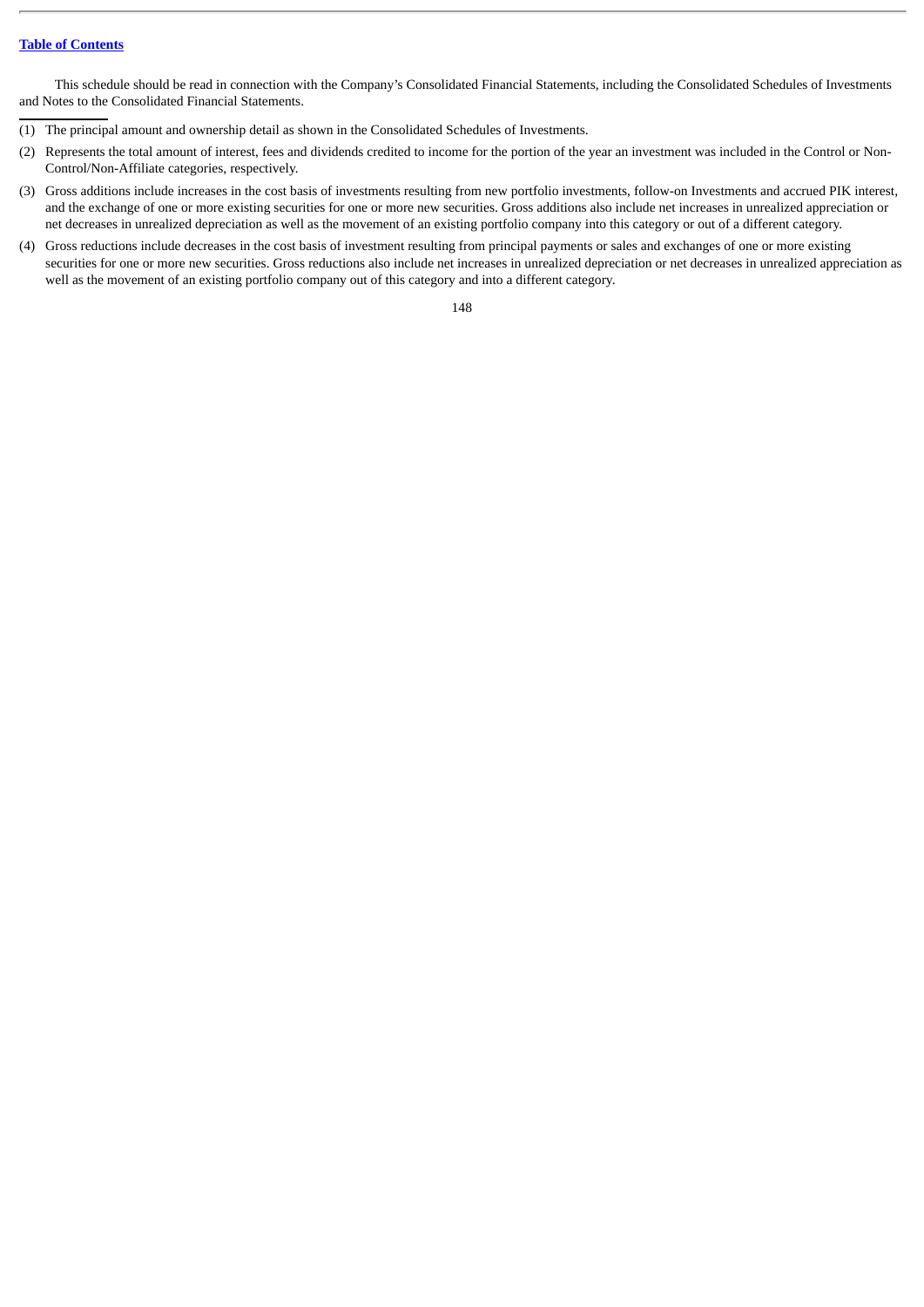This schedule should be read in connection with the Company's Consolidated Financial Statements, including the Consolidated Schedules of Investments and Notes to the Consolidated Financial Statements.

---

(1) The principal amount and ownership detail as shown in the Consolidated Schedules of Investments.

(2) Represents the total amount of interest, fees and dividends credited to income for the portion of the year an investment was included in the Control or Non-Control/Non-Affiliate categories, respectively.

(3) Gross additions include increases in the cost basis of investments resulting from new portfolio investments, follow-on Investments and accrued PIK interest, and the exchange of one or more existing securities for one or more new securities. Gross additions also include net increases in unrealized appreciation or net decreases in unrealized depreciation as well as the movement of an existing portfolio company into this category or out of a different category.

(4) Gross reductions include decreases in the cost basis of investment resulting from principal payments or sales and exchanges of one or more existing securities for one or more new securities. Gross reductions also include net increases in unrealized depreciation or net decreases in unrealized appreciation as well as the movement of an existing portfolio company out of this category and into a different category.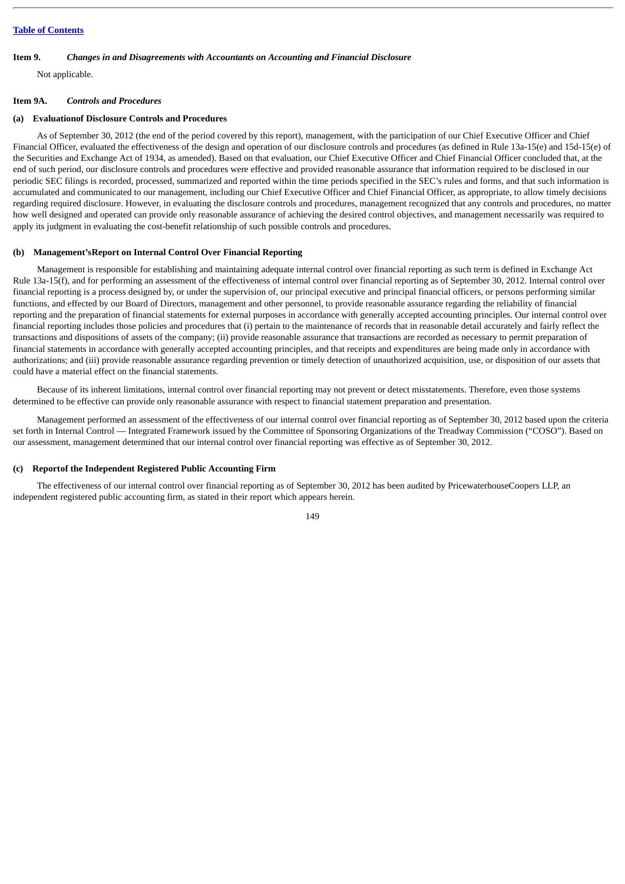## Item 9. *Changes in and Disagreements with Accountants on Accounting and Financial Disclosure*

Not applicable.

## Item 9A. *Controls and Procedures*

### (a) Evaluationof Disclosure Controls and Procedures

As of September 30, 2012 (the end of the period covered by this report), management, with the participation of our Chief Executive Officer and Chief Financial Officer, evaluated the effectiveness of the design and operation of our disclosure controls and procedures (as defined in Rule 13a-15(e) and 15d-15(e) of the Securities and Exchange Act of 1934, as amended). Based on that evaluation, our Chief Executive Officer and Chief Financial Officer concluded that, at the end of such period, our disclosure controls and procedures were effective and provided reasonable assurance that information required to be disclosed in our periodic SEC filings is recorded, processed, summarized and reported within the time periods specified in the SEC's rules and forms, and that such information is accumulated and communicated to our management, including our Chief Executive Officer and Chief Financial Officer, as appropriate, to allow timely decisions regarding required disclosure. However, in evaluating the disclosure controls and procedures, management recognized that any controls and procedures, no matter how well designed and operated can provide only reasonable assurance of achieving the desired control objectives, and management necessarily was required to apply its judgment in evaluating the cost-benefit relationship of such possible controls and procedures.

### (b) Management'sReport on Internal Control Over Financial Reporting

Management is responsible for establishing and maintaining adequate internal control over financial reporting as such term is defined in Exchange Act Rule 13a-15(f), and for performing an assessment of the effectiveness of internal control over financial reporting as of September 30, 2012. Internal control over financial reporting is a process designed by, or under the supervision of, our principal executive and principal financial officers, or persons performing similar functions, and effected by our Board of Directors, management and other personnel, to provide reasonable assurance regarding the reliability of financial reporting and the preparation of financial statements for external purposes in accordance with generally accepted accounting principles. Our internal control over financial reporting includes those policies and procedures that (i) pertain to the maintenance of records that in reasonable detail accurately and fairly reflect the transactions and dispositions of assets of the company; (ii) provide reasonable assurance that transactions are recorded as necessary to permit preparation of financial statements in accordance with generally accepted accounting principles, and that receipts and expenditures are being made only in accordance with authorizations; and (iii) provide reasonable assurance regarding prevention or timely detection of unauthorized acquisition, use, or disposition of our assets that could have a material effect on the financial statements.

Because of its inherent limitations, internal control over financial reporting may not prevent or detect misstatements. Therefore, even those systems determined to be effective can provide only reasonable assurance with respect to financial statement preparation and presentation.

Management performed an assessment of the effectiveness of our internal control over financial reporting as of September 30, 2012 based upon the criteria set forth in Internal Control — Integrated Framework issued by the Committee of Sponsoring Organizations of the Treadway Commission ("COSO"). Based on our assessment, management determined that our internal control over financial reporting was effective as of September 30, 2012.

### (c) Reportof the Independent Registered Public Accounting Firm

The effectiveness of our internal control over financial reporting as of September 30, 2012 has been audited by PricewaterhouseCoopers LLP, an independent registered public accounting firm, as stated in their report which appears herein.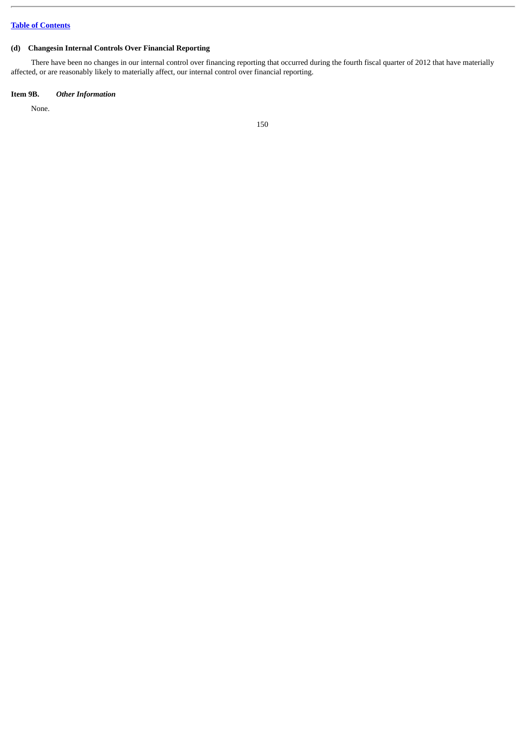### (d) Changesin Internal Controls Over Financial Reporting

There have been no changes in our internal control over financing reporting that occurred during the fourth fiscal quarter of 2012 that have materially affected, or are reasonably likely to materially affect, our internal control over financial reporting.

### Item 9B. *Other Information*

None.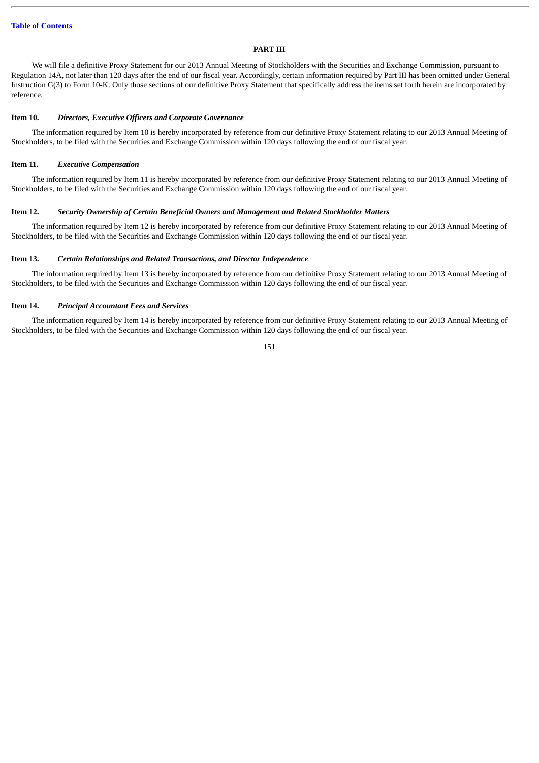## PART III

We will file a definitive Proxy Statement for our 2013 Annual Meeting of Stockholders with the Securities and Exchange Commission, pursuant to Regulation 14A, not later than 120 days after the end of our fiscal year. Accordingly, certain information required by Part III has been omitted under General Instruction G(3) to Form 10-K. Only those sections of our definitive Proxy Statement that specifically address the items set forth herein are incorporated by reference.

### Item 10. *Directors, Executive Officers and Corporate Governance*

The information required by Item 10 is hereby incorporated by reference from our definitive Proxy Statement relating to our 2013 Annual Meeting of Stockholders, to be filed with the Securities and Exchange Commission within 120 days following the end of our fiscal year.

### Item 11. *Executive Compensation*

The information required by Item 11 is hereby incorporated by reference from our definitive Proxy Statement relating to our 2013 Annual Meeting of Stockholders, to be filed with the Securities and Exchange Commission within 120 days following the end of our fiscal year.

### Item 12. *Security Ownership of Certain Beneficial Owners and Management and Related Stockholder Matters*

The information required by Item 12 is hereby incorporated by reference from our definitive Proxy Statement relating to our 2013 Annual Meeting of Stockholders, to be filed with the Securities and Exchange Commission within 120 days following the end of our fiscal year.

### Item 13. *Certain Relationships and Related Transactions, and Director Independence*

The information required by Item 13 is hereby incorporated by reference from our definitive Proxy Statement relating to our 2013 Annual Meeting of Stockholders, to be filed with the Securities and Exchange Commission within 120 days following the end of our fiscal year.

### Item 14. *Principal Accountant Fees and Services*

The information required by Item 14 is hereby incorporated by reference from our definitive Proxy Statement relating to our 2013 Annual Meeting of Stockholders, to be filed with the Securities and Exchange Commission within 120 days following the end of our fiscal year.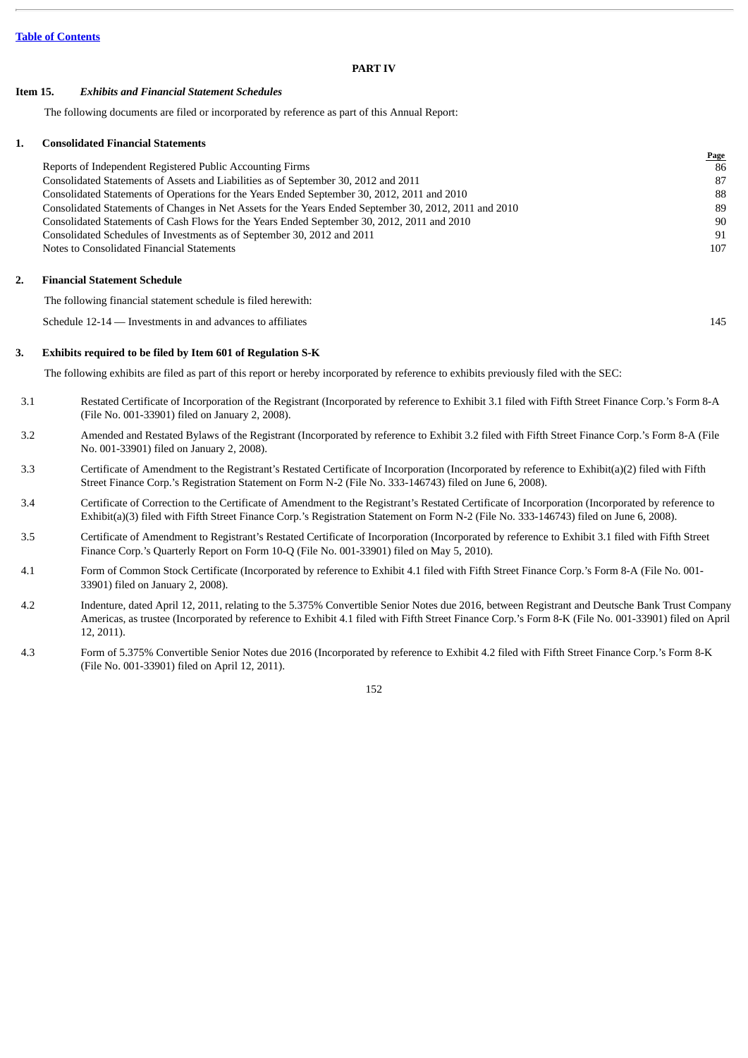[Table of Contents](#)

# PART IV

## Item 15. *Exhibits and Financial Statement Schedules*

The following documents are filed or incorporated by reference as part of this Annual Report:

### 1. Consolidated Financial Statements

| | Page |
|---|---|
| Reports of Independent Registered Public Accounting Firms | 86 |
| Consolidated Statements of Assets and Liabilities as of September 30, 2012 and 2011 | 87 |
| Consolidated Statements of Operations for the Years Ended September 30, 2012, 2011 and 2010 | 88 |
| Consolidated Statements of Changes in Net Assets for the Years Ended September 30, 2012, 2011 and 2010 | 89 |
| Consolidated Statements of Cash Flows for the Years Ended September 30, 2012, 2011 and 2010 | 90 |
| Consolidated Schedules of Investments as of September 30, 2012 and 2011 | 91 |
| Notes to Consolidated Financial Statements | 107 |

### 2. Financial Statement Schedule

The following financial statement schedule is filed herewith:

| | |
|---|---|
| Schedule 12-14 — Investments in and advances to affiliates | 145 |

### 3. Exhibits required to be filed by Item 601 of Regulation S-K

The following exhibits are filed as part of this report or hereby incorporated by reference to exhibits previously filed with the SEC:

| | |
|---|---|
| 3.1 | Restated Certificate of Incorporation of the Registrant (Incorporated by reference to Exhibit 3.1 filed with Fifth Street Finance Corp.'s Form 8-A (File No. 001-33901) filed on January 2, 2008). |
| 3.2 | Amended and Restated Bylaws of the Registrant (Incorporated by reference to Exhibit 3.2 filed with Fifth Street Finance Corp.'s Form 8-A (File No. 001-33901) filed on January 2, 2008). |
| 3.3 | Certificate of Amendment to the Registrant's Restated Certificate of Incorporation (Incorporated by reference to Exhibit(a)(2) filed with Fifth Street Finance Corp.'s Registration Statement on Form N-2 (File No. 333-146743) filed on June 6, 2008). |
| 3.4 | Certificate of Correction to the Certificate of Amendment to the Registrant's Restated Certificate of Incorporation (Incorporated by reference to Exhibit(a)(3) filed with Fifth Street Finance Corp.'s Registration Statement on Form N-2 (File No. 333-146743) filed on June 6, 2008). |
| 3.5 | Certificate of Amendment to Registrant's Restated Certificate of Incorporation (Incorporated by reference to Exhibit 3.1 filed with Fifth Street Finance Corp.'s Quarterly Report on Form 10-Q (File No. 001-33901) filed on May 5, 2010). |
| 4.1 | Form of Common Stock Certificate (Incorporated by reference to Exhibit 4.1 filed with Fifth Street Finance Corp.'s Form 8-A (File No. 001-33901) filed on January 2, 2008). |
| 4.2 | Indenture, dated April 12, 2011, relating to the 5.375% Convertible Senior Notes due 2016, between Registrant and Deutsche Bank Trust Company Americas, as trustee (Incorporated by reference to Exhibit 4.1 filed with Fifth Street Finance Corp.'s Form 8-K (File No. 001-33901) filed on April 12, 2011). |
| 4.3 | Form of 5.375% Convertible Senior Notes due 2016 (Incorporated by reference to Exhibit 4.2 filed with Fifth Street Finance Corp.'s Form 8-K (File No. 001-33901) filed on April 12, 2011). |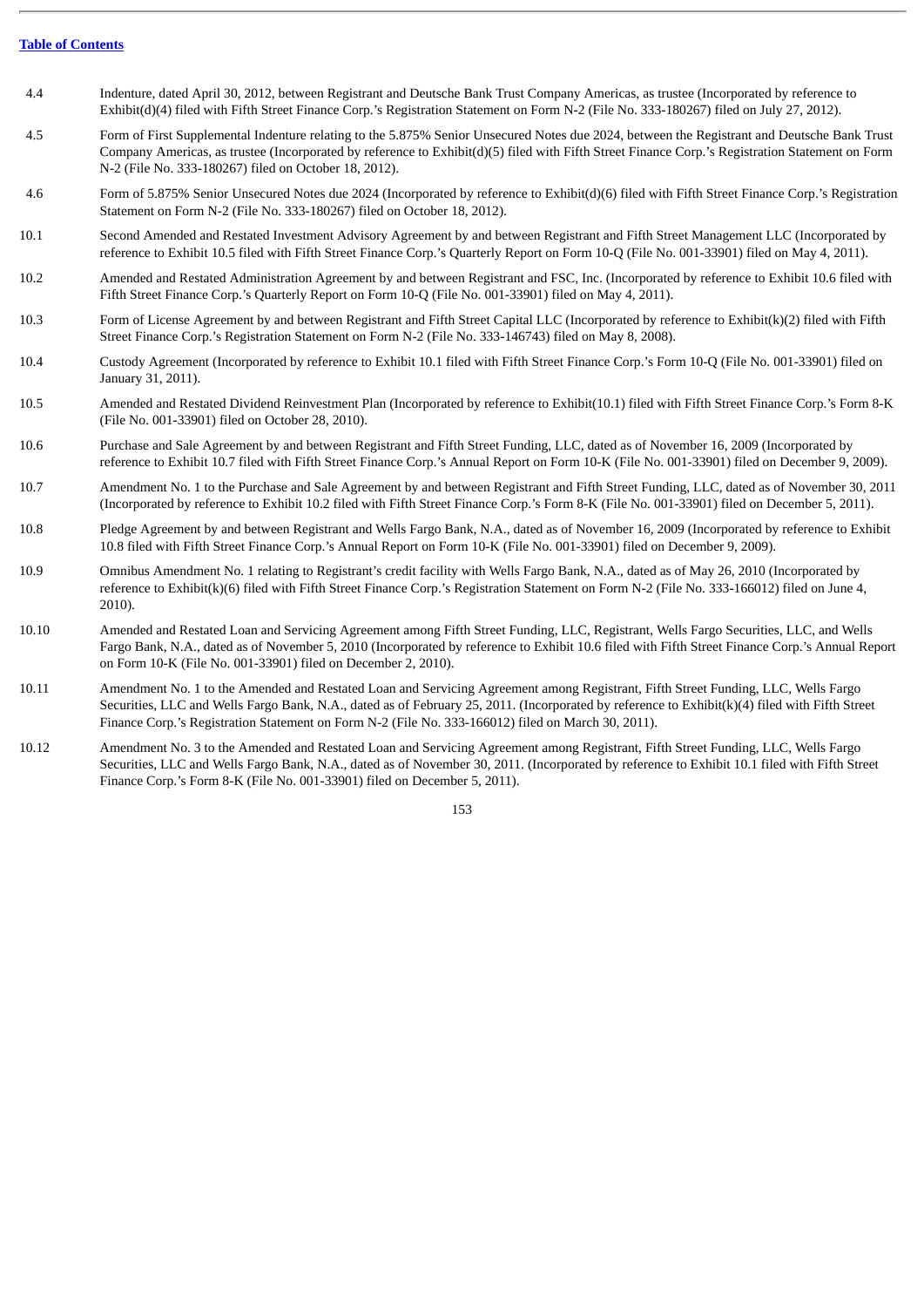| | |
|---|---|
| 4.4 | Indenture, dated April 30, 2012, between Registrant and Deutsche Bank Trust Company Americas, as trustee (Incorporated by reference to Exhibit(d)(4) filed with Fifth Street Finance Corp.'s Registration Statement on Form N-2 (File No. 333-180267) filed on July 27, 2012). |
| 4.5 | Form of First Supplemental Indenture relating to the 5.875% Senior Unsecured Notes due 2024, between the Registrant and Deutsche Bank Trust Company Americas, as trustee (Incorporated by reference to Exhibit(d)(5) filed with Fifth Street Finance Corp.'s Registration Statement on Form N-2 (File No. 333-180267) filed on October 18, 2012). |
| 4.6 | Form of 5.875% Senior Unsecured Notes due 2024 (Incorporated by reference to Exhibit(d)(6) filed with Fifth Street Finance Corp.'s Registration Statement on Form N-2 (File No. 333-180267) filed on October 18, 2012). |
| 10.1 | Second Amended and Restated Investment Advisory Agreement by and between Registrant and Fifth Street Management LLC (Incorporated by reference to Exhibit 10.5 filed with Fifth Street Finance Corp.'s Quarterly Report on Form 10-Q (File No. 001-33901) filed on May 4, 2011). |
| 10.2 | Amended and Restated Administration Agreement by and between Registrant and FSC, Inc. (Incorporated by reference to Exhibit 10.6 filed with Fifth Street Finance Corp.'s Quarterly Report on Form 10-Q (File No. 001-33901) filed on May 4, 2011). |
| 10.3 | Form of License Agreement by and between Registrant and Fifth Street Capital LLC (Incorporated by reference to Exhibit(k)(2) filed with Fifth Street Finance Corp.'s Registration Statement on Form N-2 (File No. 333-146743) filed on May 8, 2008). |
| 10.4 | Custody Agreement (Incorporated by reference to Exhibit 10.1 filed with Fifth Street Finance Corp.'s Form 10-Q (File No. 001-33901) filed on January 31, 2011). |
| 10.5 | Amended and Restated Dividend Reinvestment Plan (Incorporated by reference to Exhibit(10.1) filed with Fifth Street Finance Corp.'s Form 8-K (File No. 001-33901) filed on October 28, 2010). |
| 10.6 | Purchase and Sale Agreement by and between Registrant and Fifth Street Funding, LLC, dated as of November 16, 2009 (Incorporated by reference to Exhibit 10.7 filed with Fifth Street Finance Corp.'s Annual Report on Form 10-K (File No. 001-33901) filed on December 9, 2009). |
| 10.7 | Amendment No. 1 to the Purchase and Sale Agreement by and between Registrant and Fifth Street Funding, LLC, dated as of November 30, 2011 (Incorporated by reference to Exhibit 10.2 filed with Fifth Street Finance Corp.'s Form 8-K (File No. 001-33901) filed on December 5, 2011). |
| 10.8 | Pledge Agreement by and between Registrant and Wells Fargo Bank, N.A., dated as of November 16, 2009 (Incorporated by reference to Exhibit 10.8 filed with Fifth Street Finance Corp.'s Annual Report on Form 10-K (File No. 001-33901) filed on December 9, 2009). |
| 10.9 | Omnibus Amendment No. 1 relating to Registrant's credit facility with Wells Fargo Bank, N.A., dated as of May 26, 2010 (Incorporated by reference to Exhibit(k)(6) filed with Fifth Street Finance Corp.'s Registration Statement on Form N-2 (File No. 333-166012) filed on June 4, 2010). |
| 10.10 | Amended and Restated Loan and Servicing Agreement among Fifth Street Funding, LLC, Registrant, Wells Fargo Securities, LLC, and Wells Fargo Bank, N.A., dated as of November 5, 2010 (Incorporated by reference to Exhibit 10.6 filed with Fifth Street Finance Corp.'s Annual Report on Form 10-K (File No. 001-33901) filed on December 2, 2010). |
| 10.11 | Amendment No. 1 to the Amended and Restated Loan and Servicing Agreement among Registrant, Fifth Street Funding, LLC, Wells Fargo Securities, LLC and Wells Fargo Bank, N.A., dated as of February 25, 2011. (Incorporated by reference to Exhibit(k)(4) filed with Fifth Street Finance Corp.'s Registration Statement on Form N-2 (File No. 333-166012) filed on March 30, 2011). |
| 10.12 | Amendment No. 3 to the Amended and Restated Loan and Servicing Agreement among Registrant, Fifth Street Funding, LLC, Wells Fargo Securities, LLC and Wells Fargo Bank, N.A., dated as of November 30, 2011. (Incorporated by reference to Exhibit 10.1 filed with Fifth Street Finance Corp.'s Form 8-K (File No. 001-33901) filed on December 5, 2011). |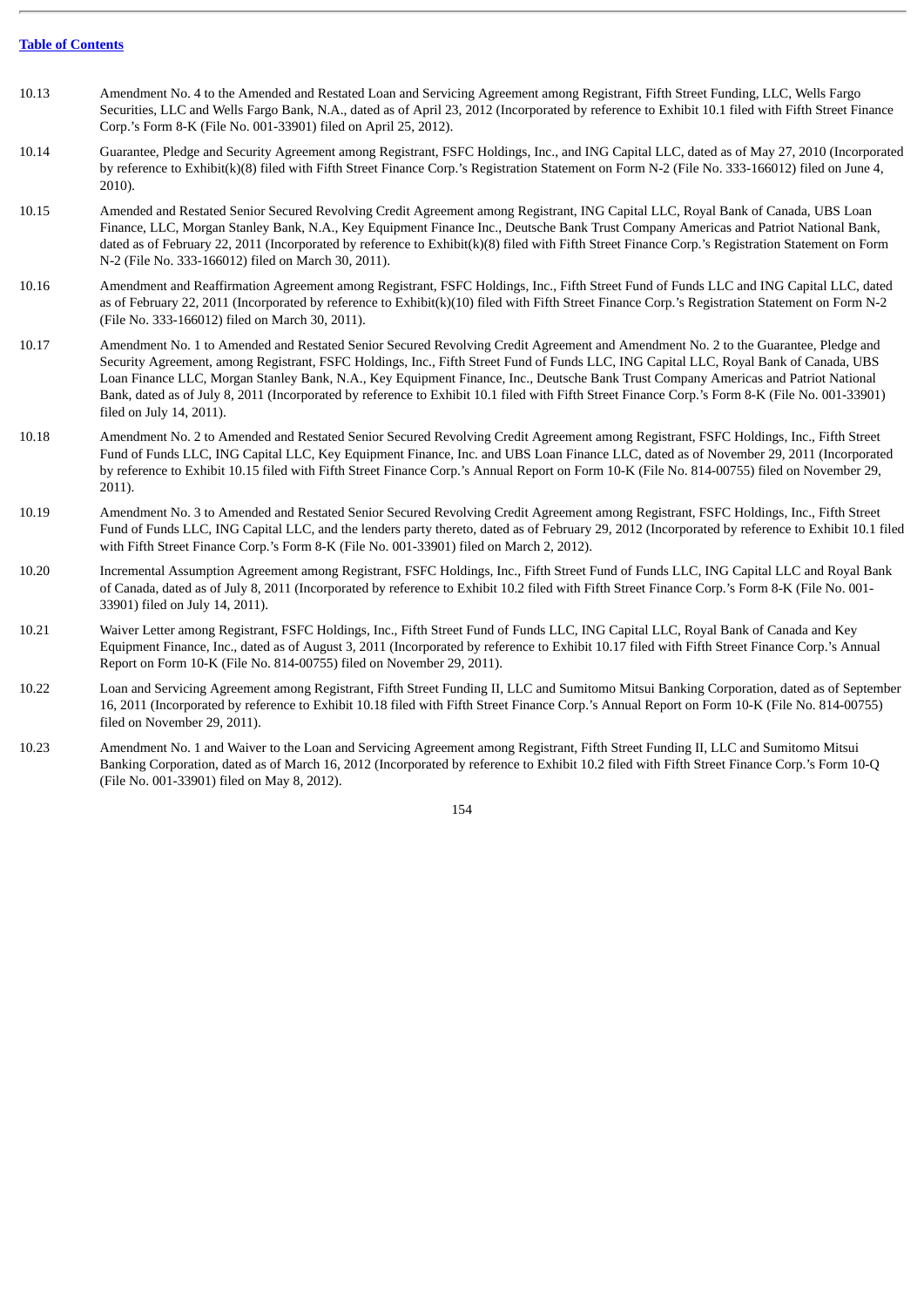[Table of Contents](#)

| | |
|---|---|
| 10.13 | Amendment No. 4 to the Amended and Restated Loan and Servicing Agreement among Registrant, Fifth Street Funding, LLC, Wells Fargo Securities, LLC and Wells Fargo Bank, N.A., dated as of April 23, 2012 (Incorporated by reference to Exhibit 10.1 filed with Fifth Street Finance Corp.'s Form 8-K (File No. 001-33901) filed on April 25, 2012). |
| 10.14 | Guarantee, Pledge and Security Agreement among Registrant, FSFC Holdings, Inc., and ING Capital LLC, dated as of May 27, 2010 (Incorporated by reference to Exhibit(k)(8) filed with Fifth Street Finance Corp.'s Registration Statement on Form N-2 (File No. 333-166012) filed on June 4, 2010). |
| 10.15 | Amended and Restated Senior Secured Revolving Credit Agreement among Registrant, ING Capital LLC, Royal Bank of Canada, UBS Loan Finance, LLC, Morgan Stanley Bank, N.A., Key Equipment Finance Inc., Deutsche Bank Trust Company Americas and Patriot National Bank, dated as of February 22, 2011 (Incorporated by reference to Exhibit(k)(8) filed with Fifth Street Finance Corp.'s Registration Statement on Form N-2 (File No. 333-166012) filed on March 30, 2011). |
| 10.16 | Amendment and Reaffirmation Agreement among Registrant, FSFC Holdings, Inc., Fifth Street Fund of Funds LLC and ING Capital LLC, dated as of February 22, 2011 (Incorporated by reference to Exhibit(k)(10) filed with Fifth Street Finance Corp.'s Registration Statement on Form N-2 (File No. 333-166012) filed on March 30, 2011). |
| 10.17 | Amendment No. 1 to Amended and Restated Senior Secured Revolving Credit Agreement and Amendment No. 2 to the Guarantee, Pledge and Security Agreement, among Registrant, FSFC Holdings, Inc., Fifth Street Fund of Funds LLC, ING Capital LLC, Royal Bank of Canada, UBS Loan Finance LLC, Morgan Stanley Bank, N.A., Key Equipment Finance, Inc., Deutsche Bank Trust Company Americas and Patriot National Bank, dated as of July 8, 2011 (Incorporated by reference to Exhibit 10.1 filed with Fifth Street Finance Corp.'s Form 8-K (File No. 001-33901) filed on July 14, 2011). |
| 10.18 | Amendment No. 2 to Amended and Restated Senior Secured Revolving Credit Agreement among Registrant, FSFC Holdings, Inc., Fifth Street Fund of Funds LLC, ING Capital LLC, Key Equipment Finance, Inc. and UBS Loan Finance LLC, dated as of November 29, 2011 (Incorporated by reference to Exhibit 10.15 filed with Fifth Street Finance Corp.'s Annual Report on Form 10-K (File No. 814-00755) filed on November 29, 2011). |
| 10.19 | Amendment No. 3 to Amended and Restated Senior Secured Revolving Credit Agreement among Registrant, FSFC Holdings, Inc., Fifth Street Fund of Funds LLC, ING Capital LLC, and the lenders party thereto, dated as of February 29, 2012 (Incorporated by reference to Exhibit 10.1 filed with Fifth Street Finance Corp.'s Form 8-K (File No. 001-33901) filed on March 2, 2012). |
| 10.20 | Incremental Assumption Agreement among Registrant, FSFC Holdings, Inc., Fifth Street Fund of Funds LLC, ING Capital LLC and Royal Bank of Canada, dated as of July 8, 2011 (Incorporated by reference to Exhibit 10.2 filed with Fifth Street Finance Corp.'s Form 8-K (File No. 001-33901) filed on July 14, 2011). |
| 10.21 | Waiver Letter among Registrant, FSFC Holdings, Inc., Fifth Street Fund of Funds LLC, ING Capital LLC, Royal Bank of Canada and Key Equipment Finance, Inc., dated as of August 3, 2011 (Incorporated by reference to Exhibit 10.17 filed with Fifth Street Finance Corp.'s Annual Report on Form 10-K (File No. 814-00755) filed on November 29, 2011). |
| 10.22 | Loan and Servicing Agreement among Registrant, Fifth Street Funding II, LLC and Sumitomo Mitsui Banking Corporation, dated as of September 16, 2011 (Incorporated by reference to Exhibit 10.18 filed with Fifth Street Finance Corp.'s Annual Report on Form 10-K (File No. 814-00755) filed on November 29, 2011). |
| 10.23 | Amendment No. 1 and Waiver to the Loan and Servicing Agreement among Registrant, Fifth Street Funding II, LLC and Sumitomo Mitsui Banking Corporation, dated as of March 16, 2012 (Incorporated by reference to Exhibit 10.2 filed with Fifth Street Finance Corp.'s Form 10-Q (File No. 001-33901) filed on May 8, 2012). |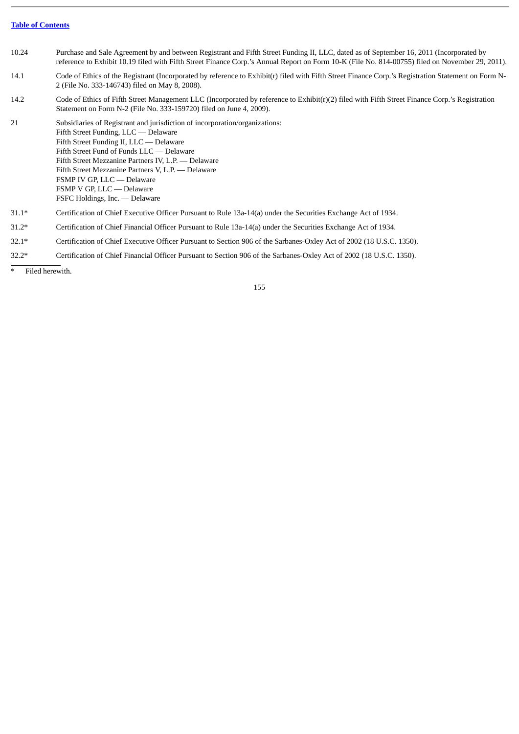[Table of Contents](#)

| | |
|---|---|
| 10.24 | Purchase and Sale Agreement by and between Registrant and Fifth Street Funding II, LLC, dated as of September 16, 2011 (Incorporated by reference to Exhibit 10.19 filed with Fifth Street Finance Corp.'s Annual Report on Form 10-K (File No. 814-00755) filed on November 29, 2011). |
| 14.1 | Code of Ethics of the Registrant (Incorporated by reference to Exhibit(r) filed with Fifth Street Finance Corp.'s Registration Statement on Form N-2 (File No. 333-146743) filed on May 8, 2008). |
| 14.2 | Code of Ethics of Fifth Street Management LLC (Incorporated by reference to Exhibit(r)(2) filed with Fifth Street Finance Corp.'s Registration Statement on Form N-2 (File No. 333-159720) filed on June 4, 2009). |
| 21 | Subsidiaries of Registrant and jurisdiction of incorporation/organizations:<br>Fifth Street Funding, LLC — Delaware<br>Fifth Street Funding II, LLC — Delaware<br>Fifth Street Fund of Funds LLC — Delaware<br>Fifth Street Mezzanine Partners IV, L.P. — Delaware<br>Fifth Street Mezzanine Partners V, L.P. — Delaware<br>FSMP IV GP, LLC — Delaware<br>FSMP V GP, LLC — Delaware<br>FSFC Holdings, Inc. — Delaware |
| 31.1* | Certification of Chief Executive Officer Pursuant to Rule 13a-14(a) under the Securities Exchange Act of 1934. |
| 31.2* | Certification of Chief Financial Officer Pursuant to Rule 13a-14(a) under the Securities Exchange Act of 1934. |
| 32.1* | Certification of Chief Executive Officer Pursuant to Section 906 of the Sarbanes-Oxley Act of 2002 (18 U.S.C. 1350). |
| 32.2* | Certification of Chief Financial Officer Pursuant to Section 906 of the Sarbanes-Oxley Act of 2002 (18 U.S.C. 1350). |

\* Filed herewith.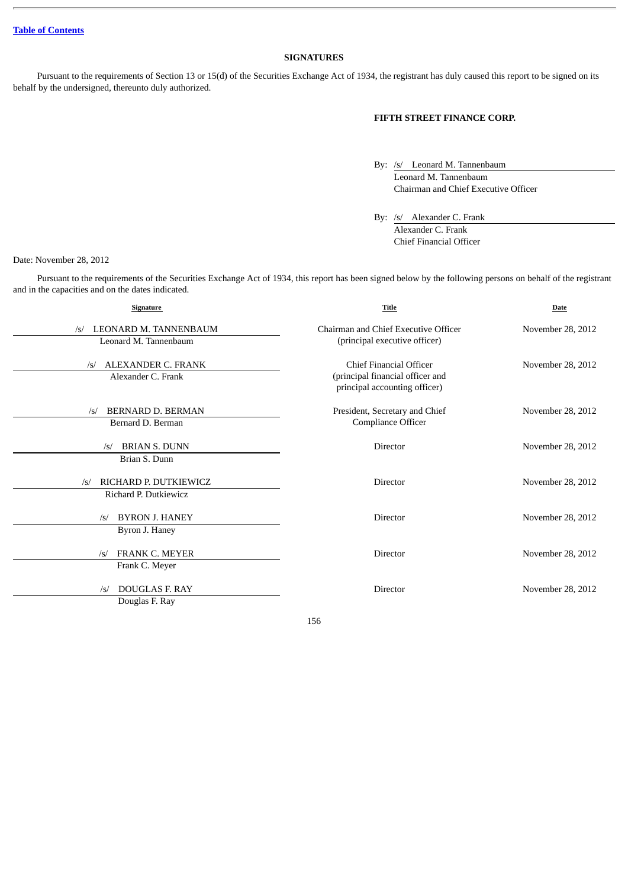## SIGNATURES

Pursuant to the requirements of Section 13 or 15(d) of the Securities Exchange Act of 1934, the registrant has duly caused this report to be signed on its behalf by the undersigned, thereunto duly authorized.

**FIFTH STREET FINANCE CORP.**

By: /s/ Leonard M. Tannenbaum
Leonard M. Tannenbaum
Chairman and Chief Executive Officer

By: /s/ Alexander C. Frank
Alexander C. Frank
Chief Financial Officer

Date: November 28, 2012

Pursuant to the requirements of the Securities Exchange Act of 1934, this report has been signed below by the following persons on behalf of the registrant and in the capacities and on the dates indicated.

| Signature | Title | Date |
|---|---|---|
| /s/ LEONARD M. TANNENBAUM<br>Leonard M. Tannenbaum | Chairman and Chief Executive Officer (principal executive officer) | November 28, 2012 |
| /s/ ALEXANDER C. FRANK<br>Alexander C. Frank | Chief Financial Officer (principal financial officer and principal accounting officer) | November 28, 2012 |
| /s/ BERNARD D. BERMAN<br>Bernard D. Berman | President, Secretary and Chief Compliance Officer | November 28, 2012 |
| /s/ BRIAN S. DUNN<br>Brian S. Dunn | Director | November 28, 2012 |
| /s/ RICHARD P. DUTKIEWICZ<br>Richard P. Dutkiewicz | Director | November 28, 2012 |
| /s/ BYRON J. HANEY<br>Byron J. Haney | Director | November 28, 2012 |
| /s/ FRANK C. MEYER<br>Frank C. Meyer | Director | November 28, 2012 |
| /s/ DOUGLAS F. RAY<br>Douglas F. Ray | Director | November 28, 2012 |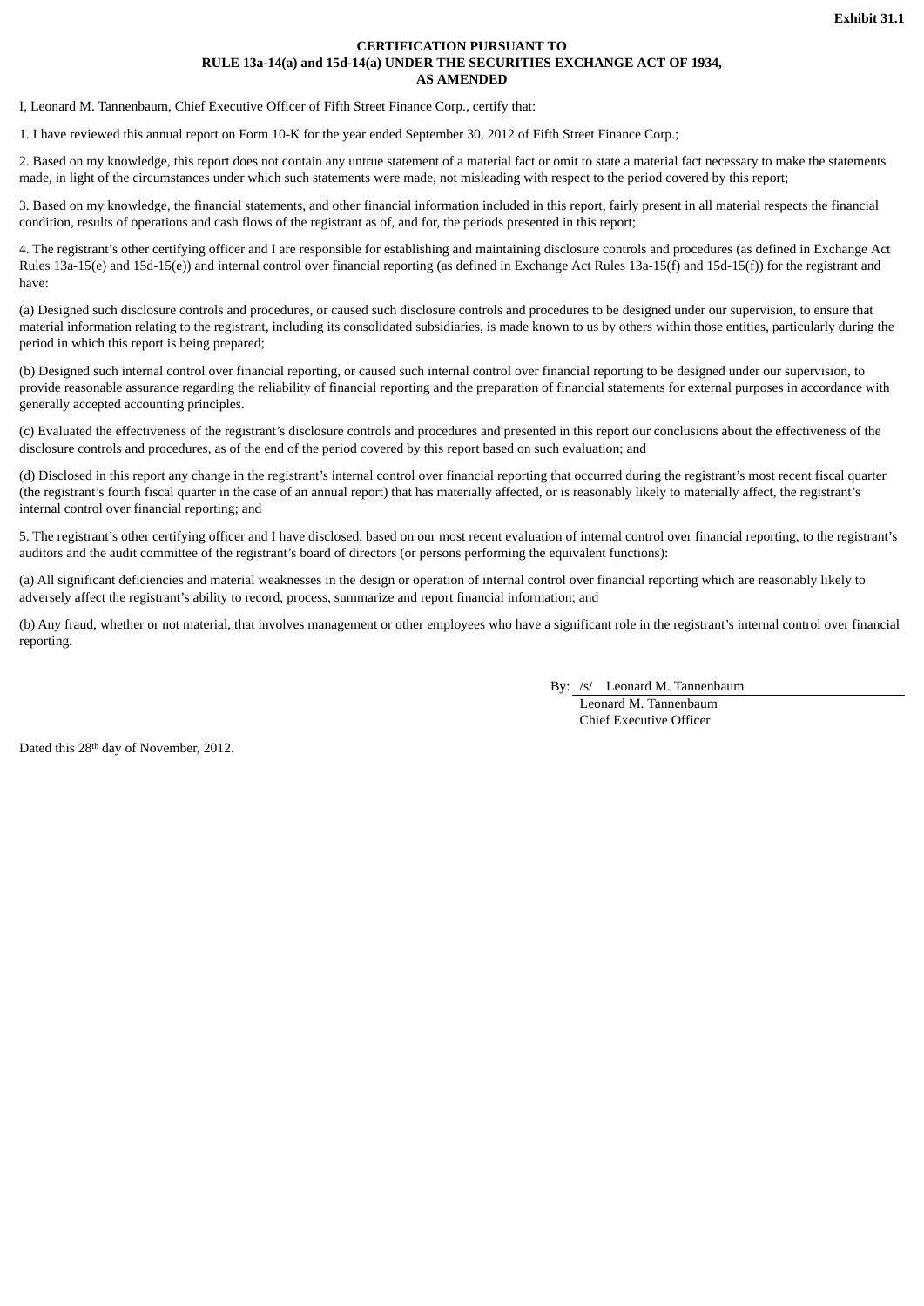**Exhibit 31.1**

**CERTIFICATION PURSUANT TO**
**RULE 13a-14(a) and 15d-14(a) UNDER THE SECURITIES EXCHANGE ACT OF 1934,**
**AS AMENDED**

I, Leonard M. Tannenbaum, Chief Executive Officer of Fifth Street Finance Corp., certify that:

1. I have reviewed this annual report on Form 10-K for the year ended September 30, 2012 of Fifth Street Finance Corp.;

2. Based on my knowledge, this report does not contain any untrue statement of a material fact or omit to state a material fact necessary to make the statements made, in light of the circumstances under which such statements were made, not misleading with respect to the period covered by this report;

3. Based on my knowledge, the financial statements, and other financial information included in this report, fairly present in all material respects the financial condition, results of operations and cash flows of the registrant as of, and for, the periods presented in this report;

4. The registrant's other certifying officer and I are responsible for establishing and maintaining disclosure controls and procedures (as defined in Exchange Act Rules 13a-15(e) and 15d-15(e)) and internal control over financial reporting (as defined in Exchange Act Rules 13a-15(f) and 15d-15(f)) for the registrant and have:

(a) Designed such disclosure controls and procedures, or caused such disclosure controls and procedures to be designed under our supervision, to ensure that material information relating to the registrant, including its consolidated subsidiaries, is made known to us by others within those entities, particularly during the period in which this report is being prepared;

(b) Designed such internal control over financial reporting, or caused such internal control over financial reporting to be designed under our supervision, to provide reasonable assurance regarding the reliability of financial reporting and the preparation of financial statements for external purposes in accordance with generally accepted accounting principles.

(c) Evaluated the effectiveness of the registrant's disclosure controls and procedures and presented in this report our conclusions about the effectiveness of the disclosure controls and procedures, as of the end of the period covered by this report based on such evaluation; and

(d) Disclosed in this report any change in the registrant's internal control over financial reporting that occurred during the registrant's most recent fiscal quarter (the registrant's fourth fiscal quarter in the case of an annual report) that has materially affected, or is reasonably likely to materially affect, the registrant's internal control over financial reporting; and

5. The registrant's other certifying officer and I have disclosed, based on our most recent evaluation of internal control over financial reporting, to the registrant's auditors and the audit committee of the registrant's board of directors (or persons performing the equivalent functions):

(a) All significant deficiencies and material weaknesses in the design or operation of internal control over financial reporting which are reasonably likely to adversely affect the registrant's ability to record, process, summarize and report financial information; and

(b) Any fraud, whether or not material, that involves management or other employees who have a significant role in the registrant's internal control over financial reporting.

By: /s/ Leonard M. Tannenbaum
Leonard M. Tannenbaum
Chief Executive Officer

Dated this 28th day of November, 2012.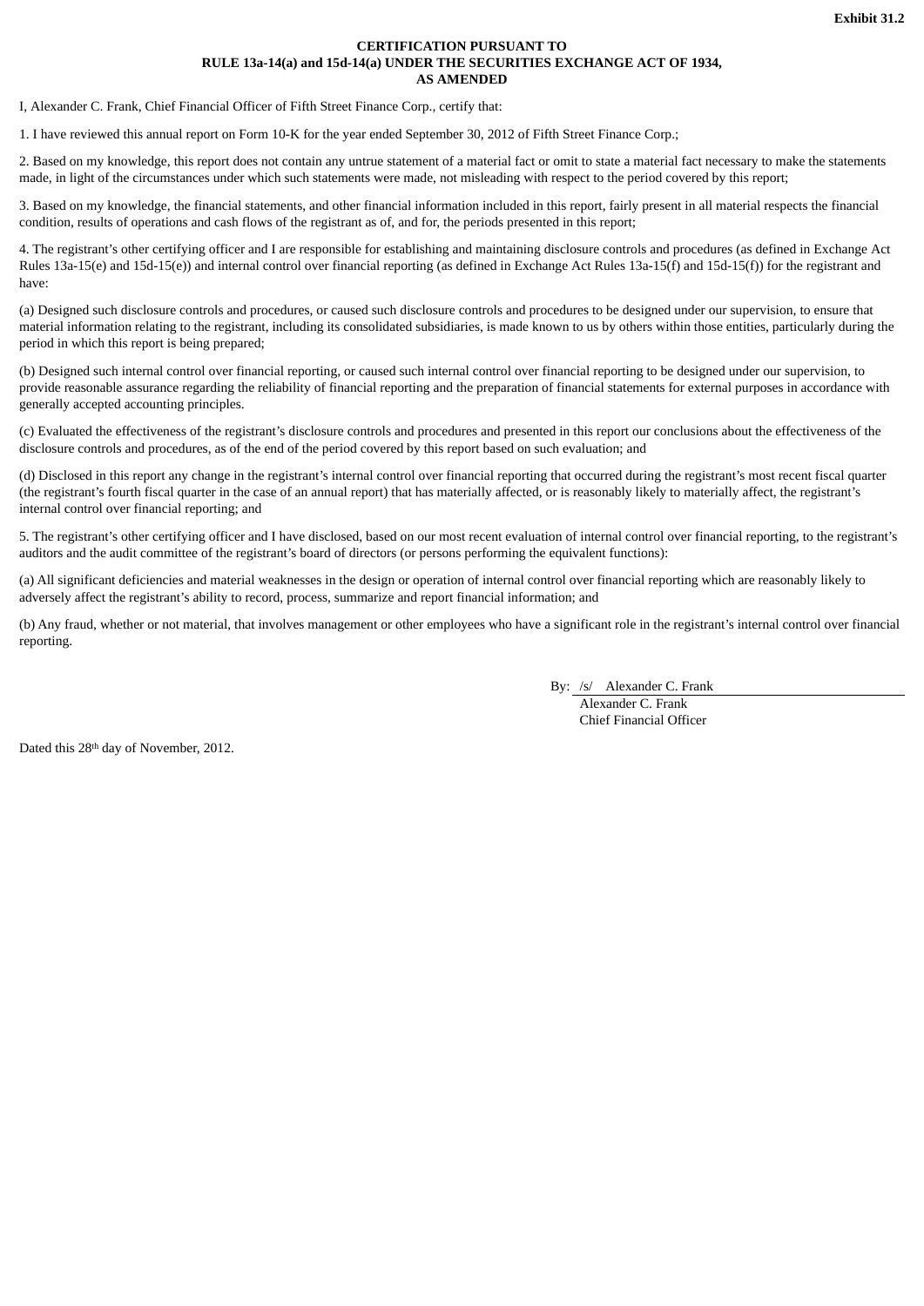**Exhibit 31.2**

**CERTIFICATION PURSUANT TO**
**RULE 13a-14(a) and 15d-14(a) UNDER THE SECURITIES EXCHANGE ACT OF 1934,**
**AS AMENDED**

I, Alexander C. Frank, Chief Financial Officer of Fifth Street Finance Corp., certify that:

1. I have reviewed this annual report on Form 10-K for the year ended September 30, 2012 of Fifth Street Finance Corp.;

2. Based on my knowledge, this report does not contain any untrue statement of a material fact or omit to state a material fact necessary to make the statements made, in light of the circumstances under which such statements were made, not misleading with respect to the period covered by this report;

3. Based on my knowledge, the financial statements, and other financial information included in this report, fairly present in all material respects the financial condition, results of operations and cash flows of the registrant as of, and for, the periods presented in this report;

4. The registrant's other certifying officer and I are responsible for establishing and maintaining disclosure controls and procedures (as defined in Exchange Act Rules 13a-15(e) and 15d-15(e)) and internal control over financial reporting (as defined in Exchange Act Rules 13a-15(f) and 15d-15(f)) for the registrant and have:

(a) Designed such disclosure controls and procedures, or caused such disclosure controls and procedures to be designed under our supervision, to ensure that material information relating to the registrant, including its consolidated subsidiaries, is made known to us by others within those entities, particularly during the period in which this report is being prepared;

(b) Designed such internal control over financial reporting, or caused such internal control over financial reporting to be designed under our supervision, to provide reasonable assurance regarding the reliability of financial reporting and the preparation of financial statements for external purposes in accordance with generally accepted accounting principles.

(c) Evaluated the effectiveness of the registrant's disclosure controls and procedures and presented in this report our conclusions about the effectiveness of the disclosure controls and procedures, as of the end of the period covered by this report based on such evaluation; and

(d) Disclosed in this report any change in the registrant's internal control over financial reporting that occurred during the registrant's most recent fiscal quarter (the registrant's fourth fiscal quarter in the case of an annual report) that has materially affected, or is reasonably likely to materially affect, the registrant's internal control over financial reporting; and

5. The registrant's other certifying officer and I have disclosed, based on our most recent evaluation of internal control over financial reporting, to the registrant's auditors and the audit committee of the registrant's board of directors (or persons performing the equivalent functions):

(a) All significant deficiencies and material weaknesses in the design or operation of internal control over financial reporting which are reasonably likely to adversely affect the registrant's ability to record, process, summarize and report financial information; and

(b) Any fraud, whether or not material, that involves management or other employees who have a significant role in the registrant's internal control over financial reporting.

By: /s/ Alexander C. Frank
Alexander C. Frank
Chief Financial Officer

Dated this 28th day of November, 2012.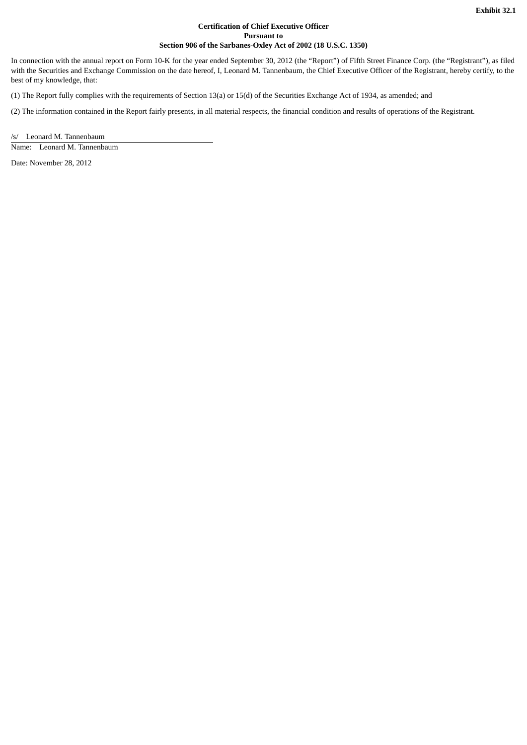**Exhibit 32.1**

**Certification of Chief Executive Officer**
**Pursuant to**
**Section 906 of the Sarbanes-Oxley Act of 2002 (18 U.S.C. 1350)**

In connection with the annual report on Form 10-K for the year ended September 30, 2012 (the "Report") of Fifth Street Finance Corp. (the "Registrant"), as filed with the Securities and Exchange Commission on the date hereof, I, Leonard M. Tannenbaum, the Chief Executive Officer of the Registrant, hereby certify, to the best of my knowledge, that:

(1) The Report fully complies with the requirements of Section 13(a) or 15(d) of the Securities Exchange Act of 1934, as amended; and

(2) The information contained in the Report fairly presents, in all material respects, the financial condition and results of operations of the Registrant.

/s/ Leonard M. Tannenbaum

Name: Leonard M. Tannenbaum

Date: November 28, 2012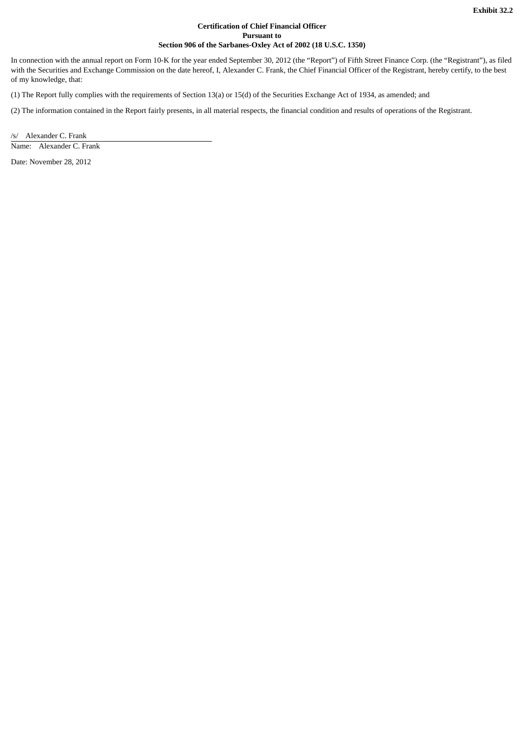**Exhibit 32.2**

**Certification of Chief Financial Officer**
**Pursuant to**
**Section 906 of the Sarbanes-Oxley Act of 2002 (18 U.S.C. 1350)**

In connection with the annual report on Form 10-K for the year ended September 30, 2012 (the "Report") of Fifth Street Finance Corp. (the "Registrant"), as filed with the Securities and Exchange Commission on the date hereof, I, Alexander C. Frank, the Chief Financial Officer of the Registrant, hereby certify, to the best of my knowledge, that:

(1) The Report fully complies with the requirements of Section 13(a) or 15(d) of the Securities Exchange Act of 1934, as amended; and

(2) The information contained in the Report fairly presents, in all material respects, the financial condition and results of operations of the Registrant.

/s/ Alexander C. Frank

Name: Alexander C. Frank

Date: November 28, 2012